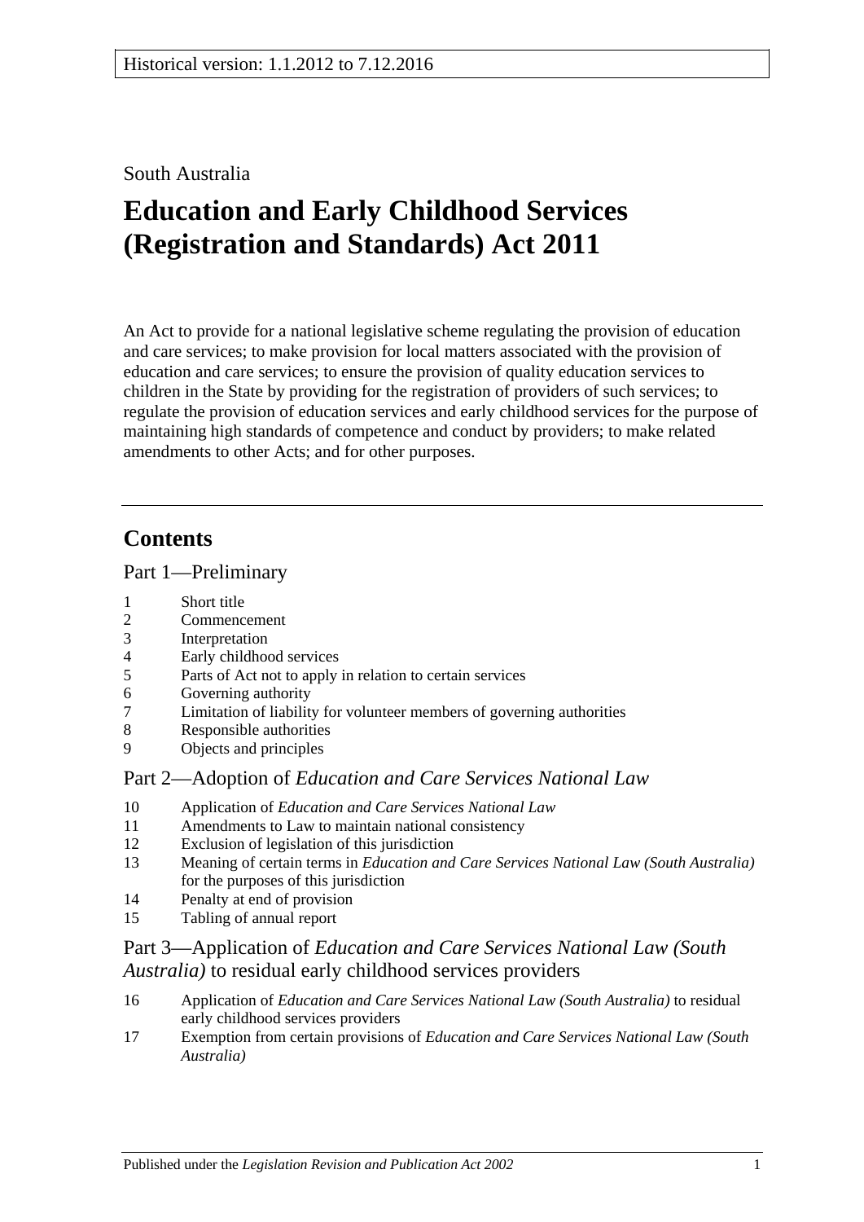Historical version: 1.1.2012 to 7.12.2016

South Australia

# Education and Early Childhood Services (Registration and Standards) Act 2011

An Act to provide for a national legislative scheme regulating the provision of education and care services; to make provision for local matters associated with the provision of education and care services; to ensure the provision of quality education services to children in the State by providing for the registration of providers of such services; to regulate the provision of education services and early childhood services for the purpose of maintaining high standards of competence and conduct by providers; to make related amendments to other Acts; and for other purposes.

---

## Contents

### Part 1—Preliminary

1 Short title
2 Commencement
3 Interpretation
4 Early childhood services
5 Parts of Act not to apply in relation to certain services
6 Governing authority
7 Limitation of liability for volunteer members of governing authorities
8 Responsible authorities
9 Objects and principles

### Part 2—Adoption of *Education and Care Services National Law*

10 Application of *Education and Care Services National Law*
11 Amendments to Law to maintain national consistency
12 Exclusion of legislation of this jurisdiction
13 Meaning of certain terms in *Education and Care Services National Law (South Australia)* for the purposes of this jurisdiction
14 Penalty at end of provision
15 Tabling of annual report

### Part 3—Application of *Education and Care Services National Law (South Australia)* to residual early childhood services providers

16 Application of *Education and Care Services National Law (South Australia)* to residual early childhood services providers
17 Exemption from certain provisions of *Education and Care Services National Law (South Australia)*

Published under the *Legislation Revision and Publication Act 2002*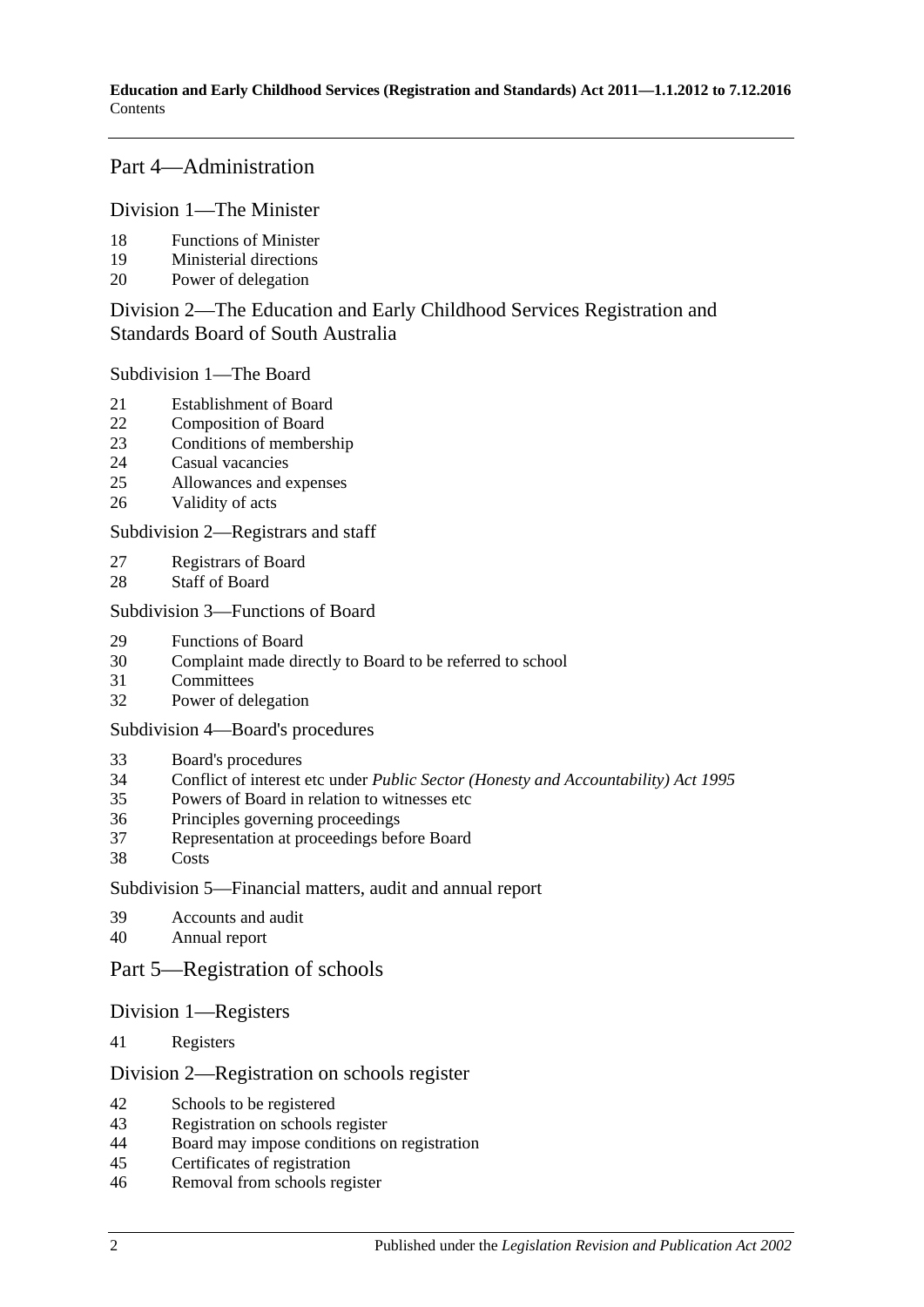## Part 4—Administration

### Division 1—The Minister

18 Functions of Minister
19 Ministerial directions
20 Power of delegation

### Division 2—The Education and Early Childhood Services Registration and Standards Board of South Australia

#### Subdivision 1—The Board

21 Establishment of Board
22 Composition of Board
23 Conditions of membership
24 Casual vacancies
25 Allowances and expenses
26 Validity of acts

#### Subdivision 2—Registrars and staff

27 Registrars of Board
28 Staff of Board

#### Subdivision 3—Functions of Board

29 Functions of Board
30 Complaint made directly to Board to be referred to school
31 Committees
32 Power of delegation

#### Subdivision 4—Board's procedures

33 Board's procedures
34 Conflict of interest etc under *Public Sector (Honesty and Accountability) Act 1995*
35 Powers of Board in relation to witnesses etc
36 Principles governing proceedings
37 Representation at proceedings before Board
38 Costs

#### Subdivision 5—Financial matters, audit and annual report

39 Accounts and audit
40 Annual report

## Part 5—Registration of schools

### Division 1—Registers

41 Registers

### Division 2—Registration on schools register

42 Schools to be registered
43 Registration on schools register
44 Board may impose conditions on registration
45 Certificates of registration
46 Removal from schools register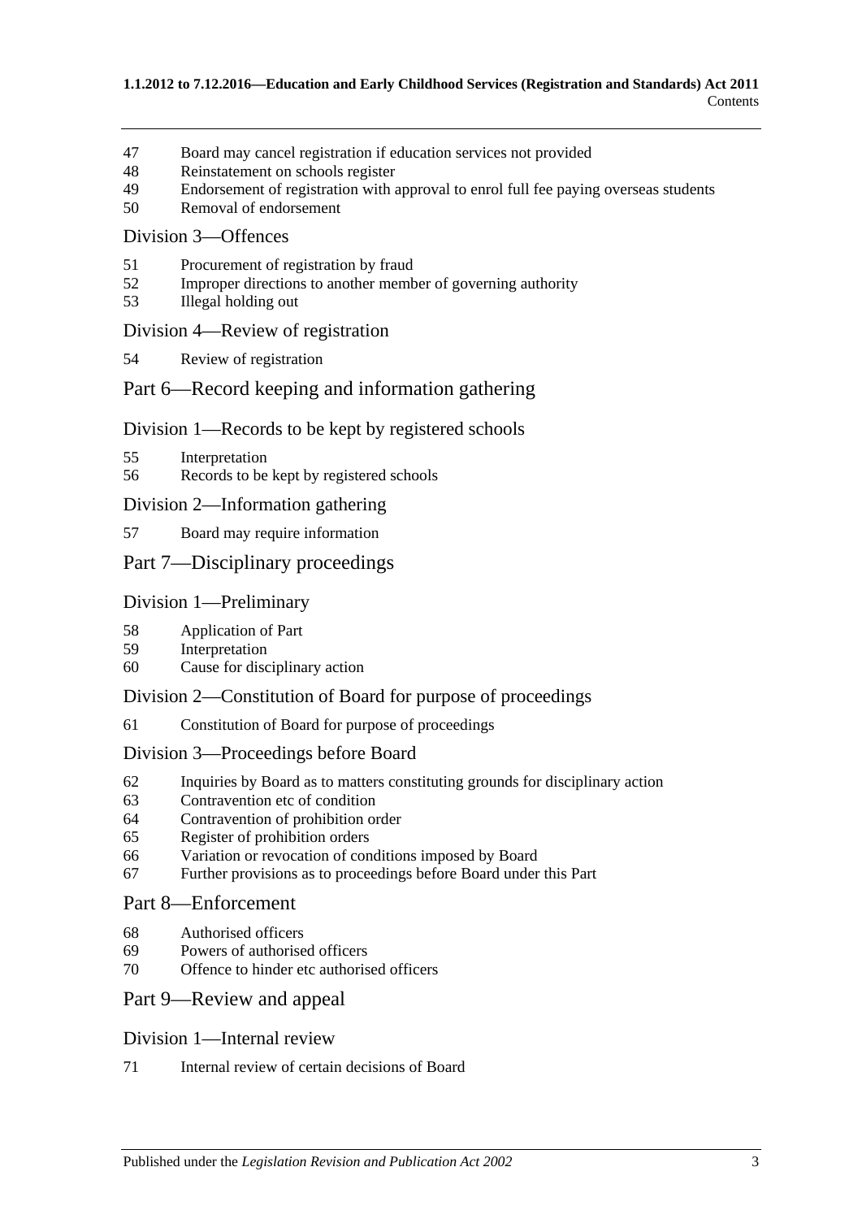47 Board may cancel registration if education services not provided
48 Reinstatement on schools register
49 Endorsement of registration with approval to enrol full fee paying overseas students
50 Removal of endorsement

### Division 3—Offences

51 Procurement of registration by fraud
52 Improper directions to another member of governing authority
53 Illegal holding out

### Division 4—Review of registration

54 Review of registration

## Part 6—Record keeping and information gathering

### Division 1—Records to be kept by registered schools

55 Interpretation
56 Records to be kept by registered schools

### Division 2—Information gathering

57 Board may require information

## Part 7—Disciplinary proceedings

### Division 1—Preliminary

58 Application of Part
59 Interpretation
60 Cause for disciplinary action

### Division 2—Constitution of Board for purpose of proceedings

61 Constitution of Board for purpose of proceedings

### Division 3—Proceedings before Board

62 Inquiries by Board as to matters constituting grounds for disciplinary action
63 Contravention etc of condition
64 Contravention of prohibition order
65 Register of prohibition orders
66 Variation or revocation of conditions imposed by Board
67 Further provisions as to proceedings before Board under this Part

## Part 8—Enforcement

68 Authorised officers
69 Powers of authorised officers
70 Offence to hinder etc authorised officers

## Part 9—Review and appeal

### Division 1—Internal review

71 Internal review of certain decisions of Board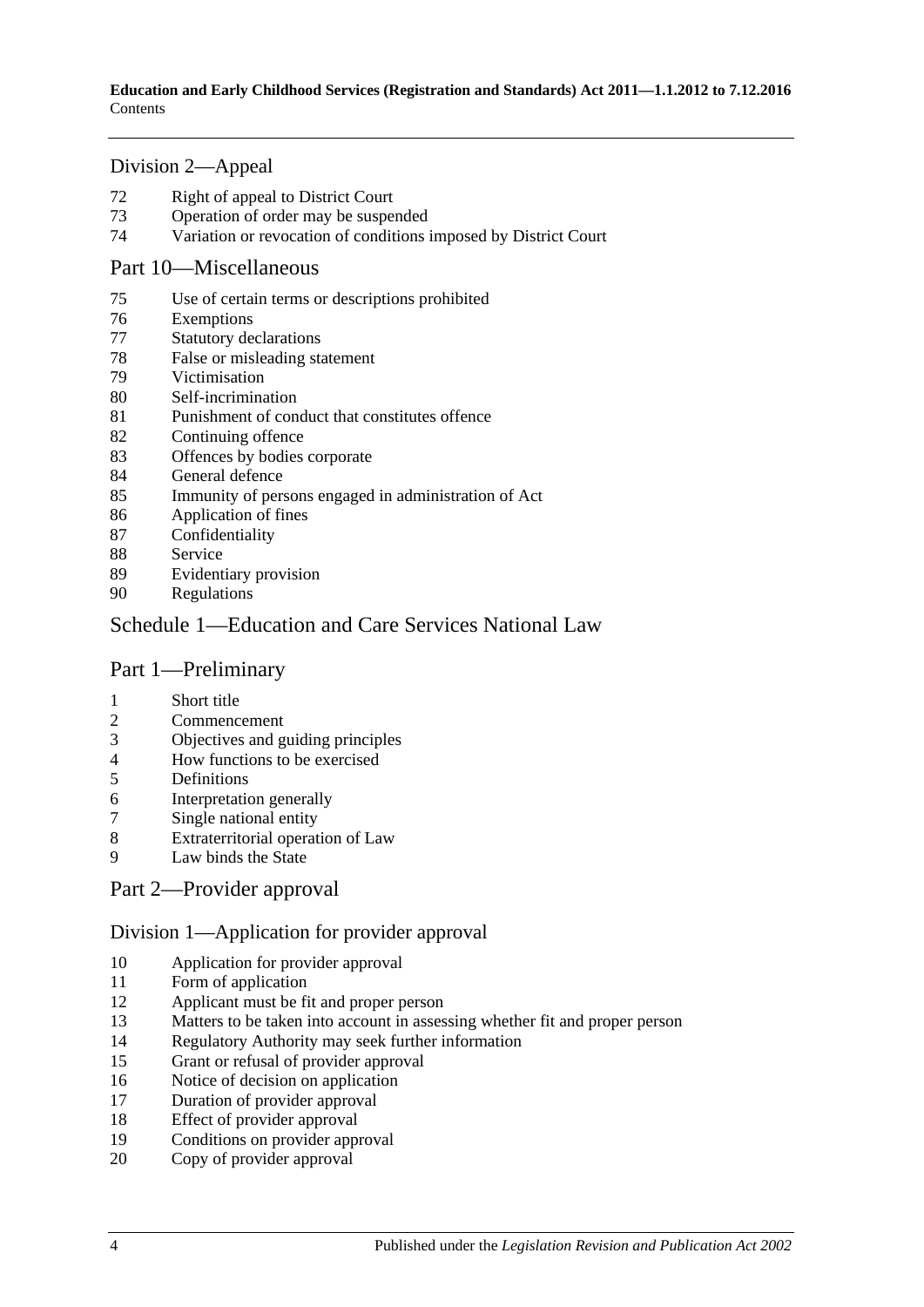## Division 2—Appeal

72 Right of appeal to District Court
73 Operation of order may be suspended
74 Variation or revocation of conditions imposed by District Court

## Part 10—Miscellaneous

75 Use of certain terms or descriptions prohibited
76 Exemptions
77 Statutory declarations
78 False or misleading statement
79 Victimisation
80 Self-incrimination
81 Punishment of conduct that constitutes offence
82 Continuing offence
83 Offences by bodies corporate
84 General defence
85 Immunity of persons engaged in administration of Act
86 Application of fines
87 Confidentiality
88 Service
89 Evidentiary provision
90 Regulations

## Schedule 1—Education and Care Services National Law

## Part 1—Preliminary

1 Short title
2 Commencement
3 Objectives and guiding principles
4 How functions to be exercised
5 Definitions
6 Interpretation generally
7 Single national entity
8 Extraterritorial operation of Law
9 Law binds the State

## Part 2—Provider approval

### Division 1—Application for provider approval

10 Application for provider approval
11 Form of application
12 Applicant must be fit and proper person
13 Matters to be taken into account in assessing whether fit and proper person
14 Regulatory Authority may seek further information
15 Grant or refusal of provider approval
16 Notice of decision on application
17 Duration of provider approval
18 Effect of provider approval
19 Conditions on provider approval
20 Copy of provider approval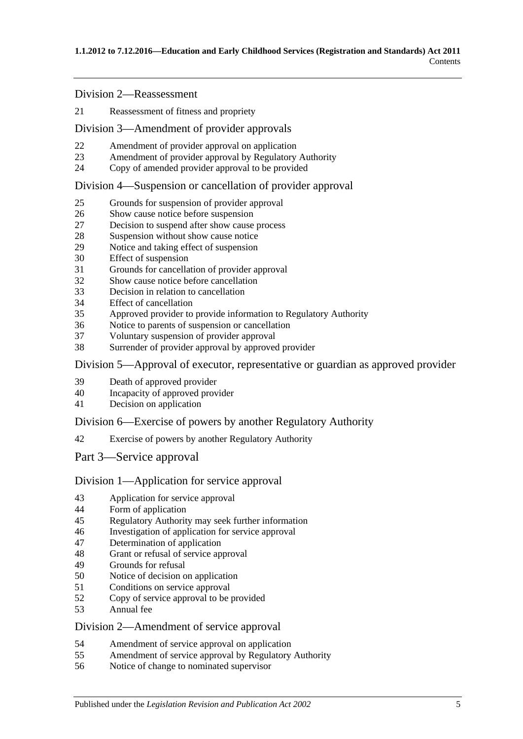## Division 2—Reassessment

21 Reassessment of fitness and propriety

## Division 3—Amendment of provider approvals

22 Amendment of provider approval on application
23 Amendment of provider approval by Regulatory Authority
24 Copy of amended provider approval to be provided

## Division 4—Suspension or cancellation of provider approval

25 Grounds for suspension of provider approval
26 Show cause notice before suspension
27 Decision to suspend after show cause process
28 Suspension without show cause notice
29 Notice and taking effect of suspension
30 Effect of suspension
31 Grounds for cancellation of provider approval
32 Show cause notice before cancellation
33 Decision in relation to cancellation
34 Effect of cancellation
35 Approved provider to provide information to Regulatory Authority
36 Notice to parents of suspension or cancellation
37 Voluntary suspension of provider approval
38 Surrender of provider approval by approved provider

## Division 5—Approval of executor, representative or guardian as approved provider

39 Death of approved provider
40 Incapacity of approved provider
41 Decision on application

## Division 6—Exercise of powers by another Regulatory Authority

42 Exercise of powers by another Regulatory Authority

# Part 3—Service approval

## Division 1—Application for service approval

43 Application for service approval
44 Form of application
45 Regulatory Authority may seek further information
46 Investigation of application for service approval
47 Determination of application
48 Grant or refusal of service approval
49 Grounds for refusal
50 Notice of decision on application
51 Conditions on service approval
52 Copy of service approval to be provided
53 Annual fee

## Division 2—Amendment of service approval

54 Amendment of service approval on application
55 Amendment of service approval by Regulatory Authority
56 Notice of change to nominated supervisor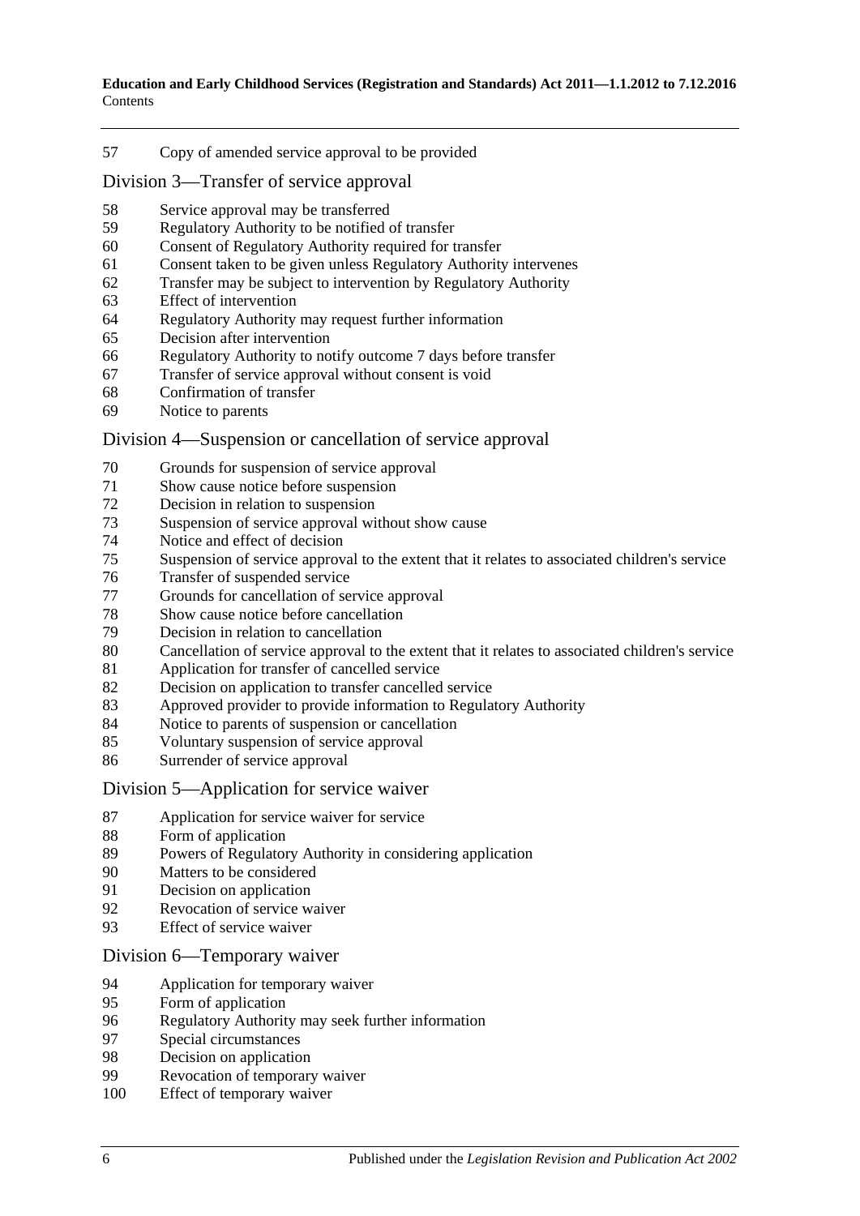57 Copy of amended service approval to be provided

### Division 3—Transfer of service approval

58 Service approval may be transferred
59 Regulatory Authority to be notified of transfer
60 Consent of Regulatory Authority required for transfer
61 Consent taken to be given unless Regulatory Authority intervenes
62 Transfer may be subject to intervention by Regulatory Authority
63 Effect of intervention
64 Regulatory Authority may request further information
65 Decision after intervention
66 Regulatory Authority to notify outcome 7 days before transfer
67 Transfer of service approval without consent is void
68 Confirmation of transfer
69 Notice to parents

### Division 4—Suspension or cancellation of service approval

70 Grounds for suspension of service approval
71 Show cause notice before suspension
72 Decision in relation to suspension
73 Suspension of service approval without show cause
74 Notice and effect of decision
75 Suspension of service approval to the extent that it relates to associated children's service
76 Transfer of suspended service
77 Grounds for cancellation of service approval
78 Show cause notice before cancellation
79 Decision in relation to cancellation
80 Cancellation of service approval to the extent that it relates to associated children's service
81 Application for transfer of cancelled service
82 Decision on application to transfer cancelled service
83 Approved provider to provide information to Regulatory Authority
84 Notice to parents of suspension or cancellation
85 Voluntary suspension of service approval
86 Surrender of service approval

### Division 5—Application for service waiver

87 Application for service waiver for service
88 Form of application
89 Powers of Regulatory Authority in considering application
90 Matters to be considered
91 Decision on application
92 Revocation of service waiver
93 Effect of service waiver

### Division 6—Temporary waiver

94 Application for temporary waiver
95 Form of application
96 Regulatory Authority may seek further information
97 Special circumstances
98 Decision on application
99 Revocation of temporary waiver
100 Effect of temporary waiver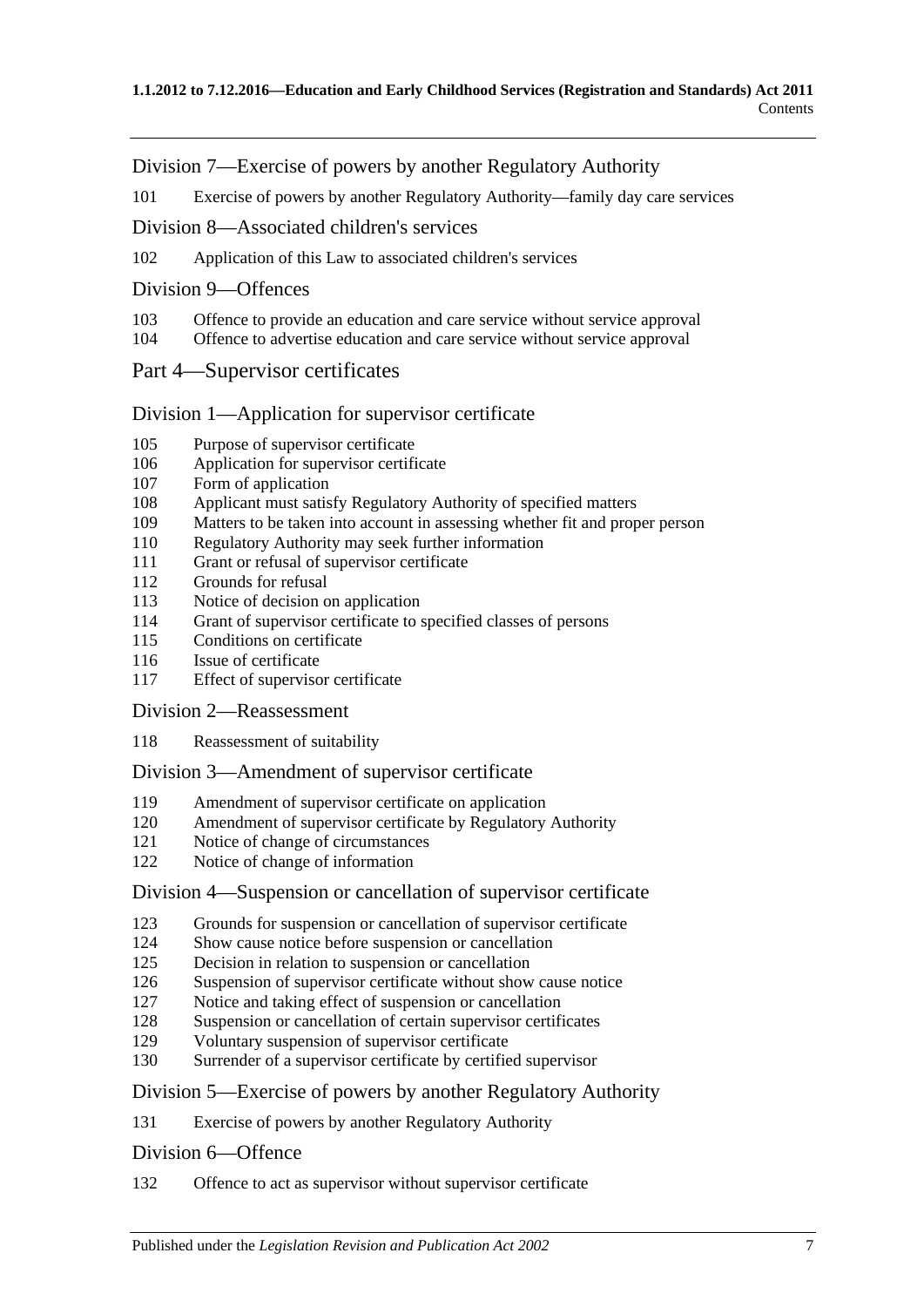## Division 7—Exercise of powers by another Regulatory Authority

101 Exercise of powers by another Regulatory Authority—family day care services

## Division 8—Associated children's services

102 Application of this Law to associated children's services

## Division 9—Offences

103 Offence to provide an education and care service without service approval
104 Offence to advertise education and care service without service approval

# Part 4—Supervisor certificates

## Division 1—Application for supervisor certificate

105 Purpose of supervisor certificate
106 Application for supervisor certificate
107 Form of application
108 Applicant must satisfy Regulatory Authority of specified matters
109 Matters to be taken into account in assessing whether fit and proper person
110 Regulatory Authority may seek further information
111 Grant or refusal of supervisor certificate
112 Grounds for refusal
113 Notice of decision on application
114 Grant of supervisor certificate to specified classes of persons
115 Conditions on certificate
116 Issue of certificate
117 Effect of supervisor certificate

## Division 2—Reassessment

118 Reassessment of suitability

## Division 3—Amendment of supervisor certificate

119 Amendment of supervisor certificate on application
120 Amendment of supervisor certificate by Regulatory Authority
121 Notice of change of circumstances
122 Notice of change of information

## Division 4—Suspension or cancellation of supervisor certificate

123 Grounds for suspension or cancellation of supervisor certificate
124 Show cause notice before suspension or cancellation
125 Decision in relation to suspension or cancellation
126 Suspension of supervisor certificate without show cause notice
127 Notice and taking effect of suspension or cancellation
128 Suspension or cancellation of certain supervisor certificates
129 Voluntary suspension of supervisor certificate
130 Surrender of a supervisor certificate by certified supervisor

## Division 5—Exercise of powers by another Regulatory Authority

131 Exercise of powers by another Regulatory Authority

## Division 6—Offence

132 Offence to act as supervisor without supervisor certificate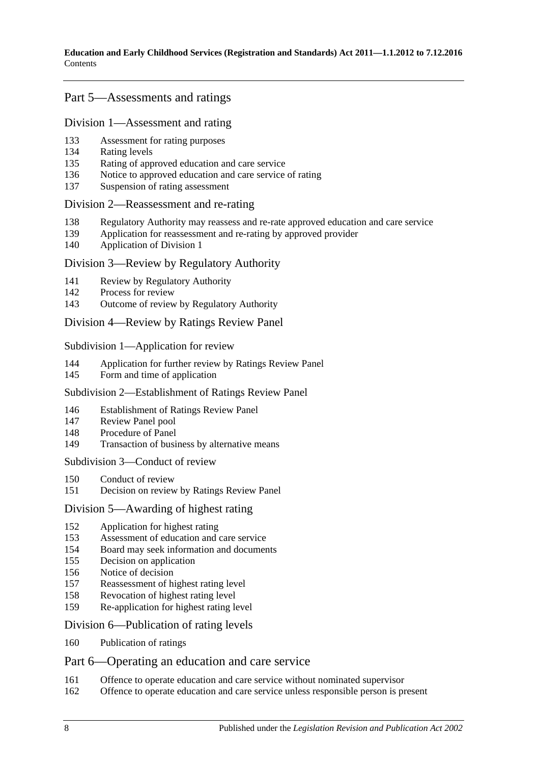## Part 5—Assessments and ratings

### Division 1—Assessment and rating

133 Assessment for rating purposes
134 Rating levels
135 Rating of approved education and care service
136 Notice to approved education and care service of rating
137 Suspension of rating assessment

### Division 2—Reassessment and re-rating

138 Regulatory Authority may reassess and re-rate approved education and care service
139 Application for reassessment and re-rating by approved provider
140 Application of Division 1

### Division 3—Review by Regulatory Authority

141 Review by Regulatory Authority
142 Process for review
143 Outcome of review by Regulatory Authority

### Division 4—Review by Ratings Review Panel

#### Subdivision 1—Application for review

144 Application for further review by Ratings Review Panel
145 Form and time of application

#### Subdivision 2—Establishment of Ratings Review Panel

146 Establishment of Ratings Review Panel
147 Review Panel pool
148 Procedure of Panel
149 Transaction of business by alternative means

#### Subdivision 3—Conduct of review

150 Conduct of review
151 Decision on review by Ratings Review Panel

### Division 5—Awarding of highest rating

152 Application for highest rating
153 Assessment of education and care service
154 Board may seek information and documents
155 Decision on application
156 Notice of decision
157 Reassessment of highest rating level
158 Revocation of highest rating level
159 Re-application for highest rating level

### Division 6—Publication of rating levels

160 Publication of ratings

## Part 6—Operating an education and care service

161 Offence to operate education and care service without nominated supervisor
162 Offence to operate education and care service unless responsible person is present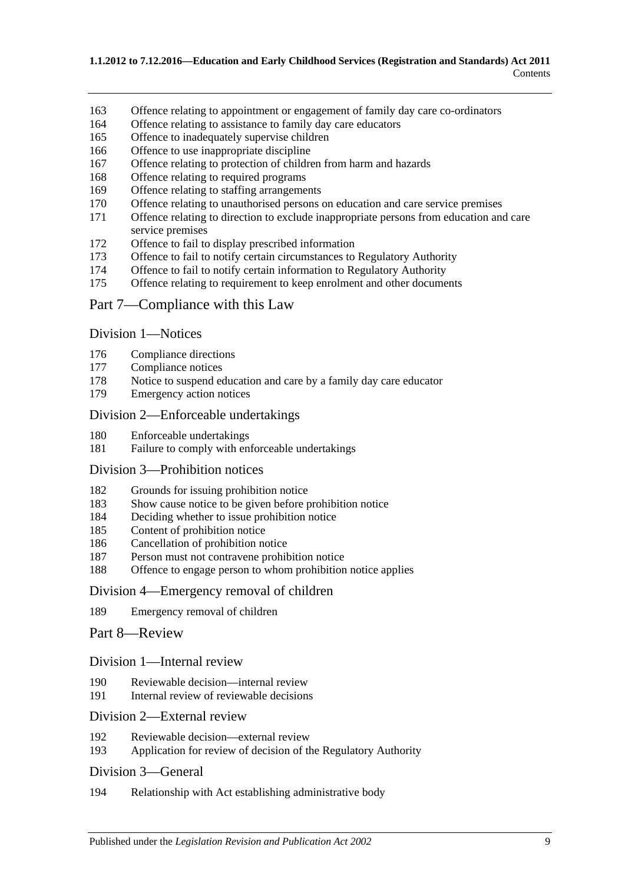163 Offence relating to appointment or engagement of family day care co-ordinators
164 Offence relating to assistance to family day care educators
165 Offence to inadequately supervise children
166 Offence to use inappropriate discipline
167 Offence relating to protection of children from harm and hazards
168 Offence relating to required programs
169 Offence relating to staffing arrangements
170 Offence relating to unauthorised persons on education and care service premises
171 Offence relating to direction to exclude inappropriate persons from education and care service premises
172 Offence to fail to display prescribed information
173 Offence to fail to notify certain circumstances to Regulatory Authority
174 Offence to fail to notify certain information to Regulatory Authority
175 Offence relating to requirement to keep enrolment and other documents

## Part 7—Compliance with this Law

### Division 1—Notices

176 Compliance directions
177 Compliance notices
178 Notice to suspend education and care by a family day care educator
179 Emergency action notices

### Division 2—Enforceable undertakings

180 Enforceable undertakings
181 Failure to comply with enforceable undertakings

### Division 3—Prohibition notices

182 Grounds for issuing prohibition notice
183 Show cause notice to be given before prohibition notice
184 Deciding whether to issue prohibition notice
185 Content of prohibition notice
186 Cancellation of prohibition notice
187 Person must not contravene prohibition notice
188 Offence to engage person to whom prohibition notice applies

### Division 4—Emergency removal of children

189 Emergency removal of children

## Part 8—Review

### Division 1—Internal review

190 Reviewable decision—internal review
191 Internal review of reviewable decisions

### Division 2—External review

192 Reviewable decision—external review
193 Application for review of decision of the Regulatory Authority

### Division 3—General

194 Relationship with Act establishing administrative body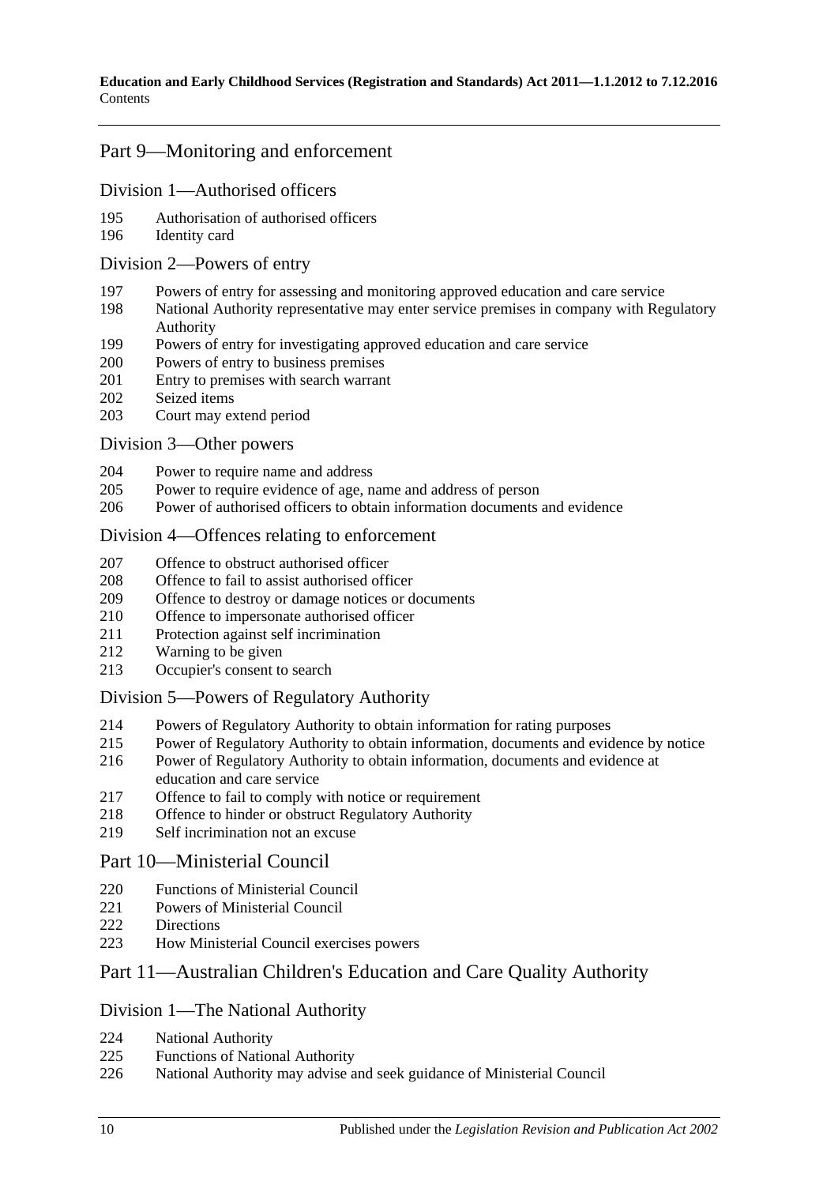## Part 9—Monitoring and enforcement

### Division 1—Authorised officers

195 Authorisation of authorised officers
196 Identity card

### Division 2—Powers of entry

197 Powers of entry for assessing and monitoring approved education and care service
198 National Authority representative may enter service premises in company with Regulatory Authority
199 Powers of entry for investigating approved education and care service
200 Powers of entry to business premises
201 Entry to premises with search warrant
202 Seized items
203 Court may extend period

### Division 3—Other powers

204 Power to require name and address
205 Power to require evidence of age, name and address of person
206 Power of authorised officers to obtain information documents and evidence

### Division 4—Offences relating to enforcement

207 Offence to obstruct authorised officer
208 Offence to fail to assist authorised officer
209 Offence to destroy or damage notices or documents
210 Offence to impersonate authorised officer
211 Protection against self incrimination
212 Warning to be given
213 Occupier's consent to search

### Division 5—Powers of Regulatory Authority

214 Powers of Regulatory Authority to obtain information for rating purposes
215 Power of Regulatory Authority to obtain information, documents and evidence by notice
216 Power of Regulatory Authority to obtain information, documents and evidence at education and care service
217 Offence to fail to comply with notice or requirement
218 Offence to hinder or obstruct Regulatory Authority
219 Self incrimination not an excuse

## Part 10—Ministerial Council

220 Functions of Ministerial Council
221 Powers of Ministerial Council
222 Directions
223 How Ministerial Council exercises powers

## Part 11—Australian Children's Education and Care Quality Authority

### Division 1—The National Authority

224 National Authority
225 Functions of National Authority
226 National Authority may advise and seek guidance of Ministerial Council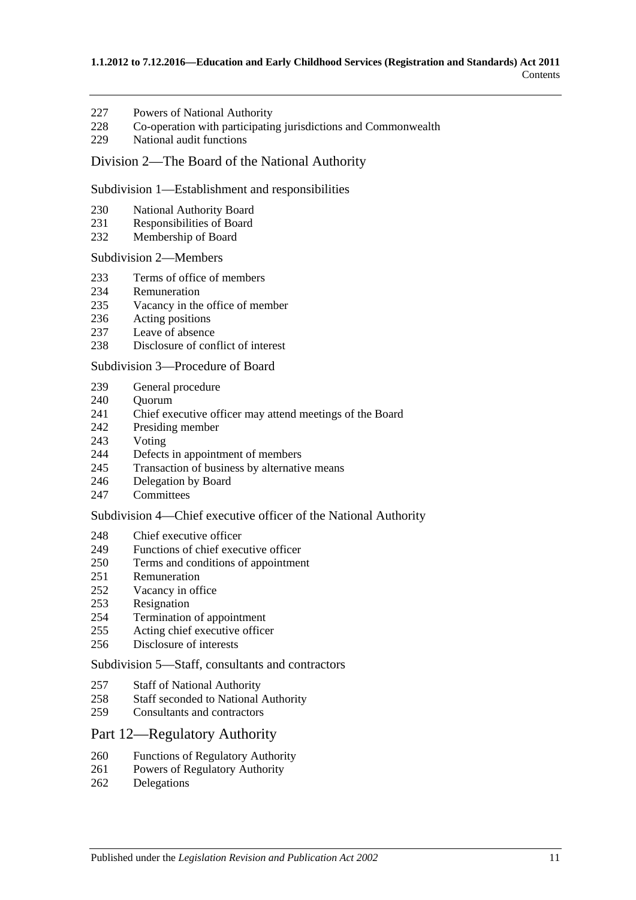227 Powers of National Authority
228 Co-operation with participating jurisdictions and Commonwealth
229 National audit functions

## Division 2—The Board of the National Authority

### Subdivision 1—Establishment and responsibilities

230 National Authority Board
231 Responsibilities of Board
232 Membership of Board

### Subdivision 2—Members

233 Terms of office of members
234 Remuneration
235 Vacancy in the office of member
236 Acting positions
237 Leave of absence
238 Disclosure of conflict of interest

### Subdivision 3—Procedure of Board

239 General procedure
240 Quorum
241 Chief executive officer may attend meetings of the Board
242 Presiding member
243 Voting
244 Defects in appointment of members
245 Transaction of business by alternative means
246 Delegation by Board
247 Committees

### Subdivision 4—Chief executive officer of the National Authority

248 Chief executive officer
249 Functions of chief executive officer
250 Terms and conditions of appointment
251 Remuneration
252 Vacancy in office
253 Resignation
254 Termination of appointment
255 Acting chief executive officer
256 Disclosure of interests

### Subdivision 5—Staff, consultants and contractors

257 Staff of National Authority
258 Staff seconded to National Authority
259 Consultants and contractors

## Part 12—Regulatory Authority

260 Functions of Regulatory Authority
261 Powers of Regulatory Authority
262 Delegations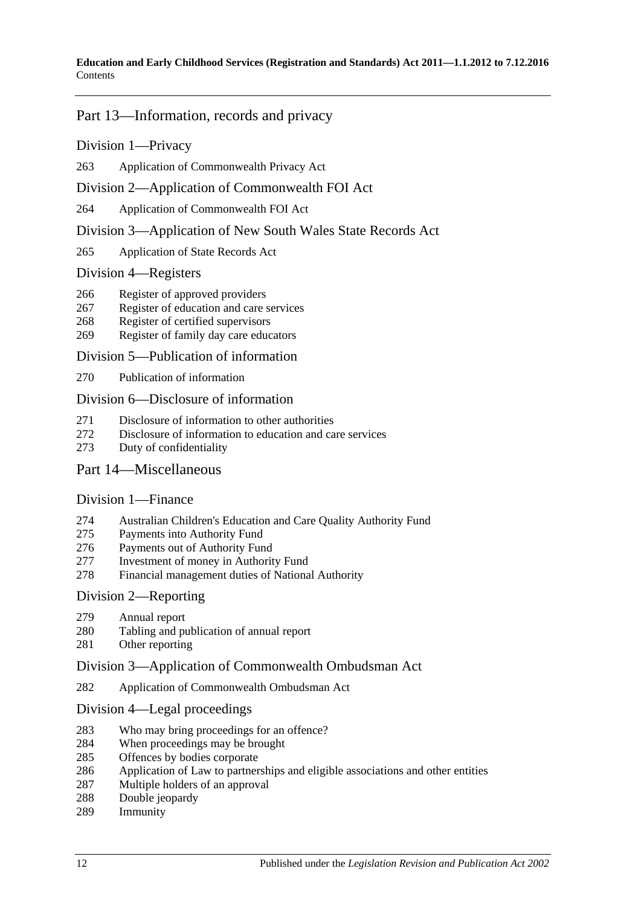## Part 13—Information, records and privacy

### Division 1—Privacy

263 Application of Commonwealth Privacy Act

### Division 2—Application of Commonwealth FOI Act

264 Application of Commonwealth FOI Act

### Division 3—Application of New South Wales State Records Act

265 Application of State Records Act

### Division 4—Registers

266 Register of approved providers
267 Register of education and care services
268 Register of certified supervisors
269 Register of family day care educators

### Division 5—Publication of information

270 Publication of information

### Division 6—Disclosure of information

271 Disclosure of information to other authorities
272 Disclosure of information to education and care services
273 Duty of confidentiality

## Part 14—Miscellaneous

### Division 1—Finance

274 Australian Children's Education and Care Quality Authority Fund
275 Payments into Authority Fund
276 Payments out of Authority Fund
277 Investment of money in Authority Fund
278 Financial management duties of National Authority

### Division 2—Reporting

279 Annual report
280 Tabling and publication of annual report
281 Other reporting

### Division 3—Application of Commonwealth Ombudsman Act

282 Application of Commonwealth Ombudsman Act

### Division 4—Legal proceedings

283 Who may bring proceedings for an offence?
284 When proceedings may be brought
285 Offences by bodies corporate
286 Application of Law to partnerships and eligible associations and other entities
287 Multiple holders of an approval
288 Double jeopardy
289 Immunity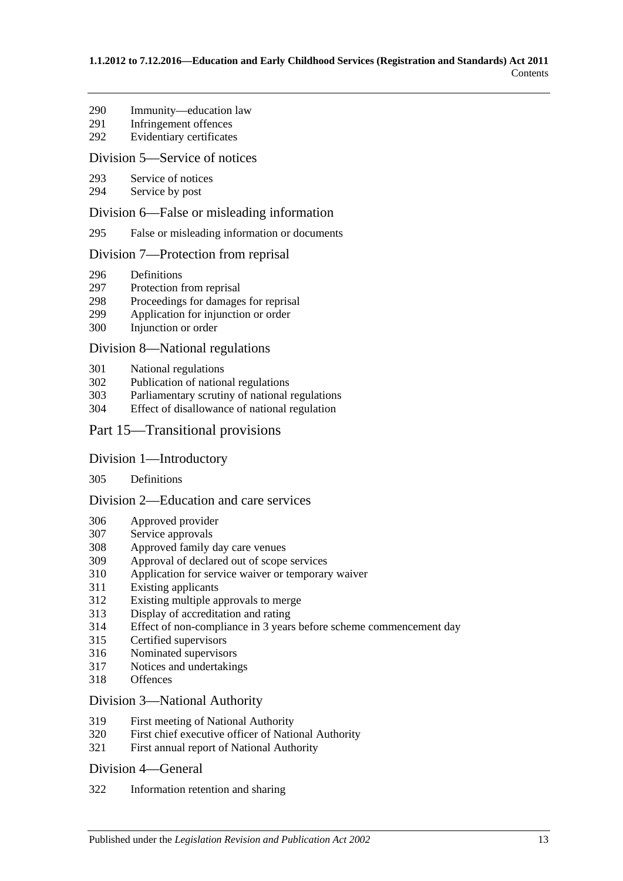290 Immunity—education law
291 Infringement offences
292 Evidentiary certificates

## Division 5—Service of notices

293 Service of notices
294 Service by post

## Division 6—False or misleading information

295 False or misleading information or documents

## Division 7—Protection from reprisal

296 Definitions
297 Protection from reprisal
298 Proceedings for damages for reprisal
299 Application for injunction or order
300 Injunction or order

## Division 8—National regulations

301 National regulations
302 Publication of national regulations
303 Parliamentary scrutiny of national regulations
304 Effect of disallowance of national regulation

# Part 15—Transitional provisions

## Division 1—Introductory

305 Definitions

## Division 2—Education and care services

306 Approved provider
307 Service approvals
308 Approved family day care venues
309 Approval of declared out of scope services
310 Application for service waiver or temporary waiver
311 Existing applicants
312 Existing multiple approvals to merge
313 Display of accreditation and rating
314 Effect of non-compliance in 3 years before scheme commencement day
315 Certified supervisors
316 Nominated supervisors
317 Notices and undertakings
318 Offences

## Division 3—National Authority

319 First meeting of National Authority
320 First chief executive officer of National Authority
321 First annual report of National Authority

## Division 4—General

322 Information retention and sharing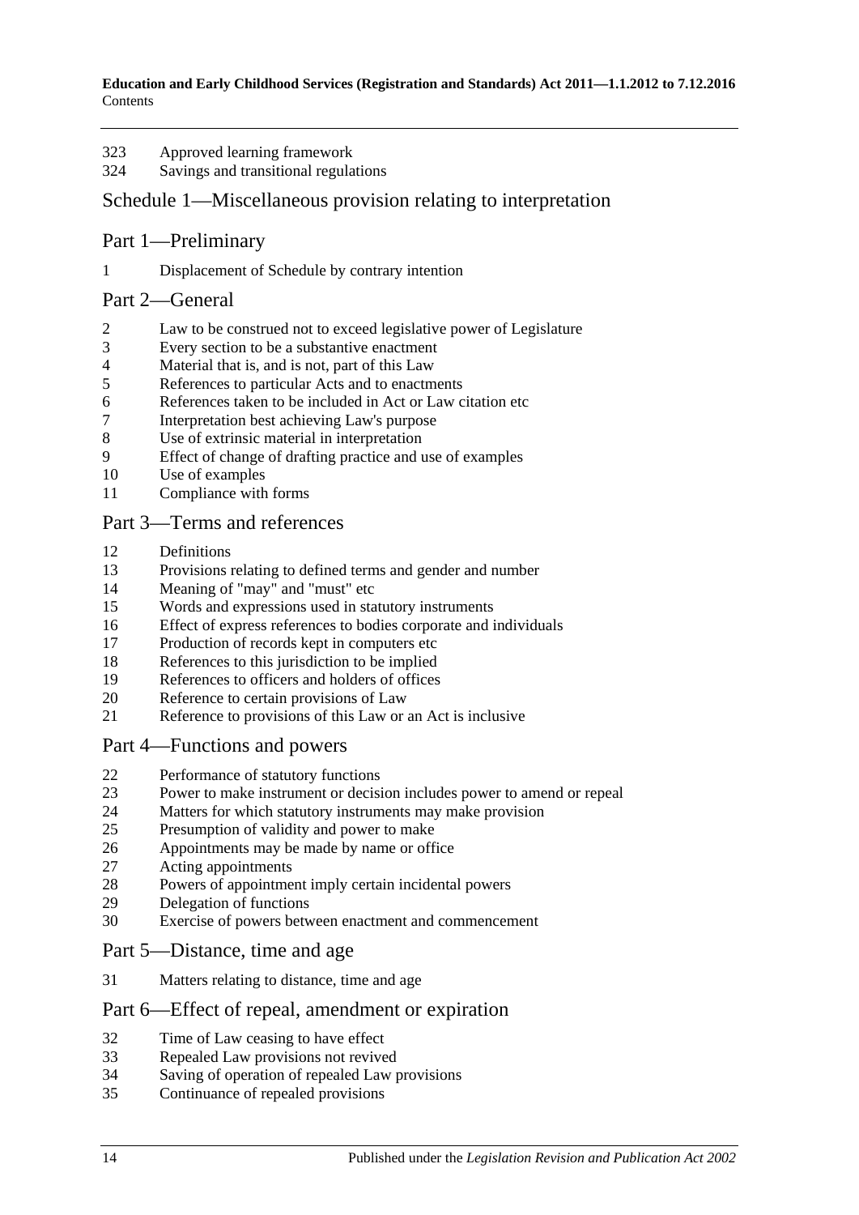323 Approved learning framework
324 Savings and transitional regulations

## Schedule 1—Miscellaneous provision relating to interpretation

### Part 1—Preliminary

1 Displacement of Schedule by contrary intention

### Part 2—General

2 Law to be construed not to exceed legislative power of Legislature
3 Every section to be a substantive enactment
4 Material that is, and is not, part of this Law
5 References to particular Acts and to enactments
6 References taken to be included in Act or Law citation etc
7 Interpretation best achieving Law's purpose
8 Use of extrinsic material in interpretation
9 Effect of change of drafting practice and use of examples
10 Use of examples
11 Compliance with forms

### Part 3—Terms and references

12 Definitions
13 Provisions relating to defined terms and gender and number
14 Meaning of "may" and "must" etc
15 Words and expressions used in statutory instruments
16 Effect of express references to bodies corporate and individuals
17 Production of records kept in computers etc
18 References to this jurisdiction to be implied
19 References to officers and holders of offices
20 Reference to certain provisions of Law
21 Reference to provisions of this Law or an Act is inclusive

### Part 4—Functions and powers

22 Performance of statutory functions
23 Power to make instrument or decision includes power to amend or repeal
24 Matters for which statutory instruments may make provision
25 Presumption of validity and power to make
26 Appointments may be made by name or office
27 Acting appointments
28 Powers of appointment imply certain incidental powers
29 Delegation of functions
30 Exercise of powers between enactment and commencement

### Part 5—Distance, time and age

31 Matters relating to distance, time and age

### Part 6—Effect of repeal, amendment or expiration

32 Time of Law ceasing to have effect
33 Repealed Law provisions not revived
34 Saving of operation of repealed Law provisions
35 Continuance of repealed provisions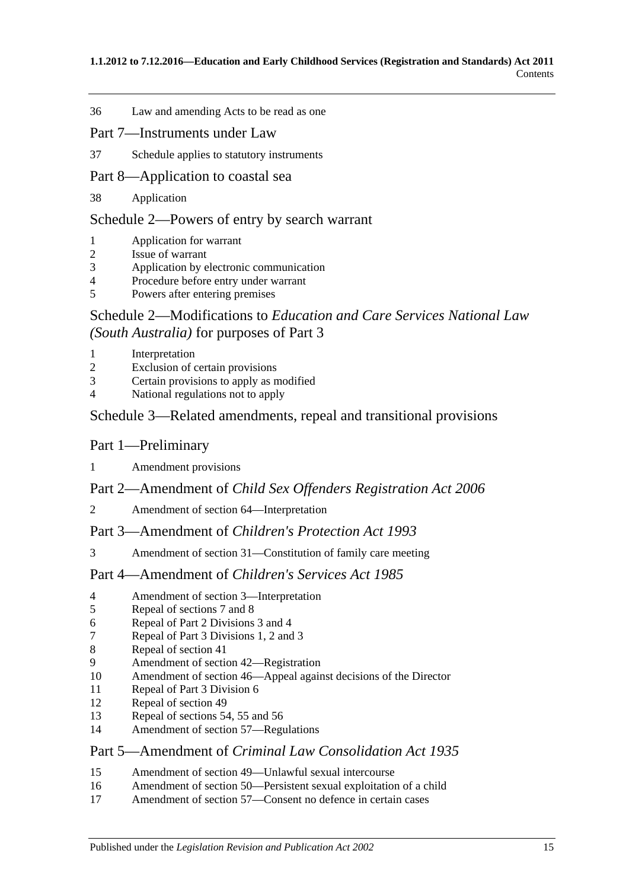36 Law and amending Acts to be read as one

## Part 7—Instruments under Law

37 Schedule applies to statutory instruments

## Part 8—Application to coastal sea

38 Application

## Schedule 2—Powers of entry by search warrant

1 Application for warrant
2 Issue of warrant
3 Application by electronic communication
4 Procedure before entry under warrant
5 Powers after entering premises

## Schedule 2—Modifications to *Education and Care Services National Law (South Australia)* for purposes of Part 3

1 Interpretation
2 Exclusion of certain provisions
3 Certain provisions to apply as modified
4 National regulations not to apply

## Schedule 3—Related amendments, repeal and transitional provisions

## Part 1—Preliminary

1 Amendment provisions

## Part 2—Amendment of *Child Sex Offenders Registration Act 2006*

2 Amendment of section 64—Interpretation

## Part 3—Amendment of *Children's Protection Act 1993*

3 Amendment of section 31—Constitution of family care meeting

## Part 4—Amendment of *Children's Services Act 1985*

4 Amendment of section 3—Interpretation
5 Repeal of sections 7 and 8
6 Repeal of Part 2 Divisions 3 and 4
7 Repeal of Part 3 Divisions 1, 2 and 3
8 Repeal of section 41
9 Amendment of section 42—Registration
10 Amendment of section 46—Appeal against decisions of the Director
11 Repeal of Part 3 Division 6
12 Repeal of section 49
13 Repeal of sections 54, 55 and 56
14 Amendment of section 57—Regulations

## Part 5—Amendment of *Criminal Law Consolidation Act 1935*

15 Amendment of section 49—Unlawful sexual intercourse
16 Amendment of section 50—Persistent sexual exploitation of a child
17 Amendment of section 57—Consent no defence in certain cases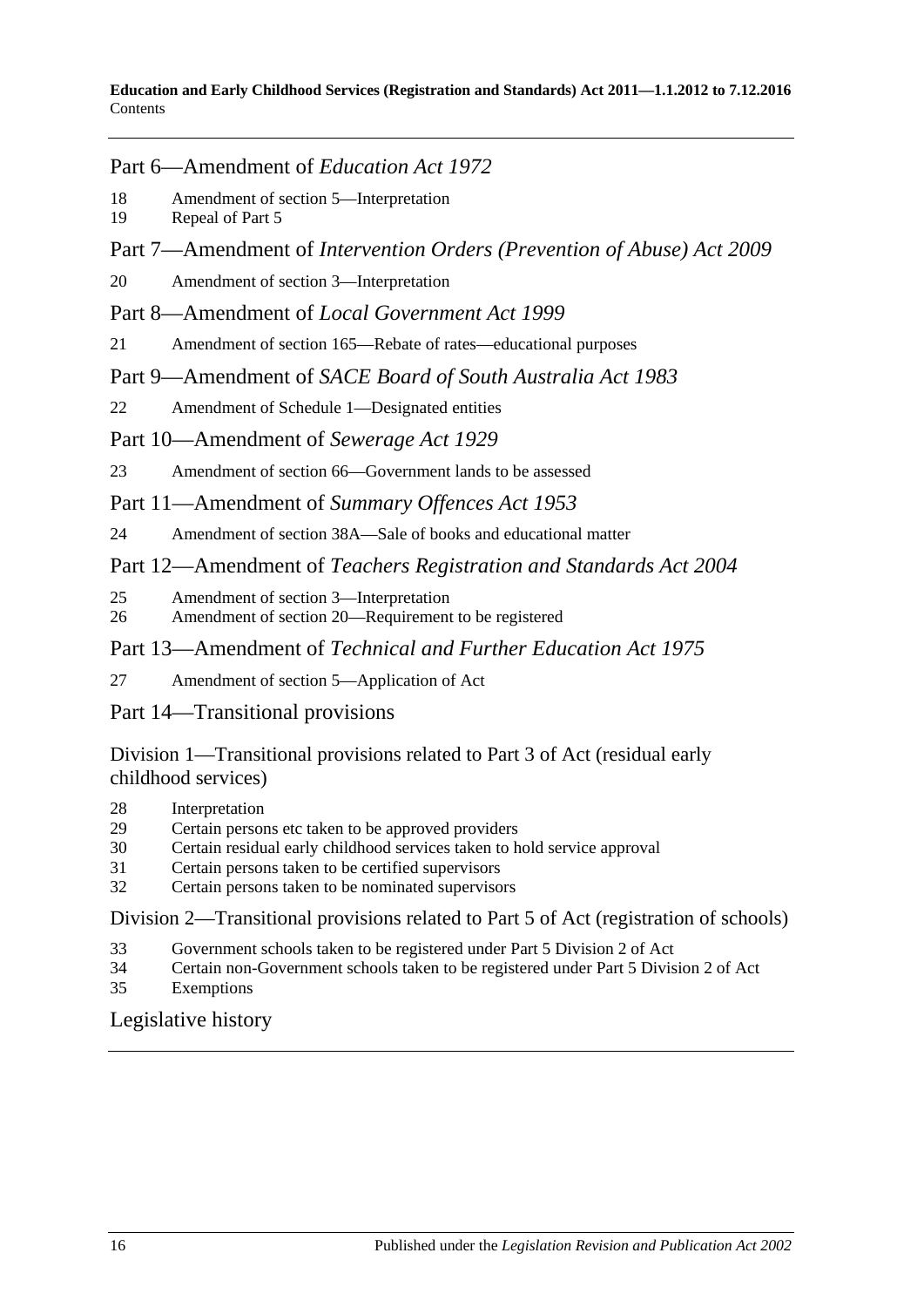## Part 6—Amendment of *Education Act 1972*

18 Amendment of section 5—Interpretation
19 Repeal of Part 5

## Part 7—Amendment of *Intervention Orders (Prevention of Abuse) Act 2009*

20 Amendment of section 3—Interpretation

## Part 8—Amendment of *Local Government Act 1999*

21 Amendment of section 165—Rebate of rates—educational purposes

## Part 9—Amendment of *SACE Board of South Australia Act 1983*

22 Amendment of Schedule 1—Designated entities

## Part 10—Amendment of *Sewerage Act 1929*

23 Amendment of section 66—Government lands to be assessed

## Part 11—Amendment of *Summary Offences Act 1953*

24 Amendment of section 38A—Sale of books and educational matter

## Part 12—Amendment of *Teachers Registration and Standards Act 2004*

25 Amendment of section 3—Interpretation
26 Amendment of section 20—Requirement to be registered

## Part 13—Amendment of *Technical and Further Education Act 1975*

27 Amendment of section 5—Application of Act

## Part 14—Transitional provisions

### Division 1—Transitional provisions related to Part 3 of Act (residual early childhood services)

28 Interpretation
29 Certain persons etc taken to be approved providers
30 Certain residual early childhood services taken to hold service approval
31 Certain persons taken to be certified supervisors
32 Certain persons taken to be nominated supervisors

### Division 2—Transitional provisions related to Part 5 of Act (registration of schools)

33 Government schools taken to be registered under Part 5 Division 2 of Act
34 Certain non-Government schools taken to be registered under Part 5 Division 2 of Act
35 Exemptions

## Legislative history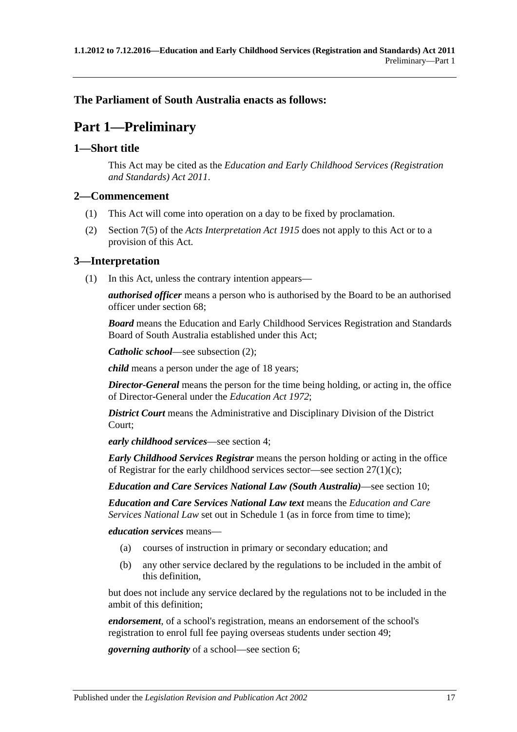**The Parliament of South Australia enacts as follows:**

# Part 1—Preliminary

## 1—Short title

This Act may be cited as the *Education and Early Childhood Services (Registration and Standards) Act 2011*.

## 2—Commencement

(1) This Act will come into operation on a day to be fixed by proclamation.

(2) Section 7(5) of the *Acts Interpretation Act 1915* does not apply to this Act or to a provision of this Act.

## 3—Interpretation

(1) In this Act, unless the contrary intention appears—

***authorised officer*** means a person who is authorised by the Board to be an authorised officer under section 68;

***Board*** means the Education and Early Childhood Services Registration and Standards Board of South Australia established under this Act;

***Catholic school***—see subsection (2);

***child*** means a person under the age of 18 years;

***Director-General*** means the person for the time being holding, or acting in, the office of Director-General under the *Education Act 1972*;

***District Court*** means the Administrative and Disciplinary Division of the District Court;

***early childhood services***—see section 4;

***Early Childhood Services Registrar*** means the person holding or acting in the office of Registrar for the early childhood services sector—see section 27(1)(c);

***Education and Care Services National Law (South Australia)***—see section 10;

***Education and Care Services National Law text*** means the *Education and Care Services National Law* set out in Schedule 1 (as in force from time to time);

***education services*** means—

(a) courses of instruction in primary or secondary education; and

(b) any other service declared by the regulations to be included in the ambit of this definition,

but does not include any service declared by the regulations not to be included in the ambit of this definition;

***endorsement***, of a school's registration, means an endorsement of the school's registration to enrol full fee paying overseas students under section 49;

***governing authority*** of a school—see section 6;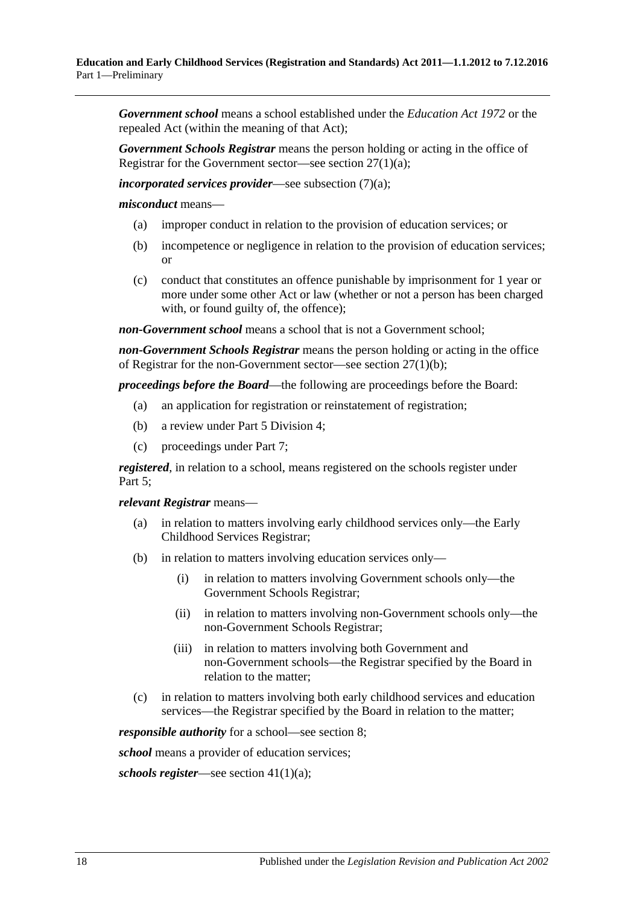***Government school*** means a school established under the *Education Act 1972* or the repealed Act (within the meaning of that Act);

***Government Schools Registrar*** means the person holding or acting in the office of Registrar for the Government sector—see section 27(1)(a);

***incorporated services provider***—see subsection (7)(a);

***misconduct*** means—

- (a) improper conduct in relation to the provision of education services; or
- (b) incompetence or negligence in relation to the provision of education services; or
- (c) conduct that constitutes an offence punishable by imprisonment for 1 year or more under some other Act or law (whether or not a person has been charged with, or found guilty of, the offence);

***non-Government school*** means a school that is not a Government school;

***non-Government Schools Registrar*** means the person holding or acting in the office of Registrar for the non-Government sector—see section 27(1)(b);

***proceedings before the Board***—the following are proceedings before the Board:

- (a) an application for registration or reinstatement of registration;
- (b) a review under Part 5 Division 4;
- (c) proceedings under Part 7;

***registered***, in relation to a school, means registered on the schools register under Part 5;

***relevant Registrar*** means—

- (a) in relation to matters involving early childhood services only—the Early Childhood Services Registrar;
- (b) in relation to matters involving education services only—
  - (i) in relation to matters involving Government schools only—the Government Schools Registrar;
  - (ii) in relation to matters involving non-Government schools only—the non-Government Schools Registrar;
  - (iii) in relation to matters involving both Government and non-Government schools—the Registrar specified by the Board in relation to the matter;
- (c) in relation to matters involving both early childhood services and education services—the Registrar specified by the Board in relation to the matter;

***responsible authority*** for a school—see section 8;

***school*** means a provider of education services;

***schools register***—see section 41(1)(a);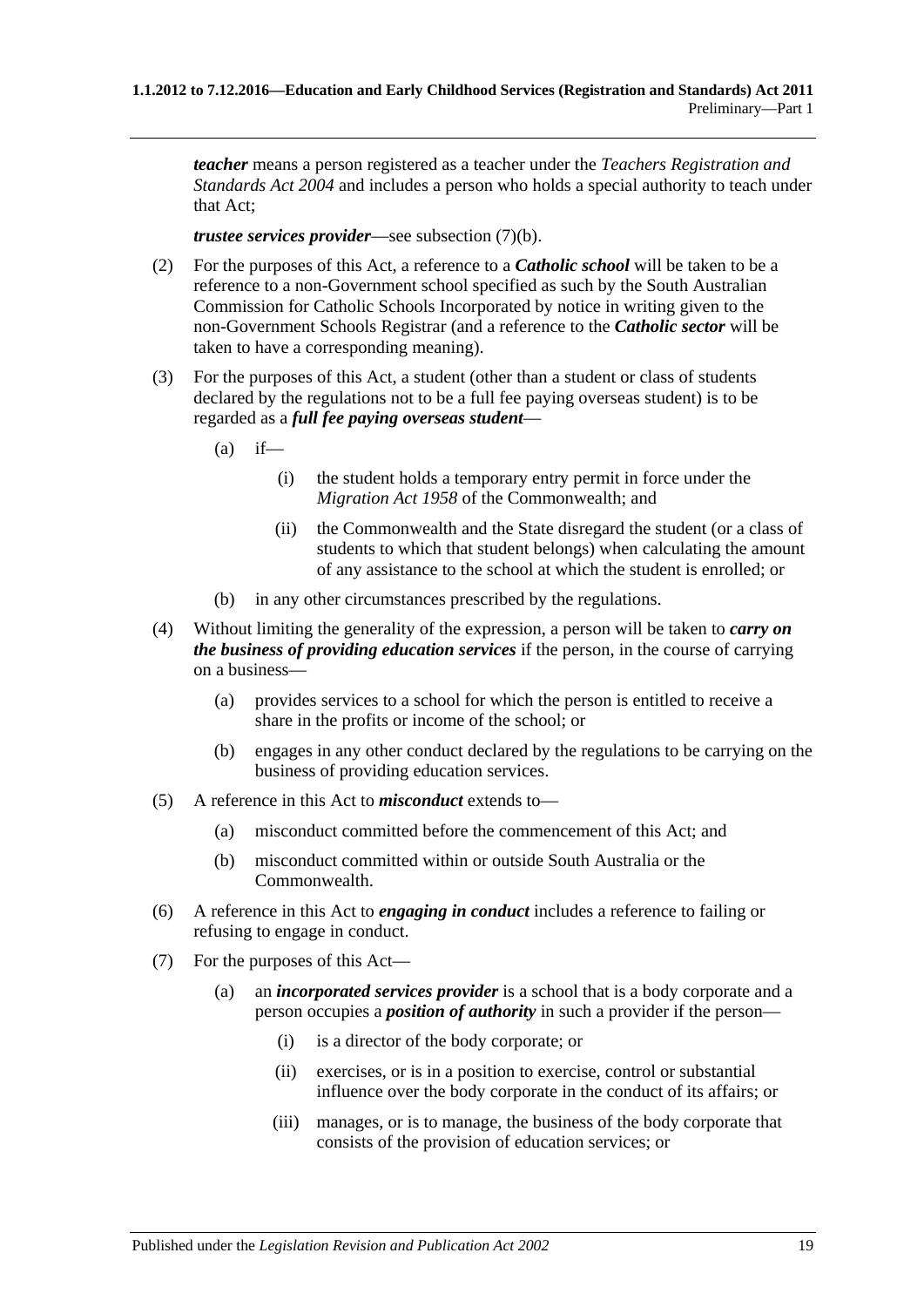***teacher*** means a person registered as a teacher under the *Teachers Registration and Standards Act 2004* and includes a person who holds a special authority to teach under that Act;

***trustee services provider***—see subsection (7)(b).

(2) For the purposes of this Act, a reference to a ***Catholic school*** will be taken to be a reference to a non-Government school specified as such by the South Australian Commission for Catholic Schools Incorporated by notice in writing given to the non-Government Schools Registrar (and a reference to the ***Catholic sector*** will be taken to have a corresponding meaning).

(3) For the purposes of this Act, a student (other than a student or class of students declared by the regulations not to be a full fee paying overseas student) is to be regarded as a ***full fee paying overseas student***—

- (a) if—
  - (i) the student holds a temporary entry permit in force under the *Migration Act 1958* of the Commonwealth; and
  - (ii) the Commonwealth and the State disregard the student (or a class of students to which that student belongs) when calculating the amount of any assistance to the school at which the student is enrolled; or
- (b) in any other circumstances prescribed by the regulations.

(4) Without limiting the generality of the expression, a person will be taken to ***carry on the business of providing education services*** if the person, in the course of carrying on a business—

- (a) provides services to a school for which the person is entitled to receive a share in the profits or income of the school; or
- (b) engages in any other conduct declared by the regulations to be carrying on the business of providing education services.

(5) A reference in this Act to ***misconduct*** extends to—

- (a) misconduct committed before the commencement of this Act; and
- (b) misconduct committed within or outside South Australia or the Commonwealth.

(6) A reference in this Act to ***engaging in conduct*** includes a reference to failing or refusing to engage in conduct.

(7) For the purposes of this Act—

- (a) an ***incorporated services provider*** is a school that is a body corporate and a person occupies a ***position of authority*** in such a provider if the person—
  - (i) is a director of the body corporate; or
  - (ii) exercises, or is in a position to exercise, control or substantial influence over the body corporate in the conduct of its affairs; or
  - (iii) manages, or is to manage, the business of the body corporate that consists of the provision of education services; or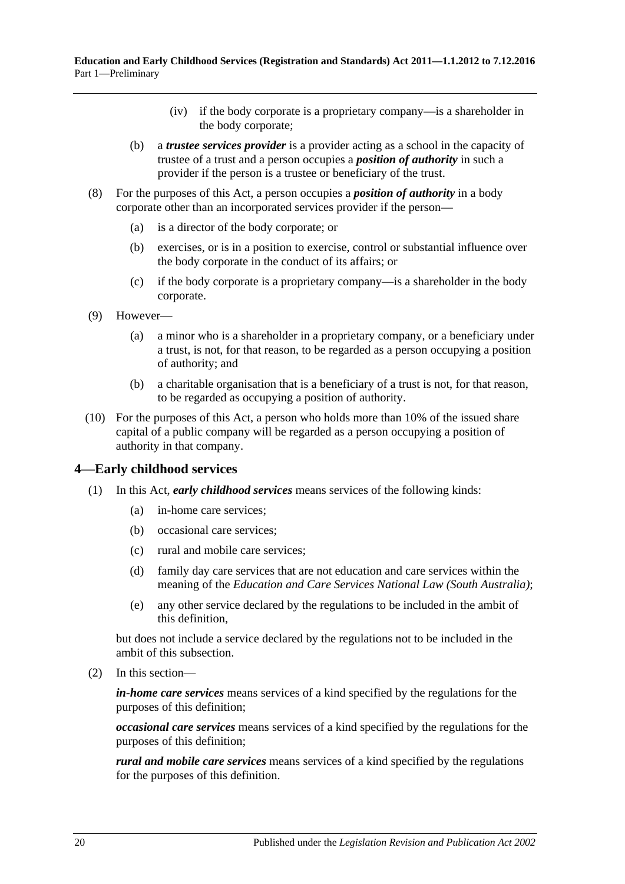(iv) if the body corporate is a proprietary company—is a shareholder in the body corporate;

(b) a ***trustee services provider*** is a provider acting as a school in the capacity of trustee of a trust and a person occupies a ***position of authority*** in such a provider if the person is a trustee or beneficiary of the trust.

(8) For the purposes of this Act, a person occupies a ***position of authority*** in a body corporate other than an incorporated services provider if the person—

(a) is a director of the body corporate; or

(b) exercises, or is in a position to exercise, control or substantial influence over the body corporate in the conduct of its affairs; or

(c) if the body corporate is a proprietary company—is a shareholder in the body corporate.

(9) However—

(a) a minor who is a shareholder in a proprietary company, or a beneficiary under a trust, is not, for that reason, to be regarded as a person occupying a position of authority; and

(b) a charitable organisation that is a beneficiary of a trust is not, for that reason, to be regarded as occupying a position of authority.

(10) For the purposes of this Act, a person who holds more than 10% of the issued share capital of a public company will be regarded as a person occupying a position of authority in that company.

## 4—Early childhood services

(1) In this Act, ***early childhood services*** means services of the following kinds:

(a) in-home care services;

(b) occasional care services;

(c) rural and mobile care services;

(d) family day care services that are not education and care services within the meaning of the *Education and Care Services National Law (South Australia)*;

(e) any other service declared by the regulations to be included in the ambit of this definition,

but does not include a service declared by the regulations not to be included in the ambit of this subsection.

(2) In this section—

***in-home care services*** means services of a kind specified by the regulations for the purposes of this definition;

***occasional care services*** means services of a kind specified by the regulations for the purposes of this definition;

***rural and mobile care services*** means services of a kind specified by the regulations for the purposes of this definition.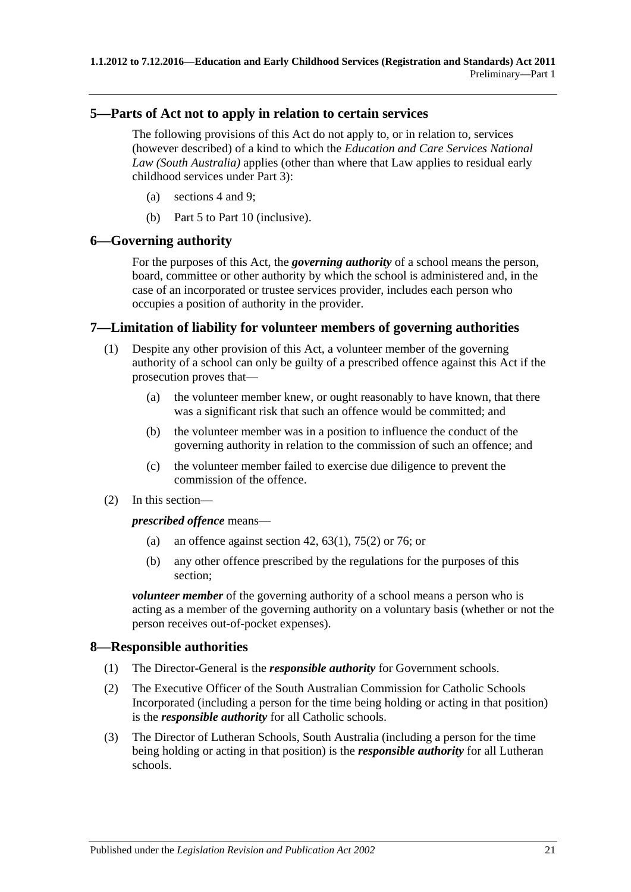## 5—Parts of Act not to apply in relation to certain services

The following provisions of this Act do not apply to, or in relation to, services (however described) of a kind to which the *Education and Care Services National Law (South Australia)* applies (other than where that Law applies to residual early childhood services under Part 3):

(a) sections 4 and 9;

(b) Part 5 to Part 10 (inclusive).

## 6—Governing authority

For the purposes of this Act, the ***governing authority*** of a school means the person, board, committee or other authority by which the school is administered and, in the case of an incorporated or trustee services provider, includes each person who occupies a position of authority in the provider.

## 7—Limitation of liability for volunteer members of governing authorities

(1) Despite any other provision of this Act, a volunteer member of the governing authority of a school can only be guilty of a prescribed offence against this Act if the prosecution proves that—

(a) the volunteer member knew, or ought reasonably to have known, that there was a significant risk that such an offence would be committed; and

(b) the volunteer member was in a position to influence the conduct of the governing authority in relation to the commission of such an offence; and

(c) the volunteer member failed to exercise due diligence to prevent the commission of the offence.

(2) In this section—

***prescribed offence*** means—

(a) an offence against section 42, 63(1), 75(2) or 76; or

(b) any other offence prescribed by the regulations for the purposes of this section;

***volunteer member*** of the governing authority of a school means a person who is acting as a member of the governing authority on a voluntary basis (whether or not the person receives out-of-pocket expenses).

## 8—Responsible authorities

(1) The Director-General is the ***responsible authority*** for Government schools.

(2) The Executive Officer of the South Australian Commission for Catholic Schools Incorporated (including a person for the time being holding or acting in that position) is the ***responsible authority*** for all Catholic schools.

(3) The Director of Lutheran Schools, South Australia (including a person for the time being holding or acting in that position) is the ***responsible authority*** for all Lutheran schools.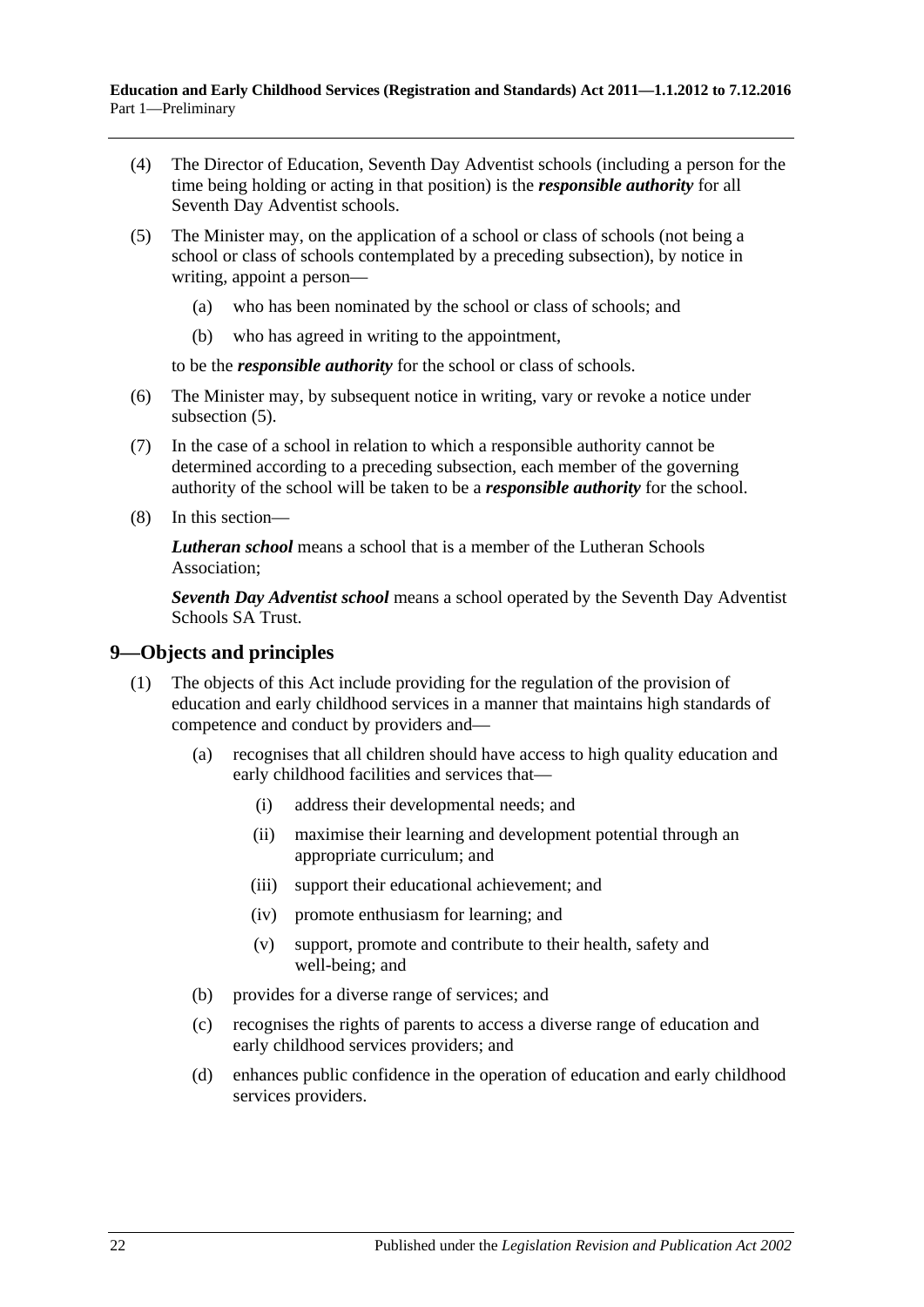(4) The Director of Education, Seventh Day Adventist schools (including a person for the time being holding or acting in that position) is the ***responsible authority*** for all Seventh Day Adventist schools.

(5) The Minister may, on the application of a school or class of schools (not being a school or class of schools contemplated by a preceding subsection), by notice in writing, appoint a person—

(a) who has been nominated by the school or class of schools; and

(b) who has agreed in writing to the appointment,

to be the ***responsible authority*** for the school or class of schools.

(6) The Minister may, by subsequent notice in writing, vary or revoke a notice under subsection (5).

(7) In the case of a school in relation to which a responsible authority cannot be determined according to a preceding subsection, each member of the governing authority of the school will be taken to be a ***responsible authority*** for the school.

(8) In this section—

***Lutheran school*** means a school that is a member of the Lutheran Schools Association;

***Seventh Day Adventist school*** means a school operated by the Seventh Day Adventist Schools SA Trust.

## 9—Objects and principles

(1) The objects of this Act include providing for the regulation of the provision of education and early childhood services in a manner that maintains high standards of competence and conduct by providers and—

(a) recognises that all children should have access to high quality education and early childhood facilities and services that—

(i) address their developmental needs; and

(ii) maximise their learning and development potential through an appropriate curriculum; and

(iii) support their educational achievement; and

(iv) promote enthusiasm for learning; and

(v) support, promote and contribute to their health, safety and well-being; and

(b) provides for a diverse range of services; and

(c) recognises the rights of parents to access a diverse range of education and early childhood services providers; and

(d) enhances public confidence in the operation of education and early childhood services providers.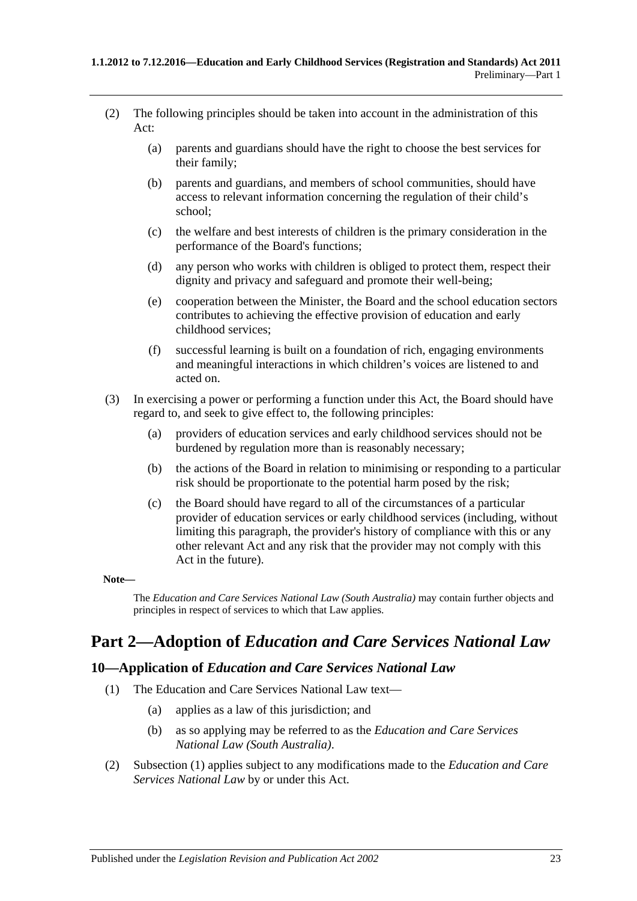(2) The following principles should be taken into account in the administration of this Act:

(a) parents and guardians should have the right to choose the best services for their family;

(b) parents and guardians, and members of school communities, should have access to relevant information concerning the regulation of their child's school;

(c) the welfare and best interests of children is the primary consideration in the performance of the Board's functions;

(d) any person who works with children is obliged to protect them, respect their dignity and privacy and safeguard and promote their well-being;

(e) cooperation between the Minister, the Board and the school education sectors contributes to achieving the effective provision of education and early childhood services;

(f) successful learning is built on a foundation of rich, engaging environments and meaningful interactions in which children's voices are listened to and acted on.

(3) In exercising a power or performing a function under this Act, the Board should have regard to, and seek to give effect to, the following principles:

(a) providers of education services and early childhood services should not be burdened by regulation more than is reasonably necessary;

(b) the actions of the Board in relation to minimising or responding to a particular risk should be proportionate to the potential harm posed by the risk;

(c) the Board should have regard to all of the circumstances of a particular provider of education services or early childhood services (including, without limiting this paragraph, the provider's history of compliance with this or any other relevant Act and any risk that the provider may not comply with this Act in the future).

**Note—**

The *Education and Care Services National Law (South Australia)* may contain further objects and principles in respect of services to which that Law applies.

# Part 2—Adoption of *Education and Care Services National Law*

## 10—Application of *Education and Care Services National Law*

(1) The Education and Care Services National Law text—

(a) applies as a law of this jurisdiction; and

(b) as so applying may be referred to as the *Education and Care Services National Law (South Australia)*.

(2) Subsection (1) applies subject to any modifications made to the *Education and Care Services National Law* by or under this Act.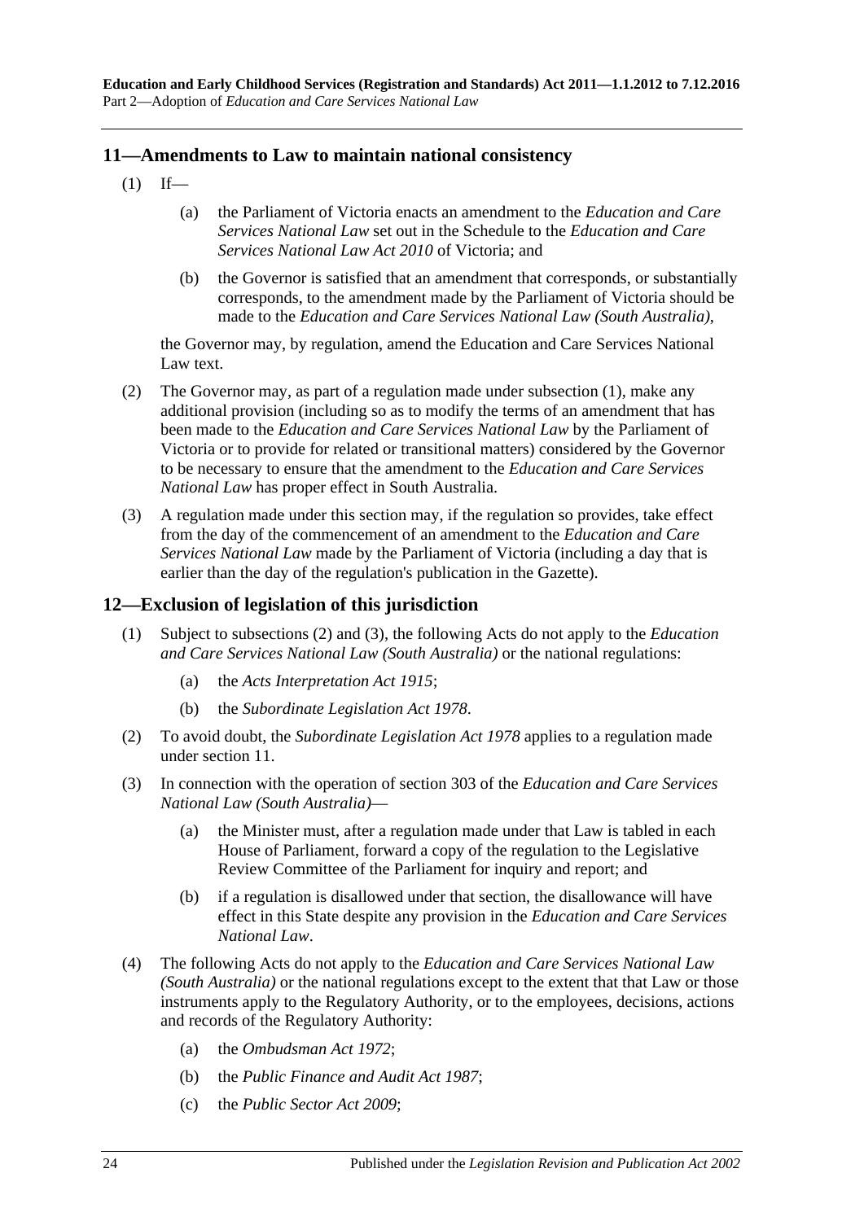## 11—Amendments to Law to maintain national consistency

(1) If—

(a) the Parliament of Victoria enacts an amendment to the *Education and Care Services National Law* set out in the Schedule to the *Education and Care Services National Law Act 2010* of Victoria; and

(b) the Governor is satisfied that an amendment that corresponds, or substantially corresponds, to the amendment made by the Parliament of Victoria should be made to the *Education and Care Services National Law (South Australia)*,

the Governor may, by regulation, amend the Education and Care Services National Law text.

(2) The Governor may, as part of a regulation made under subsection (1), make any additional provision (including so as to modify the terms of an amendment that has been made to the *Education and Care Services National Law* by the Parliament of Victoria or to provide for related or transitional matters) considered by the Governor to be necessary to ensure that the amendment to the *Education and Care Services National Law* has proper effect in South Australia.

(3) A regulation made under this section may, if the regulation so provides, take effect from the day of the commencement of an amendment to the *Education and Care Services National Law* made by the Parliament of Victoria (including a day that is earlier than the day of the regulation's publication in the Gazette).

## 12—Exclusion of legislation of this jurisdiction

(1) Subject to subsections (2) and (3), the following Acts do not apply to the *Education and Care Services National Law (South Australia)* or the national regulations:

(a) the *Acts Interpretation Act 1915*;

(b) the *Subordinate Legislation Act 1978*.

(2) To avoid doubt, the *Subordinate Legislation Act 1978* applies to a regulation made under section 11.

(3) In connection with the operation of section 303 of the *Education and Care Services National Law (South Australia)*—

(a) the Minister must, after a regulation made under that Law is tabled in each House of Parliament, forward a copy of the regulation to the Legislative Review Committee of the Parliament for inquiry and report; and

(b) if a regulation is disallowed under that section, the disallowance will have effect in this State despite any provision in the *Education and Care Services National Law*.

(4) The following Acts do not apply to the *Education and Care Services National Law (South Australia)* or the national regulations except to the extent that that Law or those instruments apply to the Regulatory Authority, or to the employees, decisions, actions and records of the Regulatory Authority:

(a) the *Ombudsman Act 1972*;

(b) the *Public Finance and Audit Act 1987*;

(c) the *Public Sector Act 2009*;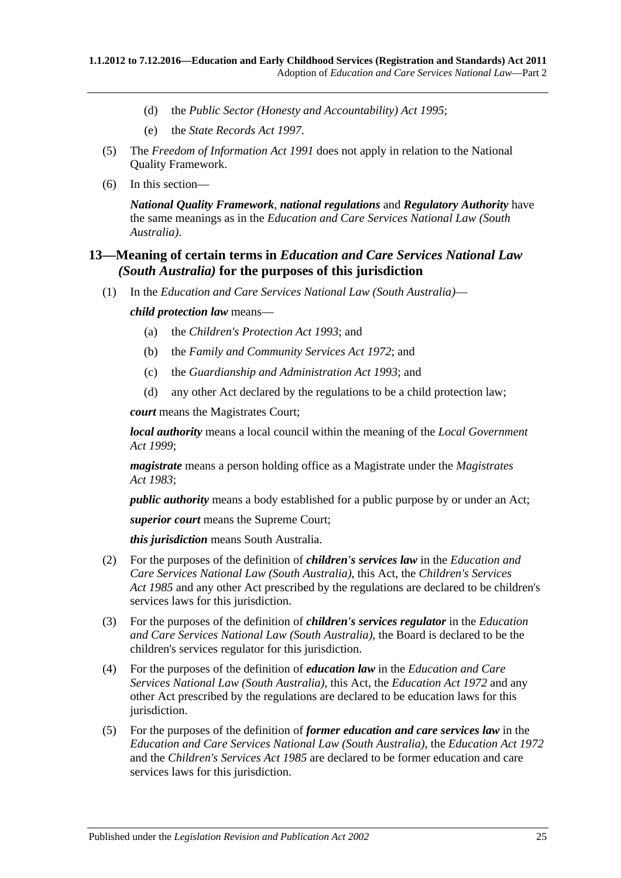(d) the *Public Sector (Honesty and Accountability) Act 1995*;

(e) the *State Records Act 1997*.

(5) The *Freedom of Information Act 1991* does not apply in relation to the National Quality Framework.

(6) In this section—

***National Quality Framework***, ***national regulations*** and ***Regulatory Authority*** have the same meanings as in the *Education and Care Services National Law (South Australia)*.

## 13—Meaning of certain terms in *Education and Care Services National Law (South Australia)* for the purposes of this jurisdiction

(1) In the *Education and Care Services National Law (South Australia)*—

***child protection law*** means—

(a) the *Children's Protection Act 1993*; and

(b) the *Family and Community Services Act 1972*; and

(c) the *Guardianship and Administration Act 1993*; and

(d) any other Act declared by the regulations to be a child protection law;

***court*** means the Magistrates Court;

***local authority*** means a local council within the meaning of the *Local Government Act 1999*;

***magistrate*** means a person holding office as a Magistrate under the *Magistrates Act 1983*;

***public authority*** means a body established for a public purpose by or under an Act;

***superior court*** means the Supreme Court;

***this jurisdiction*** means South Australia.

(2) For the purposes of the definition of ***children's services law*** in the *Education and Care Services National Law (South Australia)*, this Act, the *Children's Services Act 1985* and any other Act prescribed by the regulations are declared to be children's services laws for this jurisdiction.

(3) For the purposes of the definition of ***children's services regulator*** in the *Education and Care Services National Law (South Australia)*, the Board is declared to be the children's services regulator for this jurisdiction.

(4) For the purposes of the definition of ***education law*** in the *Education and Care Services National Law (South Australia)*, this Act, the *Education Act 1972* and any other Act prescribed by the regulations are declared to be education laws for this jurisdiction.

(5) For the purposes of the definition of ***former education and care services law*** in the *Education and Care Services National Law (South Australia)*, the *Education Act 1972* and the *Children's Services Act 1985* are declared to be former education and care services laws for this jurisdiction.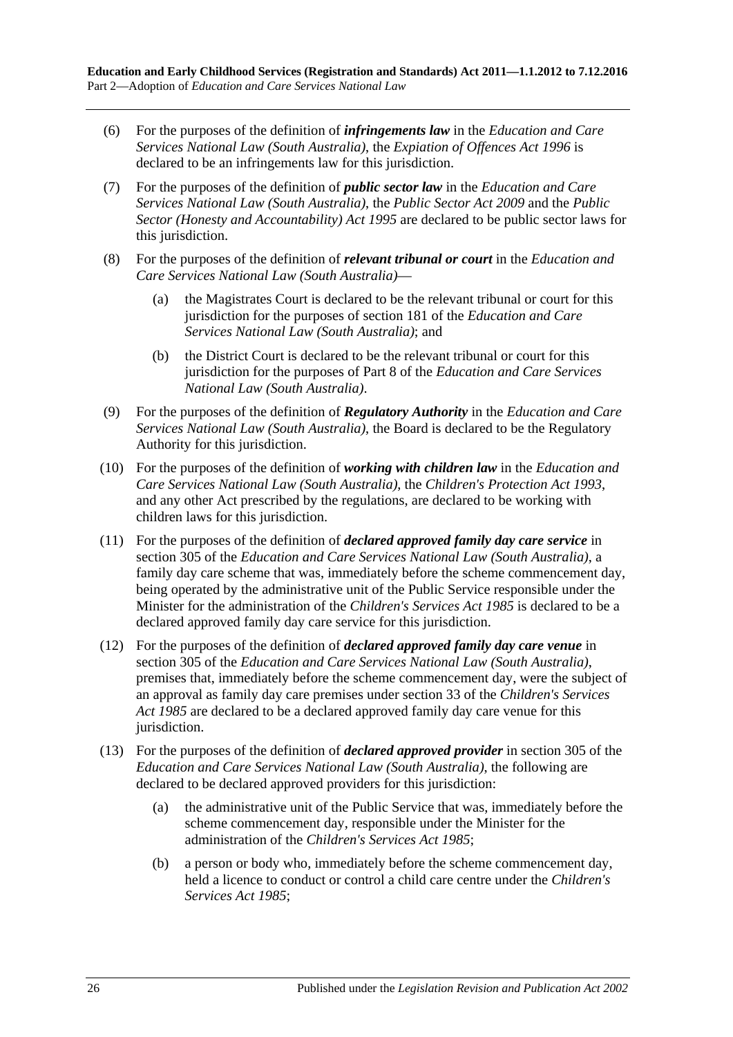(6) For the purposes of the definition of ***infringements law*** in the *Education and Care Services National Law (South Australia)*, the *Expiation of Offences Act 1996* is declared to be an infringements law for this jurisdiction.

(7) For the purposes of the definition of ***public sector law*** in the *Education and Care Services National Law (South Australia)*, the *Public Sector Act 2009* and the *Public Sector (Honesty and Accountability) Act 1995* are declared to be public sector laws for this jurisdiction.

(8) For the purposes of the definition of ***relevant tribunal or court*** in the *Education and Care Services National Law (South Australia)*—

  (a) the Magistrates Court is declared to be the relevant tribunal or court for this jurisdiction for the purposes of section 181 of the *Education and Care Services National Law (South Australia)*; and

  (b) the District Court is declared to be the relevant tribunal or court for this jurisdiction for the purposes of Part 8 of the *Education and Care Services National Law (South Australia)*.

(9) For the purposes of the definition of ***Regulatory Authority*** in the *Education and Care Services National Law (South Australia)*, the Board is declared to be the Regulatory Authority for this jurisdiction.

(10) For the purposes of the definition of ***working with children law*** in the *Education and Care Services National Law (South Australia)*, the *Children's Protection Act 1993*, and any other Act prescribed by the regulations, are declared to be working with children laws for this jurisdiction.

(11) For the purposes of the definition of ***declared approved family day care service*** in section 305 of the *Education and Care Services National Law (South Australia)*, a family day care scheme that was, immediately before the scheme commencement day, being operated by the administrative unit of the Public Service responsible under the Minister for the administration of the *Children's Services Act 1985* is declared to be a declared approved family day care service for this jurisdiction.

(12) For the purposes of the definition of ***declared approved family day care venue*** in section 305 of the *Education and Care Services National Law (South Australia)*, premises that, immediately before the scheme commencement day, were the subject of an approval as family day care premises under section 33 of the *Children's Services Act 1985* are declared to be a declared approved family day care venue for this jurisdiction.

(13) For the purposes of the definition of ***declared approved provider*** in section 305 of the *Education and Care Services National Law (South Australia)*, the following are declared to be declared approved providers for this jurisdiction:

  (a) the administrative unit of the Public Service that was, immediately before the scheme commencement day, responsible under the Minister for the administration of the *Children's Services Act 1985*;

  (b) a person or body who, immediately before the scheme commencement day, held a licence to conduct or control a child care centre under the *Children's Services Act 1985*;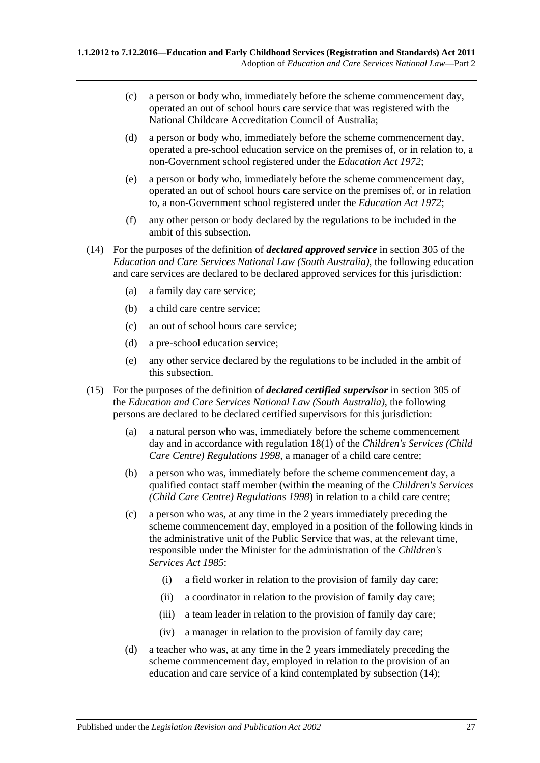(c) a person or body who, immediately before the scheme commencement day, operated an out of school hours care service that was registered with the National Childcare Accreditation Council of Australia;

(d) a person or body who, immediately before the scheme commencement day, operated a pre-school education service on the premises of, or in relation to, a non-Government school registered under the *Education Act 1972*;

(e) a person or body who, immediately before the scheme commencement day, operated an out of school hours care service on the premises of, or in relation to, a non-Government school registered under the *Education Act 1972*;

(f) any other person or body declared by the regulations to be included in the ambit of this subsection.

(14) For the purposes of the definition of ***declared approved service*** in section 305 of the *Education and Care Services National Law (South Australia)*, the following education and care services are declared to be declared approved services for this jurisdiction:

(a) a family day care service;

(b) a child care centre service;

(c) an out of school hours care service;

(d) a pre-school education service;

(e) any other service declared by the regulations to be included in the ambit of this subsection.

(15) For the purposes of the definition of ***declared certified supervisor*** in section 305 of the *Education and Care Services National Law (South Australia)*, the following persons are declared to be declared certified supervisors for this jurisdiction:

(a) a natural person who was, immediately before the scheme commencement day and in accordance with regulation 18(1) of the *Children's Services (Child Care Centre) Regulations 1998*, a manager of a child care centre;

(b) a person who was, immediately before the scheme commencement day, a qualified contact staff member (within the meaning of the *Children's Services (Child Care Centre) Regulations 1998*) in relation to a child care centre;

(c) a person who was, at any time in the 2 years immediately preceding the scheme commencement day, employed in a position of the following kinds in the administrative unit of the Public Service that was, at the relevant time, responsible under the Minister for the administration of the *Children's Services Act 1985*:

(i) a field worker in relation to the provision of family day care;

(ii) a coordinator in relation to the provision of family day care;

(iii) a team leader in relation to the provision of family day care;

(iv) a manager in relation to the provision of family day care;

(d) a teacher who was, at any time in the 2 years immediately preceding the scheme commencement day, employed in relation to the provision of an education and care service of a kind contemplated by subsection (14);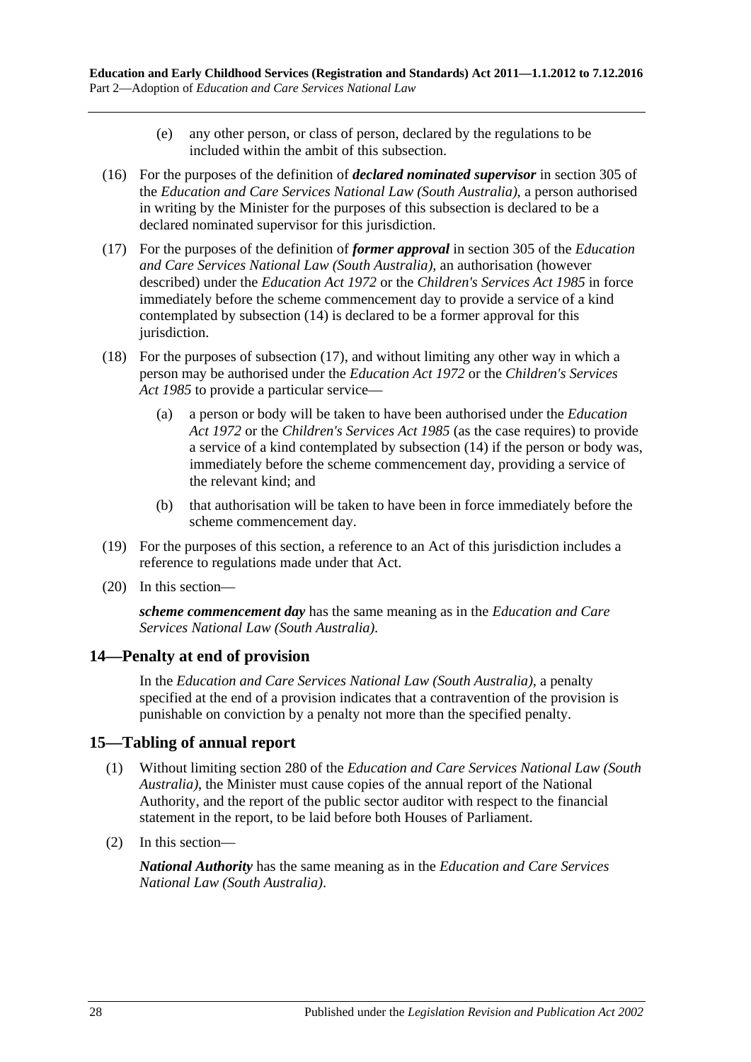(e) any other person, or class of person, declared by the regulations to be included within the ambit of this subsection.

(16) For the purposes of the definition of ***declared nominated supervisor*** in section 305 of the *Education and Care Services National Law (South Australia)*, a person authorised in writing by the Minister for the purposes of this subsection is declared to be a declared nominated supervisor for this jurisdiction.

(17) For the purposes of the definition of ***former approval*** in section 305 of the *Education and Care Services National Law (South Australia)*, an authorisation (however described) under the *Education Act 1972* or the *Children's Services Act 1985* in force immediately before the scheme commencement day to provide a service of a kind contemplated by subsection (14) is declared to be a former approval for this jurisdiction.

(18) For the purposes of subsection (17), and without limiting any other way in which a person may be authorised under the *Education Act 1972* or the *Children's Services Act 1985* to provide a particular service—

(a) a person or body will be taken to have been authorised under the *Education Act 1972* or the *Children's Services Act 1985* (as the case requires) to provide a service of a kind contemplated by subsection (14) if the person or body was, immediately before the scheme commencement day, providing a service of the relevant kind; and

(b) that authorisation will be taken to have been in force immediately before the scheme commencement day.

(19) For the purposes of this section, a reference to an Act of this jurisdiction includes a reference to regulations made under that Act.

(20) In this section—

***scheme commencement day*** has the same meaning as in the *Education and Care Services National Law (South Australia)*.

## 14—Penalty at end of provision

In the *Education and Care Services National Law (South Australia)*, a penalty specified at the end of a provision indicates that a contravention of the provision is punishable on conviction by a penalty not more than the specified penalty.

## 15—Tabling of annual report

(1) Without limiting section 280 of the *Education and Care Services National Law (South Australia)*, the Minister must cause copies of the annual report of the National Authority, and the report of the public sector auditor with respect to the financial statement in the report, to be laid before both Houses of Parliament.

(2) In this section—

***National Authority*** has the same meaning as in the *Education and Care Services National Law (South Australia)*.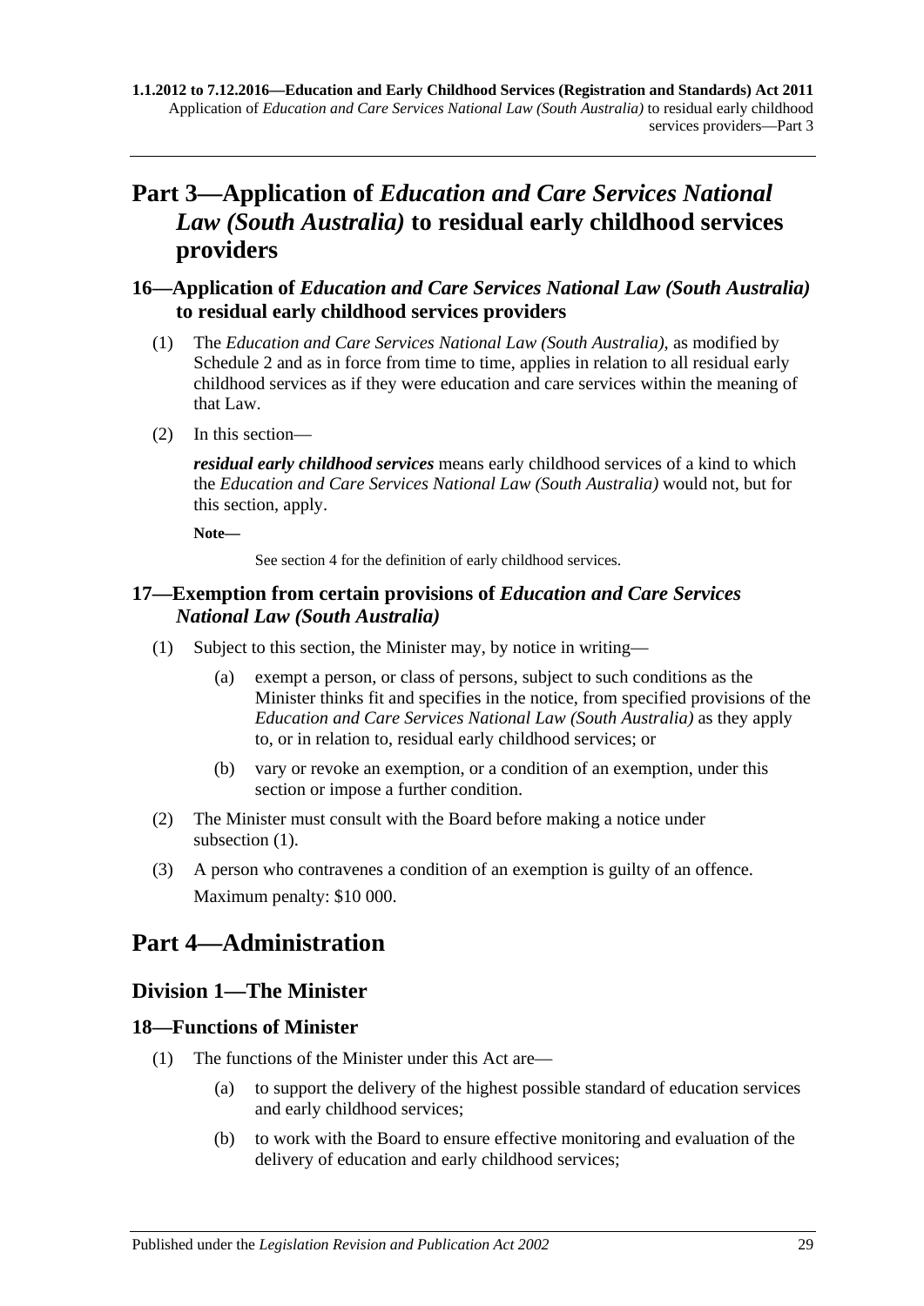# Part 3—Application of *Education and Care Services National Law (South Australia)* to residual early childhood services providers

## 16—Application of *Education and Care Services National Law (South Australia)* to residual early childhood services providers

(1) The *Education and Care Services National Law (South Australia)*, as modified by Schedule 2 and as in force from time to time, applies in relation to all residual early childhood services as if they were education and care services within the meaning of that Law.

(2) In this section—

***residual early childhood services*** means early childhood services of a kind to which the *Education and Care Services National Law (South Australia)* would not, but for this section, apply.

**Note—**

See section 4 for the definition of early childhood services.

## 17—Exemption from certain provisions of *Education and Care Services National Law (South Australia)*

(1) Subject to this section, the Minister may, by notice in writing—

(a) exempt a person, or class of persons, subject to such conditions as the Minister thinks fit and specifies in the notice, from specified provisions of the *Education and Care Services National Law (South Australia)* as they apply to, or in relation to, residual early childhood services; or

(b) vary or revoke an exemption, or a condition of an exemption, under this section or impose a further condition.

(2) The Minister must consult with the Board before making a notice under subsection (1).

(3) A person who contravenes a condition of an exemption is guilty of an offence.

Maximum penalty: $10 000.

# Part 4—Administration

## Division 1—The Minister

## 18—Functions of Minister

(1) The functions of the Minister under this Act are—

(a) to support the delivery of the highest possible standard of education services and early childhood services;

(b) to work with the Board to ensure effective monitoring and evaluation of the delivery of education and early childhood services;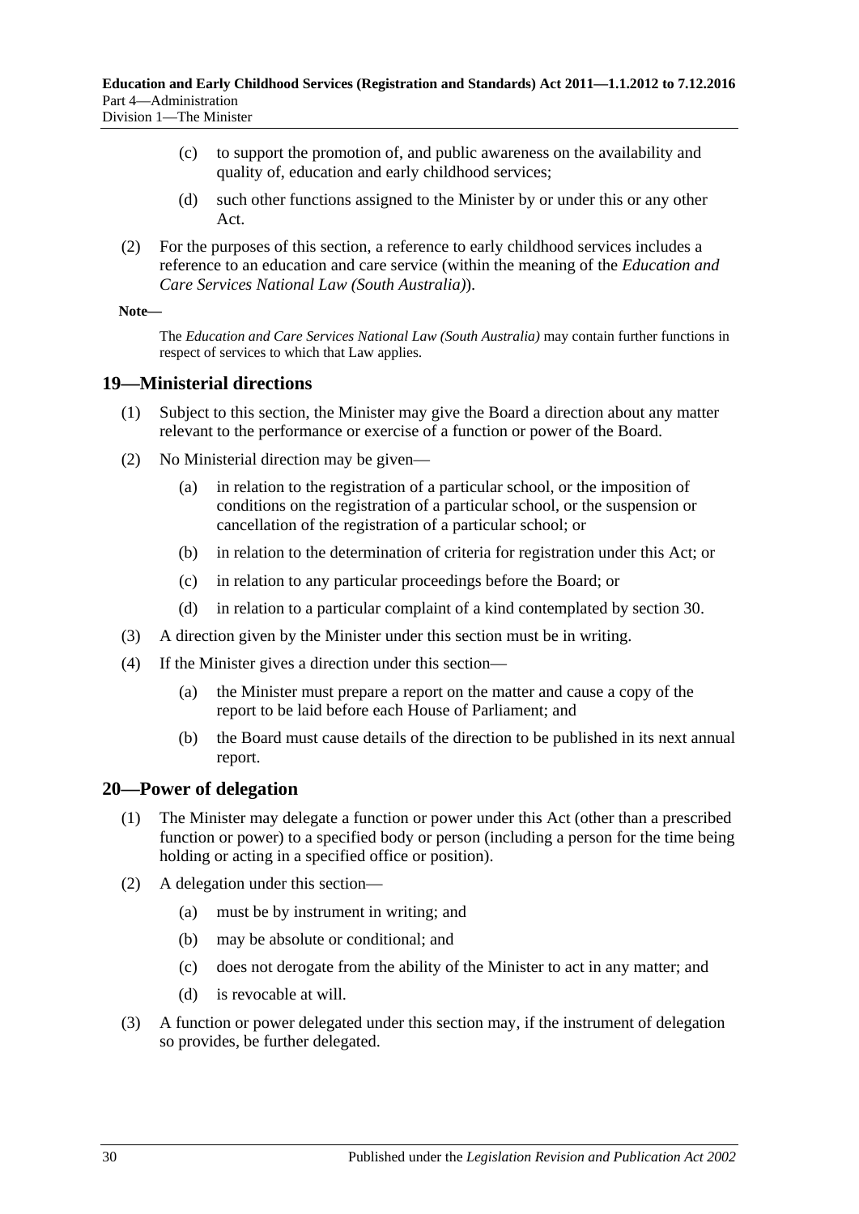(c) to support the promotion of, and public awareness on the availability and quality of, education and early childhood services;

(d) such other functions assigned to the Minister by or under this or any other Act.

(2) For the purposes of this section, a reference to early childhood services includes a reference to an education and care service (within the meaning of the *Education and Care Services National Law (South Australia)*).

**Note—**

The *Education and Care Services National Law (South Australia)* may contain further functions in respect of services to which that Law applies.

## 19—Ministerial directions

(1) Subject to this section, the Minister may give the Board a direction about any matter relevant to the performance or exercise of a function or power of the Board.

(2) No Ministerial direction may be given—

(a) in relation to the registration of a particular school, or the imposition of conditions on the registration of a particular school, or the suspension or cancellation of the registration of a particular school; or

(b) in relation to the determination of criteria for registration under this Act; or

(c) in relation to any particular proceedings before the Board; or

(d) in relation to a particular complaint of a kind contemplated by section 30.

(3) A direction given by the Minister under this section must be in writing.

(4) If the Minister gives a direction under this section—

(a) the Minister must prepare a report on the matter and cause a copy of the report to be laid before each House of Parliament; and

(b) the Board must cause details of the direction to be published in its next annual report.

## 20—Power of delegation

(1) The Minister may delegate a function or power under this Act (other than a prescribed function or power) to a specified body or person (including a person for the time being holding or acting in a specified office or position).

(2) A delegation under this section—

(a) must be by instrument in writing; and

(b) may be absolute or conditional; and

(c) does not derogate from the ability of the Minister to act in any matter; and

(d) is revocable at will.

(3) A function or power delegated under this section may, if the instrument of delegation so provides, be further delegated.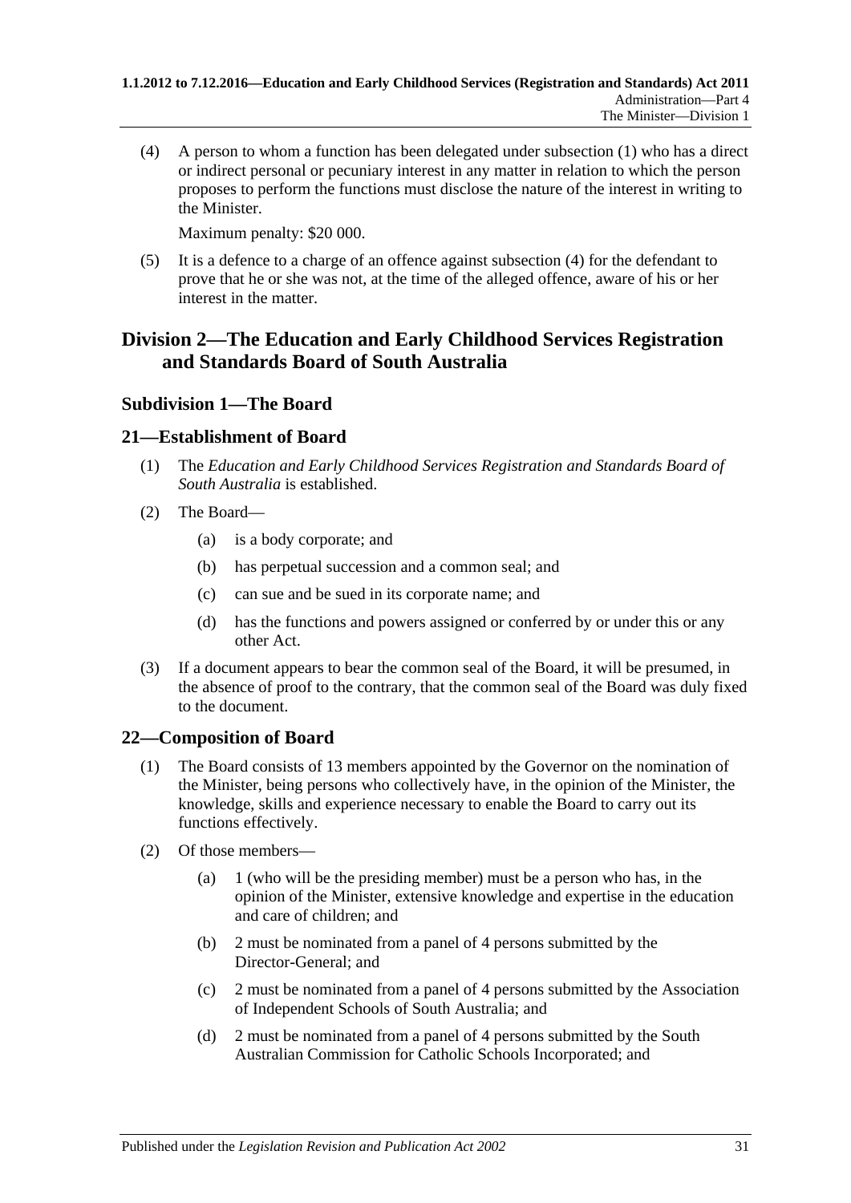(4) A person to whom a function has been delegated under subsection (1) who has a direct or indirect personal or pecuniary interest in any matter in relation to which the person proposes to perform the functions must disclose the nature of the interest in writing to the Minister.

Maximum penalty: $20 000.

(5) It is a defence to a charge of an offence against subsection (4) for the defendant to prove that he or she was not, at the time of the alleged offence, aware of his or her interest in the matter.

## Division 2—The Education and Early Childhood Services Registration and Standards Board of South Australia

### Subdivision 1—The Board

### 21—Establishment of Board

(1) The *Education and Early Childhood Services Registration and Standards Board of South Australia* is established.

(2) The Board—

(a) is a body corporate; and

(b) has perpetual succession and a common seal; and

(c) can sue and be sued in its corporate name; and

(d) has the functions and powers assigned or conferred by or under this or any other Act.

(3) If a document appears to bear the common seal of the Board, it will be presumed, in the absence of proof to the contrary, that the common seal of the Board was duly fixed to the document.

### 22—Composition of Board

(1) The Board consists of 13 members appointed by the Governor on the nomination of the Minister, being persons who collectively have, in the opinion of the Minister, the knowledge, skills and experience necessary to enable the Board to carry out its functions effectively.

(2) Of those members—

(a) 1 (who will be the presiding member) must be a person who has, in the opinion of the Minister, extensive knowledge and expertise in the education and care of children; and

(b) 2 must be nominated from a panel of 4 persons submitted by the Director-General; and

(c) 2 must be nominated from a panel of 4 persons submitted by the Association of Independent Schools of South Australia; and

(d) 2 must be nominated from a panel of 4 persons submitted by the South Australian Commission for Catholic Schools Incorporated; and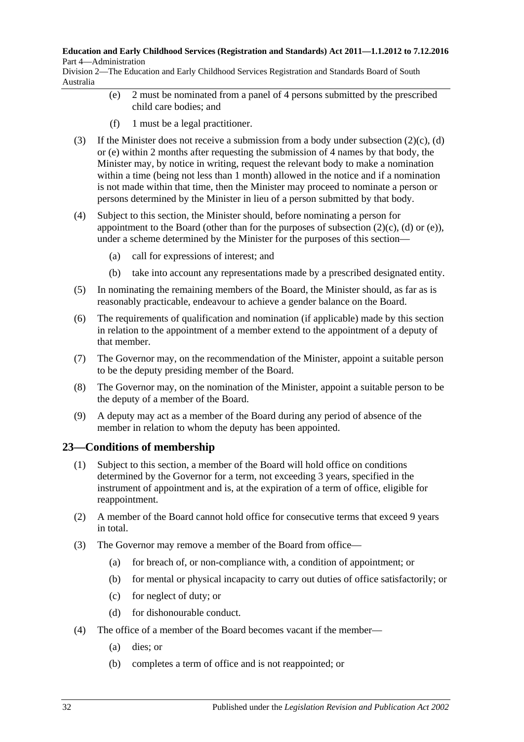(e) 2 must be nominated from a panel of 4 persons submitted by the prescribed child care bodies; and

(f) 1 must be a legal practitioner.

(3) If the Minister does not receive a submission from a body under subsection (2)(c), (d) or (e) within 2 months after requesting the submission of 4 names by that body, the Minister may, by notice in writing, request the relevant body to make a nomination within a time (being not less than 1 month) allowed in the notice and if a nomination is not made within that time, then the Minister may proceed to nominate a person or persons determined by the Minister in lieu of a person submitted by that body.

(4) Subject to this section, the Minister should, before nominating a person for appointment to the Board (other than for the purposes of subsection (2)(c), (d) or (e)), under a scheme determined by the Minister for the purposes of this section—

(a) call for expressions of interest; and

(b) take into account any representations made by a prescribed designated entity.

(5) In nominating the remaining members of the Board, the Minister should, as far as is reasonably practicable, endeavour to achieve a gender balance on the Board.

(6) The requirements of qualification and nomination (if applicable) made by this section in relation to the appointment of a member extend to the appointment of a deputy of that member.

(7) The Governor may, on the recommendation of the Minister, appoint a suitable person to be the deputy presiding member of the Board.

(8) The Governor may, on the nomination of the Minister, appoint a suitable person to be the deputy of a member of the Board.

(9) A deputy may act as a member of the Board during any period of absence of the member in relation to whom the deputy has been appointed.

## 23—Conditions of membership

(1) Subject to this section, a member of the Board will hold office on conditions determined by the Governor for a term, not exceeding 3 years, specified in the instrument of appointment and is, at the expiration of a term of office, eligible for reappointment.

(2) A member of the Board cannot hold office for consecutive terms that exceed 9 years in total.

(3) The Governor may remove a member of the Board from office—

(a) for breach of, or non-compliance with, a condition of appointment; or

(b) for mental or physical incapacity to carry out duties of office satisfactorily; or

(c) for neglect of duty; or

(d) for dishonourable conduct.

(4) The office of a member of the Board becomes vacant if the member—

(a) dies; or

(b) completes a term of office and is not reappointed; or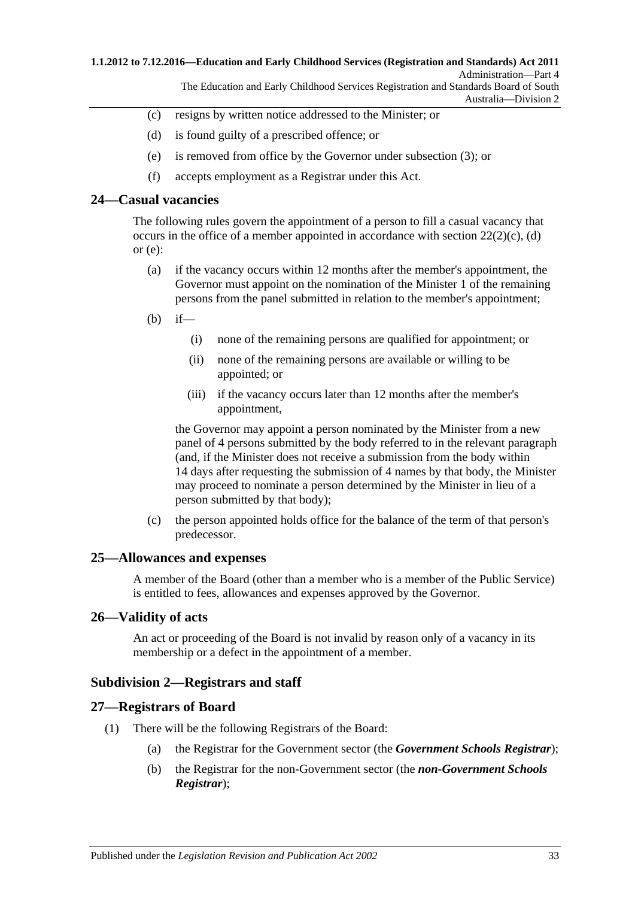(c) resigns by written notice addressed to the Minister; or

(d) is found guilty of a prescribed offence; or

(e) is removed from office by the Governor under subsection (3); or

(f) accepts employment as a Registrar under this Act.

## 24—Casual vacancies

The following rules govern the appointment of a person to fill a casual vacancy that occurs in the office of a member appointed in accordance with section 22(2)(c), (d) or (e):

(a) if the vacancy occurs within 12 months after the member's appointment, the Governor must appoint on the nomination of the Minister 1 of the remaining persons from the panel submitted in relation to the member's appointment;

(b) if—

(i) none of the remaining persons are qualified for appointment; or

(ii) none of the remaining persons are available or willing to be appointed; or

(iii) if the vacancy occurs later than 12 months after the member's appointment,

the Governor may appoint a person nominated by the Minister from a new panel of 4 persons submitted by the body referred to in the relevant paragraph (and, if the Minister does not receive a submission from the body within 14 days after requesting the submission of 4 names by that body, the Minister may proceed to nominate a person determined by the Minister in lieu of a person submitted by that body);

(c) the person appointed holds office for the balance of the term of that person's predecessor.

## 25—Allowances and expenses

A member of the Board (other than a member who is a member of the Public Service) is entitled to fees, allowances and expenses approved by the Governor.

## 26—Validity of acts

An act or proceeding of the Board is not invalid by reason only of a vacancy in its membership or a defect in the appointment of a member.

### Subdivision 2—Registrars and staff

## 27—Registrars of Board

(1) There will be the following Registrars of the Board:

(a) the Registrar for the Government sector (the ***Government Schools Registrar***);

(b) the Registrar for the non-Government sector (the ***non-Government Schools Registrar***);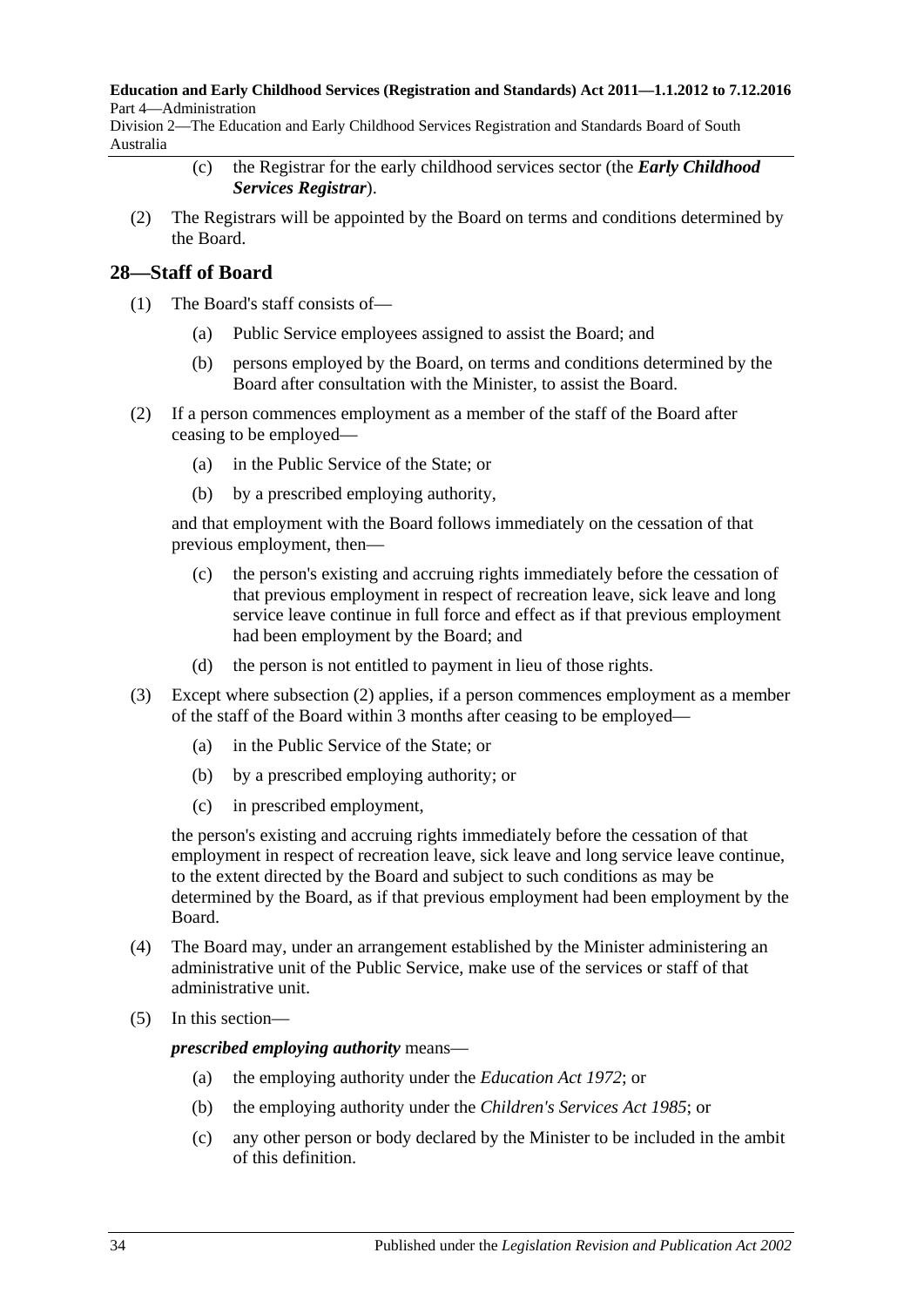(c) the Registrar for the early childhood services sector (the ***Early Childhood Services Registrar***).

(2) The Registrars will be appointed by the Board on terms and conditions determined by the Board.

## 28—Staff of Board

(1) The Board's staff consists of—

(a) Public Service employees assigned to assist the Board; and

(b) persons employed by the Board, on terms and conditions determined by the Board after consultation with the Minister, to assist the Board.

(2) If a person commences employment as a member of the staff of the Board after ceasing to be employed—

(a) in the Public Service of the State; or

(b) by a prescribed employing authority,

and that employment with the Board follows immediately on the cessation of that previous employment, then—

(c) the person's existing and accruing rights immediately before the cessation of that previous employment in respect of recreation leave, sick leave and long service leave continue in full force and effect as if that previous employment had been employment by the Board; and

(d) the person is not entitled to payment in lieu of those rights.

(3) Except where subsection (2) applies, if a person commences employment as a member of the staff of the Board within 3 months after ceasing to be employed—

(a) in the Public Service of the State; or

(b) by a prescribed employing authority; or

(c) in prescribed employment,

the person's existing and accruing rights immediately before the cessation of that employment in respect of recreation leave, sick leave and long service leave continue, to the extent directed by the Board and subject to such conditions as may be determined by the Board, as if that previous employment had been employment by the Board.

(4) The Board may, under an arrangement established by the Minister administering an administrative unit of the Public Service, make use of the services or staff of that administrative unit.

(5) In this section—

***prescribed employing authority*** means—

(a) the employing authority under the *Education Act 1972*; or

(b) the employing authority under the *Children's Services Act 1985*; or

(c) any other person or body declared by the Minister to be included in the ambit of this definition.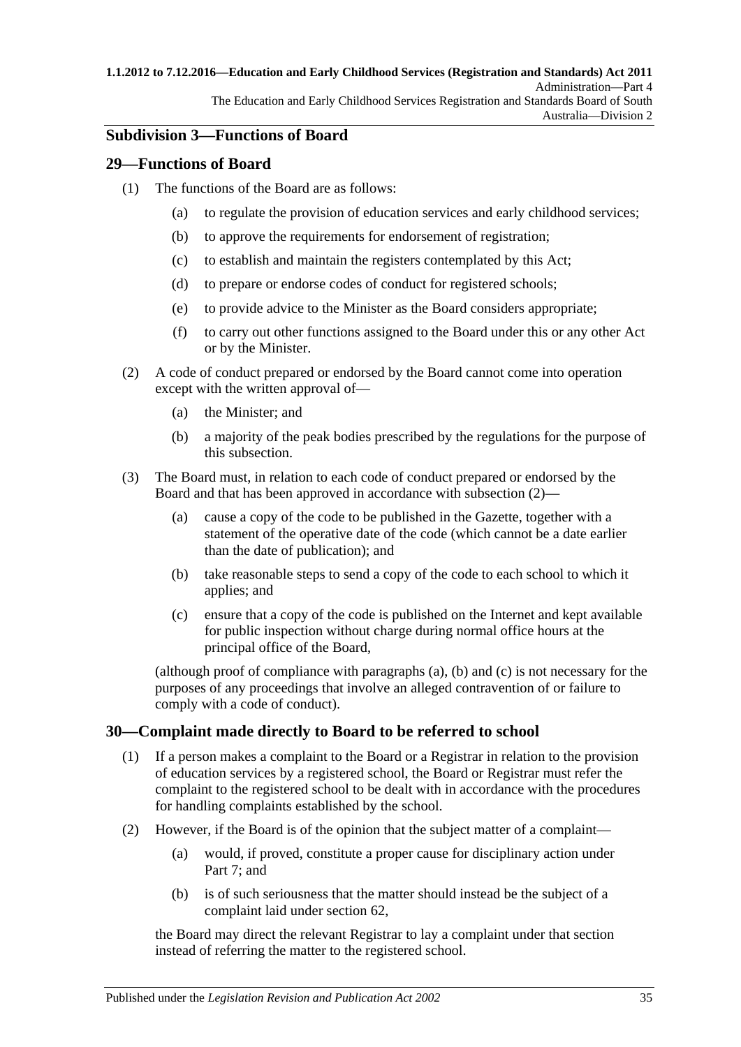## Subdivision 3—Functions of Board

### 29—Functions of Board

(1) The functions of the Board are as follows:

- (a) to regulate the provision of education services and early childhood services;
- (b) to approve the requirements for endorsement of registration;
- (c) to establish and maintain the registers contemplated by this Act;
- (d) to prepare or endorse codes of conduct for registered schools;
- (e) to provide advice to the Minister as the Board considers appropriate;
- (f) to carry out other functions assigned to the Board under this or any other Act or by the Minister.

(2) A code of conduct prepared or endorsed by the Board cannot come into operation except with the written approval of—

- (a) the Minister; and
- (b) a majority of the peak bodies prescribed by the regulations for the purpose of this subsection.

(3) The Board must, in relation to each code of conduct prepared or endorsed by the Board and that has been approved in accordance with subsection (2)—

- (a) cause a copy of the code to be published in the Gazette, together with a statement of the operative date of the code (which cannot be a date earlier than the date of publication); and
- (b) take reasonable steps to send a copy of the code to each school to which it applies; and
- (c) ensure that a copy of the code is published on the Internet and kept available for public inspection without charge during normal office hours at the principal office of the Board,

(although proof of compliance with paragraphs (a), (b) and (c) is not necessary for the purposes of any proceedings that involve an alleged contravention of or failure to comply with a code of conduct).

### 30—Complaint made directly to Board to be referred to school

(1) If a person makes a complaint to the Board or a Registrar in relation to the provision of education services by a registered school, the Board or Registrar must refer the complaint to the registered school to be dealt with in accordance with the procedures for handling complaints established by the school.

(2) However, if the Board is of the opinion that the subject matter of a complaint—

- (a) would, if proved, constitute a proper cause for disciplinary action under Part 7; and
- (b) is of such seriousness that the matter should instead be the subject of a complaint laid under section 62,

the Board may direct the relevant Registrar to lay a complaint under that section instead of referring the matter to the registered school.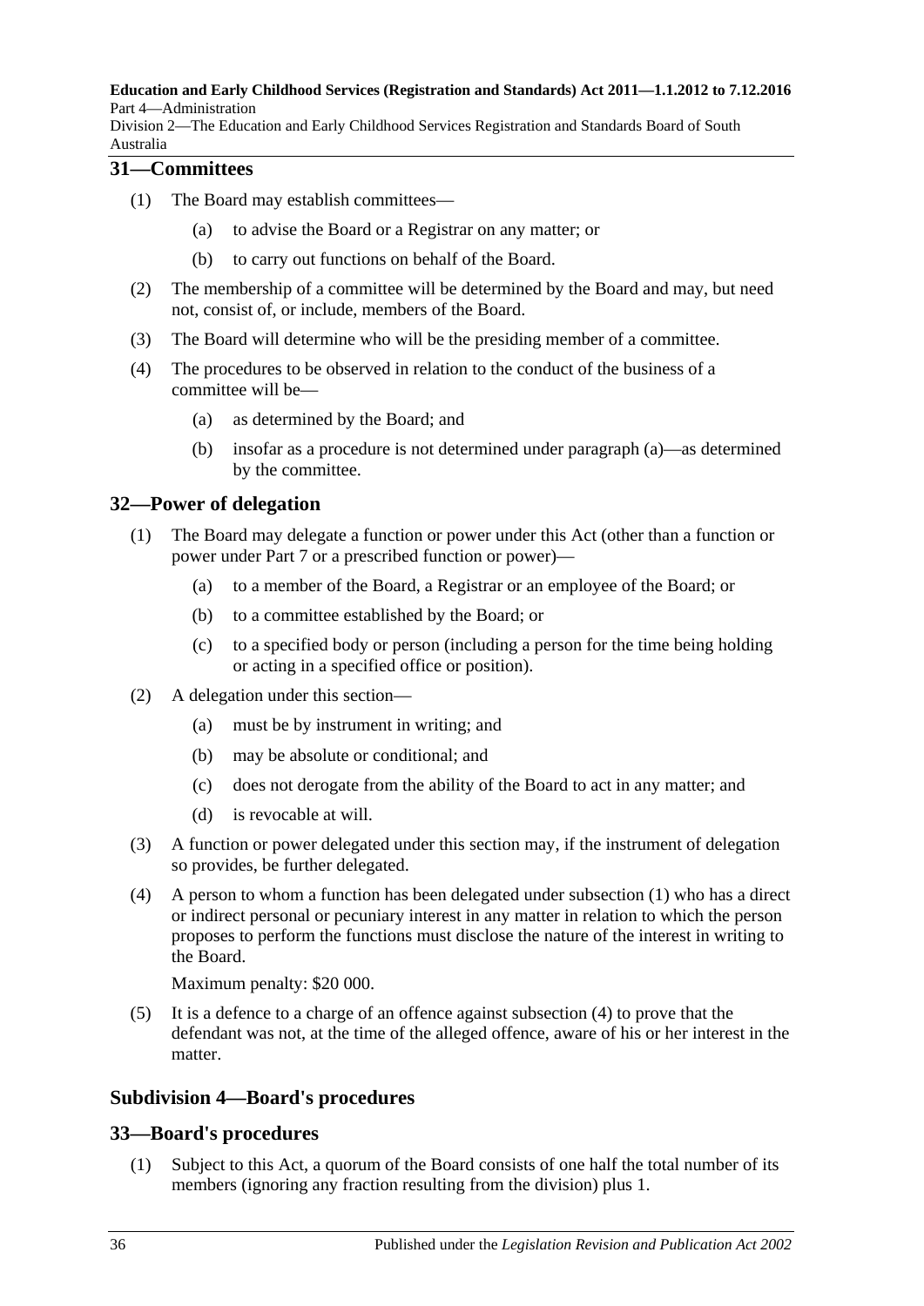## 31—Committees

(1) The Board may establish committees—

(a) to advise the Board or a Registrar on any matter; or

(b) to carry out functions on behalf of the Board.

(2) The membership of a committee will be determined by the Board and may, but need not, consist of, or include, members of the Board.

(3) The Board will determine who will be the presiding member of a committee.

(4) The procedures to be observed in relation to the conduct of the business of a committee will be—

(a) as determined by the Board; and

(b) insofar as a procedure is not determined under paragraph (a)—as determined by the committee.

## 32—Power of delegation

(1) The Board may delegate a function or power under this Act (other than a function or power under Part 7 or a prescribed function or power)—

(a) to a member of the Board, a Registrar or an employee of the Board; or

(b) to a committee established by the Board; or

(c) to a specified body or person (including a person for the time being holding or acting in a specified office or position).

(2) A delegation under this section—

(a) must be by instrument in writing; and

(b) may be absolute or conditional; and

(c) does not derogate from the ability of the Board to act in any matter; and

(d) is revocable at will.

(3) A function or power delegated under this section may, if the instrument of delegation so provides, be further delegated.

(4) A person to whom a function has been delegated under subsection (1) who has a direct or indirect personal or pecuniary interest in any matter in relation to which the person proposes to perform the functions must disclose the nature of the interest in writing to the Board.

Maximum penalty: $20 000.

(5) It is a defence to a charge of an offence against subsection (4) to prove that the defendant was not, at the time of the alleged offence, aware of his or her interest in the matter.

### Subdivision 4—Board's procedures

## 33—Board's procedures

(1) Subject to this Act, a quorum of the Board consists of one half the total number of its members (ignoring any fraction resulting from the division) plus 1.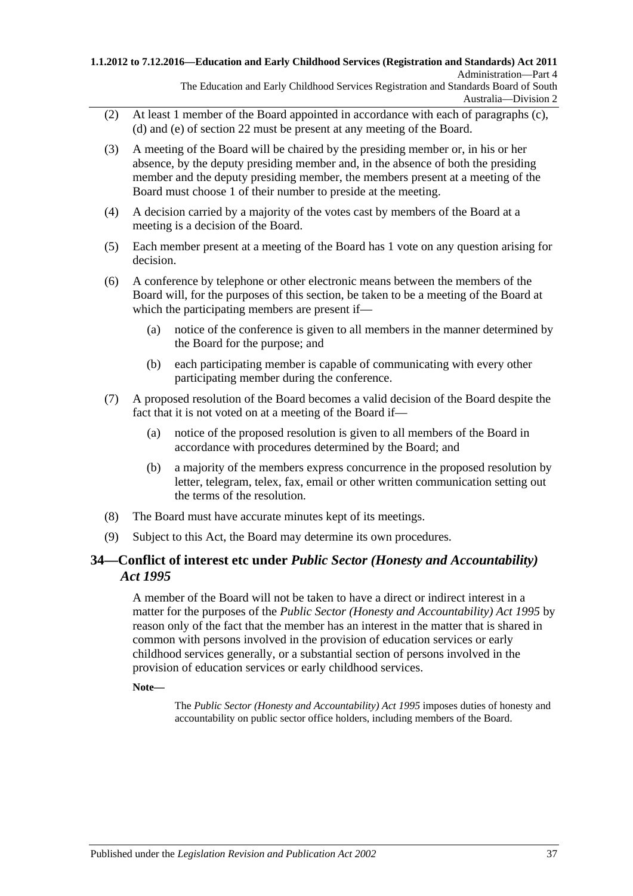(2) At least 1 member of the Board appointed in accordance with each of paragraphs (c), (d) and (e) of section 22 must be present at any meeting of the Board.

(3) A meeting of the Board will be chaired by the presiding member or, in his or her absence, by the deputy presiding member and, in the absence of both the presiding member and the deputy presiding member, the members present at a meeting of the Board must choose 1 of their number to preside at the meeting.

(4) A decision carried by a majority of the votes cast by members of the Board at a meeting is a decision of the Board.

(5) Each member present at a meeting of the Board has 1 vote on any question arising for decision.

(6) A conference by telephone or other electronic means between the members of the Board will, for the purposes of this section, be taken to be a meeting of the Board at which the participating members are present if—

(a) notice of the conference is given to all members in the manner determined by the Board for the purpose; and

(b) each participating member is capable of communicating with every other participating member during the conference.

(7) A proposed resolution of the Board becomes a valid decision of the Board despite the fact that it is not voted on at a meeting of the Board if—

(a) notice of the proposed resolution is given to all members of the Board in accordance with procedures determined by the Board; and

(b) a majority of the members express concurrence in the proposed resolution by letter, telegram, telex, fax, email or other written communication setting out the terms of the resolution.

(8) The Board must have accurate minutes kept of its meetings.

(9) Subject to this Act, the Board may determine its own procedures.

## 34—Conflict of interest etc under *Public Sector (Honesty and Accountability) Act 1995*

A member of the Board will not be taken to have a direct or indirect interest in a matter for the purposes of the *Public Sector (Honesty and Accountability) Act 1995* by reason only of the fact that the member has an interest in the matter that is shared in common with persons involved in the provision of education services or early childhood services generally, or a substantial section of persons involved in the provision of education services or early childhood services.

**Note—**

The *Public Sector (Honesty and Accountability) Act 1995* imposes duties of honesty and accountability on public sector office holders, including members of the Board.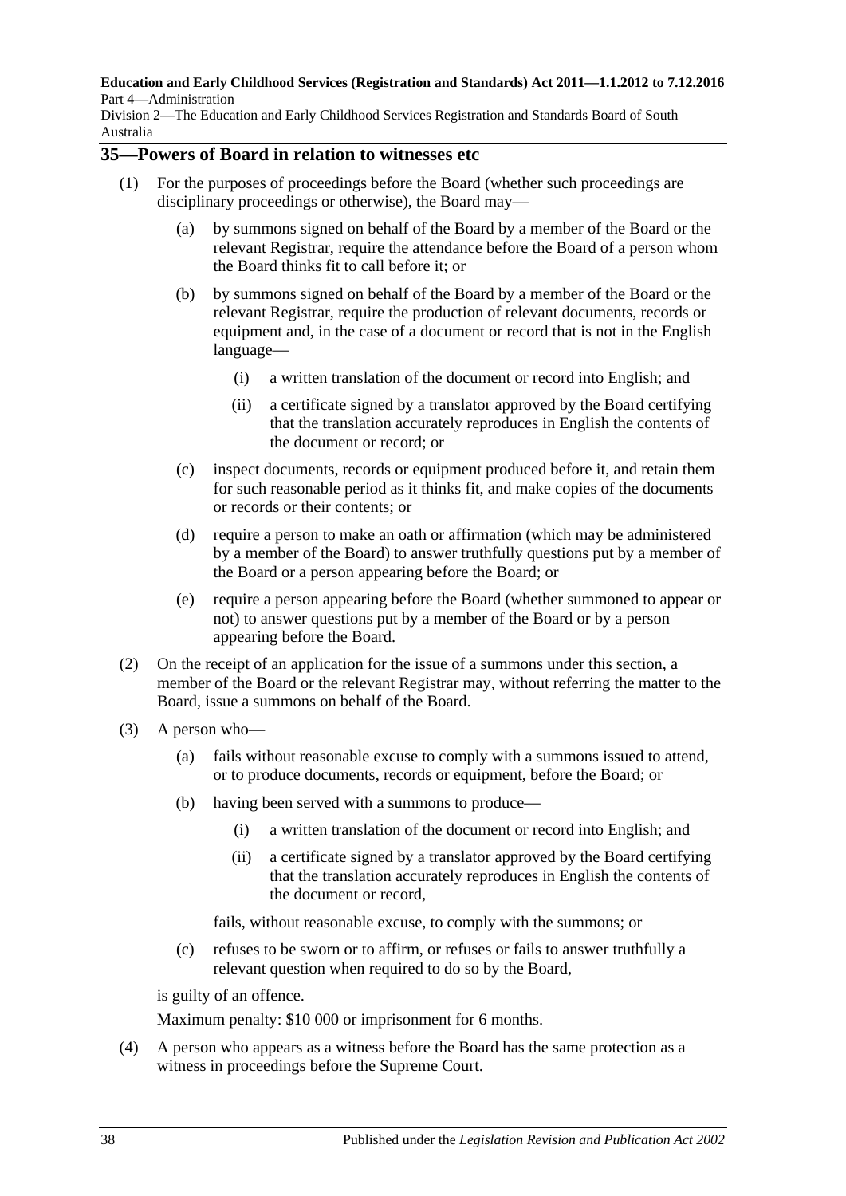## 35—Powers of Board in relation to witnesses etc

(1) For the purposes of proceedings before the Board (whether such proceedings are disciplinary proceedings or otherwise), the Board may—

(a) by summons signed on behalf of the Board by a member of the Board or the relevant Registrar, require the attendance before the Board of a person whom the Board thinks fit to call before it; or

(b) by summons signed on behalf of the Board by a member of the Board or the relevant Registrar, require the production of relevant documents, records or equipment and, in the case of a document or record that is not in the English language—

(i) a written translation of the document or record into English; and

(ii) a certificate signed by a translator approved by the Board certifying that the translation accurately reproduces in English the contents of the document or record; or

(c) inspect documents, records or equipment produced before it, and retain them for such reasonable period as it thinks fit, and make copies of the documents or records or their contents; or

(d) require a person to make an oath or affirmation (which may be administered by a member of the Board) to answer truthfully questions put by a member of the Board or a person appearing before the Board; or

(e) require a person appearing before the Board (whether summoned to appear or not) to answer questions put by a member of the Board or by a person appearing before the Board.

(2) On the receipt of an application for the issue of a summons under this section, a member of the Board or the relevant Registrar may, without referring the matter to the Board, issue a summons on behalf of the Board.

(3) A person who—

(a) fails without reasonable excuse to comply with a summons issued to attend, or to produce documents, records or equipment, before the Board; or

(b) having been served with a summons to produce—

(i) a written translation of the document or record into English; and

(ii) a certificate signed by a translator approved by the Board certifying that the translation accurately reproduces in English the contents of the document or record,

fails, without reasonable excuse, to comply with the summons; or

(c) refuses to be sworn or to affirm, or refuses or fails to answer truthfully a relevant question when required to do so by the Board,

is guilty of an offence.

Maximum penalty: $10 000 or imprisonment for 6 months.

(4) A person who appears as a witness before the Board has the same protection as a witness in proceedings before the Supreme Court.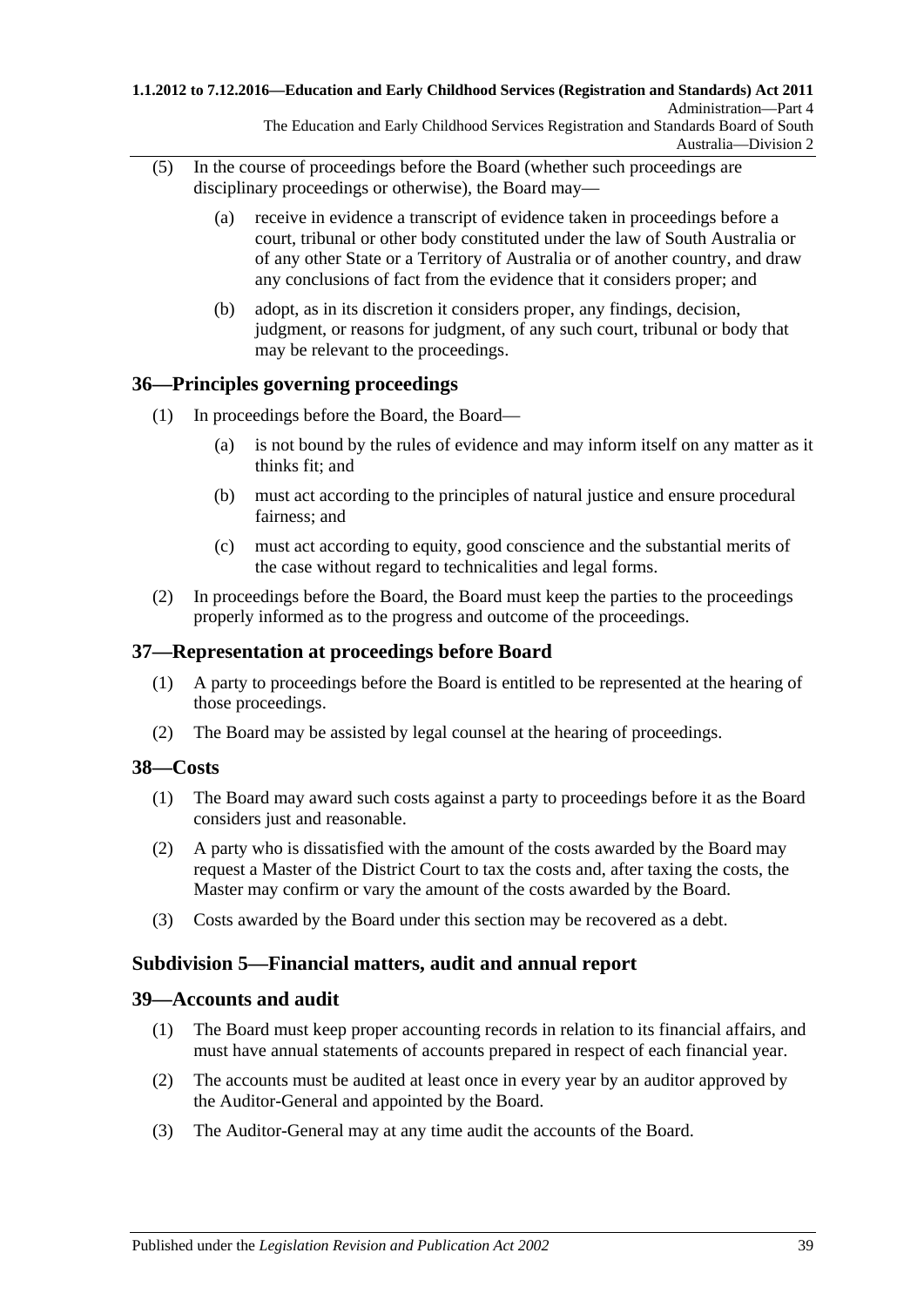(5) In the course of proceedings before the Board (whether such proceedings are disciplinary proceedings or otherwise), the Board may—

  (a) receive in evidence a transcript of evidence taken in proceedings before a court, tribunal or other body constituted under the law of South Australia or of any other State or a Territory of Australia or of another country, and draw any conclusions of fact from the evidence that it considers proper; and

  (b) adopt, as in its discretion it considers proper, any findings, decision, judgment, or reasons for judgment, of any such court, tribunal or body that may be relevant to the proceedings.

## 36—Principles governing proceedings

(1) In proceedings before the Board, the Board—

  (a) is not bound by the rules of evidence and may inform itself on any matter as it thinks fit; and

  (b) must act according to the principles of natural justice and ensure procedural fairness; and

  (c) must act according to equity, good conscience and the substantial merits of the case without regard to technicalities and legal forms.

(2) In proceedings before the Board, the Board must keep the parties to the proceedings properly informed as to the progress and outcome of the proceedings.

## 37—Representation at proceedings before Board

(1) A party to proceedings before the Board is entitled to be represented at the hearing of those proceedings.

(2) The Board may be assisted by legal counsel at the hearing of proceedings.

## 38—Costs

(1) The Board may award such costs against a party to proceedings before it as the Board considers just and reasonable.

(2) A party who is dissatisfied with the amount of the costs awarded by the Board may request a Master of the District Court to tax the costs and, after taxing the costs, the Master may confirm or vary the amount of the costs awarded by the Board.

(3) Costs awarded by the Board under this section may be recovered as a debt.

### Subdivision 5—Financial matters, audit and annual report

## 39—Accounts and audit

(1) The Board must keep proper accounting records in relation to its financial affairs, and must have annual statements of accounts prepared in respect of each financial year.

(2) The accounts must be audited at least once in every year by an auditor approved by the Auditor-General and appointed by the Board.

(3) The Auditor-General may at any time audit the accounts of the Board.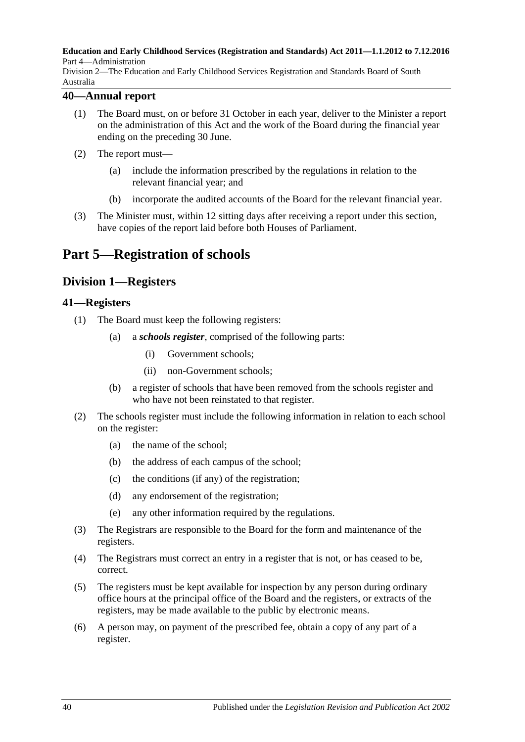## 40—Annual report

(1) The Board must, on or before 31 October in each year, deliver to the Minister a report on the administration of this Act and the work of the Board during the financial year ending on the preceding 30 June.

(2) The report must—

   (a) include the information prescribed by the regulations in relation to the relevant financial year; and

   (b) incorporate the audited accounts of the Board for the relevant financial year.

(3) The Minister must, within 12 sitting days after receiving a report under this section, have copies of the report laid before both Houses of Parliament.

# Part 5—Registration of schools

## Division 1—Registers

## 41—Registers

(1) The Board must keep the following registers:

   (a) a ***schools register***, comprised of the following parts:

      (i) Government schools;

      (ii) non-Government schools;

   (b) a register of schools that have been removed from the schools register and who have not been reinstated to that register.

(2) The schools register must include the following information in relation to each school on the register:

   (a) the name of the school;

   (b) the address of each campus of the school;

   (c) the conditions (if any) of the registration;

   (d) any endorsement of the registration;

   (e) any other information required by the regulations.

(3) The Registrars are responsible to the Board for the form and maintenance of the registers.

(4) The Registrars must correct an entry in a register that is not, or has ceased to be, correct.

(5) The registers must be kept available for inspection by any person during ordinary office hours at the principal office of the Board and the registers, or extracts of the registers, may be made available to the public by electronic means.

(6) A person may, on payment of the prescribed fee, obtain a copy of any part of a register.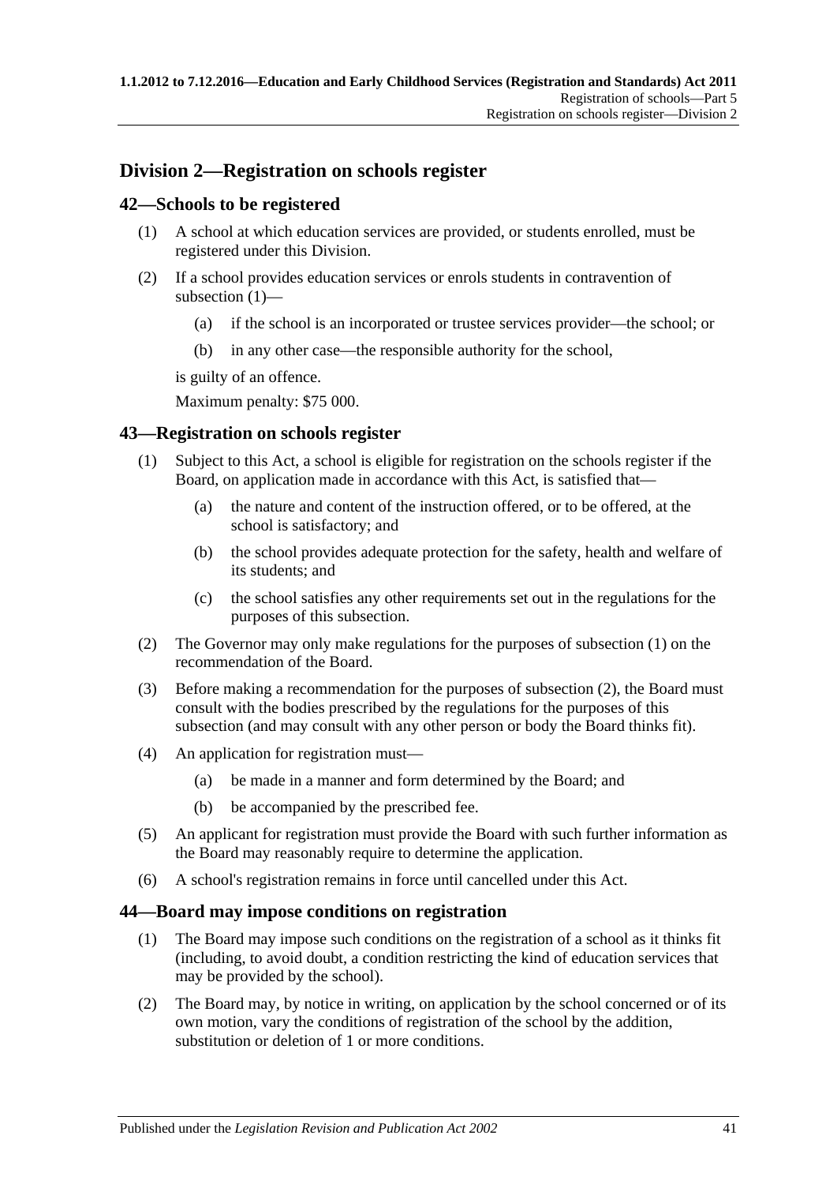## Division 2—Registration on schools register

### 42—Schools to be registered

(1) A school at which education services are provided, or students enrolled, must be registered under this Division.

(2) If a school provides education services or enrols students in contravention of subsection (1)—

(a) if the school is an incorporated or trustee services provider—the school; or

(b) in any other case—the responsible authority for the school,

is guilty of an offence.

Maximum penalty: $75 000.

### 43—Registration on schools register

(1) Subject to this Act, a school is eligible for registration on the schools register if the Board, on application made in accordance with this Act, is satisfied that—

(a) the nature and content of the instruction offered, or to be offered, at the school is satisfactory; and

(b) the school provides adequate protection for the safety, health and welfare of its students; and

(c) the school satisfies any other requirements set out in the regulations for the purposes of this subsection.

(2) The Governor may only make regulations for the purposes of subsection (1) on the recommendation of the Board.

(3) Before making a recommendation for the purposes of subsection (2), the Board must consult with the bodies prescribed by the regulations for the purposes of this subsection (and may consult with any other person or body the Board thinks fit).

(4) An application for registration must—

(a) be made in a manner and form determined by the Board; and

(b) be accompanied by the prescribed fee.

(5) An applicant for registration must provide the Board with such further information as the Board may reasonably require to determine the application.

(6) A school's registration remains in force until cancelled under this Act.

### 44—Board may impose conditions on registration

(1) The Board may impose such conditions on the registration of a school as it thinks fit (including, to avoid doubt, a condition restricting the kind of education services that may be provided by the school).

(2) The Board may, by notice in writing, on application by the school concerned or of its own motion, vary the conditions of registration of the school by the addition, substitution or deletion of 1 or more conditions.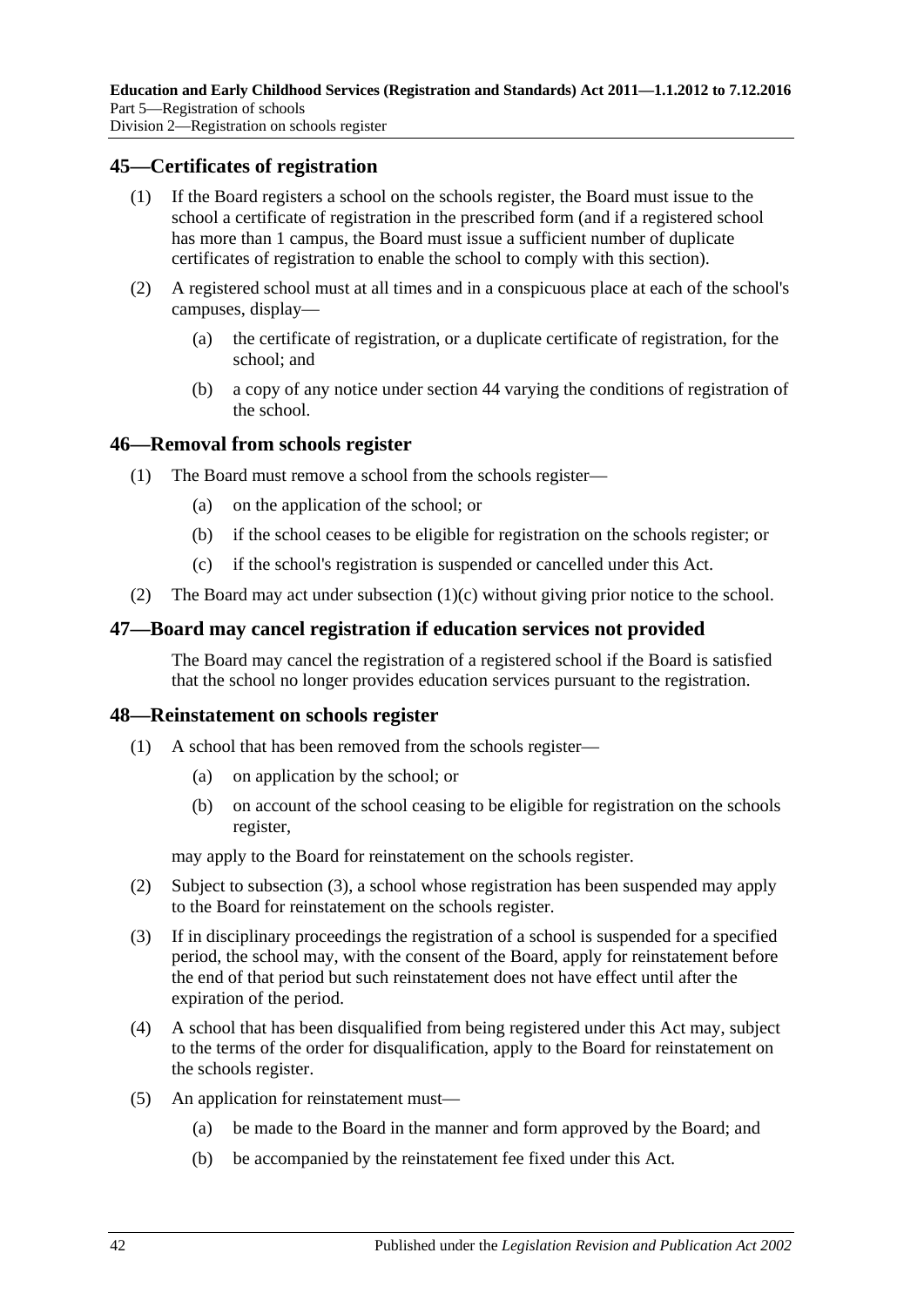## 45—Certificates of registration

(1) If the Board registers a school on the schools register, the Board must issue to the school a certificate of registration in the prescribed form (and if a registered school has more than 1 campus, the Board must issue a sufficient number of duplicate certificates of registration to enable the school to comply with this section).

(2) A registered school must at all times and in a conspicuous place at each of the school's campuses, display—

(a) the certificate of registration, or a duplicate certificate of registration, for the school; and

(b) a copy of any notice under section 44 varying the conditions of registration of the school.

## 46—Removal from schools register

(1) The Board must remove a school from the schools register—

(a) on the application of the school; or

(b) if the school ceases to be eligible for registration on the schools register; or

(c) if the school's registration is suspended or cancelled under this Act.

(2) The Board may act under subsection (1)(c) without giving prior notice to the school.

## 47—Board may cancel registration if education services not provided

The Board may cancel the registration of a registered school if the Board is satisfied that the school no longer provides education services pursuant to the registration.

## 48—Reinstatement on schools register

(1) A school that has been removed from the schools register—

(a) on application by the school; or

(b) on account of the school ceasing to be eligible for registration on the schools register,

may apply to the Board for reinstatement on the schools register.

(2) Subject to subsection (3), a school whose registration has been suspended may apply to the Board for reinstatement on the schools register.

(3) If in disciplinary proceedings the registration of a school is suspended for a specified period, the school may, with the consent of the Board, apply for reinstatement before the end of that period but such reinstatement does not have effect until after the expiration of the period.

(4) A school that has been disqualified from being registered under this Act may, subject to the terms of the order for disqualification, apply to the Board for reinstatement on the schools register.

(5) An application for reinstatement must—

(a) be made to the Board in the manner and form approved by the Board; and

(b) be accompanied by the reinstatement fee fixed under this Act.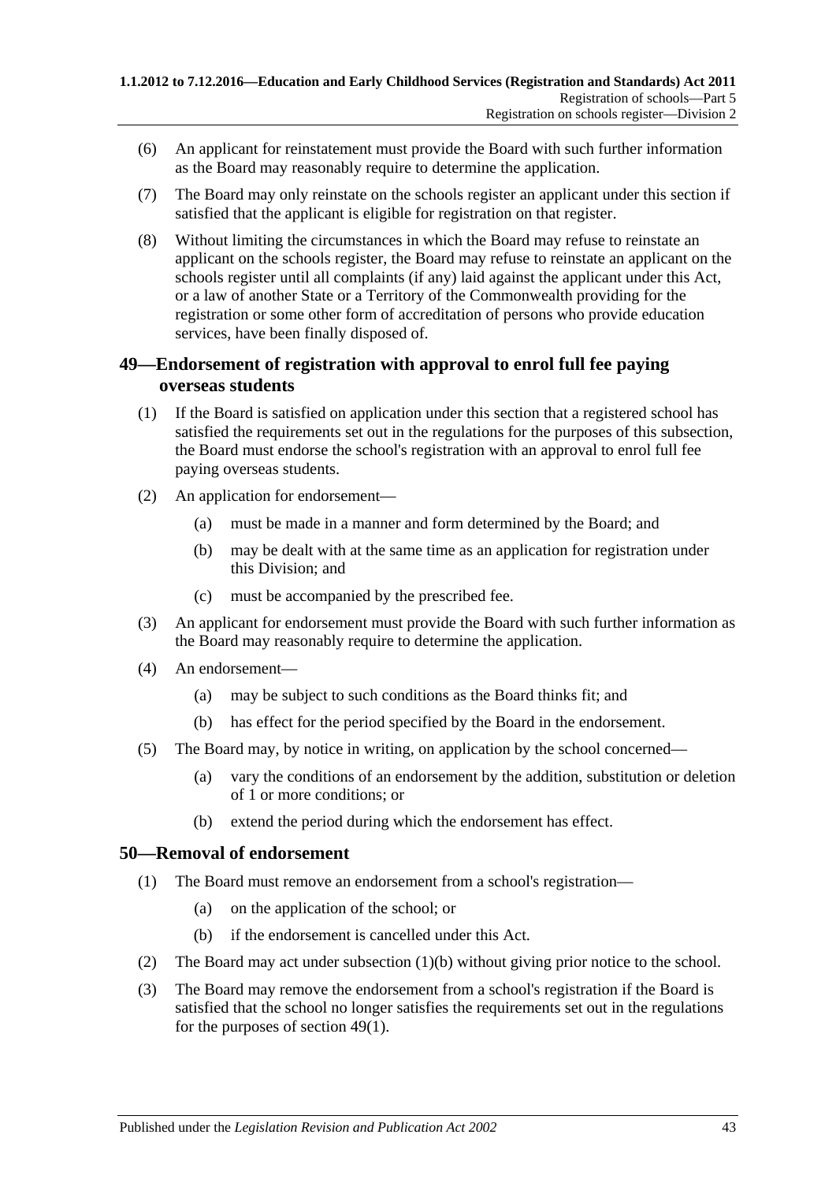(6) An applicant for reinstatement must provide the Board with such further information as the Board may reasonably require to determine the application.

(7) The Board may only reinstate on the schools register an applicant under this section if satisfied that the applicant is eligible for registration on that register.

(8) Without limiting the circumstances in which the Board may refuse to reinstate an applicant on the schools register, the Board may refuse to reinstate an applicant on the schools register until all complaints (if any) laid against the applicant under this Act, or a law of another State or a Territory of the Commonwealth providing for the registration or some other form of accreditation of persons who provide education services, have been finally disposed of.

## 49—Endorsement of registration with approval to enrol full fee paying overseas students

(1) If the Board is satisfied on application under this section that a registered school has satisfied the requirements set out in the regulations for the purposes of this subsection, the Board must endorse the school's registration with an approval to enrol full fee paying overseas students.

(2) An application for endorsement—

(a) must be made in a manner and form determined by the Board; and

(b) may be dealt with at the same time as an application for registration under this Division; and

(c) must be accompanied by the prescribed fee.

(3) An applicant for endorsement must provide the Board with such further information as the Board may reasonably require to determine the application.

(4) An endorsement—

(a) may be subject to such conditions as the Board thinks fit; and

(b) has effect for the period specified by the Board in the endorsement.

(5) The Board may, by notice in writing, on application by the school concerned—

(a) vary the conditions of an endorsement by the addition, substitution or deletion of 1 or more conditions; or

(b) extend the period during which the endorsement has effect.

## 50—Removal of endorsement

(1) The Board must remove an endorsement from a school's registration—

(a) on the application of the school; or

(b) if the endorsement is cancelled under this Act.

(2) The Board may act under subsection (1)(b) without giving prior notice to the school.

(3) The Board may remove the endorsement from a school's registration if the Board is satisfied that the school no longer satisfies the requirements set out in the regulations for the purposes of section 49(1).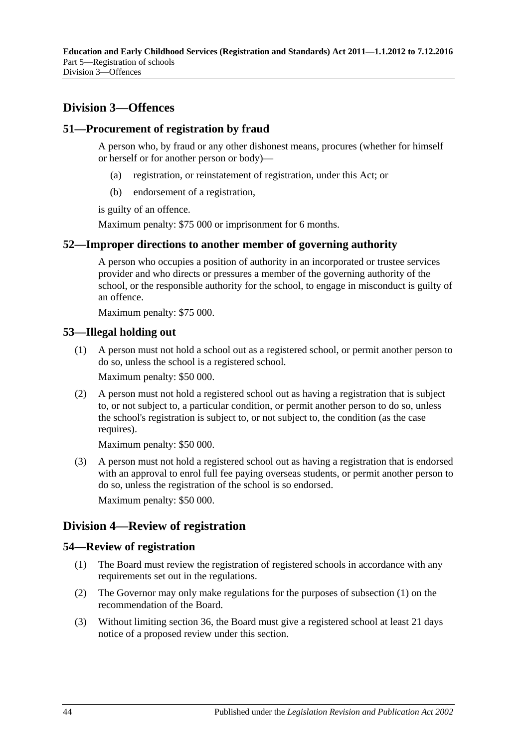## Division 3—Offences

### 51—Procurement of registration by fraud

A person who, by fraud or any other dishonest means, procures (whether for himself or herself or for another person or body)—

(a) registration, or reinstatement of registration, under this Act; or

(b) endorsement of a registration,

is guilty of an offence.

Maximum penalty: $75 000 or imprisonment for 6 months.

### 52—Improper directions to another member of governing authority

A person who occupies a position of authority in an incorporated or trustee services provider and who directs or pressures a member of the governing authority of the school, or the responsible authority for the school, to engage in misconduct is guilty of an offence.

Maximum penalty: $75 000.

### 53—Illegal holding out

(1) A person must not hold a school out as a registered school, or permit another person to do so, unless the school is a registered school.

Maximum penalty: $50 000.

(2) A person must not hold a registered school out as having a registration that is subject to, or not subject to, a particular condition, or permit another person to do so, unless the school's registration is subject to, or not subject to, the condition (as the case requires).

Maximum penalty: $50 000.

(3) A person must not hold a registered school out as having a registration that is endorsed with an approval to enrol full fee paying overseas students, or permit another person to do so, unless the registration of the school is so endorsed.

Maximum penalty: $50 000.

## Division 4—Review of registration

### 54—Review of registration

(1) The Board must review the registration of registered schools in accordance with any requirements set out in the regulations.

(2) The Governor may only make regulations for the purposes of subsection (1) on the recommendation of the Board.

(3) Without limiting section 36, the Board must give a registered school at least 21 days notice of a proposed review under this section.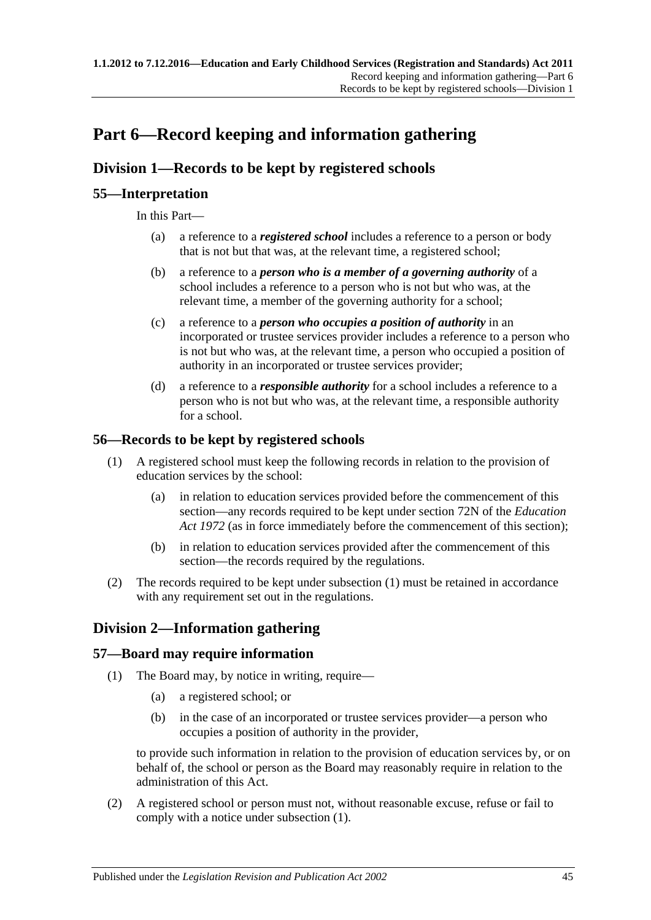# Part 6—Record keeping and information gathering

## Division 1—Records to be kept by registered schools

### 55—Interpretation

In this Part—

(a) a reference to a ***registered school*** includes a reference to a person or body that is not but that was, at the relevant time, a registered school;

(b) a reference to a ***person who is a member of a governing authority*** of a school includes a reference to a person who is not but who was, at the relevant time, a member of the governing authority for a school;

(c) a reference to a ***person who occupies a position of authority*** in an incorporated or trustee services provider includes a reference to a person who is not but who was, at the relevant time, a person who occupied a position of authority in an incorporated or trustee services provider;

(d) a reference to a ***responsible authority*** for a school includes a reference to a person who is not but who was, at the relevant time, a responsible authority for a school.

### 56—Records to be kept by registered schools

(1) A registered school must keep the following records in relation to the provision of education services by the school:

(a) in relation to education services provided before the commencement of this section—any records required to be kept under section 72N of the *Education Act 1972* (as in force immediately before the commencement of this section);

(b) in relation to education services provided after the commencement of this section—the records required by the regulations.

(2) The records required to be kept under subsection (1) must be retained in accordance with any requirement set out in the regulations.

## Division 2—Information gathering

### 57—Board may require information

(1) The Board may, by notice in writing, require—

(a) a registered school; or

(b) in the case of an incorporated or trustee services provider—a person who occupies a position of authority in the provider,

to provide such information in relation to the provision of education services by, or on behalf of, the school or person as the Board may reasonably require in relation to the administration of this Act.

(2) A registered school or person must not, without reasonable excuse, refuse or fail to comply with a notice under subsection (1).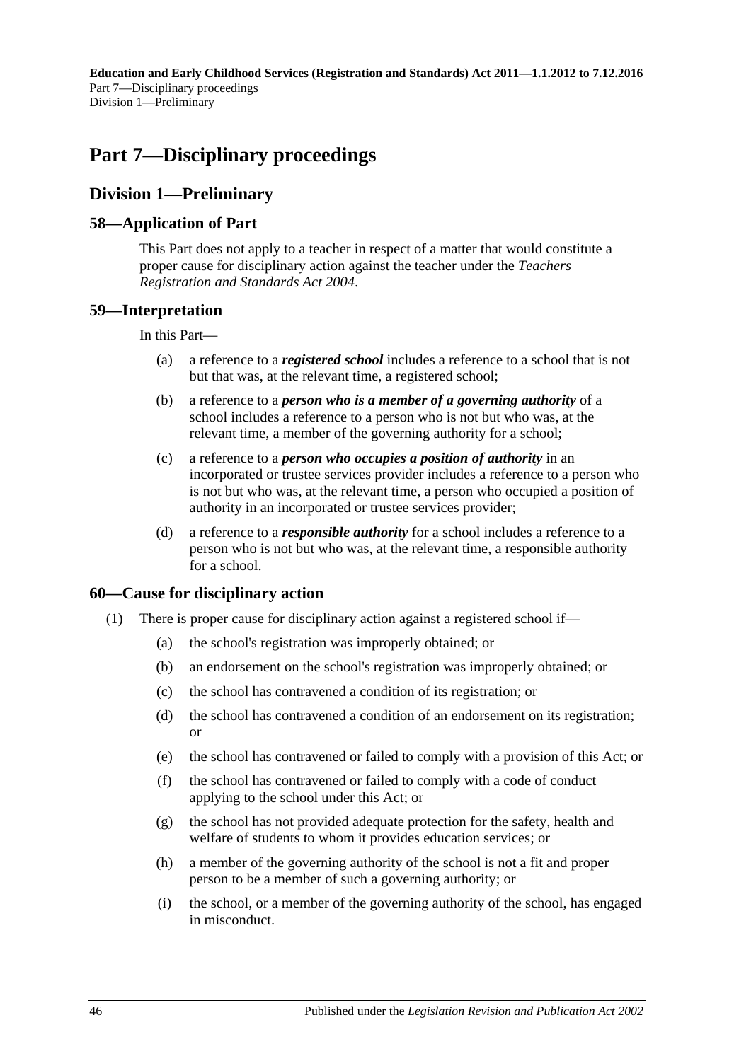# Part 7—Disciplinary proceedings

## Division 1—Preliminary

### 58—Application of Part

This Part does not apply to a teacher in respect of a matter that would constitute a proper cause for disciplinary action against the teacher under the *Teachers Registration and Standards Act 2004*.

### 59—Interpretation

In this Part—

(a) a reference to a ***registered school*** includes a reference to a school that is not but that was, at the relevant time, a registered school;

(b) a reference to a ***person who is a member of a governing authority*** of a school includes a reference to a person who is not but who was, at the relevant time, a member of the governing authority for a school;

(c) a reference to a ***person who occupies a position of authority*** in an incorporated or trustee services provider includes a reference to a person who is not but who was, at the relevant time, a person who occupied a position of authority in an incorporated or trustee services provider;

(d) a reference to a ***responsible authority*** for a school includes a reference to a person who is not but who was, at the relevant time, a responsible authority for a school.

### 60—Cause for disciplinary action

(1) There is proper cause for disciplinary action against a registered school if—

(a) the school's registration was improperly obtained; or

(b) an endorsement on the school's registration was improperly obtained; or

(c) the school has contravened a condition of its registration; or

(d) the school has contravened a condition of an endorsement on its registration; or

(e) the school has contravened or failed to comply with a provision of this Act; or

(f) the school has contravened or failed to comply with a code of conduct applying to the school under this Act; or

(g) the school has not provided adequate protection for the safety, health and welfare of students to whom it provides education services; or

(h) a member of the governing authority of the school is not a fit and proper person to be a member of such a governing authority; or

(i) the school, or a member of the governing authority of the school, has engaged in misconduct.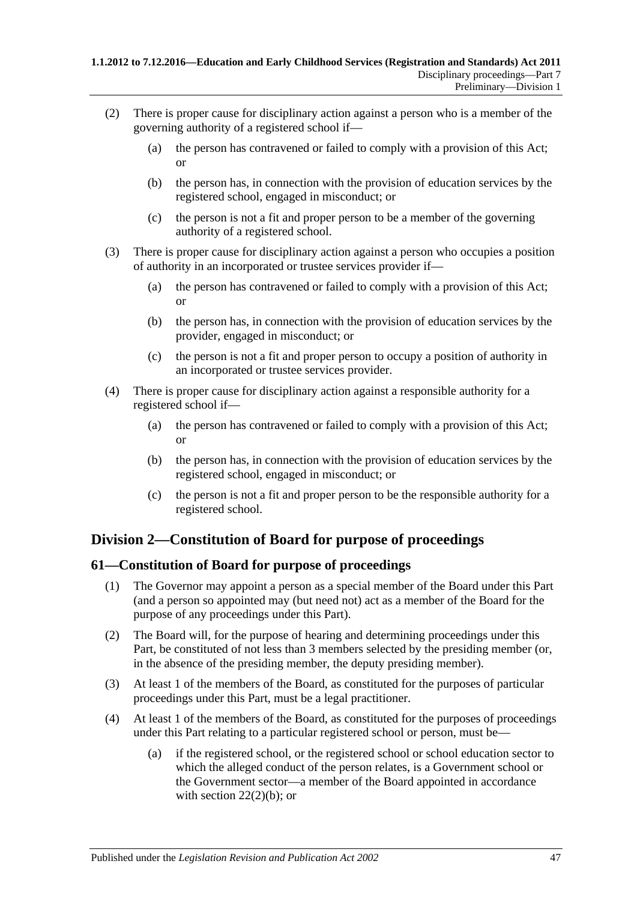(2) There is proper cause for disciplinary action against a person who is a member of the governing authority of a registered school if—

(a) the person has contravened or failed to comply with a provision of this Act; or

(b) the person has, in connection with the provision of education services by the registered school, engaged in misconduct; or

(c) the person is not a fit and proper person to be a member of the governing authority of a registered school.

(3) There is proper cause for disciplinary action against a person who occupies a position of authority in an incorporated or trustee services provider if—

(a) the person has contravened or failed to comply with a provision of this Act; or

(b) the person has, in connection with the provision of education services by the provider, engaged in misconduct; or

(c) the person is not a fit and proper person to occupy a position of authority in an incorporated or trustee services provider.

(4) There is proper cause for disciplinary action against a responsible authority for a registered school if—

(a) the person has contravened or failed to comply with a provision of this Act; or

(b) the person has, in connection with the provision of education services by the registered school, engaged in misconduct; or

(c) the person is not a fit and proper person to be the responsible authority for a registered school.

## Division 2—Constitution of Board for purpose of proceedings

### 61—Constitution of Board for purpose of proceedings

(1) The Governor may appoint a person as a special member of the Board under this Part (and a person so appointed may (but need not) act as a member of the Board for the purpose of any proceedings under this Part).

(2) The Board will, for the purpose of hearing and determining proceedings under this Part, be constituted of not less than 3 members selected by the presiding member (or, in the absence of the presiding member, the deputy presiding member).

(3) At least 1 of the members of the Board, as constituted for the purposes of particular proceedings under this Part, must be a legal practitioner.

(4) At least 1 of the members of the Board, as constituted for the purposes of proceedings under this Part relating to a particular registered school or person, must be—

(a) if the registered school, or the registered school or school education sector to which the alleged conduct of the person relates, is a Government school or the Government sector—a member of the Board appointed in accordance with section 22(2)(b); or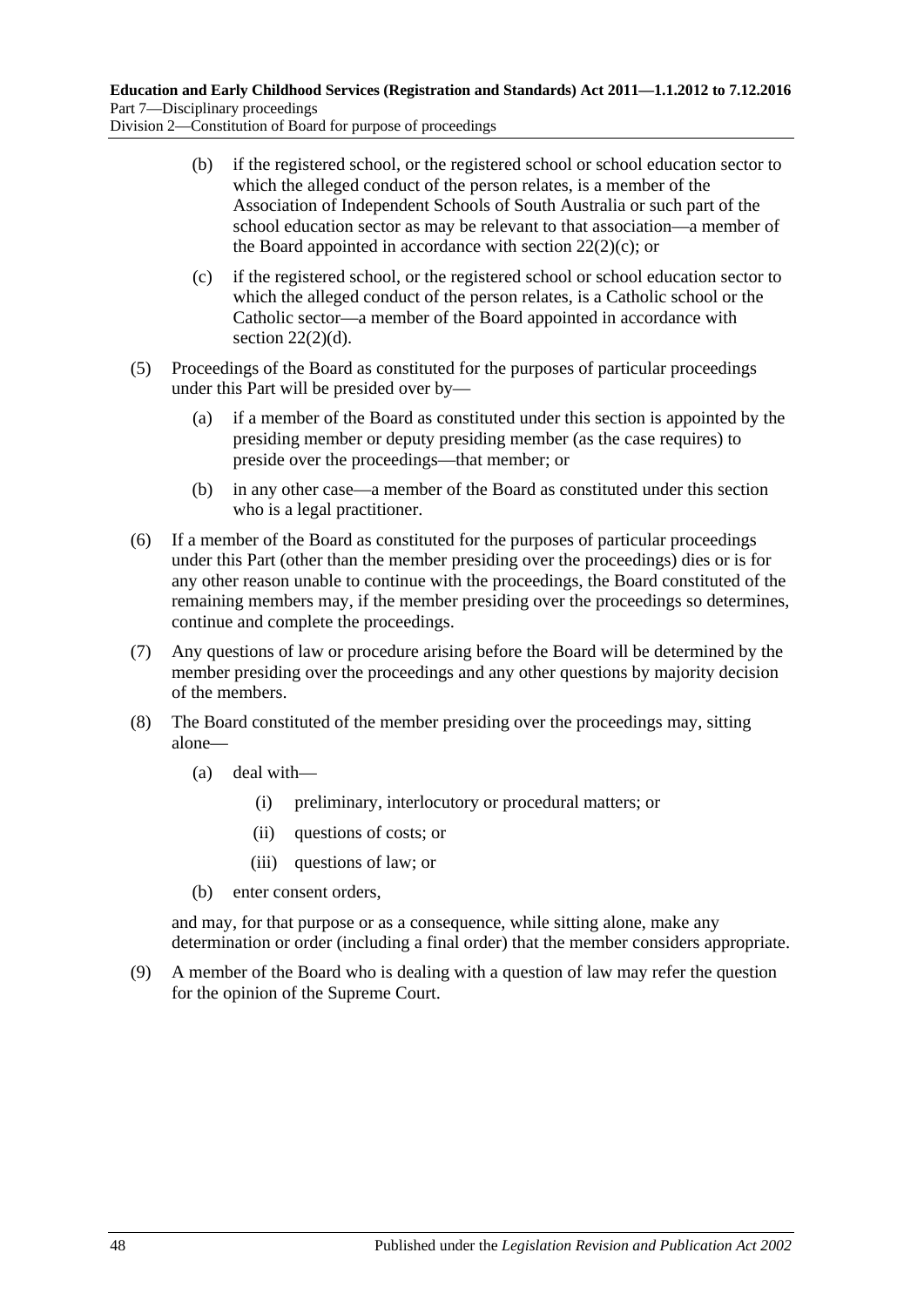(b) if the registered school, or the registered school or school education sector to which the alleged conduct of the person relates, is a member of the Association of Independent Schools of South Australia or such part of the school education sector as may be relevant to that association—a member of the Board appointed in accordance with section 22(2)(c); or

(c) if the registered school, or the registered school or school education sector to which the alleged conduct of the person relates, is a Catholic school or the Catholic sector—a member of the Board appointed in accordance with section 22(2)(d).

(5) Proceedings of the Board as constituted for the purposes of particular proceedings under this Part will be presided over by—

(a) if a member of the Board as constituted under this section is appointed by the presiding member or deputy presiding member (as the case requires) to preside over the proceedings—that member; or

(b) in any other case—a member of the Board as constituted under this section who is a legal practitioner.

(6) If a member of the Board as constituted for the purposes of particular proceedings under this Part (other than the member presiding over the proceedings) dies or is for any other reason unable to continue with the proceedings, the Board constituted of the remaining members may, if the member presiding over the proceedings so determines, continue and complete the proceedings.

(7) Any questions of law or procedure arising before the Board will be determined by the member presiding over the proceedings and any other questions by majority decision of the members.

(8) The Board constituted of the member presiding over the proceedings may, sitting alone—

(a) deal with—

(i) preliminary, interlocutory or procedural matters; or

(ii) questions of costs; or

(iii) questions of law; or

(b) enter consent orders,

and may, for that purpose or as a consequence, while sitting alone, make any determination or order (including a final order) that the member considers appropriate.

(9) A member of the Board who is dealing with a question of law may refer the question for the opinion of the Supreme Court.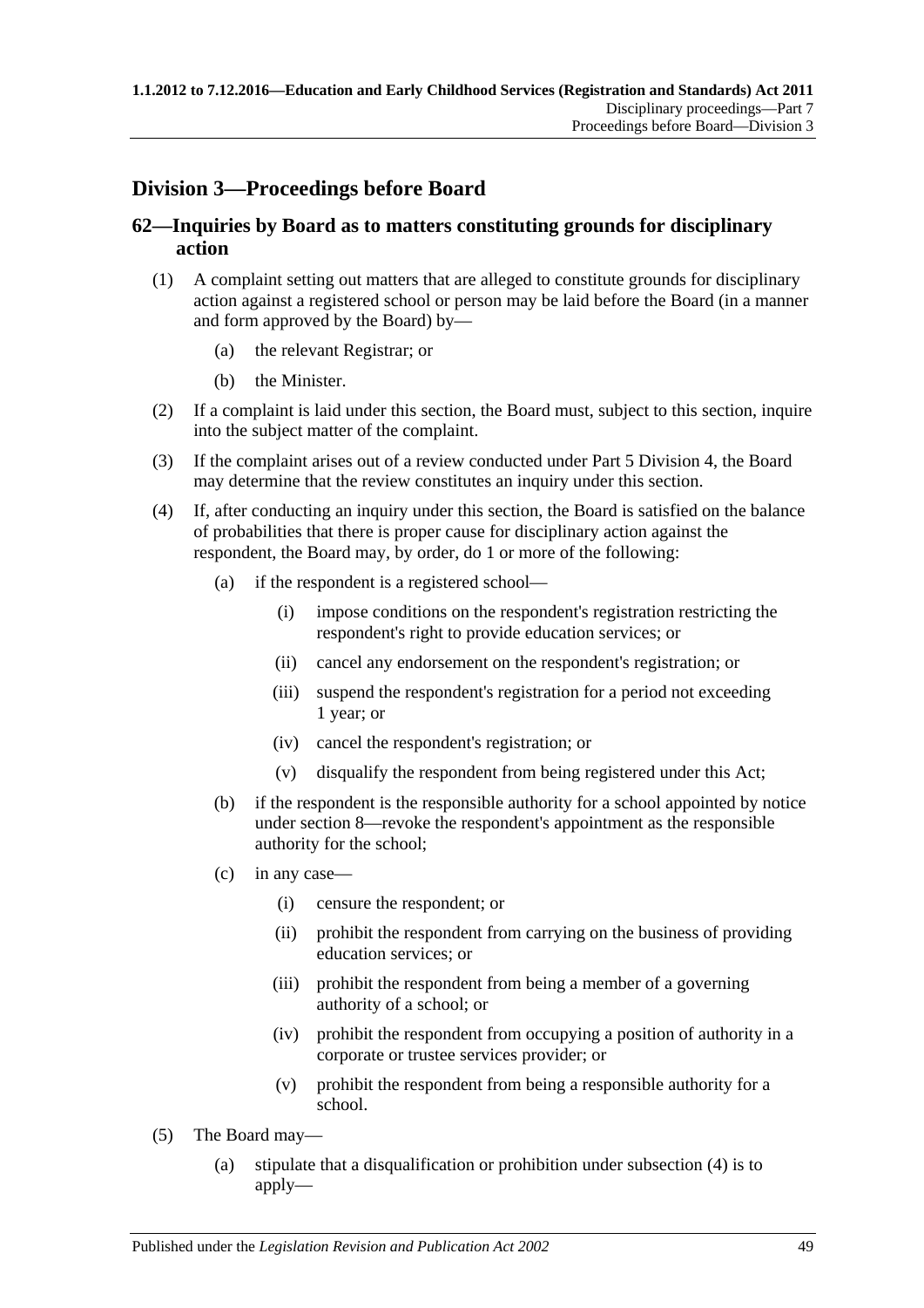## Division 3—Proceedings before Board

### 62—Inquiries by Board as to matters constituting grounds for disciplinary action

(1) A complaint setting out matters that are alleged to constitute grounds for disciplinary action against a registered school or person may be laid before the Board (in a manner and form approved by the Board) by—

(a) the relevant Registrar; or

(b) the Minister.

(2) If a complaint is laid under this section, the Board must, subject to this section, inquire into the subject matter of the complaint.

(3) If the complaint arises out of a review conducted under Part 5 Division 4, the Board may determine that the review constitutes an inquiry under this section.

(4) If, after conducting an inquiry under this section, the Board is satisfied on the balance of probabilities that there is proper cause for disciplinary action against the respondent, the Board may, by order, do 1 or more of the following:

(a) if the respondent is a registered school—

(i) impose conditions on the respondent's registration restricting the respondent's right to provide education services; or

(ii) cancel any endorsement on the respondent's registration; or

(iii) suspend the respondent's registration for a period not exceeding 1 year; or

(iv) cancel the respondent's registration; or

(v) disqualify the respondent from being registered under this Act;

(b) if the respondent is the responsible authority for a school appointed by notice under section 8—revoke the respondent's appointment as the responsible authority for the school;

(c) in any case—

(i) censure the respondent; or

(ii) prohibit the respondent from carrying on the business of providing education services; or

(iii) prohibit the respondent from being a member of a governing authority of a school; or

(iv) prohibit the respondent from occupying a position of authority in a corporate or trustee services provider; or

(v) prohibit the respondent from being a responsible authority for a school.

(5) The Board may—

(a) stipulate that a disqualification or prohibition under subsection (4) is to apply—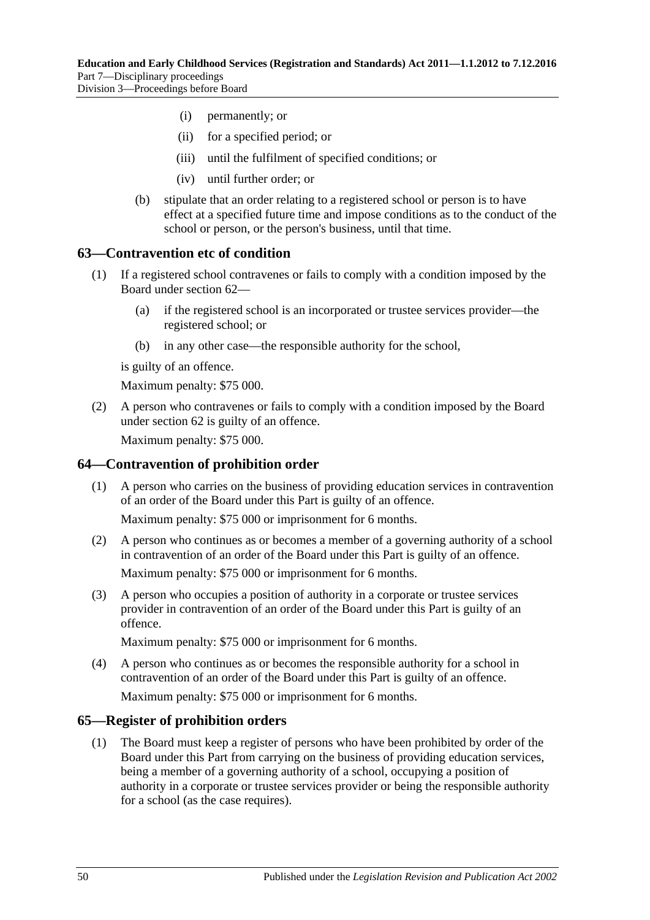(i) permanently; or

(ii) for a specified period; or

(iii) until the fulfilment of specified conditions; or

(iv) until further order; or

(b) stipulate that an order relating to a registered school or person is to have effect at a specified future time and impose conditions as to the conduct of the school or person, or the person's business, until that time.

## 63—Contravention etc of condition

(1) If a registered school contravenes or fails to comply with a condition imposed by the Board under section 62—

(a) if the registered school is an incorporated or trustee services provider—the registered school; or

(b) in any other case—the responsible authority for the school,

is guilty of an offence.

Maximum penalty: $75 000.

(2) A person who contravenes or fails to comply with a condition imposed by the Board under section 62 is guilty of an offence.

Maximum penalty: $75 000.

## 64—Contravention of prohibition order

(1) A person who carries on the business of providing education services in contravention of an order of the Board under this Part is guilty of an offence.

Maximum penalty: $75 000 or imprisonment for 6 months.

(2) A person who continues as or becomes a member of a governing authority of a school in contravention of an order of the Board under this Part is guilty of an offence.

Maximum penalty: $75 000 or imprisonment for 6 months.

(3) A person who occupies a position of authority in a corporate or trustee services provider in contravention of an order of the Board under this Part is guilty of an offence.

Maximum penalty: $75 000 or imprisonment for 6 months.

(4) A person who continues as or becomes the responsible authority for a school in contravention of an order of the Board under this Part is guilty of an offence.

Maximum penalty: $75 000 or imprisonment for 6 months.

## 65—Register of prohibition orders

(1) The Board must keep a register of persons who have been prohibited by order of the Board under this Part from carrying on the business of providing education services, being a member of a governing authority of a school, occupying a position of authority in a corporate or trustee services provider or being the responsible authority for a school (as the case requires).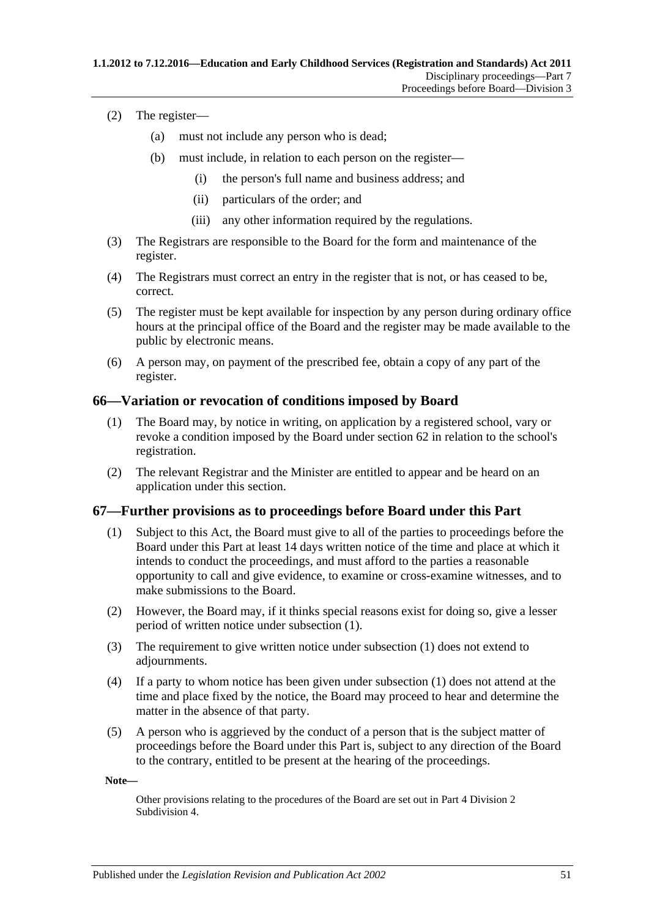(2) The register—

(a) must not include any person who is dead;

(b) must include, in relation to each person on the register—

(i) the person's full name and business address; and

(ii) particulars of the order; and

(iii) any other information required by the regulations.

(3) The Registrars are responsible to the Board for the form and maintenance of the register.

(4) The Registrars must correct an entry in the register that is not, or has ceased to be, correct.

(5) The register must be kept available for inspection by any person during ordinary office hours at the principal office of the Board and the register may be made available to the public by electronic means.

(6) A person may, on payment of the prescribed fee, obtain a copy of any part of the register.

## 66—Variation or revocation of conditions imposed by Board

(1) The Board may, by notice in writing, on application by a registered school, vary or revoke a condition imposed by the Board under section 62 in relation to the school's registration.

(2) The relevant Registrar and the Minister are entitled to appear and be heard on an application under this section.

## 67—Further provisions as to proceedings before Board under this Part

(1) Subject to this Act, the Board must give to all of the parties to proceedings before the Board under this Part at least 14 days written notice of the time and place at which it intends to conduct the proceedings, and must afford to the parties a reasonable opportunity to call and give evidence, to examine or cross-examine witnesses, and to make submissions to the Board.

(2) However, the Board may, if it thinks special reasons exist for doing so, give a lesser period of written notice under subsection (1).

(3) The requirement to give written notice under subsection (1) does not extend to adjournments.

(4) If a party to whom notice has been given under subsection (1) does not attend at the time and place fixed by the notice, the Board may proceed to hear and determine the matter in the absence of that party.

(5) A person who is aggrieved by the conduct of a person that is the subject matter of proceedings before the Board under this Part is, subject to any direction of the Board to the contrary, entitled to be present at the hearing of the proceedings.

**Note—**

Other provisions relating to the procedures of the Board are set out in Part 4 Division 2 Subdivision 4.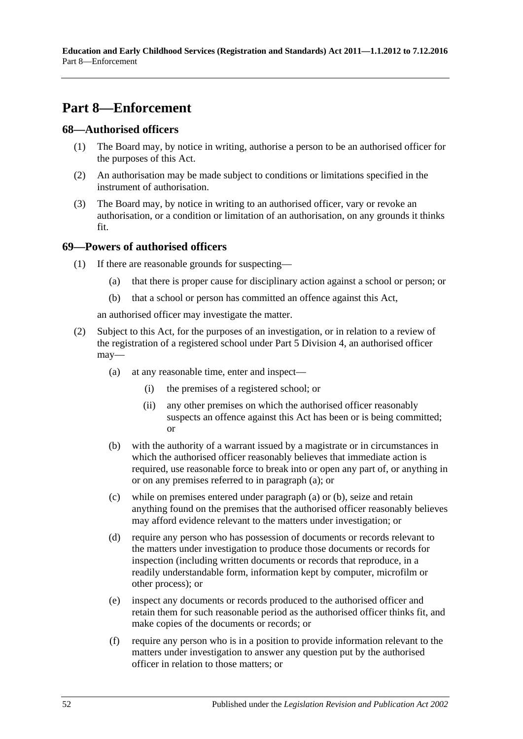# Part 8—Enforcement

## 68—Authorised officers

(1) The Board may, by notice in writing, authorise a person to be an authorised officer for the purposes of this Act.

(2) An authorisation may be made subject to conditions or limitations specified in the instrument of authorisation.

(3) The Board may, by notice in writing to an authorised officer, vary or revoke an authorisation, or a condition or limitation of an authorisation, on any grounds it thinks fit.

## 69—Powers of authorised officers

(1) If there are reasonable grounds for suspecting—

- (a) that there is proper cause for disciplinary action against a school or person; or
- (b) that a school or person has committed an offence against this Act,

an authorised officer may investigate the matter.

(2) Subject to this Act, for the purposes of an investigation, or in relation to a review of the registration of a registered school under Part 5 Division 4, an authorised officer may—

- (a) at any reasonable time, enter and inspect—
  - (i) the premises of a registered school; or
  - (ii) any other premises on which the authorised officer reasonably suspects an offence against this Act has been or is being committed; or
- (b) with the authority of a warrant issued by a magistrate or in circumstances in which the authorised officer reasonably believes that immediate action is required, use reasonable force to break into or open any part of, or anything in or on any premises referred to in paragraph (a); or
- (c) while on premises entered under paragraph (a) or (b), seize and retain anything found on the premises that the authorised officer reasonably believes may afford evidence relevant to the matters under investigation; or
- (d) require any person who has possession of documents or records relevant to the matters under investigation to produce those documents or records for inspection (including written documents or records that reproduce, in a readily understandable form, information kept by computer, microfilm or other process); or
- (e) inspect any documents or records produced to the authorised officer and retain them for such reasonable period as the authorised officer thinks fit, and make copies of the documents or records; or
- (f) require any person who is in a position to provide information relevant to the matters under investigation to answer any question put by the authorised officer in relation to those matters; or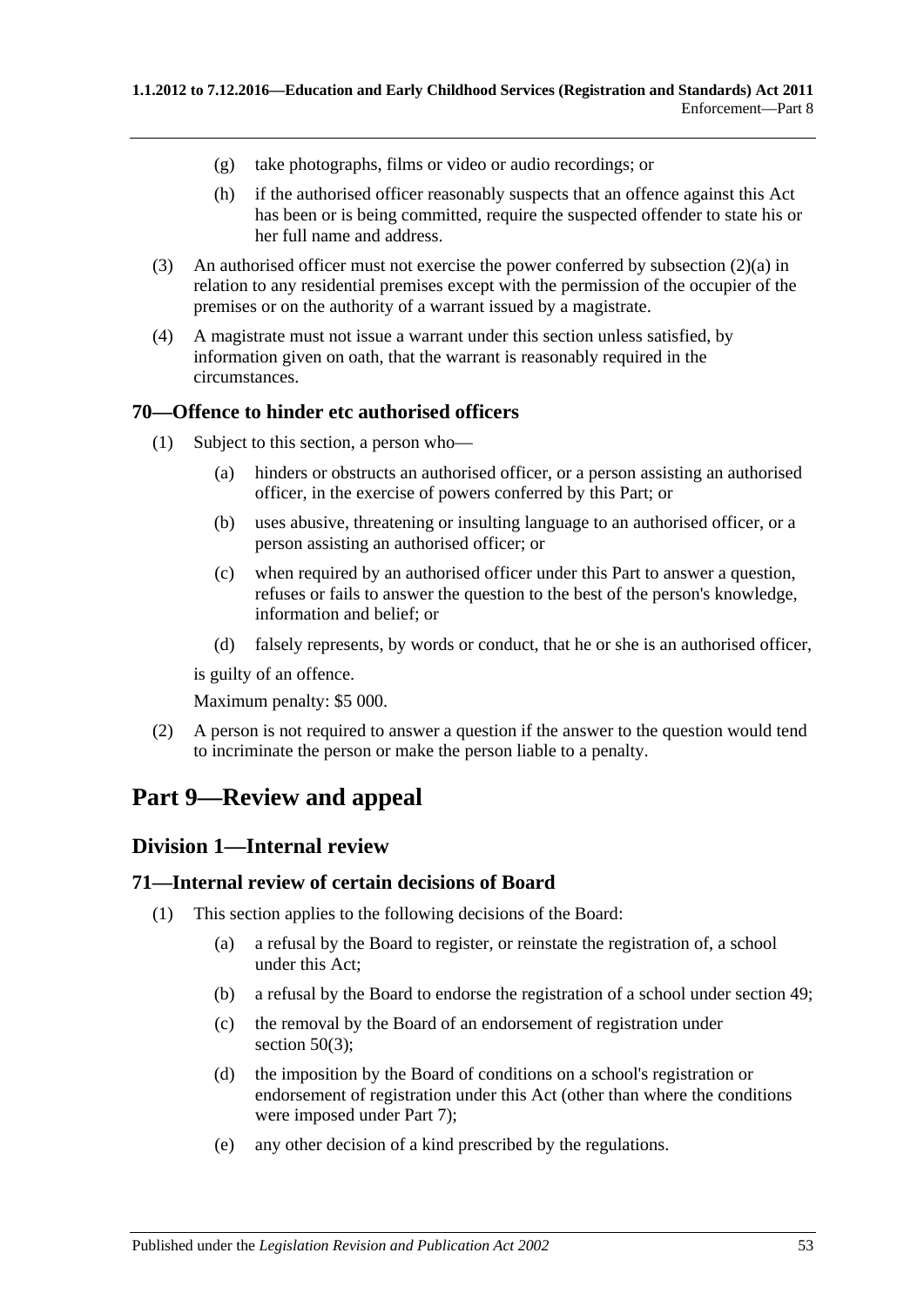(g) take photographs, films or video or audio recordings; or

(h) if the authorised officer reasonably suspects that an offence against this Act has been or is being committed, require the suspected offender to state his or her full name and address.

(3) An authorised officer must not exercise the power conferred by subsection (2)(a) in relation to any residential premises except with the permission of the occupier of the premises or on the authority of a warrant issued by a magistrate.

(4) A magistrate must not issue a warrant under this section unless satisfied, by information given on oath, that the warrant is reasonably required in the circumstances.

### 70—Offence to hinder etc authorised officers

(1) Subject to this section, a person who—

(a) hinders or obstructs an authorised officer, or a person assisting an authorised officer, in the exercise of powers conferred by this Part; or

(b) uses abusive, threatening or insulting language to an authorised officer, or a person assisting an authorised officer; or

(c) when required by an authorised officer under this Part to answer a question, refuses or fails to answer the question to the best of the person's knowledge, information and belief; or

(d) falsely represents, by words or conduct, that he or she is an authorised officer,

is guilty of an offence.

Maximum penalty: $5 000.

(2) A person is not required to answer a question if the answer to the question would tend to incriminate the person or make the person liable to a penalty.

# Part 9—Review and appeal

## Division 1—Internal review

### 71—Internal review of certain decisions of Board

(1) This section applies to the following decisions of the Board:

(a) a refusal by the Board to register, or reinstate the registration of, a school under this Act;

(b) a refusal by the Board to endorse the registration of a school under section 49;

(c) the removal by the Board of an endorsement of registration under section 50(3);

(d) the imposition by the Board of conditions on a school's registration or endorsement of registration under this Act (other than where the conditions were imposed under Part 7);

(e) any other decision of a kind prescribed by the regulations.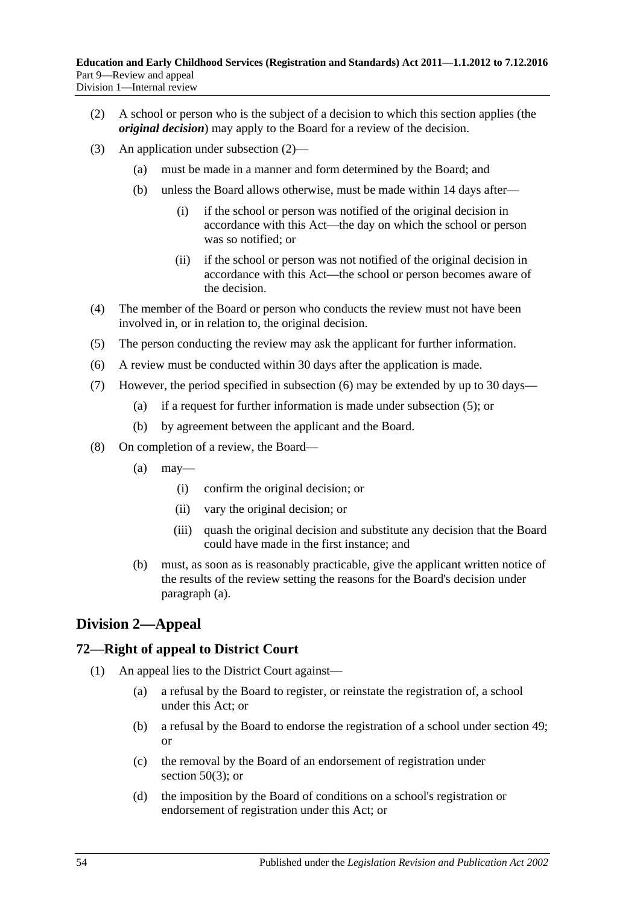(2) A school or person who is the subject of a decision to which this section applies (the ***original decision***) may apply to the Board for a review of the decision.

(3) An application under subsection (2)—

   (a) must be made in a manner and form determined by the Board; and

   (b) unless the Board allows otherwise, must be made within 14 days after—

      (i) if the school or person was notified of the original decision in accordance with this Act—the day on which the school or person was so notified; or

      (ii) if the school or person was not notified of the original decision in accordance with this Act—the school or person becomes aware of the decision.

(4) The member of the Board or person who conducts the review must not have been involved in, or in relation to, the original decision.

(5) The person conducting the review may ask the applicant for further information.

(6) A review must be conducted within 30 days after the application is made.

(7) However, the period specified in subsection (6) may be extended by up to 30 days—

   (a) if a request for further information is made under subsection (5); or

   (b) by agreement between the applicant and the Board.

(8) On completion of a review, the Board—

   (a) may—

      (i) confirm the original decision; or

      (ii) vary the original decision; or

      (iii) quash the original decision and substitute any decision that the Board could have made in the first instance; and

   (b) must, as soon as is reasonably practicable, give the applicant written notice of the results of the review setting the reasons for the Board's decision under paragraph (a).

## Division 2—Appeal

### 72—Right of appeal to District Court

(1) An appeal lies to the District Court against—

   (a) a refusal by the Board to register, or reinstate the registration of, a school under this Act; or

   (b) a refusal by the Board to endorse the registration of a school under section 49; or

   (c) the removal by the Board of an endorsement of registration under section 50(3); or

   (d) the imposition by the Board of conditions on a school's registration or endorsement of registration under this Act; or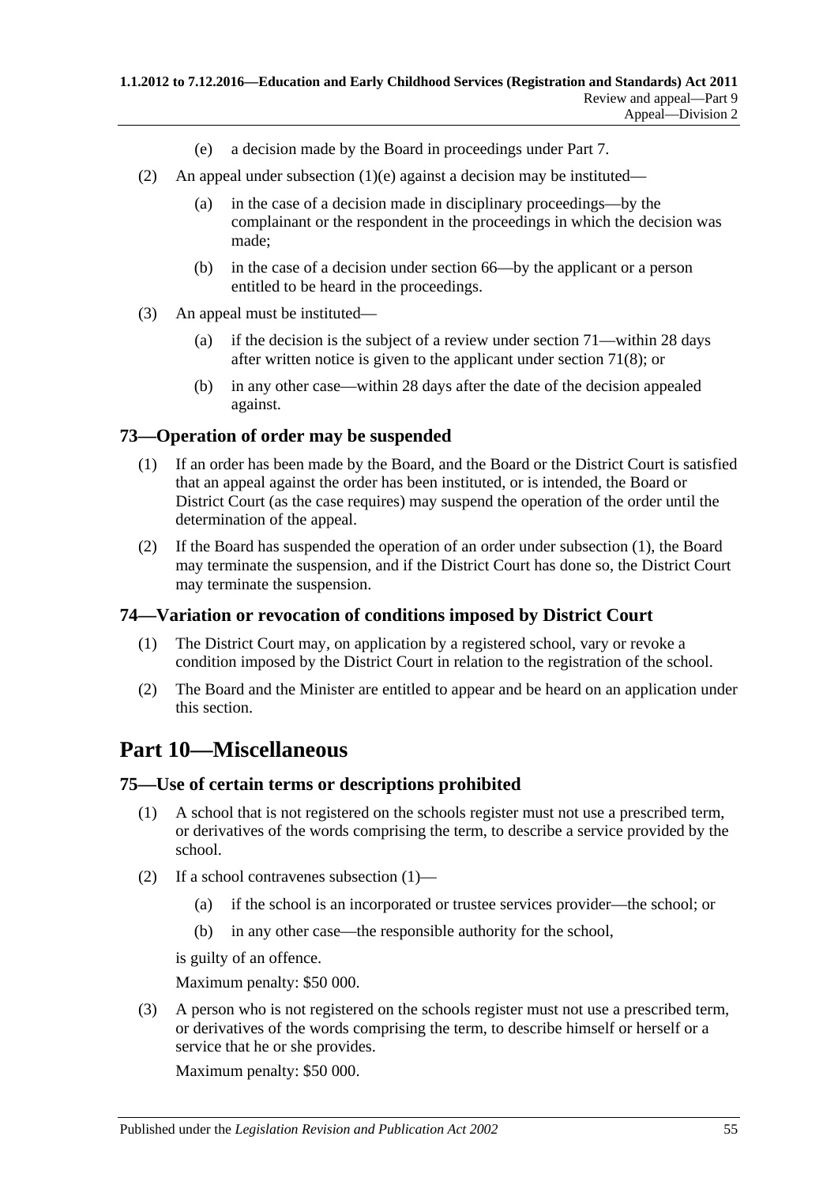(e) a decision made by the Board in proceedings under Part 7.

(2) An appeal under subsection (1)(e) against a decision may be instituted—

(a) in the case of a decision made in disciplinary proceedings—by the complainant or the respondent in the proceedings in which the decision was made;

(b) in the case of a decision under section 66—by the applicant or a person entitled to be heard in the proceedings.

(3) An appeal must be instituted—

(a) if the decision is the subject of a review under section 71—within 28 days after written notice is given to the applicant under section 71(8); or

(b) in any other case—within 28 days after the date of the decision appealed against.

### 73—Operation of order may be suspended

(1) If an order has been made by the Board, and the Board or the District Court is satisfied that an appeal against the order has been instituted, or is intended, the Board or District Court (as the case requires) may suspend the operation of the order until the determination of the appeal.

(2) If the Board has suspended the operation of an order under subsection (1), the Board may terminate the suspension, and if the District Court has done so, the District Court may terminate the suspension.

### 74—Variation or revocation of conditions imposed by District Court

(1) The District Court may, on application by a registered school, vary or revoke a condition imposed by the District Court in relation to the registration of the school.

(2) The Board and the Minister are entitled to appear and be heard on an application under this section.

## Part 10—Miscellaneous

### 75—Use of certain terms or descriptions prohibited

(1) A school that is not registered on the schools register must not use a prescribed term, or derivatives of the words comprising the term, to describe a service provided by the school.

(2) If a school contravenes subsection (1)—

(a) if the school is an incorporated or trustee services provider—the school; or

(b) in any other case—the responsible authority for the school,

is guilty of an offence.

Maximum penalty: $50 000.

(3) A person who is not registered on the schools register must not use a prescribed term, or derivatives of the words comprising the term, to describe himself or herself or a service that he or she provides.

Maximum penalty: $50 000.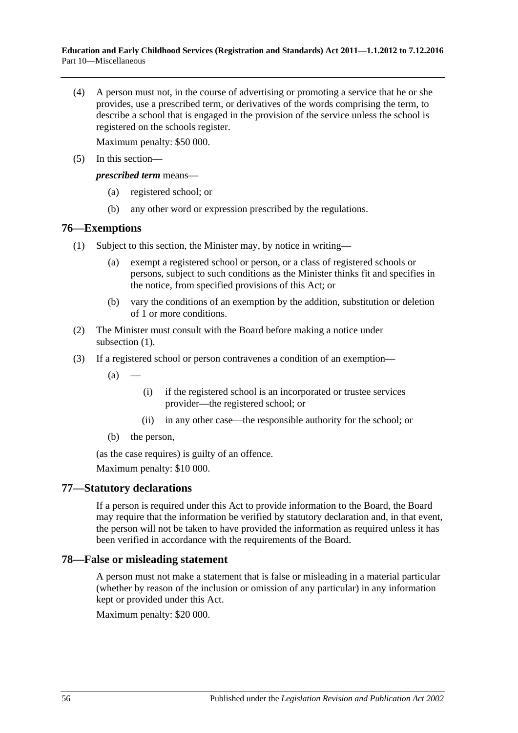(4) A person must not, in the course of advertising or promoting a service that he or she provides, use a prescribed term, or derivatives of the words comprising the term, to describe a school that is engaged in the provision of the service unless the school is registered on the schools register.

Maximum penalty: $50 000.

(5) In this section—

***prescribed term*** means—

(a) registered school; or

(b) any other word or expression prescribed by the regulations.

## 76—Exemptions

(1) Subject to this section, the Minister may, by notice in writing—

(a) exempt a registered school or person, or a class of registered schools or persons, subject to such conditions as the Minister thinks fit and specifies in the notice, from specified provisions of this Act; or

(b) vary the conditions of an exemption by the addition, substitution or deletion of 1 or more conditions.

(2) The Minister must consult with the Board before making a notice under subsection (1).

(3) If a registered school or person contravenes a condition of an exemption—

(a) —

(i) if the registered school is an incorporated or trustee services provider—the registered school; or

(ii) in any other case—the responsible authority for the school; or

(b) the person,

(as the case requires) is guilty of an offence.

Maximum penalty: $10 000.

## 77—Statutory declarations

If a person is required under this Act to provide information to the Board, the Board may require that the information be verified by statutory declaration and, in that event, the person will not be taken to have provided the information as required unless it has been verified in accordance with the requirements of the Board.

## 78—False or misleading statement

A person must not make a statement that is false or misleading in a material particular (whether by reason of the inclusion or omission of any particular) in any information kept or provided under this Act.

Maximum penalty: $20 000.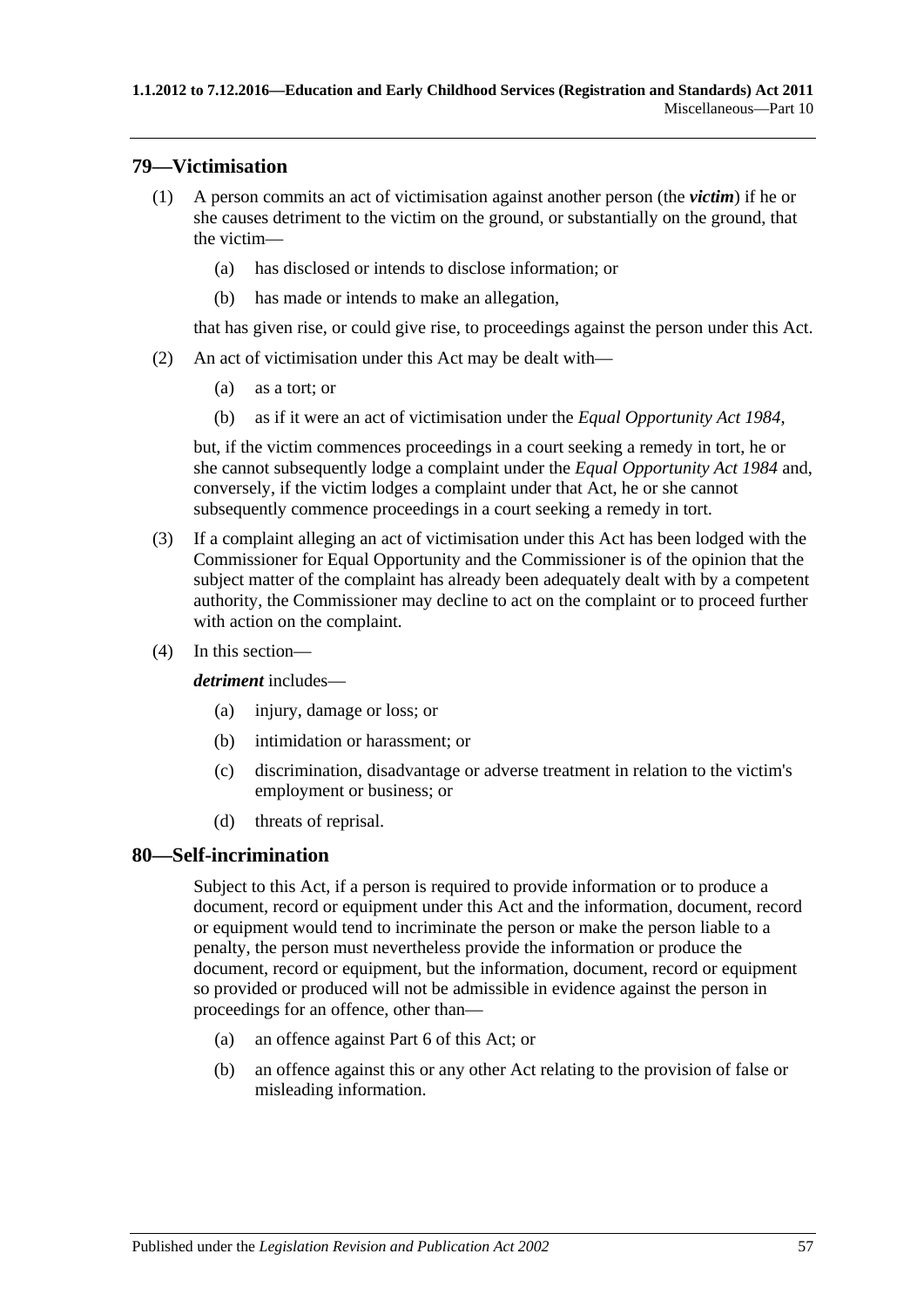## 79—Victimisation

(1) A person commits an act of victimisation against another person (the ***victim***) if he or she causes detriment to the victim on the ground, or substantially on the ground, that the victim—

(a) has disclosed or intends to disclose information; or

(b) has made or intends to make an allegation,

that has given rise, or could give rise, to proceedings against the person under this Act.

(2) An act of victimisation under this Act may be dealt with—

(a) as a tort; or

(b) as if it were an act of victimisation under the *Equal Opportunity Act 1984*,

but, if the victim commences proceedings in a court seeking a remedy in tort, he or she cannot subsequently lodge a complaint under the *Equal Opportunity Act 1984* and, conversely, if the victim lodges a complaint under that Act, he or she cannot subsequently commence proceedings in a court seeking a remedy in tort.

(3) If a complaint alleging an act of victimisation under this Act has been lodged with the Commissioner for Equal Opportunity and the Commissioner is of the opinion that the subject matter of the complaint has already been adequately dealt with by a competent authority, the Commissioner may decline to act on the complaint or to proceed further with action on the complaint.

(4) In this section—

***detriment*** includes—

(a) injury, damage or loss; or

(b) intimidation or harassment; or

(c) discrimination, disadvantage or adverse treatment in relation to the victim's employment or business; or

(d) threats of reprisal.

## 80—Self-incrimination

Subject to this Act, if a person is required to provide information or to produce a document, record or equipment under this Act and the information, document, record or equipment would tend to incriminate the person or make the person liable to a penalty, the person must nevertheless provide the information or produce the document, record or equipment, but the information, document, record or equipment so provided or produced will not be admissible in evidence against the person in proceedings for an offence, other than—

(a) an offence against Part 6 of this Act; or

(b) an offence against this or any other Act relating to the provision of false or misleading information.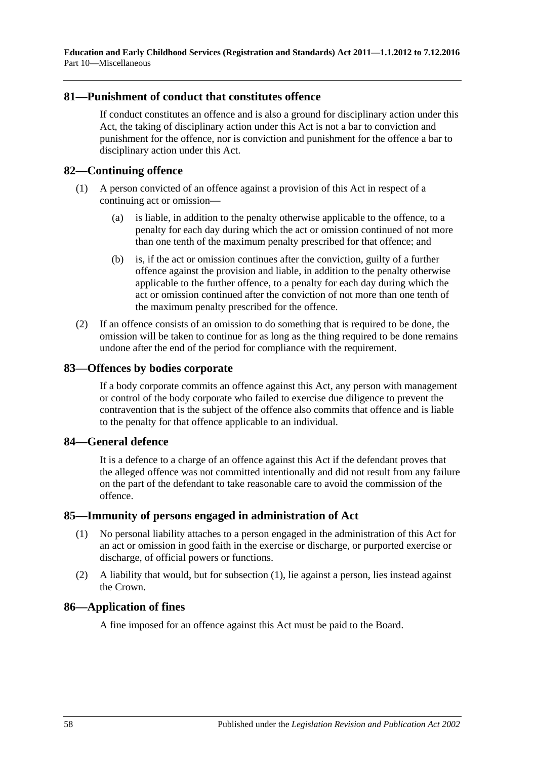## 81—Punishment of conduct that constitutes offence

If conduct constitutes an offence and is also a ground for disciplinary action under this Act, the taking of disciplinary action under this Act is not a bar to conviction and punishment for the offence, nor is conviction and punishment for the offence a bar to disciplinary action under this Act.

## 82—Continuing offence

(1) A person convicted of an offence against a provision of this Act in respect of a continuing act or omission—

(a) is liable, in addition to the penalty otherwise applicable to the offence, to a penalty for each day during which the act or omission continued of not more than one tenth of the maximum penalty prescribed for that offence; and

(b) is, if the act or omission continues after the conviction, guilty of a further offence against the provision and liable, in addition to the penalty otherwise applicable to the further offence, to a penalty for each day during which the act or omission continued after the conviction of not more than one tenth of the maximum penalty prescribed for the offence.

(2) If an offence consists of an omission to do something that is required to be done, the omission will be taken to continue for as long as the thing required to be done remains undone after the end of the period for compliance with the requirement.

## 83—Offences by bodies corporate

If a body corporate commits an offence against this Act, any person with management or control of the body corporate who failed to exercise due diligence to prevent the contravention that is the subject of the offence also commits that offence and is liable to the penalty for that offence applicable to an individual.

## 84—General defence

It is a defence to a charge of an offence against this Act if the defendant proves that the alleged offence was not committed intentionally and did not result from any failure on the part of the defendant to take reasonable care to avoid the commission of the offence.

## 85—Immunity of persons engaged in administration of Act

(1) No personal liability attaches to a person engaged in the administration of this Act for an act or omission in good faith in the exercise or discharge, or purported exercise or discharge, of official powers or functions.

(2) A liability that would, but for subsection (1), lie against a person, lies instead against the Crown.

## 86—Application of fines

A fine imposed for an offence against this Act must be paid to the Board.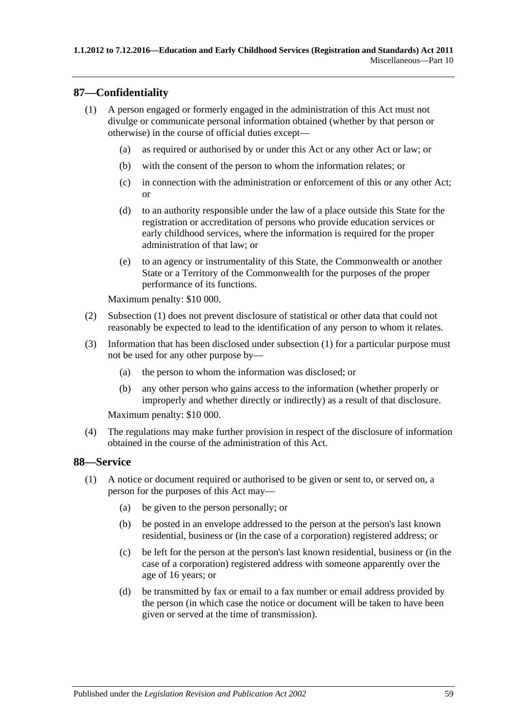## 87—Confidentiality

(1) A person engaged or formerly engaged in the administration of this Act must not divulge or communicate personal information obtained (whether by that person or otherwise) in the course of official duties except—

(a) as required or authorised by or under this Act or any other Act or law; or

(b) with the consent of the person to whom the information relates; or

(c) in connection with the administration or enforcement of this or any other Act; or

(d) to an authority responsible under the law of a place outside this State for the registration or accreditation of persons who provide education services or early childhood services, where the information is required for the proper administration of that law; or

(e) to an agency or instrumentality of this State, the Commonwealth or another State or a Territory of the Commonwealth for the purposes of the proper performance of its functions.

Maximum penalty: $10 000.

(2) Subsection (1) does not prevent disclosure of statistical or other data that could not reasonably be expected to lead to the identification of any person to whom it relates.

(3) Information that has been disclosed under subsection (1) for a particular purpose must not be used for any other purpose by—

(a) the person to whom the information was disclosed; or

(b) any other person who gains access to the information (whether properly or improperly and whether directly or indirectly) as a result of that disclosure.

Maximum penalty: $10 000.

(4) The regulations may make further provision in respect of the disclosure of information obtained in the course of the administration of this Act.

## 88—Service

(1) A notice or document required or authorised to be given or sent to, or served on, a person for the purposes of this Act may—

(a) be given to the person personally; or

(b) be posted in an envelope addressed to the person at the person's last known residential, business or (in the case of a corporation) registered address; or

(c) be left for the person at the person's last known residential, business or (in the case of a corporation) registered address with someone apparently over the age of 16 years; or

(d) be transmitted by fax or email to a fax number or email address provided by the person (in which case the notice or document will be taken to have been given or served at the time of transmission).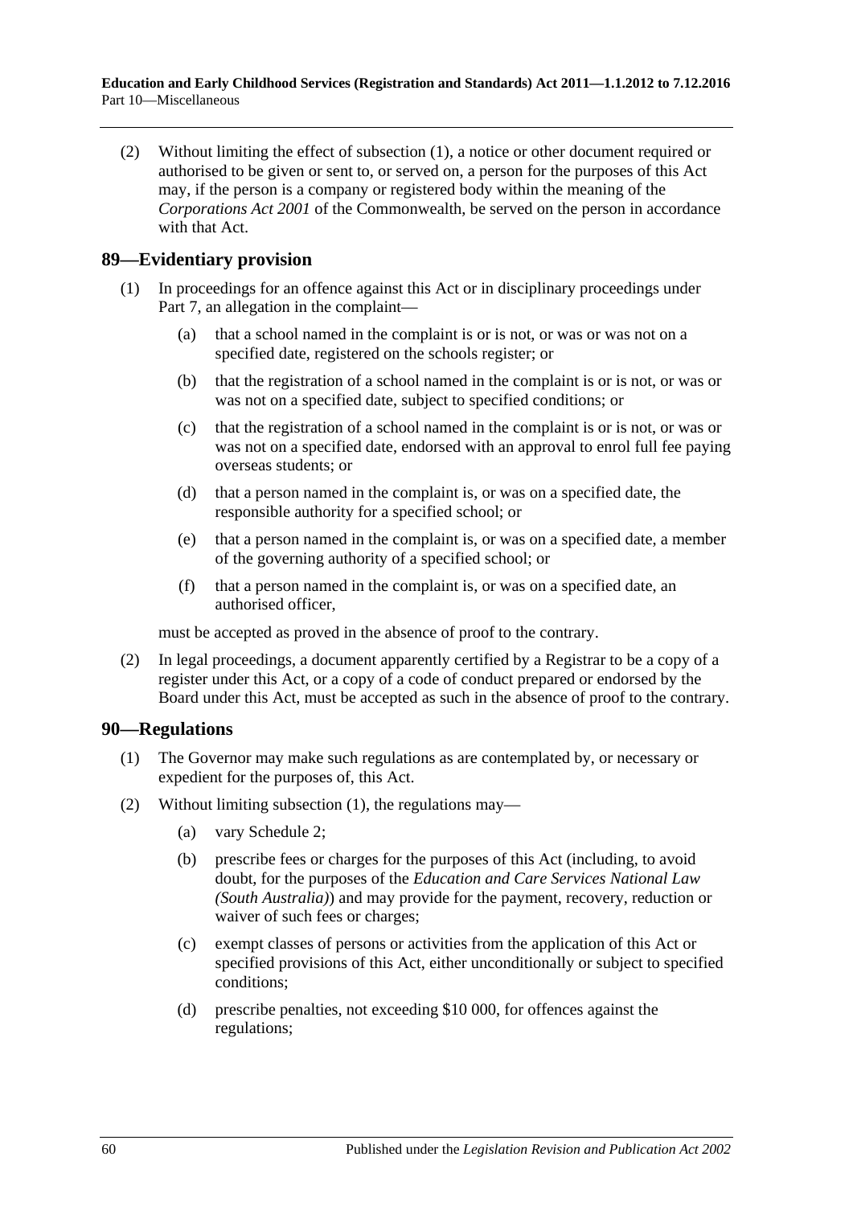(2) Without limiting the effect of subsection (1), a notice or other document required or authorised to be given or sent to, or served on, a person for the purposes of this Act may, if the person is a company or registered body within the meaning of the *Corporations Act 2001* of the Commonwealth, be served on the person in accordance with that Act.

## 89—Evidentiary provision

(1) In proceedings for an offence against this Act or in disciplinary proceedings under Part 7, an allegation in the complaint—

(a) that a school named in the complaint is or is not, or was or was not on a specified date, registered on the schools register; or

(b) that the registration of a school named in the complaint is or is not, or was or was not on a specified date, subject to specified conditions; or

(c) that the registration of a school named in the complaint is or is not, or was or was not on a specified date, endorsed with an approval to enrol full fee paying overseas students; or

(d) that a person named in the complaint is, or was on a specified date, the responsible authority for a specified school; or

(e) that a person named in the complaint is, or was on a specified date, a member of the governing authority of a specified school; or

(f) that a person named in the complaint is, or was on a specified date, an authorised officer,

must be accepted as proved in the absence of proof to the contrary.

(2) In legal proceedings, a document apparently certified by a Registrar to be a copy of a register under this Act, or a copy of a code of conduct prepared or endorsed by the Board under this Act, must be accepted as such in the absence of proof to the contrary.

## 90—Regulations

(1) The Governor may make such regulations as are contemplated by, or necessary or expedient for the purposes of, this Act.

(2) Without limiting subsection (1), the regulations may—

(a) vary Schedule 2;

(b) prescribe fees or charges for the purposes of this Act (including, to avoid doubt, for the purposes of the *Education and Care Services National Law (South Australia)*) and may provide for the payment, recovery, reduction or waiver of such fees or charges;

(c) exempt classes of persons or activities from the application of this Act or specified provisions of this Act, either unconditionally or subject to specified conditions;

(d) prescribe penalties, not exceeding $10 000, for offences against the regulations;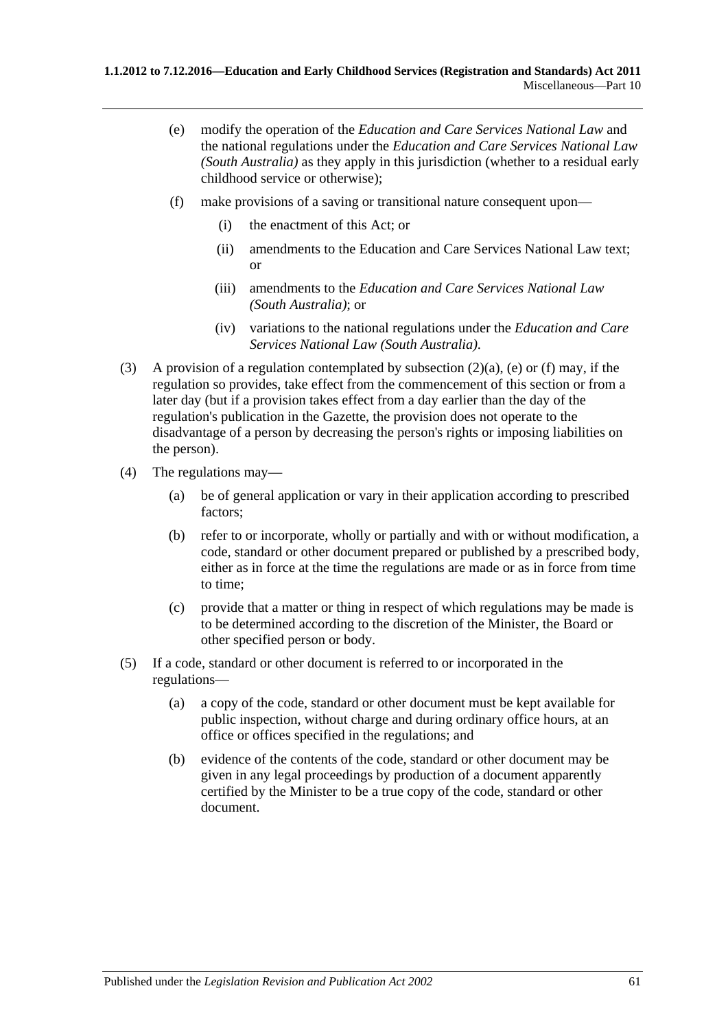(e) modify the operation of the *Education and Care Services National Law* and the national regulations under the *Education and Care Services National Law (South Australia)* as they apply in this jurisdiction (whether to a residual early childhood service or otherwise);

(f) make provisions of a saving or transitional nature consequent upon—

(i) the enactment of this Act; or

(ii) amendments to the Education and Care Services National Law text; or

(iii) amendments to the *Education and Care Services National Law (South Australia)*; or

(iv) variations to the national regulations under the *Education and Care Services National Law (South Australia)*.

(3) A provision of a regulation contemplated by subsection (2)(a), (e) or (f) may, if the regulation so provides, take effect from the commencement of this section or from a later day (but if a provision takes effect from a day earlier than the day of the regulation's publication in the Gazette, the provision does not operate to the disadvantage of a person by decreasing the person's rights or imposing liabilities on the person).

(4) The regulations may—

(a) be of general application or vary in their application according to prescribed factors;

(b) refer to or incorporate, wholly or partially and with or without modification, a code, standard or other document prepared or published by a prescribed body, either as in force at the time the regulations are made or as in force from time to time;

(c) provide that a matter or thing in respect of which regulations may be made is to be determined according to the discretion of the Minister, the Board or other specified person or body.

(5) If a code, standard or other document is referred to or incorporated in the regulations—

(a) a copy of the code, standard or other document must be kept available for public inspection, without charge and during ordinary office hours, at an office or offices specified in the regulations; and

(b) evidence of the contents of the code, standard or other document may be given in any legal proceedings by production of a document apparently certified by the Minister to be a true copy of the code, standard or other document.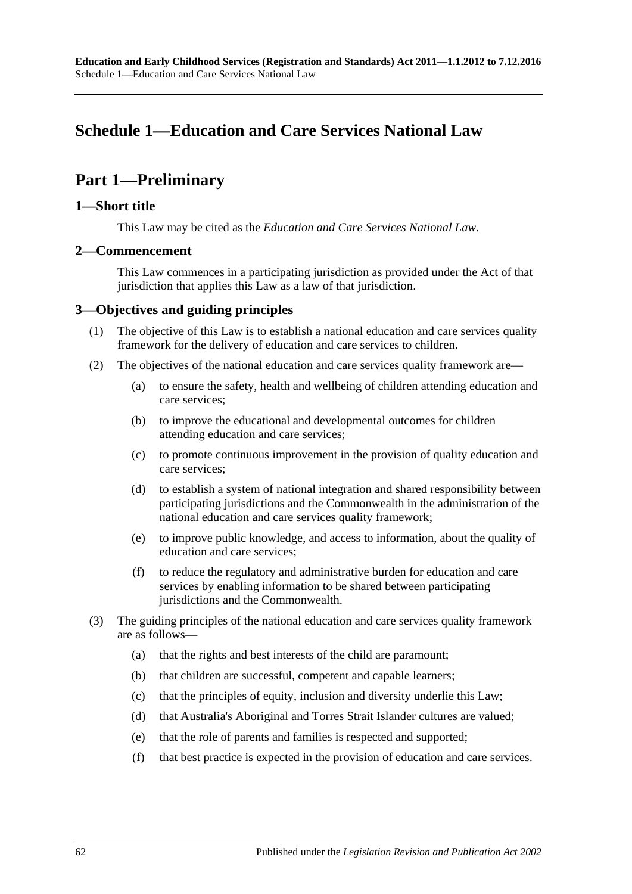# Schedule 1—Education and Care Services National Law

## Part 1—Preliminary

### 1—Short title

This Law may be cited as the *Education and Care Services National Law*.

### 2—Commencement

This Law commences in a participating jurisdiction as provided under the Act of that jurisdiction that applies this Law as a law of that jurisdiction.

### 3—Objectives and guiding principles

(1) The objective of this Law is to establish a national education and care services quality framework for the delivery of education and care services to children.

(2) The objectives of the national education and care services quality framework are—

(a) to ensure the safety, health and wellbeing of children attending education and care services;

(b) to improve the educational and developmental outcomes for children attending education and care services;

(c) to promote continuous improvement in the provision of quality education and care services;

(d) to establish a system of national integration and shared responsibility between participating jurisdictions and the Commonwealth in the administration of the national education and care services quality framework;

(e) to improve public knowledge, and access to information, about the quality of education and care services;

(f) to reduce the regulatory and administrative burden for education and care services by enabling information to be shared between participating jurisdictions and the Commonwealth.

(3) The guiding principles of the national education and care services quality framework are as follows—

(a) that the rights and best interests of the child are paramount;

(b) that children are successful, competent and capable learners;

(c) that the principles of equity, inclusion and diversity underlie this Law;

(d) that Australia's Aboriginal and Torres Strait Islander cultures are valued;

(e) that the role of parents and families is respected and supported;

(f) that best practice is expected in the provision of education and care services.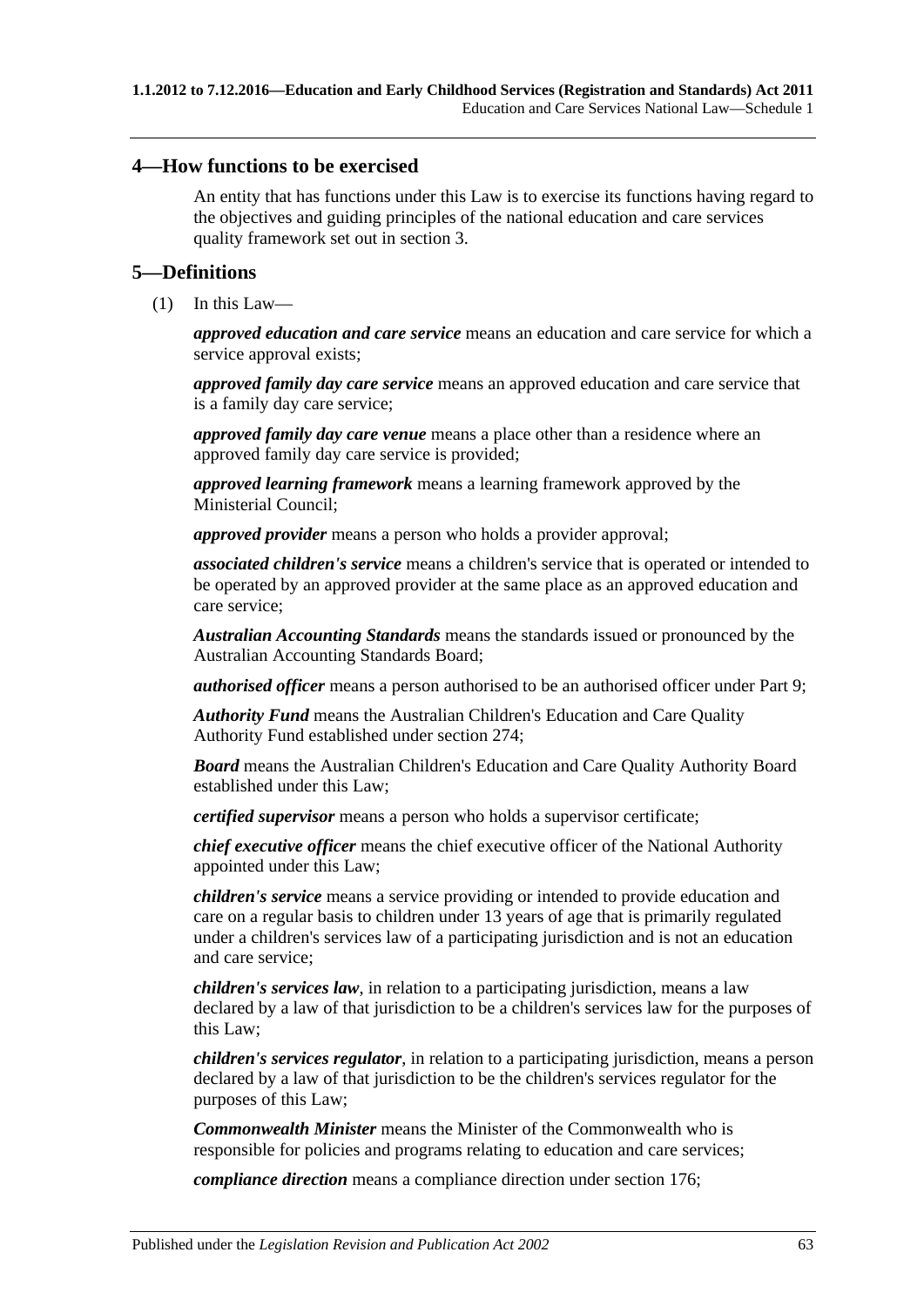## 4—How functions to be exercised

An entity that has functions under this Law is to exercise its functions having regard to the objectives and guiding principles of the national education and care services quality framework set out in section 3.

## 5—Definitions

(1) In this Law—

***approved education and care service*** means an education and care service for which a service approval exists;

***approved family day care service*** means an approved education and care service that is a family day care service;

***approved family day care venue*** means a place other than a residence where an approved family day care service is provided;

***approved learning framework*** means a learning framework approved by the Ministerial Council;

***approved provider*** means a person who holds a provider approval;

***associated children's service*** means a children's service that is operated or intended to be operated by an approved provider at the same place as an approved education and care service;

***Australian Accounting Standards*** means the standards issued or pronounced by the Australian Accounting Standards Board;

***authorised officer*** means a person authorised to be an authorised officer under Part 9;

***Authority Fund*** means the Australian Children's Education and Care Quality Authority Fund established under section 274;

***Board*** means the Australian Children's Education and Care Quality Authority Board established under this Law;

***certified supervisor*** means a person who holds a supervisor certificate;

***chief executive officer*** means the chief executive officer of the National Authority appointed under this Law;

***children's service*** means a service providing or intended to provide education and care on a regular basis to children under 13 years of age that is primarily regulated under a children's services law of a participating jurisdiction and is not an education and care service;

***children's services law***, in relation to a participating jurisdiction, means a law declared by a law of that jurisdiction to be a children's services law for the purposes of this Law;

***children's services regulator***, in relation to a participating jurisdiction, means a person declared by a law of that jurisdiction to be the children's services regulator for the purposes of this Law;

***Commonwealth Minister*** means the Minister of the Commonwealth who is responsible for policies and programs relating to education and care services;

***compliance direction*** means a compliance direction under section 176;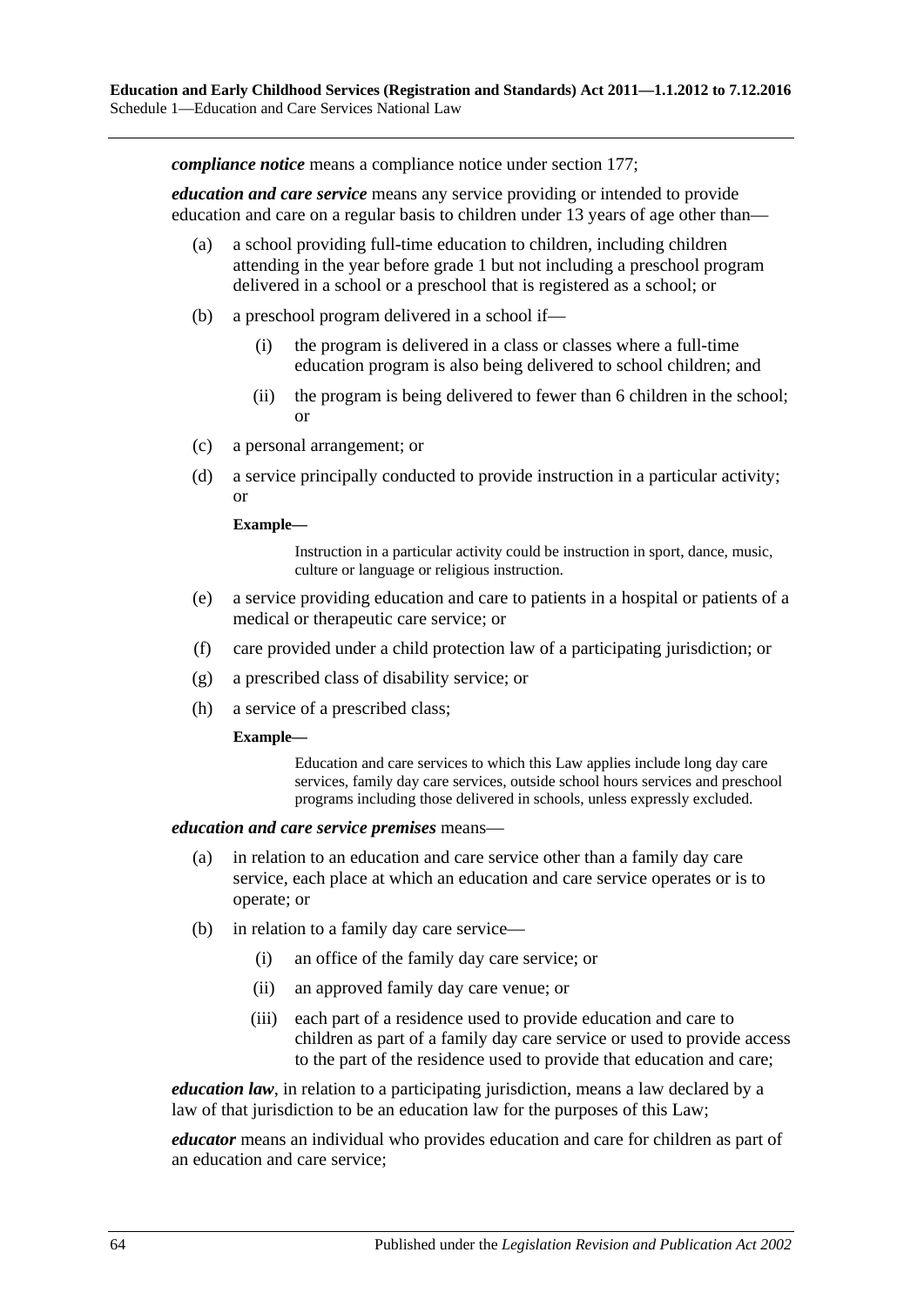***compliance notice*** means a compliance notice under section 177;

***education and care service*** means any service providing or intended to provide education and care on a regular basis to children under 13 years of age other than—

(a) a school providing full-time education to children, including children attending in the year before grade 1 but not including a preschool program delivered in a school or a preschool that is registered as a school; or

(b) a preschool program delivered in a school if—

  (i) the program is delivered in a class or classes where a full-time education program is also being delivered to school children; and

  (ii) the program is being delivered to fewer than 6 children in the school; or

(c) a personal arrangement; or

(d) a service principally conducted to provide instruction in a particular activity; or

**Example—**

Instruction in a particular activity could be instruction in sport, dance, music, culture or language or religious instruction.

(e) a service providing education and care to patients in a hospital or patients of a medical or therapeutic care service; or

(f) care provided under a child protection law of a participating jurisdiction; or

(g) a prescribed class of disability service; or

(h) a service of a prescribed class;

**Example—**

Education and care services to which this Law applies include long day care services, family day care services, outside school hours services and preschool programs including those delivered in schools, unless expressly excluded.

***education and care service premises*** means—

(a) in relation to an education and care service other than a family day care service, each place at which an education and care service operates or is to operate; or

(b) in relation to a family day care service—

  (i) an office of the family day care service; or

  (ii) an approved family day care venue; or

  (iii) each part of a residence used to provide education and care to children as part of a family day care service or used to provide access to the part of the residence used to provide that education and care;

***education law***, in relation to a participating jurisdiction, means a law declared by a law of that jurisdiction to be an education law for the purposes of this Law;

***educator*** means an individual who provides education and care for children as part of an education and care service;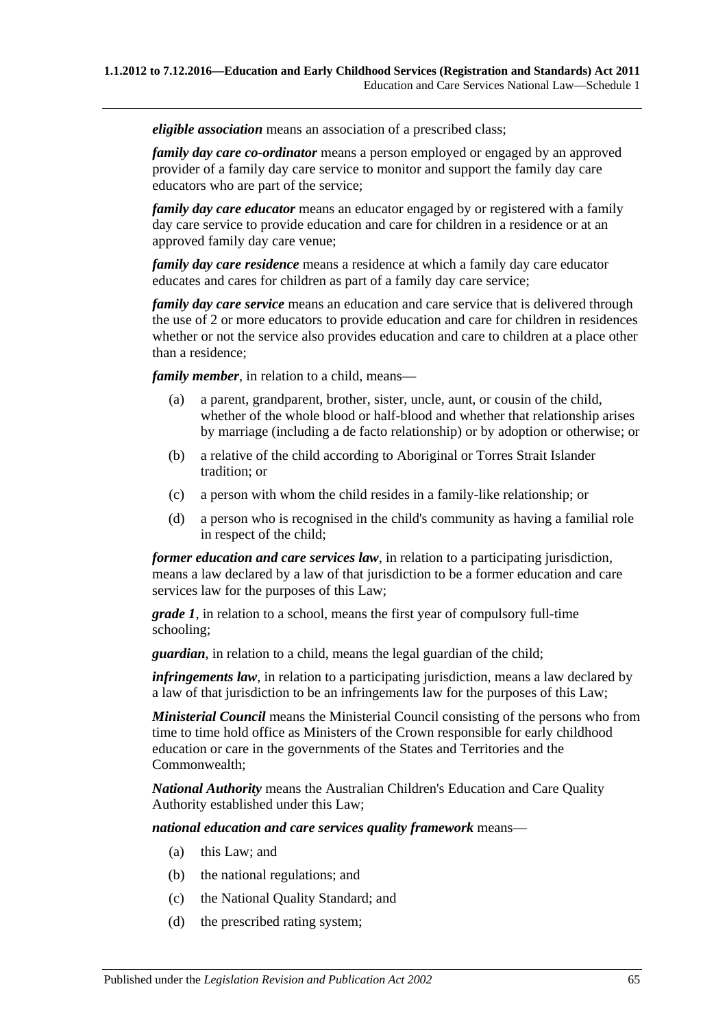***eligible association*** means an association of a prescribed class;

***family day care co-ordinator*** means a person employed or engaged by an approved provider of a family day care service to monitor and support the family day care educators who are part of the service;

***family day care educator*** means an educator engaged by or registered with a family day care service to provide education and care for children in a residence or at an approved family day care venue;

***family day care residence*** means a residence at which a family day care educator educates and cares for children as part of a family day care service;

***family day care service*** means an education and care service that is delivered through the use of 2 or more educators to provide education and care for children in residences whether or not the service also provides education and care to children at a place other than a residence;

***family member***, in relation to a child, means—

(a) a parent, grandparent, brother, sister, uncle, aunt, or cousin of the child, whether of the whole blood or half-blood and whether that relationship arises by marriage (including a de facto relationship) or by adoption or otherwise; or

(b) a relative of the child according to Aboriginal or Torres Strait Islander tradition; or

(c) a person with whom the child resides in a family-like relationship; or

(d) a person who is recognised in the child's community as having a familial role in respect of the child;

***former education and care services law***, in relation to a participating jurisdiction, means a law declared by a law of that jurisdiction to be a former education and care services law for the purposes of this Law;

***grade 1***, in relation to a school, means the first year of compulsory full-time schooling;

***guardian***, in relation to a child, means the legal guardian of the child;

***infringements law***, in relation to a participating jurisdiction, means a law declared by a law of that jurisdiction to be an infringements law for the purposes of this Law;

***Ministerial Council*** means the Ministerial Council consisting of the persons who from time to time hold office as Ministers of the Crown responsible for early childhood education or care in the governments of the States and Territories and the Commonwealth;

***National Authority*** means the Australian Children's Education and Care Quality Authority established under this Law;

***national education and care services quality framework*** means—

(a) this Law; and

(b) the national regulations; and

(c) the National Quality Standard; and

(d) the prescribed rating system;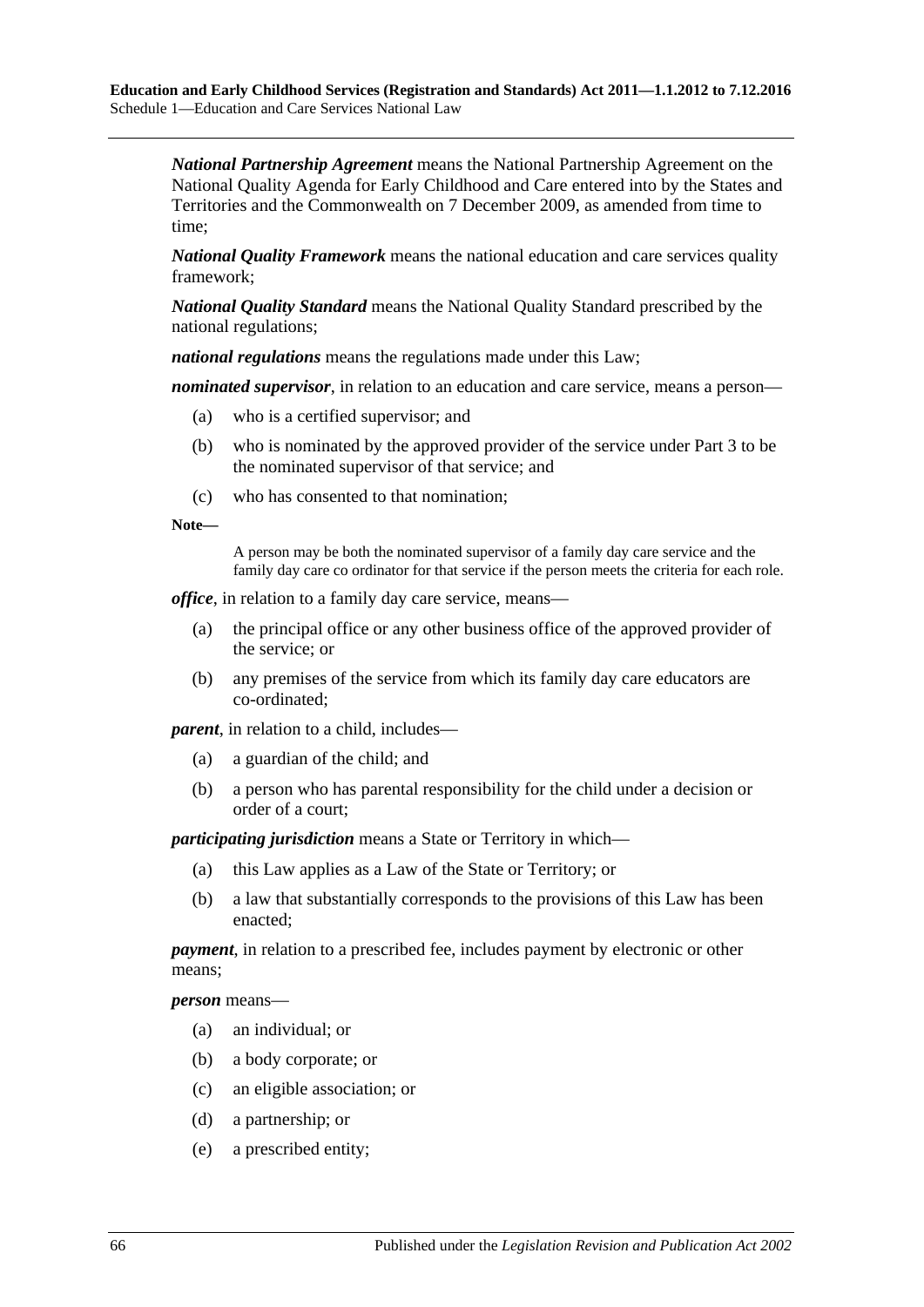***National Partnership Agreement*** means the National Partnership Agreement on the National Quality Agenda for Early Childhood and Care entered into by the States and Territories and the Commonwealth on 7 December 2009, as amended from time to time;

***National Quality Framework*** means the national education and care services quality framework;

***National Quality Standard*** means the National Quality Standard prescribed by the national regulations;

***national regulations*** means the regulations made under this Law;

***nominated supervisor***, in relation to an education and care service, means a person—

(a) who is a certified supervisor; and

(b) who is nominated by the approved provider of the service under Part 3 to be the nominated supervisor of that service; and

(c) who has consented to that nomination;

**Note—**

A person may be both the nominated supervisor of a family day care service and the family day care co ordinator for that service if the person meets the criteria for each role.

***office***, in relation to a family day care service, means—

(a) the principal office or any other business office of the approved provider of the service; or

(b) any premises of the service from which its family day care educators are co-ordinated;

***parent***, in relation to a child, includes—

(a) a guardian of the child; and

(b) a person who has parental responsibility for the child under a decision or order of a court;

***participating jurisdiction*** means a State or Territory in which—

(a) this Law applies as a Law of the State or Territory; or

(b) a law that substantially corresponds to the provisions of this Law has been enacted;

***payment***, in relation to a prescribed fee, includes payment by electronic or other means;

***person*** means—

(a) an individual; or

(b) a body corporate; or

(c) an eligible association; or

(d) a partnership; or

(e) a prescribed entity;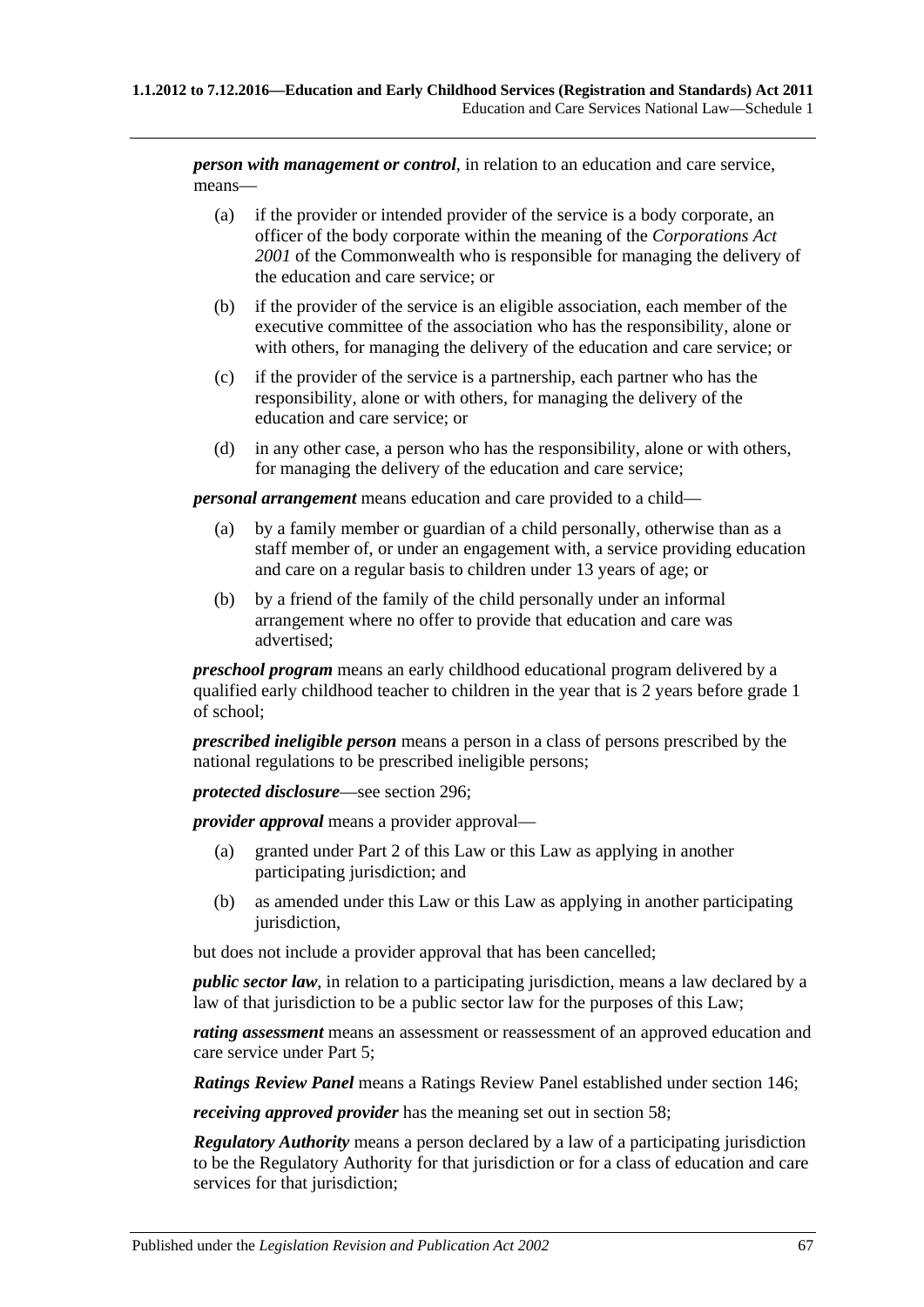***person with management or control***, in relation to an education and care service, means—

(a) if the provider or intended provider of the service is a body corporate, an officer of the body corporate within the meaning of the *Corporations Act 2001* of the Commonwealth who is responsible for managing the delivery of the education and care service; or

(b) if the provider of the service is an eligible association, each member of the executive committee of the association who has the responsibility, alone or with others, for managing the delivery of the education and care service; or

(c) if the provider of the service is a partnership, each partner who has the responsibility, alone or with others, for managing the delivery of the education and care service; or

(d) in any other case, a person who has the responsibility, alone or with others, for managing the delivery of the education and care service;

***personal arrangement*** means education and care provided to a child—

(a) by a family member or guardian of a child personally, otherwise than as a staff member of, or under an engagement with, a service providing education and care on a regular basis to children under 13 years of age; or

(b) by a friend of the family of the child personally under an informal arrangement where no offer to provide that education and care was advertised;

***preschool program*** means an early childhood educational program delivered by a qualified early childhood teacher to children in the year that is 2 years before grade 1 of school;

***prescribed ineligible person*** means a person in a class of persons prescribed by the national regulations to be prescribed ineligible persons;

***protected disclosure***—see section 296;

***provider approval*** means a provider approval—

(a) granted under Part 2 of this Law or this Law as applying in another participating jurisdiction; and

(b) as amended under this Law or this Law as applying in another participating jurisdiction,

but does not include a provider approval that has been cancelled;

***public sector law***, in relation to a participating jurisdiction, means a law declared by a law of that jurisdiction to be a public sector law for the purposes of this Law;

***rating assessment*** means an assessment or reassessment of an approved education and care service under Part 5;

***Ratings Review Panel*** means a Ratings Review Panel established under section 146;

***receiving approved provider*** has the meaning set out in section 58;

***Regulatory Authority*** means a person declared by a law of a participating jurisdiction to be the Regulatory Authority for that jurisdiction or for a class of education and care services for that jurisdiction;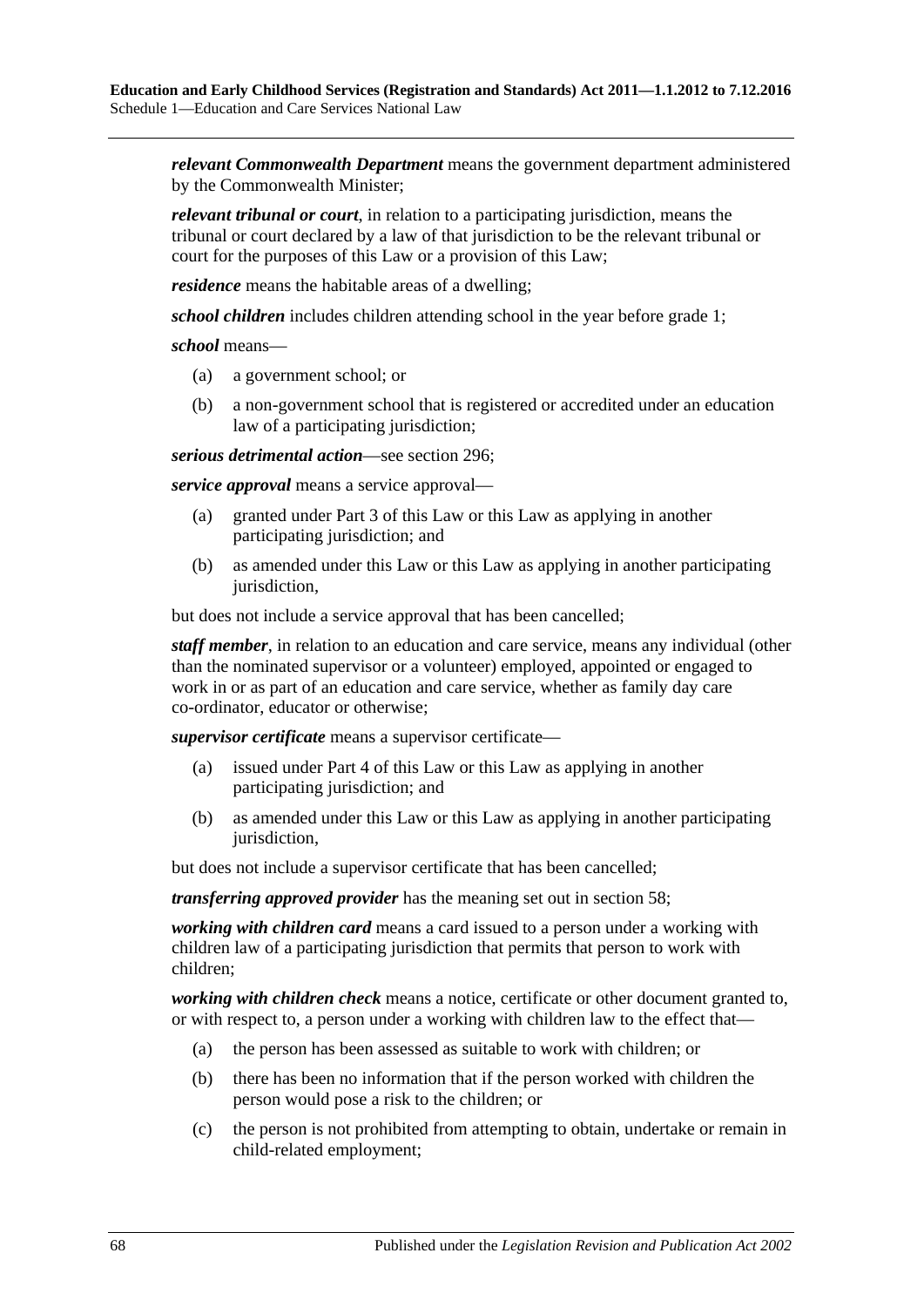***relevant Commonwealth Department*** means the government department administered by the Commonwealth Minister;

***relevant tribunal or court***, in relation to a participating jurisdiction, means the tribunal or court declared by a law of that jurisdiction to be the relevant tribunal or court for the purposes of this Law or a provision of this Law;

***residence*** means the habitable areas of a dwelling;

***school children*** includes children attending school in the year before grade 1;

***school*** means—

- (a) a government school; or
- (b) a non-government school that is registered or accredited under an education law of a participating jurisdiction;

***serious detrimental action***—see section 296;

***service approval*** means a service approval—

- (a) granted under Part 3 of this Law or this Law as applying in another participating jurisdiction; and
- (b) as amended under this Law or this Law as applying in another participating jurisdiction,

but does not include a service approval that has been cancelled;

***staff member***, in relation to an education and care service, means any individual (other than the nominated supervisor or a volunteer) employed, appointed or engaged to work in or as part of an education and care service, whether as family day care co-ordinator, educator or otherwise;

***supervisor certificate*** means a supervisor certificate—

- (a) issued under Part 4 of this Law or this Law as applying in another participating jurisdiction; and
- (b) as amended under this Law or this Law as applying in another participating jurisdiction,

but does not include a supervisor certificate that has been cancelled;

***transferring approved provider*** has the meaning set out in section 58;

***working with children card*** means a card issued to a person under a working with children law of a participating jurisdiction that permits that person to work with children;

***working with children check*** means a notice, certificate or other document granted to, or with respect to, a person under a working with children law to the effect that—

- (a) the person has been assessed as suitable to work with children; or
- (b) there has been no information that if the person worked with children the person would pose a risk to the children; or
- (c) the person is not prohibited from attempting to obtain, undertake or remain in child-related employment;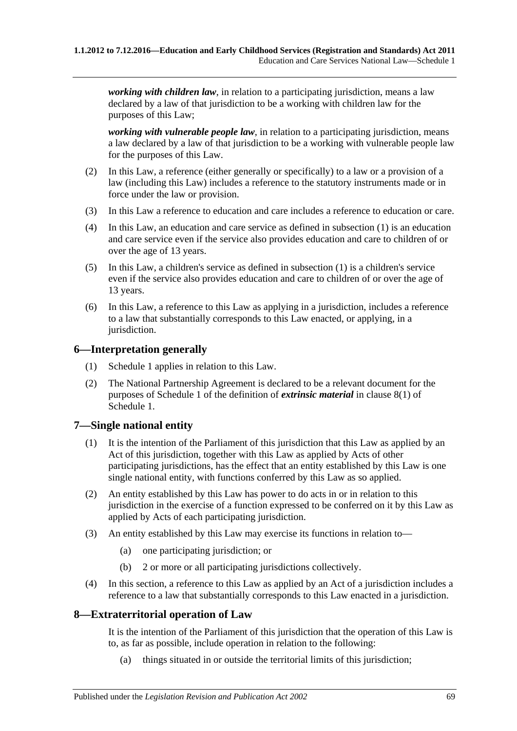***working with children law***, in relation to a participating jurisdiction, means a law declared by a law of that jurisdiction to be a working with children law for the purposes of this Law;

***working with vulnerable people law***, in relation to a participating jurisdiction, means a law declared by a law of that jurisdiction to be a working with vulnerable people law for the purposes of this Law.

(2) In this Law, a reference (either generally or specifically) to a law or a provision of a law (including this Law) includes a reference to the statutory instruments made or in force under the law or provision.

(3) In this Law a reference to education and care includes a reference to education or care.

(4) In this Law, an education and care service as defined in subsection (1) is an education and care service even if the service also provides education and care to children of or over the age of 13 years.

(5) In this Law, a children's service as defined in subsection (1) is a children's service even if the service also provides education and care to children of or over the age of 13 years.

(6) In this Law, a reference to this Law as applying in a jurisdiction, includes a reference to a law that substantially corresponds to this Law enacted, or applying, in a jurisdiction.

## 6—Interpretation generally

(1) Schedule 1 applies in relation to this Law.

(2) The National Partnership Agreement is declared to be a relevant document for the purposes of Schedule 1 of the definition of ***extrinsic material*** in clause 8(1) of Schedule 1.

## 7—Single national entity

(1) It is the intention of the Parliament of this jurisdiction that this Law as applied by an Act of this jurisdiction, together with this Law as applied by Acts of other participating jurisdictions, has the effect that an entity established by this Law is one single national entity, with functions conferred by this Law as so applied.

(2) An entity established by this Law has power to do acts in or in relation to this jurisdiction in the exercise of a function expressed to be conferred on it by this Law as applied by Acts of each participating jurisdiction.

(3) An entity established by this Law may exercise its functions in relation to—

(a) one participating jurisdiction; or

(b) 2 or more or all participating jurisdictions collectively.

(4) In this section, a reference to this Law as applied by an Act of a jurisdiction includes a reference to a law that substantially corresponds to this Law enacted in a jurisdiction.

## 8—Extraterritorial operation of Law

It is the intention of the Parliament of this jurisdiction that the operation of this Law is to, as far as possible, include operation in relation to the following:

(a) things situated in or outside the territorial limits of this jurisdiction;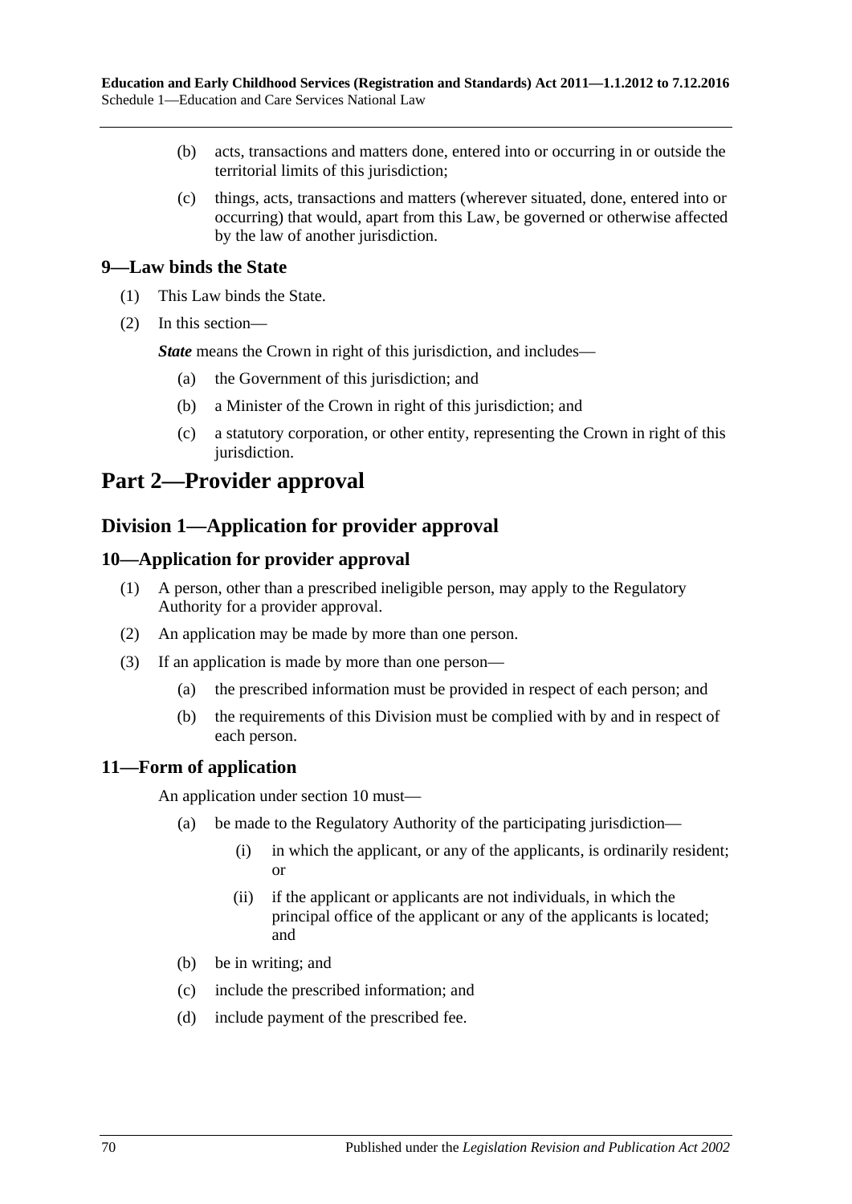(b) acts, transactions and matters done, entered into or occurring in or outside the territorial limits of this jurisdiction;

(c) things, acts, transactions and matters (wherever situated, done, entered into or occurring) that would, apart from this Law, be governed or otherwise affected by the law of another jurisdiction.

### 9—Law binds the State

(1) This Law binds the State.

(2) In this section—

***State*** means the Crown in right of this jurisdiction, and includes—

(a) the Government of this jurisdiction; and

(b) a Minister of the Crown in right of this jurisdiction; and

(c) a statutory corporation, or other entity, representing the Crown in right of this jurisdiction.

# Part 2—Provider approval

## Division 1—Application for provider approval

### 10—Application for provider approval

(1) A person, other than a prescribed ineligible person, may apply to the Regulatory Authority for a provider approval.

(2) An application may be made by more than one person.

(3) If an application is made by more than one person—

(a) the prescribed information must be provided in respect of each person; and

(b) the requirements of this Division must be complied with by and in respect of each person.

### 11—Form of application

An application under section 10 must—

(a) be made to the Regulatory Authority of the participating jurisdiction—

(i) in which the applicant, or any of the applicants, is ordinarily resident; or

(ii) if the applicant or applicants are not individuals, in which the principal office of the applicant or any of the applicants is located; and

(b) be in writing; and

(c) include the prescribed information; and

(d) include payment of the prescribed fee.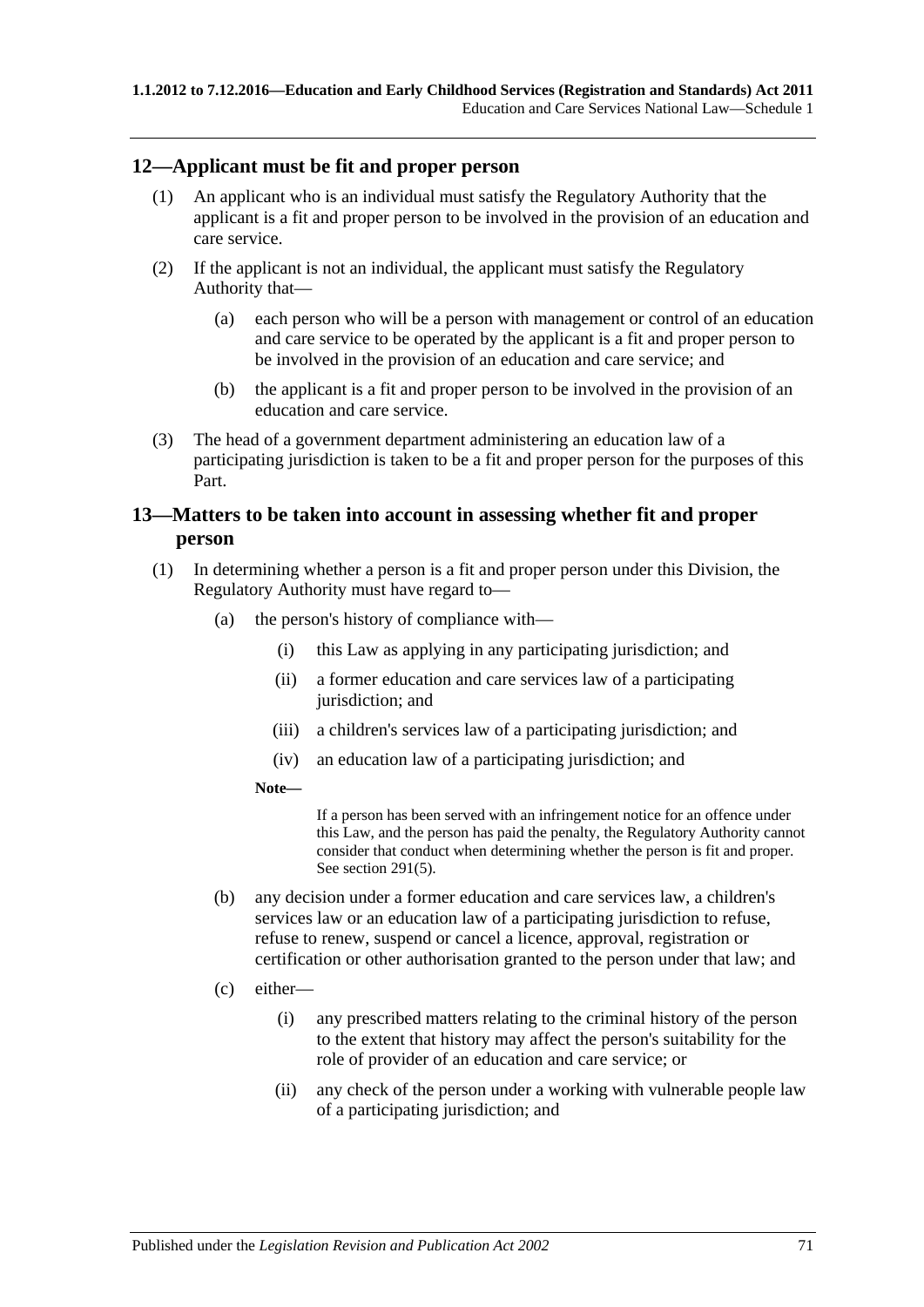## 12—Applicant must be fit and proper person

(1) An applicant who is an individual must satisfy the Regulatory Authority that the applicant is a fit and proper person to be involved in the provision of an education and care service.

(2) If the applicant is not an individual, the applicant must satisfy the Regulatory Authority that—

(a) each person who will be a person with management or control of an education and care service to be operated by the applicant is a fit and proper person to be involved in the provision of an education and care service; and

(b) the applicant is a fit and proper person to be involved in the provision of an education and care service.

(3) The head of a government department administering an education law of a participating jurisdiction is taken to be a fit and proper person for the purposes of this Part.

## 13—Matters to be taken into account in assessing whether fit and proper person

(1) In determining whether a person is a fit and proper person under this Division, the Regulatory Authority must have regard to—

(a) the person's history of compliance with—

(i) this Law as applying in any participating jurisdiction; and

(ii) a former education and care services law of a participating jurisdiction; and

(iii) a children's services law of a participating jurisdiction; and

(iv) an education law of a participating jurisdiction; and

**Note—**

If a person has been served with an infringement notice for an offence under this Law, and the person has paid the penalty, the Regulatory Authority cannot consider that conduct when determining whether the person is fit and proper. See section 291(5).

(b) any decision under a former education and care services law, a children's services law or an education law of a participating jurisdiction to refuse, refuse to renew, suspend or cancel a licence, approval, registration or certification or other authorisation granted to the person under that law; and

(c) either—

(i) any prescribed matters relating to the criminal history of the person to the extent that history may affect the person's suitability for the role of provider of an education and care service; or

(ii) any check of the person under a working with vulnerable people law of a participating jurisdiction; and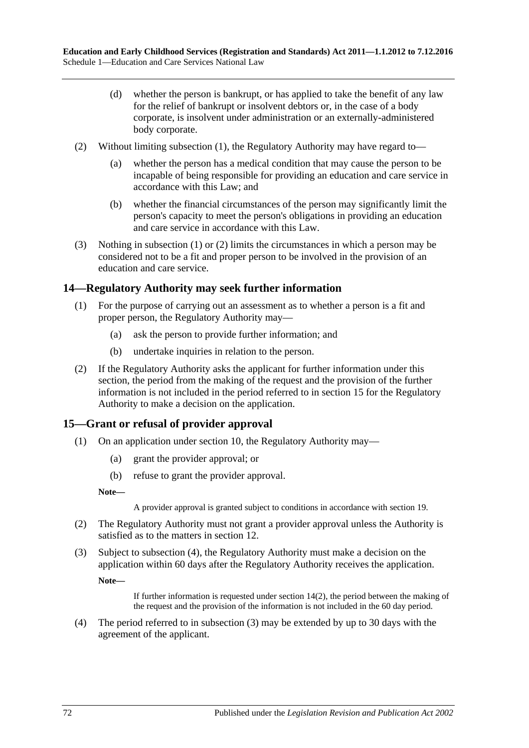(d) whether the person is bankrupt, or has applied to take the benefit of any law for the relief of bankrupt or insolvent debtors or, in the case of a body corporate, is insolvent under administration or an externally-administered body corporate.

(2) Without limiting subsection (1), the Regulatory Authority may have regard to—

(a) whether the person has a medical condition that may cause the person to be incapable of being responsible for providing an education and care service in accordance with this Law; and

(b) whether the financial circumstances of the person may significantly limit the person's capacity to meet the person's obligations in providing an education and care service in accordance with this Law.

(3) Nothing in subsection (1) or (2) limits the circumstances in which a person may be considered not to be a fit and proper person to be involved in the provision of an education and care service.

## 14—Regulatory Authority may seek further information

(1) For the purpose of carrying out an assessment as to whether a person is a fit and proper person, the Regulatory Authority may—

(a) ask the person to provide further information; and

(b) undertake inquiries in relation to the person.

(2) If the Regulatory Authority asks the applicant for further information under this section, the period from the making of the request and the provision of the further information is not included in the period referred to in section 15 for the Regulatory Authority to make a decision on the application.

## 15—Grant or refusal of provider approval

(1) On an application under section 10, the Regulatory Authority may—

(a) grant the provider approval; or

(b) refuse to grant the provider approval.

**Note—**

A provider approval is granted subject to conditions in accordance with section 19.

(2) The Regulatory Authority must not grant a provider approval unless the Authority is satisfied as to the matters in section 12.

(3) Subject to subsection (4), the Regulatory Authority must make a decision on the application within 60 days after the Regulatory Authority receives the application.

**Note—**

If further information is requested under section 14(2), the period between the making of the request and the provision of the information is not included in the 60 day period.

(4) The period referred to in subsection (3) may be extended by up to 30 days with the agreement of the applicant.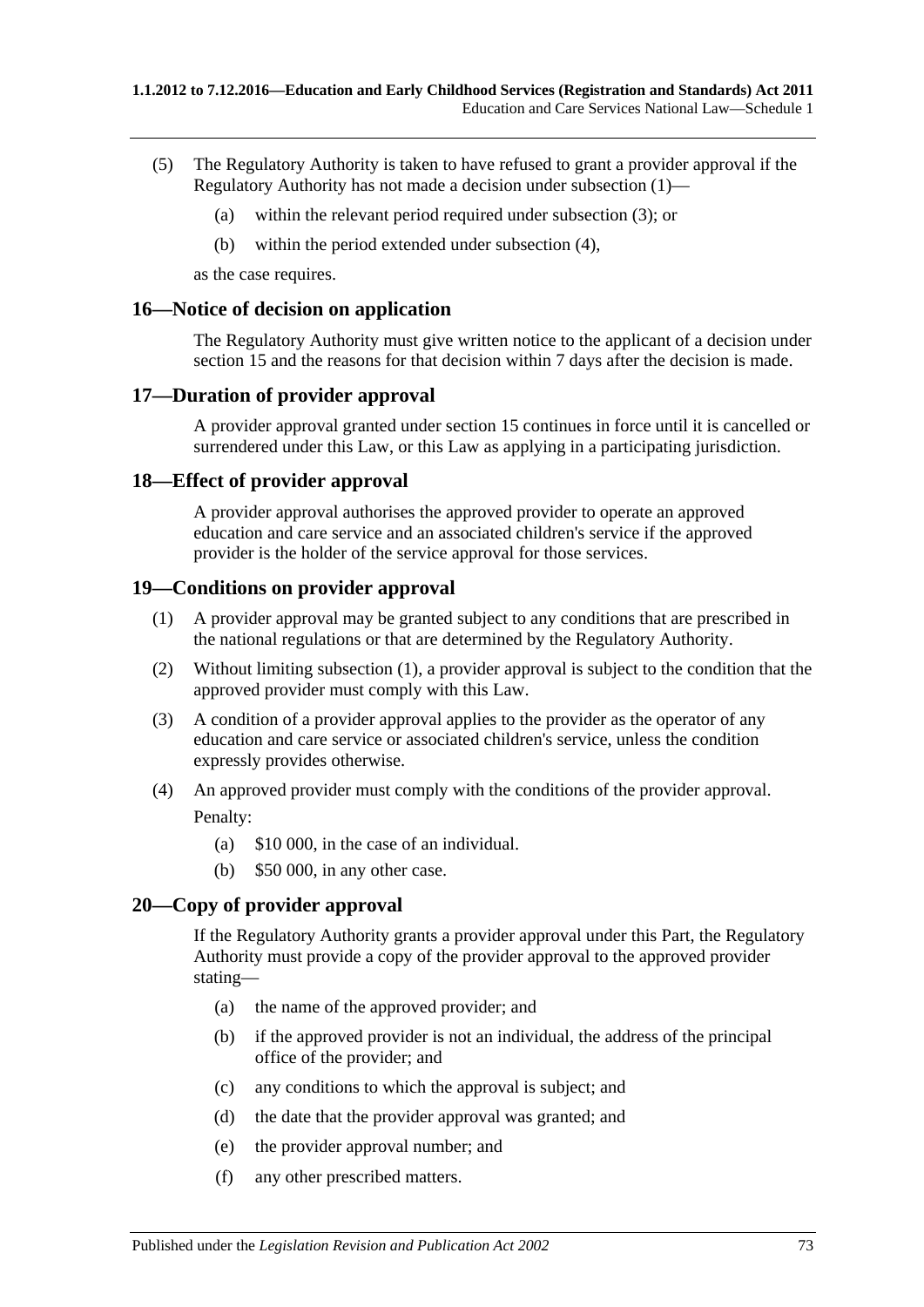(5) The Regulatory Authority is taken to have refused to grant a provider approval if the Regulatory Authority has not made a decision under subsection (1)—

(a) within the relevant period required under subsection (3); or

(b) within the period extended under subsection (4),

as the case requires.

## 16—Notice of decision on application

The Regulatory Authority must give written notice to the applicant of a decision under section 15 and the reasons for that decision within 7 days after the decision is made.

## 17—Duration of provider approval

A provider approval granted under section 15 continues in force until it is cancelled or surrendered under this Law, or this Law as applying in a participating jurisdiction.

## 18—Effect of provider approval

A provider approval authorises the approved provider to operate an approved education and care service and an associated children's service if the approved provider is the holder of the service approval for those services.

## 19—Conditions on provider approval

(1) A provider approval may be granted subject to any conditions that are prescribed in the national regulations or that are determined by the Regulatory Authority.

(2) Without limiting subsection (1), a provider approval is subject to the condition that the approved provider must comply with this Law.

(3) A condition of a provider approval applies to the provider as the operator of any education and care service or associated children's service, unless the condition expressly provides otherwise.

(4) An approved provider must comply with the conditions of the provider approval.

Penalty:

(a) $10 000, in the case of an individual.

(b) $50 000, in any other case.

## 20—Copy of provider approval

If the Regulatory Authority grants a provider approval under this Part, the Regulatory Authority must provide a copy of the provider approval to the approved provider stating—

(a) the name of the approved provider; and

(b) if the approved provider is not an individual, the address of the principal office of the provider; and

(c) any conditions to which the approval is subject; and

(d) the date that the provider approval was granted; and

(e) the provider approval number; and

(f) any other prescribed matters.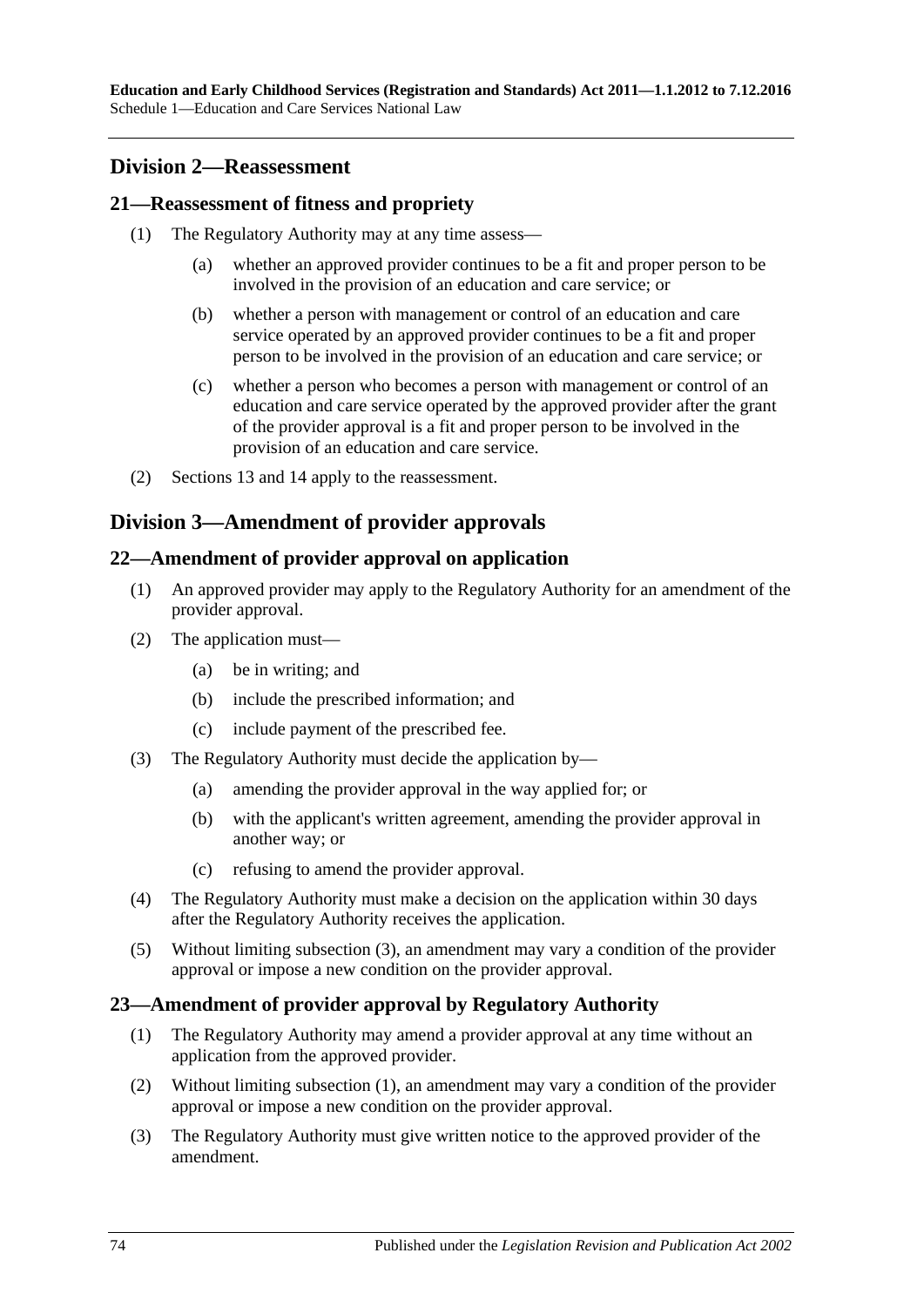## Division 2—Reassessment

### 21—Reassessment of fitness and propriety

(1) The Regulatory Authority may at any time assess—

(a) whether an approved provider continues to be a fit and proper person to be involved in the provision of an education and care service; or

(b) whether a person with management or control of an education and care service operated by an approved provider continues to be a fit and proper person to be involved in the provision of an education and care service; or

(c) whether a person who becomes a person with management or control of an education and care service operated by the approved provider after the grant of the provider approval is a fit and proper person to be involved in the provision of an education and care service.

(2) Sections 13 and 14 apply to the reassessment.

## Division 3—Amendment of provider approvals

### 22—Amendment of provider approval on application

(1) An approved provider may apply to the Regulatory Authority for an amendment of the provider approval.

(2) The application must—

(a) be in writing; and

(b) include the prescribed information; and

(c) include payment of the prescribed fee.

(3) The Regulatory Authority must decide the application by—

(a) amending the provider approval in the way applied for; or

(b) with the applicant's written agreement, amending the provider approval in another way; or

(c) refusing to amend the provider approval.

(4) The Regulatory Authority must make a decision on the application within 30 days after the Regulatory Authority receives the application.

(5) Without limiting subsection (3), an amendment may vary a condition of the provider approval or impose a new condition on the provider approval.

### 23—Amendment of provider approval by Regulatory Authority

(1) The Regulatory Authority may amend a provider approval at any time without an application from the approved provider.

(2) Without limiting subsection (1), an amendment may vary a condition of the provider approval or impose a new condition on the provider approval.

(3) The Regulatory Authority must give written notice to the approved provider of the amendment.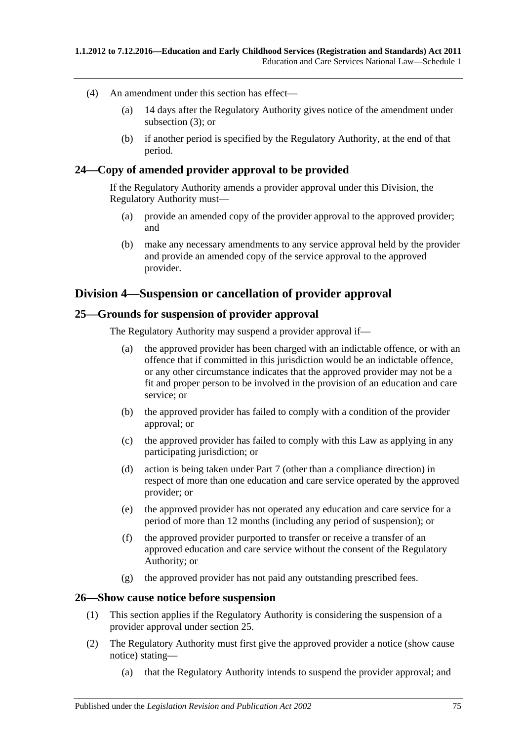(4) An amendment under this section has effect—

(a) 14 days after the Regulatory Authority gives notice of the amendment under subsection (3); or

(b) if another period is specified by the Regulatory Authority, at the end of that period.

### 24—Copy of amended provider approval to be provided

If the Regulatory Authority amends a provider approval under this Division, the Regulatory Authority must—

(a) provide an amended copy of the provider approval to the approved provider; and

(b) make any necessary amendments to any service approval held by the provider and provide an amended copy of the service approval to the approved provider.

## Division 4—Suspension or cancellation of provider approval

### 25—Grounds for suspension of provider approval

The Regulatory Authority may suspend a provider approval if—

(a) the approved provider has been charged with an indictable offence, or with an offence that if committed in this jurisdiction would be an indictable offence, or any other circumstance indicates that the approved provider may not be a fit and proper person to be involved in the provision of an education and care service; or

(b) the approved provider has failed to comply with a condition of the provider approval; or

(c) the approved provider has failed to comply with this Law as applying in any participating jurisdiction; or

(d) action is being taken under Part 7 (other than a compliance direction) in respect of more than one education and care service operated by the approved provider; or

(e) the approved provider has not operated any education and care service for a period of more than 12 months (including any period of suspension); or

(f) the approved provider purported to transfer or receive a transfer of an approved education and care service without the consent of the Regulatory Authority; or

(g) the approved provider has not paid any outstanding prescribed fees.

### 26—Show cause notice before suspension

(1) This section applies if the Regulatory Authority is considering the suspension of a provider approval under section 25.

(2) The Regulatory Authority must first give the approved provider a notice (show cause notice) stating—

(a) that the Regulatory Authority intends to suspend the provider approval; and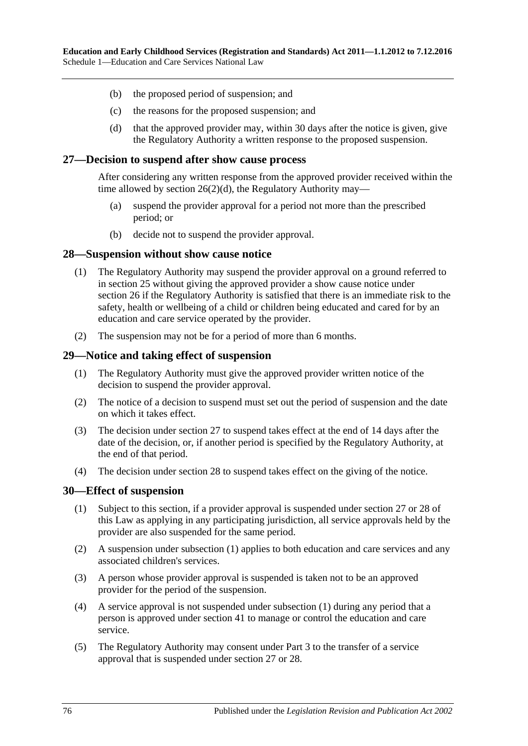(b) the proposed period of suspension; and

(c) the reasons for the proposed suspension; and

(d) that the approved provider may, within 30 days after the notice is given, give the Regulatory Authority a written response to the proposed suspension.

## 27—Decision to suspend after show cause process

After considering any written response from the approved provider received within the time allowed by section 26(2)(d), the Regulatory Authority may—

(a) suspend the provider approval for a period not more than the prescribed period; or

(b) decide not to suspend the provider approval.

## 28—Suspension without show cause notice

(1) The Regulatory Authority may suspend the provider approval on a ground referred to in section 25 without giving the approved provider a show cause notice under section 26 if the Regulatory Authority is satisfied that there is an immediate risk to the safety, health or wellbeing of a child or children being educated and cared for by an education and care service operated by the provider.

(2) The suspension may not be for a period of more than 6 months.

## 29—Notice and taking effect of suspension

(1) The Regulatory Authority must give the approved provider written notice of the decision to suspend the provider approval.

(2) The notice of a decision to suspend must set out the period of suspension and the date on which it takes effect.

(3) The decision under section 27 to suspend takes effect at the end of 14 days after the date of the decision, or, if another period is specified by the Regulatory Authority, at the end of that period.

(4) The decision under section 28 to suspend takes effect on the giving of the notice.

## 30—Effect of suspension

(1) Subject to this section, if a provider approval is suspended under section 27 or 28 of this Law as applying in any participating jurisdiction, all service approvals held by the provider are also suspended for the same period.

(2) A suspension under subsection (1) applies to both education and care services and any associated children's services.

(3) A person whose provider approval is suspended is taken not to be an approved provider for the period of the suspension.

(4) A service approval is not suspended under subsection (1) during any period that a person is approved under section 41 to manage or control the education and care service.

(5) The Regulatory Authority may consent under Part 3 to the transfer of a service approval that is suspended under section 27 or 28.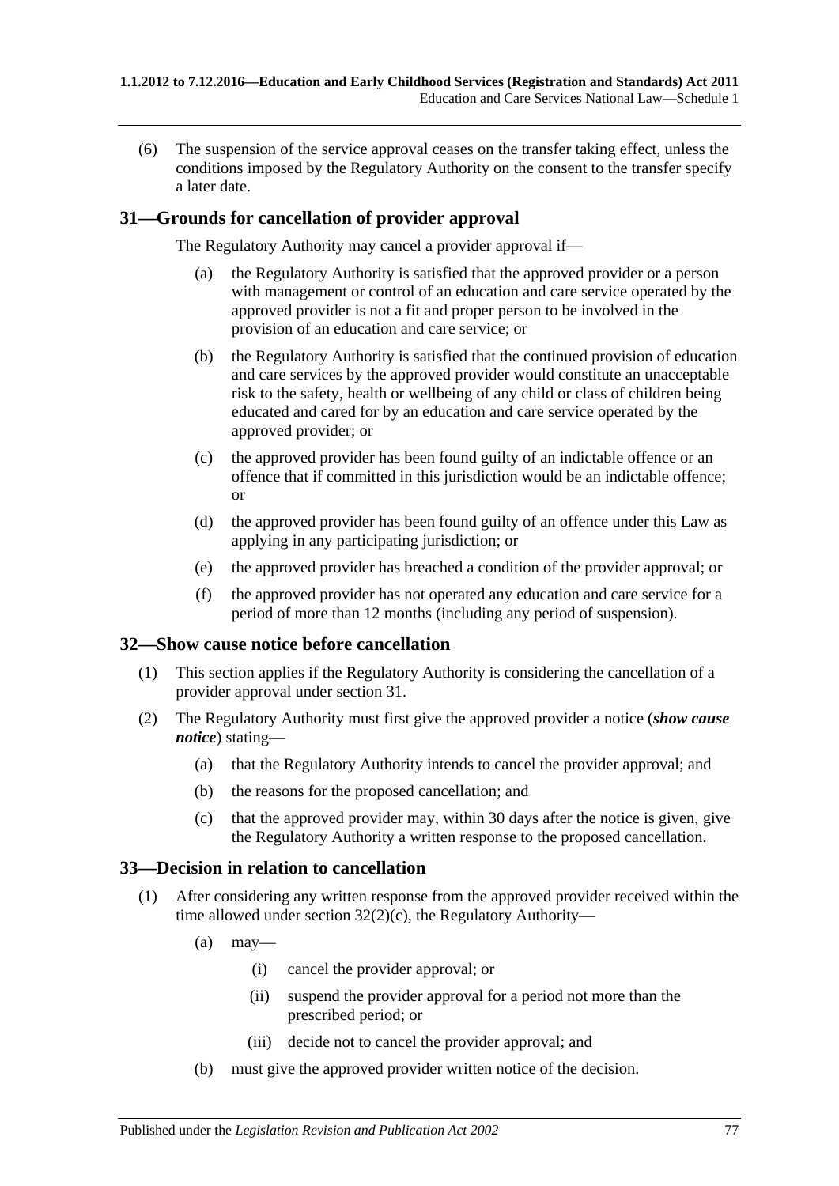(6) The suspension of the service approval ceases on the transfer taking effect, unless the conditions imposed by the Regulatory Authority on the consent to the transfer specify a later date.

## 31—Grounds for cancellation of provider approval

The Regulatory Authority may cancel a provider approval if—

(a) the Regulatory Authority is satisfied that the approved provider or a person with management or control of an education and care service operated by the approved provider is not a fit and proper person to be involved in the provision of an education and care service; or

(b) the Regulatory Authority is satisfied that the continued provision of education and care services by the approved provider would constitute an unacceptable risk to the safety, health or wellbeing of any child or class of children being educated and cared for by an education and care service operated by the approved provider; or

(c) the approved provider has been found guilty of an indictable offence or an offence that if committed in this jurisdiction would be an indictable offence; or

(d) the approved provider has been found guilty of an offence under this Law as applying in any participating jurisdiction; or

(e) the approved provider has breached a condition of the provider approval; or

(f) the approved provider has not operated any education and care service for a period of more than 12 months (including any period of suspension).

## 32—Show cause notice before cancellation

(1) This section applies if the Regulatory Authority is considering the cancellation of a provider approval under section 31.

(2) The Regulatory Authority must first give the approved provider a notice (***show cause notice***) stating—

(a) that the Regulatory Authority intends to cancel the provider approval; and

(b) the reasons for the proposed cancellation; and

(c) that the approved provider may, within 30 days after the notice is given, give the Regulatory Authority a written response to the proposed cancellation.

## 33—Decision in relation to cancellation

(1) After considering any written response from the approved provider received within the time allowed under section 32(2)(c), the Regulatory Authority—

(a) may—

(i) cancel the provider approval; or

(ii) suspend the provider approval for a period not more than the prescribed period; or

(iii) decide not to cancel the provider approval; and

(b) must give the approved provider written notice of the decision.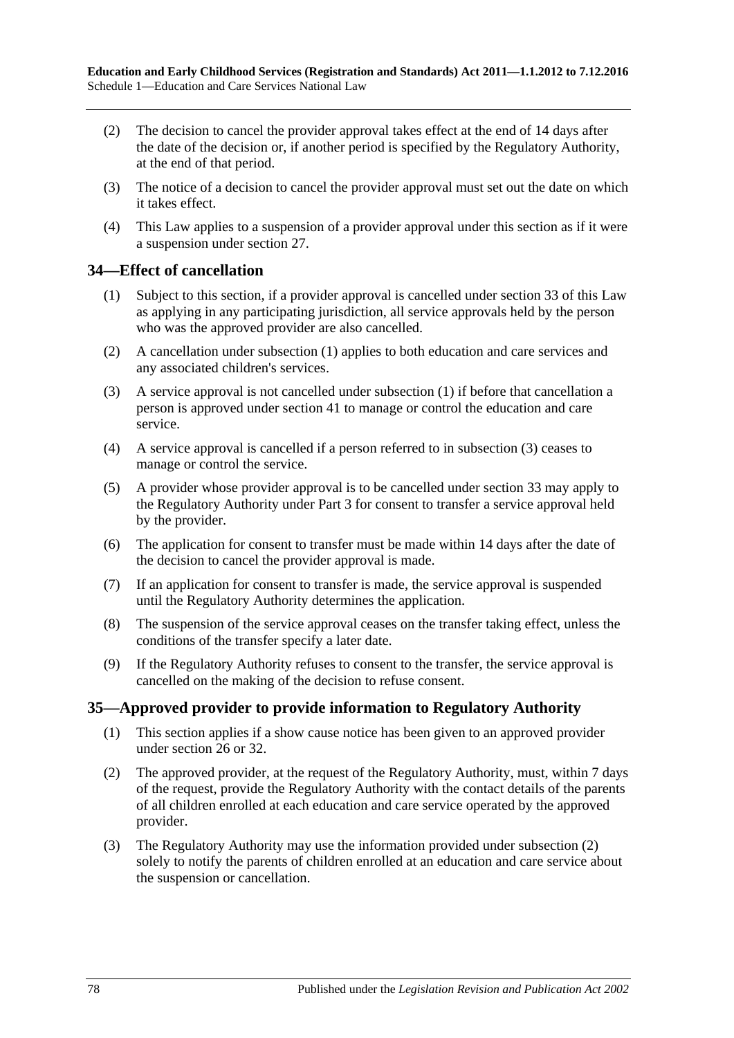(2) The decision to cancel the provider approval takes effect at the end of 14 days after the date of the decision or, if another period is specified by the Regulatory Authority, at the end of that period.

(3) The notice of a decision to cancel the provider approval must set out the date on which it takes effect.

(4) This Law applies to a suspension of a provider approval under this section as if it were a suspension under section 27.

## 34—Effect of cancellation

(1) Subject to this section, if a provider approval is cancelled under section 33 of this Law as applying in any participating jurisdiction, all service approvals held by the person who was the approved provider are also cancelled.

(2) A cancellation under subsection (1) applies to both education and care services and any associated children's services.

(3) A service approval is not cancelled under subsection (1) if before that cancellation a person is approved under section 41 to manage or control the education and care service.

(4) A service approval is cancelled if a person referred to in subsection (3) ceases to manage or control the service.

(5) A provider whose provider approval is to be cancelled under section 33 may apply to the Regulatory Authority under Part 3 for consent to transfer a service approval held by the provider.

(6) The application for consent to transfer must be made within 14 days after the date of the decision to cancel the provider approval is made.

(7) If an application for consent to transfer is made, the service approval is suspended until the Regulatory Authority determines the application.

(8) The suspension of the service approval ceases on the transfer taking effect, unless the conditions of the transfer specify a later date.

(9) If the Regulatory Authority refuses to consent to the transfer, the service approval is cancelled on the making of the decision to refuse consent.

## 35—Approved provider to provide information to Regulatory Authority

(1) This section applies if a show cause notice has been given to an approved provider under section 26 or 32.

(2) The approved provider, at the request of the Regulatory Authority, must, within 7 days of the request, provide the Regulatory Authority with the contact details of the parents of all children enrolled at each education and care service operated by the approved provider.

(3) The Regulatory Authority may use the information provided under subsection (2) solely to notify the parents of children enrolled at an education and care service about the suspension or cancellation.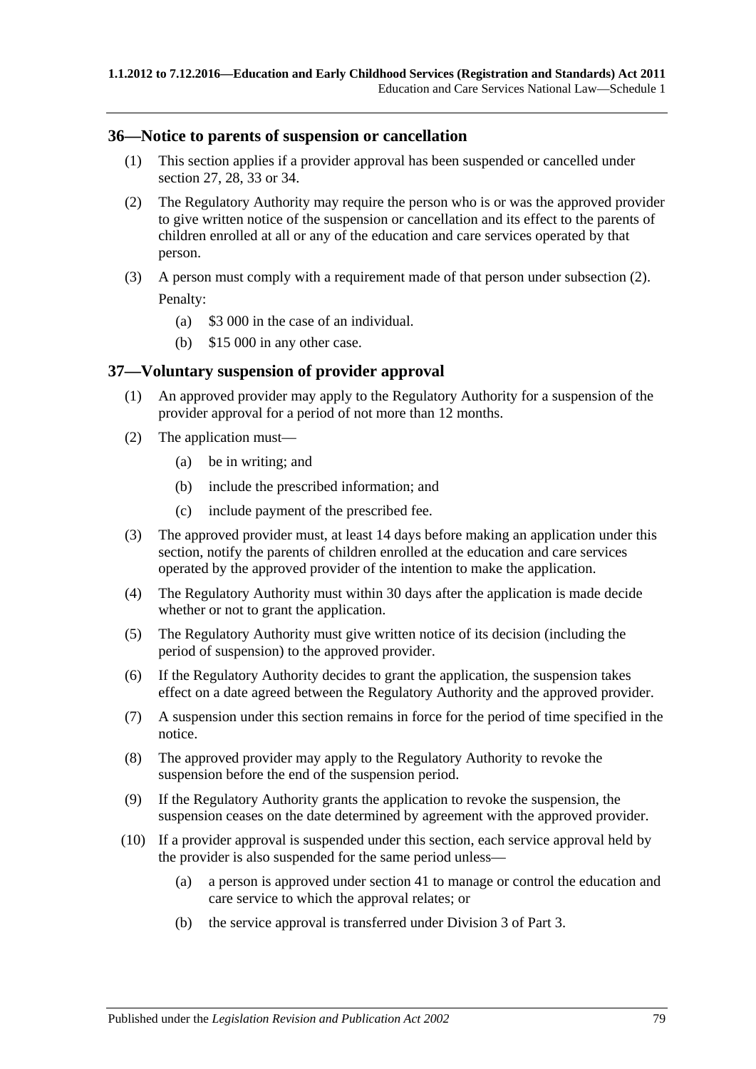## 36—Notice to parents of suspension or cancellation

(1) This section applies if a provider approval has been suspended or cancelled under section 27, 28, 33 or 34.

(2) The Regulatory Authority may require the person who is or was the approved provider to give written notice of the suspension or cancellation and its effect to the parents of children enrolled at all or any of the education and care services operated by that person.

(3) A person must comply with a requirement made of that person under subsection (2).

Penalty:

- (a) $3 000 in the case of an individual.
- (b) $15 000 in any other case.

## 37—Voluntary suspension of provider approval

(1) An approved provider may apply to the Regulatory Authority for a suspension of the provider approval for a period of not more than 12 months.

(2) The application must—

- (a) be in writing; and
- (b) include the prescribed information; and
- (c) include payment of the prescribed fee.

(3) The approved provider must, at least 14 days before making an application under this section, notify the parents of children enrolled at the education and care services operated by the approved provider of the intention to make the application.

(4) The Regulatory Authority must within 30 days after the application is made decide whether or not to grant the application.

(5) The Regulatory Authority must give written notice of its decision (including the period of suspension) to the approved provider.

(6) If the Regulatory Authority decides to grant the application, the suspension takes effect on a date agreed between the Regulatory Authority and the approved provider.

(7) A suspension under this section remains in force for the period of time specified in the notice.

(8) The approved provider may apply to the Regulatory Authority to revoke the suspension before the end of the suspension period.

(9) If the Regulatory Authority grants the application to revoke the suspension, the suspension ceases on the date determined by agreement with the approved provider.

(10) If a provider approval is suspended under this section, each service approval held by the provider is also suspended for the same period unless—

- (a) a person is approved under section 41 to manage or control the education and care service to which the approval relates; or
- (b) the service approval is transferred under Division 3 of Part 3.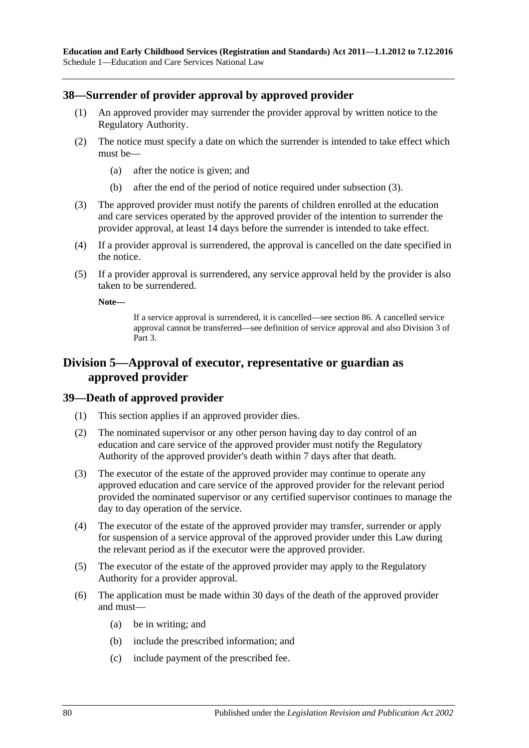### 38—Surrender of provider approval by approved provider

(1) An approved provider may surrender the provider approval by written notice to the Regulatory Authority.

(2) The notice must specify a date on which the surrender is intended to take effect which must be—

(a) after the notice is given; and

(b) after the end of the period of notice required under subsection (3).

(3) The approved provider must notify the parents of children enrolled at the education and care services operated by the approved provider of the intention to surrender the provider approval, at least 14 days before the surrender is intended to take effect.

(4) If a provider approval is surrendered, the approval is cancelled on the date specified in the notice.

(5) If a provider approval is surrendered, any service approval held by the provider is also taken to be surrendered.

**Note—**

If a service approval is surrendered, it is cancelled—see section 86. A cancelled service approval cannot be transferred—see definition of service approval and also Division 3 of Part 3.

## Division 5—Approval of executor, representative or guardian as approved provider

### 39—Death of approved provider

(1) This section applies if an approved provider dies.

(2) The nominated supervisor or any other person having day to day control of an education and care service of the approved provider must notify the Regulatory Authority of the approved provider's death within 7 days after that death.

(3) The executor of the estate of the approved provider may continue to operate any approved education and care service of the approved provider for the relevant period provided the nominated supervisor or any certified supervisor continues to manage the day to day operation of the service.

(4) The executor of the estate of the approved provider may transfer, surrender or apply for suspension of a service approval of the approved provider under this Law during the relevant period as if the executor were the approved provider.

(5) The executor of the estate of the approved provider may apply to the Regulatory Authority for a provider approval.

(6) The application must be made within 30 days of the death of the approved provider and must—

(a) be in writing; and

(b) include the prescribed information; and

(c) include payment of the prescribed fee.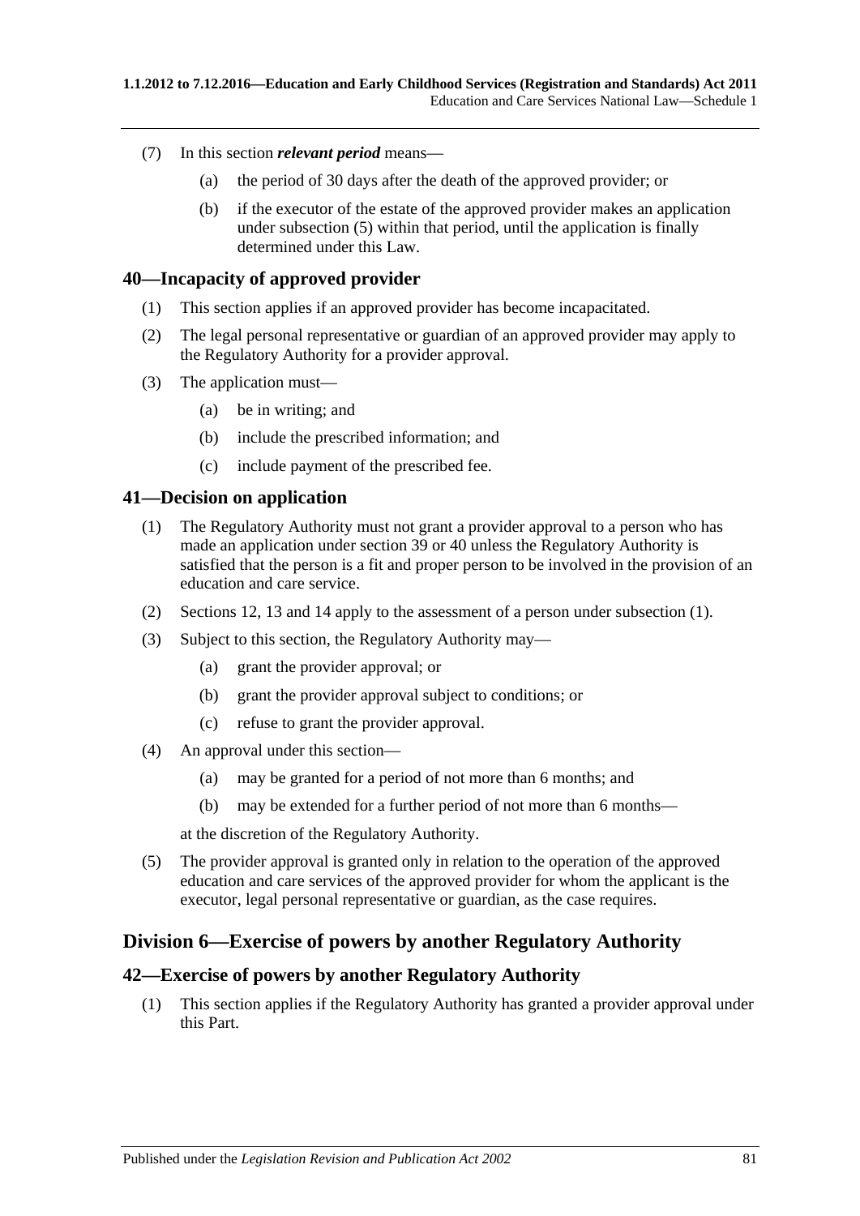(7) In this section ***relevant period*** means—

(a) the period of 30 days after the death of the approved provider; or

(b) if the executor of the estate of the approved provider makes an application under subsection (5) within that period, until the application is finally determined under this Law.

## 40—Incapacity of approved provider

(1) This section applies if an approved provider has become incapacitated.

(2) The legal personal representative or guardian of an approved provider may apply to the Regulatory Authority for a provider approval.

(3) The application must—

(a) be in writing; and

(b) include the prescribed information; and

(c) include payment of the prescribed fee.

## 41—Decision on application

(1) The Regulatory Authority must not grant a provider approval to a person who has made an application under section 39 or 40 unless the Regulatory Authority is satisfied that the person is a fit and proper person to be involved in the provision of an education and care service.

(2) Sections 12, 13 and 14 apply to the assessment of a person under subsection (1).

(3) Subject to this section, the Regulatory Authority may—

(a) grant the provider approval; or

(b) grant the provider approval subject to conditions; or

(c) refuse to grant the provider approval.

(4) An approval under this section—

(a) may be granted for a period of not more than 6 months; and

(b) may be extended for a further period of not more than 6 months—

at the discretion of the Regulatory Authority.

(5) The provider approval is granted only in relation to the operation of the approved education and care services of the approved provider for whom the applicant is the executor, legal personal representative or guardian, as the case requires.

# Division 6—Exercise of powers by another Regulatory Authority

## 42—Exercise of powers by another Regulatory Authority

(1) This section applies if the Regulatory Authority has granted a provider approval under this Part.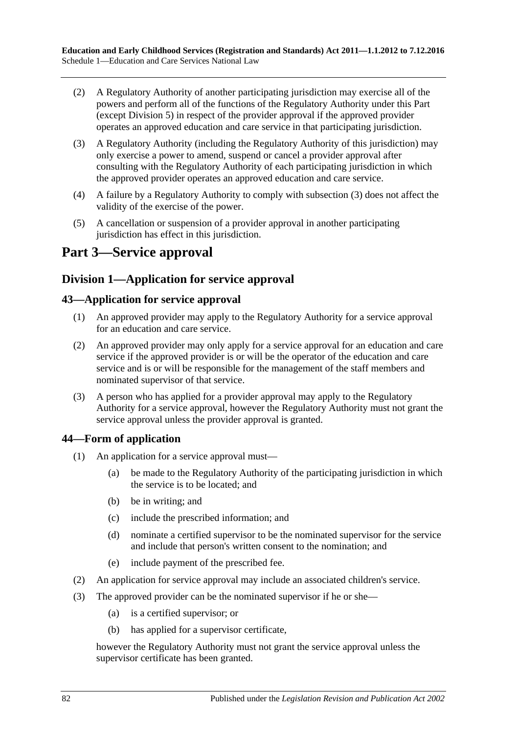(2) A Regulatory Authority of another participating jurisdiction may exercise all of the powers and perform all of the functions of the Regulatory Authority under this Part (except Division 5) in respect of the provider approval if the approved provider operates an approved education and care service in that participating jurisdiction.

(3) A Regulatory Authority (including the Regulatory Authority of this jurisdiction) may only exercise a power to amend, suspend or cancel a provider approval after consulting with the Regulatory Authority of each participating jurisdiction in which the approved provider operates an approved education and care service.

(4) A failure by a Regulatory Authority to comply with subsection (3) does not affect the validity of the exercise of the power.

(5) A cancellation or suspension of a provider approval in another participating jurisdiction has effect in this jurisdiction.

# Part 3—Service approval

## Division 1—Application for service approval

### 43—Application for service approval

(1) An approved provider may apply to the Regulatory Authority for a service approval for an education and care service.

(2) An approved provider may only apply for a service approval for an education and care service if the approved provider is or will be the operator of the education and care service and is or will be responsible for the management of the staff members and nominated supervisor of that service.

(3) A person who has applied for a provider approval may apply to the Regulatory Authority for a service approval, however the Regulatory Authority must not grant the service approval unless the provider approval is granted.

### 44—Form of application

(1) An application for a service approval must—

   (a) be made to the Regulatory Authority of the participating jurisdiction in which the service is to be located; and

   (b) be in writing; and

   (c) include the prescribed information; and

   (d) nominate a certified supervisor to be the nominated supervisor for the service and include that person's written consent to the nomination; and

   (e) include payment of the prescribed fee.

(2) An application for service approval may include an associated children's service.

(3) The approved provider can be the nominated supervisor if he or she—

   (a) is a certified supervisor; or

   (b) has applied for a supervisor certificate,

however the Regulatory Authority must not grant the service approval unless the supervisor certificate has been granted.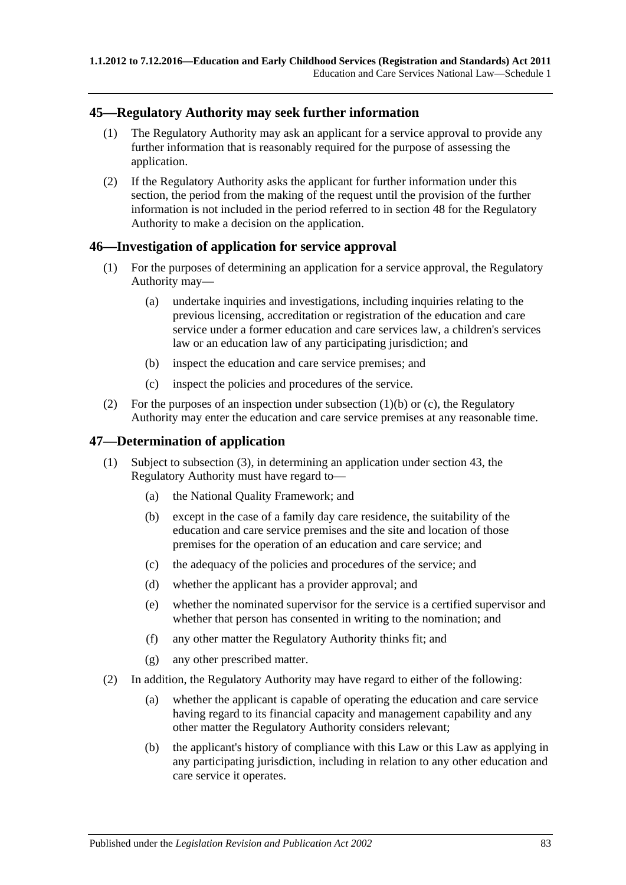## 45—Regulatory Authority may seek further information

(1) The Regulatory Authority may ask an applicant for a service approval to provide any further information that is reasonably required for the purpose of assessing the application.

(2) If the Regulatory Authority asks the applicant for further information under this section, the period from the making of the request until the provision of the further information is not included in the period referred to in section 48 for the Regulatory Authority to make a decision on the application.

## 46—Investigation of application for service approval

(1) For the purposes of determining an application for a service approval, the Regulatory Authority may—

(a) undertake inquiries and investigations, including inquiries relating to the previous licensing, accreditation or registration of the education and care service under a former education and care services law, a children's services law or an education law of any participating jurisdiction; and

(b) inspect the education and care service premises; and

(c) inspect the policies and procedures of the service.

(2) For the purposes of an inspection under subsection (1)(b) or (c), the Regulatory Authority may enter the education and care service premises at any reasonable time.

## 47—Determination of application

(1) Subject to subsection (3), in determining an application under section 43, the Regulatory Authority must have regard to—

(a) the National Quality Framework; and

(b) except in the case of a family day care residence, the suitability of the education and care service premises and the site and location of those premises for the operation of an education and care service; and

(c) the adequacy of the policies and procedures of the service; and

(d) whether the applicant has a provider approval; and

(e) whether the nominated supervisor for the service is a certified supervisor and whether that person has consented in writing to the nomination; and

(f) any other matter the Regulatory Authority thinks fit; and

(g) any other prescribed matter.

(2) In addition, the Regulatory Authority may have regard to either of the following:

(a) whether the applicant is capable of operating the education and care service having regard to its financial capacity and management capability and any other matter the Regulatory Authority considers relevant;

(b) the applicant's history of compliance with this Law or this Law as applying in any participating jurisdiction, including in relation to any other education and care service it operates.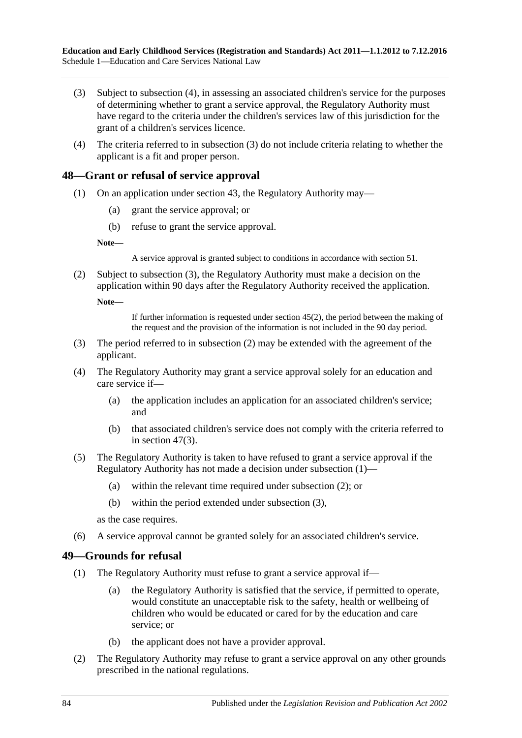(3) Subject to subsection (4), in assessing an associated children's service for the purposes of determining whether to grant a service approval, the Regulatory Authority must have regard to the criteria under the children's services law of this jurisdiction for the grant of a children's services licence.

(4) The criteria referred to in subsection (3) do not include criteria relating to whether the applicant is a fit and proper person.

## 48—Grant or refusal of service approval

(1) On an application under section 43, the Regulatory Authority may—

  (a) grant the service approval; or

  (b) refuse to grant the service approval.

**Note—**

A service approval is granted subject to conditions in accordance with section 51.

(2) Subject to subsection (3), the Regulatory Authority must make a decision on the application within 90 days after the Regulatory Authority received the application.

**Note—**

If further information is requested under section 45(2), the period between the making of the request and the provision of the information is not included in the 90 day period.

(3) The period referred to in subsection (2) may be extended with the agreement of the applicant.

(4) The Regulatory Authority may grant a service approval solely for an education and care service if—

  (a) the application includes an application for an associated children's service; and

  (b) that associated children's service does not comply with the criteria referred to in section 47(3).

(5) The Regulatory Authority is taken to have refused to grant a service approval if the Regulatory Authority has not made a decision under subsection (1)—

  (a) within the relevant time required under subsection (2); or

  (b) within the period extended under subsection (3),

as the case requires.

(6) A service approval cannot be granted solely for an associated children's service.

## 49—Grounds for refusal

(1) The Regulatory Authority must refuse to grant a service approval if—

  (a) the Regulatory Authority is satisfied that the service, if permitted to operate, would constitute an unacceptable risk to the safety, health or wellbeing of children who would be educated or cared for by the education and care service; or

  (b) the applicant does not have a provider approval.

(2) The Regulatory Authority may refuse to grant a service approval on any other grounds prescribed in the national regulations.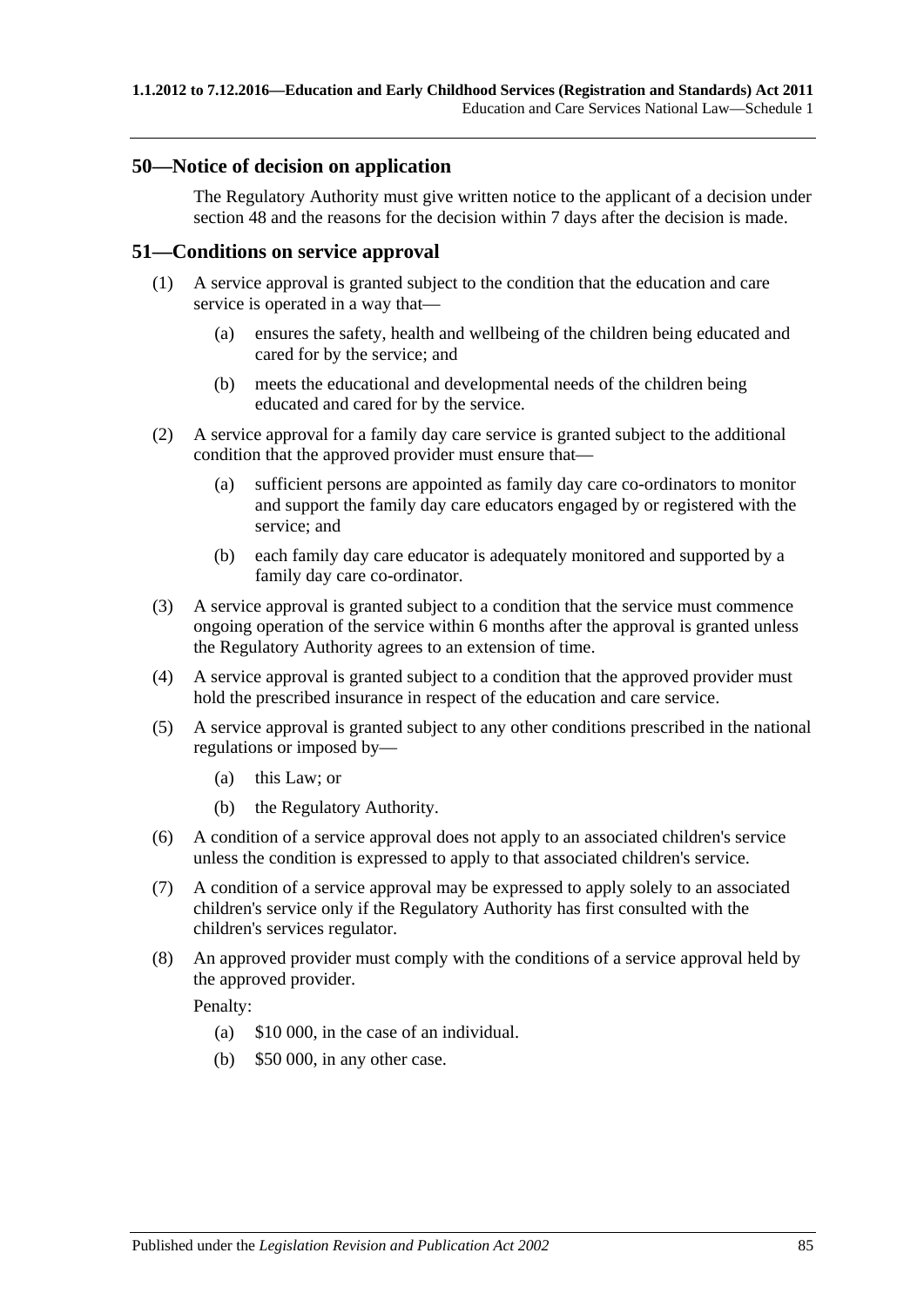## 50—Notice of decision on application

The Regulatory Authority must give written notice to the applicant of a decision under section 48 and the reasons for the decision within 7 days after the decision is made.

## 51—Conditions on service approval

(1) A service approval is granted subject to the condition that the education and care service is operated in a way that—

(a) ensures the safety, health and wellbeing of the children being educated and cared for by the service; and

(b) meets the educational and developmental needs of the children being educated and cared for by the service.

(2) A service approval for a family day care service is granted subject to the additional condition that the approved provider must ensure that—

(a) sufficient persons are appointed as family day care co-ordinators to monitor and support the family day care educators engaged by or registered with the service; and

(b) each family day care educator is adequately monitored and supported by a family day care co-ordinator.

(3) A service approval is granted subject to a condition that the service must commence ongoing operation of the service within 6 months after the approval is granted unless the Regulatory Authority agrees to an extension of time.

(4) A service approval is granted subject to a condition that the approved provider must hold the prescribed insurance in respect of the education and care service.

(5) A service approval is granted subject to any other conditions prescribed in the national regulations or imposed by—

(a) this Law; or

(b) the Regulatory Authority.

(6) A condition of a service approval does not apply to an associated children's service unless the condition is expressed to apply to that associated children's service.

(7) A condition of a service approval may be expressed to apply solely to an associated children's service only if the Regulatory Authority has first consulted with the children's services regulator.

(8) An approved provider must comply with the conditions of a service approval held by the approved provider.

Penalty:

(a) $10 000, in the case of an individual.

(b) $50 000, in any other case.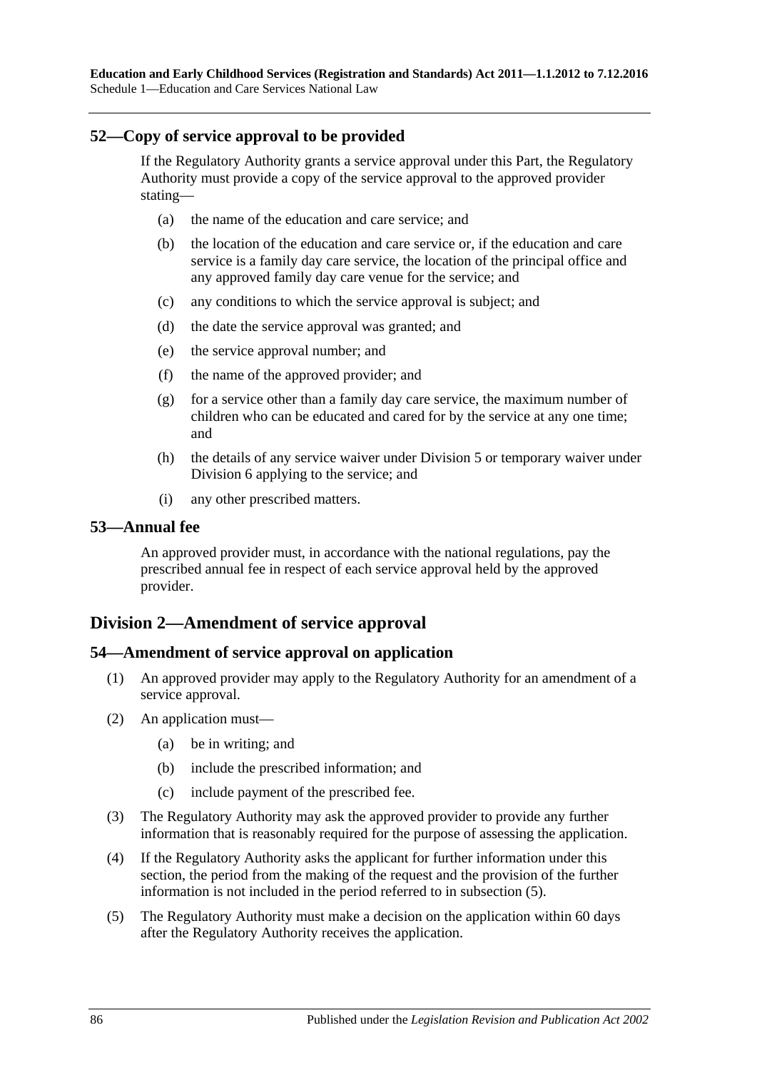### 52—Copy of service approval to be provided

If the Regulatory Authority grants a service approval under this Part, the Regulatory Authority must provide a copy of the service approval to the approved provider stating—

(a) the name of the education and care service; and

(b) the location of the education and care service or, if the education and care service is a family day care service, the location of the principal office and any approved family day care venue for the service; and

(c) any conditions to which the service approval is subject; and

(d) the date the service approval was granted; and

(e) the service approval number; and

(f) the name of the approved provider; and

(g) for a service other than a family day care service, the maximum number of children who can be educated and cared for by the service at any one time; and

(h) the details of any service waiver under Division 5 or temporary waiver under Division 6 applying to the service; and

(i) any other prescribed matters.

### 53—Annual fee

An approved provider must, in accordance with the national regulations, pay the prescribed annual fee in respect of each service approval held by the approved provider.

## Division 2—Amendment of service approval

### 54—Amendment of service approval on application

(1) An approved provider may apply to the Regulatory Authority for an amendment of a service approval.

(2) An application must—

(a) be in writing; and

(b) include the prescribed information; and

(c) include payment of the prescribed fee.

(3) The Regulatory Authority may ask the approved provider to provide any further information that is reasonably required for the purpose of assessing the application.

(4) If the Regulatory Authority asks the applicant for further information under this section, the period from the making of the request and the provision of the further information is not included in the period referred to in subsection (5).

(5) The Regulatory Authority must make a decision on the application within 60 days after the Regulatory Authority receives the application.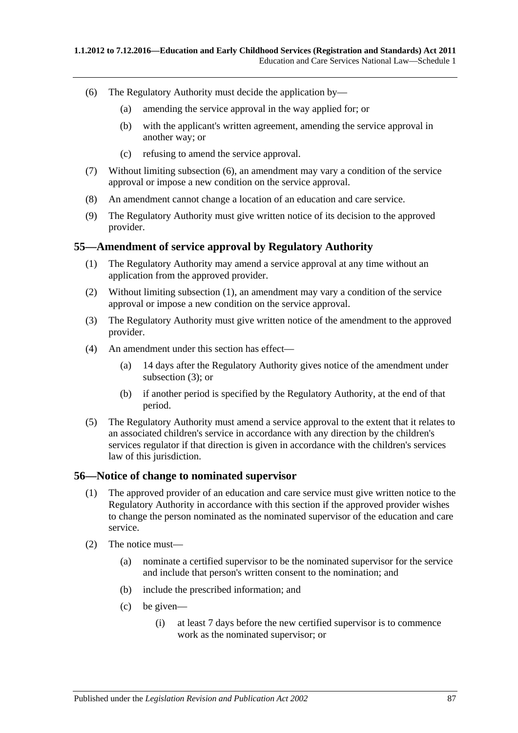(6) The Regulatory Authority must decide the application by—

(a) amending the service approval in the way applied for; or

(b) with the applicant's written agreement, amending the service approval in another way; or

(c) refusing to amend the service approval.

(7) Without limiting subsection (6), an amendment may vary a condition of the service approval or impose a new condition on the service approval.

(8) An amendment cannot change a location of an education and care service.

(9) The Regulatory Authority must give written notice of its decision to the approved provider.

## 55—Amendment of service approval by Regulatory Authority

(1) The Regulatory Authority may amend a service approval at any time without an application from the approved provider.

(2) Without limiting subsection (1), an amendment may vary a condition of the service approval or impose a new condition on the service approval.

(3) The Regulatory Authority must give written notice of the amendment to the approved provider.

(4) An amendment under this section has effect—

(a) 14 days after the Regulatory Authority gives notice of the amendment under subsection (3); or

(b) if another period is specified by the Regulatory Authority, at the end of that period.

(5) The Regulatory Authority must amend a service approval to the extent that it relates to an associated children's service in accordance with any direction by the children's services regulator if that direction is given in accordance with the children's services law of this jurisdiction.

## 56—Notice of change to nominated supervisor

(1) The approved provider of an education and care service must give written notice to the Regulatory Authority in accordance with this section if the approved provider wishes to change the person nominated as the nominated supervisor of the education and care service.

(2) The notice must—

(a) nominate a certified supervisor to be the nominated supervisor for the service and include that person's written consent to the nomination; and

(b) include the prescribed information; and

(c) be given—

(i) at least 7 days before the new certified supervisor is to commence work as the nominated supervisor; or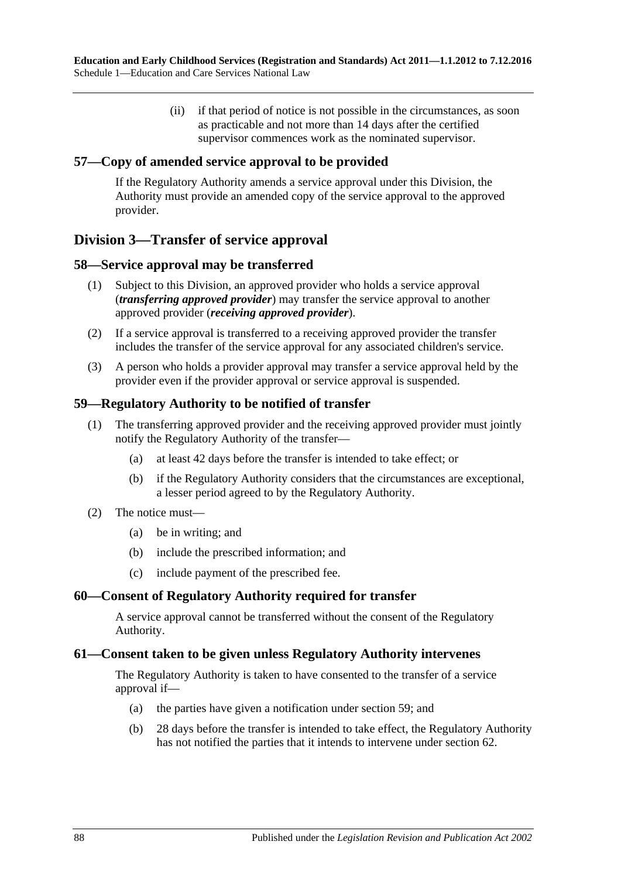(ii) if that period of notice is not possible in the circumstances, as soon as practicable and not more than 14 days after the certified supervisor commences work as the nominated supervisor.

### 57—Copy of amended service approval to be provided

If the Regulatory Authority amends a service approval under this Division, the Authority must provide an amended copy of the service approval to the approved provider.

## Division 3—Transfer of service approval

### 58—Service approval may be transferred

(1) Subject to this Division, an approved provider who holds a service approval (***transferring approved provider***) may transfer the service approval to another approved provider (***receiving approved provider***).

(2) If a service approval is transferred to a receiving approved provider the transfer includes the transfer of the service approval for any associated children's service.

(3) A person who holds a provider approval may transfer a service approval held by the provider even if the provider approval or service approval is suspended.

### 59—Regulatory Authority to be notified of transfer

(1) The transferring approved provider and the receiving approved provider must jointly notify the Regulatory Authority of the transfer—

(a) at least 42 days before the transfer is intended to take effect; or

(b) if the Regulatory Authority considers that the circumstances are exceptional, a lesser period agreed to by the Regulatory Authority.

(2) The notice must—

(a) be in writing; and

(b) include the prescribed information; and

(c) include payment of the prescribed fee.

### 60—Consent of Regulatory Authority required for transfer

A service approval cannot be transferred without the consent of the Regulatory Authority.

### 61—Consent taken to be given unless Regulatory Authority intervenes

The Regulatory Authority is taken to have consented to the transfer of a service approval if—

(a) the parties have given a notification under section 59; and

(b) 28 days before the transfer is intended to take effect, the Regulatory Authority has not notified the parties that it intends to intervene under section 62.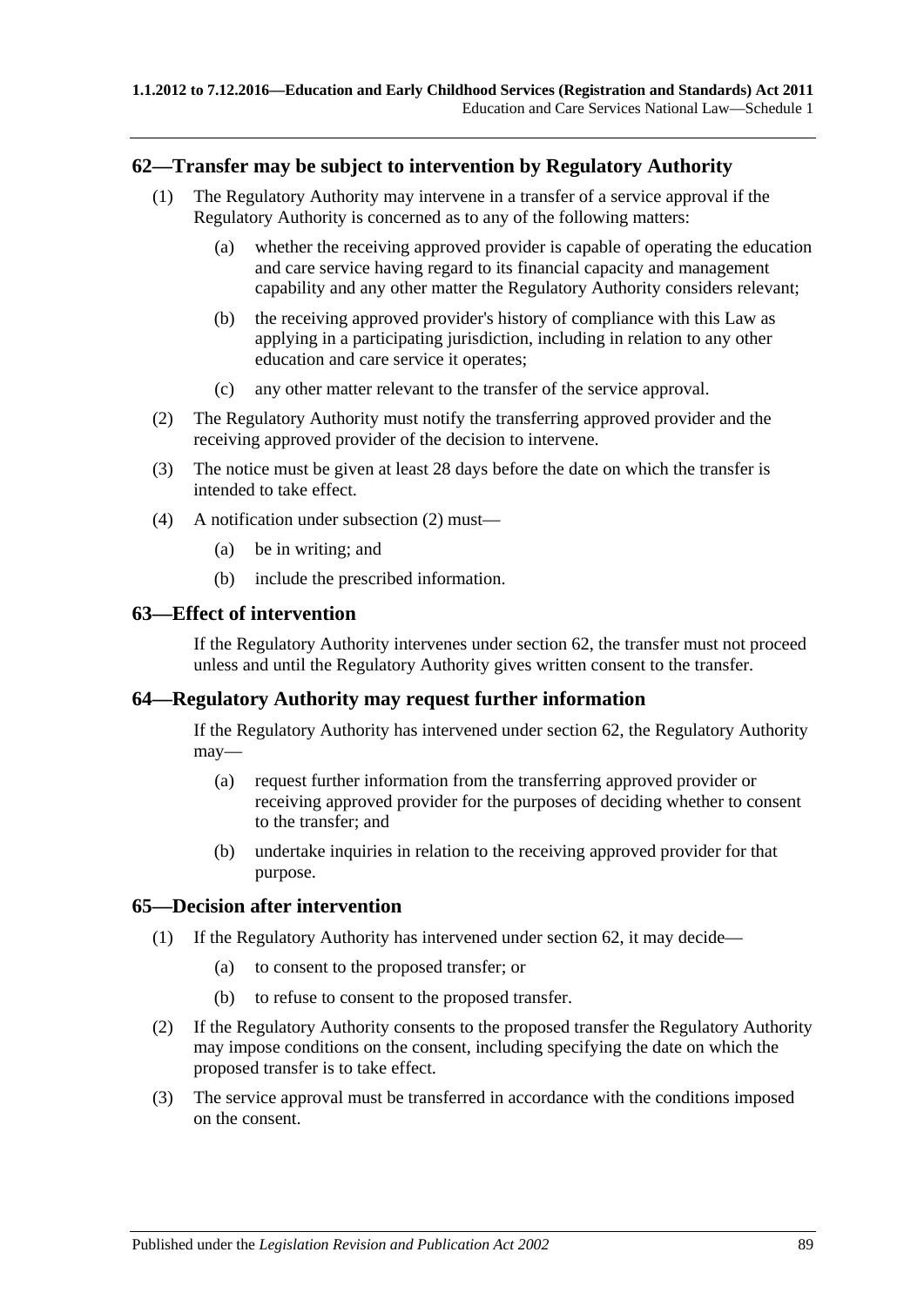## 62—Transfer may be subject to intervention by Regulatory Authority

(1) The Regulatory Authority may intervene in a transfer of a service approval if the Regulatory Authority is concerned as to any of the following matters:

(a) whether the receiving approved provider is capable of operating the education and care service having regard to its financial capacity and management capability and any other matter the Regulatory Authority considers relevant;

(b) the receiving approved provider's history of compliance with this Law as applying in a participating jurisdiction, including in relation to any other education and care service it operates;

(c) any other matter relevant to the transfer of the service approval.

(2) The Regulatory Authority must notify the transferring approved provider and the receiving approved provider of the decision to intervene.

(3) The notice must be given at least 28 days before the date on which the transfer is intended to take effect.

(4) A notification under subsection (2) must—

(a) be in writing; and

(b) include the prescribed information.

## 63—Effect of intervention

If the Regulatory Authority intervenes under section 62, the transfer must not proceed unless and until the Regulatory Authority gives written consent to the transfer.

## 64—Regulatory Authority may request further information

If the Regulatory Authority has intervened under section 62, the Regulatory Authority may—

(a) request further information from the transferring approved provider or receiving approved provider for the purposes of deciding whether to consent to the transfer; and

(b) undertake inquiries in relation to the receiving approved provider for that purpose.

## 65—Decision after intervention

(1) If the Regulatory Authority has intervened under section 62, it may decide—

(a) to consent to the proposed transfer; or

(b) to refuse to consent to the proposed transfer.

(2) If the Regulatory Authority consents to the proposed transfer the Regulatory Authority may impose conditions on the consent, including specifying the date on which the proposed transfer is to take effect.

(3) The service approval must be transferred in accordance with the conditions imposed on the consent.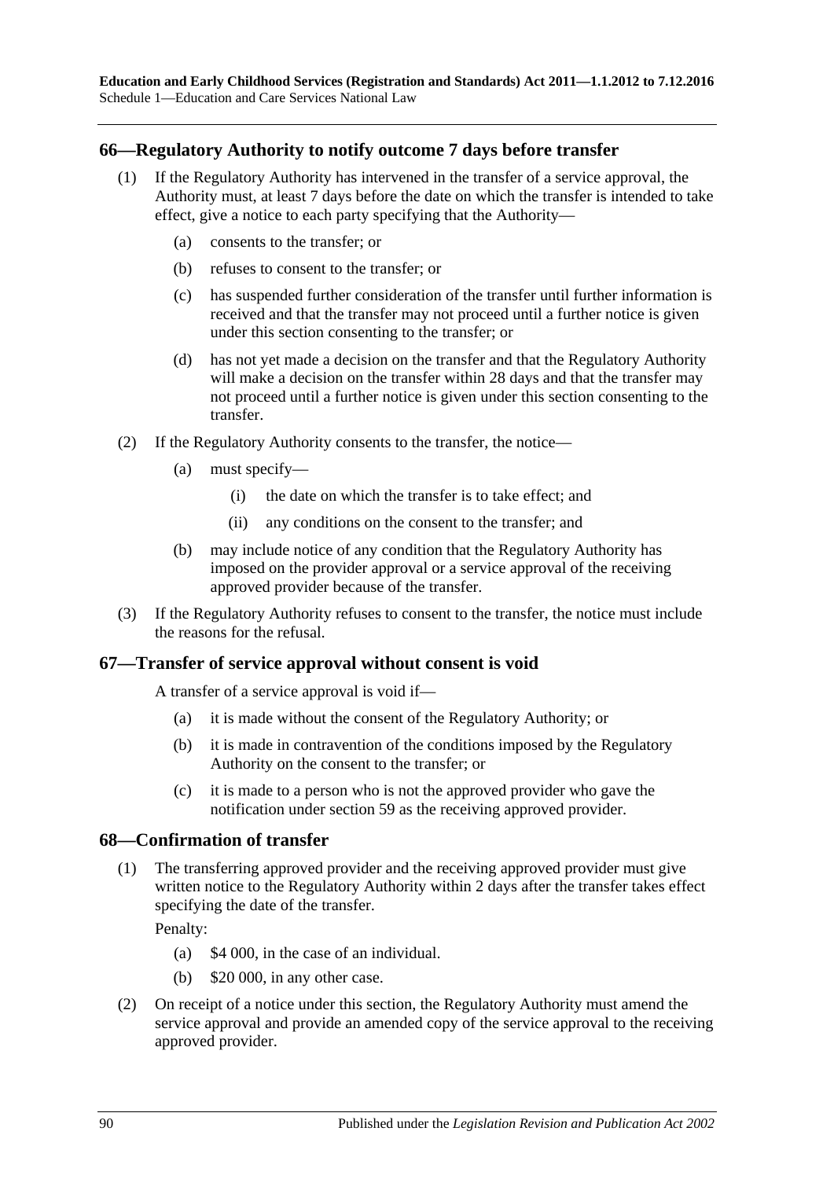## 66—Regulatory Authority to notify outcome 7 days before transfer

(1) If the Regulatory Authority has intervened in the transfer of a service approval, the Authority must, at least 7 days before the date on which the transfer is intended to take effect, give a notice to each party specifying that the Authority—

(a) consents to the transfer; or

(b) refuses to consent to the transfer; or

(c) has suspended further consideration of the transfer until further information is received and that the transfer may not proceed until a further notice is given under this section consenting to the transfer; or

(d) has not yet made a decision on the transfer and that the Regulatory Authority will make a decision on the transfer within 28 days and that the transfer may not proceed until a further notice is given under this section consenting to the transfer.

(2) If the Regulatory Authority consents to the transfer, the notice—

(a) must specify—

(i) the date on which the transfer is to take effect; and

(ii) any conditions on the consent to the transfer; and

(b) may include notice of any condition that the Regulatory Authority has imposed on the provider approval or a service approval of the receiving approved provider because of the transfer.

(3) If the Regulatory Authority refuses to consent to the transfer, the notice must include the reasons for the refusal.

## 67—Transfer of service approval without consent is void

A transfer of a service approval is void if—

(a) it is made without the consent of the Regulatory Authority; or

(b) it is made in contravention of the conditions imposed by the Regulatory Authority on the consent to the transfer; or

(c) it is made to a person who is not the approved provider who gave the notification under section 59 as the receiving approved provider.

## 68—Confirmation of transfer

(1) The transferring approved provider and the receiving approved provider must give written notice to the Regulatory Authority within 2 days after the transfer takes effect specifying the date of the transfer.

Penalty:

(a) $4 000, in the case of an individual.

(b) $20 000, in any other case.

(2) On receipt of a notice under this section, the Regulatory Authority must amend the service approval and provide an amended copy of the service approval to the receiving approved provider.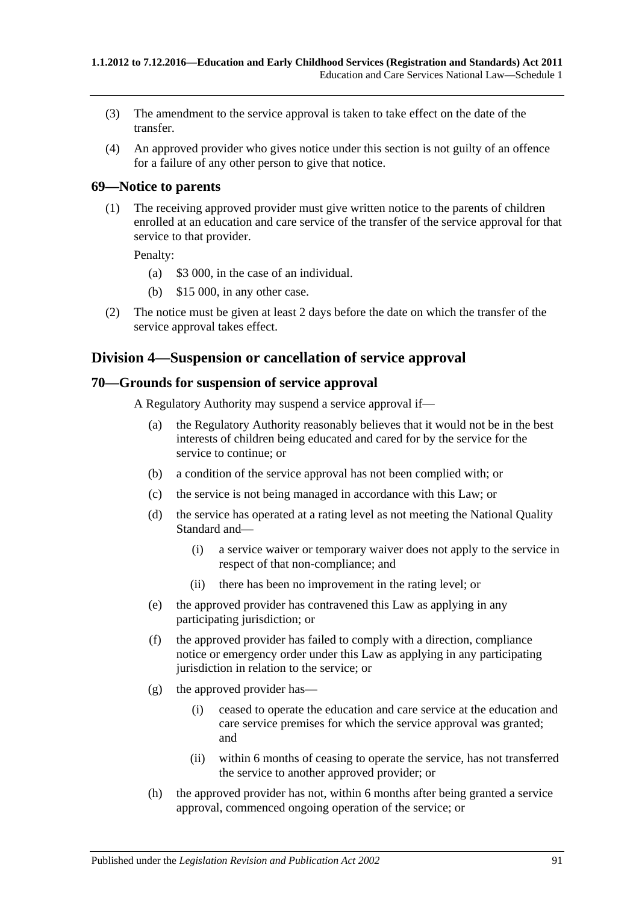(3) The amendment to the service approval is taken to take effect on the date of the transfer.

(4) An approved provider who gives notice under this section is not guilty of an offence for a failure of any other person to give that notice.

## 69—Notice to parents

(1) The receiving approved provider must give written notice to the parents of children enrolled at an education and care service of the transfer of the service approval for that service to that provider.

Penalty:

(a) $3 000, in the case of an individual.

(b) $15 000, in any other case.

(2) The notice must be given at least 2 days before the date on which the transfer of the service approval takes effect.

# Division 4—Suspension or cancellation of service approval

## 70—Grounds for suspension of service approval

A Regulatory Authority may suspend a service approval if—

(a) the Regulatory Authority reasonably believes that it would not be in the best interests of children being educated and cared for by the service for the service to continue; or

(b) a condition of the service approval has not been complied with; or

(c) the service is not being managed in accordance with this Law; or

(d) the service has operated at a rating level as not meeting the National Quality Standard and—

(i) a service waiver or temporary waiver does not apply to the service in respect of that non-compliance; and

(ii) there has been no improvement in the rating level; or

(e) the approved provider has contravened this Law as applying in any participating jurisdiction; or

(f) the approved provider has failed to comply with a direction, compliance notice or emergency order under this Law as applying in any participating jurisdiction in relation to the service; or

(g) the approved provider has—

(i) ceased to operate the education and care service at the education and care service premises for which the service approval was granted; and

(ii) within 6 months of ceasing to operate the service, has not transferred the service to another approved provider; or

(h) the approved provider has not, within 6 months after being granted a service approval, commenced ongoing operation of the service; or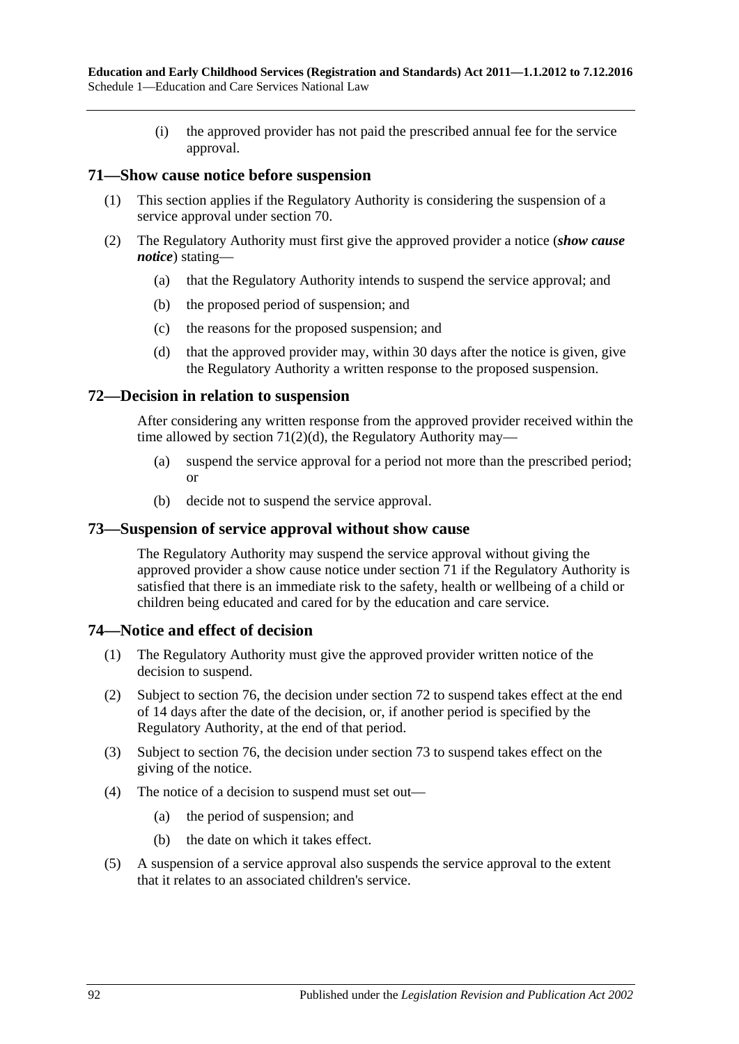(i) the approved provider has not paid the prescribed annual fee for the service approval.

## 71—Show cause notice before suspension

(1) This section applies if the Regulatory Authority is considering the suspension of a service approval under section 70.

(2) The Regulatory Authority must first give the approved provider a notice (***show cause notice***) stating—

(a) that the Regulatory Authority intends to suspend the service approval; and

(b) the proposed period of suspension; and

(c) the reasons for the proposed suspension; and

(d) that the approved provider may, within 30 days after the notice is given, give the Regulatory Authority a written response to the proposed suspension.

## 72—Decision in relation to suspension

After considering any written response from the approved provider received within the time allowed by section 71(2)(d), the Regulatory Authority may—

(a) suspend the service approval for a period not more than the prescribed period; or

(b) decide not to suspend the service approval.

## 73—Suspension of service approval without show cause

The Regulatory Authority may suspend the service approval without giving the approved provider a show cause notice under section 71 if the Regulatory Authority is satisfied that there is an immediate risk to the safety, health or wellbeing of a child or children being educated and cared for by the education and care service.

## 74—Notice and effect of decision

(1) The Regulatory Authority must give the approved provider written notice of the decision to suspend.

(2) Subject to section 76, the decision under section 72 to suspend takes effect at the end of 14 days after the date of the decision, or, if another period is specified by the Regulatory Authority, at the end of that period.

(3) Subject to section 76, the decision under section 73 to suspend takes effect on the giving of the notice.

(4) The notice of a decision to suspend must set out—

(a) the period of suspension; and

(b) the date on which it takes effect.

(5) A suspension of a service approval also suspends the service approval to the extent that it relates to an associated children's service.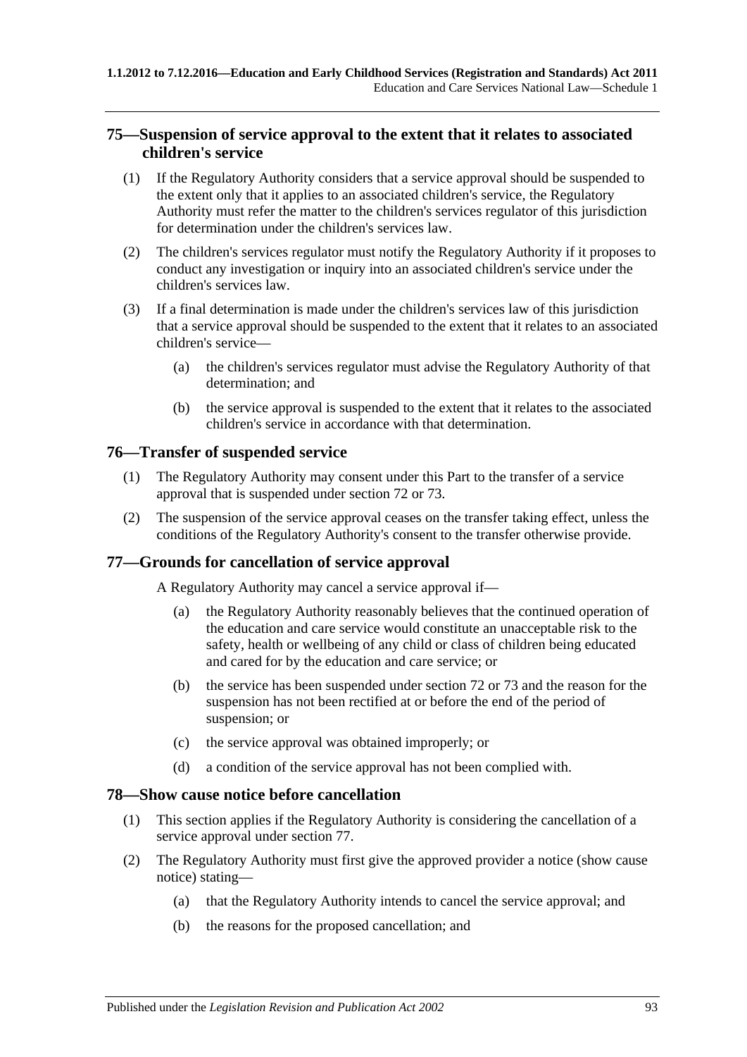## 75—Suspension of service approval to the extent that it relates to associated children's service

(1) If the Regulatory Authority considers that a service approval should be suspended to the extent only that it applies to an associated children's service, the Regulatory Authority must refer the matter to the children's services regulator of this jurisdiction for determination under the children's services law.

(2) The children's services regulator must notify the Regulatory Authority if it proposes to conduct any investigation or inquiry into an associated children's service under the children's services law.

(3) If a final determination is made under the children's services law of this jurisdiction that a service approval should be suspended to the extent that it relates to an associated children's service—

(a) the children's services regulator must advise the Regulatory Authority of that determination; and

(b) the service approval is suspended to the extent that it relates to the associated children's service in accordance with that determination.

## 76—Transfer of suspended service

(1) The Regulatory Authority may consent under this Part to the transfer of a service approval that is suspended under section 72 or 73.

(2) The suspension of the service approval ceases on the transfer taking effect, unless the conditions of the Regulatory Authority's consent to the transfer otherwise provide.

## 77—Grounds for cancellation of service approval

A Regulatory Authority may cancel a service approval if—

(a) the Regulatory Authority reasonably believes that the continued operation of the education and care service would constitute an unacceptable risk to the safety, health or wellbeing of any child or class of children being educated and cared for by the education and care service; or

(b) the service has been suspended under section 72 or 73 and the reason for the suspension has not been rectified at or before the end of the period of suspension; or

(c) the service approval was obtained improperly; or

(d) a condition of the service approval has not been complied with.

## 78—Show cause notice before cancellation

(1) This section applies if the Regulatory Authority is considering the cancellation of a service approval under section 77.

(2) The Regulatory Authority must first give the approved provider a notice (show cause notice) stating—

(a) that the Regulatory Authority intends to cancel the service approval; and

(b) the reasons for the proposed cancellation; and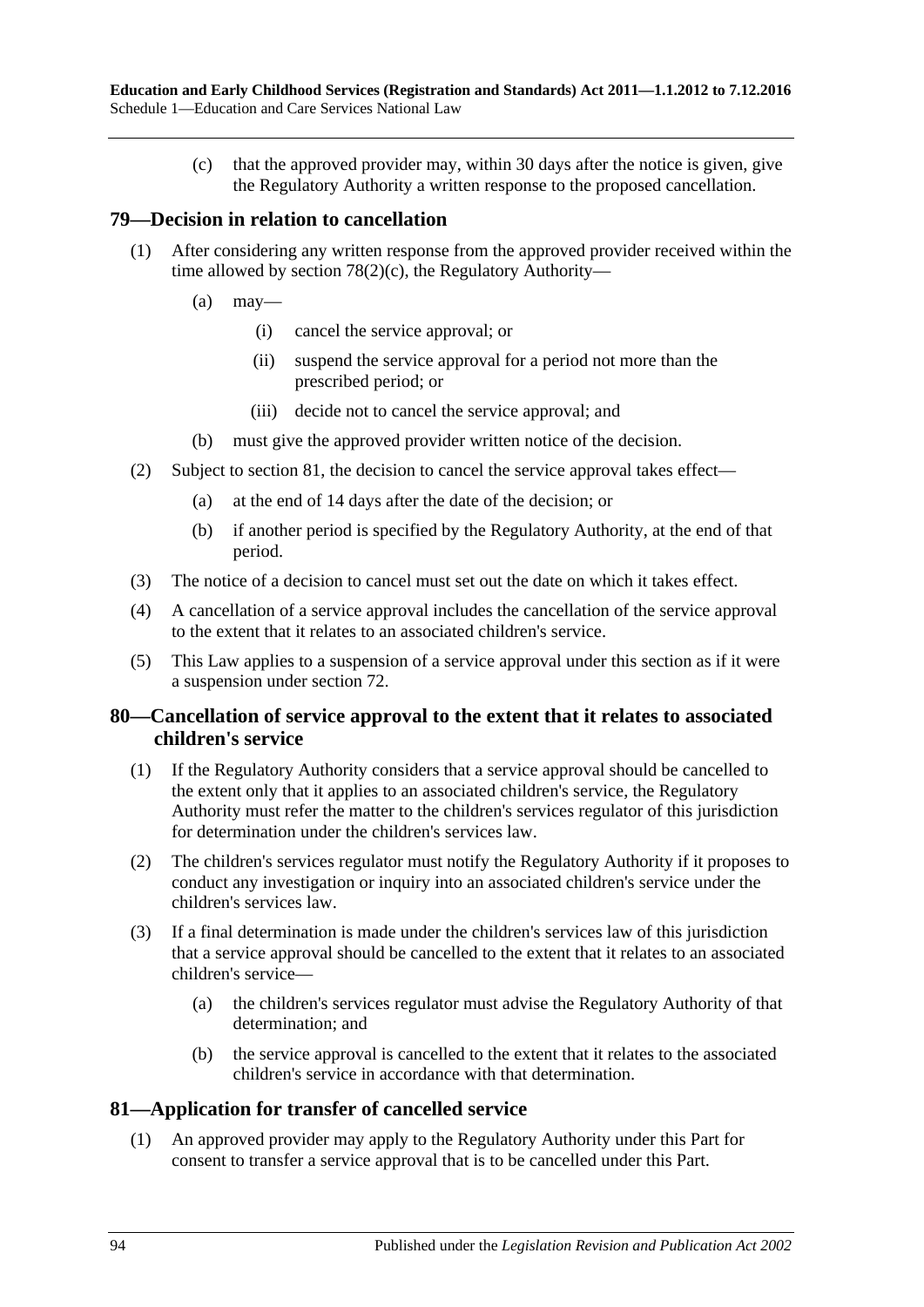(c) that the approved provider may, within 30 days after the notice is given, give the Regulatory Authority a written response to the proposed cancellation.

## 79—Decision in relation to cancellation

(1) After considering any written response from the approved provider received within the time allowed by section 78(2)(c), the Regulatory Authority—

(a) may—

(i) cancel the service approval; or

(ii) suspend the service approval for a period not more than the prescribed period; or

(iii) decide not to cancel the service approval; and

(b) must give the approved provider written notice of the decision.

(2) Subject to section 81, the decision to cancel the service approval takes effect—

(a) at the end of 14 days after the date of the decision; or

(b) if another period is specified by the Regulatory Authority, at the end of that period.

(3) The notice of a decision to cancel must set out the date on which it takes effect.

(4) A cancellation of a service approval includes the cancellation of the service approval to the extent that it relates to an associated children's service.

(5) This Law applies to a suspension of a service approval under this section as if it were a suspension under section 72.

## 80—Cancellation of service approval to the extent that it relates to associated children's service

(1) If the Regulatory Authority considers that a service approval should be cancelled to the extent only that it applies to an associated children's service, the Regulatory Authority must refer the matter to the children's services regulator of this jurisdiction for determination under the children's services law.

(2) The children's services regulator must notify the Regulatory Authority if it proposes to conduct any investigation or inquiry into an associated children's service under the children's services law.

(3) If a final determination is made under the children's services law of this jurisdiction that a service approval should be cancelled to the extent that it relates to an associated children's service—

(a) the children's services regulator must advise the Regulatory Authority of that determination; and

(b) the service approval is cancelled to the extent that it relates to the associated children's service in accordance with that determination.

## 81—Application for transfer of cancelled service

(1) An approved provider may apply to the Regulatory Authority under this Part for consent to transfer a service approval that is to be cancelled under this Part.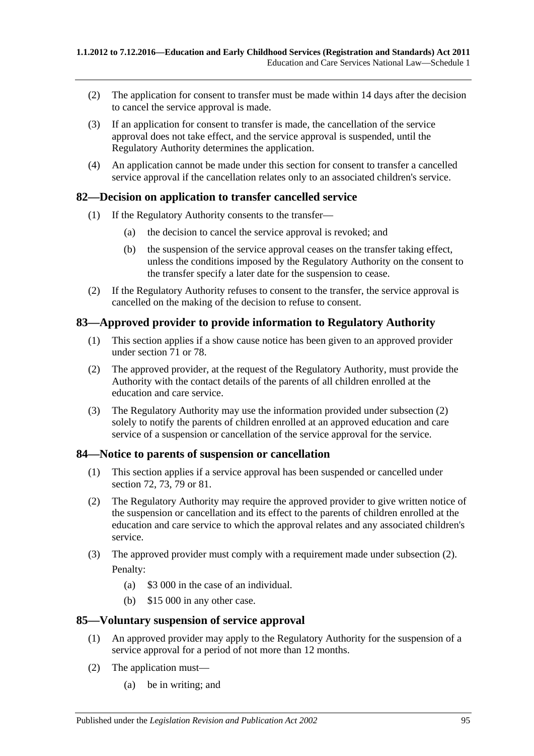(2) The application for consent to transfer must be made within 14 days after the decision to cancel the service approval is made.

(3) If an application for consent to transfer is made, the cancellation of the service approval does not take effect, and the service approval is suspended, until the Regulatory Authority determines the application.

(4) An application cannot be made under this section for consent to transfer a cancelled service approval if the cancellation relates only to an associated children's service.

## 82—Decision on application to transfer cancelled service

(1) If the Regulatory Authority consents to the transfer—

(a) the decision to cancel the service approval is revoked; and

(b) the suspension of the service approval ceases on the transfer taking effect, unless the conditions imposed by the Regulatory Authority on the consent to the transfer specify a later date for the suspension to cease.

(2) If the Regulatory Authority refuses to consent to the transfer, the service approval is cancelled on the making of the decision to refuse to consent.

## 83—Approved provider to provide information to Regulatory Authority

(1) This section applies if a show cause notice has been given to an approved provider under section 71 or 78.

(2) The approved provider, at the request of the Regulatory Authority, must provide the Authority with the contact details of the parents of all children enrolled at the education and care service.

(3) The Regulatory Authority may use the information provided under subsection (2) solely to notify the parents of children enrolled at an approved education and care service of a suspension or cancellation of the service approval for the service.

## 84—Notice to parents of suspension or cancellation

(1) This section applies if a service approval has been suspended or cancelled under section 72, 73, 79 or 81.

(2) The Regulatory Authority may require the approved provider to give written notice of the suspension or cancellation and its effect to the parents of children enrolled at the education and care service to which the approval relates and any associated children's service.

(3) The approved provider must comply with a requirement made under subsection (2).

Penalty:

(a) $3 000 in the case of an individual.

(b) $15 000 in any other case.

## 85—Voluntary suspension of service approval

(1) An approved provider may apply to the Regulatory Authority for the suspension of a service approval for a period of not more than 12 months.

(2) The application must—

(a) be in writing; and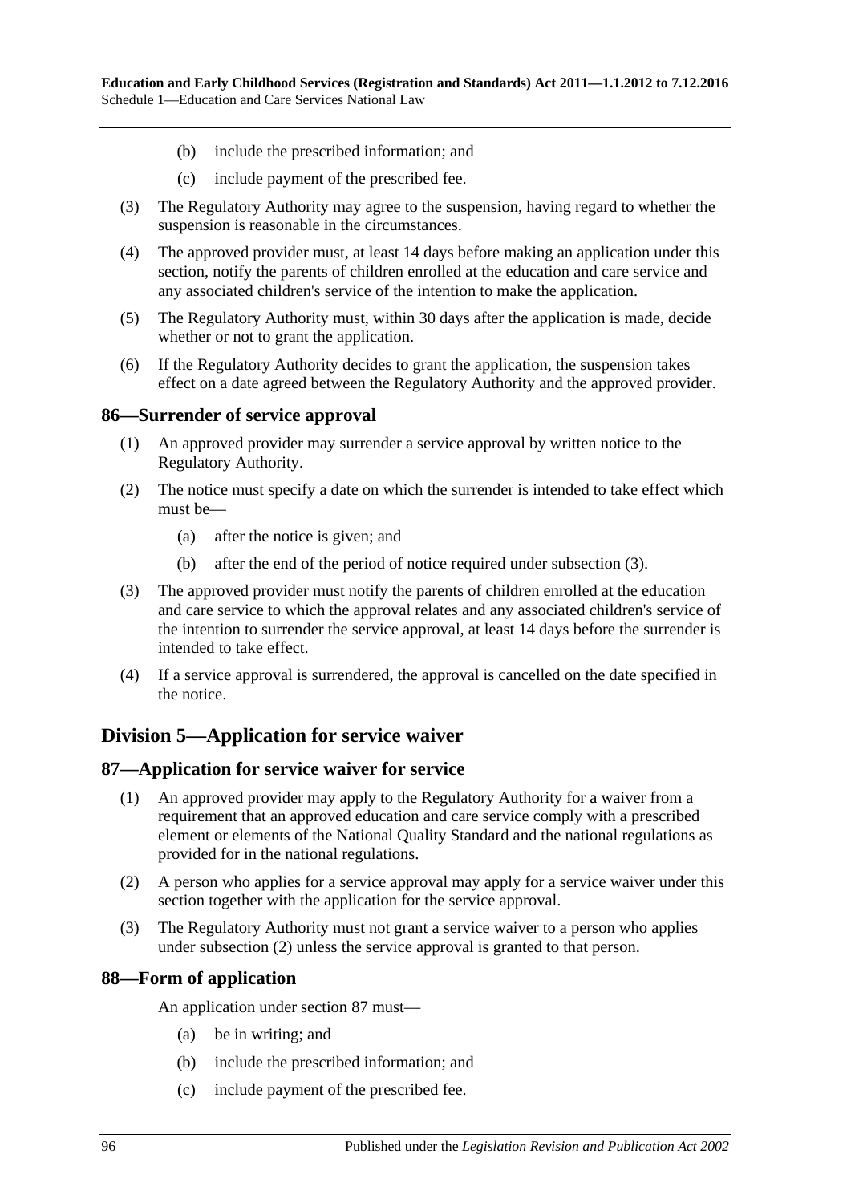(b) include the prescribed information; and

(c) include payment of the prescribed fee.

(3) The Regulatory Authority may agree to the suspension, having regard to whether the suspension is reasonable in the circumstances.

(4) The approved provider must, at least 14 days before making an application under this section, notify the parents of children enrolled at the education and care service and any associated children's service of the intention to make the application.

(5) The Regulatory Authority must, within 30 days after the application is made, decide whether or not to grant the application.

(6) If the Regulatory Authority decides to grant the application, the suspension takes effect on a date agreed between the Regulatory Authority and the approved provider.

### 86—Surrender of service approval

(1) An approved provider may surrender a service approval by written notice to the Regulatory Authority.

(2) The notice must specify a date on which the surrender is intended to take effect which must be—

(a) after the notice is given; and

(b) after the end of the period of notice required under subsection (3).

(3) The approved provider must notify the parents of children enrolled at the education and care service to which the approval relates and any associated children's service of the intention to surrender the service approval, at least 14 days before the surrender is intended to take effect.

(4) If a service approval is surrendered, the approval is cancelled on the date specified in the notice.

## Division 5—Application for service waiver

### 87—Application for service waiver for service

(1) An approved provider may apply to the Regulatory Authority for a waiver from a requirement that an approved education and care service comply with a prescribed element or elements of the National Quality Standard and the national regulations as provided for in the national regulations.

(2) A person who applies for a service approval may apply for a service waiver under this section together with the application for the service approval.

(3) The Regulatory Authority must not grant a service waiver to a person who applies under subsection (2) unless the service approval is granted to that person.

### 88—Form of application

An application under section 87 must—

(a) be in writing; and

(b) include the prescribed information; and

(c) include payment of the prescribed fee.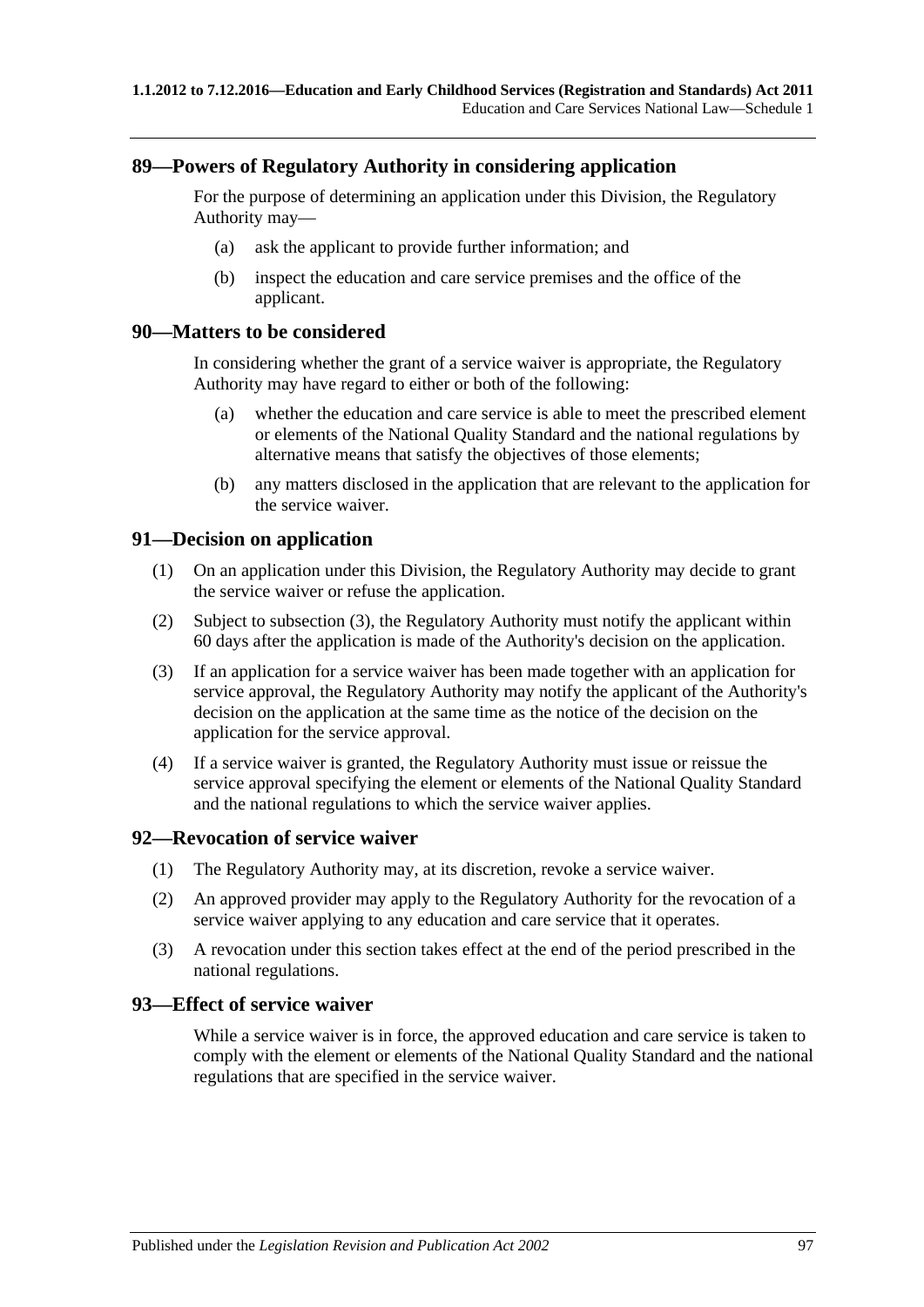## 89—Powers of Regulatory Authority in considering application

For the purpose of determining an application under this Division, the Regulatory Authority may—

(a) ask the applicant to provide further information; and

(b) inspect the education and care service premises and the office of the applicant.

## 90—Matters to be considered

In considering whether the grant of a service waiver is appropriate, the Regulatory Authority may have regard to either or both of the following:

(a) whether the education and care service is able to meet the prescribed element or elements of the National Quality Standard and the national regulations by alternative means that satisfy the objectives of those elements;

(b) any matters disclosed in the application that are relevant to the application for the service waiver.

## 91—Decision on application

(1) On an application under this Division, the Regulatory Authority may decide to grant the service waiver or refuse the application.

(2) Subject to subsection (3), the Regulatory Authority must notify the applicant within 60 days after the application is made of the Authority's decision on the application.

(3) If an application for a service waiver has been made together with an application for service approval, the Regulatory Authority may notify the applicant of the Authority's decision on the application at the same time as the notice of the decision on the application for the service approval.

(4) If a service waiver is granted, the Regulatory Authority must issue or reissue the service approval specifying the element or elements of the National Quality Standard and the national regulations to which the service waiver applies.

## 92—Revocation of service waiver

(1) The Regulatory Authority may, at its discretion, revoke a service waiver.

(2) An approved provider may apply to the Regulatory Authority for the revocation of a service waiver applying to any education and care service that it operates.

(3) A revocation under this section takes effect at the end of the period prescribed in the national regulations.

## 93—Effect of service waiver

While a service waiver is in force, the approved education and care service is taken to comply with the element or elements of the National Quality Standard and the national regulations that are specified in the service waiver.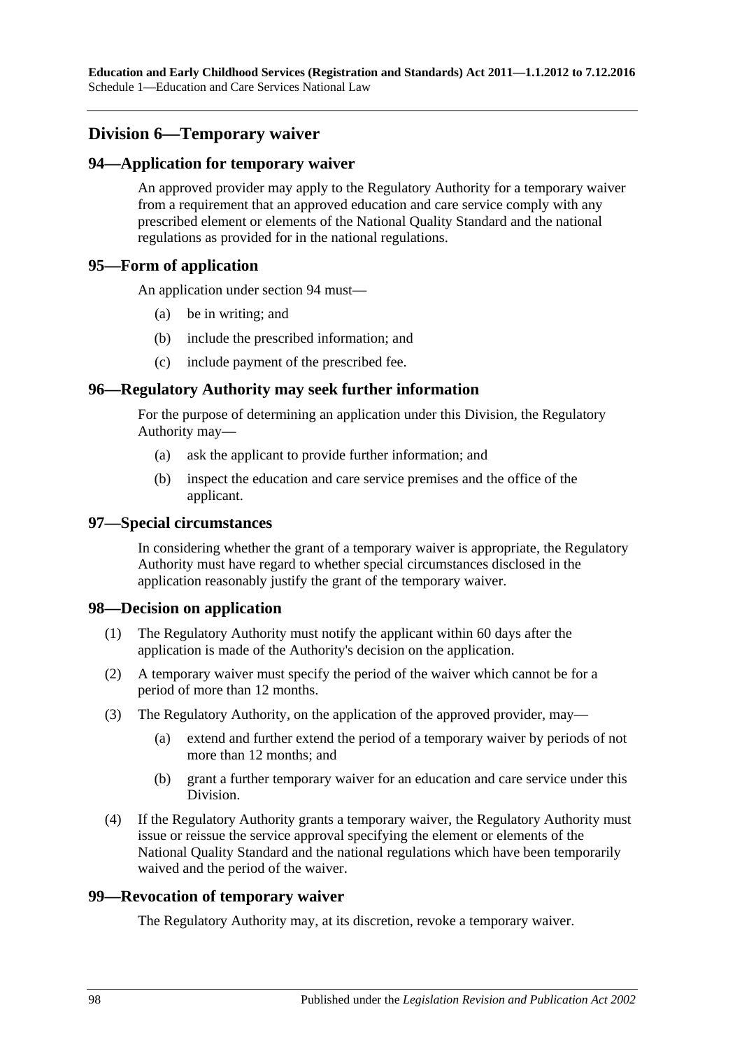## Division 6—Temporary waiver

### 94—Application for temporary waiver

An approved provider may apply to the Regulatory Authority for a temporary waiver from a requirement that an approved education and care service comply with any prescribed element or elements of the National Quality Standard and the national regulations as provided for in the national regulations.

### 95—Form of application

An application under section 94 must—

- (a) be in writing; and
- (b) include the prescribed information; and
- (c) include payment of the prescribed fee.

### 96—Regulatory Authority may seek further information

For the purpose of determining an application under this Division, the Regulatory Authority may—

- (a) ask the applicant to provide further information; and
- (b) inspect the education and care service premises and the office of the applicant.

### 97—Special circumstances

In considering whether the grant of a temporary waiver is appropriate, the Regulatory Authority must have regard to whether special circumstances disclosed in the application reasonably justify the grant of the temporary waiver.

### 98—Decision on application

(1) The Regulatory Authority must notify the applicant within 60 days after the application is made of the Authority's decision on the application.

(2) A temporary waiver must specify the period of the waiver which cannot be for a period of more than 12 months.

(3) The Regulatory Authority, on the application of the approved provider, may—

- (a) extend and further extend the period of a temporary waiver by periods of not more than 12 months; and
- (b) grant a further temporary waiver for an education and care service under this Division.

(4) If the Regulatory Authority grants a temporary waiver, the Regulatory Authority must issue or reissue the service approval specifying the element or elements of the National Quality Standard and the national regulations which have been temporarily waived and the period of the waiver.

### 99—Revocation of temporary waiver

The Regulatory Authority may, at its discretion, revoke a temporary waiver.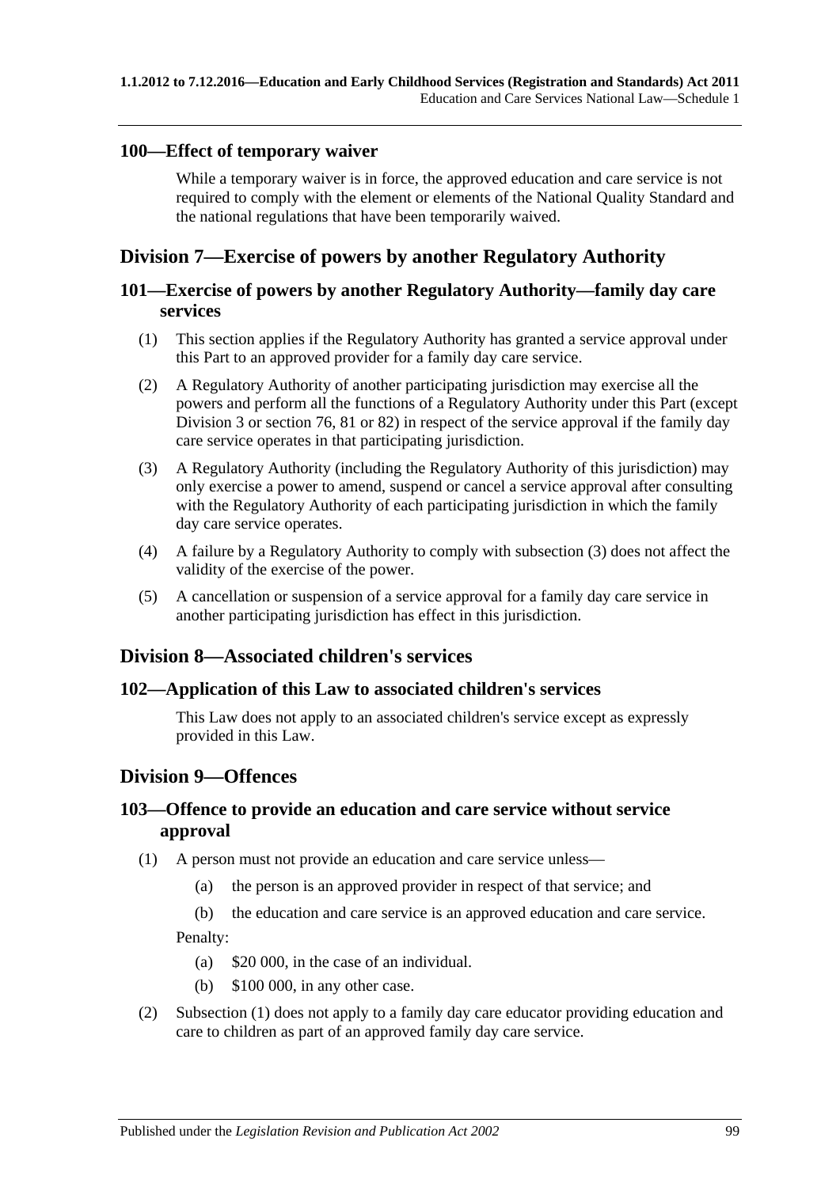## 100—Effect of temporary waiver

While a temporary waiver is in force, the approved education and care service is not required to comply with the element or elements of the National Quality Standard and the national regulations that have been temporarily waived.

# Division 7—Exercise of powers by another Regulatory Authority

## 101—Exercise of powers by another Regulatory Authority—family day care services

(1) This section applies if the Regulatory Authority has granted a service approval under this Part to an approved provider for a family day care service.

(2) A Regulatory Authority of another participating jurisdiction may exercise all the powers and perform all the functions of a Regulatory Authority under this Part (except Division 3 or section 76, 81 or 82) in respect of the service approval if the family day care service operates in that participating jurisdiction.

(3) A Regulatory Authority (including the Regulatory Authority of this jurisdiction) may only exercise a power to amend, suspend or cancel a service approval after consulting with the Regulatory Authority of each participating jurisdiction in which the family day care service operates.

(4) A failure by a Regulatory Authority to comply with subsection (3) does not affect the validity of the exercise of the power.

(5) A cancellation or suspension of a service approval for a family day care service in another participating jurisdiction has effect in this jurisdiction.

# Division 8—Associated children's services

## 102—Application of this Law to associated children's services

This Law does not apply to an associated children's service except as expressly provided in this Law.

# Division 9—Offences

## 103—Offence to provide an education and care service without service approval

(1) A person must not provide an education and care service unless—

(a) the person is an approved provider in respect of that service; and

(b) the education and care service is an approved education and care service.

Penalty:

(a) $20 000, in the case of an individual.

(b) $100 000, in any other case.

(2) Subsection (1) does not apply to a family day care educator providing education and care to children as part of an approved family day care service.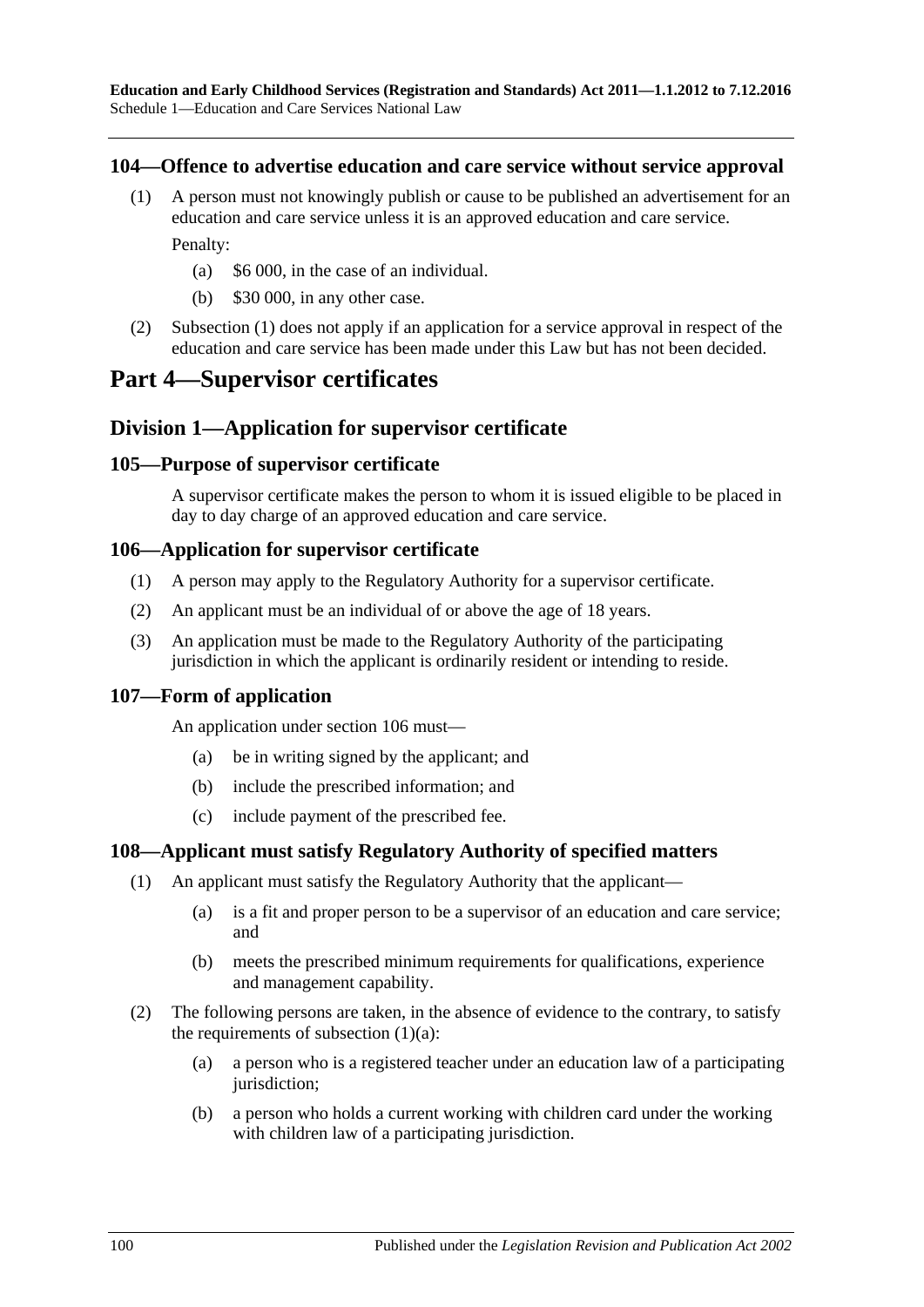### 104—Offence to advertise education and care service without service approval

(1) A person must not knowingly publish or cause to be published an advertisement for an education and care service unless it is an approved education and care service.

Penalty:

(a) $6 000, in the case of an individual.

(b) $30 000, in any other case.

(2) Subsection (1) does not apply if an application for a service approval in respect of the education and care service has been made under this Law but has not been decided.

# Part 4—Supervisor certificates

## Division 1—Application for supervisor certificate

### 105—Purpose of supervisor certificate

A supervisor certificate makes the person to whom it is issued eligible to be placed in day to day charge of an approved education and care service.

### 106—Application for supervisor certificate

(1) A person may apply to the Regulatory Authority for a supervisor certificate.

(2) An applicant must be an individual of or above the age of 18 years.

(3) An application must be made to the Regulatory Authority of the participating jurisdiction in which the applicant is ordinarily resident or intending to reside.

### 107—Form of application

An application under section 106 must—

(a) be in writing signed by the applicant; and

(b) include the prescribed information; and

(c) include payment of the prescribed fee.

### 108—Applicant must satisfy Regulatory Authority of specified matters

(1) An applicant must satisfy the Regulatory Authority that the applicant—

(a) is a fit and proper person to be a supervisor of an education and care service; and

(b) meets the prescribed minimum requirements for qualifications, experience and management capability.

(2) The following persons are taken, in the absence of evidence to the contrary, to satisfy the requirements of subsection (1)(a):

(a) a person who is a registered teacher under an education law of a participating jurisdiction;

(b) a person who holds a current working with children card under the working with children law of a participating jurisdiction.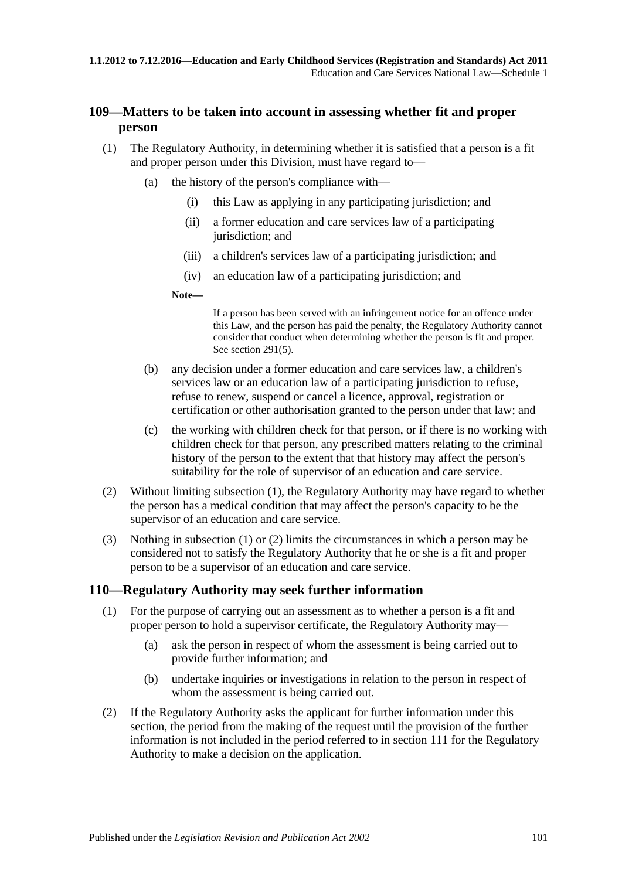## 109—Matters to be taken into account in assessing whether fit and proper person

(1) The Regulatory Authority, in determining whether it is satisfied that a person is a fit and proper person under this Division, must have regard to—

(a) the history of the person's compliance with—

(i) this Law as applying in any participating jurisdiction; and

(ii) a former education and care services law of a participating jurisdiction; and

(iii) a children's services law of a participating jurisdiction; and

(iv) an education law of a participating jurisdiction; and

**Note—**

If a person has been served with an infringement notice for an offence under this Law, and the person has paid the penalty, the Regulatory Authority cannot consider that conduct when determining whether the person is fit and proper. See section 291(5).

(b) any decision under a former education and care services law, a children's services law or an education law of a participating jurisdiction to refuse, refuse to renew, suspend or cancel a licence, approval, registration or certification or other authorisation granted to the person under that law; and

(c) the working with children check for that person, or if there is no working with children check for that person, any prescribed matters relating to the criminal history of the person to the extent that that history may affect the person's suitability for the role of supervisor of an education and care service.

(2) Without limiting subsection (1), the Regulatory Authority may have regard to whether the person has a medical condition that may affect the person's capacity to be the supervisor of an education and care service.

(3) Nothing in subsection (1) or (2) limits the circumstances in which a person may be considered not to satisfy the Regulatory Authority that he or she is a fit and proper person to be a supervisor of an education and care service.

## 110—Regulatory Authority may seek further information

(1) For the purpose of carrying out an assessment as to whether a person is a fit and proper person to hold a supervisor certificate, the Regulatory Authority may—

(a) ask the person in respect of whom the assessment is being carried out to provide further information; and

(b) undertake inquiries or investigations in relation to the person in respect of whom the assessment is being carried out.

(2) If the Regulatory Authority asks the applicant for further information under this section, the period from the making of the request until the provision of the further information is not included in the period referred to in section 111 for the Regulatory Authority to make a decision on the application.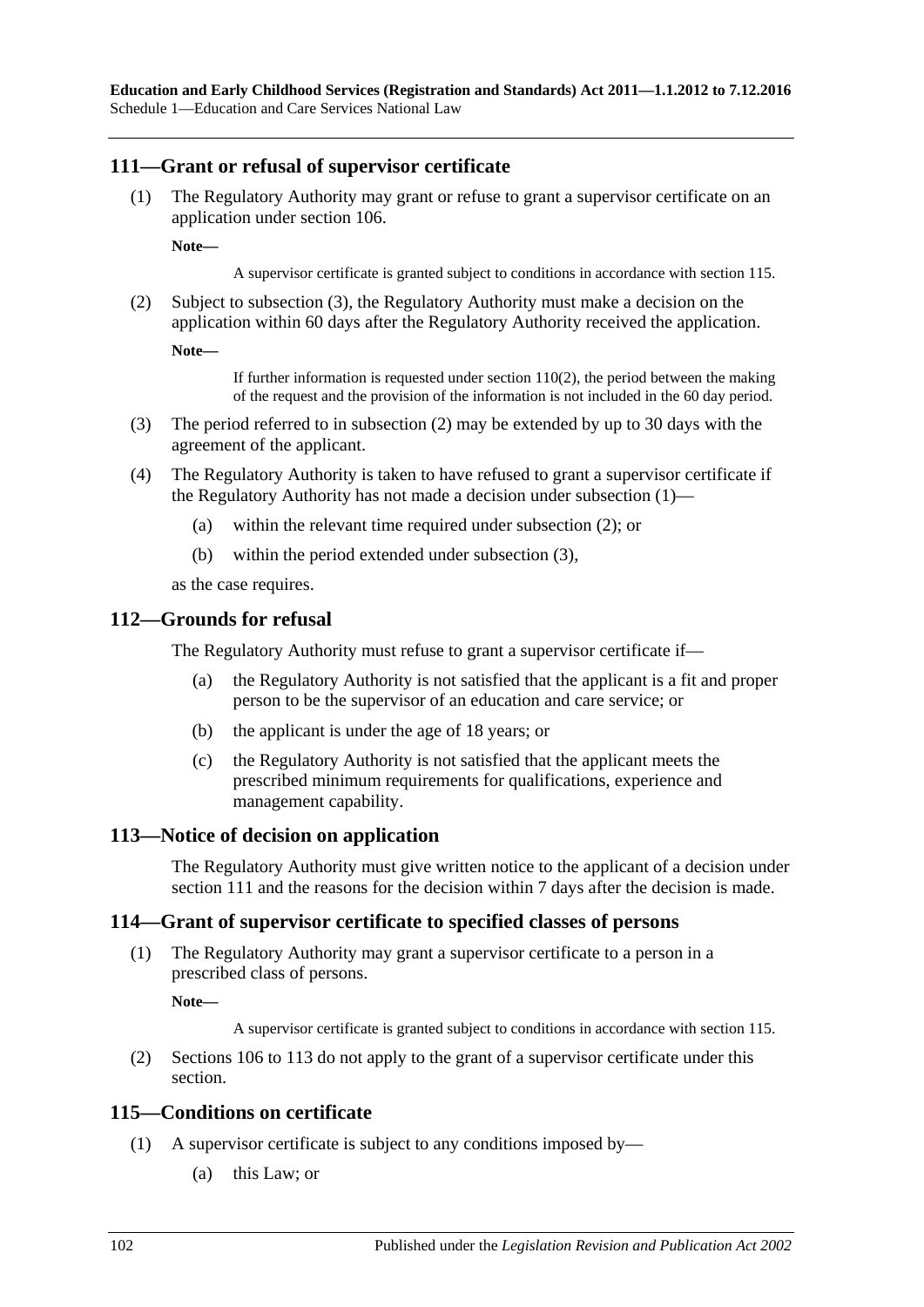## 111—Grant or refusal of supervisor certificate

(1) The Regulatory Authority may grant or refuse to grant a supervisor certificate on an application under section 106.

**Note—**

A supervisor certificate is granted subject to conditions in accordance with section 115.

(2) Subject to subsection (3), the Regulatory Authority must make a decision on the application within 60 days after the Regulatory Authority received the application.

**Note—**

If further information is requested under section 110(2), the period between the making of the request and the provision of the information is not included in the 60 day period.

(3) The period referred to in subsection (2) may be extended by up to 30 days with the agreement of the applicant.

(4) The Regulatory Authority is taken to have refused to grant a supervisor certificate if the Regulatory Authority has not made a decision under subsection (1)—

- (a) within the relevant time required under subsection (2); or
- (b) within the period extended under subsection (3),

as the case requires.

## 112—Grounds for refusal

The Regulatory Authority must refuse to grant a supervisor certificate if—

- (a) the Regulatory Authority is not satisfied that the applicant is a fit and proper person to be the supervisor of an education and care service; or
- (b) the applicant is under the age of 18 years; or
- (c) the Regulatory Authority is not satisfied that the applicant meets the prescribed minimum requirements for qualifications, experience and management capability.

## 113—Notice of decision on application

The Regulatory Authority must give written notice to the applicant of a decision under section 111 and the reasons for the decision within 7 days after the decision is made.

## 114—Grant of supervisor certificate to specified classes of persons

(1) The Regulatory Authority may grant a supervisor certificate to a person in a prescribed class of persons.

**Note—**

A supervisor certificate is granted subject to conditions in accordance with section 115.

(2) Sections 106 to 113 do not apply to the grant of a supervisor certificate under this section.

## 115—Conditions on certificate

(1) A supervisor certificate is subject to any conditions imposed by—

- (a) this Law; or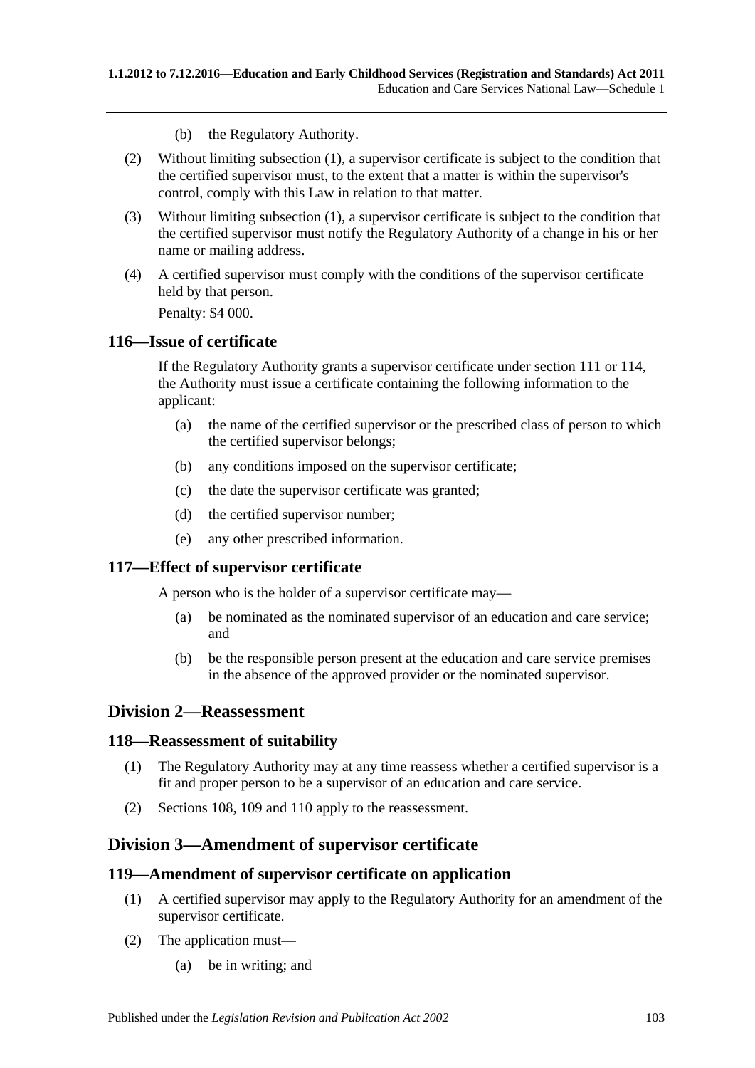(b) the Regulatory Authority.

(2) Without limiting subsection (1), a supervisor certificate is subject to the condition that the certified supervisor must, to the extent that a matter is within the supervisor's control, comply with this Law in relation to that matter.

(3) Without limiting subsection (1), a supervisor certificate is subject to the condition that the certified supervisor must notify the Regulatory Authority of a change in his or her name or mailing address.

(4) A certified supervisor must comply with the conditions of the supervisor certificate held by that person.

Penalty: $4 000.

### 116—Issue of certificate

If the Regulatory Authority grants a supervisor certificate under section 111 or 114, the Authority must issue a certificate containing the following information to the applicant:

(a) the name of the certified supervisor or the prescribed class of person to which the certified supervisor belongs;

(b) any conditions imposed on the supervisor certificate;

(c) the date the supervisor certificate was granted;

(d) the certified supervisor number;

(e) any other prescribed information.

### 117—Effect of supervisor certificate

A person who is the holder of a supervisor certificate may—

(a) be nominated as the nominated supervisor of an education and care service; and

(b) be the responsible person present at the education and care service premises in the absence of the approved provider or the nominated supervisor.

## Division 2—Reassessment

### 118—Reassessment of suitability

(1) The Regulatory Authority may at any time reassess whether a certified supervisor is a fit and proper person to be a supervisor of an education and care service.

(2) Sections 108, 109 and 110 apply to the reassessment.

## Division 3—Amendment of supervisor certificate

### 119—Amendment of supervisor certificate on application

(1) A certified supervisor may apply to the Regulatory Authority for an amendment of the supervisor certificate.

(2) The application must—

(a) be in writing; and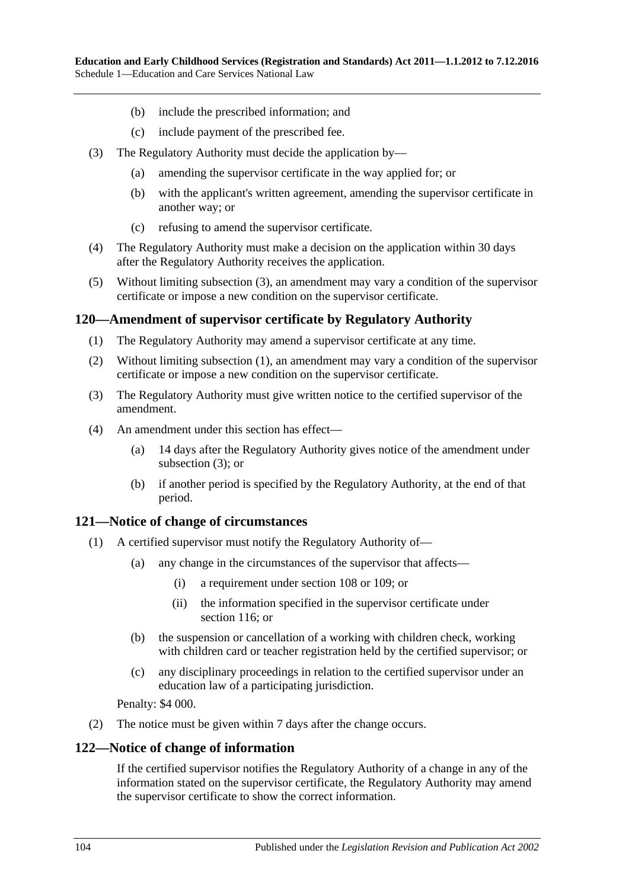(b) include the prescribed information; and

(c) include payment of the prescribed fee.

(3) The Regulatory Authority must decide the application by—

(a) amending the supervisor certificate in the way applied for; or

(b) with the applicant's written agreement, amending the supervisor certificate in another way; or

(c) refusing to amend the supervisor certificate.

(4) The Regulatory Authority must make a decision on the application within 30 days after the Regulatory Authority receives the application.

(5) Without limiting subsection (3), an amendment may vary a condition of the supervisor certificate or impose a new condition on the supervisor certificate.

## 120—Amendment of supervisor certificate by Regulatory Authority

(1) The Regulatory Authority may amend a supervisor certificate at any time.

(2) Without limiting subsection (1), an amendment may vary a condition of the supervisor certificate or impose a new condition on the supervisor certificate.

(3) The Regulatory Authority must give written notice to the certified supervisor of the amendment.

(4) An amendment under this section has effect—

(a) 14 days after the Regulatory Authority gives notice of the amendment under subsection (3); or

(b) if another period is specified by the Regulatory Authority, at the end of that period.

## 121—Notice of change of circumstances

(1) A certified supervisor must notify the Regulatory Authority of—

(a) any change in the circumstances of the supervisor that affects—

(i) a requirement under section 108 or 109; or

(ii) the information specified in the supervisor certificate under section 116; or

(b) the suspension or cancellation of a working with children check, working with children card or teacher registration held by the certified supervisor; or

(c) any disciplinary proceedings in relation to the certified supervisor under an education law of a participating jurisdiction.

Penalty: $4 000.

(2) The notice must be given within 7 days after the change occurs.

## 122—Notice of change of information

If the certified supervisor notifies the Regulatory Authority of a change in any of the information stated on the supervisor certificate, the Regulatory Authority may amend the supervisor certificate to show the correct information.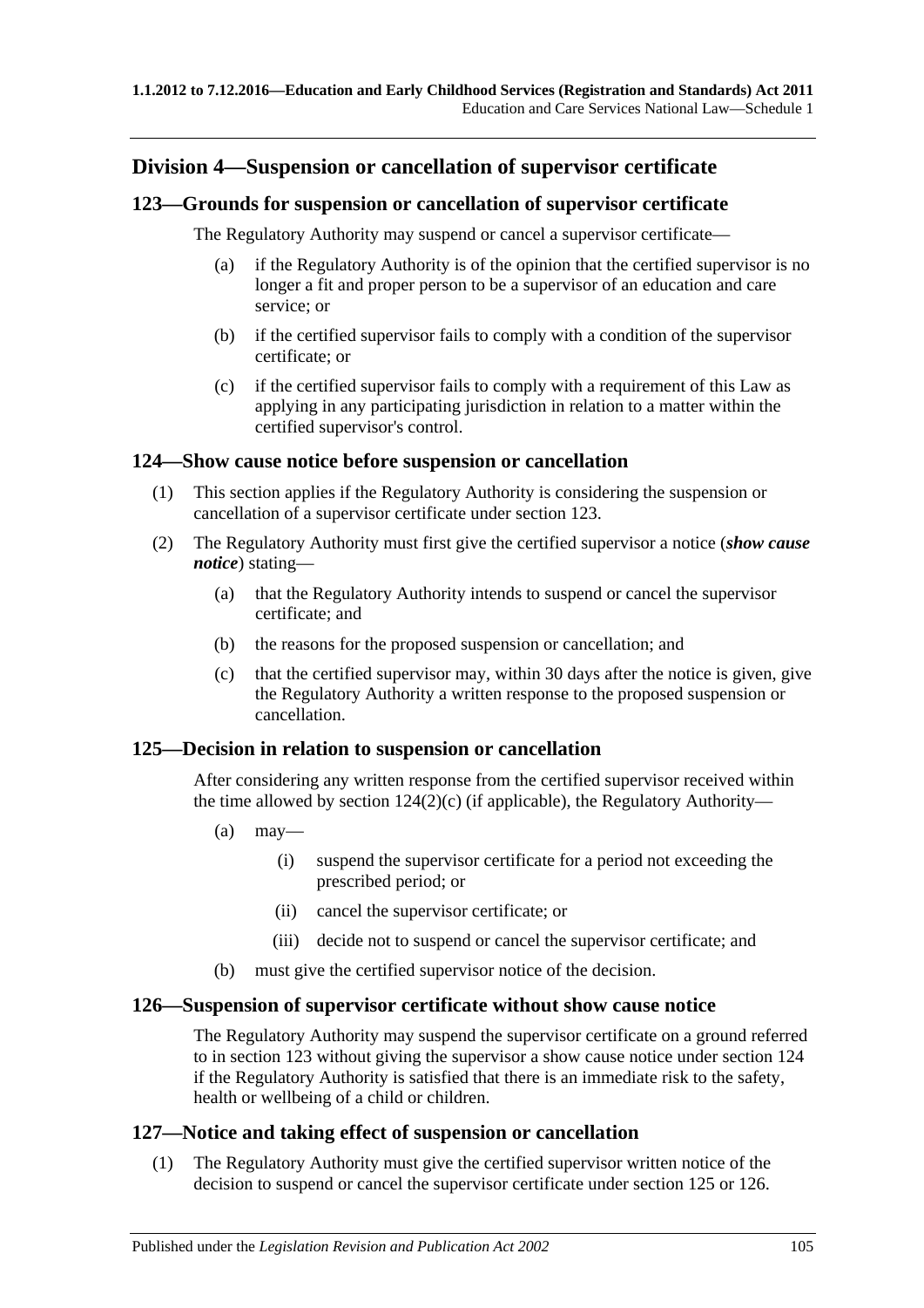## Division 4—Suspension or cancellation of supervisor certificate

### 123—Grounds for suspension or cancellation of supervisor certificate

The Regulatory Authority may suspend or cancel a supervisor certificate—

(a) if the Regulatory Authority is of the opinion that the certified supervisor is no longer a fit and proper person to be a supervisor of an education and care service; or

(b) if the certified supervisor fails to comply with a condition of the supervisor certificate; or

(c) if the certified supervisor fails to comply with a requirement of this Law as applying in any participating jurisdiction in relation to a matter within the certified supervisor's control.

### 124—Show cause notice before suspension or cancellation

(1) This section applies if the Regulatory Authority is considering the suspension or cancellation of a supervisor certificate under section 123.

(2) The Regulatory Authority must first give the certified supervisor a notice (***show cause notice***) stating—

(a) that the Regulatory Authority intends to suspend or cancel the supervisor certificate; and

(b) the reasons for the proposed suspension or cancellation; and

(c) that the certified supervisor may, within 30 days after the notice is given, give the Regulatory Authority a written response to the proposed suspension or cancellation.

### 125—Decision in relation to suspension or cancellation

After considering any written response from the certified supervisor received within the time allowed by section 124(2)(c) (if applicable), the Regulatory Authority—

(a) may—

(i) suspend the supervisor certificate for a period not exceeding the prescribed period; or

(ii) cancel the supervisor certificate; or

(iii) decide not to suspend or cancel the supervisor certificate; and

(b) must give the certified supervisor notice of the decision.

### 126—Suspension of supervisor certificate without show cause notice

The Regulatory Authority may suspend the supervisor certificate on a ground referred to in section 123 without giving the supervisor a show cause notice under section 124 if the Regulatory Authority is satisfied that there is an immediate risk to the safety, health or wellbeing of a child or children.

### 127—Notice and taking effect of suspension or cancellation

(1) The Regulatory Authority must give the certified supervisor written notice of the decision to suspend or cancel the supervisor certificate under section 125 or 126.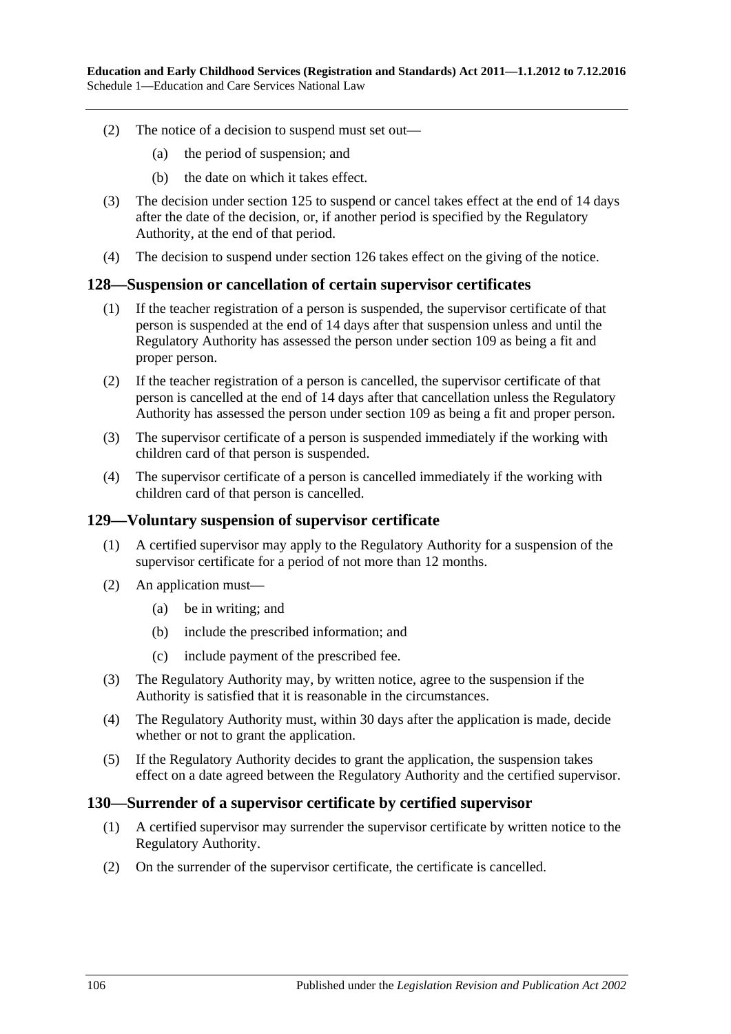(2) The notice of a decision to suspend must set out—

  (a) the period of suspension; and

  (b) the date on which it takes effect.

(3) The decision under section 125 to suspend or cancel takes effect at the end of 14 days after the date of the decision, or, if another period is specified by the Regulatory Authority, at the end of that period.

(4) The decision to suspend under section 126 takes effect on the giving of the notice.

### 128—Suspension or cancellation of certain supervisor certificates

(1) If the teacher registration of a person is suspended, the supervisor certificate of that person is suspended at the end of 14 days after that suspension unless and until the Regulatory Authority has assessed the person under section 109 as being a fit and proper person.

(2) If the teacher registration of a person is cancelled, the supervisor certificate of that person is cancelled at the end of 14 days after that cancellation unless the Regulatory Authority has assessed the person under section 109 as being a fit and proper person.

(3) The supervisor certificate of a person is suspended immediately if the working with children card of that person is suspended.

(4) The supervisor certificate of a person is cancelled immediately if the working with children card of that person is cancelled.

### 129—Voluntary suspension of supervisor certificate

(1) A certified supervisor may apply to the Regulatory Authority for a suspension of the supervisor certificate for a period of not more than 12 months.

(2) An application must—

  (a) be in writing; and

  (b) include the prescribed information; and

  (c) include payment of the prescribed fee.

(3) The Regulatory Authority may, by written notice, agree to the suspension if the Authority is satisfied that it is reasonable in the circumstances.

(4) The Regulatory Authority must, within 30 days after the application is made, decide whether or not to grant the application.

(5) If the Regulatory Authority decides to grant the application, the suspension takes effect on a date agreed between the Regulatory Authority and the certified supervisor.

### 130—Surrender of a supervisor certificate by certified supervisor

(1) A certified supervisor may surrender the supervisor certificate by written notice to the Regulatory Authority.

(2) On the surrender of the supervisor certificate, the certificate is cancelled.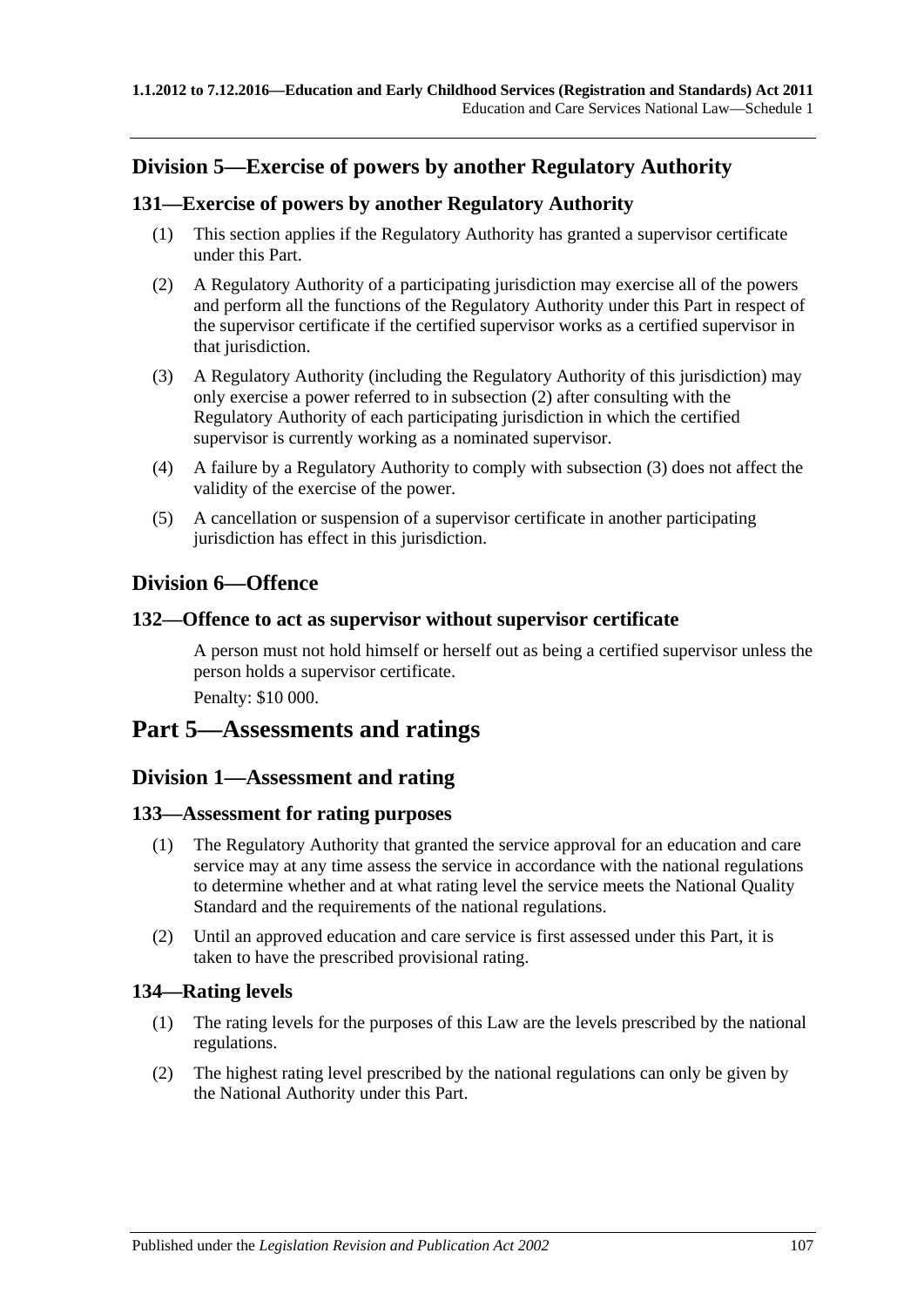## Division 5—Exercise of powers by another Regulatory Authority

### 131—Exercise of powers by another Regulatory Authority

(1) This section applies if the Regulatory Authority has granted a supervisor certificate under this Part.

(2) A Regulatory Authority of a participating jurisdiction may exercise all of the powers and perform all the functions of the Regulatory Authority under this Part in respect of the supervisor certificate if the certified supervisor works as a certified supervisor in that jurisdiction.

(3) A Regulatory Authority (including the Regulatory Authority of this jurisdiction) may only exercise a power referred to in subsection (2) after consulting with the Regulatory Authority of each participating jurisdiction in which the certified supervisor is currently working as a nominated supervisor.

(4) A failure by a Regulatory Authority to comply with subsection (3) does not affect the validity of the exercise of the power.

(5) A cancellation or suspension of a supervisor certificate in another participating jurisdiction has effect in this jurisdiction.

## Division 6—Offence

### 132—Offence to act as supervisor without supervisor certificate

A person must not hold himself or herself out as being a certified supervisor unless the person holds a supervisor certificate.

Penalty: $10 000.

# Part 5—Assessments and ratings

## Division 1—Assessment and rating

### 133—Assessment for rating purposes

(1) The Regulatory Authority that granted the service approval for an education and care service may at any time assess the service in accordance with the national regulations to determine whether and at what rating level the service meets the National Quality Standard and the requirements of the national regulations.

(2) Until an approved education and care service is first assessed under this Part, it is taken to have the prescribed provisional rating.

### 134—Rating levels

(1) The rating levels for the purposes of this Law are the levels prescribed by the national regulations.

(2) The highest rating level prescribed by the national regulations can only be given by the National Authority under this Part.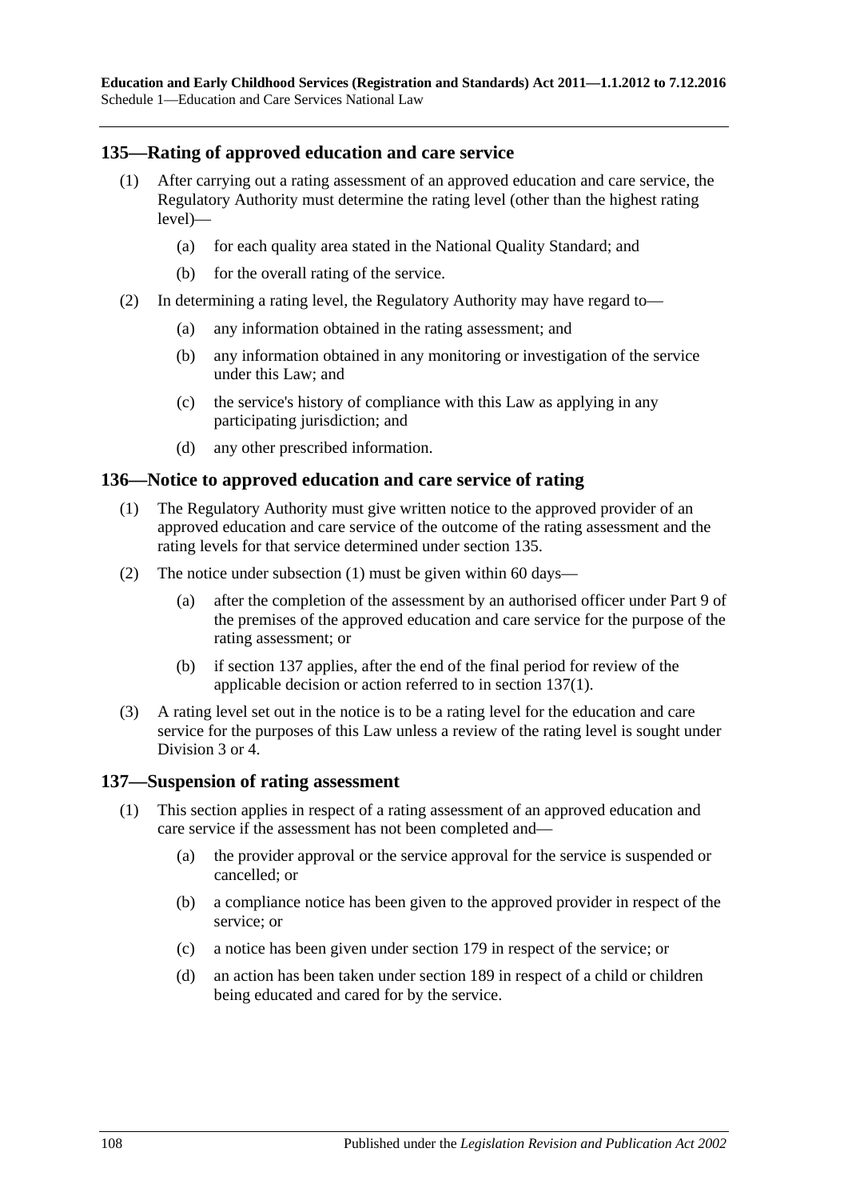## 135—Rating of approved education and care service

(1) After carrying out a rating assessment of an approved education and care service, the Regulatory Authority must determine the rating level (other than the highest rating level)—

- (a) for each quality area stated in the National Quality Standard; and
- (b) for the overall rating of the service.

(2) In determining a rating level, the Regulatory Authority may have regard to—

- (a) any information obtained in the rating assessment; and
- (b) any information obtained in any monitoring or investigation of the service under this Law; and
- (c) the service's history of compliance with this Law as applying in any participating jurisdiction; and
- (d) any other prescribed information.

## 136—Notice to approved education and care service of rating

(1) The Regulatory Authority must give written notice to the approved provider of an approved education and care service of the outcome of the rating assessment and the rating levels for that service determined under section 135.

(2) The notice under subsection (1) must be given within 60 days—

- (a) after the completion of the assessment by an authorised officer under Part 9 of the premises of the approved education and care service for the purpose of the rating assessment; or
- (b) if section 137 applies, after the end of the final period for review of the applicable decision or action referred to in section 137(1).

(3) A rating level set out in the notice is to be a rating level for the education and care service for the purposes of this Law unless a review of the rating level is sought under Division 3 or 4.

## 137—Suspension of rating assessment

(1) This section applies in respect of a rating assessment of an approved education and care service if the assessment has not been completed and—

- (a) the provider approval or the service approval for the service is suspended or cancelled; or
- (b) a compliance notice has been given to the approved provider in respect of the service; or
- (c) a notice has been given under section 179 in respect of the service; or
- (d) an action has been taken under section 189 in respect of a child or children being educated and cared for by the service.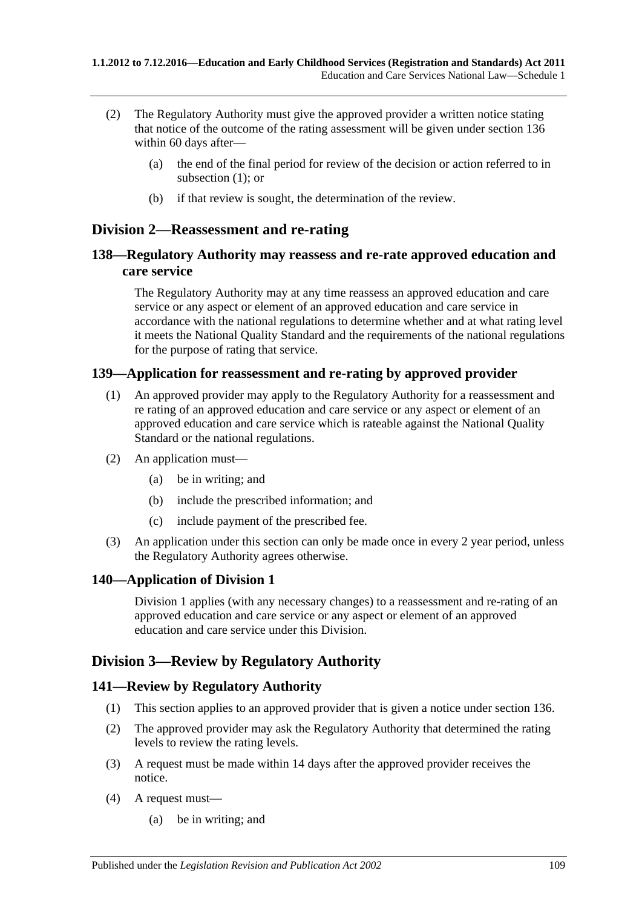(2) The Regulatory Authority must give the approved provider a written notice stating that notice of the outcome of the rating assessment will be given under section 136 within 60 days after—

(a) the end of the final period for review of the decision or action referred to in subsection (1); or

(b) if that review is sought, the determination of the review.

## Division 2—Reassessment and re-rating

### 138—Regulatory Authority may reassess and re-rate approved education and care service

The Regulatory Authority may at any time reassess an approved education and care service or any aspect or element of an approved education and care service in accordance with the national regulations to determine whether and at what rating level it meets the National Quality Standard and the requirements of the national regulations for the purpose of rating that service.

### 139—Application for reassessment and re-rating by approved provider

(1) An approved provider may apply to the Regulatory Authority for a reassessment and re rating of an approved education and care service or any aspect or element of an approved education and care service which is rateable against the National Quality Standard or the national regulations.

(2) An application must—

(a) be in writing; and

(b) include the prescribed information; and

(c) include payment of the prescribed fee.

(3) An application under this section can only be made once in every 2 year period, unless the Regulatory Authority agrees otherwise.

### 140—Application of Division 1

Division 1 applies (with any necessary changes) to a reassessment and re-rating of an approved education and care service or any aspect or element of an approved education and care service under this Division.

## Division 3—Review by Regulatory Authority

### 141—Review by Regulatory Authority

(1) This section applies to an approved provider that is given a notice under section 136.

(2) The approved provider may ask the Regulatory Authority that determined the rating levels to review the rating levels.

(3) A request must be made within 14 days after the approved provider receives the notice.

(4) A request must—

(a) be in writing; and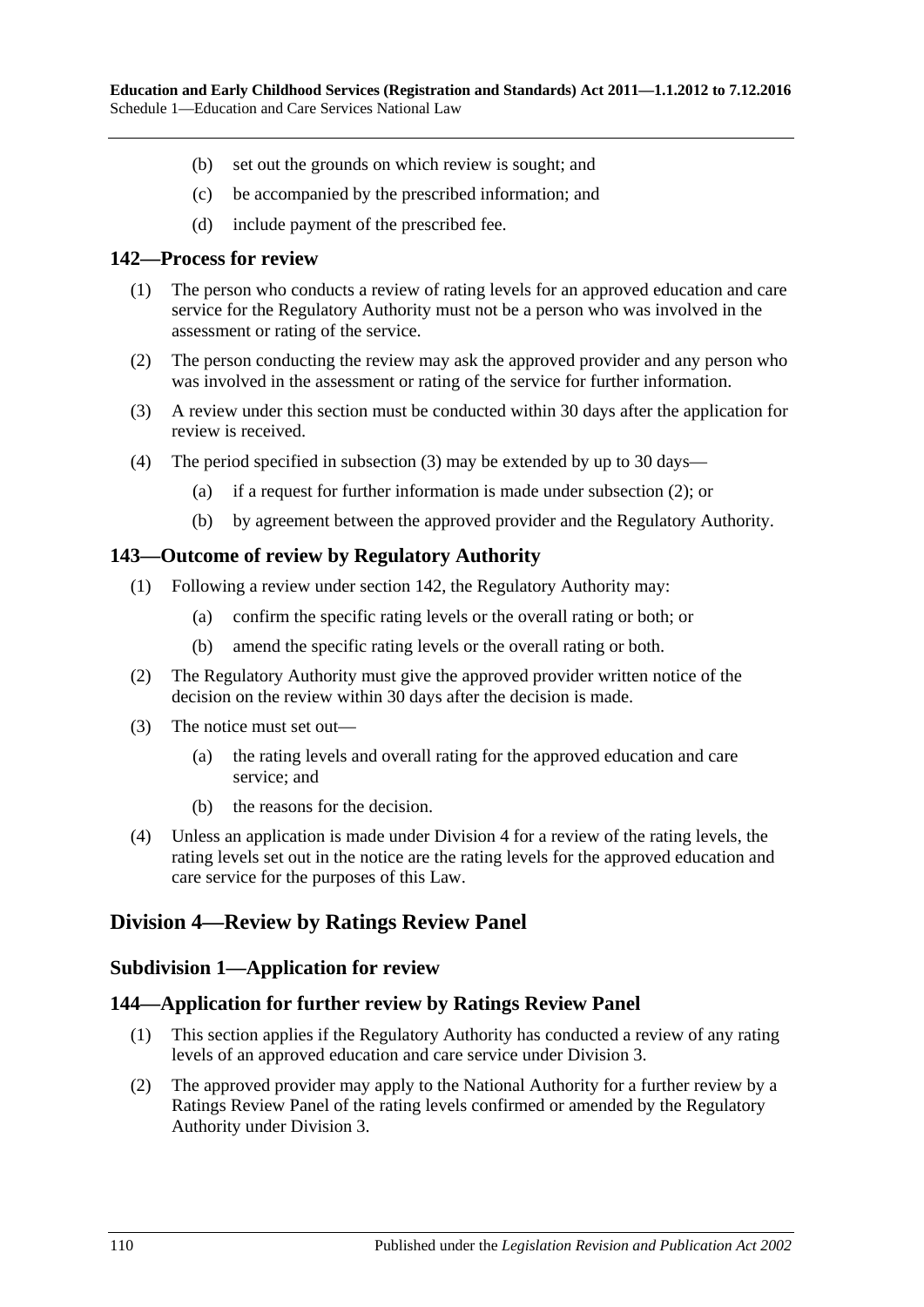(b) set out the grounds on which review is sought; and

(c) be accompanied by the prescribed information; and

(d) include payment of the prescribed fee.

### 142—Process for review

(1) The person who conducts a review of rating levels for an approved education and care service for the Regulatory Authority must not be a person who was involved in the assessment or rating of the service.

(2) The person conducting the review may ask the approved provider and any person who was involved in the assessment or rating of the service for further information.

(3) A review under this section must be conducted within 30 days after the application for review is received.

(4) The period specified in subsection (3) may be extended by up to 30 days—

(a) if a request for further information is made under subsection (2); or

(b) by agreement between the approved provider and the Regulatory Authority.

### 143—Outcome of review by Regulatory Authority

(1) Following a review under section 142, the Regulatory Authority may:

(a) confirm the specific rating levels or the overall rating or both; or

(b) amend the specific rating levels or the overall rating or both.

(2) The Regulatory Authority must give the approved provider written notice of the decision on the review within 30 days after the decision is made.

(3) The notice must set out—

(a) the rating levels and overall rating for the approved education and care service; and

(b) the reasons for the decision.

(4) Unless an application is made under Division 4 for a review of the rating levels, the rating levels set out in the notice are the rating levels for the approved education and care service for the purposes of this Law.

## Division 4—Review by Ratings Review Panel

### Subdivision 1—Application for review

### 144—Application for further review by Ratings Review Panel

(1) This section applies if the Regulatory Authority has conducted a review of any rating levels of an approved education and care service under Division 3.

(2) The approved provider may apply to the National Authority for a further review by a Ratings Review Panel of the rating levels confirmed or amended by the Regulatory Authority under Division 3.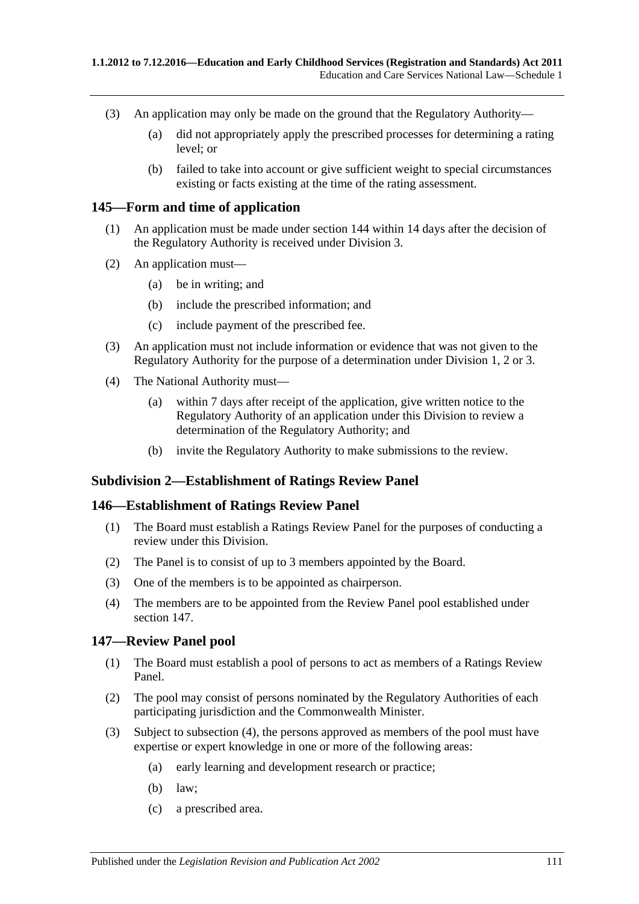(3) An application may only be made on the ground that the Regulatory Authority—

(a) did not appropriately apply the prescribed processes for determining a rating level; or

(b) failed to take into account or give sufficient weight to special circumstances existing or facts existing at the time of the rating assessment.

### 145—Form and time of application

(1) An application must be made under section 144 within 14 days after the decision of the Regulatory Authority is received under Division 3.

(2) An application must—

(a) be in writing; and

(b) include the prescribed information; and

(c) include payment of the prescribed fee.

(3) An application must not include information or evidence that was not given to the Regulatory Authority for the purpose of a determination under Division 1, 2 or 3.

(4) The National Authority must—

(a) within 7 days after receipt of the application, give written notice to the Regulatory Authority of an application under this Division to review a determination of the Regulatory Authority; and

(b) invite the Regulatory Authority to make submissions to the review.

## Subdivision 2—Establishment of Ratings Review Panel

### 146—Establishment of Ratings Review Panel

(1) The Board must establish a Ratings Review Panel for the purposes of conducting a review under this Division.

(2) The Panel is to consist of up to 3 members appointed by the Board.

(3) One of the members is to be appointed as chairperson.

(4) The members are to be appointed from the Review Panel pool established under section 147.

### 147—Review Panel pool

(1) The Board must establish a pool of persons to act as members of a Ratings Review Panel.

(2) The pool may consist of persons nominated by the Regulatory Authorities of each participating jurisdiction and the Commonwealth Minister.

(3) Subject to subsection (4), the persons approved as members of the pool must have expertise or expert knowledge in one or more of the following areas:

(a) early learning and development research or practice;

(b) law;

(c) a prescribed area.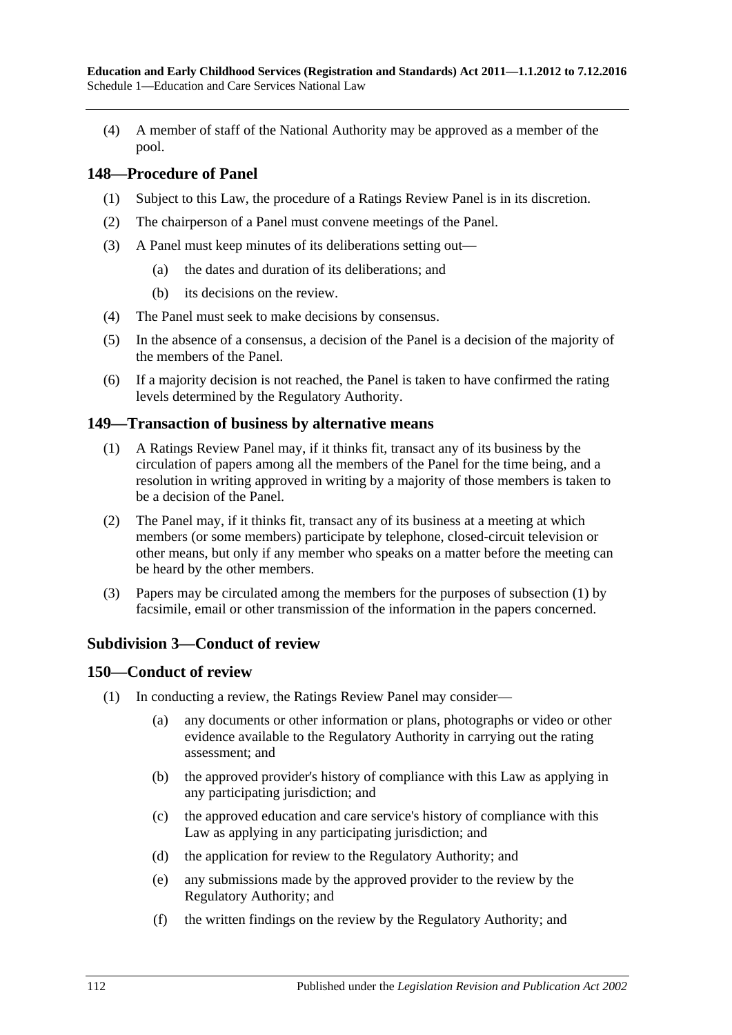(4) A member of staff of the National Authority may be approved as a member of the pool.

## 148—Procedure of Panel

(1) Subject to this Law, the procedure of a Ratings Review Panel is in its discretion.

(2) The chairperson of a Panel must convene meetings of the Panel.

(3) A Panel must keep minutes of its deliberations setting out—

- (a) the dates and duration of its deliberations; and
- (b) its decisions on the review.

(4) The Panel must seek to make decisions by consensus.

(5) In the absence of a consensus, a decision of the Panel is a decision of the majority of the members of the Panel.

(6) If a majority decision is not reached, the Panel is taken to have confirmed the rating levels determined by the Regulatory Authority.

## 149—Transaction of business by alternative means

(1) A Ratings Review Panel may, if it thinks fit, transact any of its business by the circulation of papers among all the members of the Panel for the time being, and a resolution in writing approved in writing by a majority of those members is taken to be a decision of the Panel.

(2) The Panel may, if it thinks fit, transact any of its business at a meeting at which members (or some members) participate by telephone, closed-circuit television or other means, but only if any member who speaks on a matter before the meeting can be heard by the other members.

(3) Papers may be circulated among the members for the purposes of subsection (1) by facsimile, email or other transmission of the information in the papers concerned.

### Subdivision 3—Conduct of review

## 150—Conduct of review

(1) In conducting a review, the Ratings Review Panel may consider—

- (a) any documents or other information or plans, photographs or video or other evidence available to the Regulatory Authority in carrying out the rating assessment; and
- (b) the approved provider's history of compliance with this Law as applying in any participating jurisdiction; and
- (c) the approved education and care service's history of compliance with this Law as applying in any participating jurisdiction; and
- (d) the application for review to the Regulatory Authority; and
- (e) any submissions made by the approved provider to the review by the Regulatory Authority; and
- (f) the written findings on the review by the Regulatory Authority; and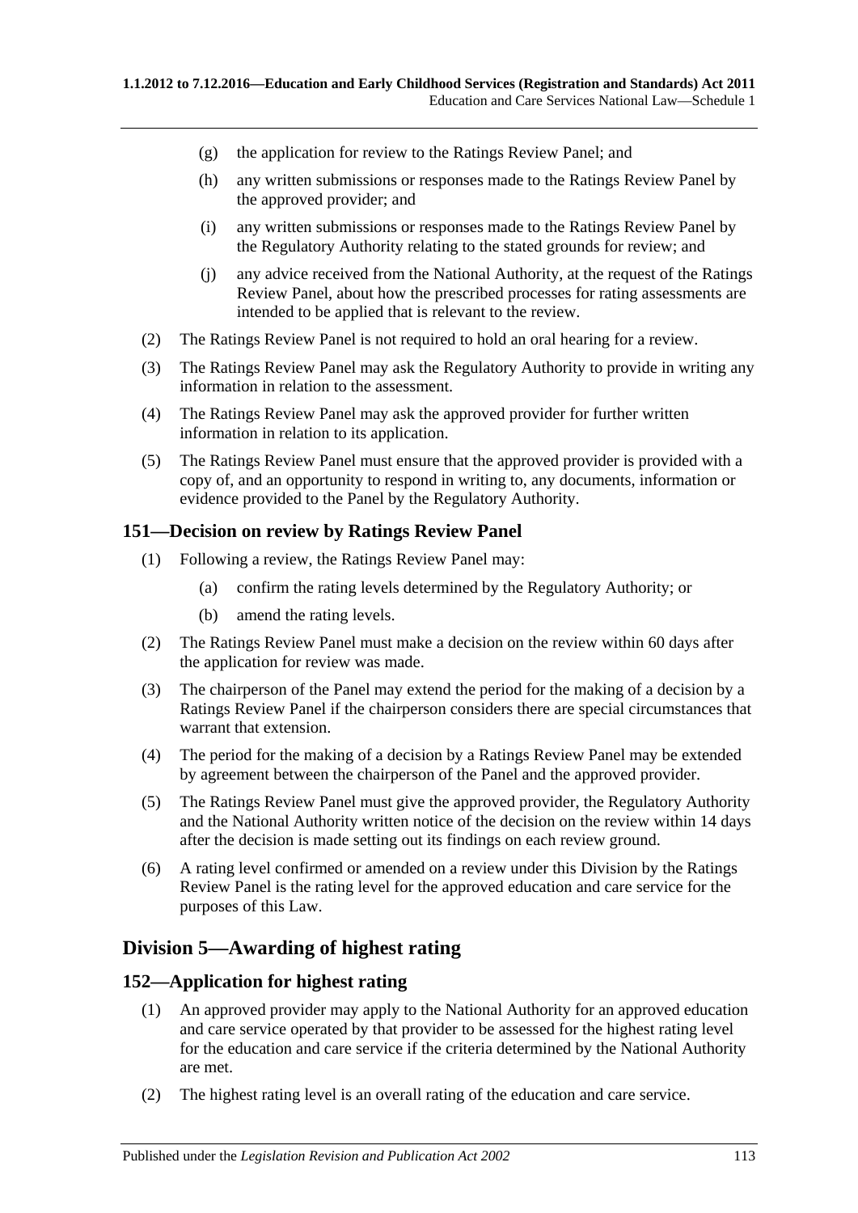(g) the application for review to the Ratings Review Panel; and

(h) any written submissions or responses made to the Ratings Review Panel by the approved provider; and

(i) any written submissions or responses made to the Ratings Review Panel by the Regulatory Authority relating to the stated grounds for review; and

(j) any advice received from the National Authority, at the request of the Ratings Review Panel, about how the prescribed processes for rating assessments are intended to be applied that is relevant to the review.

(2) The Ratings Review Panel is not required to hold an oral hearing for a review.

(3) The Ratings Review Panel may ask the Regulatory Authority to provide in writing any information in relation to the assessment.

(4) The Ratings Review Panel may ask the approved provider for further written information in relation to its application.

(5) The Ratings Review Panel must ensure that the approved provider is provided with a copy of, and an opportunity to respond in writing to, any documents, information or evidence provided to the Panel by the Regulatory Authority.

### 151—Decision on review by Ratings Review Panel

(1) Following a review, the Ratings Review Panel may:

(a) confirm the rating levels determined by the Regulatory Authority; or

(b) amend the rating levels.

(2) The Ratings Review Panel must make a decision on the review within 60 days after the application for review was made.

(3) The chairperson of the Panel may extend the period for the making of a decision by a Ratings Review Panel if the chairperson considers there are special circumstances that warrant that extension.

(4) The period for the making of a decision by a Ratings Review Panel may be extended by agreement between the chairperson of the Panel and the approved provider.

(5) The Ratings Review Panel must give the approved provider, the Regulatory Authority and the National Authority written notice of the decision on the review within 14 days after the decision is made setting out its findings on each review ground.

(6) A rating level confirmed or amended on a review under this Division by the Ratings Review Panel is the rating level for the approved education and care service for the purposes of this Law.

## Division 5—Awarding of highest rating

### 152—Application for highest rating

(1) An approved provider may apply to the National Authority for an approved education and care service operated by that provider to be assessed for the highest rating level for the education and care service if the criteria determined by the National Authority are met.

(2) The highest rating level is an overall rating of the education and care service.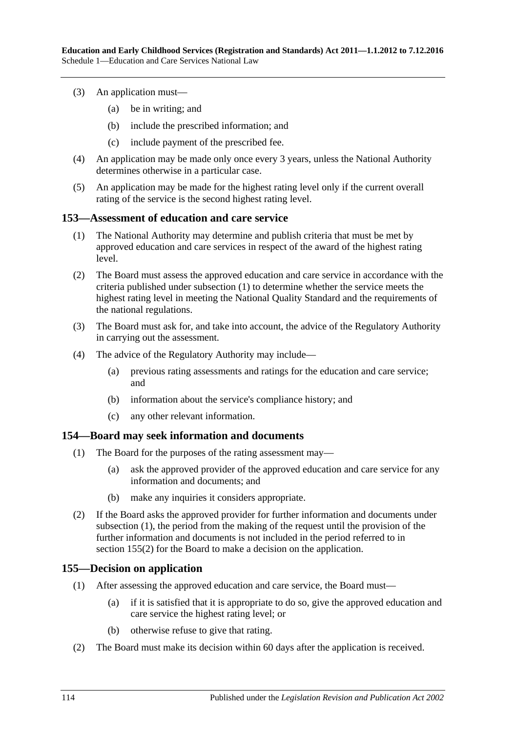(3) An application must—

(a) be in writing; and

(b) include the prescribed information; and

(c) include payment of the prescribed fee.

(4) An application may be made only once every 3 years, unless the National Authority determines otherwise in a particular case.

(5) An application may be made for the highest rating level only if the current overall rating of the service is the second highest rating level.

## 153—Assessment of education and care service

(1) The National Authority may determine and publish criteria that must be met by approved education and care services in respect of the award of the highest rating level.

(2) The Board must assess the approved education and care service in accordance with the criteria published under subsection (1) to determine whether the service meets the highest rating level in meeting the National Quality Standard and the requirements of the national regulations.

(3) The Board must ask for, and take into account, the advice of the Regulatory Authority in carrying out the assessment.

(4) The advice of the Regulatory Authority may include—

(a) previous rating assessments and ratings for the education and care service; and

(b) information about the service's compliance history; and

(c) any other relevant information.

## 154—Board may seek information and documents

(1) The Board for the purposes of the rating assessment may—

(a) ask the approved provider of the approved education and care service for any information and documents; and

(b) make any inquiries it considers appropriate.

(2) If the Board asks the approved provider for further information and documents under subsection (1), the period from the making of the request until the provision of the further information and documents is not included in the period referred to in section 155(2) for the Board to make a decision on the application.

## 155—Decision on application

(1) After assessing the approved education and care service, the Board must—

(a) if it is satisfied that it is appropriate to do so, give the approved education and care service the highest rating level; or

(b) otherwise refuse to give that rating.

(2) The Board must make its decision within 60 days after the application is received.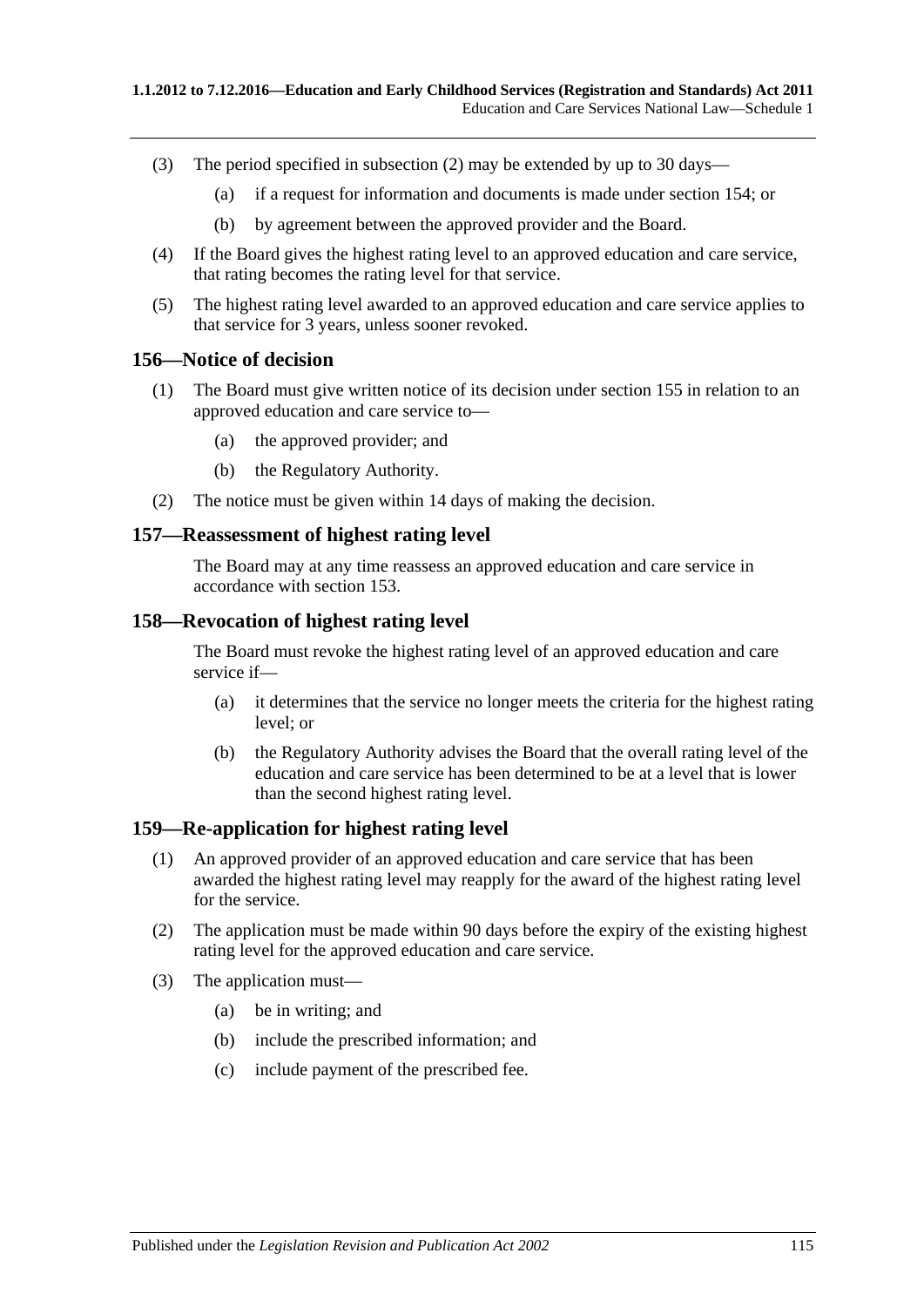(3) The period specified in subsection (2) may be extended by up to 30 days—

(a) if a request for information and documents is made under section 154; or

(b) by agreement between the approved provider and the Board.

(4) If the Board gives the highest rating level to an approved education and care service, that rating becomes the rating level for that service.

(5) The highest rating level awarded to an approved education and care service applies to that service for 3 years, unless sooner revoked.

## 156—Notice of decision

(1) The Board must give written notice of its decision under section 155 in relation to an approved education and care service to—

(a) the approved provider; and

(b) the Regulatory Authority.

(2) The notice must be given within 14 days of making the decision.

## 157—Reassessment of highest rating level

The Board may at any time reassess an approved education and care service in accordance with section 153.

## 158—Revocation of highest rating level

The Board must revoke the highest rating level of an approved education and care service if—

(a) it determines that the service no longer meets the criteria for the highest rating level; or

(b) the Regulatory Authority advises the Board that the overall rating level of the education and care service has been determined to be at a level that is lower than the second highest rating level.

## 159—Re-application for highest rating level

(1) An approved provider of an approved education and care service that has been awarded the highest rating level may reapply for the award of the highest rating level for the service.

(2) The application must be made within 90 days before the expiry of the existing highest rating level for the approved education and care service.

(3) The application must—

(a) be in writing; and

(b) include the prescribed information; and

(c) include payment of the prescribed fee.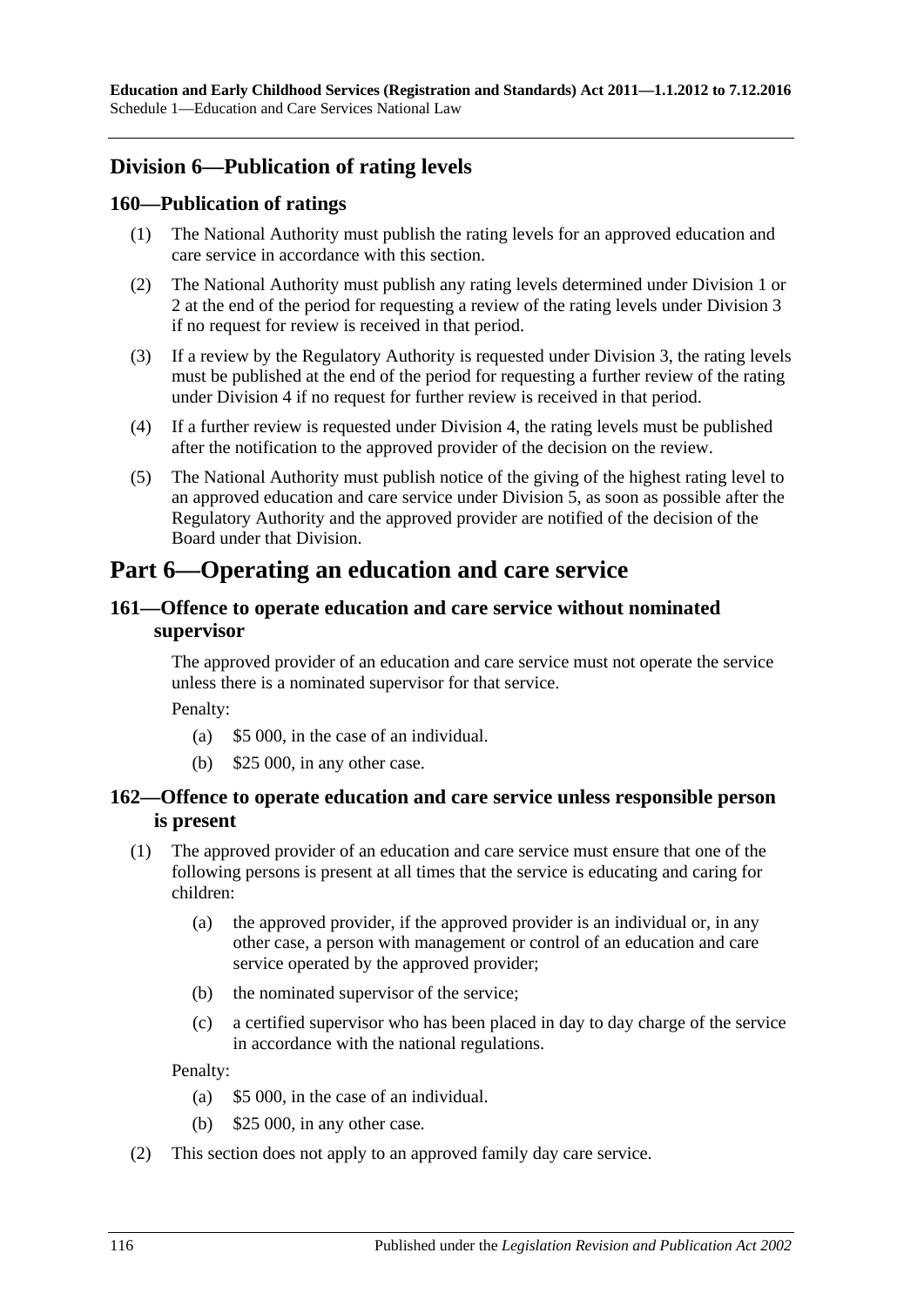## Division 6—Publication of rating levels

### 160—Publication of ratings

(1) The National Authority must publish the rating levels for an approved education and care service in accordance with this section.

(2) The National Authority must publish any rating levels determined under Division 1 or 2 at the end of the period for requesting a review of the rating levels under Division 3 if no request for review is received in that period.

(3) If a review by the Regulatory Authority is requested under Division 3, the rating levels must be published at the end of the period for requesting a further review of the rating under Division 4 if no request for further review is received in that period.

(4) If a further review is requested under Division 4, the rating levels must be published after the notification to the approved provider of the decision on the review.

(5) The National Authority must publish notice of the giving of the highest rating level to an approved education and care service under Division 5, as soon as possible after the Regulatory Authority and the approved provider are notified of the decision of the Board under that Division.

# Part 6—Operating an education and care service

### 161—Offence to operate education and care service without nominated supervisor

The approved provider of an education and care service must not operate the service unless there is a nominated supervisor for that service.

Penalty:

(a) $5 000, in the case of an individual.

(b) $25 000, in any other case.

### 162—Offence to operate education and care service unless responsible person is present

(1) The approved provider of an education and care service must ensure that one of the following persons is present at all times that the service is educating and caring for children:

(a) the approved provider, if the approved provider is an individual or, in any other case, a person with management or control of an education and care service operated by the approved provider;

(b) the nominated supervisor of the service;

(c) a certified supervisor who has been placed in day to day charge of the service in accordance with the national regulations.

Penalty:

(a) $5 000, in the case of an individual.

(b) $25 000, in any other case.

(2) This section does not apply to an approved family day care service.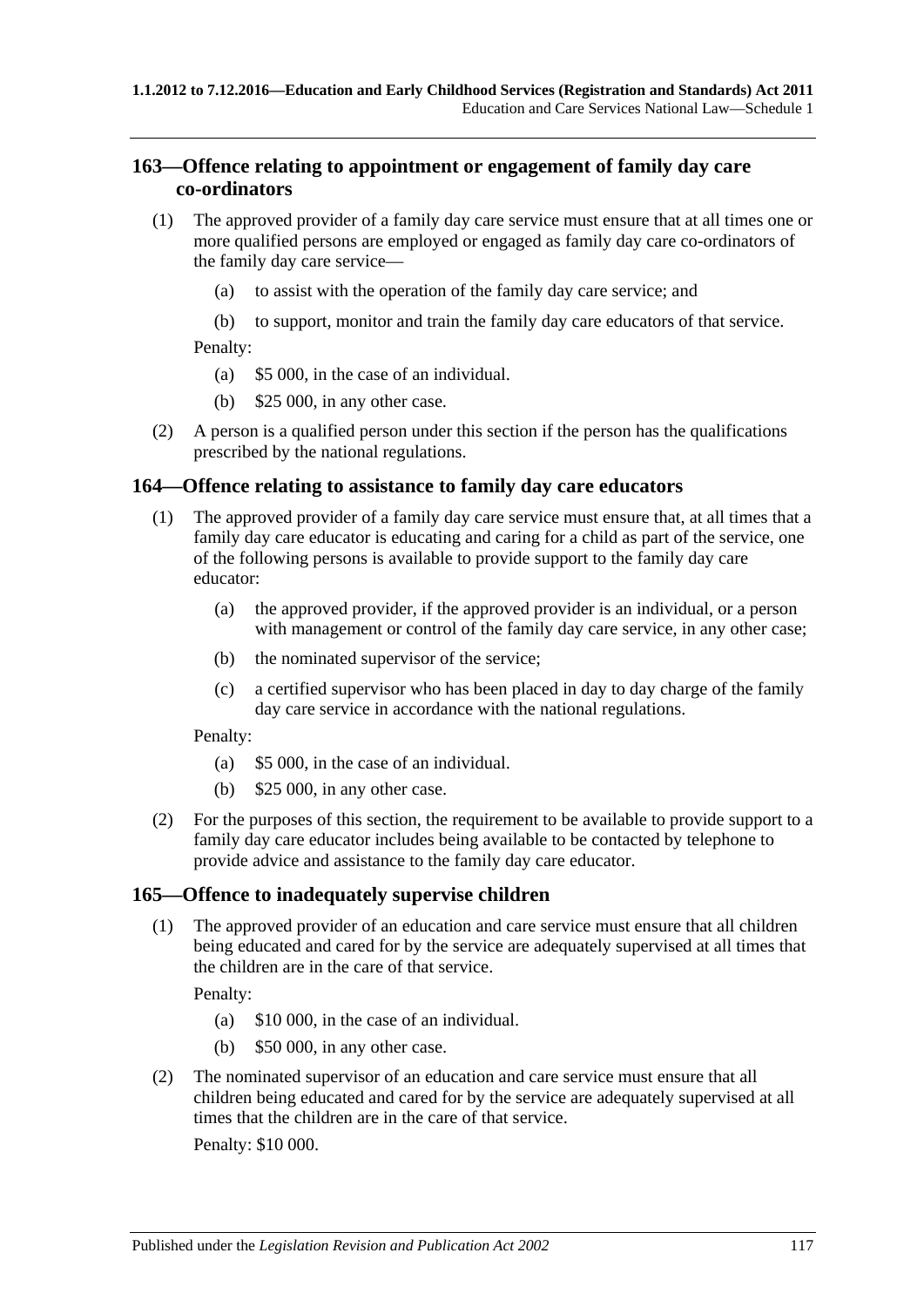## 163—Offence relating to appointment or engagement of family day care co-ordinators

(1) The approved provider of a family day care service must ensure that at all times one or more qualified persons are employed or engaged as family day care co-ordinators of the family day care service—

(a) to assist with the operation of the family day care service; and

(b) to support, monitor and train the family day care educators of that service.

Penalty:

(a) $5 000, in the case of an individual.

(b) $25 000, in any other case.

(2) A person is a qualified person under this section if the person has the qualifications prescribed by the national regulations.

## 164—Offence relating to assistance to family day care educators

(1) The approved provider of a family day care service must ensure that, at all times that a family day care educator is educating and caring for a child as part of the service, one of the following persons is available to provide support to the family day care educator:

(a) the approved provider, if the approved provider is an individual, or a person with management or control of the family day care service, in any other case;

(b) the nominated supervisor of the service;

(c) a certified supervisor who has been placed in day to day charge of the family day care service in accordance with the national regulations.

Penalty:

(a) $5 000, in the case of an individual.

(b) $25 000, in any other case.

(2) For the purposes of this section, the requirement to be available to provide support to a family day care educator includes being available to be contacted by telephone to provide advice and assistance to the family day care educator.

## 165—Offence to inadequately supervise children

(1) The approved provider of an education and care service must ensure that all children being educated and cared for by the service are adequately supervised at all times that the children are in the care of that service.

Penalty:

(a) $10 000, in the case of an individual.

(b) $50 000, in any other case.

(2) The nominated supervisor of an education and care service must ensure that all children being educated and cared for by the service are adequately supervised at all times that the children are in the care of that service.

Penalty: $10 000.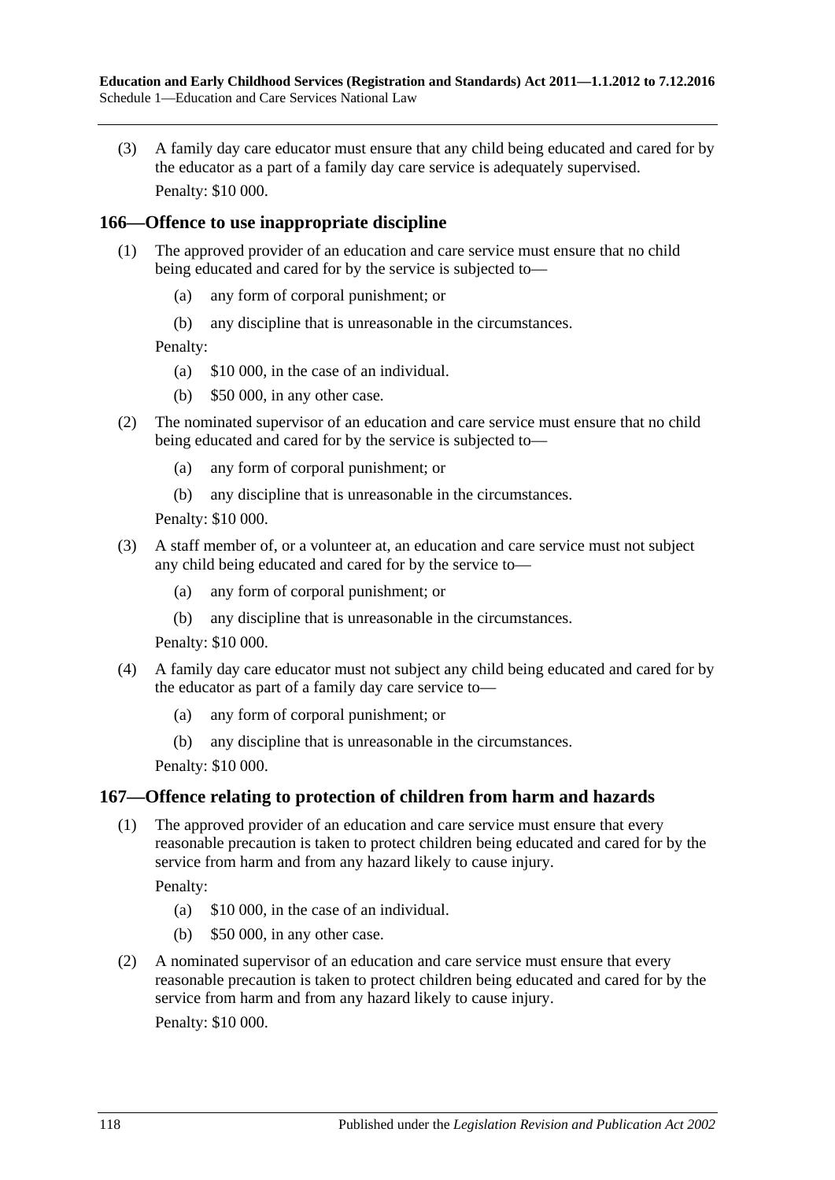(3) A family day care educator must ensure that any child being educated and cared for by the educator as a part of a family day care service is adequately supervised.

Penalty: $10 000.

## 166—Offence to use inappropriate discipline

(1) The approved provider of an education and care service must ensure that no child being educated and cared for by the service is subjected to—

(a) any form of corporal punishment; or

(b) any discipline that is unreasonable in the circumstances.

Penalty:

(a) $10 000, in the case of an individual.

(b) $50 000, in any other case.

(2) The nominated supervisor of an education and care service must ensure that no child being educated and cared for by the service is subjected to—

(a) any form of corporal punishment; or

(b) any discipline that is unreasonable in the circumstances.

Penalty: $10 000.

(3) A staff member of, or a volunteer at, an education and care service must not subject any child being educated and cared for by the service to—

(a) any form of corporal punishment; or

(b) any discipline that is unreasonable in the circumstances.

Penalty: $10 000.

(4) A family day care educator must not subject any child being educated and cared for by the educator as part of a family day care service to—

(a) any form of corporal punishment; or

(b) any discipline that is unreasonable in the circumstances.

Penalty: $10 000.

## 167—Offence relating to protection of children from harm and hazards

(1) The approved provider of an education and care service must ensure that every reasonable precaution is taken to protect children being educated and cared for by the service from harm and from any hazard likely to cause injury.

Penalty:

(a) $10 000, in the case of an individual.

(b) $50 000, in any other case.

(2) A nominated supervisor of an education and care service must ensure that every reasonable precaution is taken to protect children being educated and cared for by the service from harm and from any hazard likely to cause injury.

Penalty: $10 000.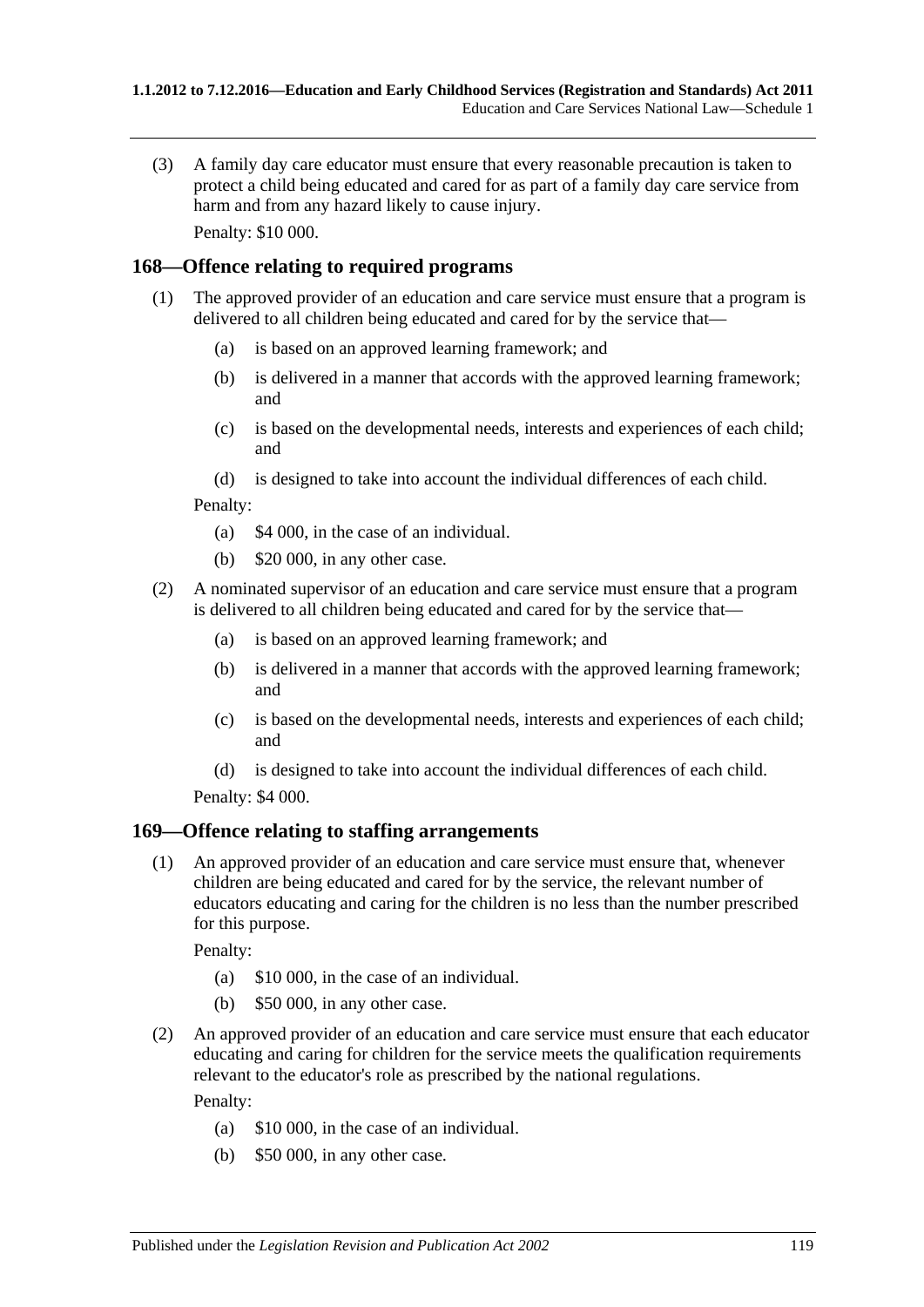(3) A family day care educator must ensure that every reasonable precaution is taken to protect a child being educated and cared for as part of a family day care service from harm and from any hazard likely to cause injury.

Penalty: $10 000.

## 168—Offence relating to required programs

(1) The approved provider of an education and care service must ensure that a program is delivered to all children being educated and cared for by the service that—

(a) is based on an approved learning framework; and

(b) is delivered in a manner that accords with the approved learning framework; and

(c) is based on the developmental needs, interests and experiences of each child; and

(d) is designed to take into account the individual differences of each child.

Penalty:

(a) $4 000, in the case of an individual.

(b) $20 000, in any other case.

(2) A nominated supervisor of an education and care service must ensure that a program is delivered to all children being educated and cared for by the service that—

(a) is based on an approved learning framework; and

(b) is delivered in a manner that accords with the approved learning framework; and

(c) is based on the developmental needs, interests and experiences of each child; and

(d) is designed to take into account the individual differences of each child.

Penalty: $4 000.

## 169—Offence relating to staffing arrangements

(1) An approved provider of an education and care service must ensure that, whenever children are being educated and cared for by the service, the relevant number of educators educating and caring for the children is no less than the number prescribed for this purpose.

Penalty:

(a) $10 000, in the case of an individual.

(b) $50 000, in any other case.

(2) An approved provider of an education and care service must ensure that each educator educating and caring for children for the service meets the qualification requirements relevant to the educator's role as prescribed by the national regulations.

Penalty:

(a) $10 000, in the case of an individual.

(b) $50 000, in any other case.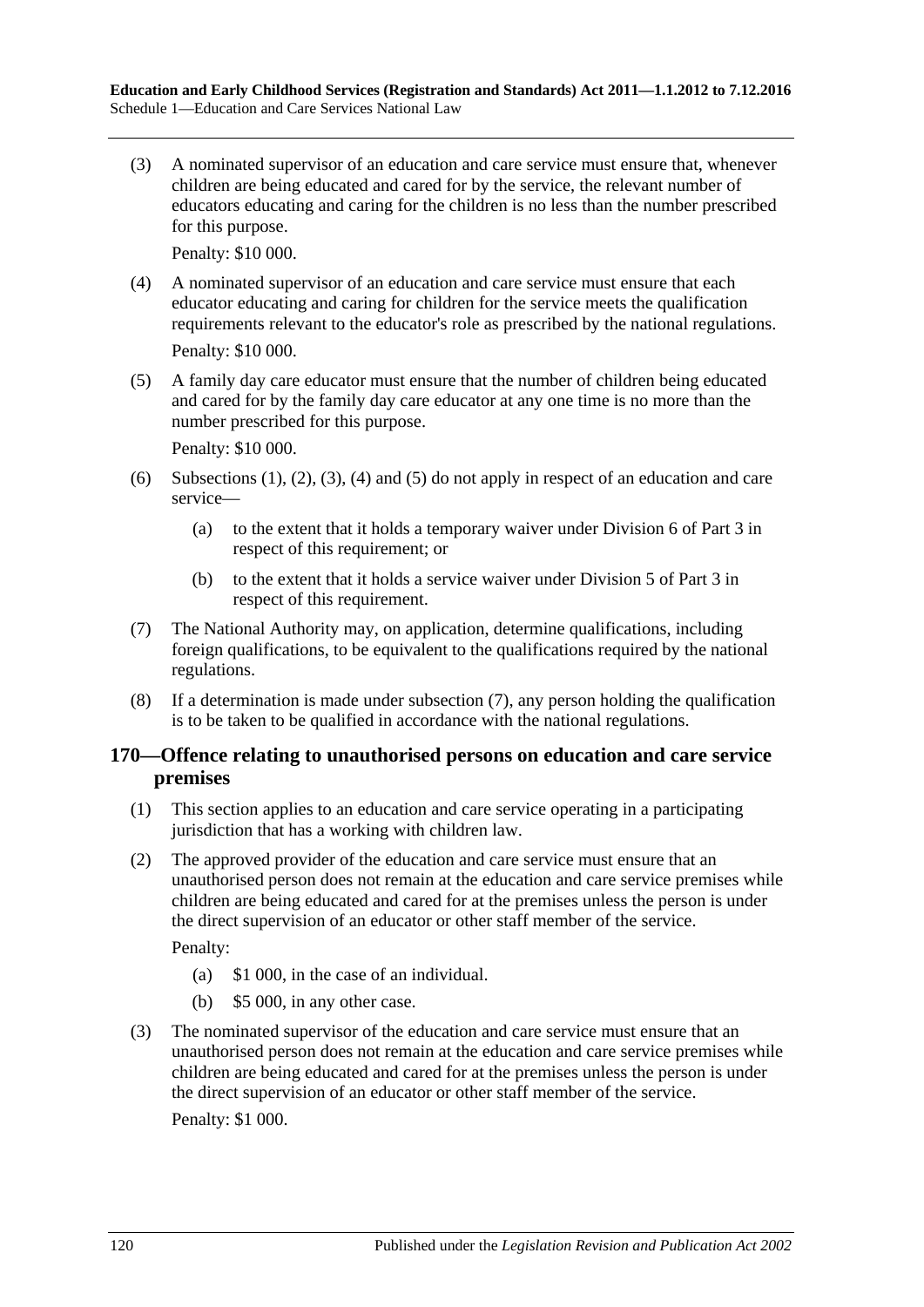(3) A nominated supervisor of an education and care service must ensure that, whenever children are being educated and cared for by the service, the relevant number of educators educating and caring for the children is no less than the number prescribed for this purpose.

Penalty: $10 000.

(4) A nominated supervisor of an education and care service must ensure that each educator educating and caring for children for the service meets the qualification requirements relevant to the educator's role as prescribed by the national regulations.

Penalty: $10 000.

(5) A family day care educator must ensure that the number of children being educated and cared for by the family day care educator at any one time is no more than the number prescribed for this purpose.

Penalty: $10 000.

(6) Subsections (1), (2), (3), (4) and (5) do not apply in respect of an education and care service—

(a) to the extent that it holds a temporary waiver under Division 6 of Part 3 in respect of this requirement; or

(b) to the extent that it holds a service waiver under Division 5 of Part 3 in respect of this requirement.

(7) The National Authority may, on application, determine qualifications, including foreign qualifications, to be equivalent to the qualifications required by the national regulations.

(8) If a determination is made under subsection (7), any person holding the qualification is to be taken to be qualified in accordance with the national regulations.

## 170—Offence relating to unauthorised persons on education and care service premises

(1) This section applies to an education and care service operating in a participating jurisdiction that has a working with children law.

(2) The approved provider of the education and care service must ensure that an unauthorised person does not remain at the education and care service premises while children are being educated and cared for at the premises unless the person is under the direct supervision of an educator or other staff member of the service.

Penalty:

(a) $1 000, in the case of an individual.

(b) $5 000, in any other case.

(3) The nominated supervisor of the education and care service must ensure that an unauthorised person does not remain at the education and care service premises while children are being educated and cared for at the premises unless the person is under the direct supervision of an educator or other staff member of the service.

Penalty: $1 000.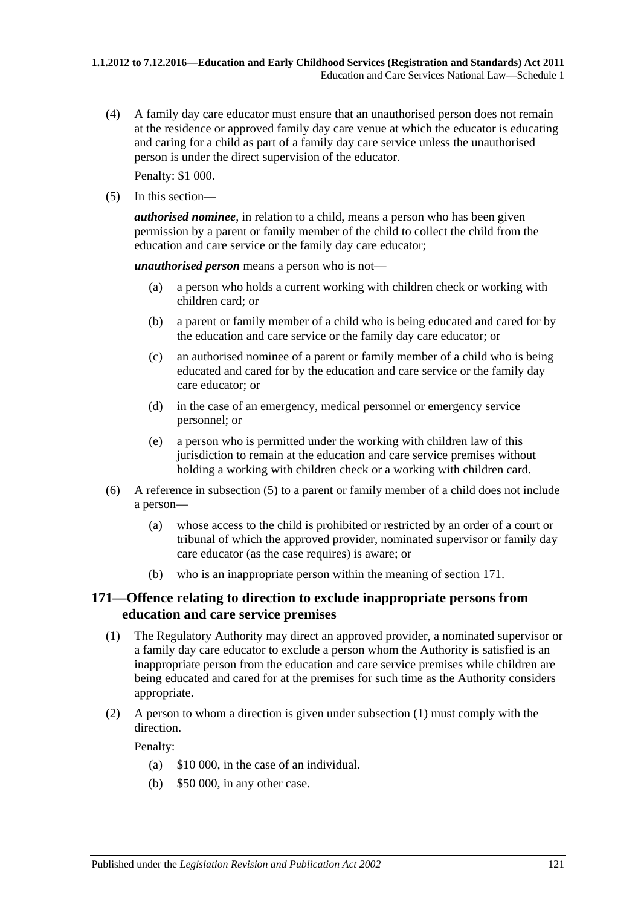(4) A family day care educator must ensure that an unauthorised person does not remain at the residence or approved family day care venue at which the educator is educating and caring for a child as part of a family day care service unless the unauthorised person is under the direct supervision of the educator.

Penalty: $1 000.

(5) In this section—

***authorised nominee***, in relation to a child, means a person who has been given permission by a parent or family member of the child to collect the child from the education and care service or the family day care educator;

***unauthorised person*** means a person who is not—

(a) a person who holds a current working with children check or working with children card; or

(b) a parent or family member of a child who is being educated and cared for by the education and care service or the family day care educator; or

(c) an authorised nominee of a parent or family member of a child who is being educated and cared for by the education and care service or the family day care educator; or

(d) in the case of an emergency, medical personnel or emergency service personnel; or

(e) a person who is permitted under the working with children law of this jurisdiction to remain at the education and care service premises without holding a working with children check or a working with children card.

(6) A reference in subsection (5) to a parent or family member of a child does not include a person—

(a) whose access to the child is prohibited or restricted by an order of a court or tribunal of which the approved provider, nominated supervisor or family day care educator (as the case requires) is aware; or

(b) who is an inappropriate person within the meaning of section 171.

## 171—Offence relating to direction to exclude inappropriate persons from education and care service premises

(1) The Regulatory Authority may direct an approved provider, a nominated supervisor or a family day care educator to exclude a person whom the Authority is satisfied is an inappropriate person from the education and care service premises while children are being educated and cared for at the premises for such time as the Authority considers appropriate.

(2) A person to whom a direction is given under subsection (1) must comply with the direction.

Penalty:

(a) $10 000, in the case of an individual.

(b) $50 000, in any other case.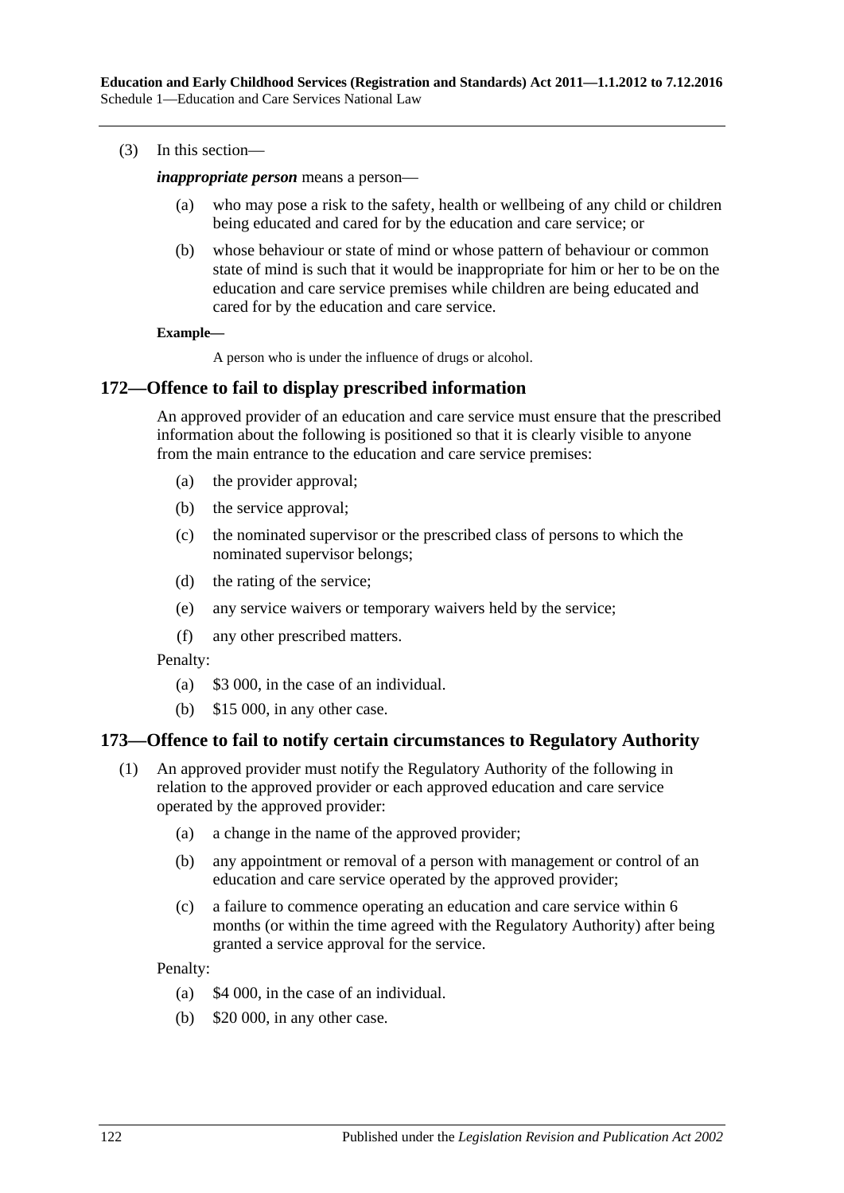(3) In this section—

***inappropriate person*** means a person—

(a) who may pose a risk to the safety, health or wellbeing of any child or children being educated and cared for by the education and care service; or

(b) whose behaviour or state of mind or whose pattern of behaviour or common state of mind is such that it would be inappropriate for him or her to be on the education and care service premises while children are being educated and cared for by the education and care service.

**Example—**

A person who is under the influence of drugs or alcohol.

### 172—Offence to fail to display prescribed information

An approved provider of an education and care service must ensure that the prescribed information about the following is positioned so that it is clearly visible to anyone from the main entrance to the education and care service premises:

(a) the provider approval;

(b) the service approval;

(c) the nominated supervisor or the prescribed class of persons to which the nominated supervisor belongs;

(d) the rating of the service;

(e) any service waivers or temporary waivers held by the service;

(f) any other prescribed matters.

Penalty:

(a) $3 000, in the case of an individual.

(b) $15 000, in any other case.

### 173—Offence to fail to notify certain circumstances to Regulatory Authority

(1) An approved provider must notify the Regulatory Authority of the following in relation to the approved provider or each approved education and care service operated by the approved provider:

(a) a change in the name of the approved provider;

(b) any appointment or removal of a person with management or control of an education and care service operated by the approved provider;

(c) a failure to commence operating an education and care service within 6 months (or within the time agreed with the Regulatory Authority) after being granted a service approval for the service.

Penalty:

(a) $4 000, in the case of an individual.

(b) $20 000, in any other case.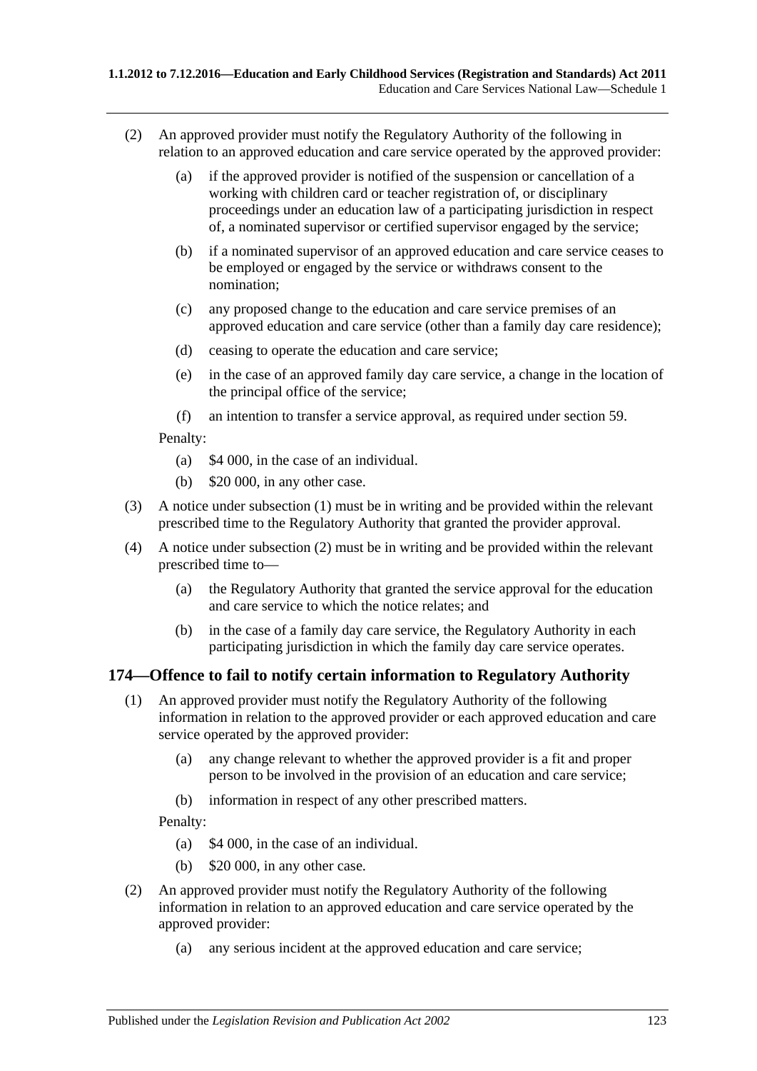(2) An approved provider must notify the Regulatory Authority of the following in relation to an approved education and care service operated by the approved provider:

(a) if the approved provider is notified of the suspension or cancellation of a working with children card or teacher registration of, or disciplinary proceedings under an education law of a participating jurisdiction in respect of, a nominated supervisor or certified supervisor engaged by the service;

(b) if a nominated supervisor of an approved education and care service ceases to be employed or engaged by the service or withdraws consent to the nomination;

(c) any proposed change to the education and care service premises of an approved education and care service (other than a family day care residence);

(d) ceasing to operate the education and care service;

(e) in the case of an approved family day care service, a change in the location of the principal office of the service;

(f) an intention to transfer a service approval, as required under section 59.

Penalty:

(a) $4 000, in the case of an individual.

(b) $20 000, in any other case.

(3) A notice under subsection (1) must be in writing and be provided within the relevant prescribed time to the Regulatory Authority that granted the provider approval.

(4) A notice under subsection (2) must be in writing and be provided within the relevant prescribed time to—

(a) the Regulatory Authority that granted the service approval for the education and care service to which the notice relates; and

(b) in the case of a family day care service, the Regulatory Authority in each participating jurisdiction in which the family day care service operates.

## 174—Offence to fail to notify certain information to Regulatory Authority

(1) An approved provider must notify the Regulatory Authority of the following information in relation to the approved provider or each approved education and care service operated by the approved provider:

(a) any change relevant to whether the approved provider is a fit and proper person to be involved in the provision of an education and care service;

(b) information in respect of any other prescribed matters.

Penalty:

(a) $4 000, in the case of an individual.

(b) $20 000, in any other case.

(2) An approved provider must notify the Regulatory Authority of the following information in relation to an approved education and care service operated by the approved provider:

(a) any serious incident at the approved education and care service;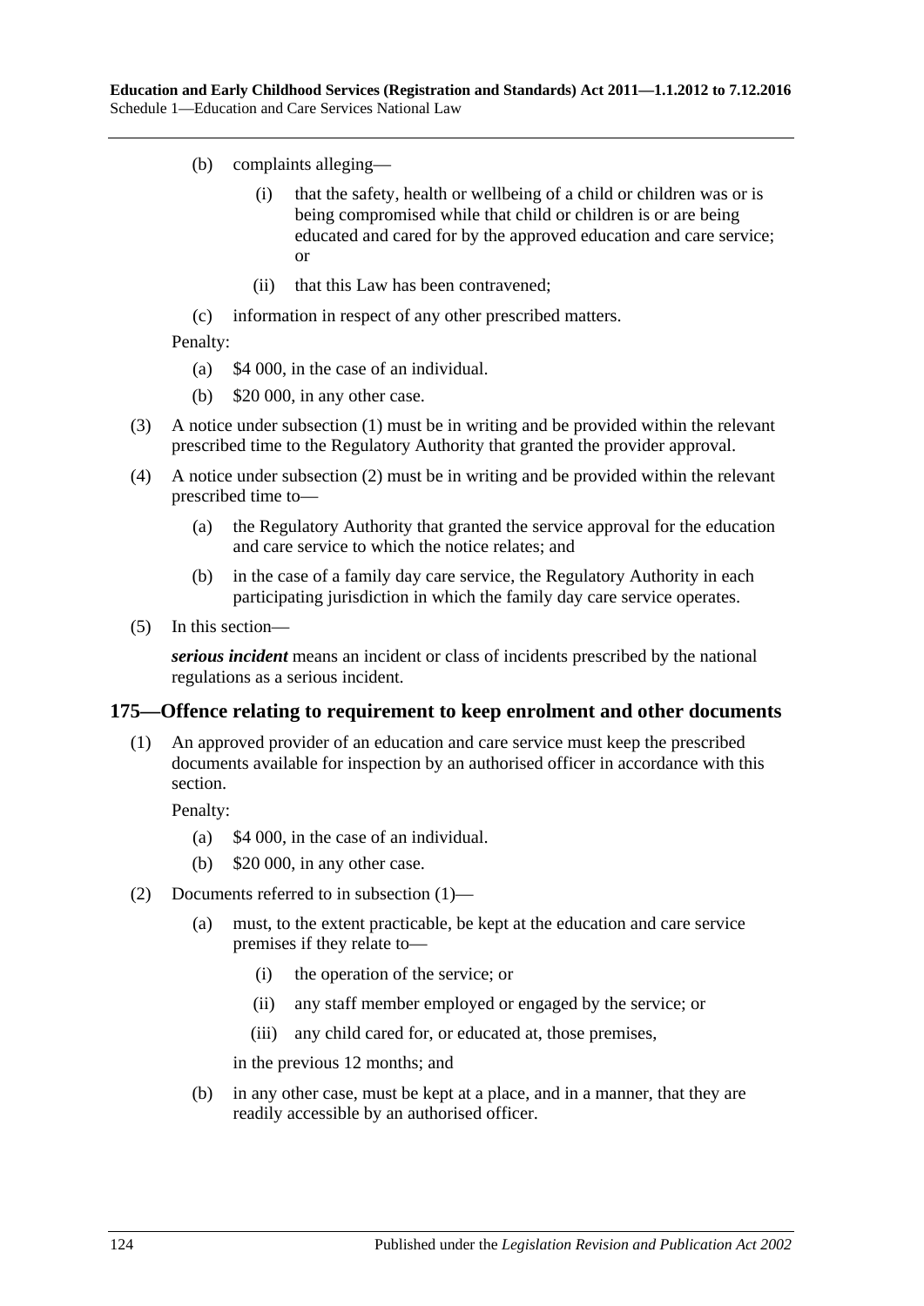(b) complaints alleging—

(i) that the safety, health or wellbeing of a child or children was or is being compromised while that child or children is or are being educated and cared for by the approved education and care service; or

(ii) that this Law has been contravened;

(c) information in respect of any other prescribed matters.

Penalty:

(a) $4 000, in the case of an individual.

(b) $20 000, in any other case.

(3) A notice under subsection (1) must be in writing and be provided within the relevant prescribed time to the Regulatory Authority that granted the provider approval.

(4) A notice under subsection (2) must be in writing and be provided within the relevant prescribed time to—

(a) the Regulatory Authority that granted the service approval for the education and care service to which the notice relates; and

(b) in the case of a family day care service, the Regulatory Authority in each participating jurisdiction in which the family day care service operates.

(5) In this section—

***serious incident*** means an incident or class of incidents prescribed by the national regulations as a serious incident.

## 175—Offence relating to requirement to keep enrolment and other documents

(1) An approved provider of an education and care service must keep the prescribed documents available for inspection by an authorised officer in accordance with this section.

Penalty:

(a) $4 000, in the case of an individual.

(b) $20 000, in any other case.

(2) Documents referred to in subsection (1)—

(a) must, to the extent practicable, be kept at the education and care service premises if they relate to—

(i) the operation of the service; or

(ii) any staff member employed or engaged by the service; or

(iii) any child cared for, or educated at, those premises,

in the previous 12 months; and

(b) in any other case, must be kept at a place, and in a manner, that they are readily accessible by an authorised officer.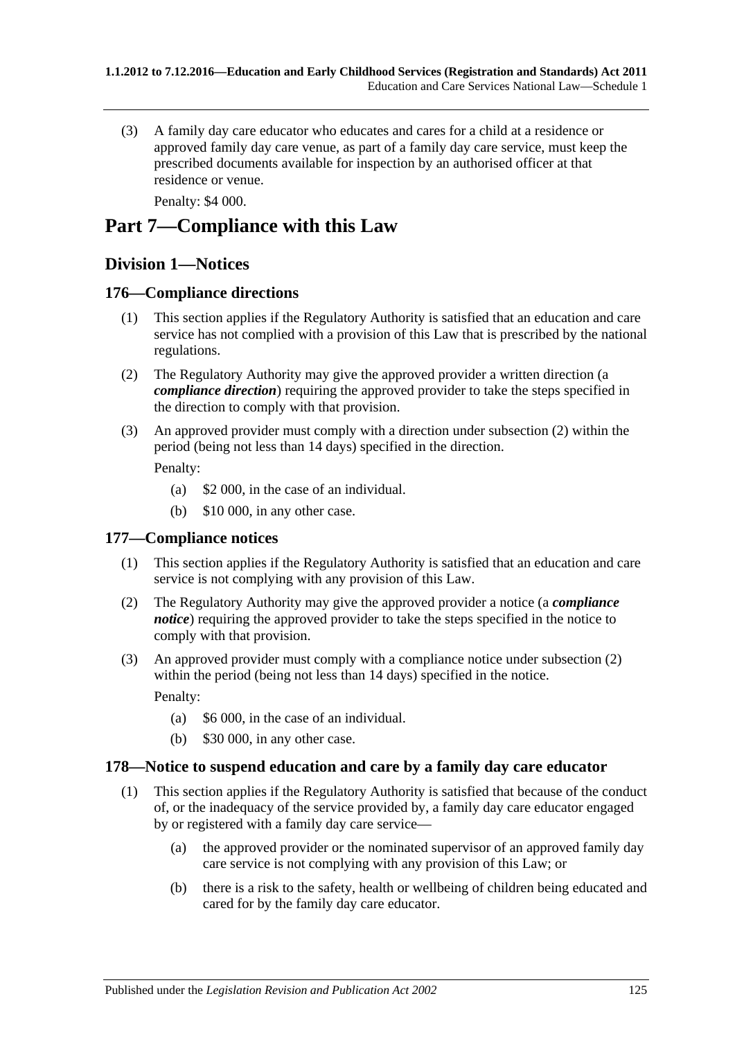(3) A family day care educator who educates and cares for a child at a residence or approved family day care venue, as part of a family day care service, must keep the prescribed documents available for inspection by an authorised officer at that residence or venue.

Penalty: $4 000.

# Part 7—Compliance with this Law

## Division 1—Notices

### 176—Compliance directions

(1) This section applies if the Regulatory Authority is satisfied that an education and care service has not complied with a provision of this Law that is prescribed by the national regulations.

(2) The Regulatory Authority may give the approved provider a written direction (a ***compliance direction***) requiring the approved provider to take the steps specified in the direction to comply with that provision.

(3) An approved provider must comply with a direction under subsection (2) within the period (being not less than 14 days) specified in the direction.

Penalty:

(a) $2 000, in the case of an individual.

(b) $10 000, in any other case.

### 177—Compliance notices

(1) This section applies if the Regulatory Authority is satisfied that an education and care service is not complying with any provision of this Law.

(2) The Regulatory Authority may give the approved provider a notice (a ***compliance notice***) requiring the approved provider to take the steps specified in the notice to comply with that provision.

(3) An approved provider must comply with a compliance notice under subsection (2) within the period (being not less than 14 days) specified in the notice.

Penalty:

(a) $6 000, in the case of an individual.

(b) $30 000, in any other case.

### 178—Notice to suspend education and care by a family day care educator

(1) This section applies if the Regulatory Authority is satisfied that because of the conduct of, or the inadequacy of the service provided by, a family day care educator engaged by or registered with a family day care service—

(a) the approved provider or the nominated supervisor of an approved family day care service is not complying with any provision of this Law; or

(b) there is a risk to the safety, health or wellbeing of children being educated and cared for by the family day care educator.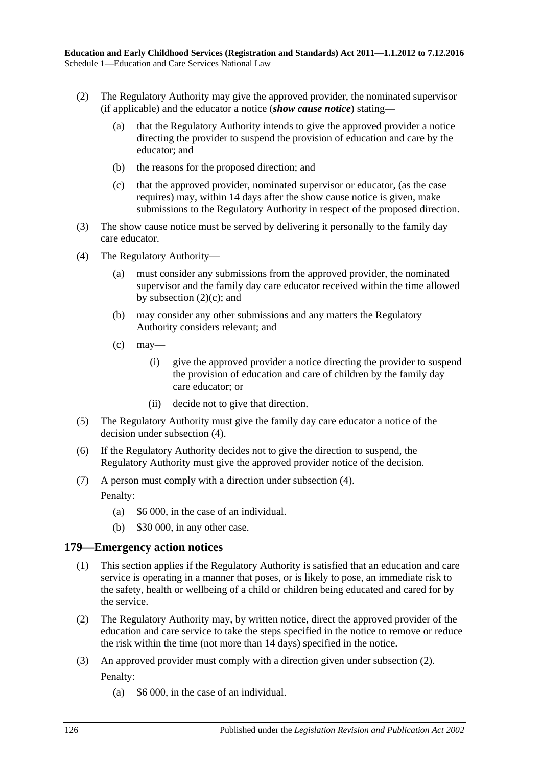(2) The Regulatory Authority may give the approved provider, the nominated supervisor (if applicable) and the educator a notice (***show cause notice***) stating—

(a) that the Regulatory Authority intends to give the approved provider a notice directing the provider to suspend the provision of education and care by the educator; and

(b) the reasons for the proposed direction; and

(c) that the approved provider, nominated supervisor or educator, (as the case requires) may, within 14 days after the show cause notice is given, make submissions to the Regulatory Authority in respect of the proposed direction.

(3) The show cause notice must be served by delivering it personally to the family day care educator.

(4) The Regulatory Authority—

(a) must consider any submissions from the approved provider, the nominated supervisor and the family day care educator received within the time allowed by subsection (2)(c); and

(b) may consider any other submissions and any matters the Regulatory Authority considers relevant; and

(c) may—

(i) give the approved provider a notice directing the provider to suspend the provision of education and care of children by the family day care educator; or

(ii) decide not to give that direction.

(5) The Regulatory Authority must give the family day care educator a notice of the decision under subsection (4).

(6) If the Regulatory Authority decides not to give the direction to suspend, the Regulatory Authority must give the approved provider notice of the decision.

(7) A person must comply with a direction under subsection (4).

Penalty:

(a) \$6 000, in the case of an individual.

(b) \$30 000, in any other case.

## 179—Emergency action notices

(1) This section applies if the Regulatory Authority is satisfied that an education and care service is operating in a manner that poses, or is likely to pose, an immediate risk to the safety, health or wellbeing of a child or children being educated and cared for by the service.

(2) The Regulatory Authority may, by written notice, direct the approved provider of the education and care service to take the steps specified in the notice to remove or reduce the risk within the time (not more than 14 days) specified in the notice.

(3) An approved provider must comply with a direction given under subsection (2).

Penalty:

(a) \$6 000, in the case of an individual.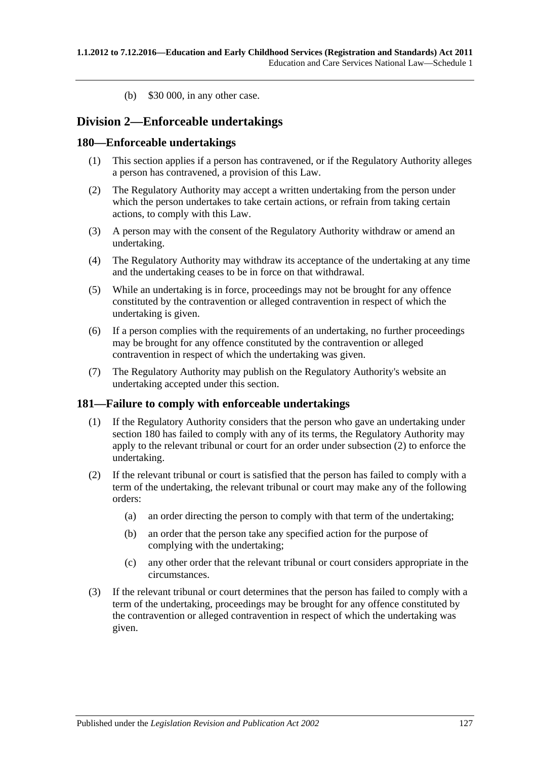(b) $30 000, in any other case.

## Division 2—Enforceable undertakings

### 180—Enforceable undertakings

(1) This section applies if a person has contravened, or if the Regulatory Authority alleges a person has contravened, a provision of this Law.

(2) The Regulatory Authority may accept a written undertaking from the person under which the person undertakes to take certain actions, or refrain from taking certain actions, to comply with this Law.

(3) A person may with the consent of the Regulatory Authority withdraw or amend an undertaking.

(4) The Regulatory Authority may withdraw its acceptance of the undertaking at any time and the undertaking ceases to be in force on that withdrawal.

(5) While an undertaking is in force, proceedings may not be brought for any offence constituted by the contravention or alleged contravention in respect of which the undertaking is given.

(6) If a person complies with the requirements of an undertaking, no further proceedings may be brought for any offence constituted by the contravention or alleged contravention in respect of which the undertaking was given.

(7) The Regulatory Authority may publish on the Regulatory Authority's website an undertaking accepted under this section.

### 181—Failure to comply with enforceable undertakings

(1) If the Regulatory Authority considers that the person who gave an undertaking under section 180 has failed to comply with any of its terms, the Regulatory Authority may apply to the relevant tribunal or court for an order under subsection (2) to enforce the undertaking.

(2) If the relevant tribunal or court is satisfied that the person has failed to comply with a term of the undertaking, the relevant tribunal or court may make any of the following orders:

- (a) an order directing the person to comply with that term of the undertaking;
- (b) an order that the person take any specified action for the purpose of complying with the undertaking;
- (c) any other order that the relevant tribunal or court considers appropriate in the circumstances.

(3) If the relevant tribunal or court determines that the person has failed to comply with a term of the undertaking, proceedings may be brought for any offence constituted by the contravention or alleged contravention in respect of which the undertaking was given.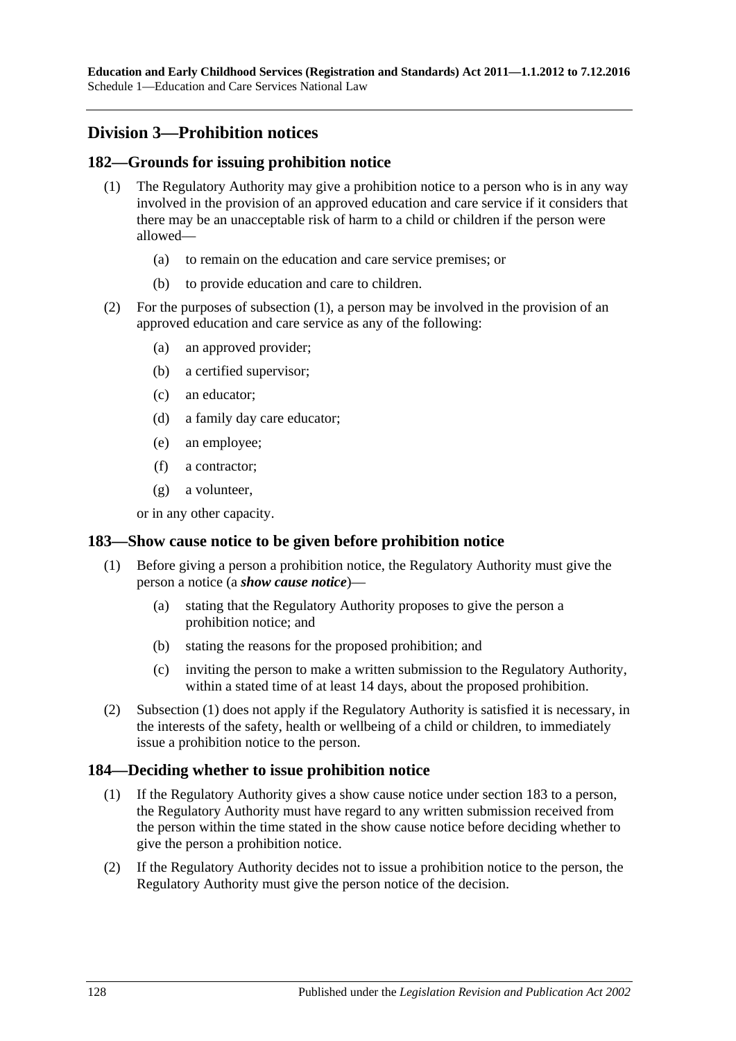## Division 3—Prohibition notices

### 182—Grounds for issuing prohibition notice

(1) The Regulatory Authority may give a prohibition notice to a person who is in any way involved in the provision of an approved education and care service if it considers that there may be an unacceptable risk of harm to a child or children if the person were allowed—

  (a) to remain on the education and care service premises; or

  (b) to provide education and care to children.

(2) For the purposes of subsection (1), a person may be involved in the provision of an approved education and care service as any of the following:

  (a) an approved provider;

  (b) a certified supervisor;

  (c) an educator;

  (d) a family day care educator;

  (e) an employee;

  (f) a contractor;

  (g) a volunteer,

or in any other capacity.

### 183—Show cause notice to be given before prohibition notice

(1) Before giving a person a prohibition notice, the Regulatory Authority must give the person a notice (a ***show cause notice***)—

  (a) stating that the Regulatory Authority proposes to give the person a prohibition notice; and

  (b) stating the reasons for the proposed prohibition; and

  (c) inviting the person to make a written submission to the Regulatory Authority, within a stated time of at least 14 days, about the proposed prohibition.

(2) Subsection (1) does not apply if the Regulatory Authority is satisfied it is necessary, in the interests of the safety, health or wellbeing of a child or children, to immediately issue a prohibition notice to the person.

### 184—Deciding whether to issue prohibition notice

(1) If the Regulatory Authority gives a show cause notice under section 183 to a person, the Regulatory Authority must have regard to any written submission received from the person within the time stated in the show cause notice before deciding whether to give the person a prohibition notice.

(2) If the Regulatory Authority decides not to issue a prohibition notice to the person, the Regulatory Authority must give the person notice of the decision.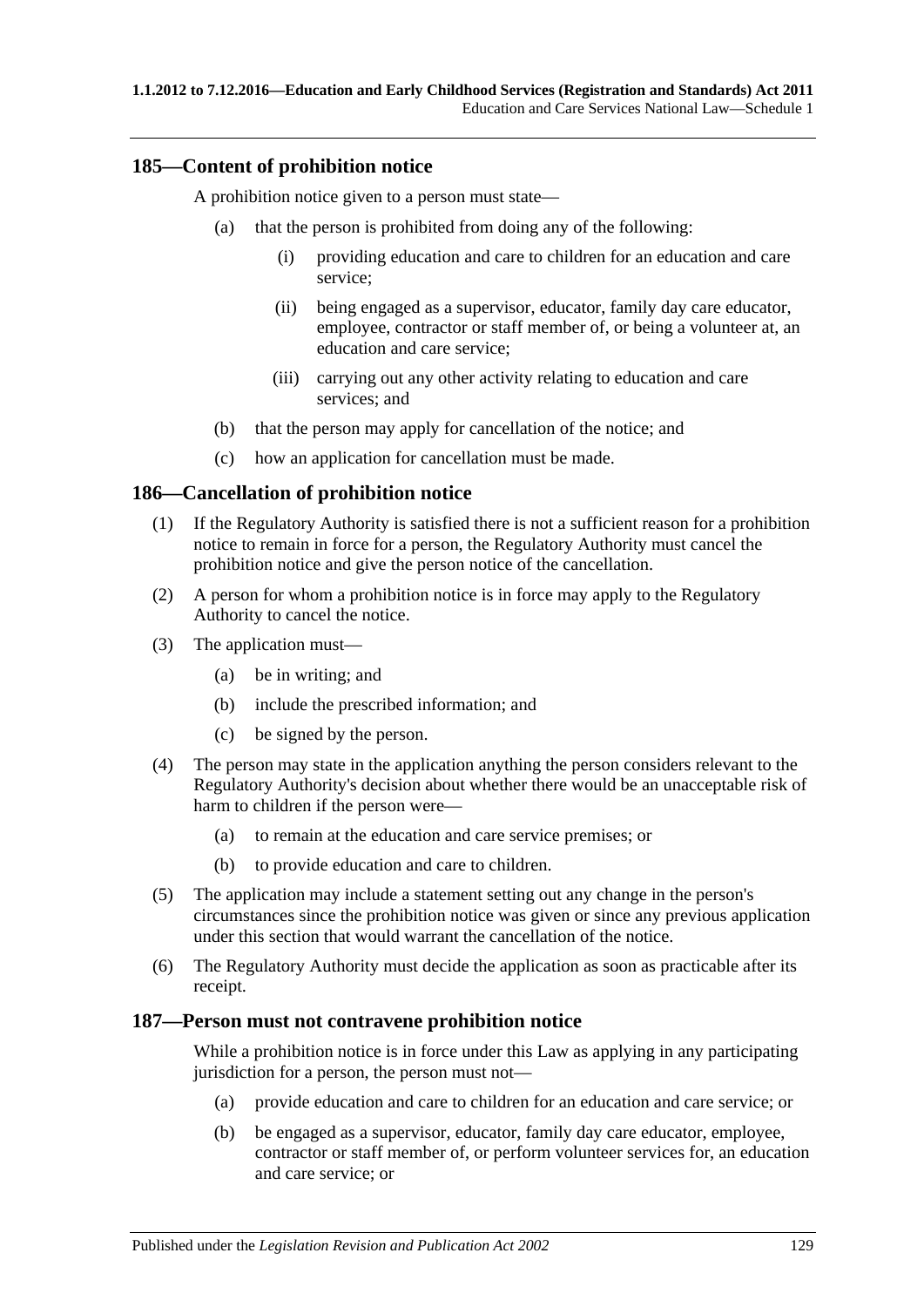## 185—Content of prohibition notice

A prohibition notice given to a person must state—

(a) that the person is prohibited from doing any of the following:

(i) providing education and care to children for an education and care service;

(ii) being engaged as a supervisor, educator, family day care educator, employee, contractor or staff member of, or being a volunteer at, an education and care service;

(iii) carrying out any other activity relating to education and care services; and

(b) that the person may apply for cancellation of the notice; and

(c) how an application for cancellation must be made.

## 186—Cancellation of prohibition notice

(1) If the Regulatory Authority is satisfied there is not a sufficient reason for a prohibition notice to remain in force for a person, the Regulatory Authority must cancel the prohibition notice and give the person notice of the cancellation.

(2) A person for whom a prohibition notice is in force may apply to the Regulatory Authority to cancel the notice.

(3) The application must—

(a) be in writing; and

(b) include the prescribed information; and

(c) be signed by the person.

(4) The person may state in the application anything the person considers relevant to the Regulatory Authority's decision about whether there would be an unacceptable risk of harm to children if the person were—

(a) to remain at the education and care service premises; or

(b) to provide education and care to children.

(5) The application may include a statement setting out any change in the person's circumstances since the prohibition notice was given or since any previous application under this section that would warrant the cancellation of the notice.

(6) The Regulatory Authority must decide the application as soon as practicable after its receipt.

## 187—Person must not contravene prohibition notice

While a prohibition notice is in force under this Law as applying in any participating jurisdiction for a person, the person must not—

(a) provide education and care to children for an education and care service; or

(b) be engaged as a supervisor, educator, family day care educator, employee, contractor or staff member of, or perform volunteer services for, an education and care service; or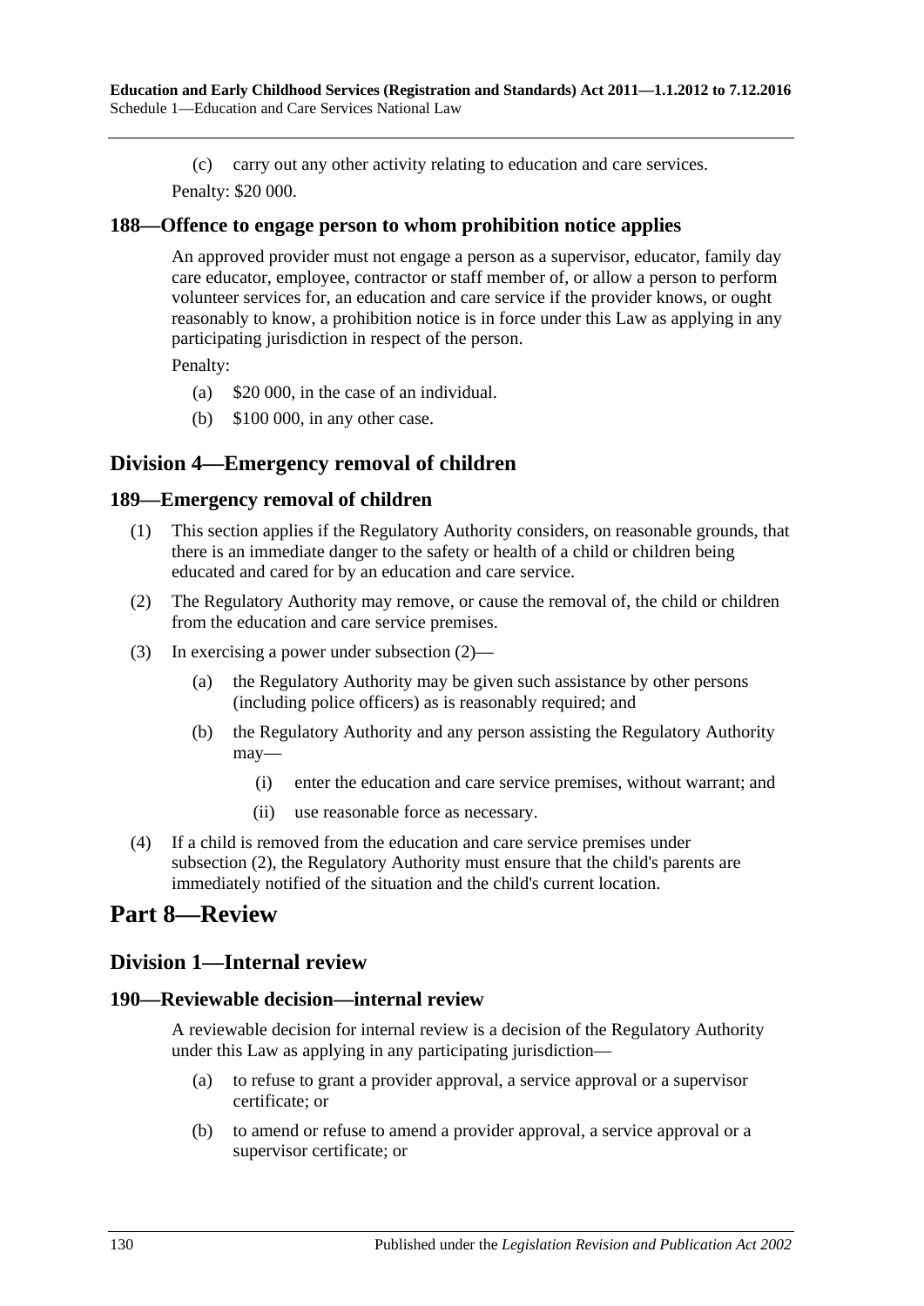(c) carry out any other activity relating to education and care services.

Penalty: $20 000.

### 188—Offence to engage person to whom prohibition notice applies

An approved provider must not engage a person as a supervisor, educator, family day care educator, employee, contractor or staff member of, or allow a person to perform volunteer services for, an education and care service if the provider knows, or ought reasonably to know, a prohibition notice is in force under this Law as applying in any participating jurisdiction in respect of the person.

Penalty:

(a) $20 000, in the case of an individual.

(b) $100 000, in any other case.

## Division 4—Emergency removal of children

### 189—Emergency removal of children

(1) This section applies if the Regulatory Authority considers, on reasonable grounds, that there is an immediate danger to the safety or health of a child or children being educated and cared for by an education and care service.

(2) The Regulatory Authority may remove, or cause the removal of, the child or children from the education and care service premises.

(3) In exercising a power under subsection (2)—

(a) the Regulatory Authority may be given such assistance by other persons (including police officers) as is reasonably required; and

(b) the Regulatory Authority and any person assisting the Regulatory Authority may—

(i) enter the education and care service premises, without warrant; and

(ii) use reasonable force as necessary.

(4) If a child is removed from the education and care service premises under subsection (2), the Regulatory Authority must ensure that the child's parents are immediately notified of the situation and the child's current location.

# Part 8—Review

## Division 1—Internal review

### 190—Reviewable decision—internal review

A reviewable decision for internal review is a decision of the Regulatory Authority under this Law as applying in any participating jurisdiction—

(a) to refuse to grant a provider approval, a service approval or a supervisor certificate; or

(b) to amend or refuse to amend a provider approval, a service approval or a supervisor certificate; or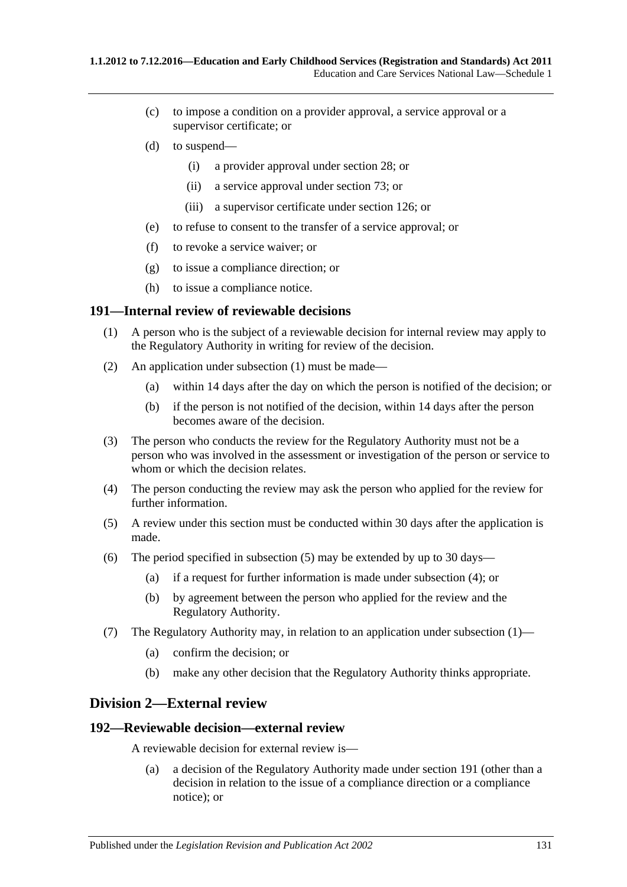(c) to impose a condition on a provider approval, a service approval or a supervisor certificate; or

(d) to suspend—

(i) a provider approval under section 28; or

(ii) a service approval under section 73; or

(iii) a supervisor certificate under section 126; or

(e) to refuse to consent to the transfer of a service approval; or

(f) to revoke a service waiver; or

(g) to issue a compliance direction; or

(h) to issue a compliance notice.

### 191—Internal review of reviewable decisions

(1) A person who is the subject of a reviewable decision for internal review may apply to the Regulatory Authority in writing for review of the decision.

(2) An application under subsection (1) must be made—

(a) within 14 days after the day on which the person is notified of the decision; or

(b) if the person is not notified of the decision, within 14 days after the person becomes aware of the decision.

(3) The person who conducts the review for the Regulatory Authority must not be a person who was involved in the assessment or investigation of the person or service to whom or which the decision relates.

(4) The person conducting the review may ask the person who applied for the review for further information.

(5) A review under this section must be conducted within 30 days after the application is made.

(6) The period specified in subsection (5) may be extended by up to 30 days—

(a) if a request for further information is made under subsection (4); or

(b) by agreement between the person who applied for the review and the Regulatory Authority.

(7) The Regulatory Authority may, in relation to an application under subsection (1)—

(a) confirm the decision; or

(b) make any other decision that the Regulatory Authority thinks appropriate.

## Division 2—External review

### 192—Reviewable decision—external review

A reviewable decision for external review is—

(a) a decision of the Regulatory Authority made under section 191 (other than a decision in relation to the issue of a compliance direction or a compliance notice); or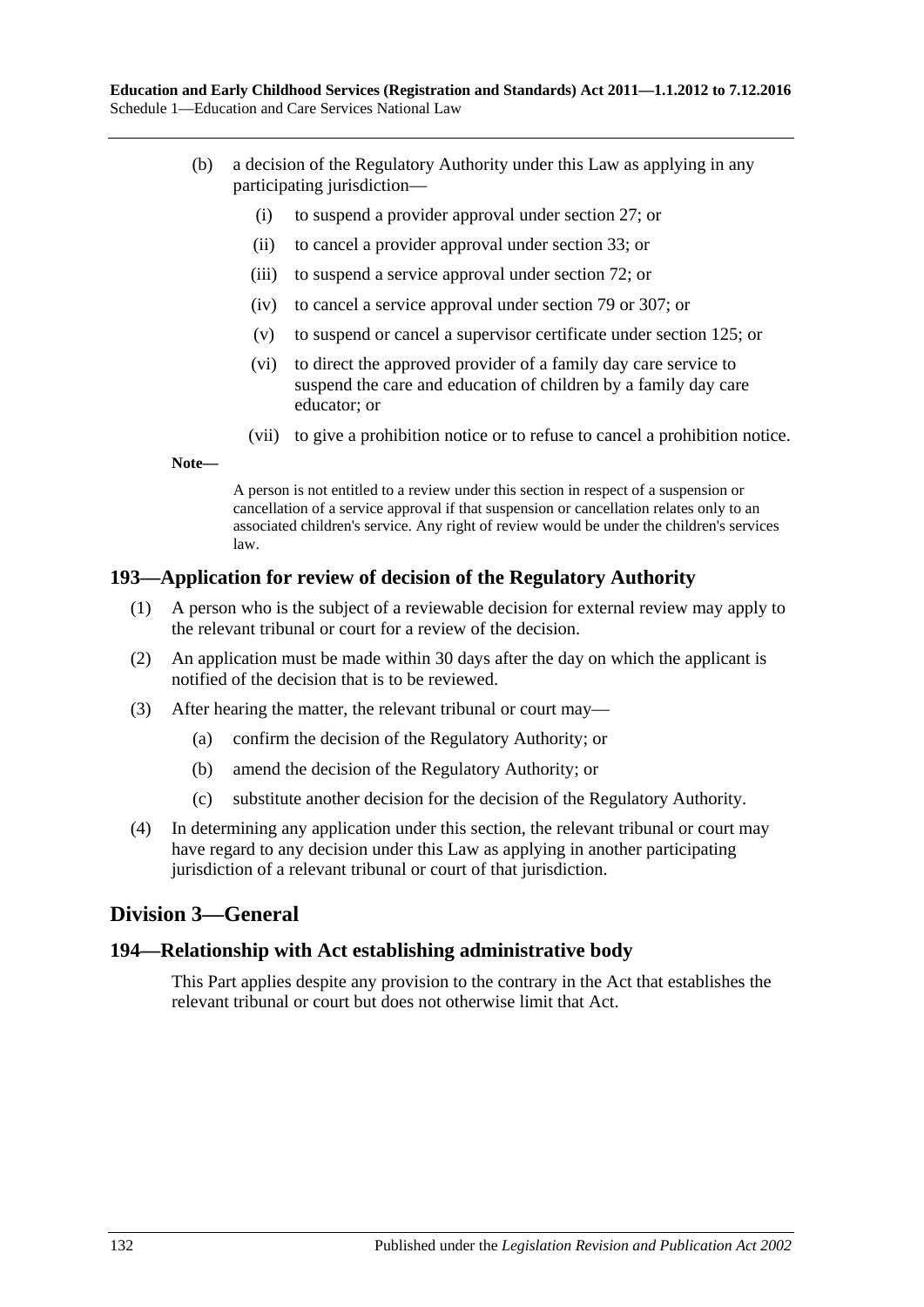(b) a decision of the Regulatory Authority under this Law as applying in any participating jurisdiction—

 (i) to suspend a provider approval under section 27; or

 (ii) to cancel a provider approval under section 33; or

 (iii) to suspend a service approval under section 72; or

 (iv) to cancel a service approval under section 79 or 307; or

 (v) to suspend or cancel a supervisor certificate under section 125; or

 (vi) to direct the approved provider of a family day care service to suspend the care and education of children by a family day care educator; or

 (vii) to give a prohibition notice or to refuse to cancel a prohibition notice.

**Note—**

A person is not entitled to a review under this section in respect of a suspension or cancellation of a service approval if that suspension or cancellation relates only to an associated children's service. Any right of review would be under the children's services law.

### 193—Application for review of decision of the Regulatory Authority

(1) A person who is the subject of a reviewable decision for external review may apply to the relevant tribunal or court for a review of the decision.

(2) An application must be made within 30 days after the day on which the applicant is notified of the decision that is to be reviewed.

(3) After hearing the matter, the relevant tribunal or court may—

 (a) confirm the decision of the Regulatory Authority; or

 (b) amend the decision of the Regulatory Authority; or

 (c) substitute another decision for the decision of the Regulatory Authority.

(4) In determining any application under this section, the relevant tribunal or court may have regard to any decision under this Law as applying in another participating jurisdiction of a relevant tribunal or court of that jurisdiction.

## Division 3—General

### 194—Relationship with Act establishing administrative body

This Part applies despite any provision to the contrary in the Act that establishes the relevant tribunal or court but does not otherwise limit that Act.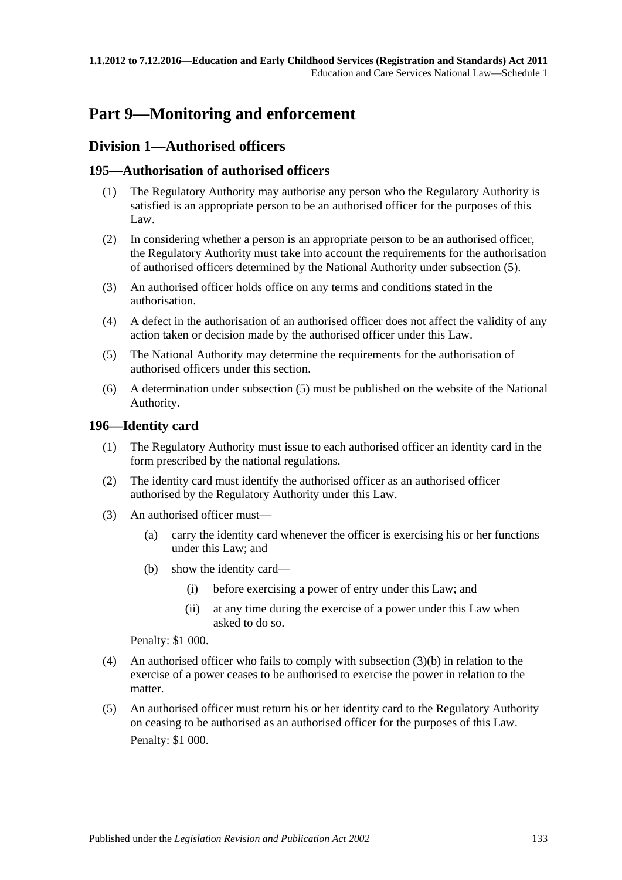# Part 9—Monitoring and enforcement

## Division 1—Authorised officers

### 195—Authorisation of authorised officers

(1) The Regulatory Authority may authorise any person who the Regulatory Authority is satisfied is an appropriate person to be an authorised officer for the purposes of this Law.

(2) In considering whether a person is an appropriate person to be an authorised officer, the Regulatory Authority must take into account the requirements for the authorisation of authorised officers determined by the National Authority under subsection (5).

(3) An authorised officer holds office on any terms and conditions stated in the authorisation.

(4) A defect in the authorisation of an authorised officer does not affect the validity of any action taken or decision made by the authorised officer under this Law.

(5) The National Authority may determine the requirements for the authorisation of authorised officers under this section.

(6) A determination under subsection (5) must be published on the website of the National Authority.

### 196—Identity card

(1) The Regulatory Authority must issue to each authorised officer an identity card in the form prescribed by the national regulations.

(2) The identity card must identify the authorised officer as an authorised officer authorised by the Regulatory Authority under this Law.

(3) An authorised officer must—

(a) carry the identity card whenever the officer is exercising his or her functions under this Law; and

(b) show the identity card—

(i) before exercising a power of entry under this Law; and

(ii) at any time during the exercise of a power under this Law when asked to do so.

Penalty: $1 000.

(4) An authorised officer who fails to comply with subsection (3)(b) in relation to the exercise of a power ceases to be authorised to exercise the power in relation to the matter.

(5) An authorised officer must return his or her identity card to the Regulatory Authority on ceasing to be authorised as an authorised officer for the purposes of this Law.

Penalty: $1 000.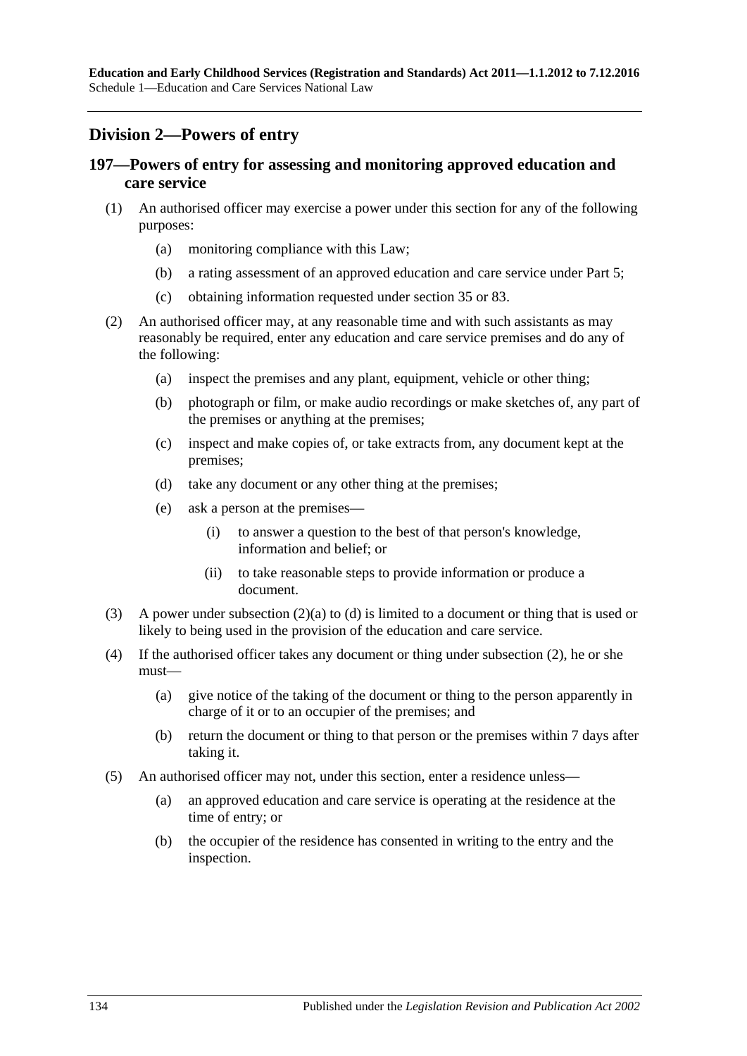## Division 2—Powers of entry

### 197—Powers of entry for assessing and monitoring approved education and care service

(1) An authorised officer may exercise a power under this section for any of the following purposes:

  (a) monitoring compliance with this Law;

  (b) a rating assessment of an approved education and care service under Part 5;

  (c) obtaining information requested under section 35 or 83.

(2) An authorised officer may, at any reasonable time and with such assistants as may reasonably be required, enter any education and care service premises and do any of the following:

  (a) inspect the premises and any plant, equipment, vehicle or other thing;

  (b) photograph or film, or make audio recordings or make sketches of, any part of the premises or anything at the premises;

  (c) inspect and make copies of, or take extracts from, any document kept at the premises;

  (d) take any document or any other thing at the premises;

  (e) ask a person at the premises—

    (i) to answer a question to the best of that person's knowledge, information and belief; or

    (ii) to take reasonable steps to provide information or produce a document.

(3) A power under subsection (2)(a) to (d) is limited to a document or thing that is used or likely to being used in the provision of the education and care service.

(4) If the authorised officer takes any document or thing under subsection (2), he or she must—

  (a) give notice of the taking of the document or thing to the person apparently in charge of it or to an occupier of the premises; and

  (b) return the document or thing to that person or the premises within 7 days after taking it.

(5) An authorised officer may not, under this section, enter a residence unless—

  (a) an approved education and care service is operating at the residence at the time of entry; or

  (b) the occupier of the residence has consented in writing to the entry and the inspection.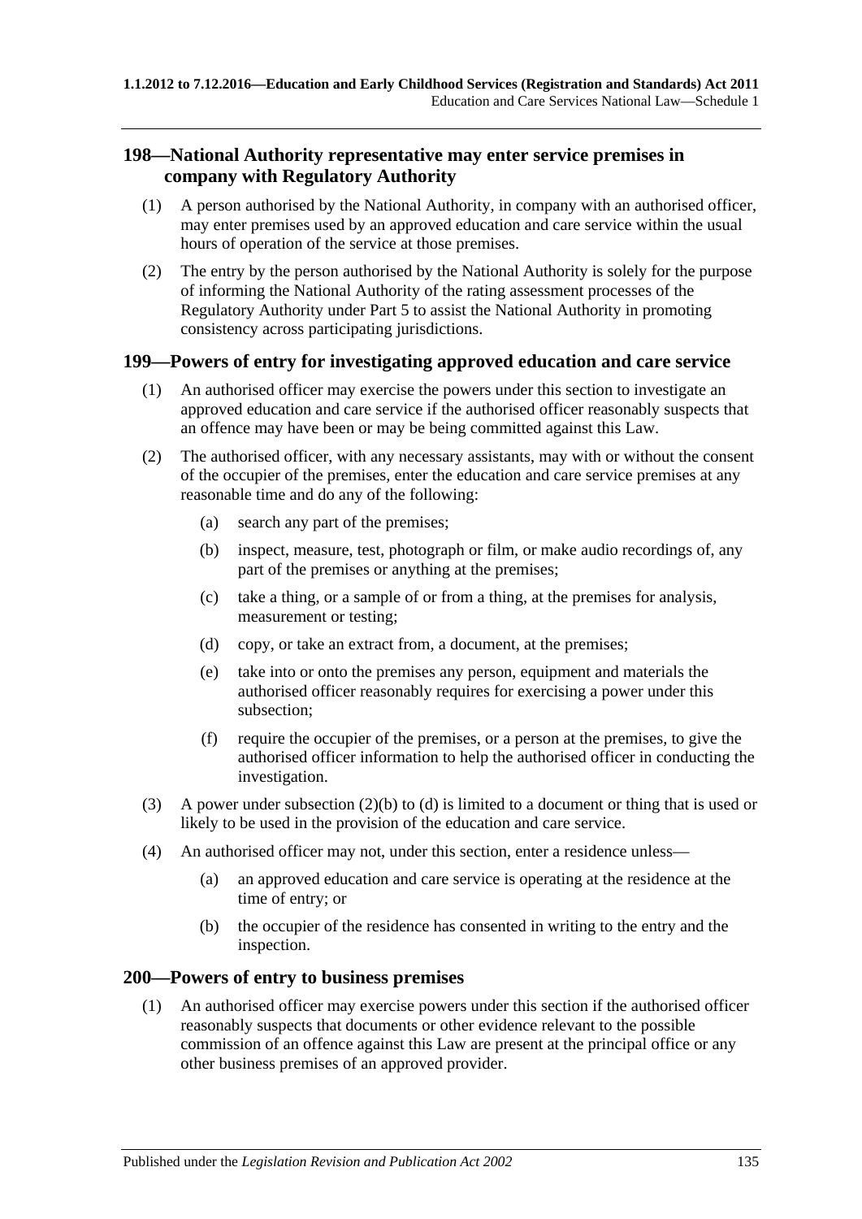## 198—National Authority representative may enter service premises in company with Regulatory Authority

(1) A person authorised by the National Authority, in company with an authorised officer, may enter premises used by an approved education and care service within the usual hours of operation of the service at those premises.

(2) The entry by the person authorised by the National Authority is solely for the purpose of informing the National Authority of the rating assessment processes of the Regulatory Authority under Part 5 to assist the National Authority in promoting consistency across participating jurisdictions.

## 199—Powers of entry for investigating approved education and care service

(1) An authorised officer may exercise the powers under this section to investigate an approved education and care service if the authorised officer reasonably suspects that an offence may have been or may be being committed against this Law.

(2) The authorised officer, with any necessary assistants, may with or without the consent of the occupier of the premises, enter the education and care service premises at any reasonable time and do any of the following:

- (a) search any part of the premises;
- (b) inspect, measure, test, photograph or film, or make audio recordings of, any part of the premises or anything at the premises;
- (c) take a thing, or a sample of or from a thing, at the premises for analysis, measurement or testing;
- (d) copy, or take an extract from, a document, at the premises;
- (e) take into or onto the premises any person, equipment and materials the authorised officer reasonably requires for exercising a power under this subsection;
- (f) require the occupier of the premises, or a person at the premises, to give the authorised officer information to help the authorised officer in conducting the investigation.

(3) A power under subsection (2)(b) to (d) is limited to a document or thing that is used or likely to be used in the provision of the education and care service.

(4) An authorised officer may not, under this section, enter a residence unless—

- (a) an approved education and care service is operating at the residence at the time of entry; or
- (b) the occupier of the residence has consented in writing to the entry and the inspection.

## 200—Powers of entry to business premises

(1) An authorised officer may exercise powers under this section if the authorised officer reasonably suspects that documents or other evidence relevant to the possible commission of an offence against this Law are present at the principal office or any other business premises of an approved provider.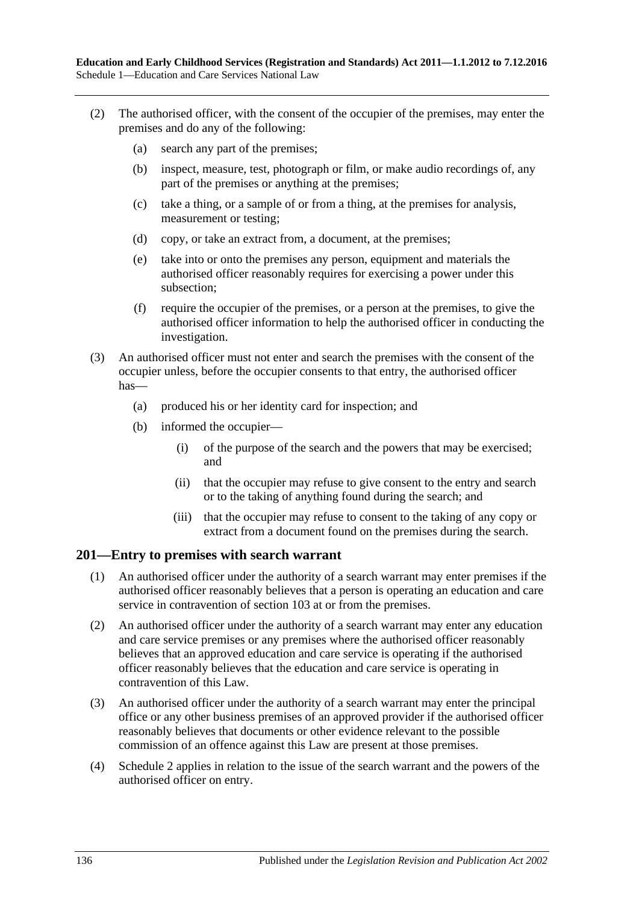(2) The authorised officer, with the consent of the occupier of the premises, may enter the premises and do any of the following:

(a) search any part of the premises;

(b) inspect, measure, test, photograph or film, or make audio recordings of, any part of the premises or anything at the premises;

(c) take a thing, or a sample of or from a thing, at the premises for analysis, measurement or testing;

(d) copy, or take an extract from, a document, at the premises;

(e) take into or onto the premises any person, equipment and materials the authorised officer reasonably requires for exercising a power under this subsection;

(f) require the occupier of the premises, or a person at the premises, to give the authorised officer information to help the authorised officer in conducting the investigation.

(3) An authorised officer must not enter and search the premises with the consent of the occupier unless, before the occupier consents to that entry, the authorised officer has—

(a) produced his or her identity card for inspection; and

(b) informed the occupier—

(i) of the purpose of the search and the powers that may be exercised; and

(ii) that the occupier may refuse to give consent to the entry and search or to the taking of anything found during the search; and

(iii) that the occupier may refuse to consent to the taking of any copy or extract from a document found on the premises during the search.

## 201—Entry to premises with search warrant

(1) An authorised officer under the authority of a search warrant may enter premises if the authorised officer reasonably believes that a person is operating an education and care service in contravention of section 103 at or from the premises.

(2) An authorised officer under the authority of a search warrant may enter any education and care service premises or any premises where the authorised officer reasonably believes that an approved education and care service is operating if the authorised officer reasonably believes that the education and care service is operating in contravention of this Law.

(3) An authorised officer under the authority of a search warrant may enter the principal office or any other business premises of an approved provider if the authorised officer reasonably believes that documents or other evidence relevant to the possible commission of an offence against this Law are present at those premises.

(4) Schedule 2 applies in relation to the issue of the search warrant and the powers of the authorised officer on entry.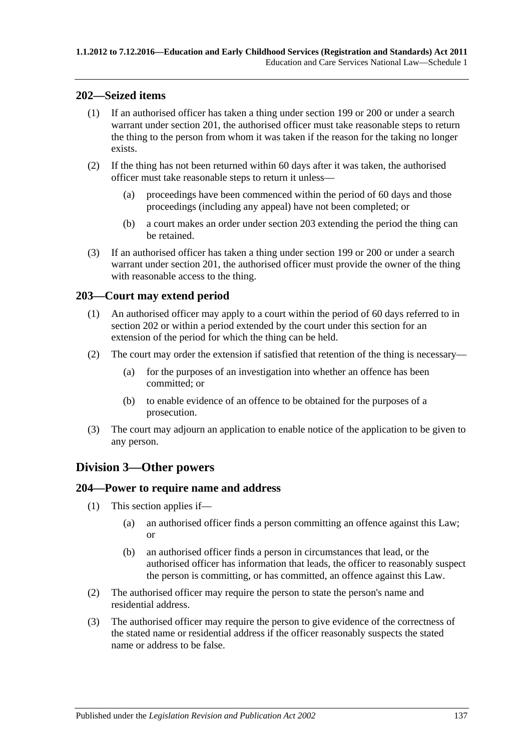## 202—Seized items

(1) If an authorised officer has taken a thing under section 199 or 200 or under a search warrant under section 201, the authorised officer must take reasonable steps to return the thing to the person from whom it was taken if the reason for the taking no longer exists.

(2) If the thing has not been returned within 60 days after it was taken, the authorised officer must take reasonable steps to return it unless—

- (a) proceedings have been commenced within the period of 60 days and those proceedings (including any appeal) have not been completed; or
- (b) a court makes an order under section 203 extending the period the thing can be retained.

(3) If an authorised officer has taken a thing under section 199 or 200 or under a search warrant under section 201, the authorised officer must provide the owner of the thing with reasonable access to the thing.

## 203—Court may extend period

(1) An authorised officer may apply to a court within the period of 60 days referred to in section 202 or within a period extended by the court under this section for an extension of the period for which the thing can be held.

(2) The court may order the extension if satisfied that retention of the thing is necessary—

- (a) for the purposes of an investigation into whether an offence has been committed; or
- (b) to enable evidence of an offence to be obtained for the purposes of a prosecution.

(3) The court may adjourn an application to enable notice of the application to be given to any person.

# Division 3—Other powers

## 204—Power to require name and address

(1) This section applies if—

- (a) an authorised officer finds a person committing an offence against this Law; or
- (b) an authorised officer finds a person in circumstances that lead, or the authorised officer has information that leads, the officer to reasonably suspect the person is committing, or has committed, an offence against this Law.

(2) The authorised officer may require the person to state the person's name and residential address.

(3) The authorised officer may require the person to give evidence of the correctness of the stated name or residential address if the officer reasonably suspects the stated name or address to be false.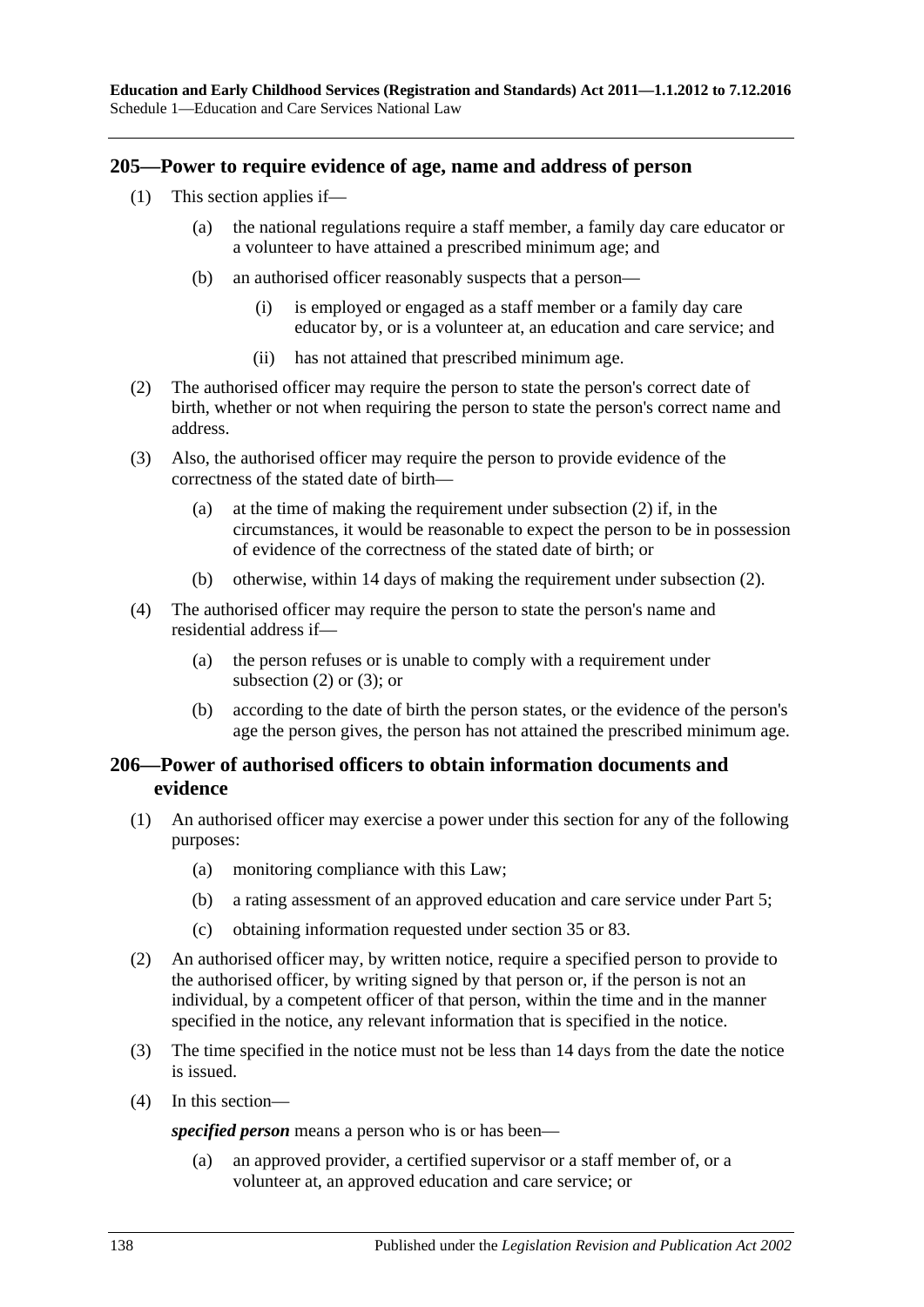## 205—Power to require evidence of age, name and address of person

(1) This section applies if—

(a) the national regulations require a staff member, a family day care educator or a volunteer to have attained a prescribed minimum age; and

(b) an authorised officer reasonably suspects that a person—

(i) is employed or engaged as a staff member or a family day care educator by, or is a volunteer at, an education and care service; and

(ii) has not attained that prescribed minimum age.

(2) The authorised officer may require the person to state the person's correct date of birth, whether or not when requiring the person to state the person's correct name and address.

(3) Also, the authorised officer may require the person to provide evidence of the correctness of the stated date of birth—

(a) at the time of making the requirement under subsection (2) if, in the circumstances, it would be reasonable to expect the person to be in possession of evidence of the correctness of the stated date of birth; or

(b) otherwise, within 14 days of making the requirement under subsection (2).

(4) The authorised officer may require the person to state the person's name and residential address if—

(a) the person refuses or is unable to comply with a requirement under subsection (2) or (3); or

(b) according to the date of birth the person states, or the evidence of the person's age the person gives, the person has not attained the prescribed minimum age.

## 206—Power of authorised officers to obtain information documents and evidence

(1) An authorised officer may exercise a power under this section for any of the following purposes:

(a) monitoring compliance with this Law;

(b) a rating assessment of an approved education and care service under Part 5;

(c) obtaining information requested under section 35 or 83.

(2) An authorised officer may, by written notice, require a specified person to provide to the authorised officer, by writing signed by that person or, if the person is not an individual, by a competent officer of that person, within the time and in the manner specified in the notice, any relevant information that is specified in the notice.

(3) The time specified in the notice must not be less than 14 days from the date the notice is issued.

(4) In this section—

***specified person*** means a person who is or has been—

(a) an approved provider, a certified supervisor or a staff member of, or a volunteer at, an approved education and care service; or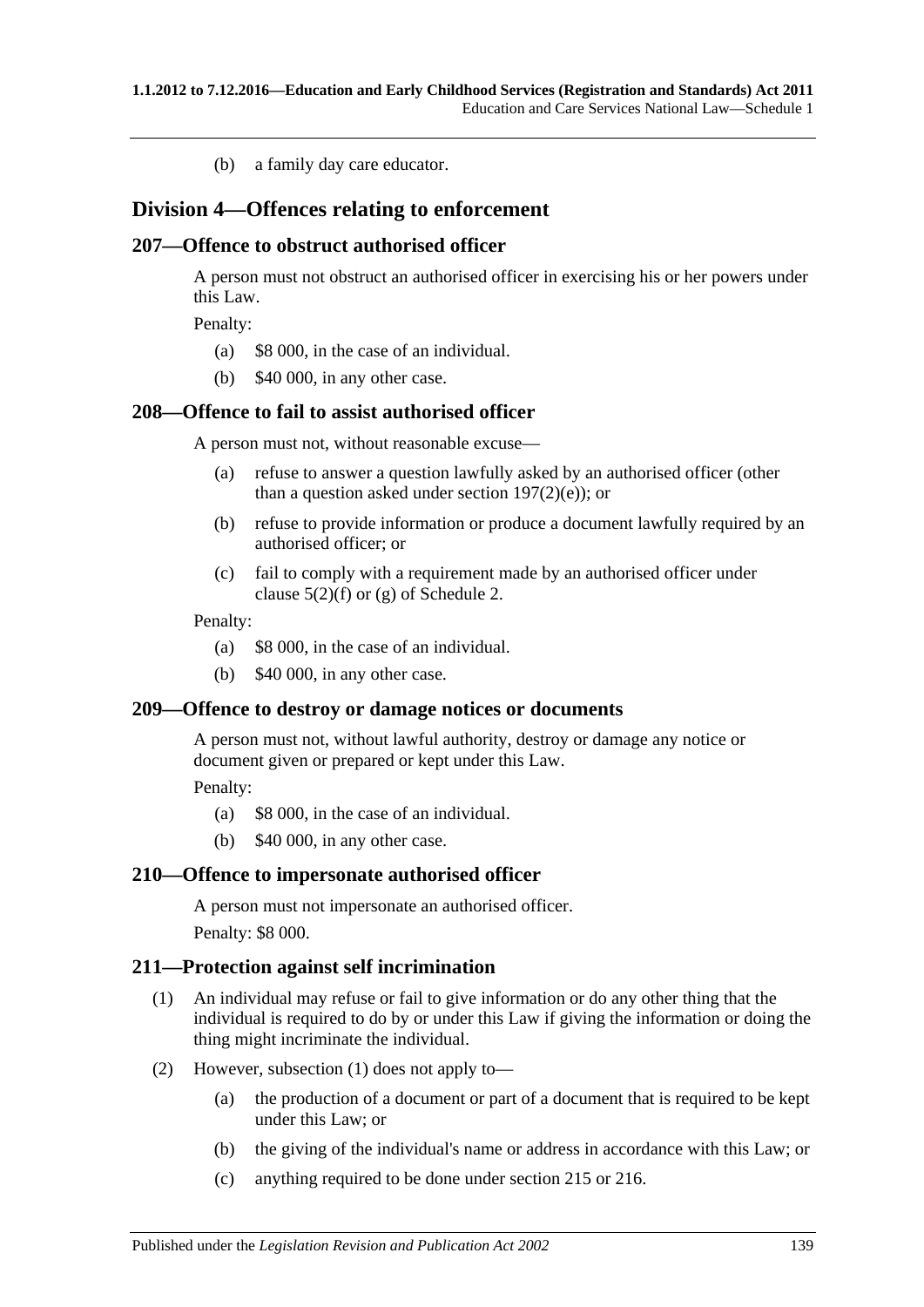(b) a family day care educator.

## Division 4—Offences relating to enforcement

### 207—Offence to obstruct authorised officer

A person must not obstruct an authorised officer in exercising his or her powers under this Law.

Penalty:

(a) \$8 000, in the case of an individual.

(b) \$40 000, in any other case.

### 208—Offence to fail to assist authorised officer

A person must not, without reasonable excuse—

(a) refuse to answer a question lawfully asked by an authorised officer (other than a question asked under section 197(2)(e)); or

(b) refuse to provide information or produce a document lawfully required by an authorised officer; or

(c) fail to comply with a requirement made by an authorised officer under clause 5(2)(f) or (g) of Schedule 2.

Penalty:

(a) \$8 000, in the case of an individual.

(b) \$40 000, in any other case.

### 209—Offence to destroy or damage notices or documents

A person must not, without lawful authority, destroy or damage any notice or document given or prepared or kept under this Law.

Penalty:

(a) \$8 000, in the case of an individual.

(b) \$40 000, in any other case.

### 210—Offence to impersonate authorised officer

A person must not impersonate an authorised officer.

Penalty: \$8 000.

### 211—Protection against self incrimination

(1) An individual may refuse or fail to give information or do any other thing that the individual is required to do by or under this Law if giving the information or doing the thing might incriminate the individual.

(2) However, subsection (1) does not apply to—

(a) the production of a document or part of a document that is required to be kept under this Law; or

(b) the giving of the individual's name or address in accordance with this Law; or

(c) anything required to be done under section 215 or 216.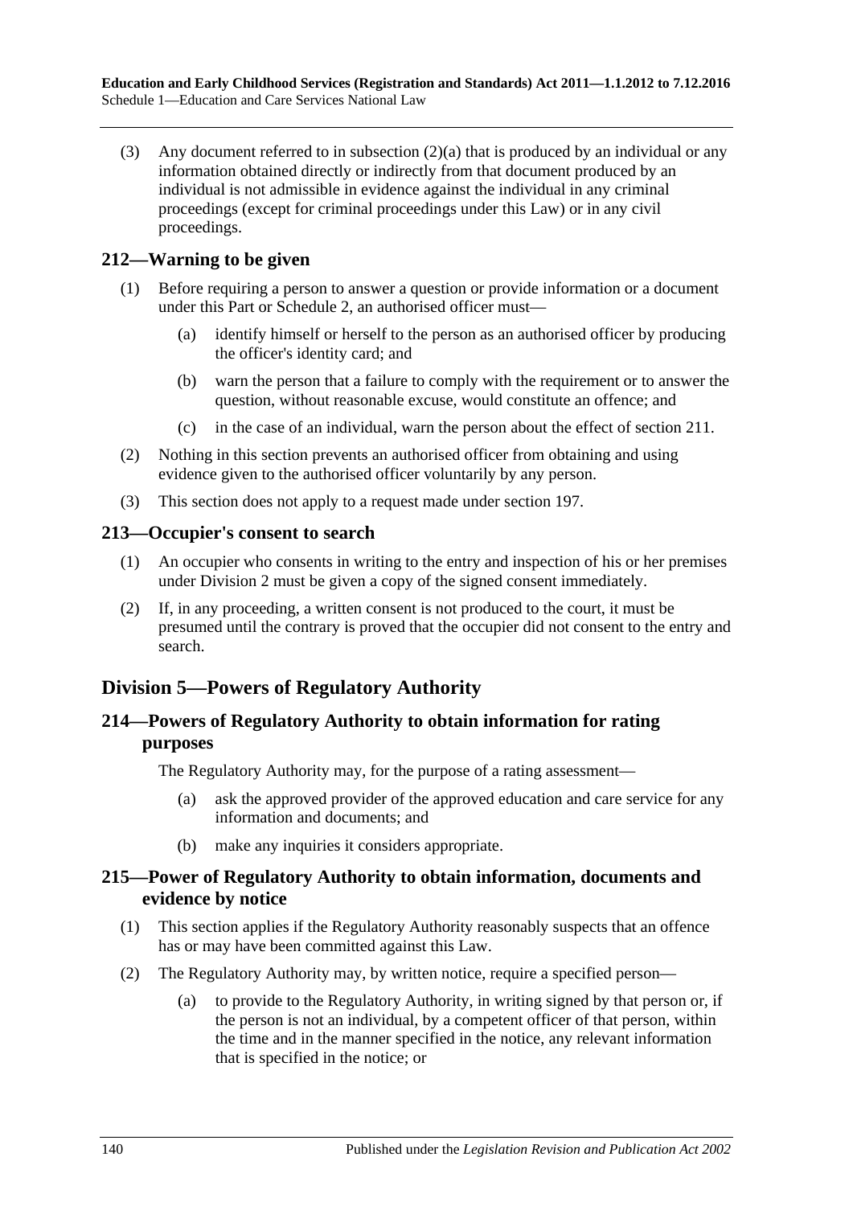(3) Any document referred to in subsection (2)(a) that is produced by an individual or any information obtained directly or indirectly from that document produced by an individual is not admissible in evidence against the individual in any criminal proceedings (except for criminal proceedings under this Law) or in any civil proceedings.

## 212—Warning to be given

(1) Before requiring a person to answer a question or provide information or a document under this Part or Schedule 2, an authorised officer must—

(a) identify himself or herself to the person as an authorised officer by producing the officer's identity card; and

(b) warn the person that a failure to comply with the requirement or to answer the question, without reasonable excuse, would constitute an offence; and

(c) in the case of an individual, warn the person about the effect of section 211.

(2) Nothing in this section prevents an authorised officer from obtaining and using evidence given to the authorised officer voluntarily by any person.

(3) This section does not apply to a request made under section 197.

## 213—Occupier's consent to search

(1) An occupier who consents in writing to the entry and inspection of his or her premises under Division 2 must be given a copy of the signed consent immediately.

(2) If, in any proceeding, a written consent is not produced to the court, it must be presumed until the contrary is proved that the occupier did not consent to the entry and search.

# Division 5—Powers of Regulatory Authority

## 214—Powers of Regulatory Authority to obtain information for rating purposes

The Regulatory Authority may, for the purpose of a rating assessment—

(a) ask the approved provider of the approved education and care service for any information and documents; and

(b) make any inquiries it considers appropriate.

## 215—Power of Regulatory Authority to obtain information, documents and evidence by notice

(1) This section applies if the Regulatory Authority reasonably suspects that an offence has or may have been committed against this Law.

(2) The Regulatory Authority may, by written notice, require a specified person—

(a) to provide to the Regulatory Authority, in writing signed by that person or, if the person is not an individual, by a competent officer of that person, within the time and in the manner specified in the notice, any relevant information that is specified in the notice; or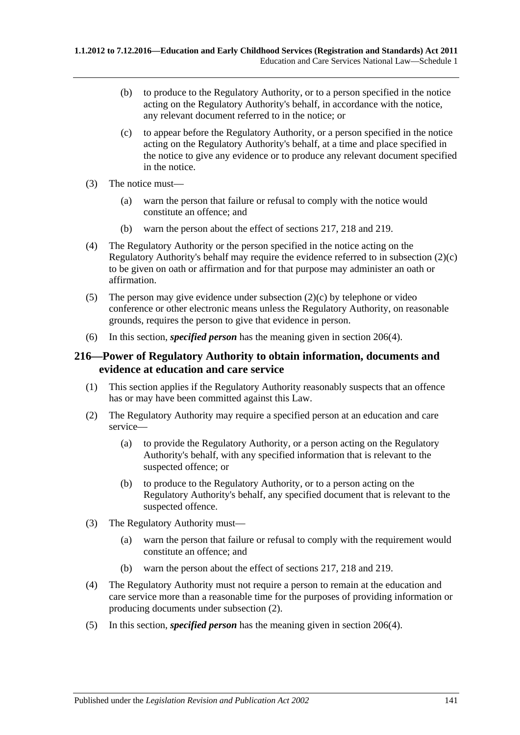(b) to produce to the Regulatory Authority, or to a person specified in the notice acting on the Regulatory Authority's behalf, in accordance with the notice, any relevant document referred to in the notice; or

(c) to appear before the Regulatory Authority, or a person specified in the notice acting on the Regulatory Authority's behalf, at a time and place specified in the notice to give any evidence or to produce any relevant document specified in the notice.

(3) The notice must—

(a) warn the person that failure or refusal to comply with the notice would constitute an offence; and

(b) warn the person about the effect of sections 217, 218 and 219.

(4) The Regulatory Authority or the person specified in the notice acting on the Regulatory Authority's behalf may require the evidence referred to in subsection (2)(c) to be given on oath or affirmation and for that purpose may administer an oath or affirmation.

(5) The person may give evidence under subsection (2)(c) by telephone or video conference or other electronic means unless the Regulatory Authority, on reasonable grounds, requires the person to give that evidence in person.

(6) In this section, ***specified person*** has the meaning given in section 206(4).

## 216—Power of Regulatory Authority to obtain information, documents and evidence at education and care service

(1) This section applies if the Regulatory Authority reasonably suspects that an offence has or may have been committed against this Law.

(2) The Regulatory Authority may require a specified person at an education and care service—

(a) to provide the Regulatory Authority, or a person acting on the Regulatory Authority's behalf, with any specified information that is relevant to the suspected offence; or

(b) to produce to the Regulatory Authority, or to a person acting on the Regulatory Authority's behalf, any specified document that is relevant to the suspected offence.

(3) The Regulatory Authority must—

(a) warn the person that failure or refusal to comply with the requirement would constitute an offence; and

(b) warn the person about the effect of sections 217, 218 and 219.

(4) The Regulatory Authority must not require a person to remain at the education and care service more than a reasonable time for the purposes of providing information or producing documents under subsection (2).

(5) In this section, ***specified person*** has the meaning given in section 206(4).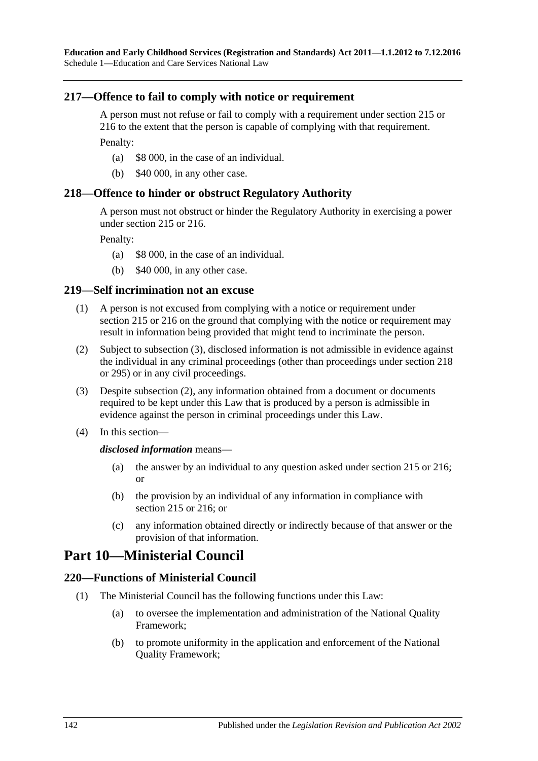## 217—Offence to fail to comply with notice or requirement

A person must not refuse or fail to comply with a requirement under section 215 or 216 to the extent that the person is capable of complying with that requirement.

Penalty:

- (a) $8 000, in the case of an individual.
- (b) $40 000, in any other case.

## 218—Offence to hinder or obstruct Regulatory Authority

A person must not obstruct or hinder the Regulatory Authority in exercising a power under section 215 or 216.

Penalty:

- (a) $8 000, in the case of an individual.
- (b) $40 000, in any other case.

## 219—Self incrimination not an excuse

(1) A person is not excused from complying with a notice or requirement under section 215 or 216 on the ground that complying with the notice or requirement may result in information being provided that might tend to incriminate the person.

(2) Subject to subsection (3), disclosed information is not admissible in evidence against the individual in any criminal proceedings (other than proceedings under section 218 or 295) or in any civil proceedings.

(3) Despite subsection (2), any information obtained from a document or documents required to be kept under this Law that is produced by a person is admissible in evidence against the person in criminal proceedings under this Law.

(4) In this section—

***disclosed information*** means—

- (a) the answer by an individual to any question asked under section 215 or 216; or
- (b) the provision by an individual of any information in compliance with section 215 or 216; or
- (c) any information obtained directly or indirectly because of that answer or the provision of that information.

# Part 10—Ministerial Council

## 220—Functions of Ministerial Council

(1) The Ministerial Council has the following functions under this Law:

- (a) to oversee the implementation and administration of the National Quality Framework;
- (b) to promote uniformity in the application and enforcement of the National Quality Framework;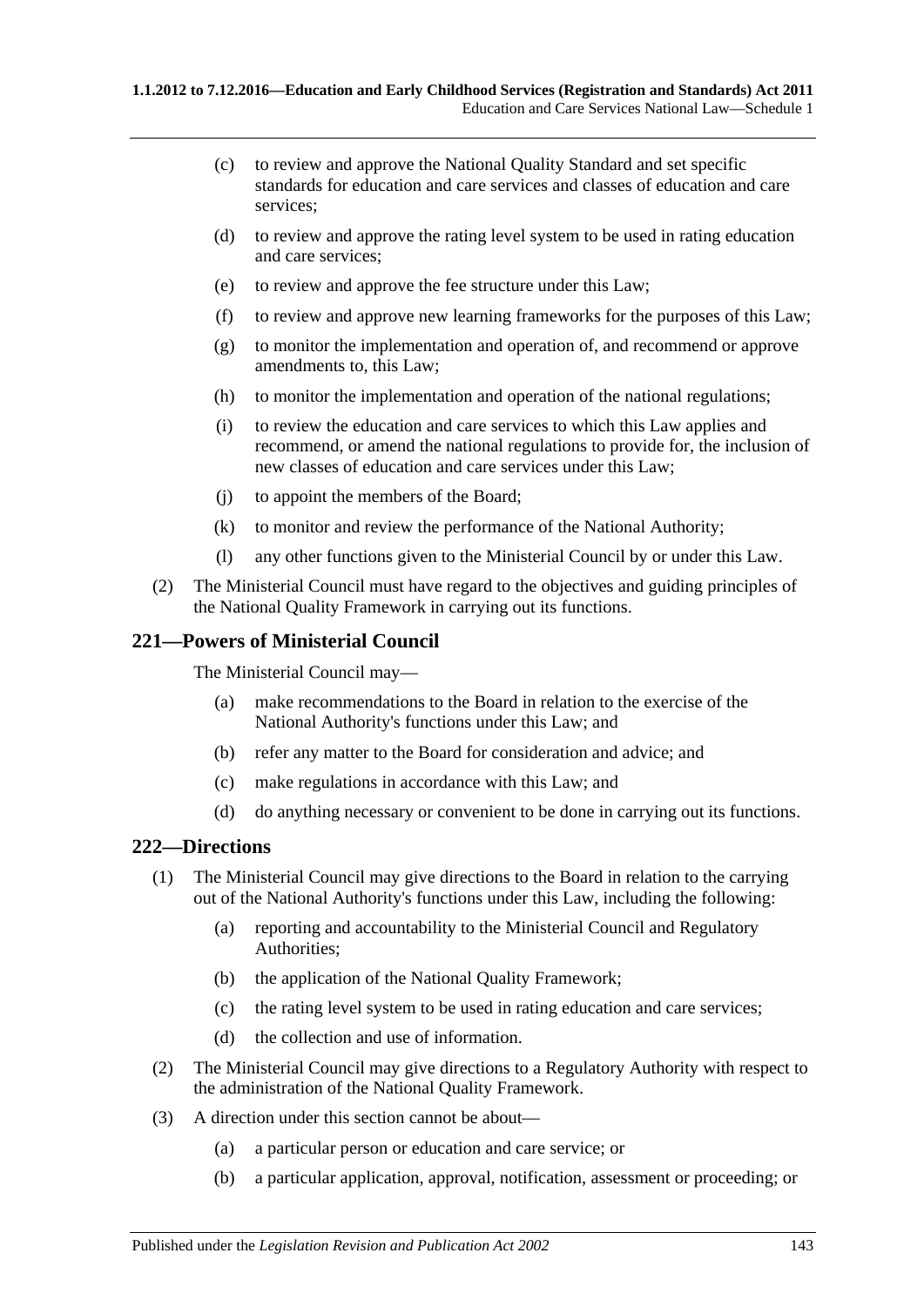(c) to review and approve the National Quality Standard and set specific standards for education and care services and classes of education and care services;

(d) to review and approve the rating level system to be used in rating education and care services;

(e) to review and approve the fee structure under this Law;

(f) to review and approve new learning frameworks for the purposes of this Law;

(g) to monitor the implementation and operation of, and recommend or approve amendments to, this Law;

(h) to monitor the implementation and operation of the national regulations;

(i) to review the education and care services to which this Law applies and recommend, or amend the national regulations to provide for, the inclusion of new classes of education and care services under this Law;

(j) to appoint the members of the Board;

(k) to monitor and review the performance of the National Authority;

(l) any other functions given to the Ministerial Council by or under this Law.

(2) The Ministerial Council must have regard to the objectives and guiding principles of the National Quality Framework in carrying out its functions.

## 221—Powers of Ministerial Council

The Ministerial Council may—

(a) make recommendations to the Board in relation to the exercise of the National Authority's functions under this Law; and

(b) refer any matter to the Board for consideration and advice; and

(c) make regulations in accordance with this Law; and

(d) do anything necessary or convenient to be done in carrying out its functions.

## 222—Directions

(1) The Ministerial Council may give directions to the Board in relation to the carrying out of the National Authority's functions under this Law, including the following:

(a) reporting and accountability to the Ministerial Council and Regulatory Authorities;

(b) the application of the National Quality Framework;

(c) the rating level system to be used in rating education and care services;

(d) the collection and use of information.

(2) The Ministerial Council may give directions to a Regulatory Authority with respect to the administration of the National Quality Framework.

(3) A direction under this section cannot be about—

(a) a particular person or education and care service; or

(b) a particular application, approval, notification, assessment or proceeding; or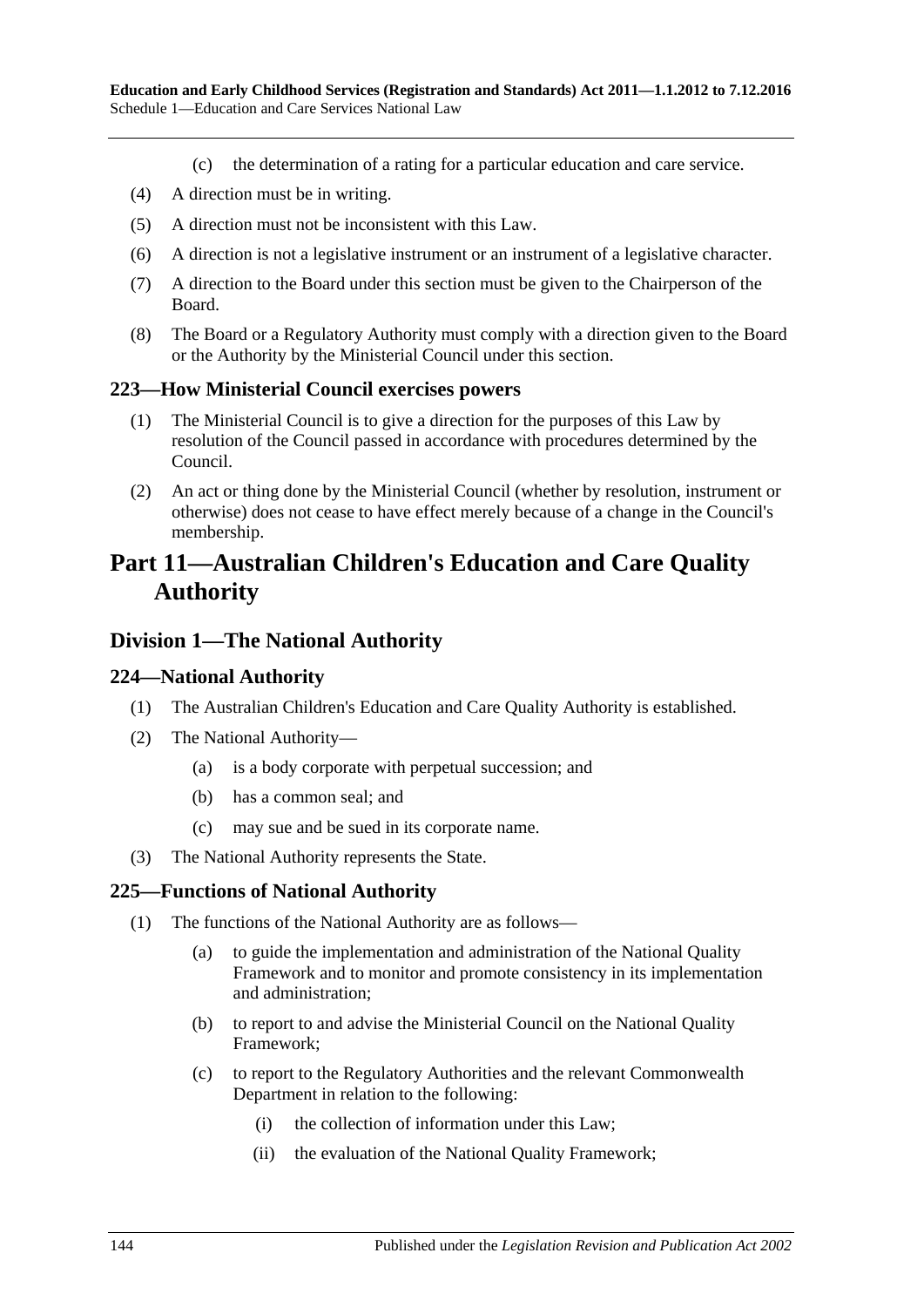(c) the determination of a rating for a particular education and care service.

(4) A direction must be in writing.

(5) A direction must not be inconsistent with this Law.

(6) A direction is not a legislative instrument or an instrument of a legislative character.

(7) A direction to the Board under this section must be given to the Chairperson of the Board.

(8) The Board or a Regulatory Authority must comply with a direction given to the Board or the Authority by the Ministerial Council under this section.

### 223—How Ministerial Council exercises powers

(1) The Ministerial Council is to give a direction for the purposes of this Law by resolution of the Council passed in accordance with procedures determined by the Council.

(2) An act or thing done by the Ministerial Council (whether by resolution, instrument or otherwise) does not cease to have effect merely because of a change in the Council's membership.

# Part 11—Australian Children's Education and Care Quality Authority

## Division 1—The National Authority

### 224—National Authority

(1) The Australian Children's Education and Care Quality Authority is established.

(2) The National Authority—

- (a) is a body corporate with perpetual succession; and
- (b) has a common seal; and
- (c) may sue and be sued in its corporate name.

(3) The National Authority represents the State.

### 225—Functions of National Authority

(1) The functions of the National Authority are as follows—

- (a) to guide the implementation and administration of the National Quality Framework and to monitor and promote consistency in its implementation and administration;
- (b) to report to and advise the Ministerial Council on the National Quality Framework;
- (c) to report to the Regulatory Authorities and the relevant Commonwealth Department in relation to the following:
  - (i) the collection of information under this Law;
  - (ii) the evaluation of the National Quality Framework;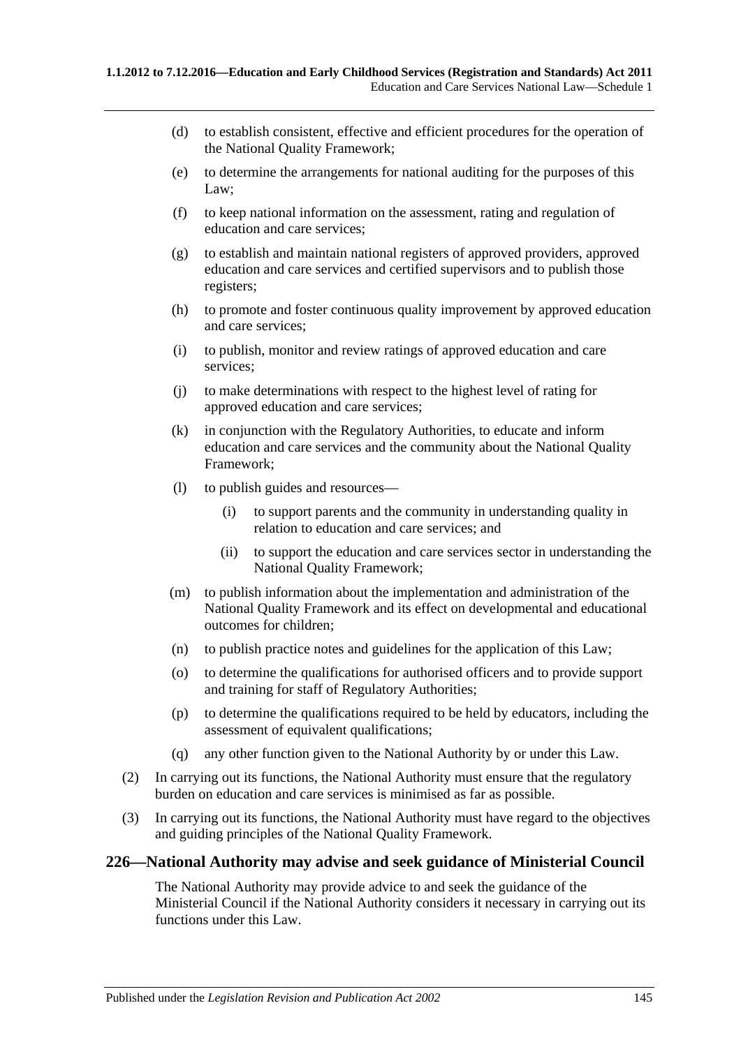(d) to establish consistent, effective and efficient procedures for the operation of the National Quality Framework;

(e) to determine the arrangements for national auditing for the purposes of this Law;

(f) to keep national information on the assessment, rating and regulation of education and care services;

(g) to establish and maintain national registers of approved providers, approved education and care services and certified supervisors and to publish those registers;

(h) to promote and foster continuous quality improvement by approved education and care services;

(i) to publish, monitor and review ratings of approved education and care services;

(j) to make determinations with respect to the highest level of rating for approved education and care services;

(k) in conjunction with the Regulatory Authorities, to educate and inform education and care services and the community about the National Quality Framework;

(l) to publish guides and resources—

(i) to support parents and the community in understanding quality in relation to education and care services; and

(ii) to support the education and care services sector in understanding the National Quality Framework;

(m) to publish information about the implementation and administration of the National Quality Framework and its effect on developmental and educational outcomes for children;

(n) to publish practice notes and guidelines for the application of this Law;

(o) to determine the qualifications for authorised officers and to provide support and training for staff of Regulatory Authorities;

(p) to determine the qualifications required to be held by educators, including the assessment of equivalent qualifications;

(q) any other function given to the National Authority by or under this Law.

(2) In carrying out its functions, the National Authority must ensure that the regulatory burden on education and care services is minimised as far as possible.

(3) In carrying out its functions, the National Authority must have regard to the objectives and guiding principles of the National Quality Framework.

## 226—National Authority may advise and seek guidance of Ministerial Council

The National Authority may provide advice to and seek the guidance of the Ministerial Council if the National Authority considers it necessary in carrying out its functions under this Law.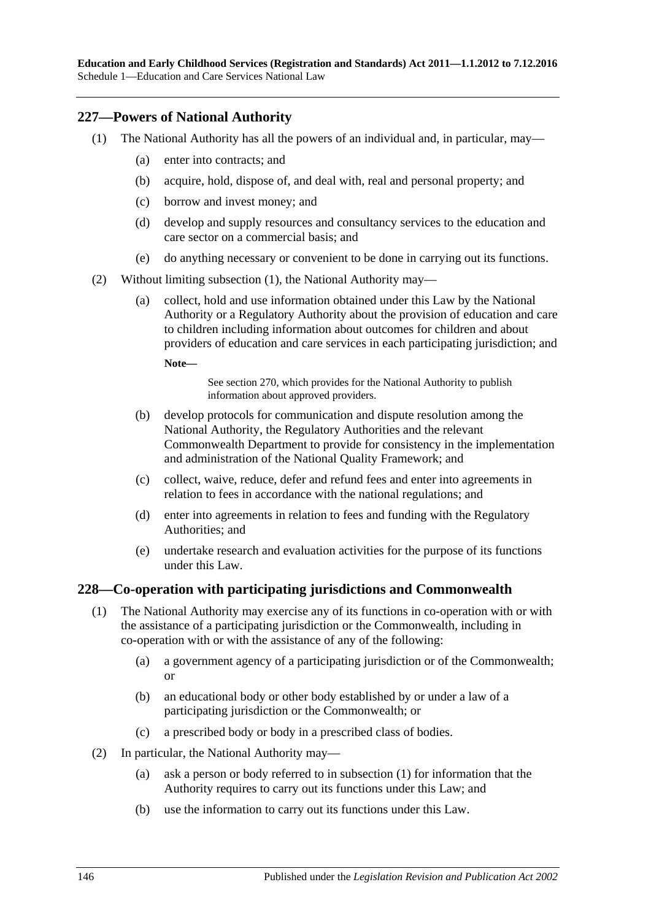## 227—Powers of National Authority

(1) The National Authority has all the powers of an individual and, in particular, may—

  (a) enter into contracts; and

  (b) acquire, hold, dispose of, and deal with, real and personal property; and

  (c) borrow and invest money; and

  (d) develop and supply resources and consultancy services to the education and care sector on a commercial basis; and

  (e) do anything necessary or convenient to be done in carrying out its functions.

(2) Without limiting subsection (1), the National Authority may—

  (a) collect, hold and use information obtained under this Law by the National Authority or a Regulatory Authority about the provision of education and care to children including information about outcomes for children and about providers of education and care services in each participating jurisdiction; and

  **Note—**

  See section 270, which provides for the National Authority to publish information about approved providers.

  (b) develop protocols for communication and dispute resolution among the National Authority, the Regulatory Authorities and the relevant Commonwealth Department to provide for consistency in the implementation and administration of the National Quality Framework; and

  (c) collect, waive, reduce, defer and refund fees and enter into agreements in relation to fees in accordance with the national regulations; and

  (d) enter into agreements in relation to fees and funding with the Regulatory Authorities; and

  (e) undertake research and evaluation activities for the purpose of its functions under this Law.

## 228—Co-operation with participating jurisdictions and Commonwealth

(1) The National Authority may exercise any of its functions in co-operation with or with the assistance of a participating jurisdiction or the Commonwealth, including in co-operation with or with the assistance of any of the following:

  (a) a government agency of a participating jurisdiction or of the Commonwealth; or

  (b) an educational body or other body established by or under a law of a participating jurisdiction or the Commonwealth; or

  (c) a prescribed body or body in a prescribed class of bodies.

(2) In particular, the National Authority may—

  (a) ask a person or body referred to in subsection (1) for information that the Authority requires to carry out its functions under this Law; and

  (b) use the information to carry out its functions under this Law.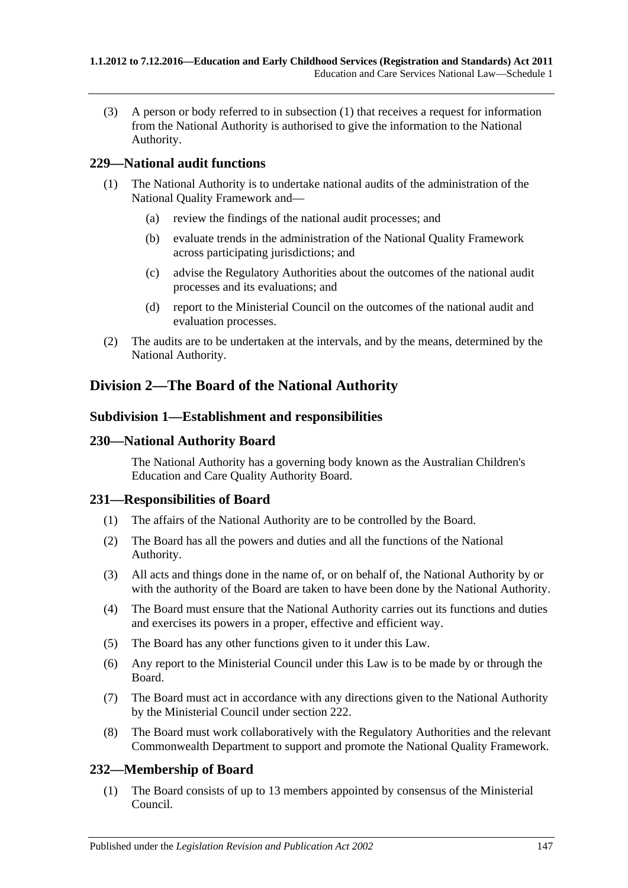(3) A person or body referred to in subsection (1) that receives a request for information from the National Authority is authorised to give the information to the National Authority.

### 229—National audit functions

(1) The National Authority is to undertake national audits of the administration of the National Quality Framework and—

(a) review the findings of the national audit processes; and

(b) evaluate trends in the administration of the National Quality Framework across participating jurisdictions; and

(c) advise the Regulatory Authorities about the outcomes of the national audit processes and its evaluations; and

(d) report to the Ministerial Council on the outcomes of the national audit and evaluation processes.

(2) The audits are to be undertaken at the intervals, and by the means, determined by the National Authority.

## Division 2—The Board of the National Authority

### Subdivision 1—Establishment and responsibilities

### 230—National Authority Board

The National Authority has a governing body known as the Australian Children's Education and Care Quality Authority Board.

### 231—Responsibilities of Board

(1) The affairs of the National Authority are to be controlled by the Board.

(2) The Board has all the powers and duties and all the functions of the National Authority.

(3) All acts and things done in the name of, or on behalf of, the National Authority by or with the authority of the Board are taken to have been done by the National Authority.

(4) The Board must ensure that the National Authority carries out its functions and duties and exercises its powers in a proper, effective and efficient way.

(5) The Board has any other functions given to it under this Law.

(6) Any report to the Ministerial Council under this Law is to be made by or through the Board.

(7) The Board must act in accordance with any directions given to the National Authority by the Ministerial Council under section 222.

(8) The Board must work collaboratively with the Regulatory Authorities and the relevant Commonwealth Department to support and promote the National Quality Framework.

### 232—Membership of Board

(1) The Board consists of up to 13 members appointed by consensus of the Ministerial Council.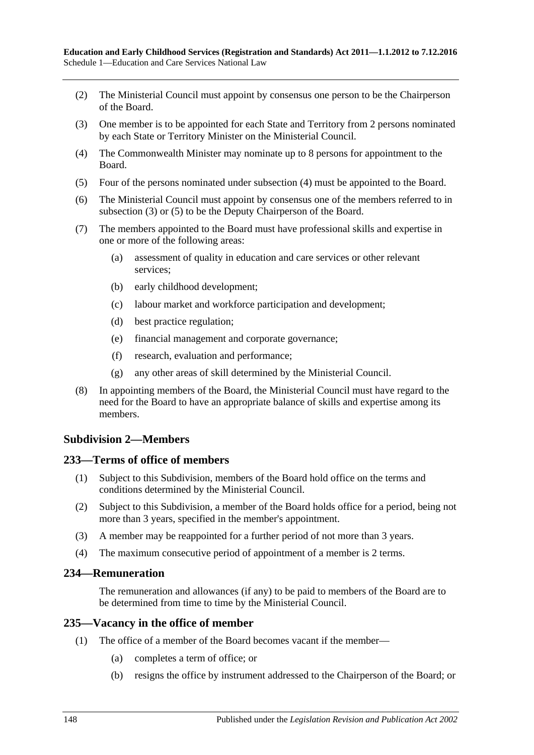(2) The Ministerial Council must appoint by consensus one person to be the Chairperson of the Board.

(3) One member is to be appointed for each State and Territory from 2 persons nominated by each State or Territory Minister on the Ministerial Council.

(4) The Commonwealth Minister may nominate up to 8 persons for appointment to the Board.

(5) Four of the persons nominated under subsection (4) must be appointed to the Board.

(6) The Ministerial Council must appoint by consensus one of the members referred to in subsection (3) or (5) to be the Deputy Chairperson of the Board.

(7) The members appointed to the Board must have professional skills and expertise in one or more of the following areas:

   (a) assessment of quality in education and care services or other relevant services;

   (b) early childhood development;

   (c) labour market and workforce participation and development;

   (d) best practice regulation;

   (e) financial management and corporate governance;

   (f) research, evaluation and performance;

   (g) any other areas of skill determined by the Ministerial Council.

(8) In appointing members of the Board, the Ministerial Council must have regard to the need for the Board to have an appropriate balance of skills and expertise among its members.

### Subdivision 2—Members

#### 233—Terms of office of members

(1) Subject to this Subdivision, members of the Board hold office on the terms and conditions determined by the Ministerial Council.

(2) Subject to this Subdivision, a member of the Board holds office for a period, being not more than 3 years, specified in the member's appointment.

(3) A member may be reappointed for a further period of not more than 3 years.

(4) The maximum consecutive period of appointment of a member is 2 terms.

#### 234—Remuneration

The remuneration and allowances (if any) to be paid to members of the Board are to be determined from time to time by the Ministerial Council.

#### 235—Vacancy in the office of member

(1) The office of a member of the Board becomes vacant if the member—

   (a) completes a term of office; or

   (b) resigns the office by instrument addressed to the Chairperson of the Board; or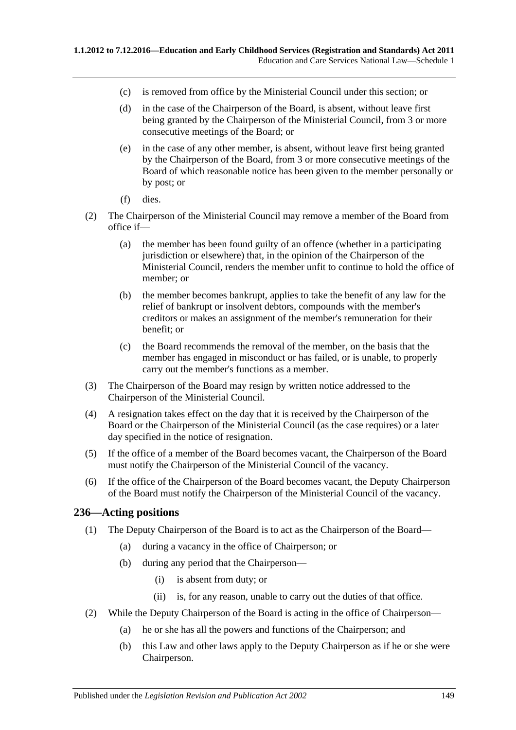(c) is removed from office by the Ministerial Council under this section; or

(d) in the case of the Chairperson of the Board, is absent, without leave first being granted by the Chairperson of the Ministerial Council, from 3 or more consecutive meetings of the Board; or

(e) in the case of any other member, is absent, without leave first being granted by the Chairperson of the Board, from 3 or more consecutive meetings of the Board of which reasonable notice has been given to the member personally or by post; or

(f) dies.

(2) The Chairperson of the Ministerial Council may remove a member of the Board from office if—

(a) the member has been found guilty of an offence (whether in a participating jurisdiction or elsewhere) that, in the opinion of the Chairperson of the Ministerial Council, renders the member unfit to continue to hold the office of member; or

(b) the member becomes bankrupt, applies to take the benefit of any law for the relief of bankrupt or insolvent debtors, compounds with the member's creditors or makes an assignment of the member's remuneration for their benefit; or

(c) the Board recommends the removal of the member, on the basis that the member has engaged in misconduct or has failed, or is unable, to properly carry out the member's functions as a member.

(3) The Chairperson of the Board may resign by written notice addressed to the Chairperson of the Ministerial Council.

(4) A resignation takes effect on the day that it is received by the Chairperson of the Board or the Chairperson of the Ministerial Council (as the case requires) or a later day specified in the notice of resignation.

(5) If the office of a member of the Board becomes vacant, the Chairperson of the Board must notify the Chairperson of the Ministerial Council of the vacancy.

(6) If the office of the Chairperson of the Board becomes vacant, the Deputy Chairperson of the Board must notify the Chairperson of the Ministerial Council of the vacancy.

## 236—Acting positions

(1) The Deputy Chairperson of the Board is to act as the Chairperson of the Board—

(a) during a vacancy in the office of Chairperson; or

(b) during any period that the Chairperson—

(i) is absent from duty; or

(ii) is, for any reason, unable to carry out the duties of that office.

(2) While the Deputy Chairperson of the Board is acting in the office of Chairperson—

(a) he or she has all the powers and functions of the Chairperson; and

(b) this Law and other laws apply to the Deputy Chairperson as if he or she were Chairperson.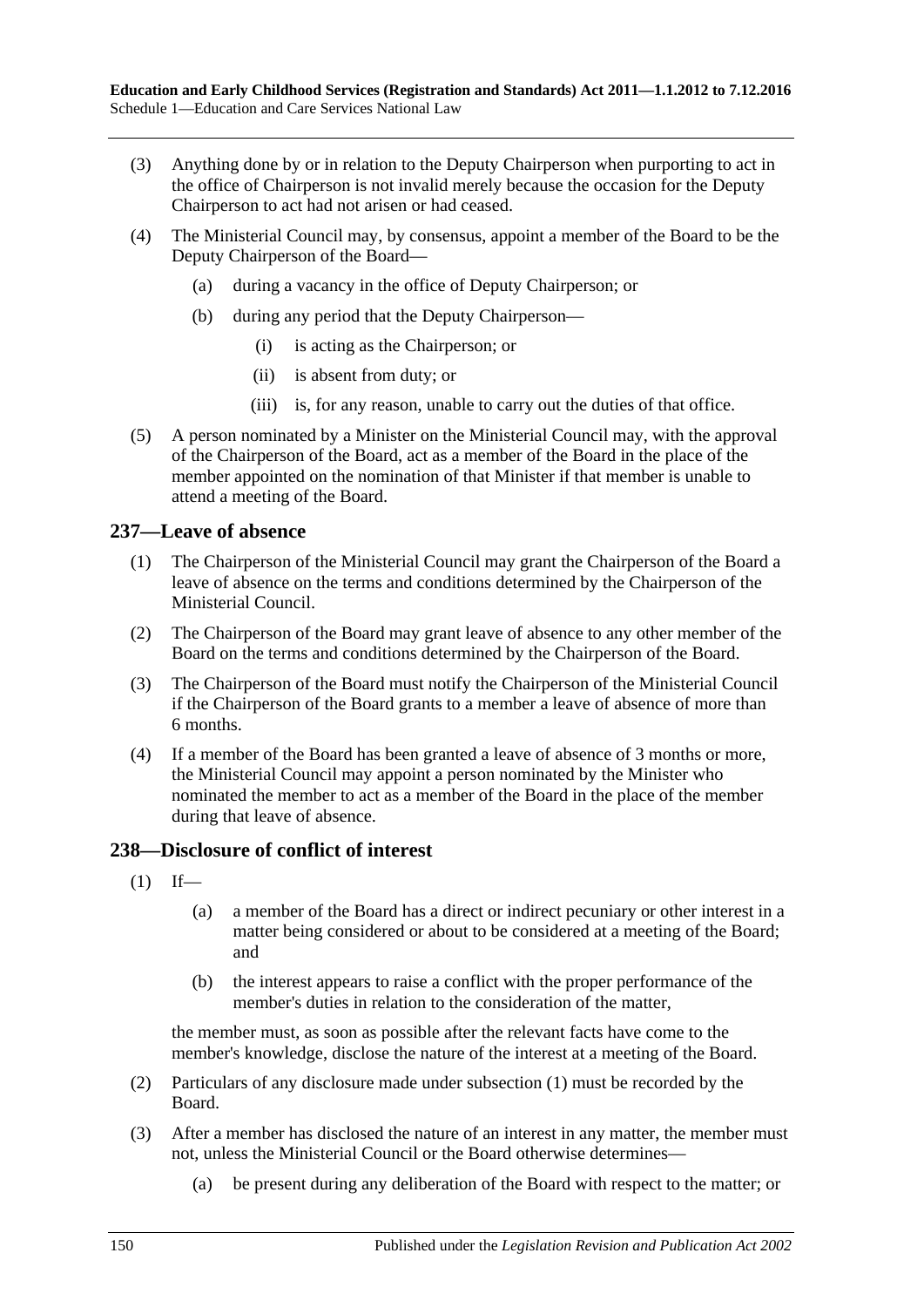(3) Anything done by or in relation to the Deputy Chairperson when purporting to act in the office of Chairperson is not invalid merely because the occasion for the Deputy Chairperson to act had not arisen or had ceased.

(4) The Ministerial Council may, by consensus, appoint a member of the Board to be the Deputy Chairperson of the Board—

(a) during a vacancy in the office of Deputy Chairperson; or

(b) during any period that the Deputy Chairperson—

(i) is acting as the Chairperson; or

(ii) is absent from duty; or

(iii) is, for any reason, unable to carry out the duties of that office.

(5) A person nominated by a Minister on the Ministerial Council may, with the approval of the Chairperson of the Board, act as a member of the Board in the place of the member appointed on the nomination of that Minister if that member is unable to attend a meeting of the Board.

## 237—Leave of absence

(1) The Chairperson of the Ministerial Council may grant the Chairperson of the Board a leave of absence on the terms and conditions determined by the Chairperson of the Ministerial Council.

(2) The Chairperson of the Board may grant leave of absence to any other member of the Board on the terms and conditions determined by the Chairperson of the Board.

(3) The Chairperson of the Board must notify the Chairperson of the Ministerial Council if the Chairperson of the Board grants to a member a leave of absence of more than 6 months.

(4) If a member of the Board has been granted a leave of absence of 3 months or more, the Ministerial Council may appoint a person nominated by the Minister who nominated the member to act as a member of the Board in the place of the member during that leave of absence.

## 238—Disclosure of conflict of interest

(1) If—

(a) a member of the Board has a direct or indirect pecuniary or other interest in a matter being considered or about to be considered at a meeting of the Board; and

(b) the interest appears to raise a conflict with the proper performance of the member's duties in relation to the consideration of the matter,

the member must, as soon as possible after the relevant facts have come to the member's knowledge, disclose the nature of the interest at a meeting of the Board.

(2) Particulars of any disclosure made under subsection (1) must be recorded by the Board.

(3) After a member has disclosed the nature of an interest in any matter, the member must not, unless the Ministerial Council or the Board otherwise determines—

(a) be present during any deliberation of the Board with respect to the matter; or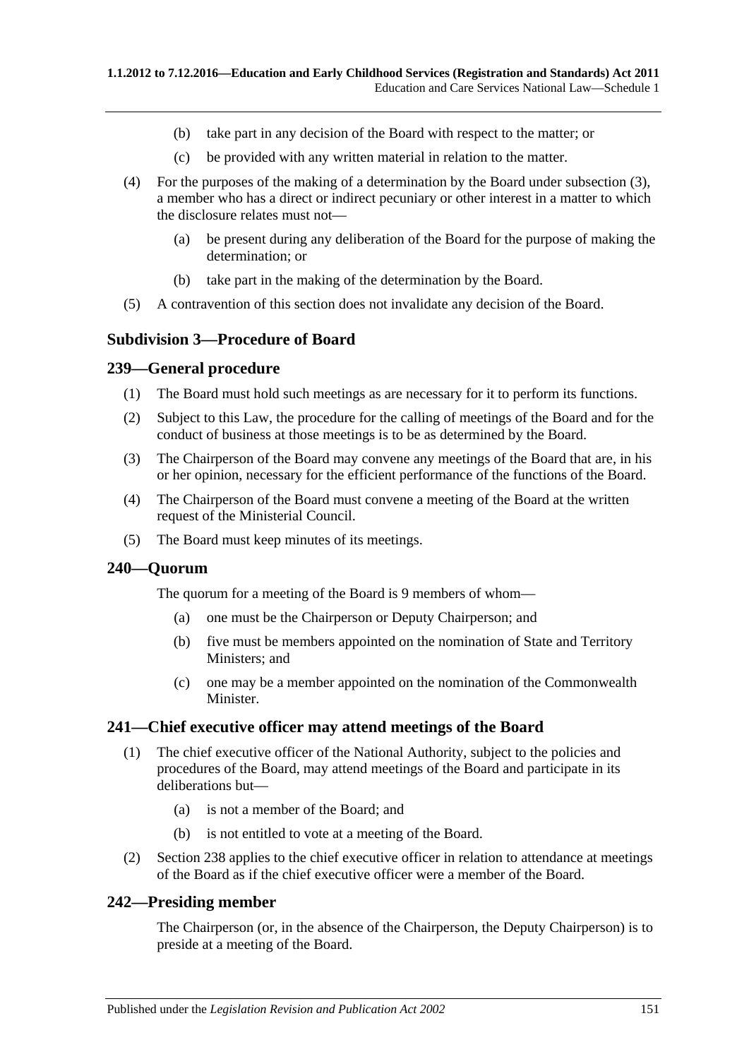(b) take part in any decision of the Board with respect to the matter; or

(c) be provided with any written material in relation to the matter.

(4) For the purposes of the making of a determination by the Board under subsection (3), a member who has a direct or indirect pecuniary or other interest in a matter to which the disclosure relates must not—

(a) be present during any deliberation of the Board for the purpose of making the determination; or

(b) take part in the making of the determination by the Board.

(5) A contravention of this section does not invalidate any decision of the Board.

### Subdivision 3—Procedure of Board

#### 239—General procedure

(1) The Board must hold such meetings as are necessary for it to perform its functions.

(2) Subject to this Law, the procedure for the calling of meetings of the Board and for the conduct of business at those meetings is to be as determined by the Board.

(3) The Chairperson of the Board may convene any meetings of the Board that are, in his or her opinion, necessary for the efficient performance of the functions of the Board.

(4) The Chairperson of the Board must convene a meeting of the Board at the written request of the Ministerial Council.

(5) The Board must keep minutes of its meetings.

#### 240—Quorum

The quorum for a meeting of the Board is 9 members of whom—

(a) one must be the Chairperson or Deputy Chairperson; and

(b) five must be members appointed on the nomination of State and Territory Ministers; and

(c) one may be a member appointed on the nomination of the Commonwealth Minister.

#### 241—Chief executive officer may attend meetings of the Board

(1) The chief executive officer of the National Authority, subject to the policies and procedures of the Board, may attend meetings of the Board and participate in its deliberations but—

(a) is not a member of the Board; and

(b) is not entitled to vote at a meeting of the Board.

(2) Section 238 applies to the chief executive officer in relation to attendance at meetings of the Board as if the chief executive officer were a member of the Board.

#### 242—Presiding member

The Chairperson (or, in the absence of the Chairperson, the Deputy Chairperson) is to preside at a meeting of the Board.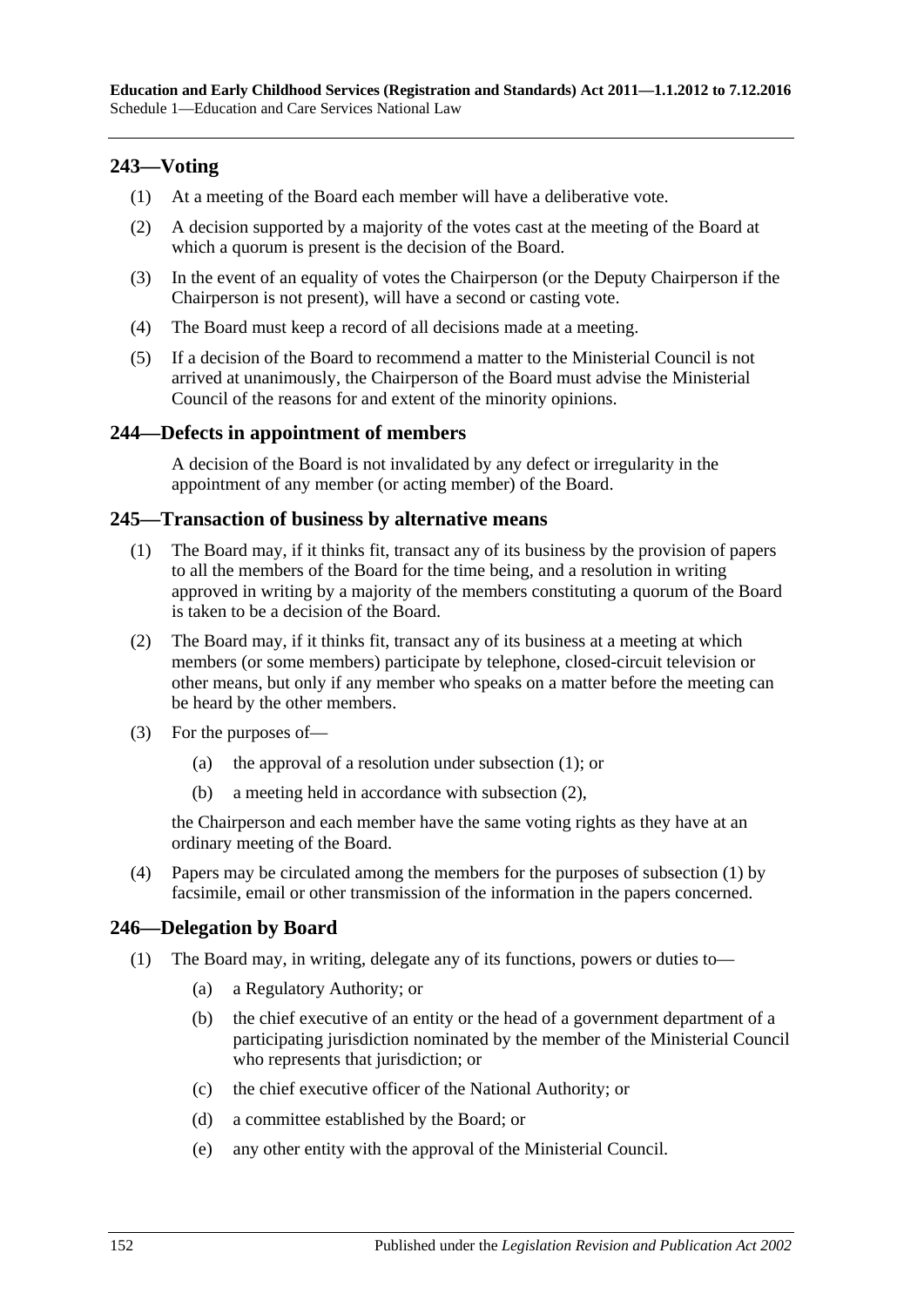## 243—Voting

(1) At a meeting of the Board each member will have a deliberative vote.

(2) A decision supported by a majority of the votes cast at the meeting of the Board at which a quorum is present is the decision of the Board.

(3) In the event of an equality of votes the Chairperson (or the Deputy Chairperson if the Chairperson is not present), will have a second or casting vote.

(4) The Board must keep a record of all decisions made at a meeting.

(5) If a decision of the Board to recommend a matter to the Ministerial Council is not arrived at unanimously, the Chairperson of the Board must advise the Ministerial Council of the reasons for and extent of the minority opinions.

## 244—Defects in appointment of members

A decision of the Board is not invalidated by any defect or irregularity in the appointment of any member (or acting member) of the Board.

## 245—Transaction of business by alternative means

(1) The Board may, if it thinks fit, transact any of its business by the provision of papers to all the members of the Board for the time being, and a resolution in writing approved in writing by a majority of the members constituting a quorum of the Board is taken to be a decision of the Board.

(2) The Board may, if it thinks fit, transact any of its business at a meeting at which members (or some members) participate by telephone, closed-circuit television or other means, but only if any member who speaks on a matter before the meeting can be heard by the other members.

(3) For the purposes of—

(a) the approval of a resolution under subsection (1); or

(b) a meeting held in accordance with subsection (2),

the Chairperson and each member have the same voting rights as they have at an ordinary meeting of the Board.

(4) Papers may be circulated among the members for the purposes of subsection (1) by facsimile, email or other transmission of the information in the papers concerned.

## 246—Delegation by Board

(1) The Board may, in writing, delegate any of its functions, powers or duties to—

(a) a Regulatory Authority; or

(b) the chief executive of an entity or the head of a government department of a participating jurisdiction nominated by the member of the Ministerial Council who represents that jurisdiction; or

(c) the chief executive officer of the National Authority; or

(d) a committee established by the Board; or

(e) any other entity with the approval of the Ministerial Council.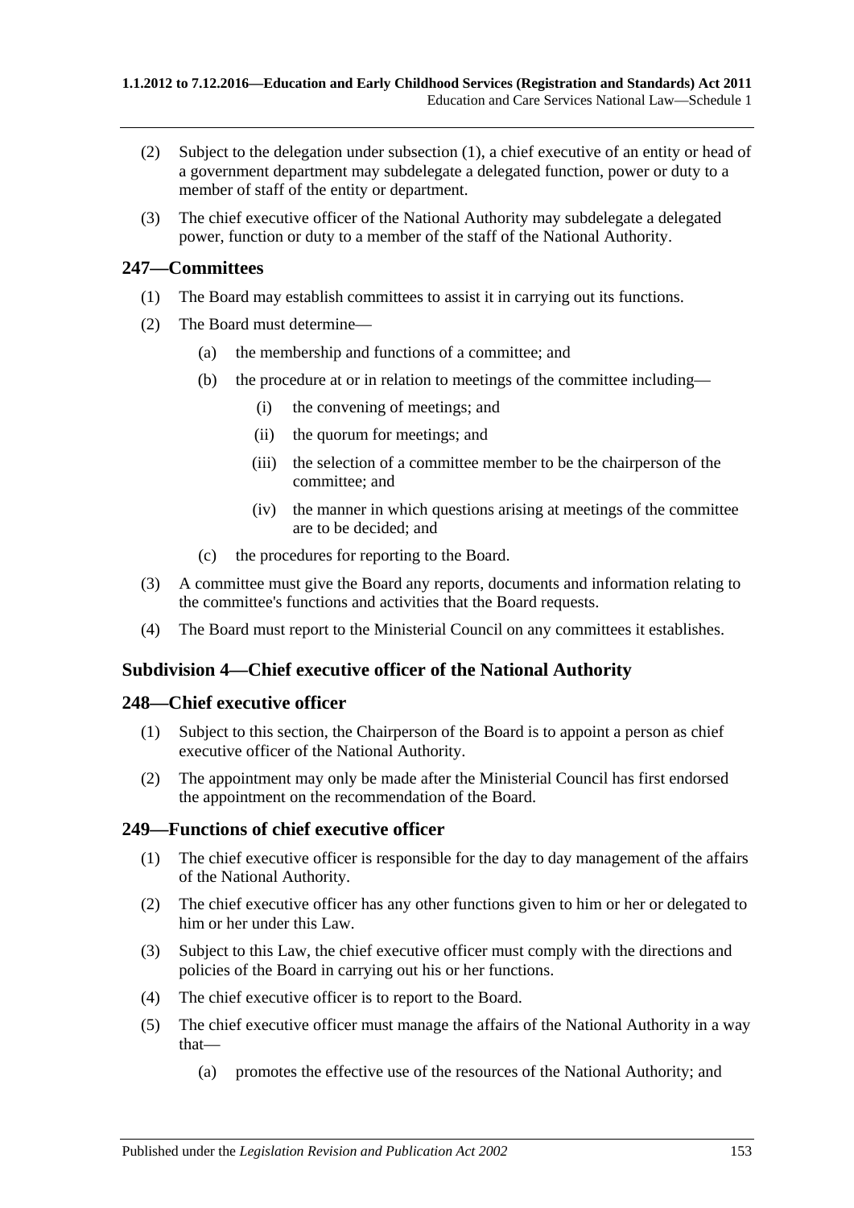(2) Subject to the delegation under subsection (1), a chief executive of an entity or head of a government department may subdelegate a delegated function, power or duty to a member of staff of the entity or department.

(3) The chief executive officer of the National Authority may subdelegate a delegated power, function or duty to a member of the staff of the National Authority.

## 247—Committees

(1) The Board may establish committees to assist it in carrying out its functions.

(2) The Board must determine—

(a) the membership and functions of a committee; and

(b) the procedure at or in relation to meetings of the committee including—

(i) the convening of meetings; and

(ii) the quorum for meetings; and

(iii) the selection of a committee member to be the chairperson of the committee; and

(iv) the manner in which questions arising at meetings of the committee are to be decided; and

(c) the procedures for reporting to the Board.

(3) A committee must give the Board any reports, documents and information relating to the committee's functions and activities that the Board requests.

(4) The Board must report to the Ministerial Council on any committees it establishes.

# Subdivision 4—Chief executive officer of the National Authority

## 248—Chief executive officer

(1) Subject to this section, the Chairperson of the Board is to appoint a person as chief executive officer of the National Authority.

(2) The appointment may only be made after the Ministerial Council has first endorsed the appointment on the recommendation of the Board.

## 249—Functions of chief executive officer

(1) The chief executive officer is responsible for the day to day management of the affairs of the National Authority.

(2) The chief executive officer has any other functions given to him or her or delegated to him or her under this Law.

(3) Subject to this Law, the chief executive officer must comply with the directions and policies of the Board in carrying out his or her functions.

(4) The chief executive officer is to report to the Board.

(5) The chief executive officer must manage the affairs of the National Authority in a way that—

(a) promotes the effective use of the resources of the National Authority; and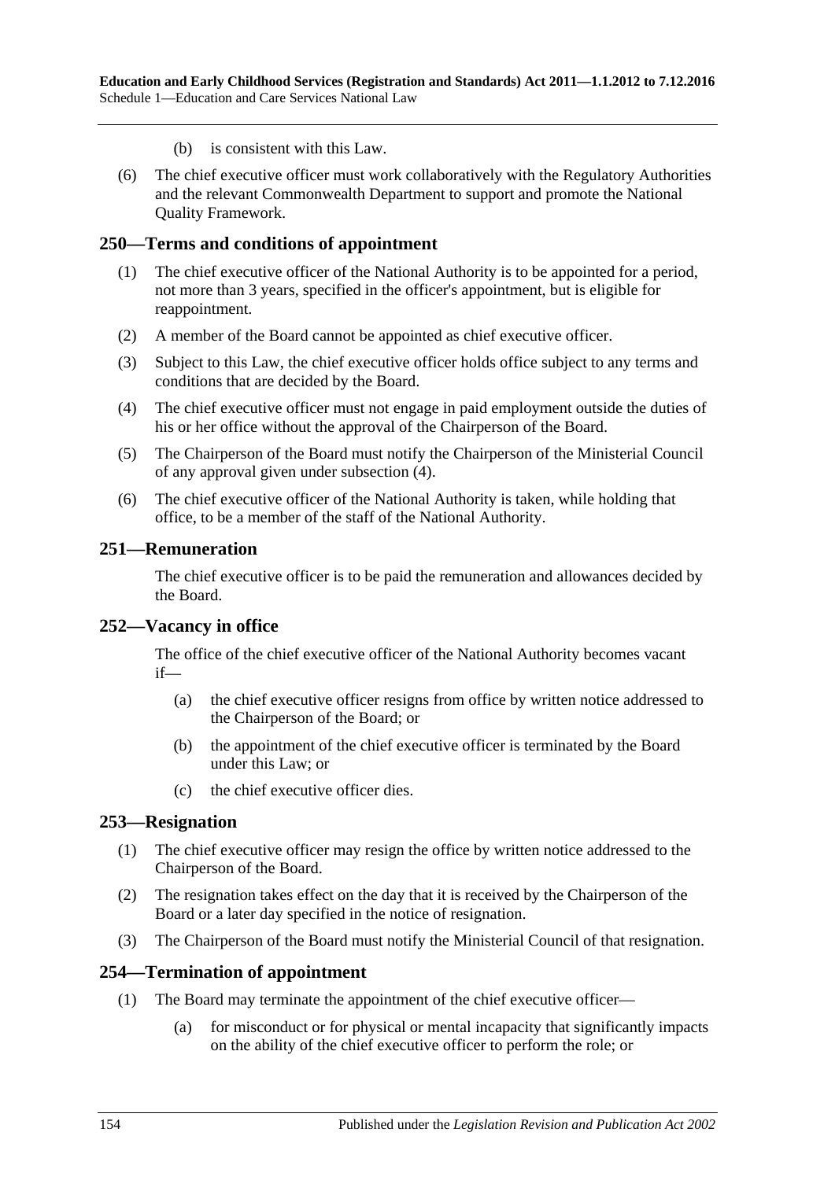(b) is consistent with this Law.

(6) The chief executive officer must work collaboratively with the Regulatory Authorities and the relevant Commonwealth Department to support and promote the National Quality Framework.

## 250—Terms and conditions of appointment

(1) The chief executive officer of the National Authority is to be appointed for a period, not more than 3 years, specified in the officer's appointment, but is eligible for reappointment.

(2) A member of the Board cannot be appointed as chief executive officer.

(3) Subject to this Law, the chief executive officer holds office subject to any terms and conditions that are decided by the Board.

(4) The chief executive officer must not engage in paid employment outside the duties of his or her office without the approval of the Chairperson of the Board.

(5) The Chairperson of the Board must notify the Chairperson of the Ministerial Council of any approval given under subsection (4).

(6) The chief executive officer of the National Authority is taken, while holding that office, to be a member of the staff of the National Authority.

## 251—Remuneration

The chief executive officer is to be paid the remuneration and allowances decided by the Board.

## 252—Vacancy in office

The office of the chief executive officer of the National Authority becomes vacant if—

(a) the chief executive officer resigns from office by written notice addressed to the Chairperson of the Board; or

(b) the appointment of the chief executive officer is terminated by the Board under this Law; or

(c) the chief executive officer dies.

## 253—Resignation

(1) The chief executive officer may resign the office by written notice addressed to the Chairperson of the Board.

(2) The resignation takes effect on the day that it is received by the Chairperson of the Board or a later day specified in the notice of resignation.

(3) The Chairperson of the Board must notify the Ministerial Council of that resignation.

## 254—Termination of appointment

(1) The Board may terminate the appointment of the chief executive officer—

(a) for misconduct or for physical or mental incapacity that significantly impacts on the ability of the chief executive officer to perform the role; or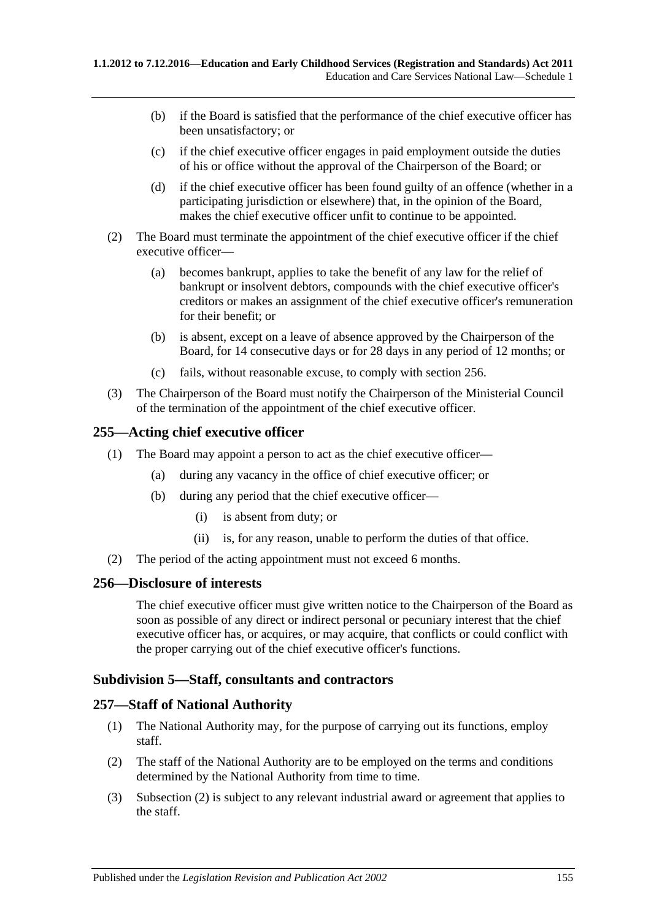(b) if the Board is satisfied that the performance of the chief executive officer has been unsatisfactory; or

(c) if the chief executive officer engages in paid employment outside the duties of his or office without the approval of the Chairperson of the Board; or

(d) if the chief executive officer has been found guilty of an offence (whether in a participating jurisdiction or elsewhere) that, in the opinion of the Board, makes the chief executive officer unfit to continue to be appointed.

(2) The Board must terminate the appointment of the chief executive officer if the chief executive officer—

(a) becomes bankrupt, applies to take the benefit of any law for the relief of bankrupt or insolvent debtors, compounds with the chief executive officer's creditors or makes an assignment of the chief executive officer's remuneration for their benefit; or

(b) is absent, except on a leave of absence approved by the Chairperson of the Board, for 14 consecutive days or for 28 days in any period of 12 months; or

(c) fails, without reasonable excuse, to comply with section 256.

(3) The Chairperson of the Board must notify the Chairperson of the Ministerial Council of the termination of the appointment of the chief executive officer.

## 255—Acting chief executive officer

(1) The Board may appoint a person to act as the chief executive officer—

(a) during any vacancy in the office of chief executive officer; or

(b) during any period that the chief executive officer—

(i) is absent from duty; or

(ii) is, for any reason, unable to perform the duties of that office.

(2) The period of the acting appointment must not exceed 6 months.

## 256—Disclosure of interests

The chief executive officer must give written notice to the Chairperson of the Board as soon as possible of any direct or indirect personal or pecuniary interest that the chief executive officer has, or acquires, or may acquire, that conflicts or could conflict with the proper carrying out of the chief executive officer's functions.

### Subdivision 5—Staff, consultants and contractors

## 257—Staff of National Authority

(1) The National Authority may, for the purpose of carrying out its functions, employ staff.

(2) The staff of the National Authority are to be employed on the terms and conditions determined by the National Authority from time to time.

(3) Subsection (2) is subject to any relevant industrial award or agreement that applies to the staff.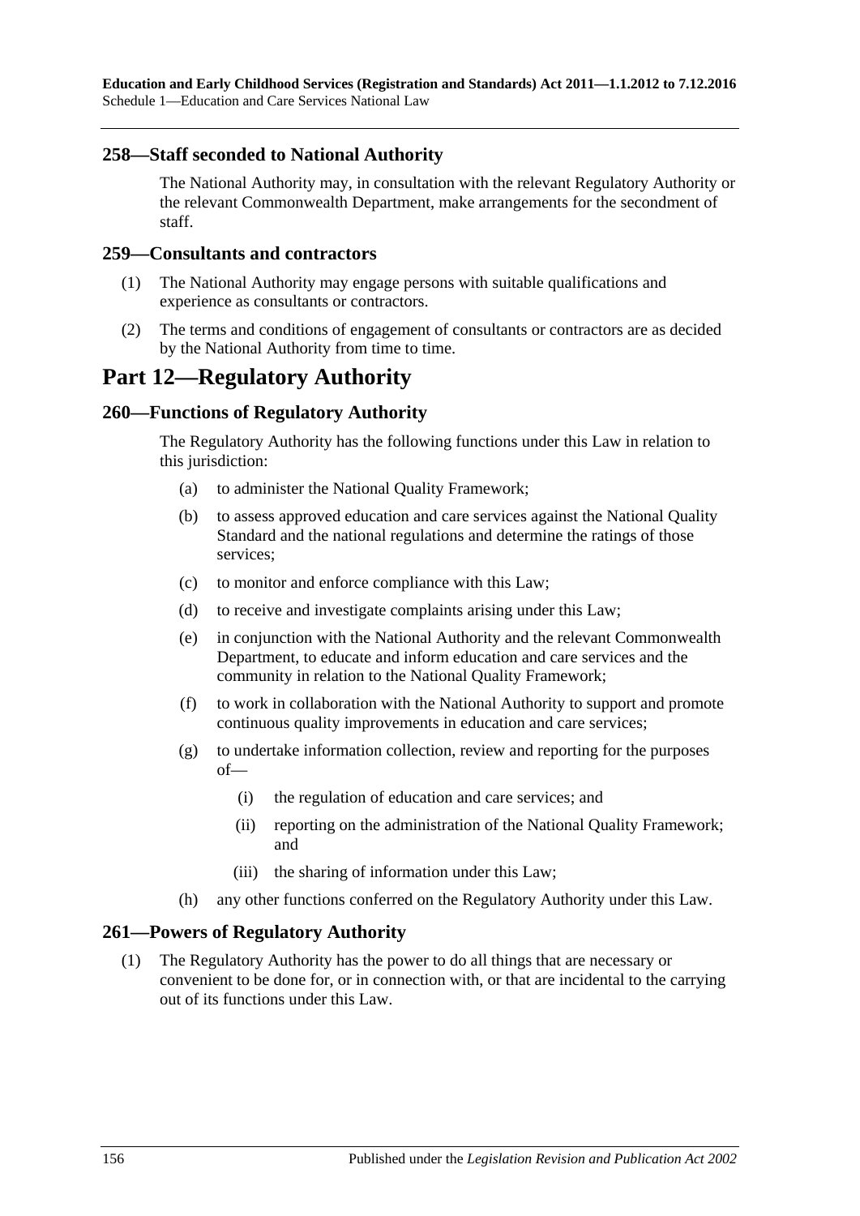## 258—Staff seconded to National Authority

The National Authority may, in consultation with the relevant Regulatory Authority or the relevant Commonwealth Department, make arrangements for the secondment of staff.

## 259—Consultants and contractors

(1) The National Authority may engage persons with suitable qualifications and experience as consultants or contractors.

(2) The terms and conditions of engagement of consultants or contractors are as decided by the National Authority from time to time.

# Part 12—Regulatory Authority

## 260—Functions of Regulatory Authority

The Regulatory Authority has the following functions under this Law in relation to this jurisdiction:

(a) to administer the National Quality Framework;

(b) to assess approved education and care services against the National Quality Standard and the national regulations and determine the ratings of those services;

(c) to monitor and enforce compliance with this Law;

(d) to receive and investigate complaints arising under this Law;

(e) in conjunction with the National Authority and the relevant Commonwealth Department, to educate and inform education and care services and the community in relation to the National Quality Framework;

(f) to work in collaboration with the National Authority to support and promote continuous quality improvements in education and care services;

(g) to undertake information collection, review and reporting for the purposes of—

(i) the regulation of education and care services; and

(ii) reporting on the administration of the National Quality Framework; and

(iii) the sharing of information under this Law;

(h) any other functions conferred on the Regulatory Authority under this Law.

## 261—Powers of Regulatory Authority

(1) The Regulatory Authority has the power to do all things that are necessary or convenient to be done for, or in connection with, or that are incidental to the carrying out of its functions under this Law.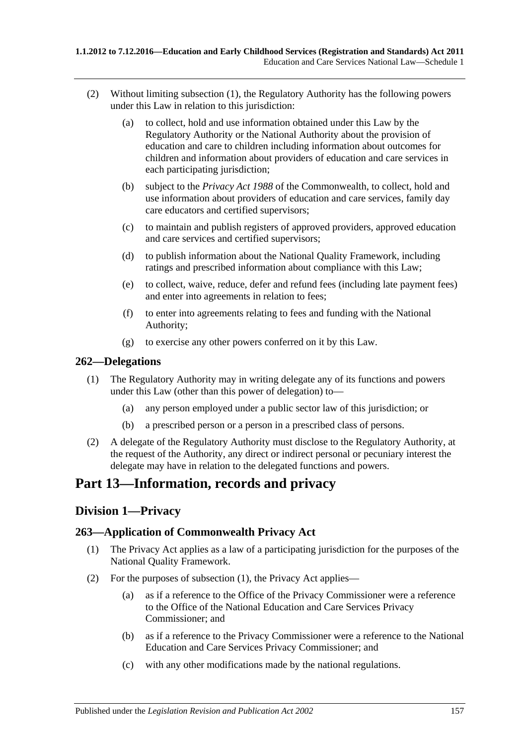(2) Without limiting subsection (1), the Regulatory Authority has the following powers under this Law in relation to this jurisdiction:

(a) to collect, hold and use information obtained under this Law by the Regulatory Authority or the National Authority about the provision of education and care to children including information about outcomes for children and information about providers of education and care services in each participating jurisdiction;

(b) subject to the *Privacy Act 1988* of the Commonwealth, to collect, hold and use information about providers of education and care services, family day care educators and certified supervisors;

(c) to maintain and publish registers of approved providers, approved education and care services and certified supervisors;

(d) to publish information about the National Quality Framework, including ratings and prescribed information about compliance with this Law;

(e) to collect, waive, reduce, defer and refund fees (including late payment fees) and enter into agreements in relation to fees;

(f) to enter into agreements relating to fees and funding with the National Authority;

(g) to exercise any other powers conferred on it by this Law.

### 262—Delegations

(1) The Regulatory Authority may in writing delegate any of its functions and powers under this Law (other than this power of delegation) to—

(a) any person employed under a public sector law of this jurisdiction; or

(b) a prescribed person or a person in a prescribed class of persons.

(2) A delegate of the Regulatory Authority must disclose to the Regulatory Authority, at the request of the Authority, any direct or indirect personal or pecuniary interest the delegate may have in relation to the delegated functions and powers.

# Part 13—Information, records and privacy

## Division 1—Privacy

### 263—Application of Commonwealth Privacy Act

(1) The Privacy Act applies as a law of a participating jurisdiction for the purposes of the National Quality Framework.

(2) For the purposes of subsection (1), the Privacy Act applies—

(a) as if a reference to the Office of the Privacy Commissioner were a reference to the Office of the National Education and Care Services Privacy Commissioner; and

(b) as if a reference to the Privacy Commissioner were a reference to the National Education and Care Services Privacy Commissioner; and

(c) with any other modifications made by the national regulations.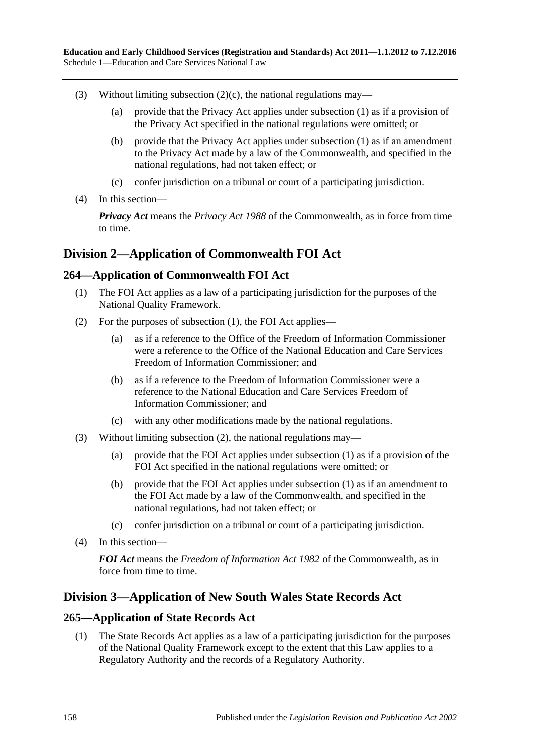(3) Without limiting subsection (2)(c), the national regulations may—

(a) provide that the Privacy Act applies under subsection (1) as if a provision of the Privacy Act specified in the national regulations were omitted; or

(b) provide that the Privacy Act applies under subsection (1) as if an amendment to the Privacy Act made by a law of the Commonwealth, and specified in the national regulations, had not taken effect; or

(c) confer jurisdiction on a tribunal or court of a participating jurisdiction.

(4) In this section—

***Privacy Act*** means the *Privacy Act 1988* of the Commonwealth, as in force from time to time.

## Division 2—Application of Commonwealth FOI Act

### 264—Application of Commonwealth FOI Act

(1) The FOI Act applies as a law of a participating jurisdiction for the purposes of the National Quality Framework.

(2) For the purposes of subsection (1), the FOI Act applies—

(a) as if a reference to the Office of the Freedom of Information Commissioner were a reference to the Office of the National Education and Care Services Freedom of Information Commissioner; and

(b) as if a reference to the Freedom of Information Commissioner were a reference to the National Education and Care Services Freedom of Information Commissioner; and

(c) with any other modifications made by the national regulations.

(3) Without limiting subsection (2), the national regulations may—

(a) provide that the FOI Act applies under subsection (1) as if a provision of the FOI Act specified in the national regulations were omitted; or

(b) provide that the FOI Act applies under subsection (1) as if an amendment to the FOI Act made by a law of the Commonwealth, and specified in the national regulations, had not taken effect; or

(c) confer jurisdiction on a tribunal or court of a participating jurisdiction.

(4) In this section—

***FOI Act*** means the *Freedom of Information Act 1982* of the Commonwealth, as in force from time to time.

## Division 3—Application of New South Wales State Records Act

### 265—Application of State Records Act

(1) The State Records Act applies as a law of a participating jurisdiction for the purposes of the National Quality Framework except to the extent that this Law applies to a Regulatory Authority and the records of a Regulatory Authority.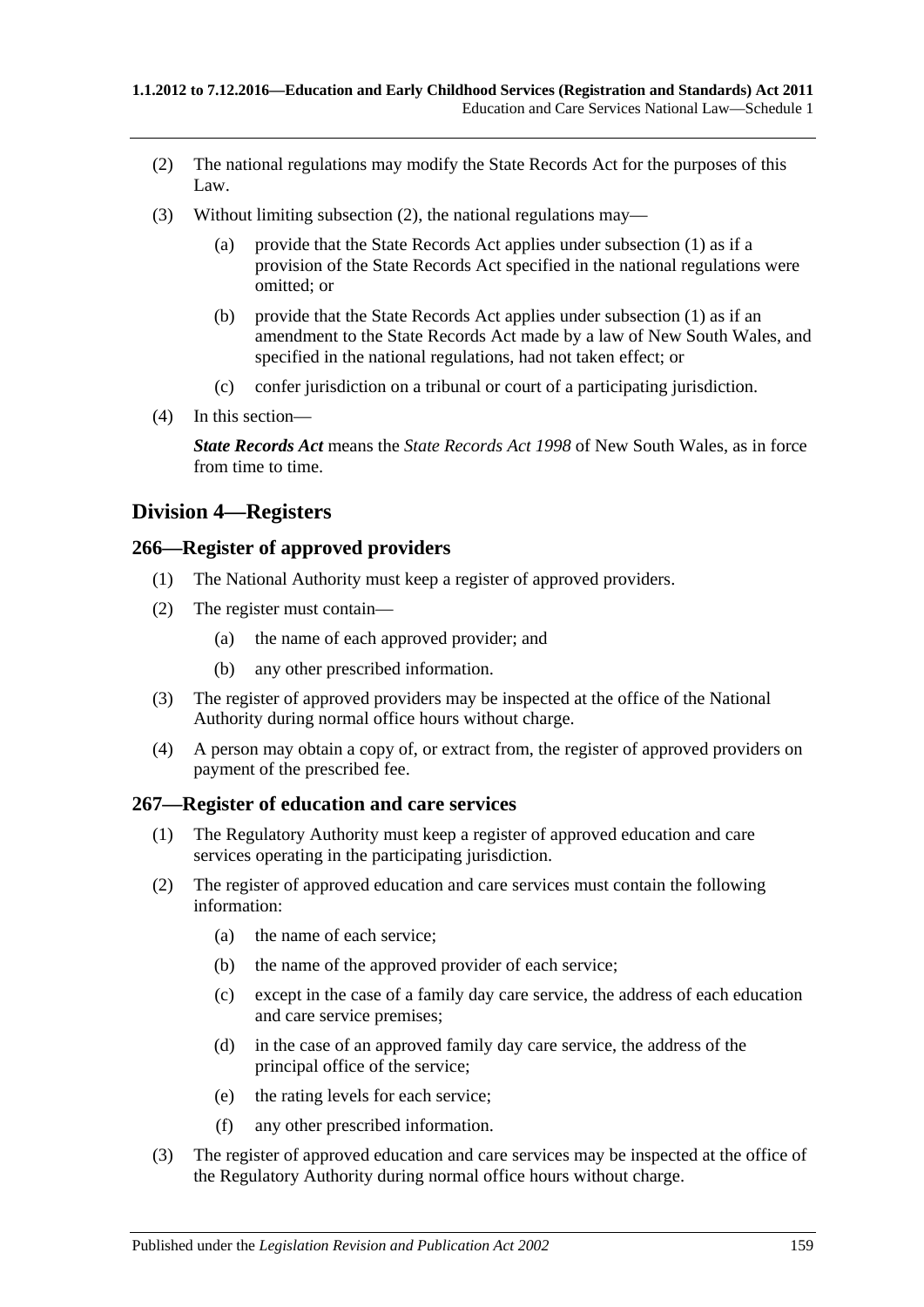(2) The national regulations may modify the State Records Act for the purposes of this Law.

(3) Without limiting subsection (2), the national regulations may—

(a) provide that the State Records Act applies under subsection (1) as if a provision of the State Records Act specified in the national regulations were omitted; or

(b) provide that the State Records Act applies under subsection (1) as if an amendment to the State Records Act made by a law of New South Wales, and specified in the national regulations, had not taken effect; or

(c) confer jurisdiction on a tribunal or court of a participating jurisdiction.

(4) In this section—

***State Records Act*** means the *State Records Act 1998* of New South Wales, as in force from time to time.

## Division 4—Registers

### 266—Register of approved providers

(1) The National Authority must keep a register of approved providers.

(2) The register must contain—

(a) the name of each approved provider; and

(b) any other prescribed information.

(3) The register of approved providers may be inspected at the office of the National Authority during normal office hours without charge.

(4) A person may obtain a copy of, or extract from, the register of approved providers on payment of the prescribed fee.

### 267—Register of education and care services

(1) The Regulatory Authority must keep a register of approved education and care services operating in the participating jurisdiction.

(2) The register of approved education and care services must contain the following information:

(a) the name of each service;

(b) the name of the approved provider of each service;

(c) except in the case of a family day care service, the address of each education and care service premises;

(d) in the case of an approved family day care service, the address of the principal office of the service;

(e) the rating levels for each service;

(f) any other prescribed information.

(3) The register of approved education and care services may be inspected at the office of the Regulatory Authority during normal office hours without charge.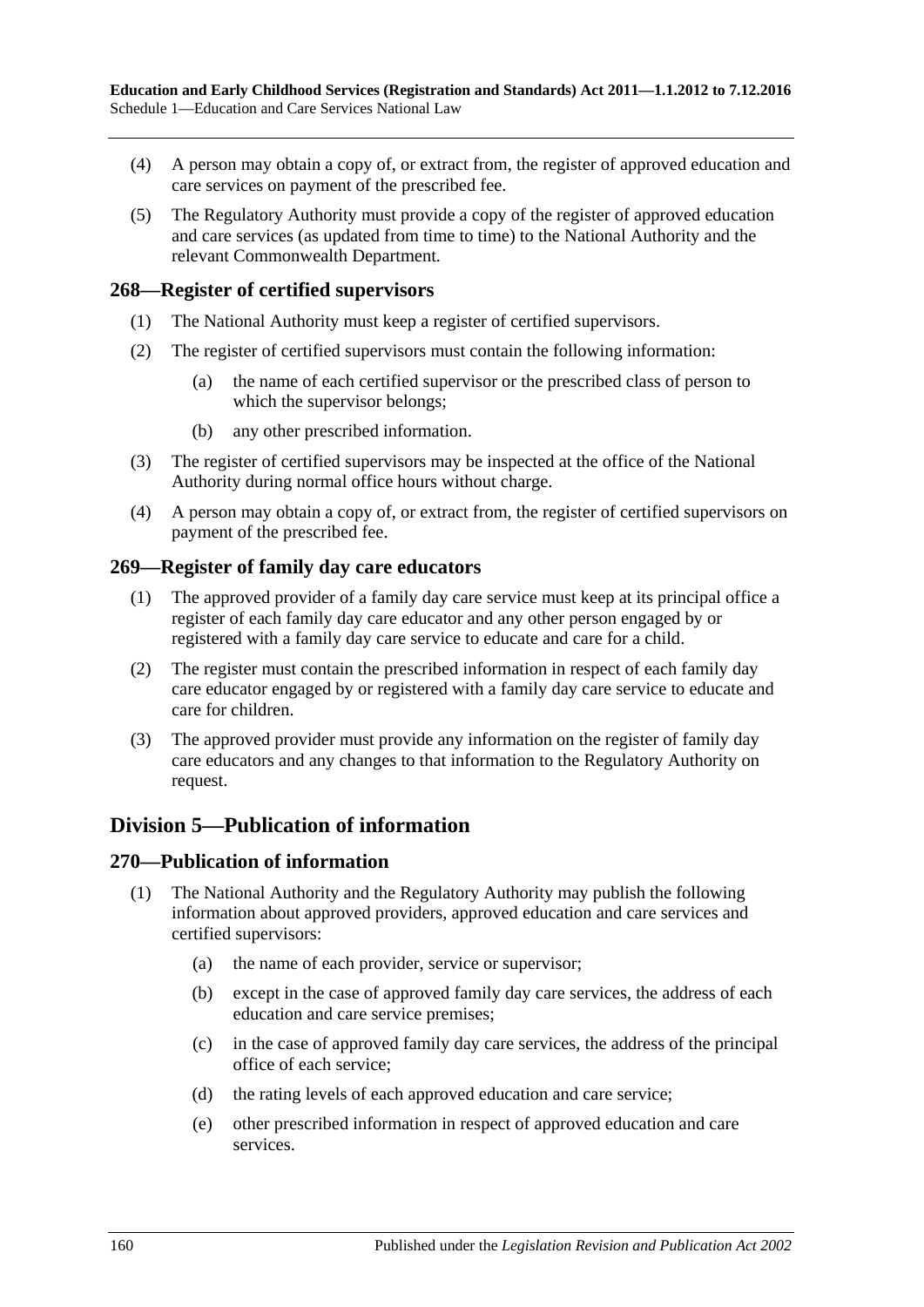(4) A person may obtain a copy of, or extract from, the register of approved education and care services on payment of the prescribed fee.

(5) The Regulatory Authority must provide a copy of the register of approved education and care services (as updated from time to time) to the National Authority and the relevant Commonwealth Department.

### 268—Register of certified supervisors

(1) The National Authority must keep a register of certified supervisors.

(2) The register of certified supervisors must contain the following information:

- (a) the name of each certified supervisor or the prescribed class of person to which the supervisor belongs;
- (b) any other prescribed information.

(3) The register of certified supervisors may be inspected at the office of the National Authority during normal office hours without charge.

(4) A person may obtain a copy of, or extract from, the register of certified supervisors on payment of the prescribed fee.

### 269—Register of family day care educators

(1) The approved provider of a family day care service must keep at its principal office a register of each family day care educator and any other person engaged by or registered with a family day care service to educate and care for a child.

(2) The register must contain the prescribed information in respect of each family day care educator engaged by or registered with a family day care service to educate and care for children.

(3) The approved provider must provide any information on the register of family day care educators and any changes to that information to the Regulatory Authority on request.

## Division 5—Publication of information

### 270—Publication of information

(1) The National Authority and the Regulatory Authority may publish the following information about approved providers, approved education and care services and certified supervisors:

- (a) the name of each provider, service or supervisor;
- (b) except in the case of approved family day care services, the address of each education and care service premises;
- (c) in the case of approved family day care services, the address of the principal office of each service;
- (d) the rating levels of each approved education and care service;
- (e) other prescribed information in respect of approved education and care services.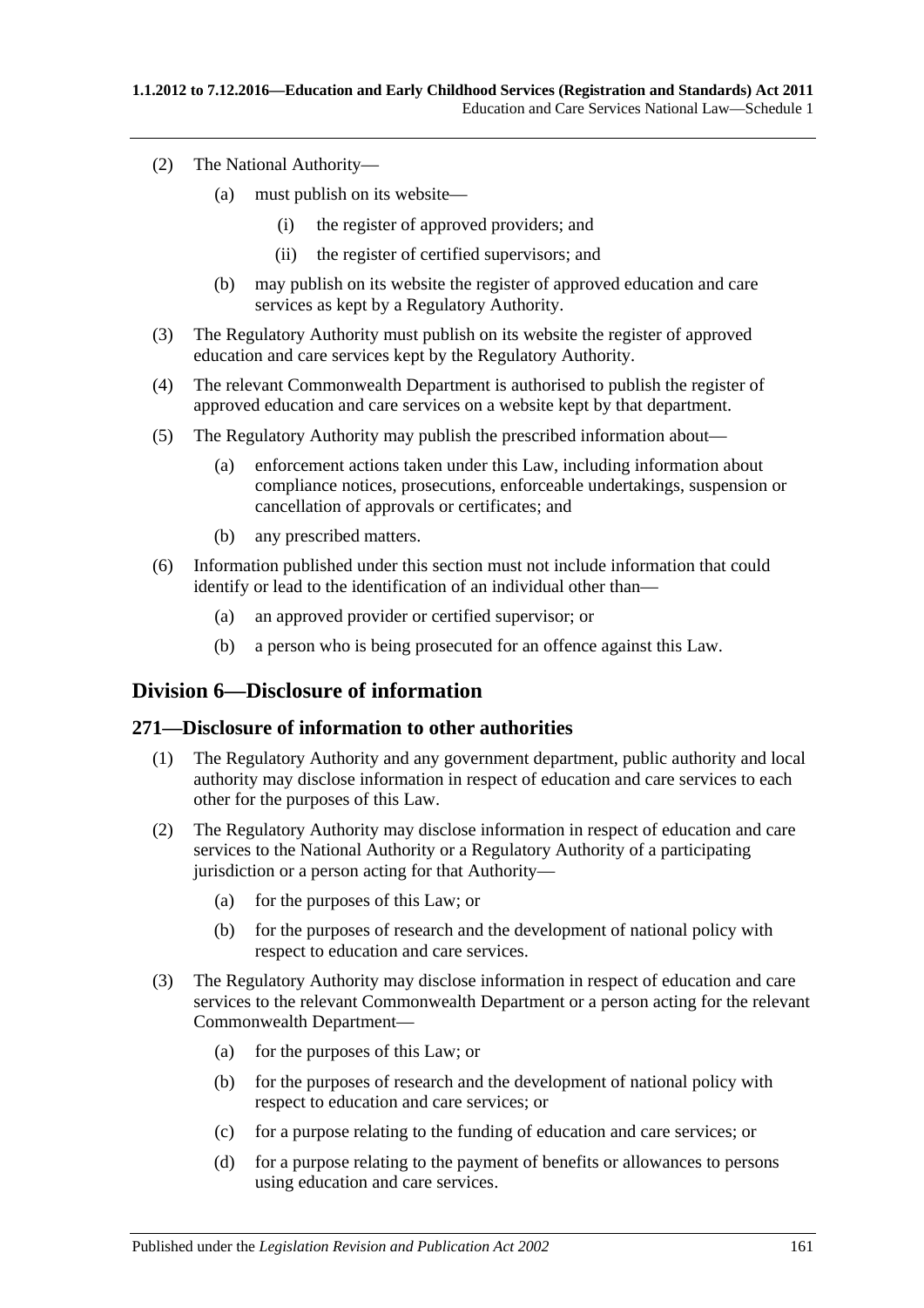(2) The National Authority—

(a) must publish on its website—

(i) the register of approved providers; and

(ii) the register of certified supervisors; and

(b) may publish on its website the register of approved education and care services as kept by a Regulatory Authority.

(3) The Regulatory Authority must publish on its website the register of approved education and care services kept by the Regulatory Authority.

(4) The relevant Commonwealth Department is authorised to publish the register of approved education and care services on a website kept by that department.

(5) The Regulatory Authority may publish the prescribed information about—

(a) enforcement actions taken under this Law, including information about compliance notices, prosecutions, enforceable undertakings, suspension or cancellation of approvals or certificates; and

(b) any prescribed matters.

(6) Information published under this section must not include information that could identify or lead to the identification of an individual other than—

(a) an approved provider or certified supervisor; or

(b) a person who is being prosecuted for an offence against this Law.

## Division 6—Disclosure of information

### 271—Disclosure of information to other authorities

(1) The Regulatory Authority and any government department, public authority and local authority may disclose information in respect of education and care services to each other for the purposes of this Law.

(2) The Regulatory Authority may disclose information in respect of education and care services to the National Authority or a Regulatory Authority of a participating jurisdiction or a person acting for that Authority—

(a) for the purposes of this Law; or

(b) for the purposes of research and the development of national policy with respect to education and care services.

(3) The Regulatory Authority may disclose information in respect of education and care services to the relevant Commonwealth Department or a person acting for the relevant Commonwealth Department—

(a) for the purposes of this Law; or

(b) for the purposes of research and the development of national policy with respect to education and care services; or

(c) for a purpose relating to the funding of education and care services; or

(d) for a purpose relating to the payment of benefits or allowances to persons using education and care services.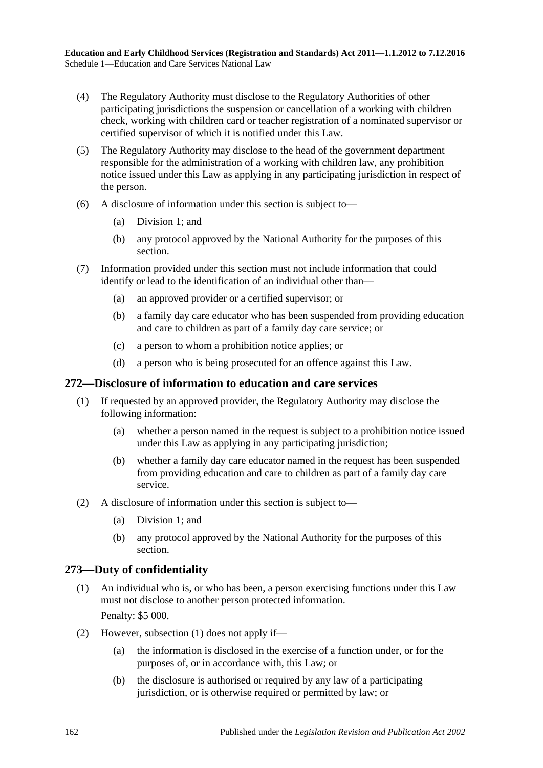(4) The Regulatory Authority must disclose to the Regulatory Authorities of other participating jurisdictions the suspension or cancellation of a working with children check, working with children card or teacher registration of a nominated supervisor or certified supervisor of which it is notified under this Law.

(5) The Regulatory Authority may disclose to the head of the government department responsible for the administration of a working with children law, any prohibition notice issued under this Law as applying in any participating jurisdiction in respect of the person.

(6) A disclosure of information under this section is subject to—

(a) Division 1; and

(b) any protocol approved by the National Authority for the purposes of this section.

(7) Information provided under this section must not include information that could identify or lead to the identification of an individual other than—

(a) an approved provider or a certified supervisor; or

(b) a family day care educator who has been suspended from providing education and care to children as part of a family day care service; or

(c) a person to whom a prohibition notice applies; or

(d) a person who is being prosecuted for an offence against this Law.

## 272—Disclosure of information to education and care services

(1) If requested by an approved provider, the Regulatory Authority may disclose the following information:

(a) whether a person named in the request is subject to a prohibition notice issued under this Law as applying in any participating jurisdiction;

(b) whether a family day care educator named in the request has been suspended from providing education and care to children as part of a family day care service.

(2) A disclosure of information under this section is subject to—

(a) Division 1; and

(b) any protocol approved by the National Authority for the purposes of this section.

## 273—Duty of confidentiality

(1) An individual who is, or who has been, a person exercising functions under this Law must not disclose to another person protected information.

Penalty: $5 000.

(2) However, subsection (1) does not apply if—

(a) the information is disclosed in the exercise of a function under, or for the purposes of, or in accordance with, this Law; or

(b) the disclosure is authorised or required by any law of a participating jurisdiction, or is otherwise required or permitted by law; or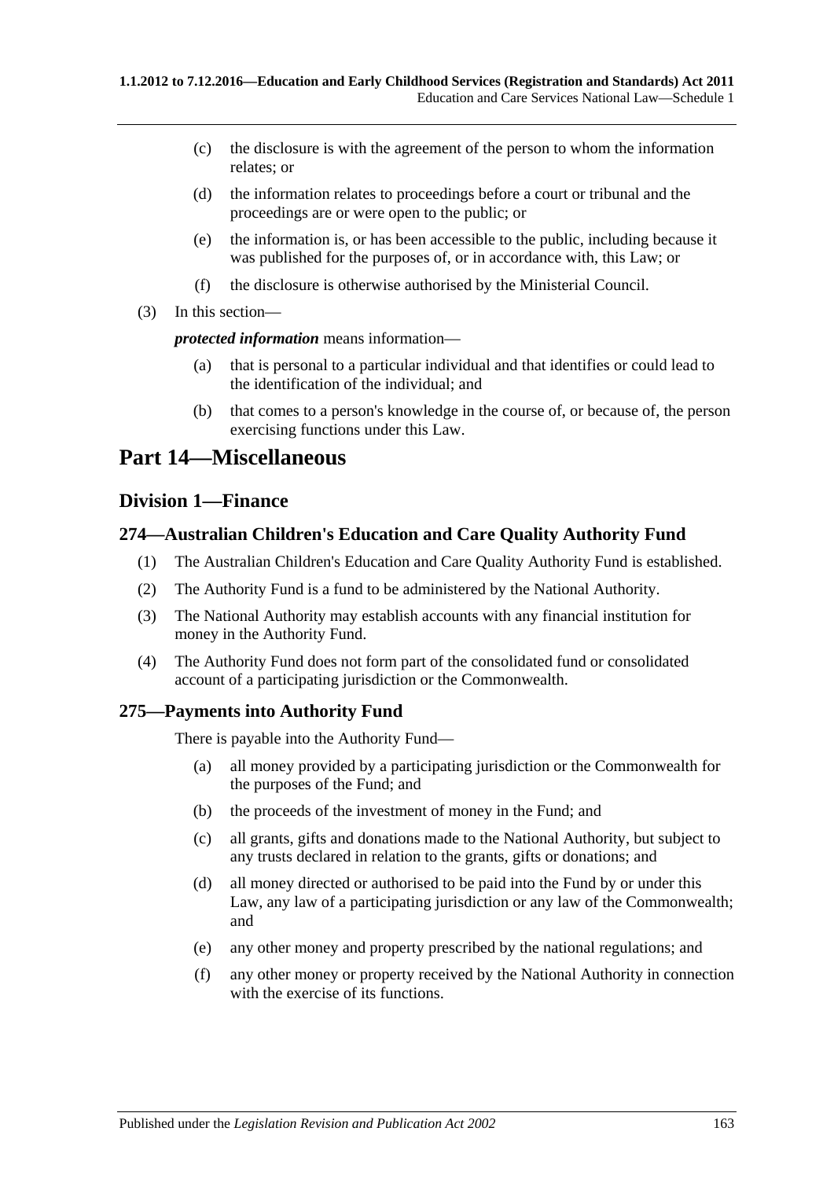(c) the disclosure is with the agreement of the person to whom the information relates; or

(d) the information relates to proceedings before a court or tribunal and the proceedings are or were open to the public; or

(e) the information is, or has been accessible to the public, including because it was published for the purposes of, or in accordance with, this Law; or

(f) the disclosure is otherwise authorised by the Ministerial Council.

(3) In this section—

***protected information*** means information—

(a) that is personal to a particular individual and that identifies or could lead to the identification of the individual; and

(b) that comes to a person's knowledge in the course of, or because of, the person exercising functions under this Law.

# Part 14—Miscellaneous

## Division 1—Finance

### 274—Australian Children's Education and Care Quality Authority Fund

(1) The Australian Children's Education and Care Quality Authority Fund is established.

(2) The Authority Fund is a fund to be administered by the National Authority.

(3) The National Authority may establish accounts with any financial institution for money in the Authority Fund.

(4) The Authority Fund does not form part of the consolidated fund or consolidated account of a participating jurisdiction or the Commonwealth.

### 275—Payments into Authority Fund

There is payable into the Authority Fund—

(a) all money provided by a participating jurisdiction or the Commonwealth for the purposes of the Fund; and

(b) the proceeds of the investment of money in the Fund; and

(c) all grants, gifts and donations made to the National Authority, but subject to any trusts declared in relation to the grants, gifts or donations; and

(d) all money directed or authorised to be paid into the Fund by or under this Law, any law of a participating jurisdiction or any law of the Commonwealth; and

(e) any other money and property prescribed by the national regulations; and

(f) any other money or property received by the National Authority in connection with the exercise of its functions.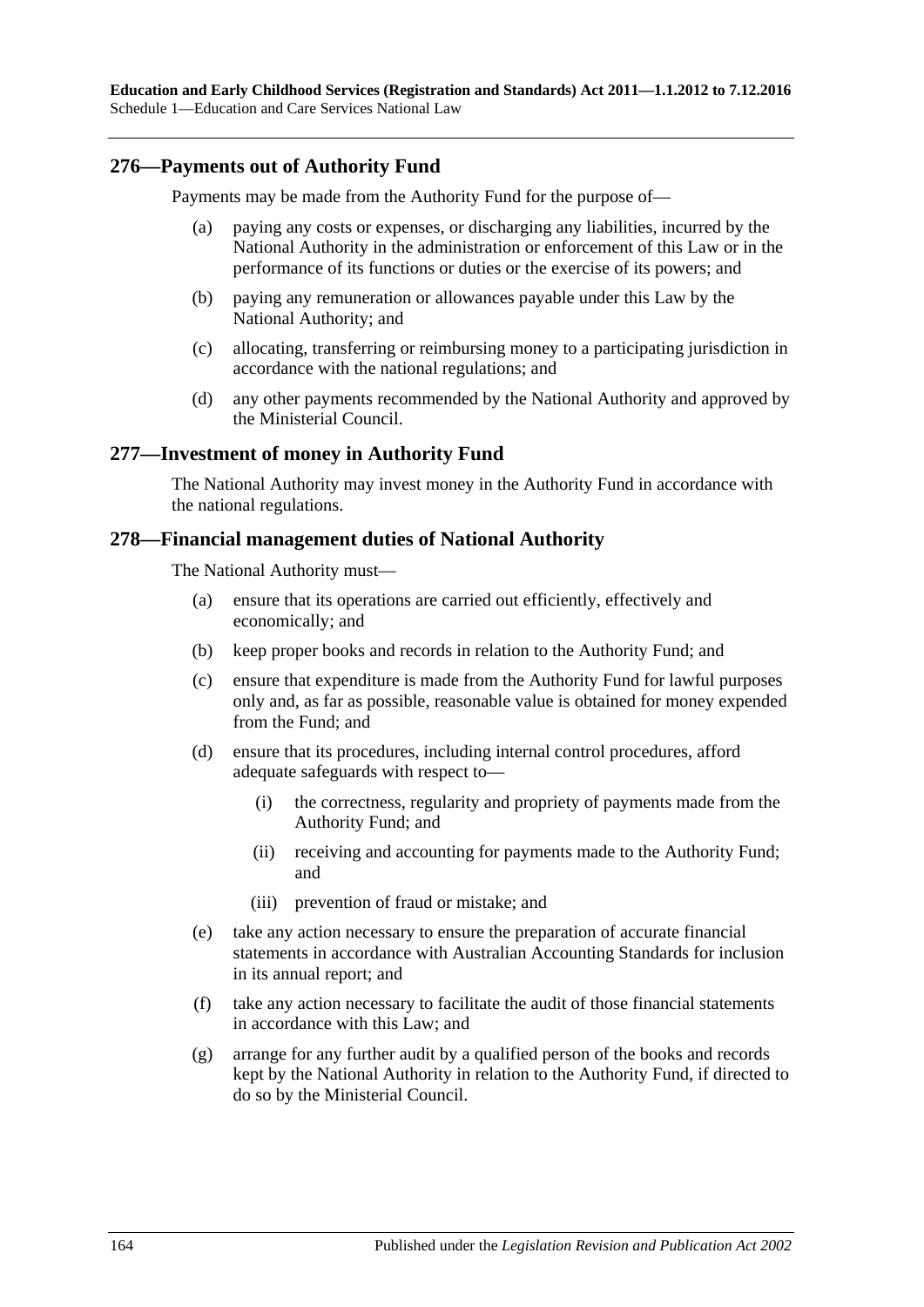## 276—Payments out of Authority Fund

Payments may be made from the Authority Fund for the purpose of—

(a) paying any costs or expenses, or discharging any liabilities, incurred by the National Authority in the administration or enforcement of this Law or in the performance of its functions or duties or the exercise of its powers; and

(b) paying any remuneration or allowances payable under this Law by the National Authority; and

(c) allocating, transferring or reimbursing money to a participating jurisdiction in accordance with the national regulations; and

(d) any other payments recommended by the National Authority and approved by the Ministerial Council.

## 277—Investment of money in Authority Fund

The National Authority may invest money in the Authority Fund in accordance with the national regulations.

## 278—Financial management duties of National Authority

The National Authority must—

(a) ensure that its operations are carried out efficiently, effectively and economically; and

(b) keep proper books and records in relation to the Authority Fund; and

(c) ensure that expenditure is made from the Authority Fund for lawful purposes only and, as far as possible, reasonable value is obtained for money expended from the Fund; and

(d) ensure that its procedures, including internal control procedures, afford adequate safeguards with respect to—

(i) the correctness, regularity and propriety of payments made from the Authority Fund; and

(ii) receiving and accounting for payments made to the Authority Fund; and

(iii) prevention of fraud or mistake; and

(e) take any action necessary to ensure the preparation of accurate financial statements in accordance with Australian Accounting Standards for inclusion in its annual report; and

(f) take any action necessary to facilitate the audit of those financial statements in accordance with this Law; and

(g) arrange for any further audit by a qualified person of the books and records kept by the National Authority in relation to the Authority Fund, if directed to do so by the Ministerial Council.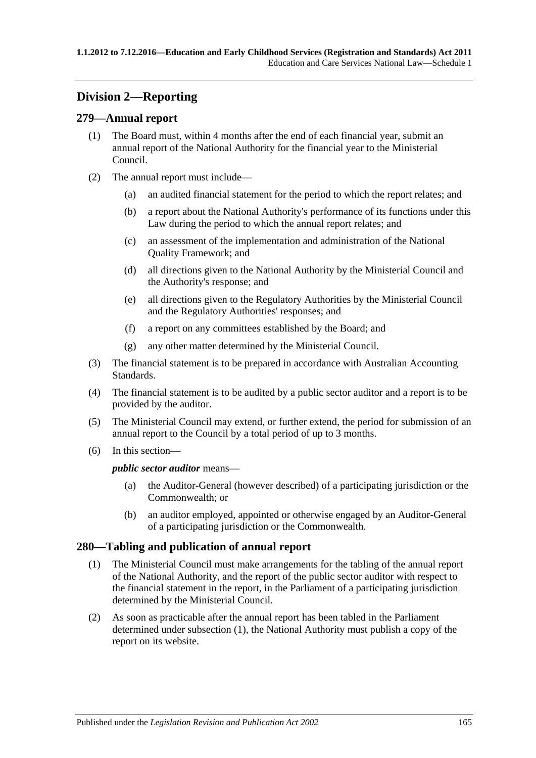## Division 2—Reporting

### 279—Annual report

(1) The Board must, within 4 months after the end of each financial year, submit an annual report of the National Authority for the financial year to the Ministerial Council.

(2) The annual report must include—

  (a) an audited financial statement for the period to which the report relates; and

  (b) a report about the National Authority's performance of its functions under this Law during the period to which the annual report relates; and

  (c) an assessment of the implementation and administration of the National Quality Framework; and

  (d) all directions given to the National Authority by the Ministerial Council and the Authority's response; and

  (e) all directions given to the Regulatory Authorities by the Ministerial Council and the Regulatory Authorities' responses; and

  (f) a report on any committees established by the Board; and

  (g) any other matter determined by the Ministerial Council.

(3) The financial statement is to be prepared in accordance with Australian Accounting Standards.

(4) The financial statement is to be audited by a public sector auditor and a report is to be provided by the auditor.

(5) The Ministerial Council may extend, or further extend, the period for submission of an annual report to the Council by a total period of up to 3 months.

(6) In this section—

***public sector auditor*** means—

  (a) the Auditor-General (however described) of a participating jurisdiction or the Commonwealth; or

  (b) an auditor employed, appointed or otherwise engaged by an Auditor-General of a participating jurisdiction or the Commonwealth.

### 280—Tabling and publication of annual report

(1) The Ministerial Council must make arrangements for the tabling of the annual report of the National Authority, and the report of the public sector auditor with respect to the financial statement in the report, in the Parliament of a participating jurisdiction determined by the Ministerial Council.

(2) As soon as practicable after the annual report has been tabled in the Parliament determined under subsection (1), the National Authority must publish a copy of the report on its website.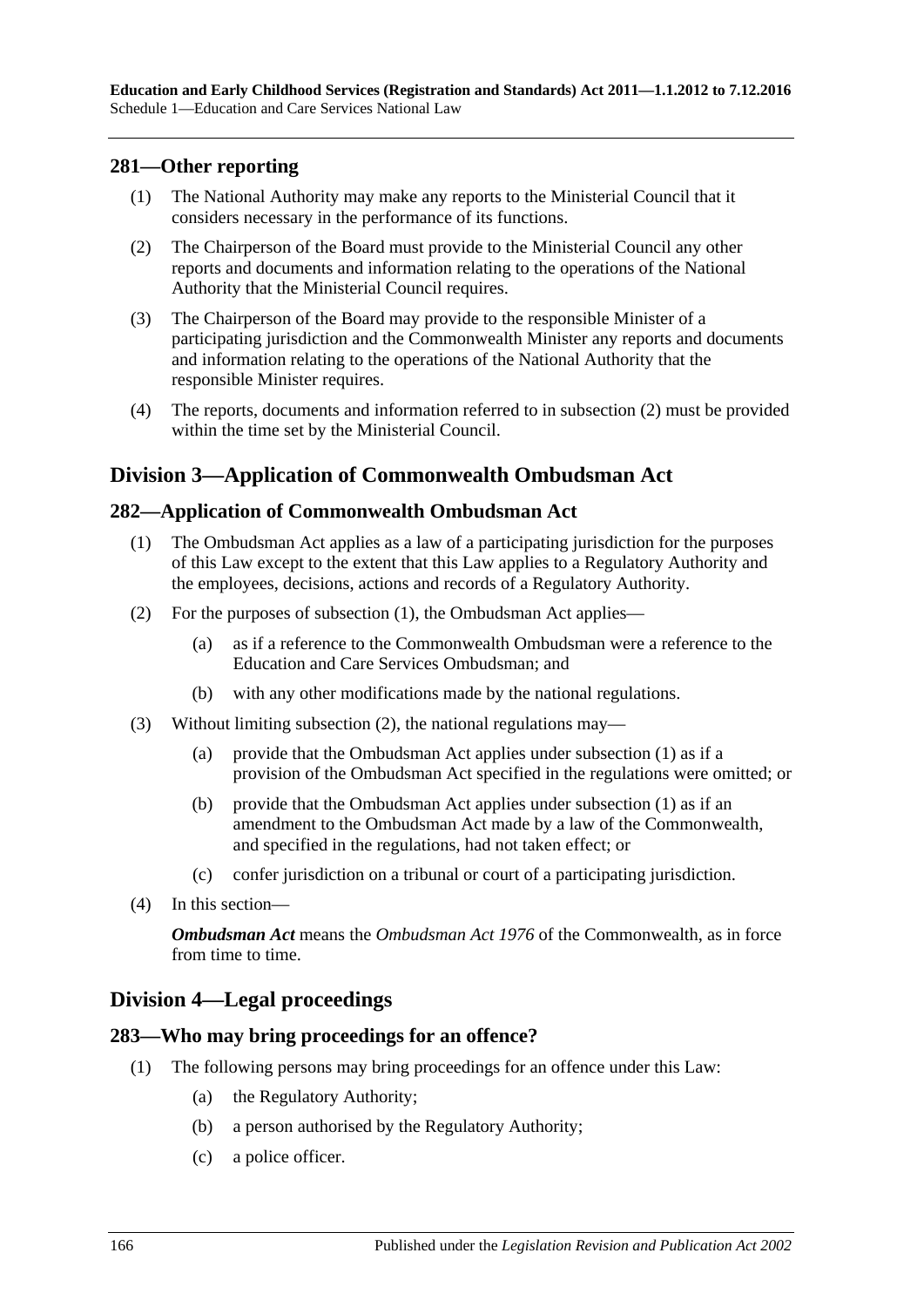## 281—Other reporting

(1) The National Authority may make any reports to the Ministerial Council that it considers necessary in the performance of its functions.

(2) The Chairperson of the Board must provide to the Ministerial Council any other reports and documents and information relating to the operations of the National Authority that the Ministerial Council requires.

(3) The Chairperson of the Board may provide to the responsible Minister of a participating jurisdiction and the Commonwealth Minister any reports and documents and information relating to the operations of the National Authority that the responsible Minister requires.

(4) The reports, documents and information referred to in subsection (2) must be provided within the time set by the Ministerial Council.

# Division 3—Application of Commonwealth Ombudsman Act

## 282—Application of Commonwealth Ombudsman Act

(1) The Ombudsman Act applies as a law of a participating jurisdiction for the purposes of this Law except to the extent that this Law applies to a Regulatory Authority and the employees, decisions, actions and records of a Regulatory Authority.

(2) For the purposes of subsection (1), the Ombudsman Act applies—

(a) as if a reference to the Commonwealth Ombudsman were a reference to the Education and Care Services Ombudsman; and

(b) with any other modifications made by the national regulations.

(3) Without limiting subsection (2), the national regulations may—

(a) provide that the Ombudsman Act applies under subsection (1) as if a provision of the Ombudsman Act specified in the regulations were omitted; or

(b) provide that the Ombudsman Act applies under subsection (1) as if an amendment to the Ombudsman Act made by a law of the Commonwealth, and specified in the regulations, had not taken effect; or

(c) confer jurisdiction on a tribunal or court of a participating jurisdiction.

(4) In this section—

***Ombudsman Act*** means the *Ombudsman Act 1976* of the Commonwealth, as in force from time to time.

# Division 4—Legal proceedings

## 283—Who may bring proceedings for an offence?

(1) The following persons may bring proceedings for an offence under this Law:

(a) the Regulatory Authority;

(b) a person authorised by the Regulatory Authority;

(c) a police officer.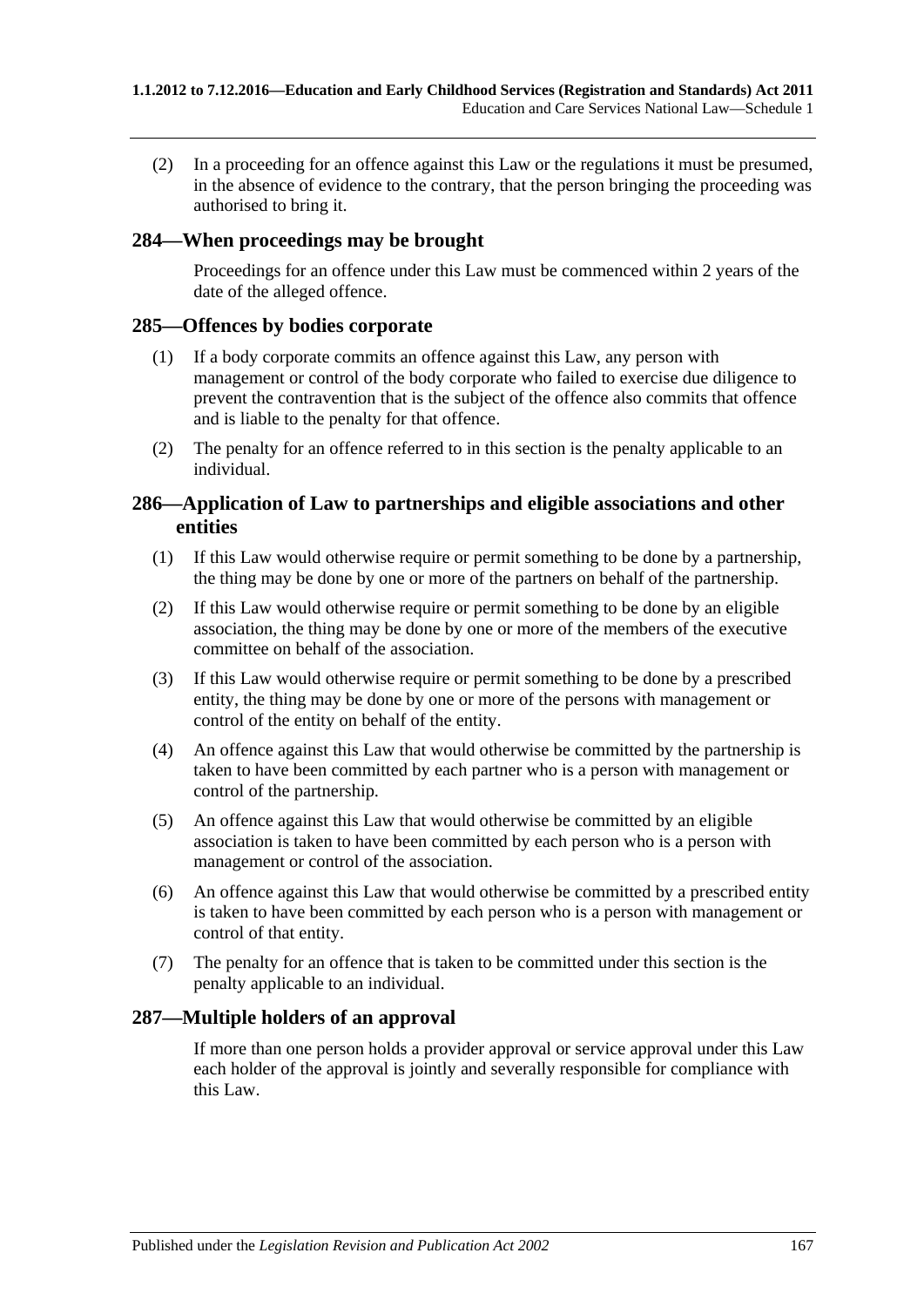(2) In a proceeding for an offence against this Law or the regulations it must be presumed, in the absence of evidence to the contrary, that the person bringing the proceeding was authorised to bring it.

## 284—When proceedings may be brought

Proceedings for an offence under this Law must be commenced within 2 years of the date of the alleged offence.

## 285—Offences by bodies corporate

(1) If a body corporate commits an offence against this Law, any person with management or control of the body corporate who failed to exercise due diligence to prevent the contravention that is the subject of the offence also commits that offence and is liable to the penalty for that offence.

(2) The penalty for an offence referred to in this section is the penalty applicable to an individual.

## 286—Application of Law to partnerships and eligible associations and other entities

(1) If this Law would otherwise require or permit something to be done by a partnership, the thing may be done by one or more of the partners on behalf of the partnership.

(2) If this Law would otherwise require or permit something to be done by an eligible association, the thing may be done by one or more of the members of the executive committee on behalf of the association.

(3) If this Law would otherwise require or permit something to be done by a prescribed entity, the thing may be done by one or more of the persons with management or control of the entity on behalf of the entity.

(4) An offence against this Law that would otherwise be committed by the partnership is taken to have been committed by each partner who is a person with management or control of the partnership.

(5) An offence against this Law that would otherwise be committed by an eligible association is taken to have been committed by each person who is a person with management or control of the association.

(6) An offence against this Law that would otherwise be committed by a prescribed entity is taken to have been committed by each person who is a person with management or control of that entity.

(7) The penalty for an offence that is taken to be committed under this section is the penalty applicable to an individual.

## 287—Multiple holders of an approval

If more than one person holds a provider approval or service approval under this Law each holder of the approval is jointly and severally responsible for compliance with this Law.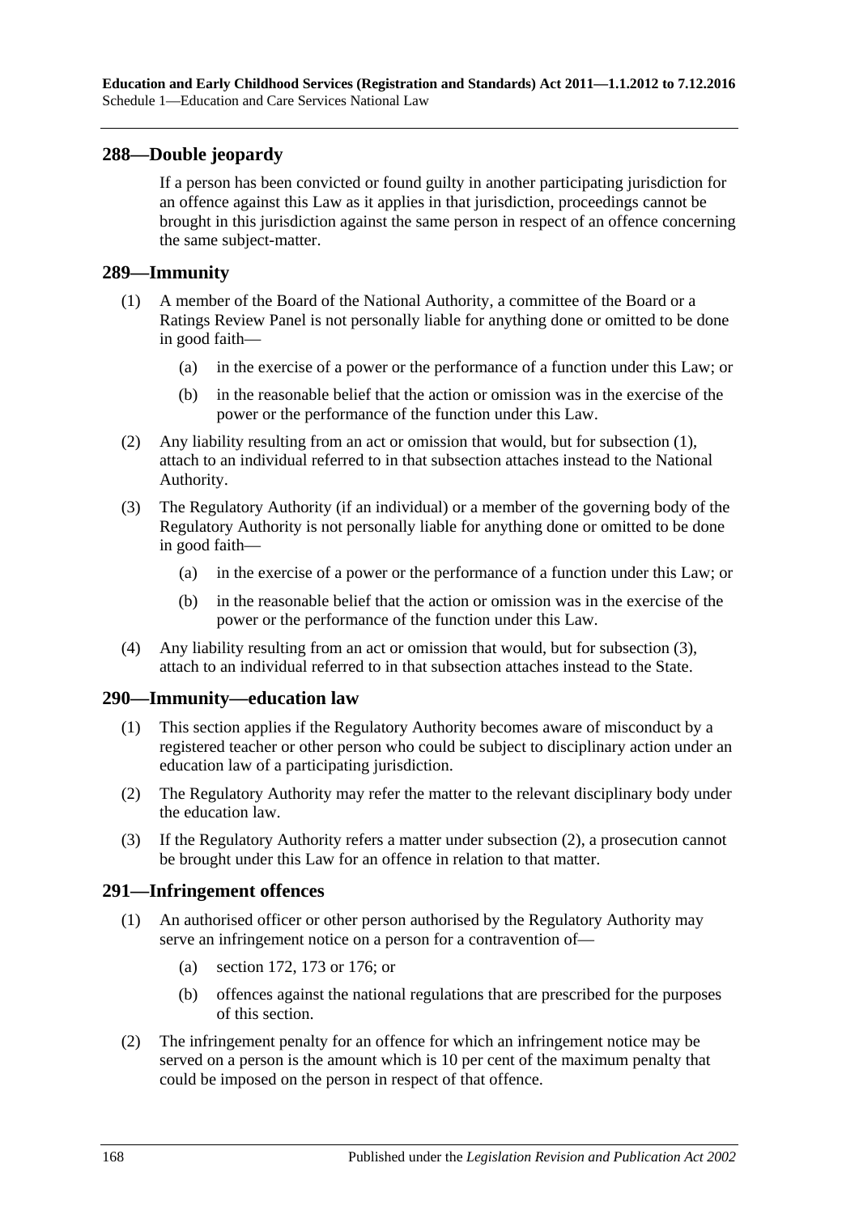## 288—Double jeopardy

If a person has been convicted or found guilty in another participating jurisdiction for an offence against this Law as it applies in that jurisdiction, proceedings cannot be brought in this jurisdiction against the same person in respect of an offence concerning the same subject-matter.

## 289—Immunity

(1) A member of the Board of the National Authority, a committee of the Board or a Ratings Review Panel is not personally liable for anything done or omitted to be done in good faith—

- (a) in the exercise of a power or the performance of a function under this Law; or
- (b) in the reasonable belief that the action or omission was in the exercise of the power or the performance of the function under this Law.

(2) Any liability resulting from an act or omission that would, but for subsection (1), attach to an individual referred to in that subsection attaches instead to the National Authority.

(3) The Regulatory Authority (if an individual) or a member of the governing body of the Regulatory Authority is not personally liable for anything done or omitted to be done in good faith—

- (a) in the exercise of a power or the performance of a function under this Law; or
- (b) in the reasonable belief that the action or omission was in the exercise of the power or the performance of the function under this Law.

(4) Any liability resulting from an act or omission that would, but for subsection (3), attach to an individual referred to in that subsection attaches instead to the State.

## 290—Immunity—education law

(1) This section applies if the Regulatory Authority becomes aware of misconduct by a registered teacher or other person who could be subject to disciplinary action under an education law of a participating jurisdiction.

(2) The Regulatory Authority may refer the matter to the relevant disciplinary body under the education law.

(3) If the Regulatory Authority refers a matter under subsection (2), a prosecution cannot be brought under this Law for an offence in relation to that matter.

## 291—Infringement offences

(1) An authorised officer or other person authorised by the Regulatory Authority may serve an infringement notice on a person for a contravention of—

- (a) section 172, 173 or 176; or
- (b) offences against the national regulations that are prescribed for the purposes of this section.

(2) The infringement penalty for an offence for which an infringement notice may be served on a person is the amount which is 10 per cent of the maximum penalty that could be imposed on the person in respect of that offence.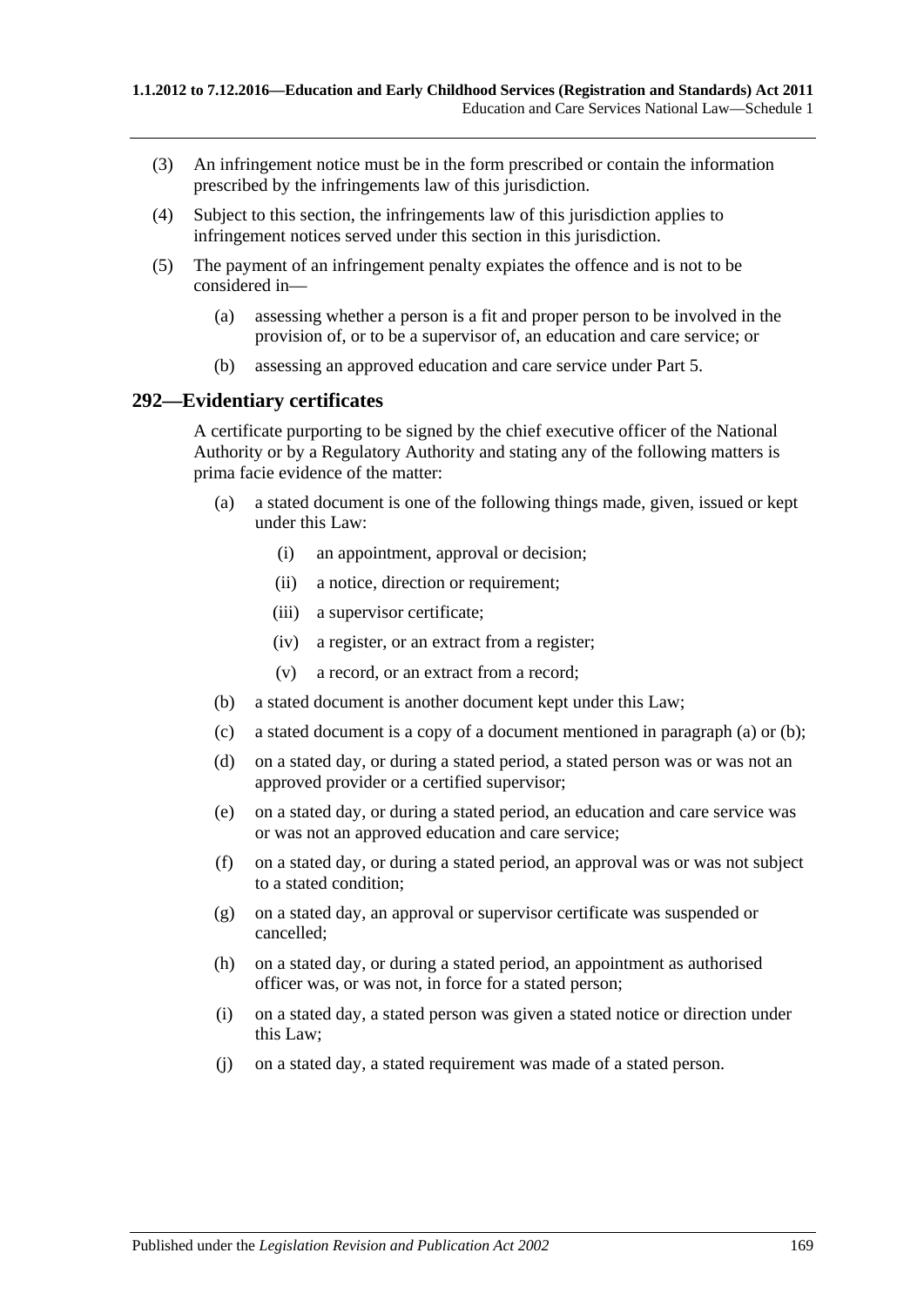(3) An infringement notice must be in the form prescribed or contain the information prescribed by the infringements law of this jurisdiction.

(4) Subject to this section, the infringements law of this jurisdiction applies to infringement notices served under this section in this jurisdiction.

(5) The payment of an infringement penalty expiates the offence and is not to be considered in—

(a) assessing whether a person is a fit and proper person to be involved in the provision of, or to be a supervisor of, an education and care service; or

(b) assessing an approved education and care service under Part 5.

## 292—Evidentiary certificates

A certificate purporting to be signed by the chief executive officer of the National Authority or by a Regulatory Authority and stating any of the following matters is prima facie evidence of the matter:

(a) a stated document is one of the following things made, given, issued or kept under this Law:

(i) an appointment, approval or decision;

(ii) a notice, direction or requirement;

(iii) a supervisor certificate;

(iv) a register, or an extract from a register;

(v) a record, or an extract from a record;

(b) a stated document is another document kept under this Law;

(c) a stated document is a copy of a document mentioned in paragraph (a) or (b);

(d) on a stated day, or during a stated period, a stated person was or was not an approved provider or a certified supervisor;

(e) on a stated day, or during a stated period, an education and care service was or was not an approved education and care service;

(f) on a stated day, or during a stated period, an approval was or was not subject to a stated condition;

(g) on a stated day, an approval or supervisor certificate was suspended or cancelled;

(h) on a stated day, or during a stated period, an appointment as authorised officer was, or was not, in force for a stated person;

(i) on a stated day, a stated person was given a stated notice or direction under this Law;

(j) on a stated day, a stated requirement was made of a stated person.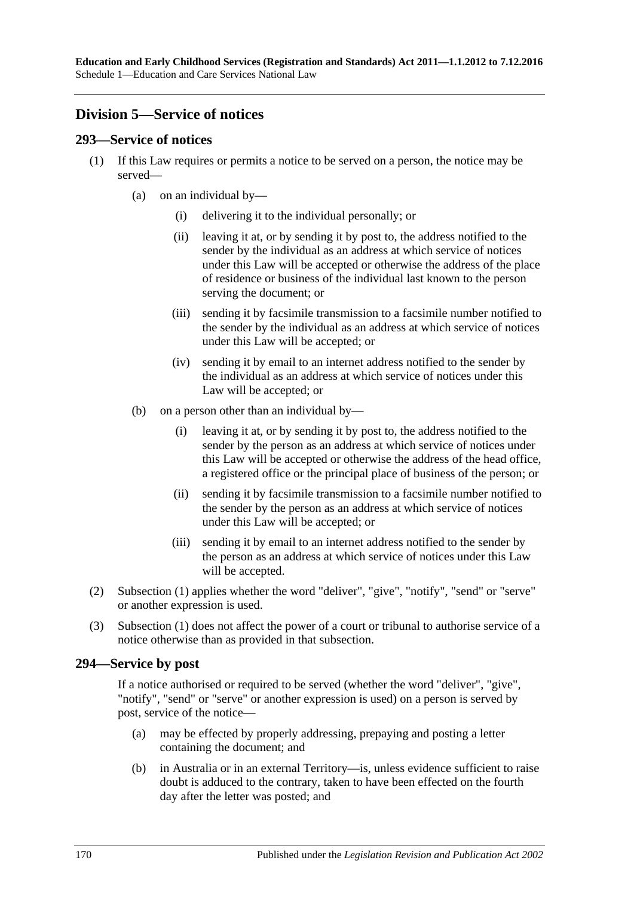## Division 5—Service of notices

### 293—Service of notices

(1) If this Law requires or permits a notice to be served on a person, the notice may be served—

(a) on an individual by—

(i) delivering it to the individual personally; or

(ii) leaving it at, or by sending it by post to, the address notified to the sender by the individual as an address at which service of notices under this Law will be accepted or otherwise the address of the place of residence or business of the individual last known to the person serving the document; or

(iii) sending it by facsimile transmission to a facsimile number notified to the sender by the individual as an address at which service of notices under this Law will be accepted; or

(iv) sending it by email to an internet address notified to the sender by the individual as an address at which service of notices under this Law will be accepted; or

(b) on a person other than an individual by—

(i) leaving it at, or by sending it by post to, the address notified to the sender by the person as an address at which service of notices under this Law will be accepted or otherwise the address of the head office, a registered office or the principal place of business of the person; or

(ii) sending it by facsimile transmission to a facsimile number notified to the sender by the person as an address at which service of notices under this Law will be accepted; or

(iii) sending it by email to an internet address notified to the sender by the person as an address at which service of notices under this Law will be accepted.

(2) Subsection (1) applies whether the word "deliver", "give", "notify", "send" or "serve" or another expression is used.

(3) Subsection (1) does not affect the power of a court or tribunal to authorise service of a notice otherwise than as provided in that subsection.

### 294—Service by post

If a notice authorised or required to be served (whether the word "deliver", "give", "notify", "send" or "serve" or another expression is used) on a person is served by post, service of the notice—

(a) may be effected by properly addressing, prepaying and posting a letter containing the document; and

(b) in Australia or in an external Territory—is, unless evidence sufficient to raise doubt is adduced to the contrary, taken to have been effected on the fourth day after the letter was posted; and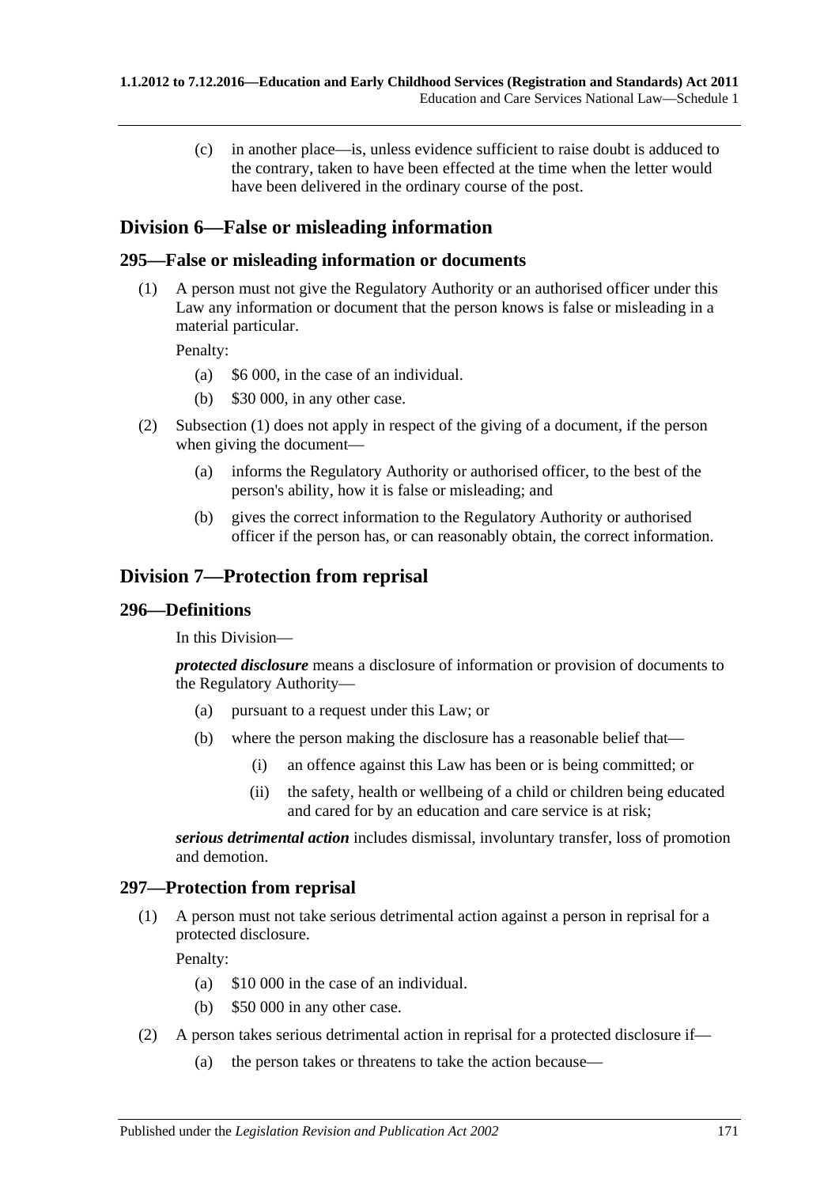(c) in another place—is, unless evidence sufficient to raise doubt is adduced to the contrary, taken to have been effected at the time when the letter would have been delivered in the ordinary course of the post.

## Division 6—False or misleading information

### 295—False or misleading information or documents

(1) A person must not give the Regulatory Authority or an authorised officer under this Law any information or document that the person knows is false or misleading in a material particular.

Penalty:

(a) $6 000, in the case of an individual.

(b) $30 000, in any other case.

(2) Subsection (1) does not apply in respect of the giving of a document, if the person when giving the document—

(a) informs the Regulatory Authority or authorised officer, to the best of the person's ability, how it is false or misleading; and

(b) gives the correct information to the Regulatory Authority or authorised officer if the person has, or can reasonably obtain, the correct information.

## Division 7—Protection from reprisal

### 296—Definitions

In this Division—

***protected disclosure*** means a disclosure of information or provision of documents to the Regulatory Authority—

(a) pursuant to a request under this Law; or

(b) where the person making the disclosure has a reasonable belief that—

(i) an offence against this Law has been or is being committed; or

(ii) the safety, health or wellbeing of a child or children being educated and cared for by an education and care service is at risk;

***serious detrimental action*** includes dismissal, involuntary transfer, loss of promotion and demotion.

### 297—Protection from reprisal

(1) A person must not take serious detrimental action against a person in reprisal for a protected disclosure.

Penalty:

(a) $10 000 in the case of an individual.

(b) $50 000 in any other case.

(2) A person takes serious detrimental action in reprisal for a protected disclosure if—

(a) the person takes or threatens to take the action because—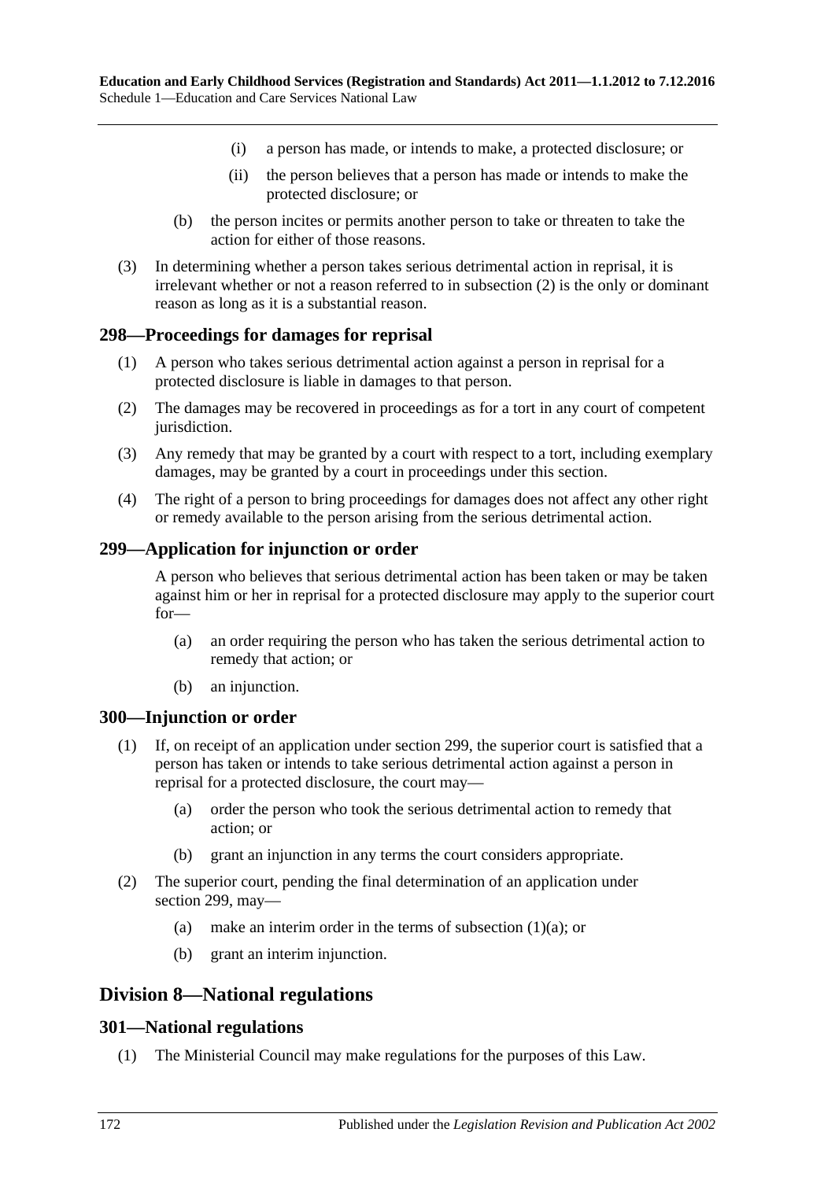(i) a person has made, or intends to make, a protected disclosure; or

(ii) the person believes that a person has made or intends to make the protected disclosure; or

(b) the person incites or permits another person to take or threaten to take the action for either of those reasons.

(3) In determining whether a person takes serious detrimental action in reprisal, it is irrelevant whether or not a reason referred to in subsection (2) is the only or dominant reason as long as it is a substantial reason.

## 298—Proceedings for damages for reprisal

(1) A person who takes serious detrimental action against a person in reprisal for a protected disclosure is liable in damages to that person.

(2) The damages may be recovered in proceedings as for a tort in any court of competent jurisdiction.

(3) Any remedy that may be granted by a court with respect to a tort, including exemplary damages, may be granted by a court in proceedings under this section.

(4) The right of a person to bring proceedings for damages does not affect any other right or remedy available to the person arising from the serious detrimental action.

## 299—Application for injunction or order

A person who believes that serious detrimental action has been taken or may be taken against him or her in reprisal for a protected disclosure may apply to the superior court for—

(a) an order requiring the person who has taken the serious detrimental action to remedy that action; or

(b) an injunction.

## 300—Injunction or order

(1) If, on receipt of an application under section 299, the superior court is satisfied that a person has taken or intends to take serious detrimental action against a person in reprisal for a protected disclosure, the court may—

(a) order the person who took the serious detrimental action to remedy that action; or

(b) grant an injunction in any terms the court considers appropriate.

(2) The superior court, pending the final determination of an application under section 299, may—

(a) make an interim order in the terms of subsection (1)(a); or

(b) grant an interim injunction.

# Division 8—National regulations

## 301—National regulations

(1) The Ministerial Council may make regulations for the purposes of this Law.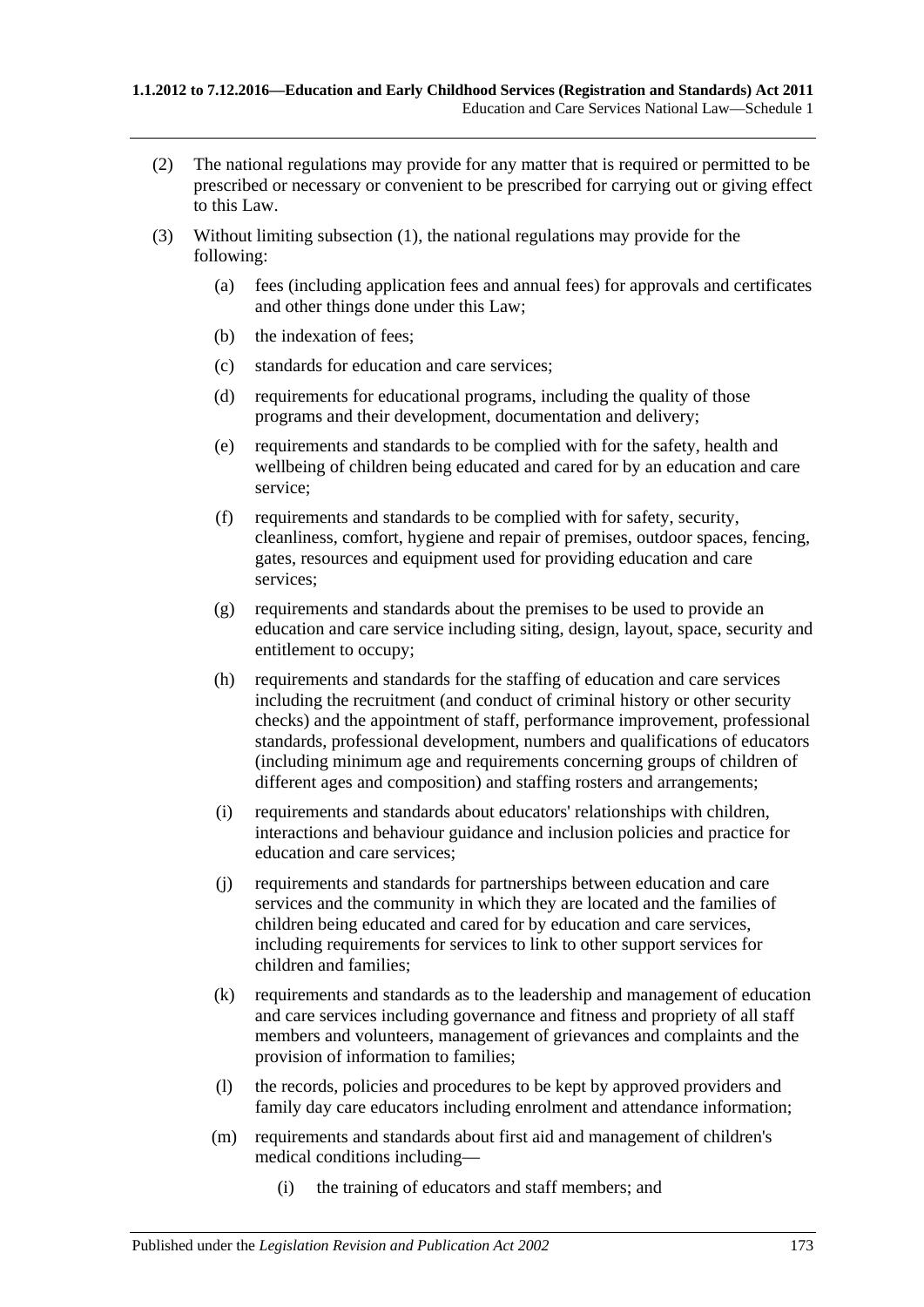(2) The national regulations may provide for any matter that is required or permitted to be prescribed or necessary or convenient to be prescribed for carrying out or giving effect to this Law.

(3) Without limiting subsection (1), the national regulations may provide for the following:

(a) fees (including application fees and annual fees) for approvals and certificates and other things done under this Law;

(b) the indexation of fees;

(c) standards for education and care services;

(d) requirements for educational programs, including the quality of those programs and their development, documentation and delivery;

(e) requirements and standards to be complied with for the safety, health and wellbeing of children being educated and cared for by an education and care service;

(f) requirements and standards to be complied with for safety, security, cleanliness, comfort, hygiene and repair of premises, outdoor spaces, fencing, gates, resources and equipment used for providing education and care services;

(g) requirements and standards about the premises to be used to provide an education and care service including siting, design, layout, space, security and entitlement to occupy;

(h) requirements and standards for the staffing of education and care services including the recruitment (and conduct of criminal history or other security checks) and the appointment of staff, performance improvement, professional standards, professional development, numbers and qualifications of educators (including minimum age and requirements concerning groups of children of different ages and composition) and staffing rosters and arrangements;

(i) requirements and standards about educators' relationships with children, interactions and behaviour guidance and inclusion policies and practice for education and care services;

(j) requirements and standards for partnerships between education and care services and the community in which they are located and the families of children being educated and cared for by education and care services, including requirements for services to link to other support services for children and families;

(k) requirements and standards as to the leadership and management of education and care services including governance and fitness and propriety of all staff members and volunteers, management of grievances and complaints and the provision of information to families;

(l) the records, policies and procedures to be kept by approved providers and family day care educators including enrolment and attendance information;

(m) requirements and standards about first aid and management of children's medical conditions including—

(i) the training of educators and staff members; and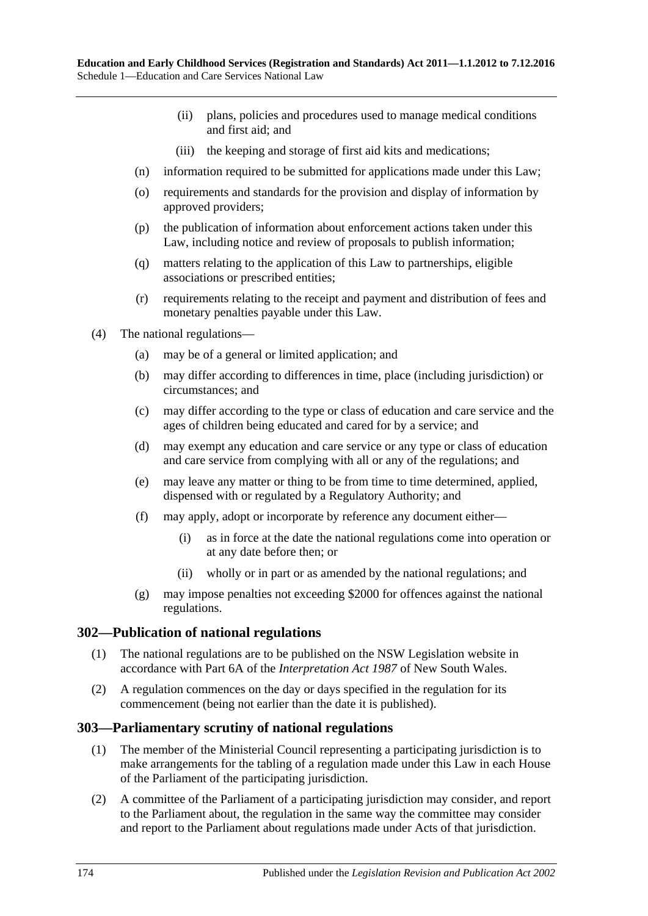(ii) plans, policies and procedures used to manage medical conditions and first aid; and

(iii) the keeping and storage of first aid kits and medications;

(n) information required to be submitted for applications made under this Law;

(o) requirements and standards for the provision and display of information by approved providers;

(p) the publication of information about enforcement actions taken under this Law, including notice and review of proposals to publish information;

(q) matters relating to the application of this Law to partnerships, eligible associations or prescribed entities;

(r) requirements relating to the receipt and payment and distribution of fees and monetary penalties payable under this Law.

(4) The national regulations—

(a) may be of a general or limited application; and

(b) may differ according to differences in time, place (including jurisdiction) or circumstances; and

(c) may differ according to the type or class of education and care service and the ages of children being educated and cared for by a service; and

(d) may exempt any education and care service or any type or class of education and care service from complying with all or any of the regulations; and

(e) may leave any matter or thing to be from time to time determined, applied, dispensed with or regulated by a Regulatory Authority; and

(f) may apply, adopt or incorporate by reference any document either—

(i) as in force at the date the national regulations come into operation or at any date before then; or

(ii) wholly or in part or as amended by the national regulations; and

(g) may impose penalties not exceeding $2000 for offences against the national regulations.

## 302—Publication of national regulations

(1) The national regulations are to be published on the NSW Legislation website in accordance with Part 6A of the *Interpretation Act 1987* of New South Wales.

(2) A regulation commences on the day or days specified in the regulation for its commencement (being not earlier than the date it is published).

## 303—Parliamentary scrutiny of national regulations

(1) The member of the Ministerial Council representing a participating jurisdiction is to make arrangements for the tabling of a regulation made under this Law in each House of the Parliament of the participating jurisdiction.

(2) A committee of the Parliament of a participating jurisdiction may consider, and report to the Parliament about, the regulation in the same way the committee may consider and report to the Parliament about regulations made under Acts of that jurisdiction.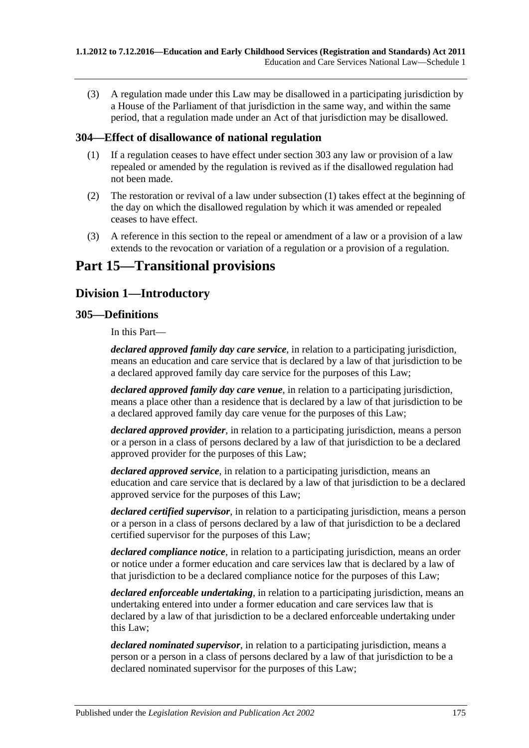(3) A regulation made under this Law may be disallowed in a participating jurisdiction by a House of the Parliament of that jurisdiction in the same way, and within the same period, that a regulation made under an Act of that jurisdiction may be disallowed.

### 304—Effect of disallowance of national regulation

(1) If a regulation ceases to have effect under section 303 any law or provision of a law repealed or amended by the regulation is revived as if the disallowed regulation had not been made.

(2) The restoration or revival of a law under subsection (1) takes effect at the beginning of the day on which the disallowed regulation by which it was amended or repealed ceases to have effect.

(3) A reference in this section to the repeal or amendment of a law or a provision of a law extends to the revocation or variation of a regulation or a provision of a regulation.

# Part 15—Transitional provisions

## Division 1—Introductory

### 305—Definitions

In this Part—

***declared approved family day care service***, in relation to a participating jurisdiction, means an education and care service that is declared by a law of that jurisdiction to be a declared approved family day care service for the purposes of this Law;

***declared approved family day care venue***, in relation to a participating jurisdiction, means a place other than a residence that is declared by a law of that jurisdiction to be a declared approved family day care venue for the purposes of this Law;

***declared approved provider***, in relation to a participating jurisdiction, means a person or a person in a class of persons declared by a law of that jurisdiction to be a declared approved provider for the purposes of this Law;

***declared approved service***, in relation to a participating jurisdiction, means an education and care service that is declared by a law of that jurisdiction to be a declared approved service for the purposes of this Law;

***declared certified supervisor***, in relation to a participating jurisdiction, means a person or a person in a class of persons declared by a law of that jurisdiction to be a declared certified supervisor for the purposes of this Law;

***declared compliance notice***, in relation to a participating jurisdiction, means an order or notice under a former education and care services law that is declared by a law of that jurisdiction to be a declared compliance notice for the purposes of this Law;

***declared enforceable undertaking***, in relation to a participating jurisdiction, means an undertaking entered into under a former education and care services law that is declared by a law of that jurisdiction to be a declared enforceable undertaking under this Law;

***declared nominated supervisor***, in relation to a participating jurisdiction, means a person or a person in a class of persons declared by a law of that jurisdiction to be a declared nominated supervisor for the purposes of this Law;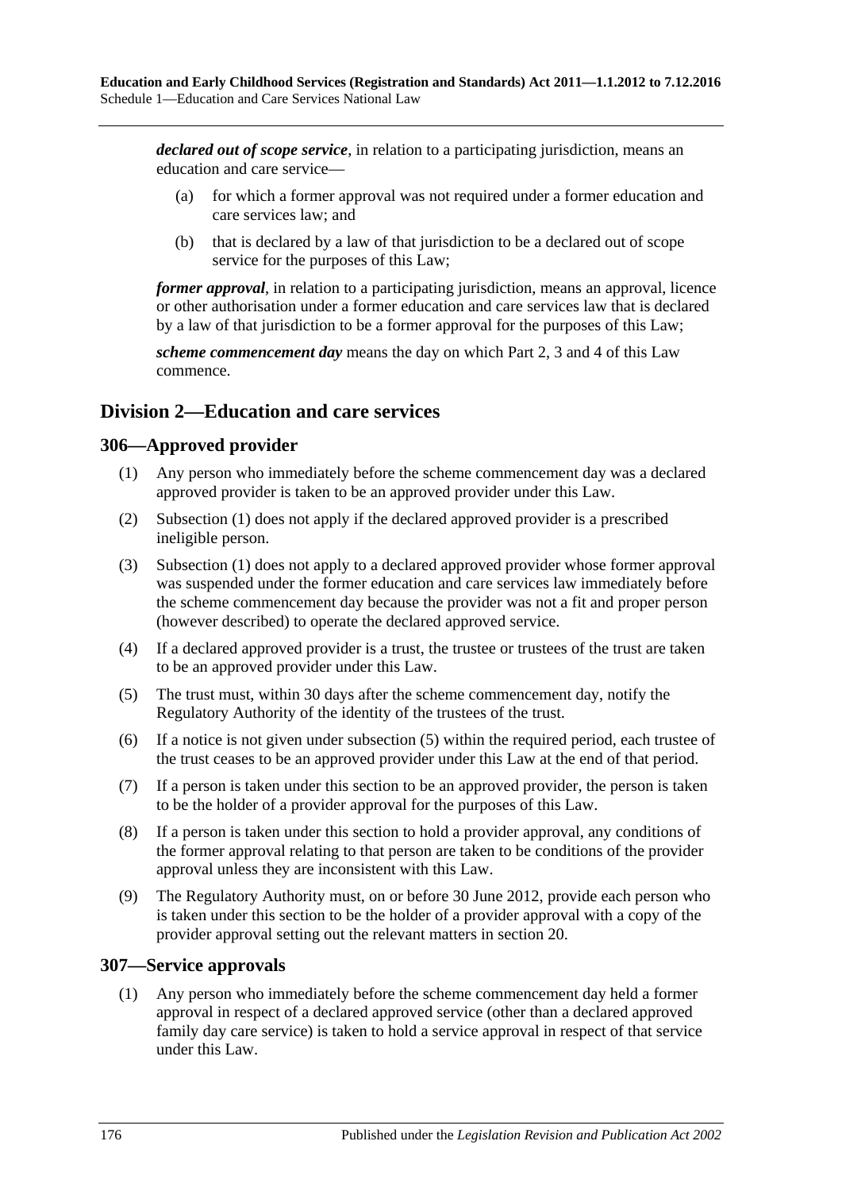***declared out of scope service***, in relation to a participating jurisdiction, means an education and care service—

(a) for which a former approval was not required under a former education and care services law; and

(b) that is declared by a law of that jurisdiction to be a declared out of scope service for the purposes of this Law;

***former approval***, in relation to a participating jurisdiction, means an approval, licence or other authorisation under a former education and care services law that is declared by a law of that jurisdiction to be a former approval for the purposes of this Law;

***scheme commencement day*** means the day on which Part 2, 3 and 4 of this Law commence.

## Division 2—Education and care services

### 306—Approved provider

(1) Any person who immediately before the scheme commencement day was a declared approved provider is taken to be an approved provider under this Law.

(2) Subsection (1) does not apply if the declared approved provider is a prescribed ineligible person.

(3) Subsection (1) does not apply to a declared approved provider whose former approval was suspended under the former education and care services law immediately before the scheme commencement day because the provider was not a fit and proper person (however described) to operate the declared approved service.

(4) If a declared approved provider is a trust, the trustee or trustees of the trust are taken to be an approved provider under this Law.

(5) The trust must, within 30 days after the scheme commencement day, notify the Regulatory Authority of the identity of the trustees of the trust.

(6) If a notice is not given under subsection (5) within the required period, each trustee of the trust ceases to be an approved provider under this Law at the end of that period.

(7) If a person is taken under this section to be an approved provider, the person is taken to be the holder of a provider approval for the purposes of this Law.

(8) If a person is taken under this section to hold a provider approval, any conditions of the former approval relating to that person are taken to be conditions of the provider approval unless they are inconsistent with this Law.

(9) The Regulatory Authority must, on or before 30 June 2012, provide each person who is taken under this section to be the holder of a provider approval with a copy of the provider approval setting out the relevant matters in section 20.

### 307—Service approvals

(1) Any person who immediately before the scheme commencement day held a former approval in respect of a declared approved service (other than a declared approved family day care service) is taken to hold a service approval in respect of that service under this Law.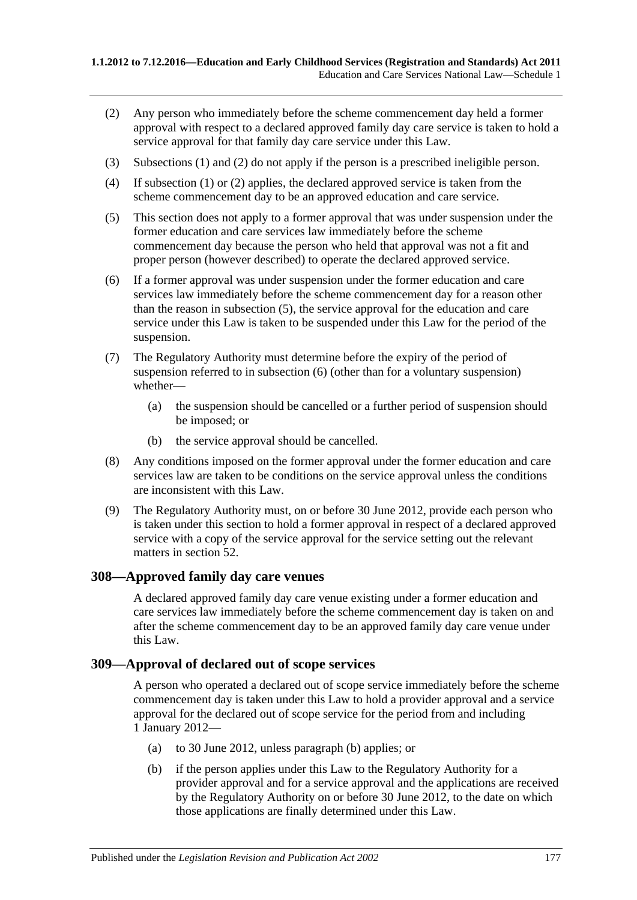(2) Any person who immediately before the scheme commencement day held a former approval with respect to a declared approved family day care service is taken to hold a service approval for that family day care service under this Law.

(3) Subsections (1) and (2) do not apply if the person is a prescribed ineligible person.

(4) If subsection (1) or (2) applies, the declared approved service is taken from the scheme commencement day to be an approved education and care service.

(5) This section does not apply to a former approval that was under suspension under the former education and care services law immediately before the scheme commencement day because the person who held that approval was not a fit and proper person (however described) to operate the declared approved service.

(6) If a former approval was under suspension under the former education and care services law immediately before the scheme commencement day for a reason other than the reason in subsection (5), the service approval for the education and care service under this Law is taken to be suspended under this Law for the period of the suspension.

(7) The Regulatory Authority must determine before the expiry of the period of suspension referred to in subsection (6) (other than for a voluntary suspension) whether—

   (a) the suspension should be cancelled or a further period of suspension should be imposed; or

   (b) the service approval should be cancelled.

(8) Any conditions imposed on the former approval under the former education and care services law are taken to be conditions on the service approval unless the conditions are inconsistent with this Law.

(9) The Regulatory Authority must, on or before 30 June 2012, provide each person who is taken under this section to hold a former approval in respect of a declared approved service with a copy of the service approval for the service setting out the relevant matters in section 52.

## 308—Approved family day care venues

A declared approved family day care venue existing under a former education and care services law immediately before the scheme commencement day is taken on and after the scheme commencement day to be an approved family day care venue under this Law.

## 309—Approval of declared out of scope services

A person who operated a declared out of scope service immediately before the scheme commencement day is taken under this Law to hold a provider approval and a service approval for the declared out of scope service for the period from and including 1 January 2012—

   (a) to 30 June 2012, unless paragraph (b) applies; or

   (b) if the person applies under this Law to the Regulatory Authority for a provider approval and for a service approval and the applications are received by the Regulatory Authority on or before 30 June 2012, to the date on which those applications are finally determined under this Law.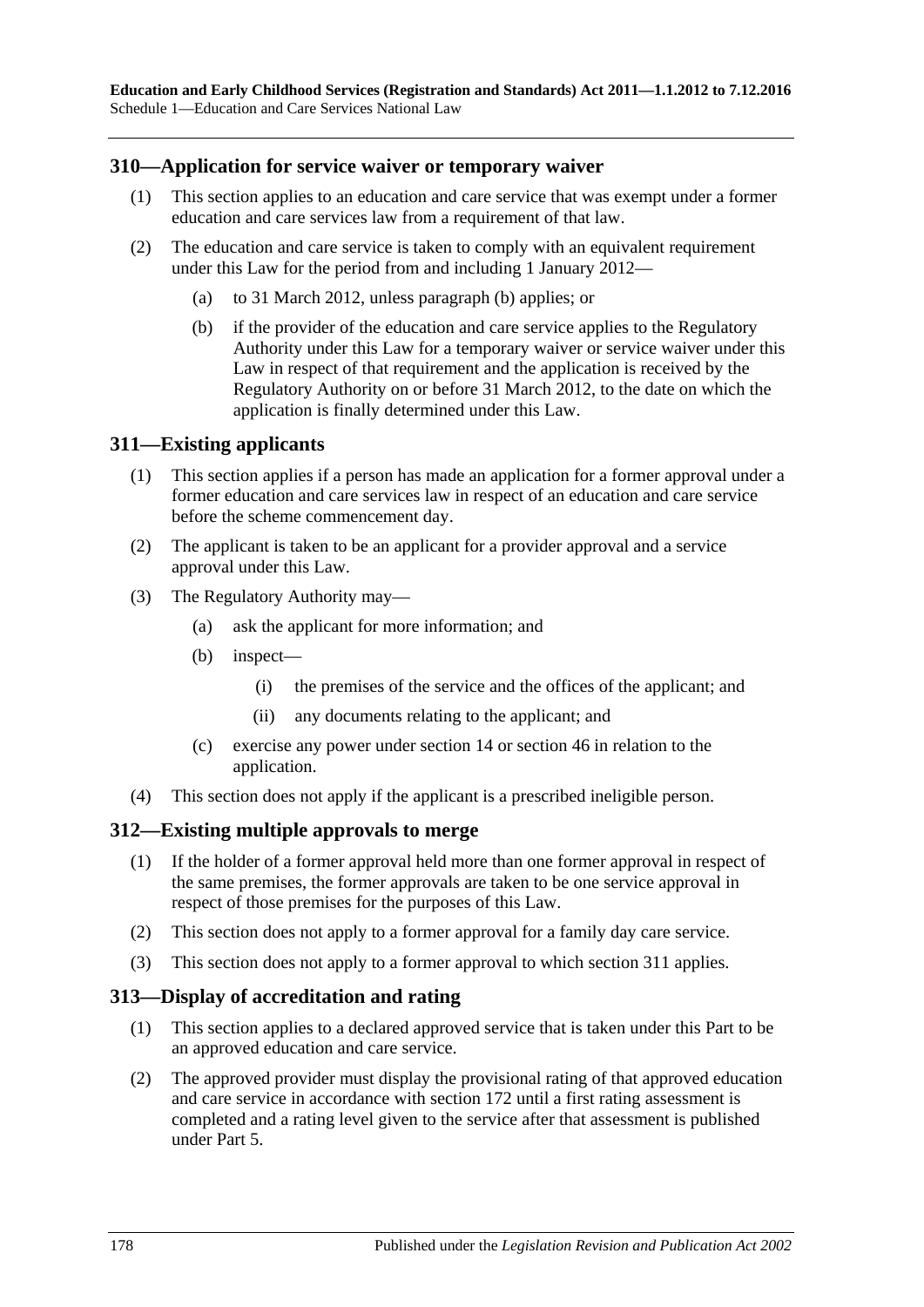## 310—Application for service waiver or temporary waiver

(1) This section applies to an education and care service that was exempt under a former education and care services law from a requirement of that law.

(2) The education and care service is taken to comply with an equivalent requirement under this Law for the period from and including 1 January 2012—

(a) to 31 March 2012, unless paragraph (b) applies; or

(b) if the provider of the education and care service applies to the Regulatory Authority under this Law for a temporary waiver or service waiver under this Law in respect of that requirement and the application is received by the Regulatory Authority on or before 31 March 2012, to the date on which the application is finally determined under this Law.

## 311—Existing applicants

(1) This section applies if a person has made an application for a former approval under a former education and care services law in respect of an education and care service before the scheme commencement day.

(2) The applicant is taken to be an applicant for a provider approval and a service approval under this Law.

(3) The Regulatory Authority may—

(a) ask the applicant for more information; and

(b) inspect—

(i) the premises of the service and the offices of the applicant; and

(ii) any documents relating to the applicant; and

(c) exercise any power under section 14 or section 46 in relation to the application.

(4) This section does not apply if the applicant is a prescribed ineligible person.

## 312—Existing multiple approvals to merge

(1) If the holder of a former approval held more than one former approval in respect of the same premises, the former approvals are taken to be one service approval in respect of those premises for the purposes of this Law.

(2) This section does not apply to a former approval for a family day care service.

(3) This section does not apply to a former approval to which section 311 applies.

## 313—Display of accreditation and rating

(1) This section applies to a declared approved service that is taken under this Part to be an approved education and care service.

(2) The approved provider must display the provisional rating of that approved education and care service in accordance with section 172 until a first rating assessment is completed and a rating level given to the service after that assessment is published under Part 5.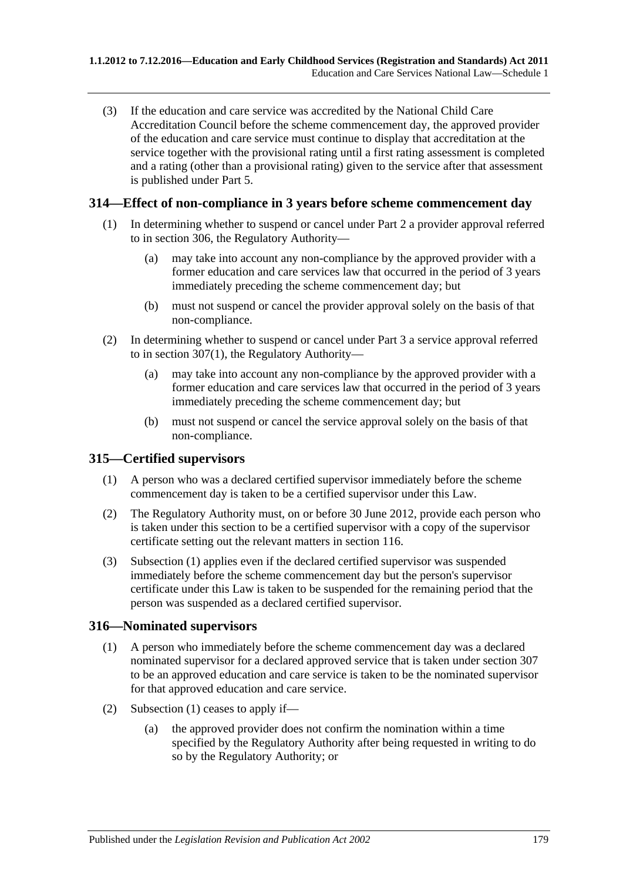(3) If the education and care service was accredited by the National Child Care Accreditation Council before the scheme commencement day, the approved provider of the education and care service must continue to display that accreditation at the service together with the provisional rating until a first rating assessment is completed and a rating (other than a provisional rating) given to the service after that assessment is published under Part 5.

## 314—Effect of non-compliance in 3 years before scheme commencement day

(1) In determining whether to suspend or cancel under Part 2 a provider approval referred to in section 306, the Regulatory Authority—

   (a) may take into account any non-compliance by the approved provider with a former education and care services law that occurred in the period of 3 years immediately preceding the scheme commencement day; but

   (b) must not suspend or cancel the provider approval solely on the basis of that non-compliance.

(2) In determining whether to suspend or cancel under Part 3 a service approval referred to in section 307(1), the Regulatory Authority—

   (a) may take into account any non-compliance by the approved provider with a former education and care services law that occurred in the period of 3 years immediately preceding the scheme commencement day; but

   (b) must not suspend or cancel the service approval solely on the basis of that non-compliance.

## 315—Certified supervisors

(1) A person who was a declared certified supervisor immediately before the scheme commencement day is taken to be a certified supervisor under this Law.

(2) The Regulatory Authority must, on or before 30 June 2012, provide each person who is taken under this section to be a certified supervisor with a copy of the supervisor certificate setting out the relevant matters in section 116.

(3) Subsection (1) applies even if the declared certified supervisor was suspended immediately before the scheme commencement day but the person's supervisor certificate under this Law is taken to be suspended for the remaining period that the person was suspended as a declared certified supervisor.

## 316—Nominated supervisors

(1) A person who immediately before the scheme commencement day was a declared nominated supervisor for a declared approved service that is taken under section 307 to be an approved education and care service is taken to be the nominated supervisor for that approved education and care service.

(2) Subsection (1) ceases to apply if—

   (a) the approved provider does not confirm the nomination within a time specified by the Regulatory Authority after being requested in writing to do so by the Regulatory Authority; or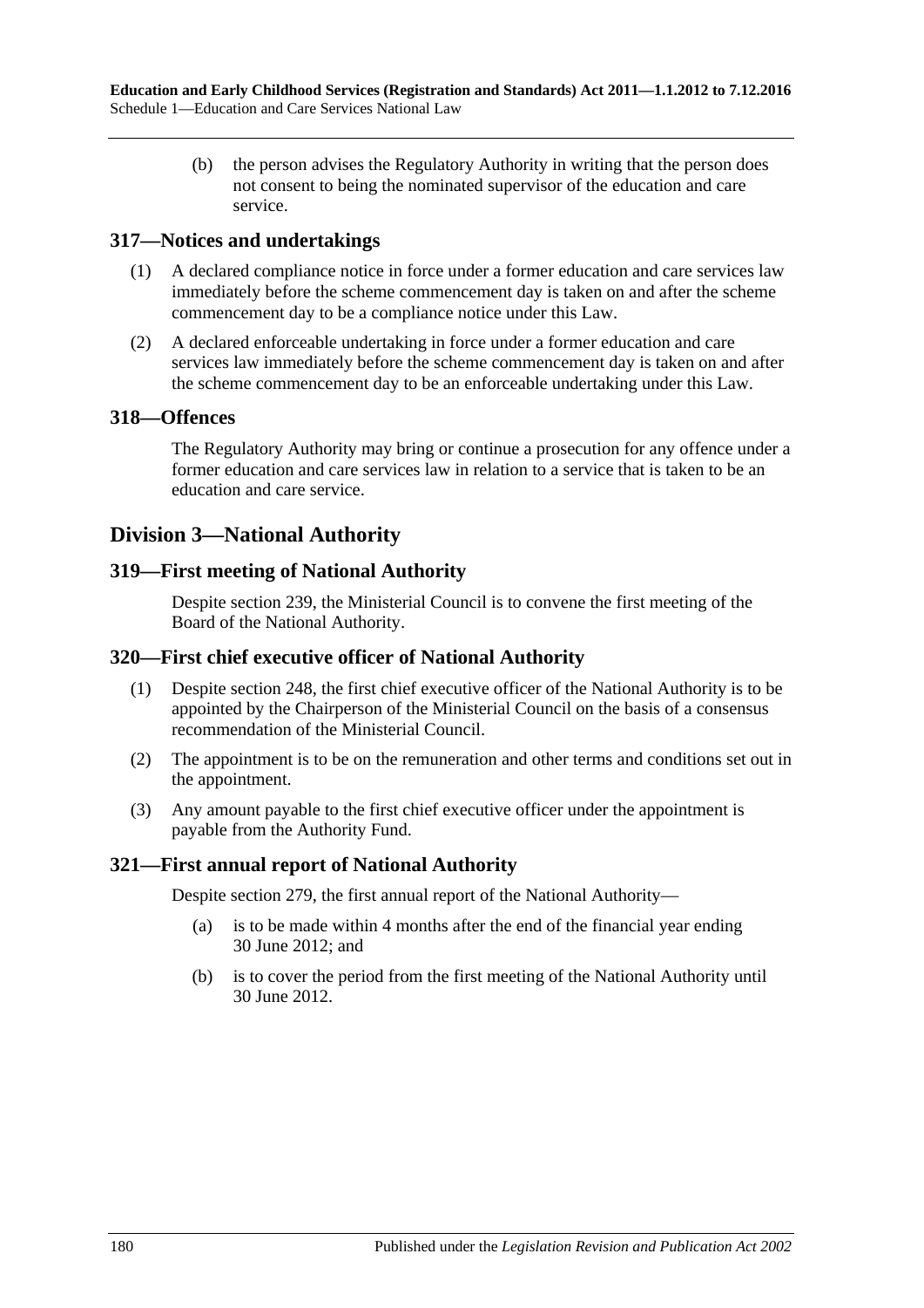(b) the person advises the Regulatory Authority in writing that the person does not consent to being the nominated supervisor of the education and care service.

### 317—Notices and undertakings

(1) A declared compliance notice in force under a former education and care services law immediately before the scheme commencement day is taken on and after the scheme commencement day to be a compliance notice under this Law.

(2) A declared enforceable undertaking in force under a former education and care services law immediately before the scheme commencement day is taken on and after the scheme commencement day to be an enforceable undertaking under this Law.

### 318—Offences

The Regulatory Authority may bring or continue a prosecution for any offence under a former education and care services law in relation to a service that is taken to be an education and care service.

## Division 3—National Authority

### 319—First meeting of National Authority

Despite section 239, the Ministerial Council is to convene the first meeting of the Board of the National Authority.

### 320—First chief executive officer of National Authority

(1) Despite section 248, the first chief executive officer of the National Authority is to be appointed by the Chairperson of the Ministerial Council on the basis of a consensus recommendation of the Ministerial Council.

(2) The appointment is to be on the remuneration and other terms and conditions set out in the appointment.

(3) Any amount payable to the first chief executive officer under the appointment is payable from the Authority Fund.

### 321—First annual report of National Authority

Despite section 279, the first annual report of the National Authority—

(a) is to be made within 4 months after the end of the financial year ending 30 June 2012; and

(b) is to cover the period from the first meeting of the National Authority until 30 June 2012.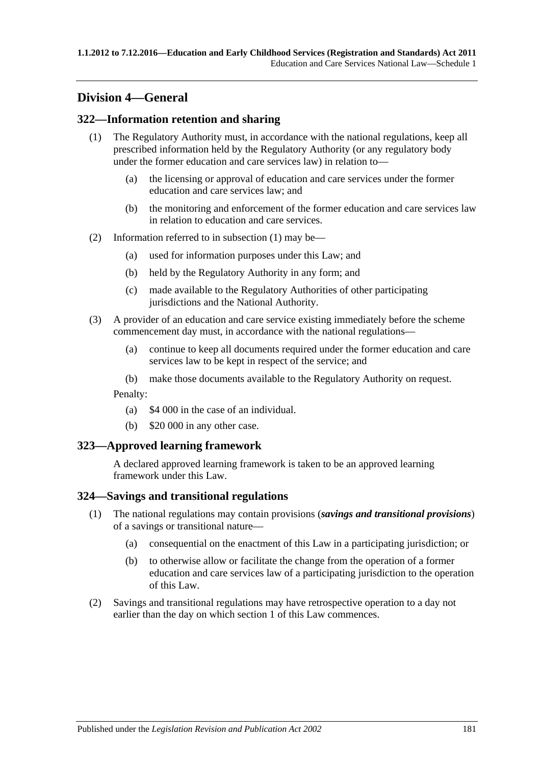## Division 4—General

### 322—Information retention and sharing

(1) The Regulatory Authority must, in accordance with the national regulations, keep all prescribed information held by the Regulatory Authority (or any regulatory body under the former education and care services law) in relation to—

  (a) the licensing or approval of education and care services under the former education and care services law; and

  (b) the monitoring and enforcement of the former education and care services law in relation to education and care services.

(2) Information referred to in subsection (1) may be—

  (a) used for information purposes under this Law; and

  (b) held by the Regulatory Authority in any form; and

  (c) made available to the Regulatory Authorities of other participating jurisdictions and the National Authority.

(3) A provider of an education and care service existing immediately before the scheme commencement day must, in accordance with the national regulations—

  (a) continue to keep all documents required under the former education and care services law to be kept in respect of the service; and

  (b) make those documents available to the Regulatory Authority on request.

Penalty:

  (a) $4 000 in the case of an individual.

  (b) $20 000 in any other case.

### 323—Approved learning framework

A declared approved learning framework is taken to be an approved learning framework under this Law.

### 324—Savings and transitional regulations

(1) The national regulations may contain provisions (***savings and transitional provisions***) of a savings or transitional nature—

  (a) consequential on the enactment of this Law in a participating jurisdiction; or

  (b) to otherwise allow or facilitate the change from the operation of a former education and care services law of a participating jurisdiction to the operation of this Law.

(2) Savings and transitional regulations may have retrospective operation to a day not earlier than the day on which section 1 of this Law commences.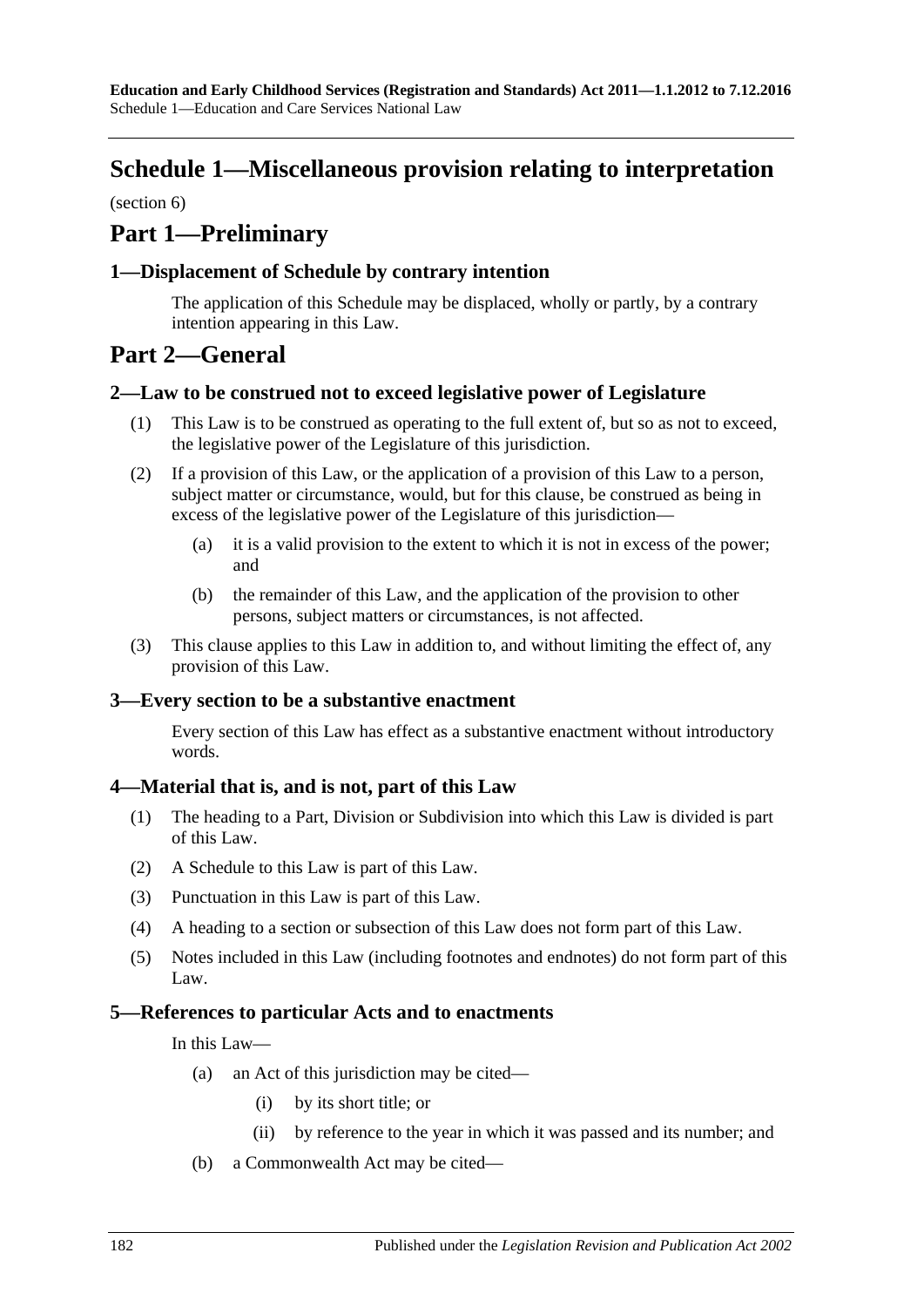# Schedule 1—Miscellaneous provision relating to interpretation

(section 6)

# Part 1—Preliminary

### 1—Displacement of Schedule by contrary intention

The application of this Schedule may be displaced, wholly or partly, by a contrary intention appearing in this Law.

# Part 2—General

### 2—Law to be construed not to exceed legislative power of Legislature

(1) This Law is to be construed as operating to the full extent of, but so as not to exceed, the legislative power of the Legislature of this jurisdiction.

(2) If a provision of this Law, or the application of a provision of this Law to a person, subject matter or circumstance, would, but for this clause, be construed as being in excess of the legislative power of the Legislature of this jurisdiction—

- (a) it is a valid provision to the extent to which it is not in excess of the power; and
- (b) the remainder of this Law, and the application of the provision to other persons, subject matters or circumstances, is not affected.

(3) This clause applies to this Law in addition to, and without limiting the effect of, any provision of this Law.

### 3—Every section to be a substantive enactment

Every section of this Law has effect as a substantive enactment without introductory words.

### 4—Material that is, and is not, part of this Law

(1) The heading to a Part, Division or Subdivision into which this Law is divided is part of this Law.

(2) A Schedule to this Law is part of this Law.

(3) Punctuation in this Law is part of this Law.

(4) A heading to a section or subsection of this Law does not form part of this Law.

(5) Notes included in this Law (including footnotes and endnotes) do not form part of this Law.

### 5—References to particular Acts and to enactments

In this Law—

- (a) an Act of this jurisdiction may be cited—
  - (i) by its short title; or
  - (ii) by reference to the year in which it was passed and its number; and
- (b) a Commonwealth Act may be cited—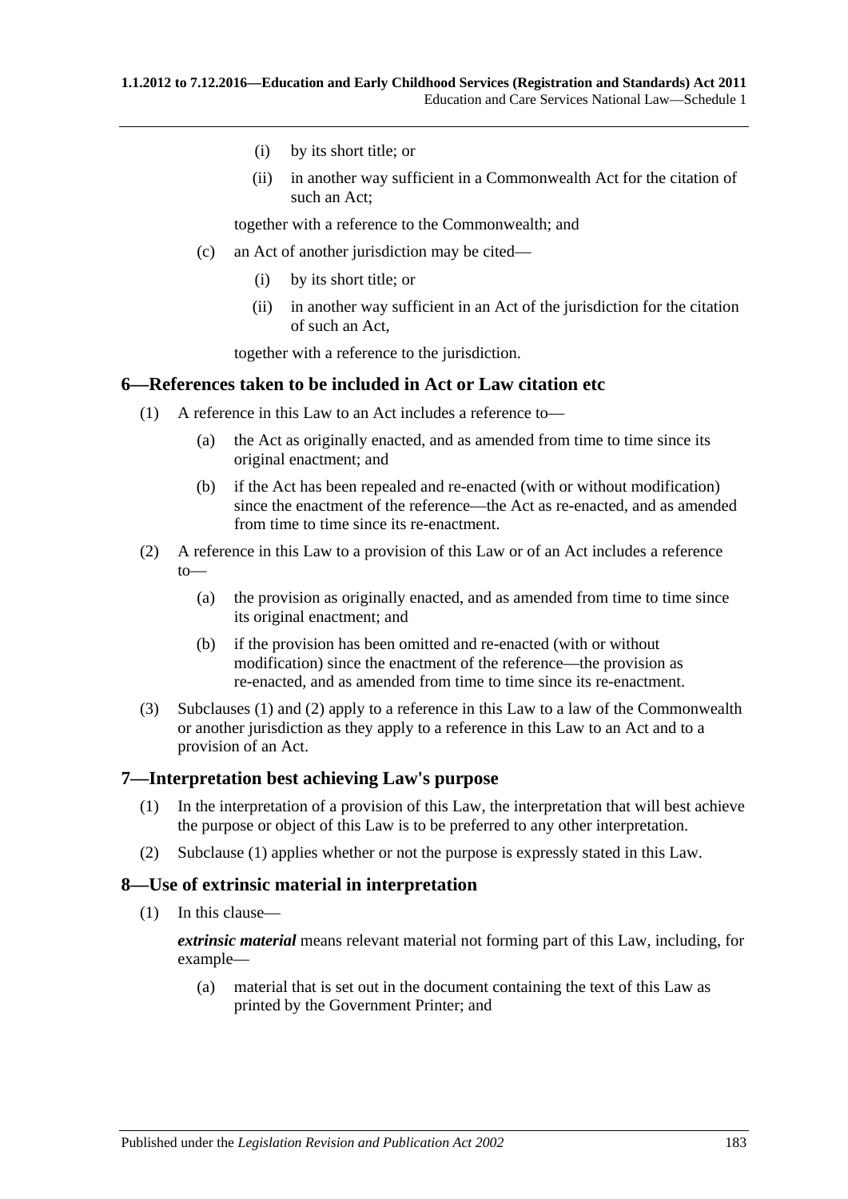(i) by its short title; or

(ii) in another way sufficient in a Commonwealth Act for the citation of such an Act;

together with a reference to the Commonwealth; and

(c) an Act of another jurisdiction may be cited—

(i) by its short title; or

(ii) in another way sufficient in an Act of the jurisdiction for the citation of such an Act,

together with a reference to the jurisdiction.

## 6—References taken to be included in Act or Law citation etc

(1) A reference in this Law to an Act includes a reference to—

(a) the Act as originally enacted, and as amended from time to time since its original enactment; and

(b) if the Act has been repealed and re-enacted (with or without modification) since the enactment of the reference—the Act as re-enacted, and as amended from time to time since its re-enactment.

(2) A reference in this Law to a provision of this Law or of an Act includes a reference to—

(a) the provision as originally enacted, and as amended from time to time since its original enactment; and

(b) if the provision has been omitted and re-enacted (with or without modification) since the enactment of the reference—the provision as re-enacted, and as amended from time to time since its re-enactment.

(3) Subclauses (1) and (2) apply to a reference in this Law to a law of the Commonwealth or another jurisdiction as they apply to a reference in this Law to an Act and to a provision of an Act.

## 7—Interpretation best achieving Law's purpose

(1) In the interpretation of a provision of this Law, the interpretation that will best achieve the purpose or object of this Law is to be preferred to any other interpretation.

(2) Subclause (1) applies whether or not the purpose is expressly stated in this Law.

## 8—Use of extrinsic material in interpretation

(1) In this clause—

***extrinsic material*** means relevant material not forming part of this Law, including, for example—

(a) material that is set out in the document containing the text of this Law as printed by the Government Printer; and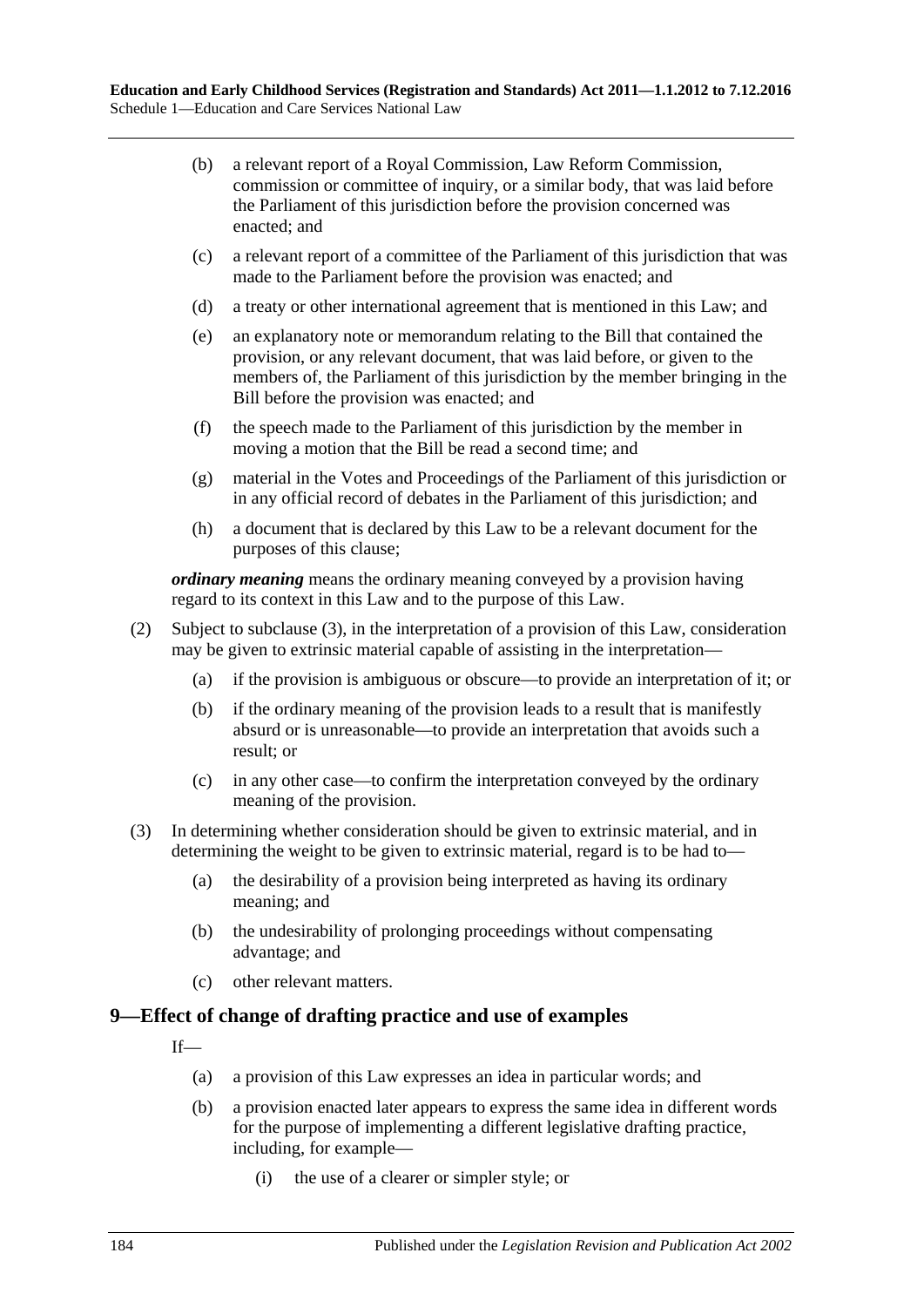(b) a relevant report of a Royal Commission, Law Reform Commission, commission or committee of inquiry, or a similar body, that was laid before the Parliament of this jurisdiction before the provision concerned was enacted; and

(c) a relevant report of a committee of the Parliament of this jurisdiction that was made to the Parliament before the provision was enacted; and

(d) a treaty or other international agreement that is mentioned in this Law; and

(e) an explanatory note or memorandum relating to the Bill that contained the provision, or any relevant document, that was laid before, or given to the members of, the Parliament of this jurisdiction by the member bringing in the Bill before the provision was enacted; and

(f) the speech made to the Parliament of this jurisdiction by the member in moving a motion that the Bill be read a second time; and

(g) material in the Votes and Proceedings of the Parliament of this jurisdiction or in any official record of debates in the Parliament of this jurisdiction; and

(h) a document that is declared by this Law to be a relevant document for the purposes of this clause;

***ordinary meaning*** means the ordinary meaning conveyed by a provision having regard to its context in this Law and to the purpose of this Law.

(2) Subject to subclause (3), in the interpretation of a provision of this Law, consideration may be given to extrinsic material capable of assisting in the interpretation—

(a) if the provision is ambiguous or obscure—to provide an interpretation of it; or

(b) if the ordinary meaning of the provision leads to a result that is manifestly absurd or is unreasonable—to provide an interpretation that avoids such a result; or

(c) in any other case—to confirm the interpretation conveyed by the ordinary meaning of the provision.

(3) In determining whether consideration should be given to extrinsic material, and in determining the weight to be given to extrinsic material, regard is to be had to—

(a) the desirability of a provision being interpreted as having its ordinary meaning; and

(b) the undesirability of prolonging proceedings without compensating advantage; and

(c) other relevant matters.

## 9—Effect of change of drafting practice and use of examples

If—

(a) a provision of this Law expresses an idea in particular words; and

(b) a provision enacted later appears to express the same idea in different words for the purpose of implementing a different legislative drafting practice, including, for example—

(i) the use of a clearer or simpler style; or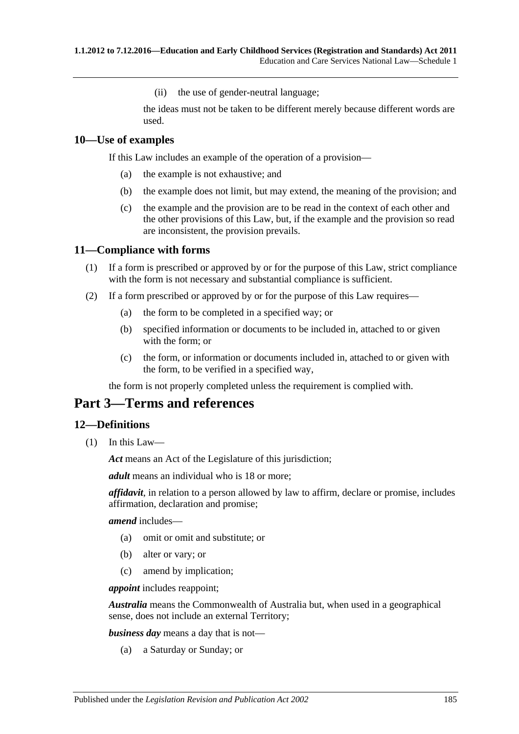(ii) the use of gender-neutral language;

the ideas must not be taken to be different merely because different words are used.

### 10—Use of examples

If this Law includes an example of the operation of a provision—

(a) the example is not exhaustive; and

(b) the example does not limit, but may extend, the meaning of the provision; and

(c) the example and the provision are to be read in the context of each other and the other provisions of this Law, but, if the example and the provision so read are inconsistent, the provision prevails.

### 11—Compliance with forms

(1) If a form is prescribed or approved by or for the purpose of this Law, strict compliance with the form is not necessary and substantial compliance is sufficient.

(2) If a form prescribed or approved by or for the purpose of this Law requires—

(a) the form to be completed in a specified way; or

(b) specified information or documents to be included in, attached to or given with the form; or

(c) the form, or information or documents included in, attached to or given with the form, to be verified in a specified way,

the form is not properly completed unless the requirement is complied with.

## Part 3—Terms and references

### 12—Definitions

(1) In this Law—

***Act*** means an Act of the Legislature of this jurisdiction;

***adult*** means an individual who is 18 or more;

***affidavit***, in relation to a person allowed by law to affirm, declare or promise, includes affirmation, declaration and promise;

***amend*** includes—

(a) omit or omit and substitute; or

(b) alter or vary; or

(c) amend by implication;

***appoint*** includes reappoint;

***Australia*** means the Commonwealth of Australia but, when used in a geographical sense, does not include an external Territory;

***business day*** means a day that is not—

(a) a Saturday or Sunday; or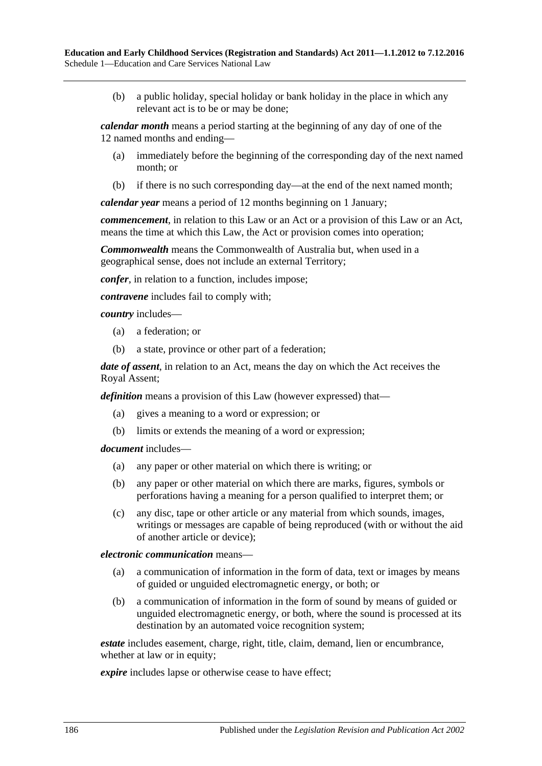(b) a public holiday, special holiday or bank holiday in the place in which any relevant act is to be or may be done;

***calendar month*** means a period starting at the beginning of any day of one of the 12 named months and ending—

(a) immediately before the beginning of the corresponding day of the next named month; or

(b) if there is no such corresponding day—at the end of the next named month;

***calendar year*** means a period of 12 months beginning on 1 January;

***commencement***, in relation to this Law or an Act or a provision of this Law or an Act, means the time at which this Law, the Act or provision comes into operation;

***Commonwealth*** means the Commonwealth of Australia but, when used in a geographical sense, does not include an external Territory;

***confer***, in relation to a function, includes impose;

***contravene*** includes fail to comply with;

***country*** includes—

(a) a federation; or

(b) a state, province or other part of a federation;

***date of assent***, in relation to an Act, means the day on which the Act receives the Royal Assent;

***definition*** means a provision of this Law (however expressed) that—

(a) gives a meaning to a word or expression; or

(b) limits or extends the meaning of a word or expression;

***document*** includes—

(a) any paper or other material on which there is writing; or

(b) any paper or other material on which there are marks, figures, symbols or perforations having a meaning for a person qualified to interpret them; or

(c) any disc, tape or other article or any material from which sounds, images, writings or messages are capable of being reproduced (with or without the aid of another article or device);

***electronic communication*** means—

(a) a communication of information in the form of data, text or images by means of guided or unguided electromagnetic energy, or both; or

(b) a communication of information in the form of sound by means of guided or unguided electromagnetic energy, or both, where the sound is processed at its destination by an automated voice recognition system;

***estate*** includes easement, charge, right, title, claim, demand, lien or encumbrance, whether at law or in equity;

***expire*** includes lapse or otherwise cease to have effect;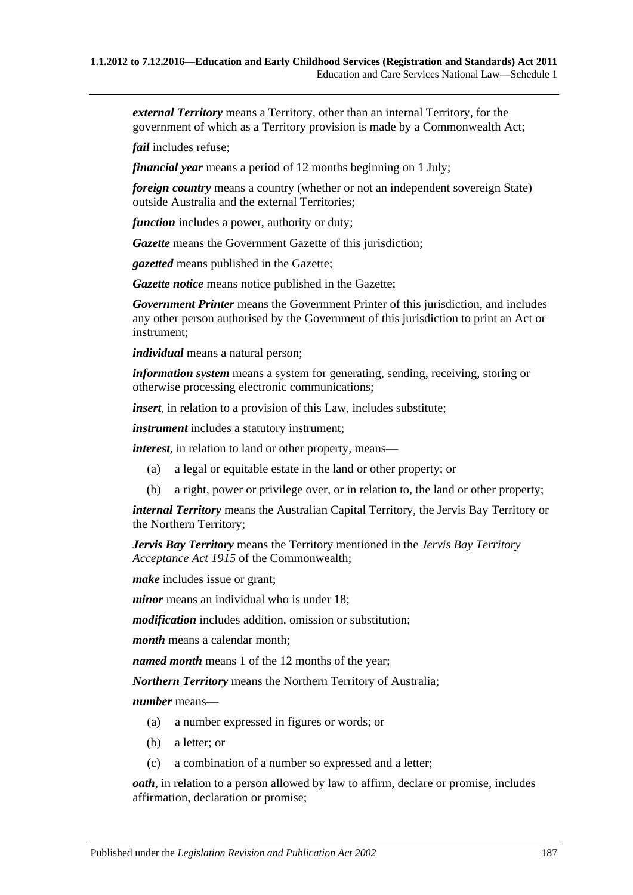***external Territory*** means a Territory, other than an internal Territory, for the government of which as a Territory provision is made by a Commonwealth Act;

***fail*** includes refuse;

***financial year*** means a period of 12 months beginning on 1 July;

***foreign country*** means a country (whether or not an independent sovereign State) outside Australia and the external Territories;

***function*** includes a power, authority or duty;

***Gazette*** means the Government Gazette of this jurisdiction;

***gazetted*** means published in the Gazette;

***Gazette notice*** means notice published in the Gazette;

***Government Printer*** means the Government Printer of this jurisdiction, and includes any other person authorised by the Government of this jurisdiction to print an Act or instrument;

***individual*** means a natural person;

***information system*** means a system for generating, sending, receiving, storing or otherwise processing electronic communications;

***insert***, in relation to a provision of this Law, includes substitute;

***instrument*** includes a statutory instrument;

***interest***, in relation to land or other property, means—

(a) a legal or equitable estate in the land or other property; or

(b) a right, power or privilege over, or in relation to, the land or other property;

***internal Territory*** means the Australian Capital Territory, the Jervis Bay Territory or the Northern Territory;

***Jervis Bay Territory*** means the Territory mentioned in the *Jervis Bay Territory Acceptance Act 1915* of the Commonwealth;

***make*** includes issue or grant;

***minor*** means an individual who is under 18;

***modification*** includes addition, omission or substitution;

***month*** means a calendar month;

***named month*** means 1 of the 12 months of the year;

***Northern Territory*** means the Northern Territory of Australia;

***number*** means—

(a) a number expressed in figures or words; or

(b) a letter; or

(c) a combination of a number so expressed and a letter;

***oath***, in relation to a person allowed by law to affirm, declare or promise, includes affirmation, declaration or promise;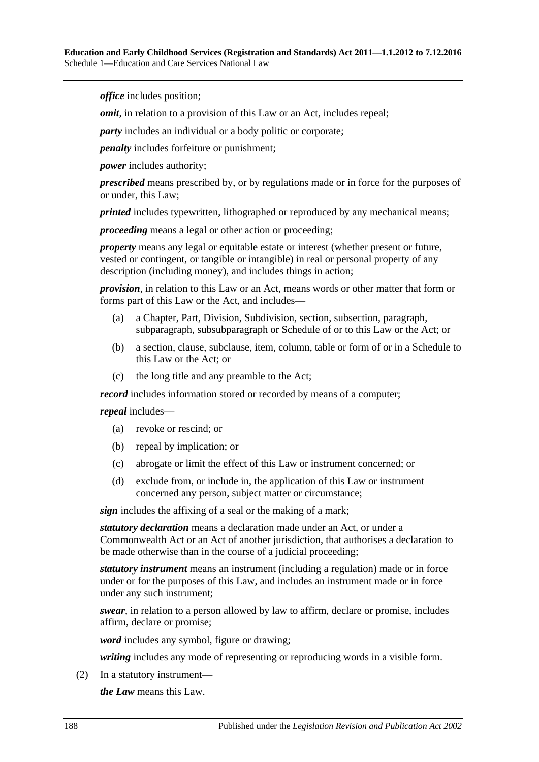***office*** includes position;

***omit***, in relation to a provision of this Law or an Act, includes repeal;

***party*** includes an individual or a body politic or corporate;

***penalty*** includes forfeiture or punishment;

***power*** includes authority;

***prescribed*** means prescribed by, or by regulations made or in force for the purposes of or under, this Law;

***printed*** includes typewritten, lithographed or reproduced by any mechanical means;

***proceeding*** means a legal or other action or proceeding;

***property*** means any legal or equitable estate or interest (whether present or future, vested or contingent, or tangible or intangible) in real or personal property of any description (including money), and includes things in action;

***provision***, in relation to this Law or an Act, means words or other matter that form or forms part of this Law or the Act, and includes—

(a) a Chapter, Part, Division, Subdivision, section, subsection, paragraph, subparagraph, subsubparagraph or Schedule of or to this Law or the Act; or

(b) a section, clause, subclause, item, column, table or form of or in a Schedule to this Law or the Act; or

(c) the long title and any preamble to the Act;

***record*** includes information stored or recorded by means of a computer;

***repeal*** includes—

(a) revoke or rescind; or

(b) repeal by implication; or

(c) abrogate or limit the effect of this Law or instrument concerned; or

(d) exclude from, or include in, the application of this Law or instrument concerned any person, subject matter or circumstance;

***sign*** includes the affixing of a seal or the making of a mark;

***statutory declaration*** means a declaration made under an Act, or under a Commonwealth Act or an Act of another jurisdiction, that authorises a declaration to be made otherwise than in the course of a judicial proceeding;

***statutory instrument*** means an instrument (including a regulation) made or in force under or for the purposes of this Law, and includes an instrument made or in force under any such instrument;

***swear***, in relation to a person allowed by law to affirm, declare or promise, includes affirm, declare or promise;

***word*** includes any symbol, figure or drawing;

***writing*** includes any mode of representing or reproducing words in a visible form.

(2) In a statutory instrument—

***the Law*** means this Law.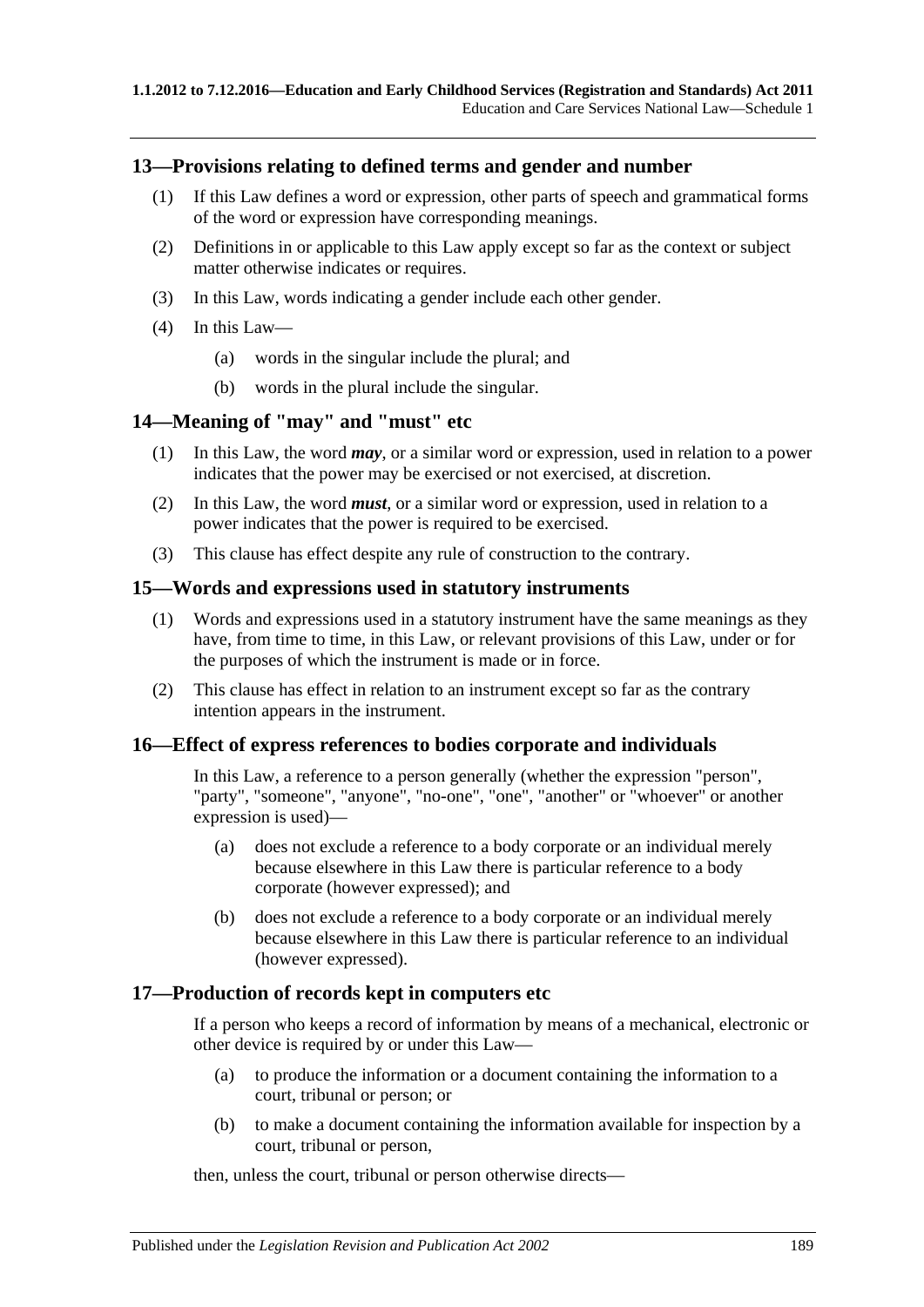## 13—Provisions relating to defined terms and gender and number

(1) If this Law defines a word or expression, other parts of speech and grammatical forms of the word or expression have corresponding meanings.

(2) Definitions in or applicable to this Law apply except so far as the context or subject matter otherwise indicates or requires.

(3) In this Law, words indicating a gender include each other gender.

(4) In this Law—

(a) words in the singular include the plural; and

(b) words in the plural include the singular.

## 14—Meaning of "may" and "must" etc

(1) In this Law, the word ***may***, or a similar word or expression, used in relation to a power indicates that the power may be exercised or not exercised, at discretion.

(2) In this Law, the word ***must***, or a similar word or expression, used in relation to a power indicates that the power is required to be exercised.

(3) This clause has effect despite any rule of construction to the contrary.

## 15—Words and expressions used in statutory instruments

(1) Words and expressions used in a statutory instrument have the same meanings as they have, from time to time, in this Law, or relevant provisions of this Law, under or for the purposes of which the instrument is made or in force.

(2) This clause has effect in relation to an instrument except so far as the contrary intention appears in the instrument.

## 16—Effect of express references to bodies corporate and individuals

In this Law, a reference to a person generally (whether the expression "person", "party", "someone", "anyone", "no-one", "one", "another" or "whoever" or another expression is used)—

(a) does not exclude a reference to a body corporate or an individual merely because elsewhere in this Law there is particular reference to a body corporate (however expressed); and

(b) does not exclude a reference to a body corporate or an individual merely because elsewhere in this Law there is particular reference to an individual (however expressed).

## 17—Production of records kept in computers etc

If a person who keeps a record of information by means of a mechanical, electronic or other device is required by or under this Law—

(a) to produce the information or a document containing the information to a court, tribunal or person; or

(b) to make a document containing the information available for inspection by a court, tribunal or person,

then, unless the court, tribunal or person otherwise directs—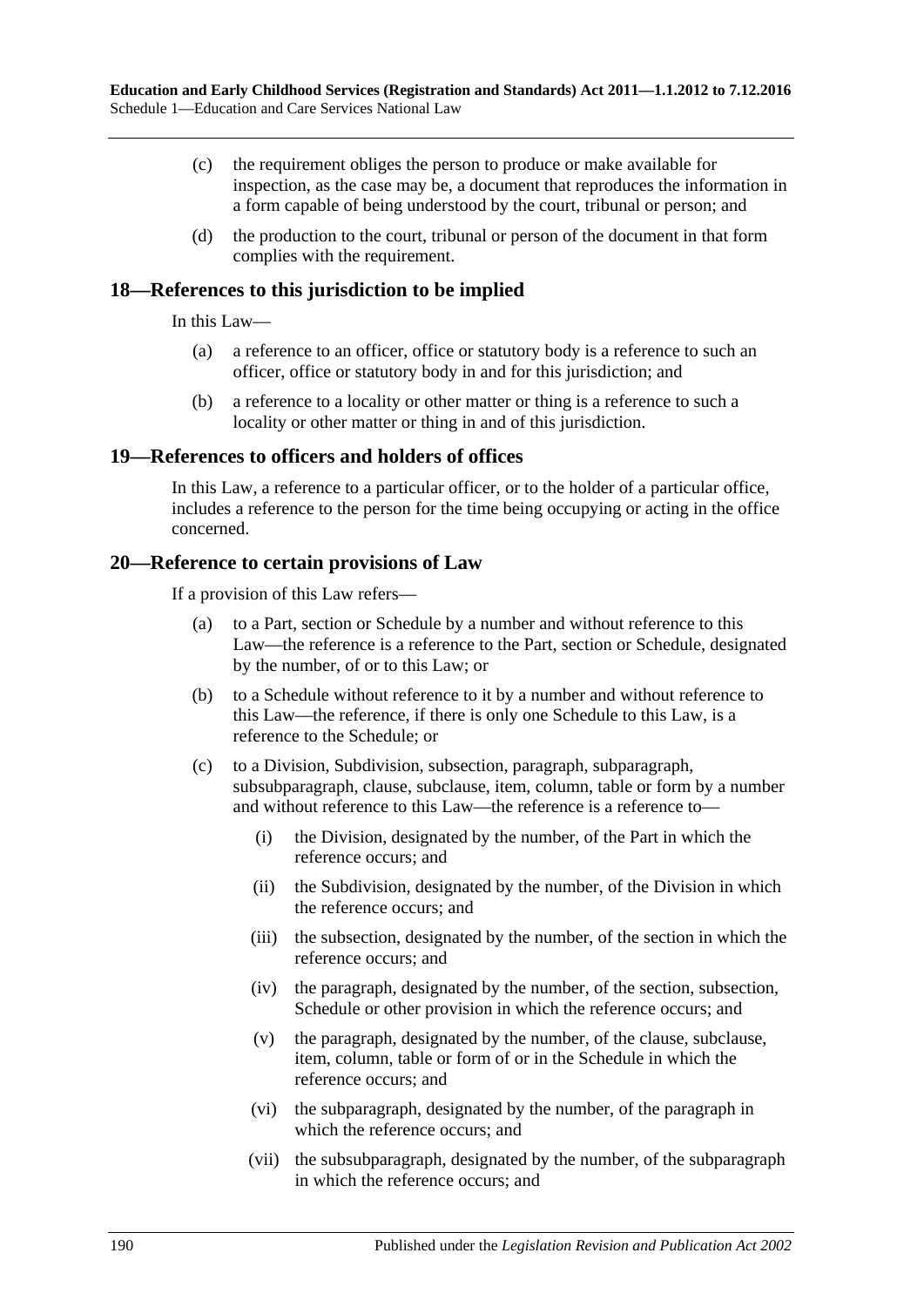(c) the requirement obliges the person to produce or make available for inspection, as the case may be, a document that reproduces the information in a form capable of being understood by the court, tribunal or person; and

(d) the production to the court, tribunal or person of the document in that form complies with the requirement.

## 18—References to this jurisdiction to be implied

In this Law—

(a) a reference to an officer, office or statutory body is a reference to such an officer, office or statutory body in and for this jurisdiction; and

(b) a reference to a locality or other matter or thing is a reference to such a locality or other matter or thing in and of this jurisdiction.

## 19—References to officers and holders of offices

In this Law, a reference to a particular officer, or to the holder of a particular office, includes a reference to the person for the time being occupying or acting in the office concerned.

## 20—Reference to certain provisions of Law

If a provision of this Law refers—

(a) to a Part, section or Schedule by a number and without reference to this Law—the reference is a reference to the Part, section or Schedule, designated by the number, of or to this Law; or

(b) to a Schedule without reference to it by a number and without reference to this Law—the reference, if there is only one Schedule to this Law, is a reference to the Schedule; or

(c) to a Division, Subdivision, subsection, paragraph, subparagraph, subsubparagraph, clause, subclause, item, column, table or form by a number and without reference to this Law—the reference is a reference to—

(i) the Division, designated by the number, of the Part in which the reference occurs; and

(ii) the Subdivision, designated by the number, of the Division in which the reference occurs; and

(iii) the subsection, designated by the number, of the section in which the reference occurs; and

(iv) the paragraph, designated by the number, of the section, subsection, Schedule or other provision in which the reference occurs; and

(v) the paragraph, designated by the number, of the clause, subclause, item, column, table or form of or in the Schedule in which the reference occurs; and

(vi) the subparagraph, designated by the number, of the paragraph in which the reference occurs; and

(vii) the subsubparagraph, designated by the number, of the subparagraph in which the reference occurs; and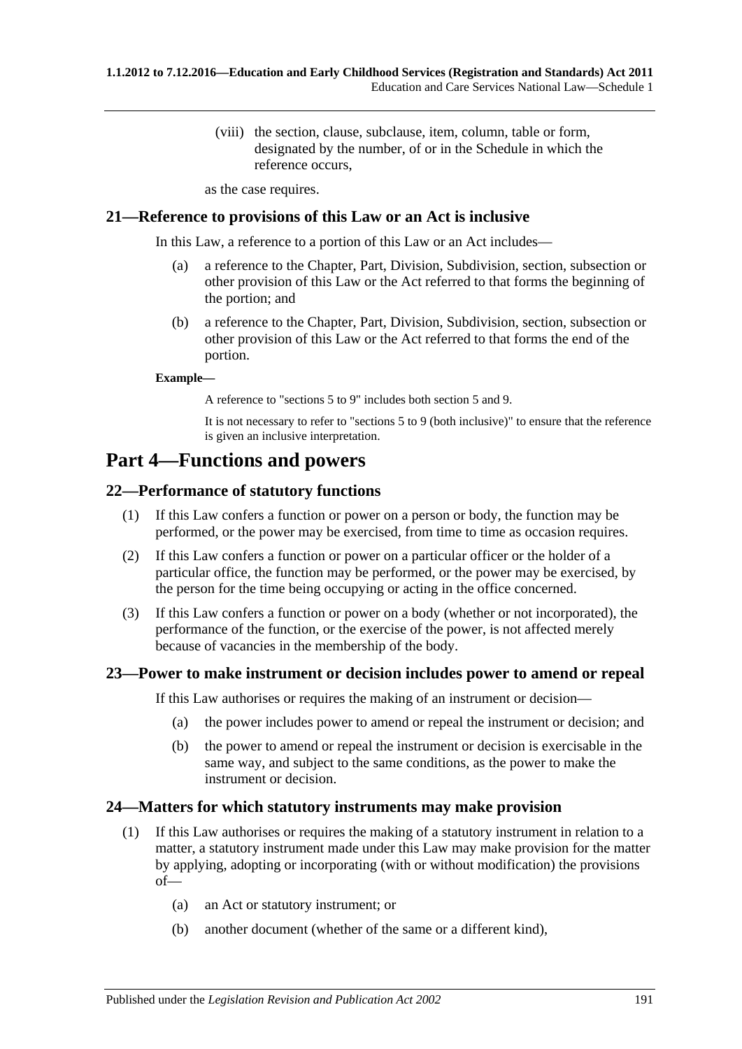(viii) the section, clause, subclause, item, column, table or form, designated by the number, of or in the Schedule in which the reference occurs,

as the case requires.

### 21—Reference to provisions of this Law or an Act is inclusive

In this Law, a reference to a portion of this Law or an Act includes—

(a) a reference to the Chapter, Part, Division, Subdivision, section, subsection or other provision of this Law or the Act referred to that forms the beginning of the portion; and

(b) a reference to the Chapter, Part, Division, Subdivision, section, subsection or other provision of this Law or the Act referred to that forms the end of the portion.

**Example—**

A reference to "sections 5 to 9" includes both section 5 and 9.

It is not necessary to refer to "sections 5 to 9 (both inclusive)" to ensure that the reference is given an inclusive interpretation.

## Part 4—Functions and powers

### 22—Performance of statutory functions

(1) If this Law confers a function or power on a person or body, the function may be performed, or the power may be exercised, from time to time as occasion requires.

(2) If this Law confers a function or power on a particular officer or the holder of a particular office, the function may be performed, or the power may be exercised, by the person for the time being occupying or acting in the office concerned.

(3) If this Law confers a function or power on a body (whether or not incorporated), the performance of the function, or the exercise of the power, is not affected merely because of vacancies in the membership of the body.

### 23—Power to make instrument or decision includes power to amend or repeal

If this Law authorises or requires the making of an instrument or decision—

(a) the power includes power to amend or repeal the instrument or decision; and

(b) the power to amend or repeal the instrument or decision is exercisable in the same way, and subject to the same conditions, as the power to make the instrument or decision.

### 24—Matters for which statutory instruments may make provision

(1) If this Law authorises or requires the making of a statutory instrument in relation to a matter, a statutory instrument made under this Law may make provision for the matter by applying, adopting or incorporating (with or without modification) the provisions of—

(a) an Act or statutory instrument; or

(b) another document (whether of the same or a different kind),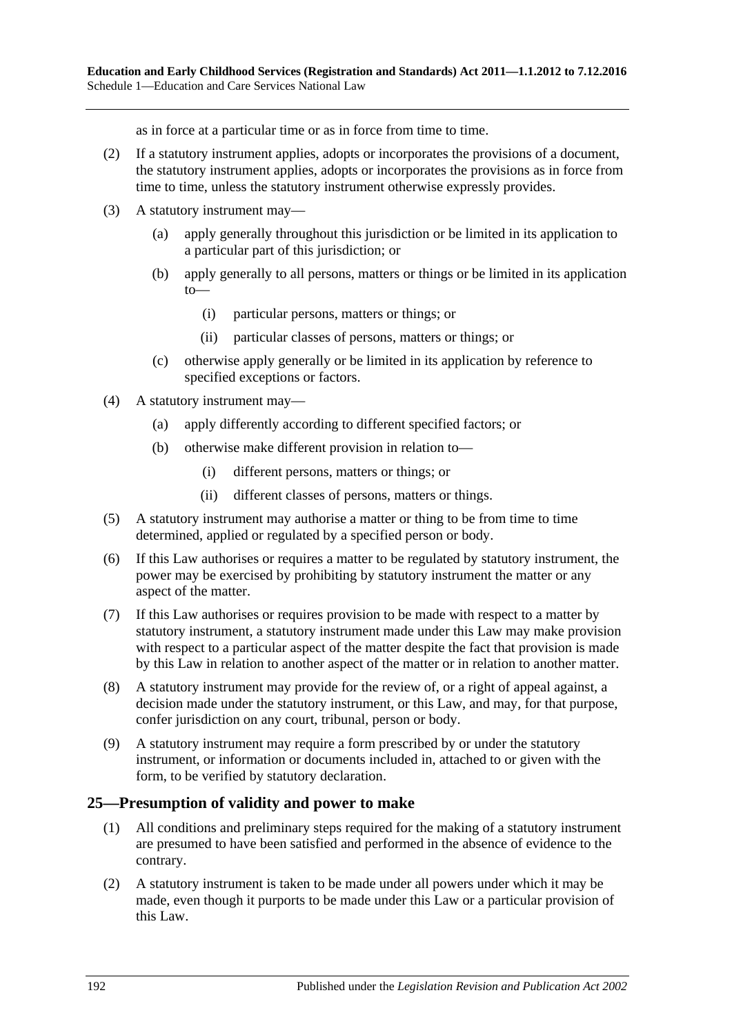as in force at a particular time or as in force from time to time.

(2) If a statutory instrument applies, adopts or incorporates the provisions of a document, the statutory instrument applies, adopts or incorporates the provisions as in force from time to time, unless the statutory instrument otherwise expressly provides.

(3) A statutory instrument may—

(a) apply generally throughout this jurisdiction or be limited in its application to a particular part of this jurisdiction; or

(b) apply generally to all persons, matters or things or be limited in its application to—

(i) particular persons, matters or things; or

(ii) particular classes of persons, matters or things; or

(c) otherwise apply generally or be limited in its application by reference to specified exceptions or factors.

(4) A statutory instrument may—

(a) apply differently according to different specified factors; or

(b) otherwise make different provision in relation to—

(i) different persons, matters or things; or

(ii) different classes of persons, matters or things.

(5) A statutory instrument may authorise a matter or thing to be from time to time determined, applied or regulated by a specified person or body.

(6) If this Law authorises or requires a matter to be regulated by statutory instrument, the power may be exercised by prohibiting by statutory instrument the matter or any aspect of the matter.

(7) If this Law authorises or requires provision to be made with respect to a matter by statutory instrument, a statutory instrument made under this Law may make provision with respect to a particular aspect of the matter despite the fact that provision is made by this Law in relation to another aspect of the matter or in relation to another matter.

(8) A statutory instrument may provide for the review of, or a right of appeal against, a decision made under the statutory instrument, or this Law, and may, for that purpose, confer jurisdiction on any court, tribunal, person or body.

(9) A statutory instrument may require a form prescribed by or under the statutory instrument, or information or documents included in, attached to or given with the form, to be verified by statutory declaration.

## 25—Presumption of validity and power to make

(1) All conditions and preliminary steps required for the making of a statutory instrument are presumed to have been satisfied and performed in the absence of evidence to the contrary.

(2) A statutory instrument is taken to be made under all powers under which it may be made, even though it purports to be made under this Law or a particular provision of this Law.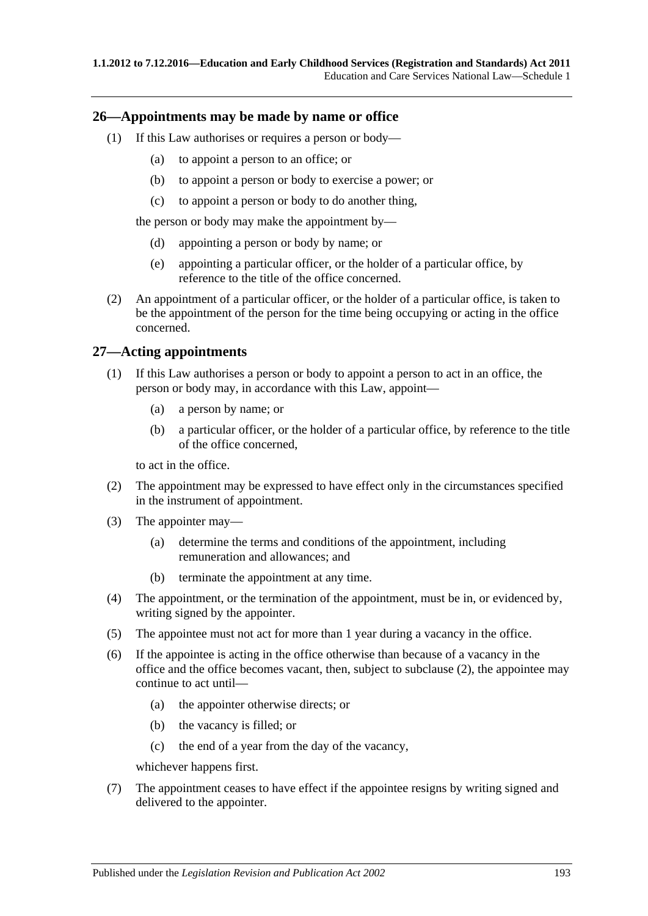## 26—Appointments may be made by name or office

(1) If this Law authorises or requires a person or body—

   (a) to appoint a person to an office; or

   (b) to appoint a person or body to exercise a power; or

   (c) to appoint a person or body to do another thing,

the person or body may make the appointment by—

   (d) appointing a person or body by name; or

   (e) appointing a particular officer, or the holder of a particular office, by reference to the title of the office concerned.

(2) An appointment of a particular officer, or the holder of a particular office, is taken to be the appointment of the person for the time being occupying or acting in the office concerned.

## 27—Acting appointments

(1) If this Law authorises a person or body to appoint a person to act in an office, the person or body may, in accordance with this Law, appoint—

   (a) a person by name; or

   (b) a particular officer, or the holder of a particular office, by reference to the title of the office concerned,

to act in the office.

(2) The appointment may be expressed to have effect only in the circumstances specified in the instrument of appointment.

(3) The appointer may—

   (a) determine the terms and conditions of the appointment, including remuneration and allowances; and

   (b) terminate the appointment at any time.

(4) The appointment, or the termination of the appointment, must be in, or evidenced by, writing signed by the appointer.

(5) The appointee must not act for more than 1 year during a vacancy in the office.

(6) If the appointee is acting in the office otherwise than because of a vacancy in the office and the office becomes vacant, then, subject to subclause (2), the appointee may continue to act until—

   (a) the appointer otherwise directs; or

   (b) the vacancy is filled; or

   (c) the end of a year from the day of the vacancy,

whichever happens first.

(7) The appointment ceases to have effect if the appointee resigns by writing signed and delivered to the appointer.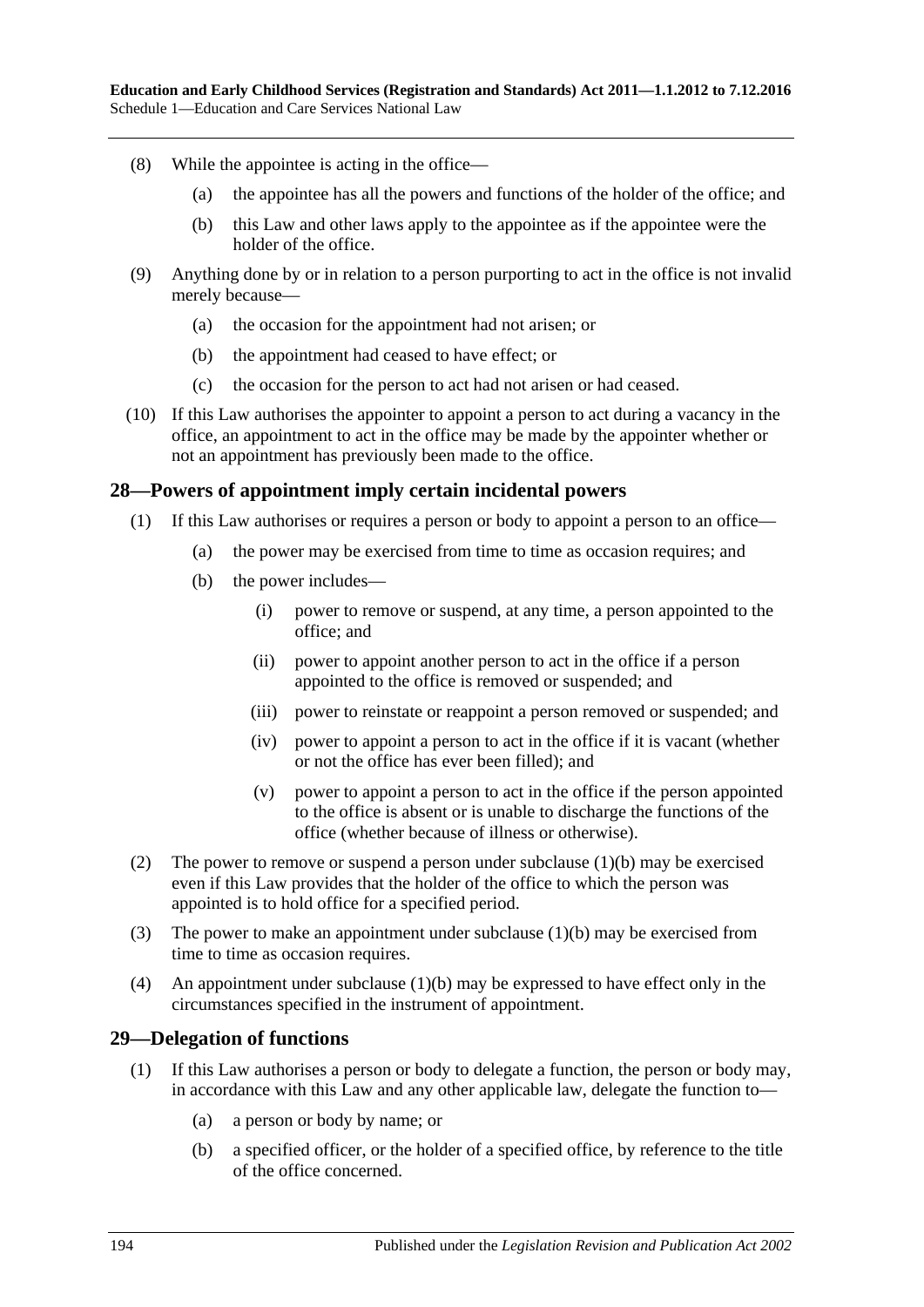(8) While the appointee is acting in the office—

(a) the appointee has all the powers and functions of the holder of the office; and

(b) this Law and other laws apply to the appointee as if the appointee were the holder of the office.

(9) Anything done by or in relation to a person purporting to act in the office is not invalid merely because—

(a) the occasion for the appointment had not arisen; or

(b) the appointment had ceased to have effect; or

(c) the occasion for the person to act had not arisen or had ceased.

(10) If this Law authorises the appointer to appoint a person to act during a vacancy in the office, an appointment to act in the office may be made by the appointer whether or not an appointment has previously been made to the office.

## 28—Powers of appointment imply certain incidental powers

(1) If this Law authorises or requires a person or body to appoint a person to an office—

(a) the power may be exercised from time to time as occasion requires; and

(b) the power includes—

(i) power to remove or suspend, at any time, a person appointed to the office; and

(ii) power to appoint another person to act in the office if a person appointed to the office is removed or suspended; and

(iii) power to reinstate or reappoint a person removed or suspended; and

(iv) power to appoint a person to act in the office if it is vacant (whether or not the office has ever been filled); and

(v) power to appoint a person to act in the office if the person appointed to the office is absent or is unable to discharge the functions of the office (whether because of illness or otherwise).

(2) The power to remove or suspend a person under subclause (1)(b) may be exercised even if this Law provides that the holder of the office to which the person was appointed is to hold office for a specified period.

(3) The power to make an appointment under subclause (1)(b) may be exercised from time to time as occasion requires.

(4) An appointment under subclause (1)(b) may be expressed to have effect only in the circumstances specified in the instrument of appointment.

## 29—Delegation of functions

(1) If this Law authorises a person or body to delegate a function, the person or body may, in accordance with this Law and any other applicable law, delegate the function to—

(a) a person or body by name; or

(b) a specified officer, or the holder of a specified office, by reference to the title of the office concerned.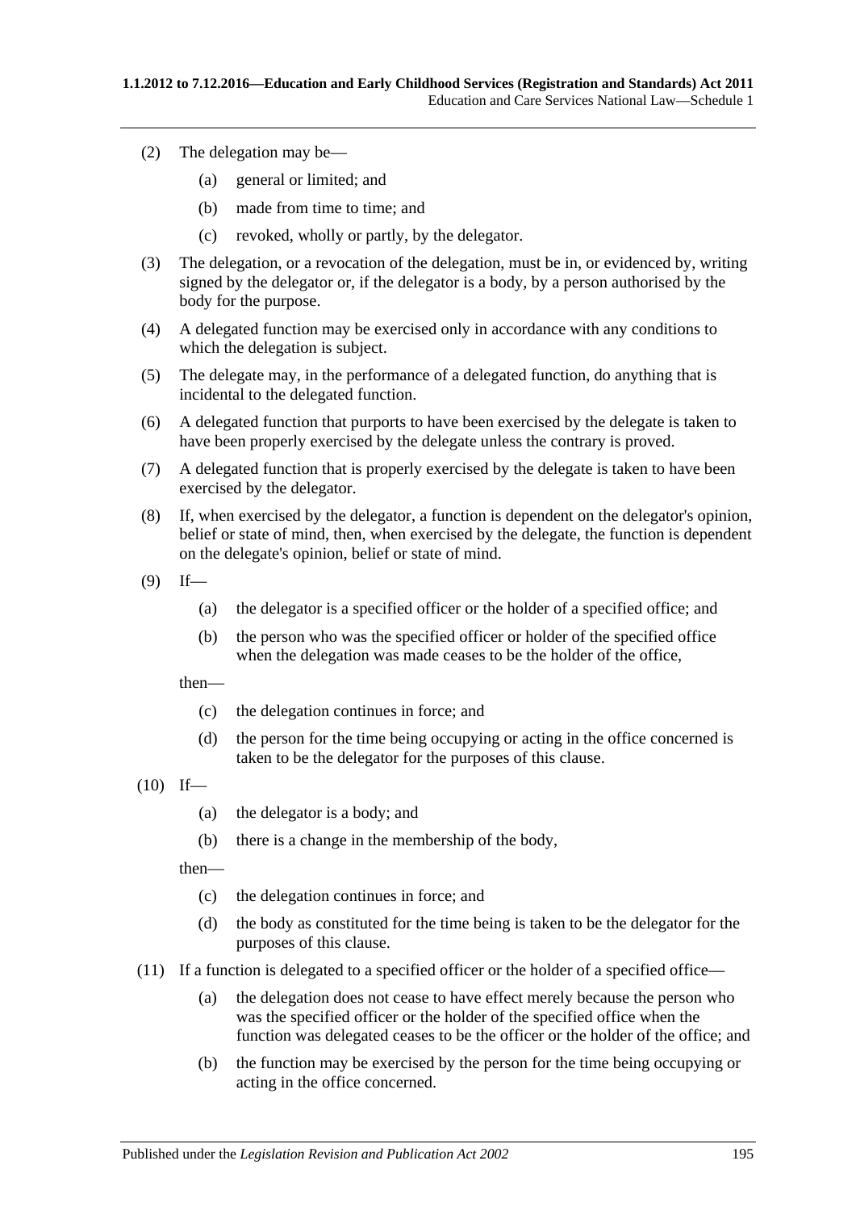(2) The delegation may be—

  (a) general or limited; and

  (b) made from time to time; and

  (c) revoked, wholly or partly, by the delegator.

(3) The delegation, or a revocation of the delegation, must be in, or evidenced by, writing signed by the delegator or, if the delegator is a body, by a person authorised by the body for the purpose.

(4) A delegated function may be exercised only in accordance with any conditions to which the delegation is subject.

(5) The delegate may, in the performance of a delegated function, do anything that is incidental to the delegated function.

(6) A delegated function that purports to have been exercised by the delegate is taken to have been properly exercised by the delegate unless the contrary is proved.

(7) A delegated function that is properly exercised by the delegate is taken to have been exercised by the delegator.

(8) If, when exercised by the delegator, a function is dependent on the delegator's opinion, belief or state of mind, then, when exercised by the delegate, the function is dependent on the delegate's opinion, belief or state of mind.

(9) If—

  (a) the delegator is a specified officer or the holder of a specified office; and

  (b) the person who was the specified officer or holder of the specified office when the delegation was made ceases to be the holder of the office,

  then—

  (c) the delegation continues in force; and

  (d) the person for the time being occupying or acting in the office concerned is taken to be the delegator for the purposes of this clause.

(10) If—

  (a) the delegator is a body; and

  (b) there is a change in the membership of the body,

  then—

  (c) the delegation continues in force; and

  (d) the body as constituted for the time being is taken to be the delegator for the purposes of this clause.

(11) If a function is delegated to a specified officer or the holder of a specified office—

  (a) the delegation does not cease to have effect merely because the person who was the specified officer or the holder of the specified office when the function was delegated ceases to be the officer or the holder of the office; and

  (b) the function may be exercised by the person for the time being occupying or acting in the office concerned.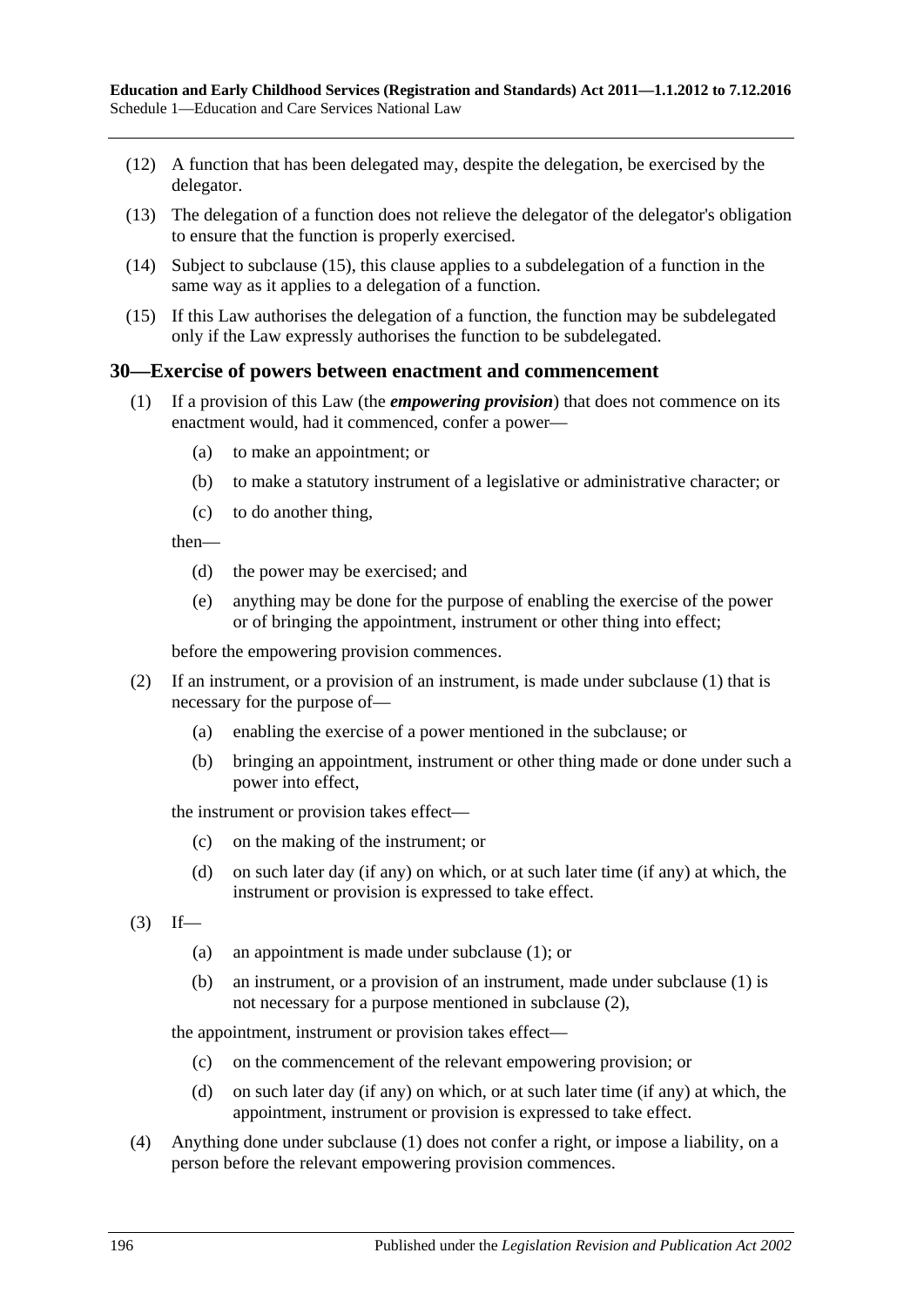(12) A function that has been delegated may, despite the delegation, be exercised by the delegator.

(13) The delegation of a function does not relieve the delegator of the delegator's obligation to ensure that the function is properly exercised.

(14) Subject to subclause (15), this clause applies to a subdelegation of a function in the same way as it applies to a delegation of a function.

(15) If this Law authorises the delegation of a function, the function may be subdelegated only if the Law expressly authorises the function to be subdelegated.

## 30—Exercise of powers between enactment and commencement

(1) If a provision of this Law (the ***empowering provision***) that does not commence on its enactment would, had it commenced, confer a power—

(a) to make an appointment; or

(b) to make a statutory instrument of a legislative or administrative character; or

(c) to do another thing,

then—

(d) the power may be exercised; and

(e) anything may be done for the purpose of enabling the exercise of the power or of bringing the appointment, instrument or other thing into effect;

before the empowering provision commences.

(2) If an instrument, or a provision of an instrument, is made under subclause (1) that is necessary for the purpose of—

(a) enabling the exercise of a power mentioned in the subclause; or

(b) bringing an appointment, instrument or other thing made or done under such a power into effect,

the instrument or provision takes effect—

(c) on the making of the instrument; or

(d) on such later day (if any) on which, or at such later time (if any) at which, the instrument or provision is expressed to take effect.

(3) If—

(a) an appointment is made under subclause (1); or

(b) an instrument, or a provision of an instrument, made under subclause (1) is not necessary for a purpose mentioned in subclause (2),

the appointment, instrument or provision takes effect—

(c) on the commencement of the relevant empowering provision; or

(d) on such later day (if any) on which, or at such later time (if any) at which, the appointment, instrument or provision is expressed to take effect.

(4) Anything done under subclause (1) does not confer a right, or impose a liability, on a person before the relevant empowering provision commences.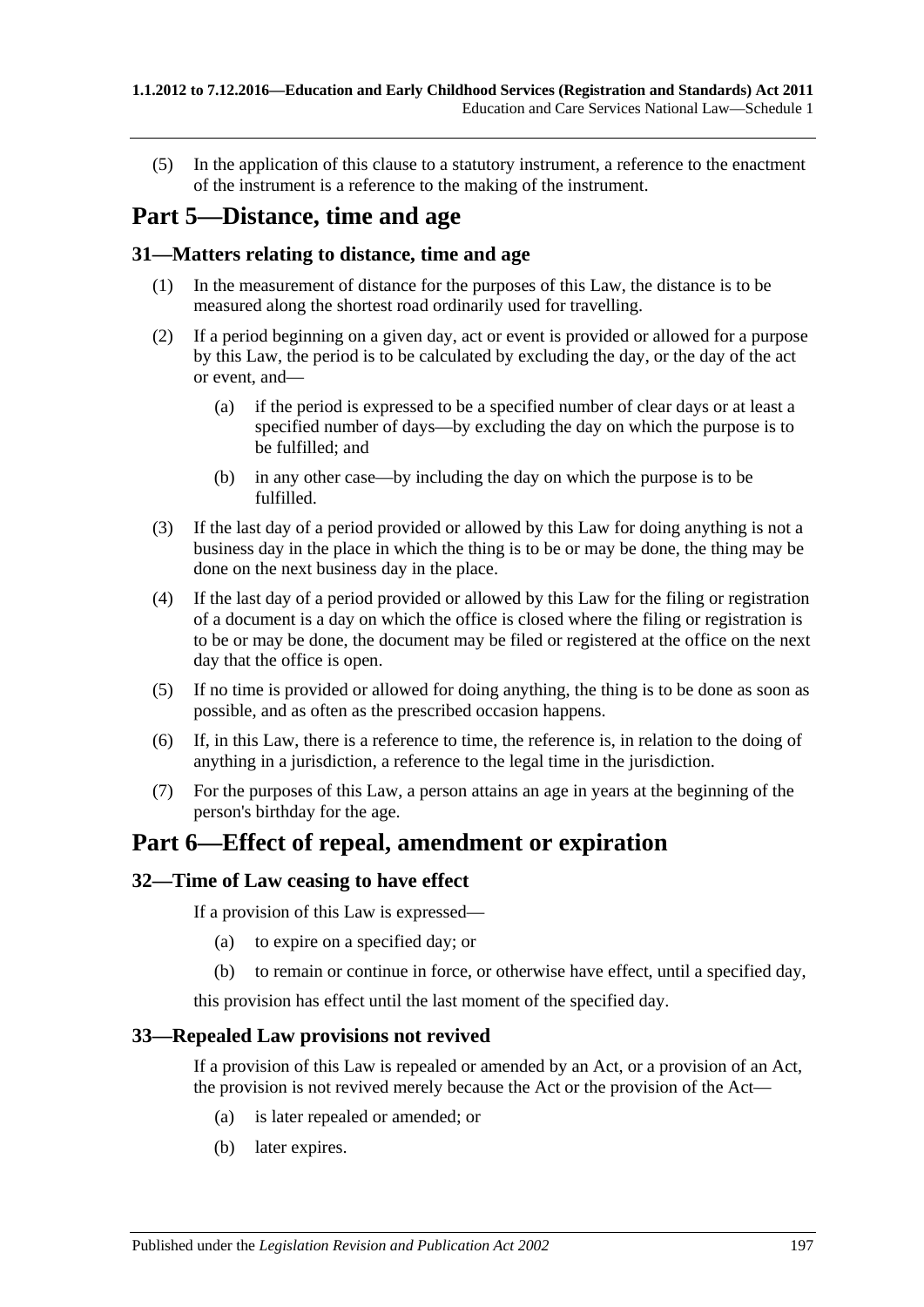(5) In the application of this clause to a statutory instrument, a reference to the enactment of the instrument is a reference to the making of the instrument.

# Part 5—Distance, time and age

## 31—Matters relating to distance, time and age

(1) In the measurement of distance for the purposes of this Law, the distance is to be measured along the shortest road ordinarily used for travelling.

(2) If a period beginning on a given day, act or event is provided or allowed for a purpose by this Law, the period is to be calculated by excluding the day, or the day of the act or event, and—

  (a) if the period is expressed to be a specified number of clear days or at least a specified number of days—by excluding the day on which the purpose is to be fulfilled; and

  (b) in any other case—by including the day on which the purpose is to be fulfilled.

(3) If the last day of a period provided or allowed by this Law for doing anything is not a business day in the place in which the thing is to be or may be done, the thing may be done on the next business day in the place.

(4) If the last day of a period provided or allowed by this Law for the filing or registration of a document is a day on which the office is closed where the filing or registration is to be or may be done, the document may be filed or registered at the office on the next day that the office is open.

(5) If no time is provided or allowed for doing anything, the thing is to be done as soon as possible, and as often as the prescribed occasion happens.

(6) If, in this Law, there is a reference to time, the reference is, in relation to the doing of anything in a jurisdiction, a reference to the legal time in the jurisdiction.

(7) For the purposes of this Law, a person attains an age in years at the beginning of the person's birthday for the age.

# Part 6—Effect of repeal, amendment or expiration

## 32—Time of Law ceasing to have effect

If a provision of this Law is expressed—

  (a) to expire on a specified day; or

  (b) to remain or continue in force, or otherwise have effect, until a specified day,

this provision has effect until the last moment of the specified day.

## 33—Repealed Law provisions not revived

If a provision of this Law is repealed or amended by an Act, or a provision of an Act, the provision is not revived merely because the Act or the provision of the Act—

  (a) is later repealed or amended; or

  (b) later expires.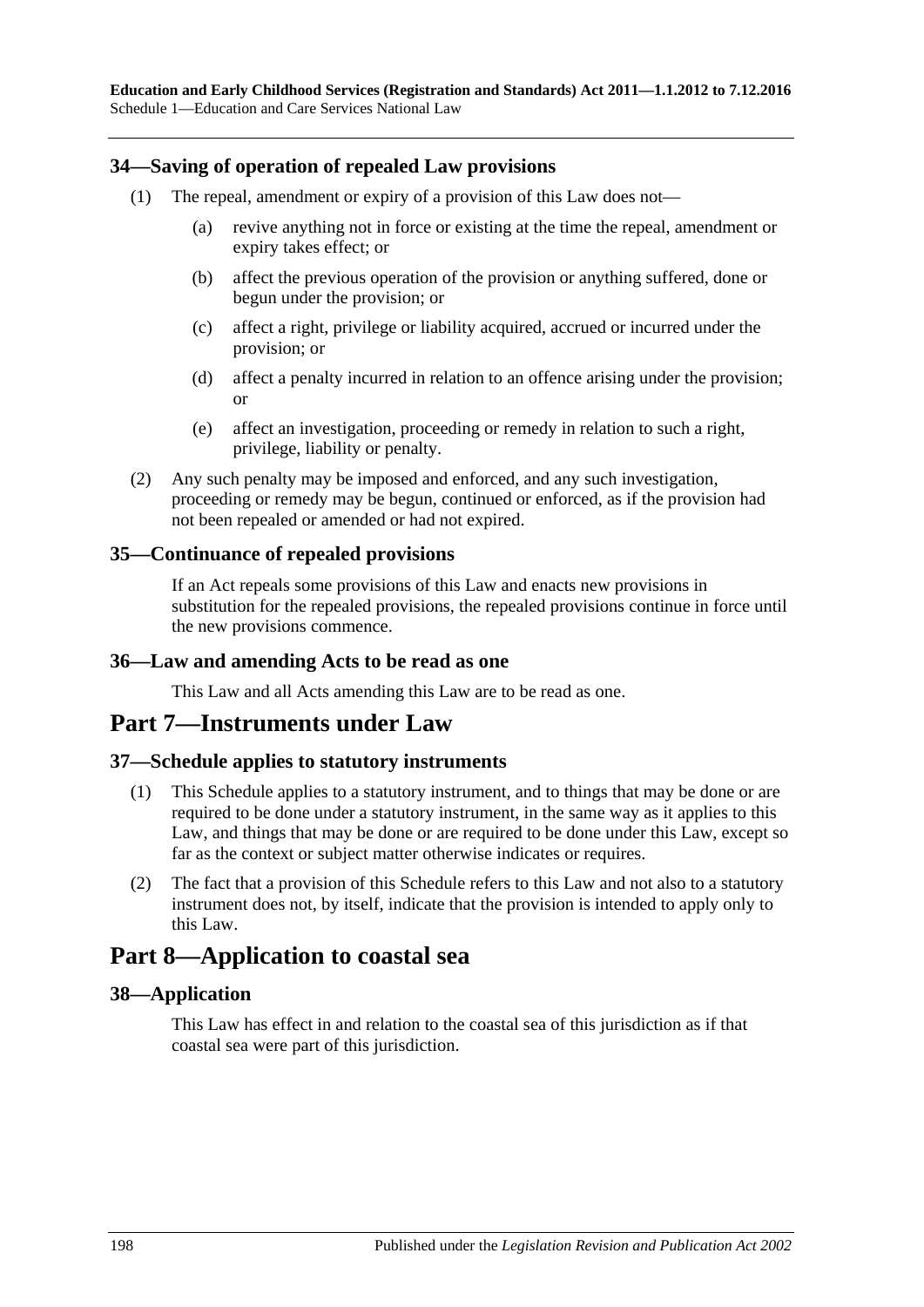### 34—Saving of operation of repealed Law provisions

(1) The repeal, amendment or expiry of a provision of this Law does not—

(a) revive anything not in force or existing at the time the repeal, amendment or expiry takes effect; or

(b) affect the previous operation of the provision or anything suffered, done or begun under the provision; or

(c) affect a right, privilege or liability acquired, accrued or incurred under the provision; or

(d) affect a penalty incurred in relation to an offence arising under the provision; or

(e) affect an investigation, proceeding or remedy in relation to such a right, privilege, liability or penalty.

(2) Any such penalty may be imposed and enforced, and any such investigation, proceeding or remedy may be begun, continued or enforced, as if the provision had not been repealed or amended or had not expired.

### 35—Continuance of repealed provisions

If an Act repeals some provisions of this Law and enacts new provisions in substitution for the repealed provisions, the repealed provisions continue in force until the new provisions commence.

### 36—Law and amending Acts to be read as one

This Law and all Acts amending this Law are to be read as one.

## Part 7—Instruments under Law

### 37—Schedule applies to statutory instruments

(1) This Schedule applies to a statutory instrument, and to things that may be done or are required to be done under a statutory instrument, in the same way as it applies to this Law, and things that may be done or are required to be done under this Law, except so far as the context or subject matter otherwise indicates or requires.

(2) The fact that a provision of this Schedule refers to this Law and not also to a statutory instrument does not, by itself, indicate that the provision is intended to apply only to this Law.

## Part 8—Application to coastal sea

### 38—Application

This Law has effect in and relation to the coastal sea of this jurisdiction as if that coastal sea were part of this jurisdiction.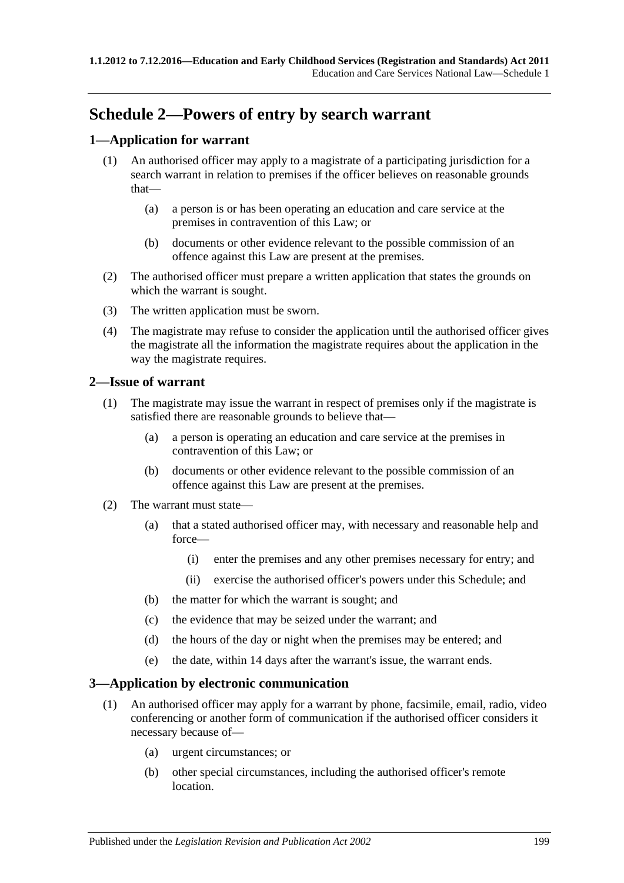# Schedule 2—Powers of entry by search warrant

## 1—Application for warrant

(1) An authorised officer may apply to a magistrate of a participating jurisdiction for a search warrant in relation to premises if the officer believes on reasonable grounds that—

- (a) a person is or has been operating an education and care service at the premises in contravention of this Law; or
- (b) documents or other evidence relevant to the possible commission of an offence against this Law are present at the premises.

(2) The authorised officer must prepare a written application that states the grounds on which the warrant is sought.

(3) The written application must be sworn.

(4) The magistrate may refuse to consider the application until the authorised officer gives the magistrate all the information the magistrate requires about the application in the way the magistrate requires.

## 2—Issue of warrant

(1) The magistrate may issue the warrant in respect of premises only if the magistrate is satisfied there are reasonable grounds to believe that—

- (a) a person is operating an education and care service at the premises in contravention of this Law; or
- (b) documents or other evidence relevant to the possible commission of an offence against this Law are present at the premises.

(2) The warrant must state—

- (a) that a stated authorised officer may, with necessary and reasonable help and force—
  - (i) enter the premises and any other premises necessary for entry; and
  - (ii) exercise the authorised officer's powers under this Schedule; and
- (b) the matter for which the warrant is sought; and
- (c) the evidence that may be seized under the warrant; and
- (d) the hours of the day or night when the premises may be entered; and
- (e) the date, within 14 days after the warrant's issue, the warrant ends.

## 3—Application by electronic communication

(1) An authorised officer may apply for a warrant by phone, facsimile, email, radio, video conferencing or another form of communication if the authorised officer considers it necessary because of—

- (a) urgent circumstances; or
- (b) other special circumstances, including the authorised officer's remote location.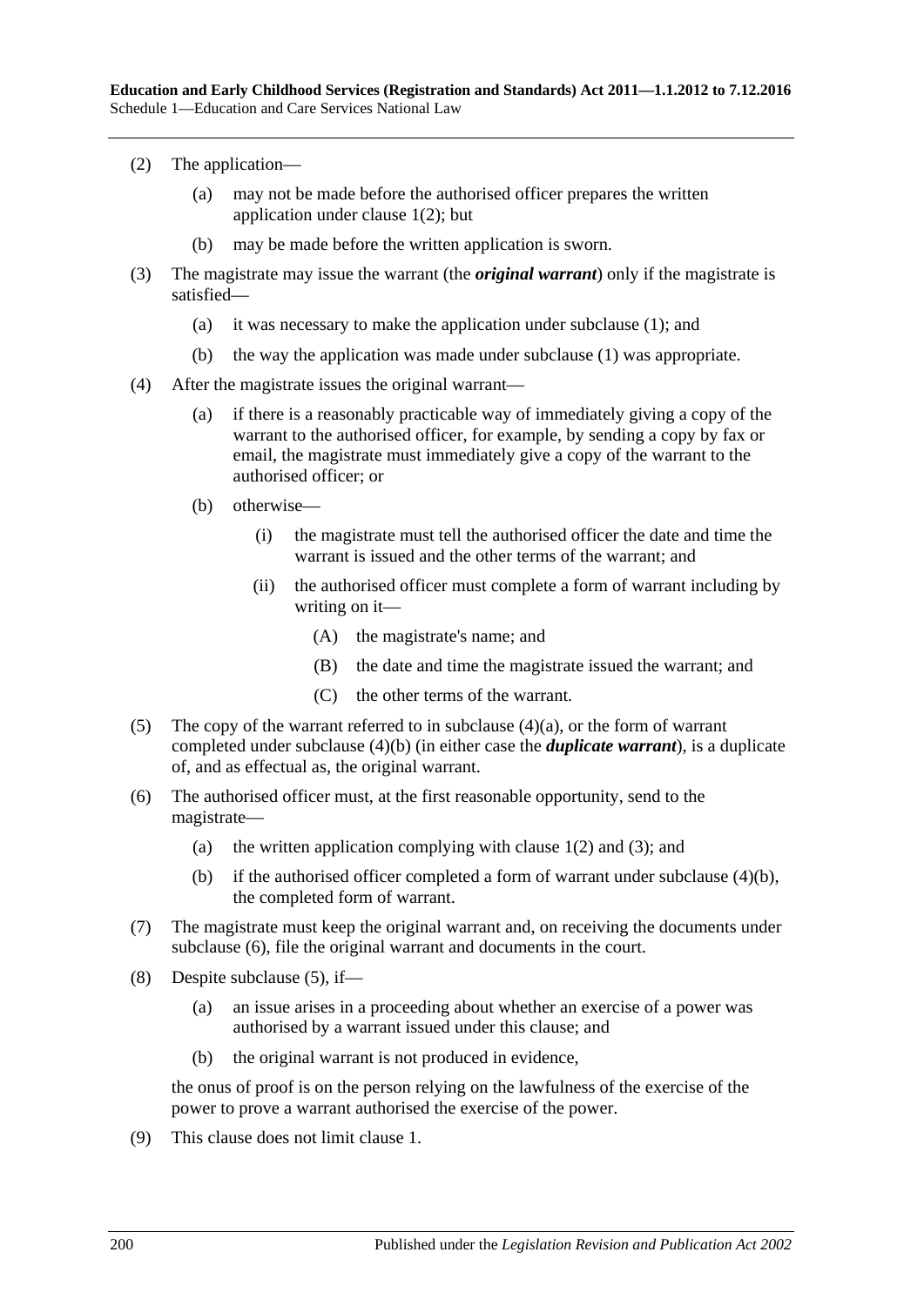(2) The application—

(a) may not be made before the authorised officer prepares the written application under clause 1(2); but

(b) may be made before the written application is sworn.

(3) The magistrate may issue the warrant (the ***original warrant***) only if the magistrate is satisfied—

(a) it was necessary to make the application under subclause (1); and

(b) the way the application was made under subclause (1) was appropriate.

(4) After the magistrate issues the original warrant—

(a) if there is a reasonably practicable way of immediately giving a copy of the warrant to the authorised officer, for example, by sending a copy by fax or email, the magistrate must immediately give a copy of the warrant to the authorised officer; or

(b) otherwise—

(i) the magistrate must tell the authorised officer the date and time the warrant is issued and the other terms of the warrant; and

(ii) the authorised officer must complete a form of warrant including by writing on it—

(A) the magistrate's name; and

(B) the date and time the magistrate issued the warrant; and

(C) the other terms of the warrant.

(5) The copy of the warrant referred to in subclause (4)(a), or the form of warrant completed under subclause (4)(b) (in either case the ***duplicate warrant***), is a duplicate of, and as effectual as, the original warrant.

(6) The authorised officer must, at the first reasonable opportunity, send to the magistrate—

(a) the written application complying with clause 1(2) and (3); and

(b) if the authorised officer completed a form of warrant under subclause (4)(b), the completed form of warrant.

(7) The magistrate must keep the original warrant and, on receiving the documents under subclause (6), file the original warrant and documents in the court.

(8) Despite subclause (5), if—

(a) an issue arises in a proceeding about whether an exercise of a power was authorised by a warrant issued under this clause; and

(b) the original warrant is not produced in evidence,

the onus of proof is on the person relying on the lawfulness of the exercise of the power to prove a warrant authorised the exercise of the power.

(9) This clause does not limit clause 1.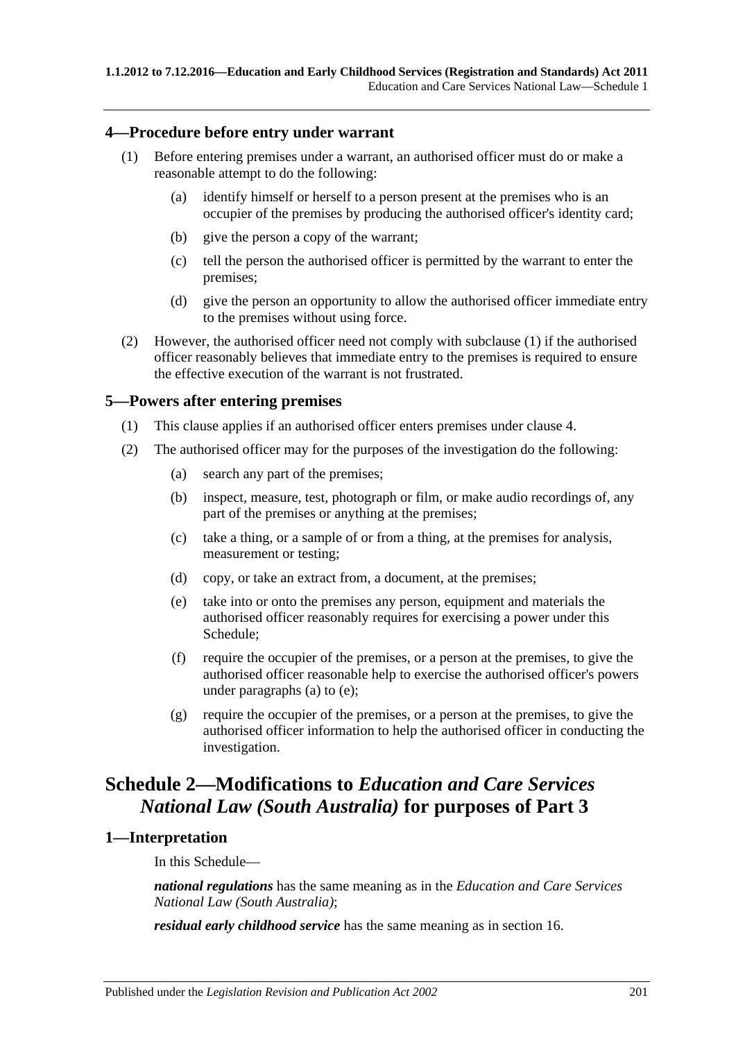### 4—Procedure before entry under warrant

(1) Before entering premises under a warrant, an authorised officer must do or make a reasonable attempt to do the following:

(a) identify himself or herself to a person present at the premises who is an occupier of the premises by producing the authorised officer's identity card;

(b) give the person a copy of the warrant;

(c) tell the person the authorised officer is permitted by the warrant to enter the premises;

(d) give the person an opportunity to allow the authorised officer immediate entry to the premises without using force.

(2) However, the authorised officer need not comply with subclause (1) if the authorised officer reasonably believes that immediate entry to the premises is required to ensure the effective execution of the warrant is not frustrated.

### 5—Powers after entering premises

(1) This clause applies if an authorised officer enters premises under clause 4.

(2) The authorised officer may for the purposes of the investigation do the following:

(a) search any part of the premises;

(b) inspect, measure, test, photograph or film, or make audio recordings of, any part of the premises or anything at the premises;

(c) take a thing, or a sample of or from a thing, at the premises for analysis, measurement or testing;

(d) copy, or take an extract from, a document, at the premises;

(e) take into or onto the premises any person, equipment and materials the authorised officer reasonably requires for exercising a power under this Schedule;

(f) require the occupier of the premises, or a person at the premises, to give the authorised officer reasonable help to exercise the authorised officer's powers under paragraphs (a) to (e);

(g) require the occupier of the premises, or a person at the premises, to give the authorised officer information to help the authorised officer in conducting the investigation.

## Schedule 2—Modifications to *Education and Care Services National Law (South Australia)* for purposes of Part 3

### 1—Interpretation

In this Schedule—

***national regulations*** has the same meaning as in the *Education and Care Services National Law (South Australia)*;

***residual early childhood service*** has the same meaning as in section 16.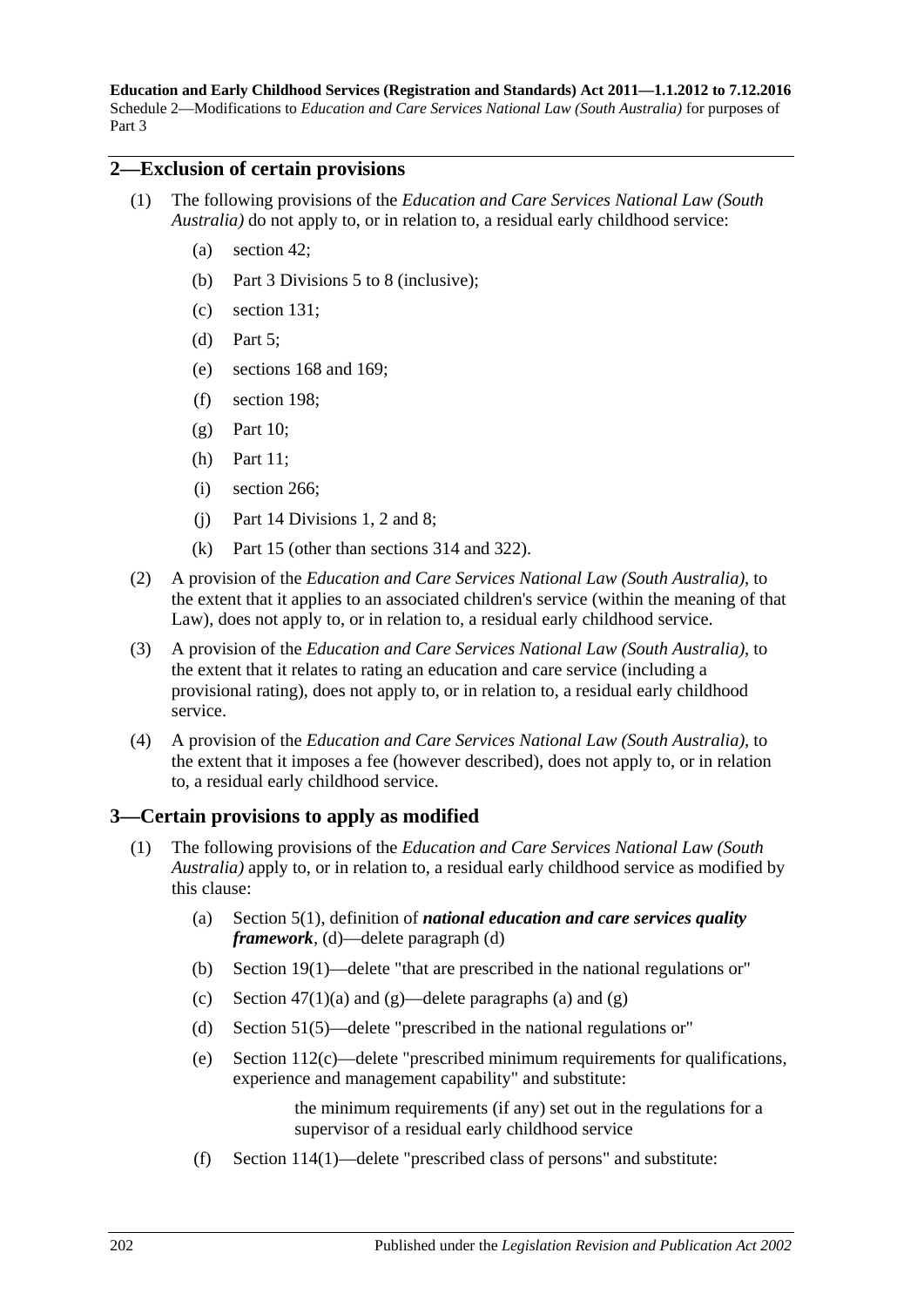## 2—Exclusion of certain provisions

(1) The following provisions of the *Education and Care Services National Law (South Australia)* do not apply to, or in relation to, a residual early childhood service:

(a) section 42;

(b) Part 3 Divisions 5 to 8 (inclusive);

(c) section 131;

(d) Part 5;

(e) sections 168 and 169;

(f) section 198;

(g) Part 10;

(h) Part 11;

(i) section 266;

(j) Part 14 Divisions 1, 2 and 8;

(k) Part 15 (other than sections 314 and 322).

(2) A provision of the *Education and Care Services National Law (South Australia)*, to the extent that it applies to an associated children's service (within the meaning of that Law), does not apply to, or in relation to, a residual early childhood service.

(3) A provision of the *Education and Care Services National Law (South Australia)*, to the extent that it relates to rating an education and care service (including a provisional rating), does not apply to, or in relation to, a residual early childhood service.

(4) A provision of the *Education and Care Services National Law (South Australia)*, to the extent that it imposes a fee (however described), does not apply to, or in relation to, a residual early childhood service.

## 3—Certain provisions to apply as modified

(1) The following provisions of the *Education and Care Services National Law (South Australia)* apply to, or in relation to, a residual early childhood service as modified by this clause:

(a) Section 5(1), definition of ***national education and care services quality framework***, (d)—delete paragraph (d)

(b) Section 19(1)—delete "that are prescribed in the national regulations or"

(c) Section 47(1)(a) and (g)—delete paragraphs (a) and (g)

(d) Section 51(5)—delete "prescribed in the national regulations or"

(e) Section 112(c)—delete "prescribed minimum requirements for qualifications, experience and management capability" and substitute:

> the minimum requirements (if any) set out in the regulations for a supervisor of a residual early childhood service

(f) Section 114(1)—delete "prescribed class of persons" and substitute: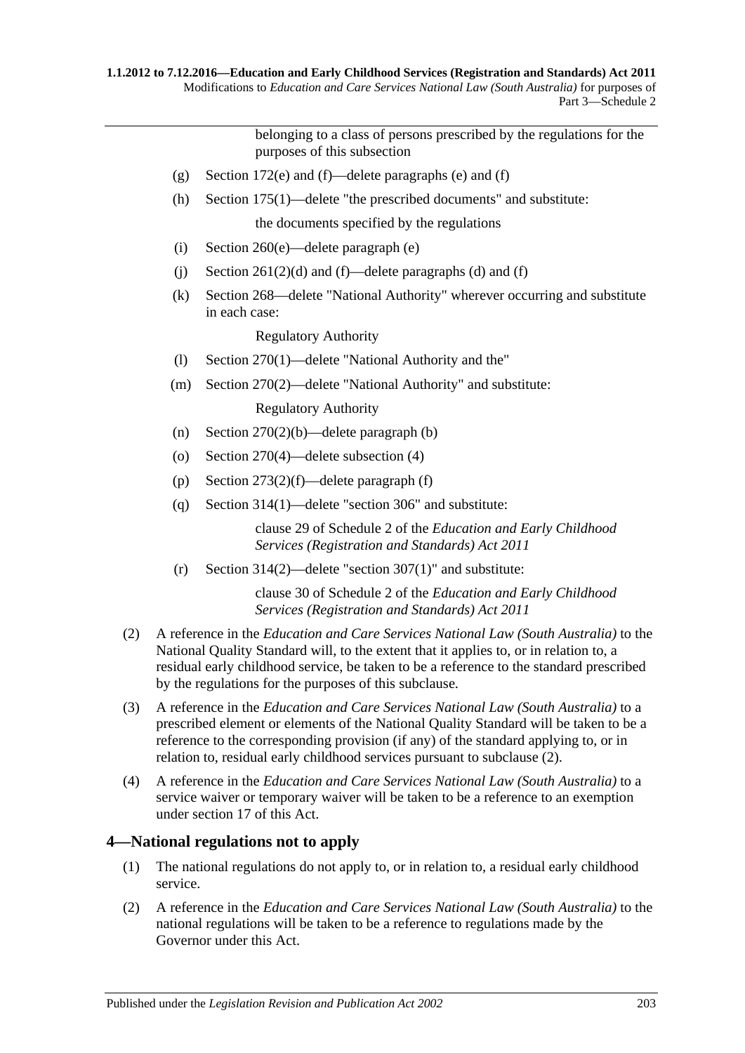belonging to a class of persons prescribed by the regulations for the purposes of this subsection

(g) Section 172(e) and (f)—delete paragraphs (e) and (f)

(h) Section 175(1)—delete "the prescribed documents" and substitute:

the documents specified by the regulations

(i) Section 260(e)—delete paragraph (e)

(j) Section 261(2)(d) and (f)—delete paragraphs (d) and (f)

(k) Section 268—delete "National Authority" wherever occurring and substitute in each case:

Regulatory Authority

(l) Section 270(1)—delete "National Authority and the"

(m) Section 270(2)—delete "National Authority" and substitute:

Regulatory Authority

(n) Section 270(2)(b)—delete paragraph (b)

(o) Section 270(4)—delete subsection (4)

(p) Section 273(2)(f)—delete paragraph (f)

(q) Section 314(1)—delete "section 306" and substitute:

clause 29 of Schedule 2 of the *Education and Early Childhood Services (Registration and Standards) Act 2011*

(r) Section 314(2)—delete "section 307(1)" and substitute:

clause 30 of Schedule 2 of the *Education and Early Childhood Services (Registration and Standards) Act 2011*

(2) A reference in the *Education and Care Services National Law (South Australia)* to the National Quality Standard will, to the extent that it applies to, or in relation to, a residual early childhood service, be taken to be a reference to the standard prescribed by the regulations for the purposes of this subclause.

(3) A reference in the *Education and Care Services National Law (South Australia)* to a prescribed element or elements of the National Quality Standard will be taken to be a reference to the corresponding provision (if any) of the standard applying to, or in relation to, residual early childhood services pursuant to subclause (2).

(4) A reference in the *Education and Care Services National Law (South Australia)* to a service waiver or temporary waiver will be taken to be a reference to an exemption under section 17 of this Act.

## 4—National regulations not to apply

(1) The national regulations do not apply to, or in relation to, a residual early childhood service.

(2) A reference in the *Education and Care Services National Law (South Australia)* to the national regulations will be taken to be a reference to regulations made by the Governor under this Act.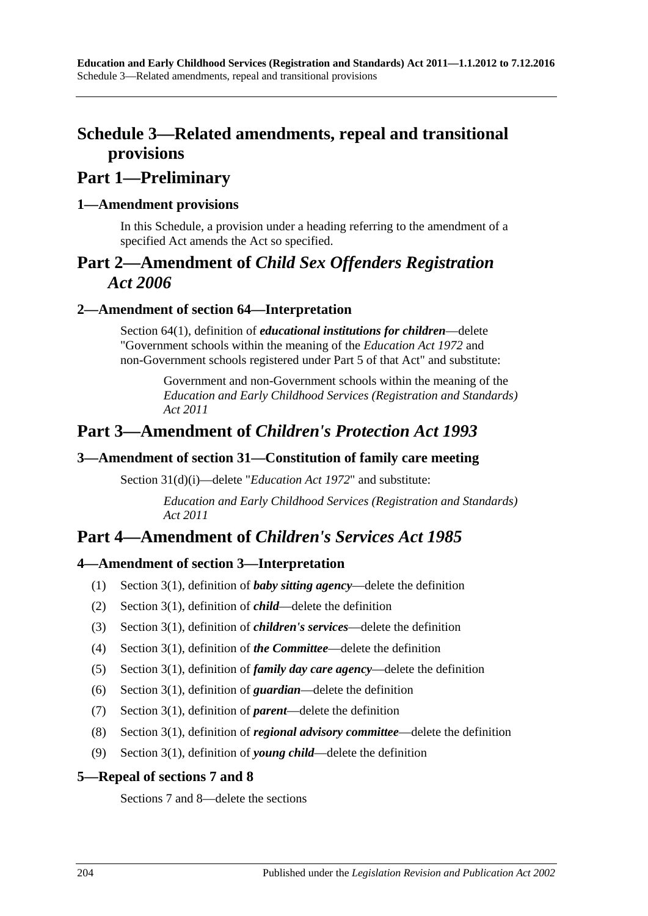# Schedule 3—Related amendments, repeal and transitional provisions

## Part 1—Preliminary

### 1—Amendment provisions

In this Schedule, a provision under a heading referring to the amendment of a specified Act amends the Act so specified.

## Part 2—Amendment of *Child Sex Offenders Registration Act 2006*

### 2—Amendment of section 64—Interpretation

Section 64(1), definition of ***educational institutions for children***—delete "Government schools within the meaning of the *Education Act 1972* and non-Government schools registered under Part 5 of that Act" and substitute:

> Government and non-Government schools within the meaning of the *Education and Early Childhood Services (Registration and Standards) Act 2011*

## Part 3—Amendment of *Children's Protection Act 1993*

### 3—Amendment of section 31—Constitution of family care meeting

Section 31(d)(i)—delete "*Education Act 1972*" and substitute:

> *Education and Early Childhood Services (Registration and Standards) Act 2011*

## Part 4—Amendment of *Children's Services Act 1985*

### 4—Amendment of section 3—Interpretation

(1) Section 3(1), definition of ***baby sitting agency***—delete the definition

(2) Section 3(1), definition of ***child***—delete the definition

(3) Section 3(1), definition of ***children's services***—delete the definition

(4) Section 3(1), definition of ***the Committee***—delete the definition

(5) Section 3(1), definition of ***family day care agency***—delete the definition

(6) Section 3(1), definition of ***guardian***—delete the definition

(7) Section 3(1), definition of ***parent***—delete the definition

(8) Section 3(1), definition of ***regional advisory committee***—delete the definition

(9) Section 3(1), definition of ***young child***—delete the definition

### 5—Repeal of sections 7 and 8

Sections 7 and 8—delete the sections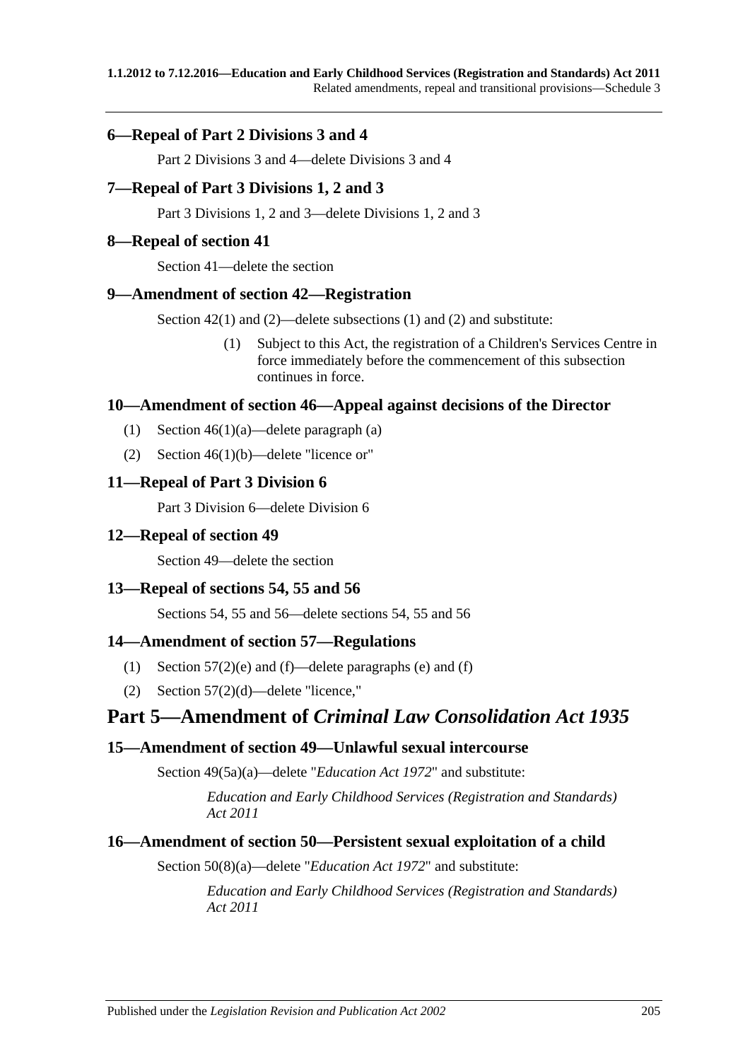### 6—Repeal of Part 2 Divisions 3 and 4

Part 2 Divisions 3 and 4—delete Divisions 3 and 4

### 7—Repeal of Part 3 Divisions 1, 2 and 3

Part 3 Divisions 1, 2 and 3—delete Divisions 1, 2 and 3

### 8—Repeal of section 41

Section 41—delete the section

### 9—Amendment of section 42—Registration

Section 42(1) and (2)—delete subsections (1) and (2) and substitute:

> (1) Subject to this Act, the registration of a Children's Services Centre in force immediately before the commencement of this subsection continues in force.

### 10—Amendment of section 46—Appeal against decisions of the Director

(1) Section 46(1)(a)—delete paragraph (a)

(2) Section 46(1)(b)—delete "licence or"

### 11—Repeal of Part 3 Division 6

Part 3 Division 6—delete Division 6

### 12—Repeal of section 49

Section 49—delete the section

### 13—Repeal of sections 54, 55 and 56

Sections 54, 55 and 56—delete sections 54, 55 and 56

### 14—Amendment of section 57—Regulations

(1) Section 57(2)(e) and (f)—delete paragraphs (e) and (f)

(2) Section 57(2)(d)—delete "licence,"

## Part 5—Amendment of *Criminal Law Consolidation Act 1935*

### 15—Amendment of section 49—Unlawful sexual intercourse

Section 49(5a)(a)—delete "*Education Act 1972*" and substitute:

> *Education and Early Childhood Services (Registration and Standards) Act 2011*

### 16—Amendment of section 50—Persistent sexual exploitation of a child

Section 50(8)(a)—delete "*Education Act 1972*" and substitute:

> *Education and Early Childhood Services (Registration and Standards) Act 2011*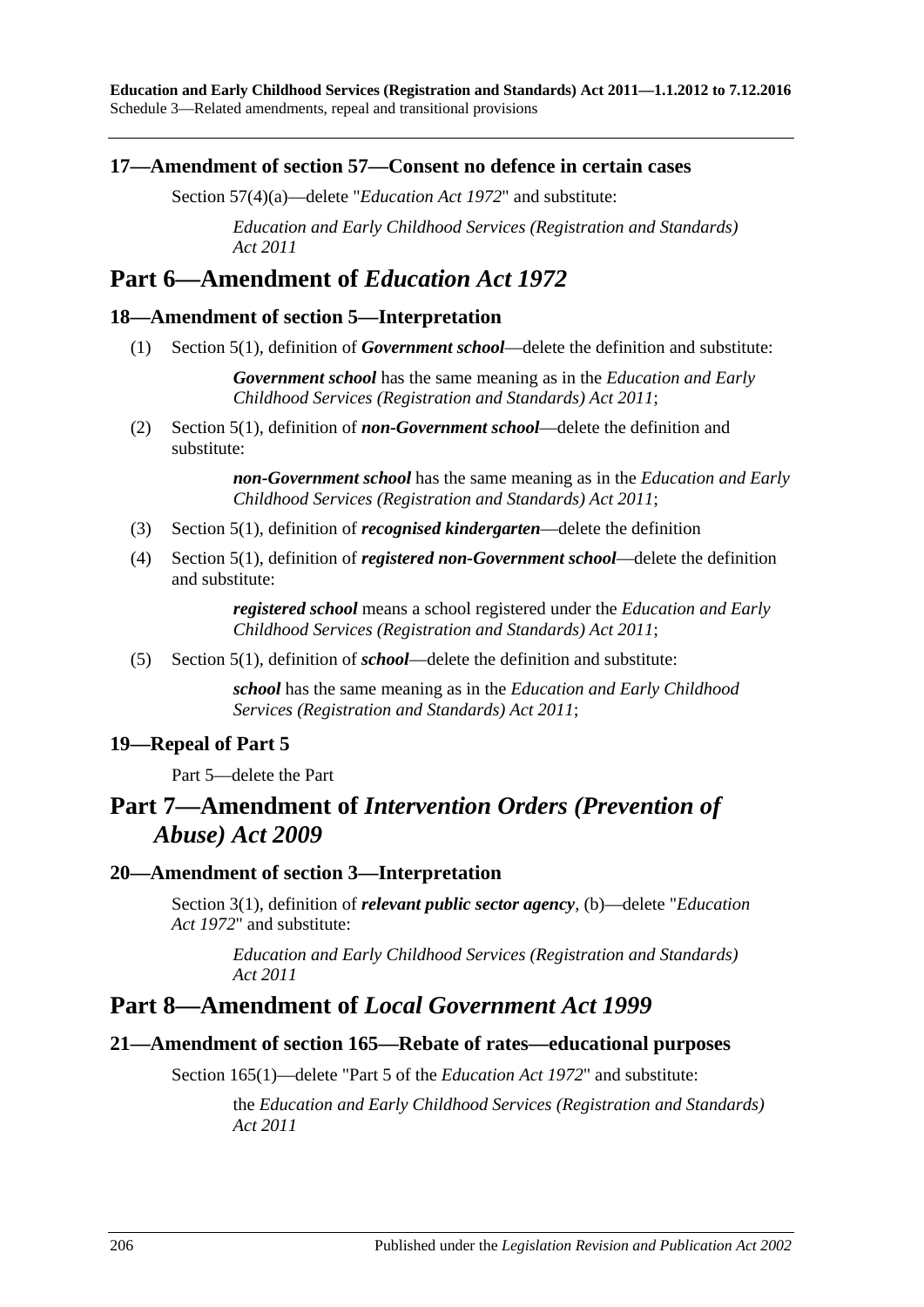### 17—Amendment of section 57—Consent no defence in certain cases

Section 57(4)(a)—delete "*Education Act 1972*" and substitute:

> *Education and Early Childhood Services (Registration and Standards) Act 2011*

## Part 6—Amendment of *Education Act 1972*

### 18—Amendment of section 5—Interpretation

(1) Section 5(1), definition of ***Government school***—delete the definition and substitute:

> ***Government school*** has the same meaning as in the *Education and Early Childhood Services (Registration and Standards) Act 2011*;

(2) Section 5(1), definition of ***non-Government school***—delete the definition and substitute:

> ***non-Government school*** has the same meaning as in the *Education and Early Childhood Services (Registration and Standards) Act 2011*;

(3) Section 5(1), definition of ***recognised kindergarten***—delete the definition

(4) Section 5(1), definition of ***registered non-Government school***—delete the definition and substitute:

> ***registered school*** means a school registered under the *Education and Early Childhood Services (Registration and Standards) Act 2011*;

(5) Section 5(1), definition of ***school***—delete the definition and substitute:

> ***school*** has the same meaning as in the *Education and Early Childhood Services (Registration and Standards) Act 2011*;

### 19—Repeal of Part 5

Part 5—delete the Part

## Part 7—Amendment of *Intervention Orders (Prevention of Abuse) Act 2009*

### 20—Amendment of section 3—Interpretation

Section 3(1), definition of ***relevant public sector agency***, (b)—delete "*Education Act 1972*" and substitute:

> *Education and Early Childhood Services (Registration and Standards) Act 2011*

## Part 8—Amendment of *Local Government Act 1999*

### 21—Amendment of section 165—Rebate of rates—educational purposes

Section 165(1)—delete "Part 5 of the *Education Act 1972*" and substitute:

> the *Education and Early Childhood Services (Registration and Standards) Act 2011*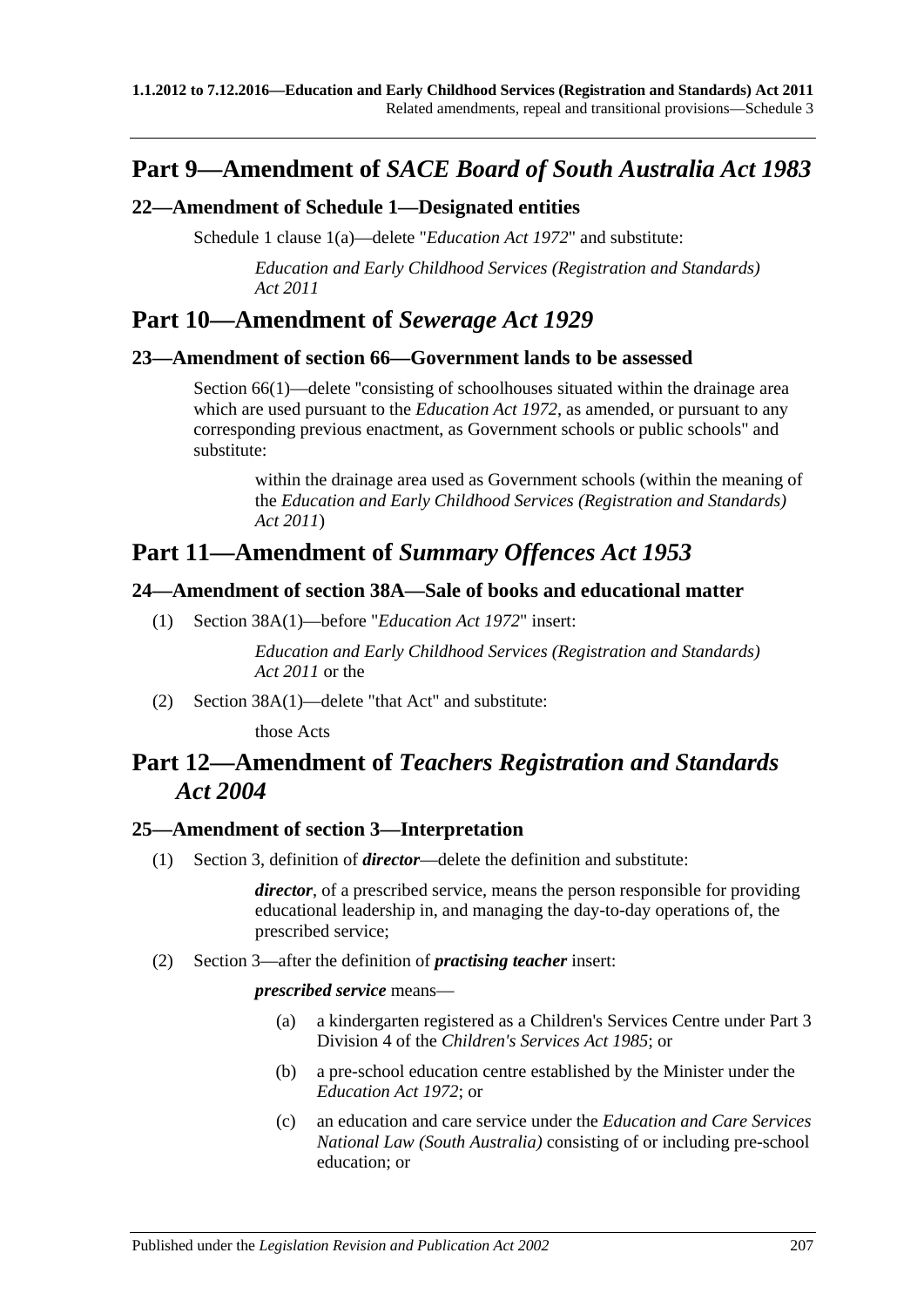## Part 9—Amendment of *SACE Board of South Australia Act 1983*

### 22—Amendment of Schedule 1—Designated entities

Schedule 1 clause 1(a)—delete "*Education Act 1972*" and substitute:

> *Education and Early Childhood Services (Registration and Standards) Act 2011*

## Part 10—Amendment of *Sewerage Act 1929*

### 23—Amendment of section 66—Government lands to be assessed

Section 66(1)—delete "consisting of schoolhouses situated within the drainage area which are used pursuant to the *Education Act 1972*, as amended, or pursuant to any corresponding previous enactment, as Government schools or public schools" and substitute:

> within the drainage area used as Government schools (within the meaning of the *Education and Early Childhood Services (Registration and Standards) Act 2011*)

## Part 11—Amendment of *Summary Offences Act 1953*

### 24—Amendment of section 38A—Sale of books and educational matter

(1) Section 38A(1)—before "*Education Act 1972*" insert:

> *Education and Early Childhood Services (Registration and Standards) Act 2011* or the

(2) Section 38A(1)—delete "that Act" and substitute:

> those Acts

## Part 12—Amendment of *Teachers Registration and Standards Act 2004*

### 25—Amendment of section 3—Interpretation

(1) Section 3, definition of ***director***—delete the definition and substitute:

> ***director***, of a prescribed service, means the person responsible for providing educational leadership in, and managing the day-to-day operations of, the prescribed service;

(2) Section 3—after the definition of ***practising teacher*** insert:

> ***prescribed service*** means—
>
> (a) a kindergarten registered as a Children's Services Centre under Part 3 Division 4 of the *Children's Services Act 1985*; or
>
> (b) a pre-school education centre established by the Minister under the *Education Act 1972*; or
>
> (c) an education and care service under the *Education and Care Services National Law (South Australia)* consisting of or including pre-school education; or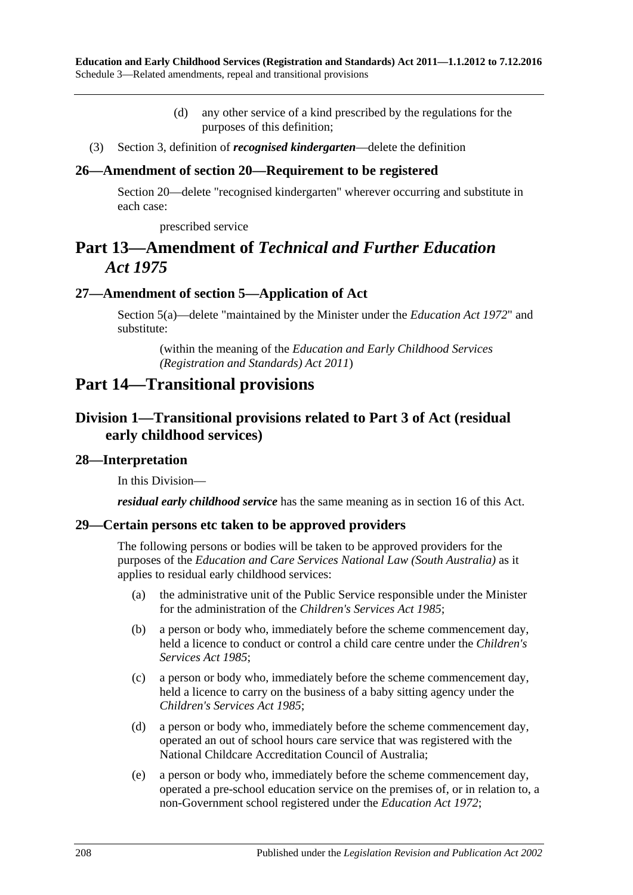(d) any other service of a kind prescribed by the regulations for the purposes of this definition;

(3) Section 3, definition of ***recognised kindergarten***—delete the definition

## 26—Amendment of section 20—Requirement to be registered

Section 20—delete "recognised kindergarten" wherever occurring and substitute in each case:

prescribed service

# Part 13—Amendment of *Technical and Further Education Act 1975*

## 27—Amendment of section 5—Application of Act

Section 5(a)—delete "maintained by the Minister under the *Education Act 1972*" and substitute:

(within the meaning of the *Education and Early Childhood Services (Registration and Standards) Act 2011*)

# Part 14—Transitional provisions

## Division 1—Transitional provisions related to Part 3 of Act (residual early childhood services)

## 28—Interpretation

In this Division—

***residual early childhood service*** has the same meaning as in section 16 of this Act.

## 29—Certain persons etc taken to be approved providers

The following persons or bodies will be taken to be approved providers for the purposes of the *Education and Care Services National Law (South Australia)* as it applies to residual early childhood services:

(a) the administrative unit of the Public Service responsible under the Minister for the administration of the *Children's Services Act 1985*;

(b) a person or body who, immediately before the scheme commencement day, held a licence to conduct or control a child care centre under the *Children's Services Act 1985*;

(c) a person or body who, immediately before the scheme commencement day, held a licence to carry on the business of a baby sitting agency under the *Children's Services Act 1985*;

(d) a person or body who, immediately before the scheme commencement day, operated an out of school hours care service that was registered with the National Childcare Accreditation Council of Australia;

(e) a person or body who, immediately before the scheme commencement day, operated a pre-school education service on the premises of, or in relation to, a non-Government school registered under the *Education Act 1972*;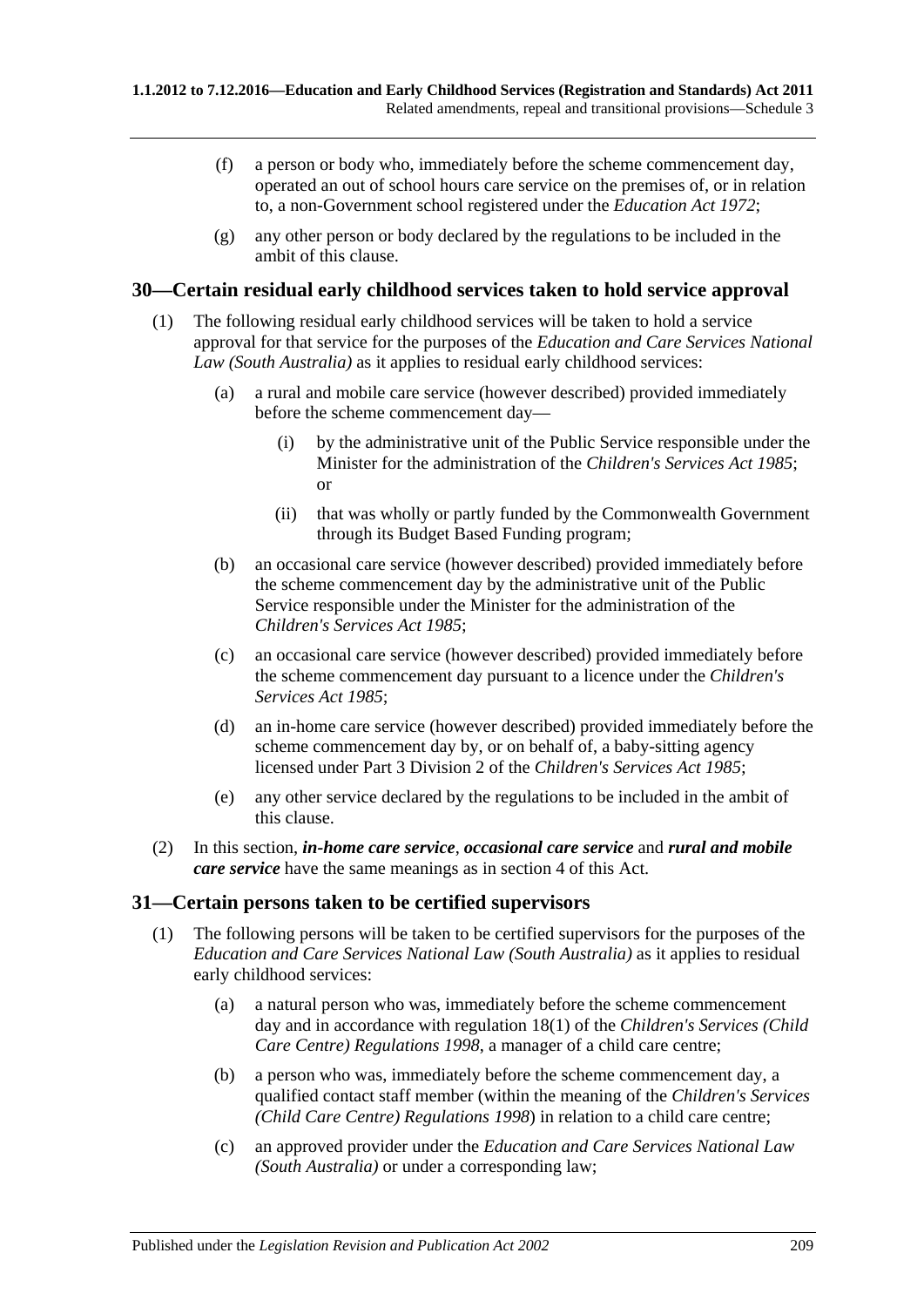(f) a person or body who, immediately before the scheme commencement day, operated an out of school hours care service on the premises of, or in relation to, a non-Government school registered under the *Education Act 1972*;

(g) any other person or body declared by the regulations to be included in the ambit of this clause.

## 30—Certain residual early childhood services taken to hold service approval

(1) The following residual early childhood services will be taken to hold a service approval for that service for the purposes of the *Education and Care Services National Law (South Australia)* as it applies to residual early childhood services:

(a) a rural and mobile care service (however described) provided immediately before the scheme commencement day—

(i) by the administrative unit of the Public Service responsible under the Minister for the administration of the *Children's Services Act 1985*; or

(ii) that was wholly or partly funded by the Commonwealth Government through its Budget Based Funding program;

(b) an occasional care service (however described) provided immediately before the scheme commencement day by the administrative unit of the Public Service responsible under the Minister for the administration of the *Children's Services Act 1985*;

(c) an occasional care service (however described) provided immediately before the scheme commencement day pursuant to a licence under the *Children's Services Act 1985*;

(d) an in-home care service (however described) provided immediately before the scheme commencement day by, or on behalf of, a baby-sitting agency licensed under Part 3 Division 2 of the *Children's Services Act 1985*;

(e) any other service declared by the regulations to be included in the ambit of this clause.

(2) In this section, ***in-home care service***, ***occasional care service*** and ***rural and mobile care service*** have the same meanings as in section 4 of this Act.

## 31—Certain persons taken to be certified supervisors

(1) The following persons will be taken to be certified supervisors for the purposes of the *Education and Care Services National Law (South Australia)* as it applies to residual early childhood services:

(a) a natural person who was, immediately before the scheme commencement day and in accordance with regulation 18(1) of the *Children's Services (Child Care Centre) Regulations 1998*, a manager of a child care centre;

(b) a person who was, immediately before the scheme commencement day, a qualified contact staff member (within the meaning of the *Children's Services (Child Care Centre) Regulations 1998*) in relation to a child care centre;

(c) an approved provider under the *Education and Care Services National Law (South Australia)* or under a corresponding law;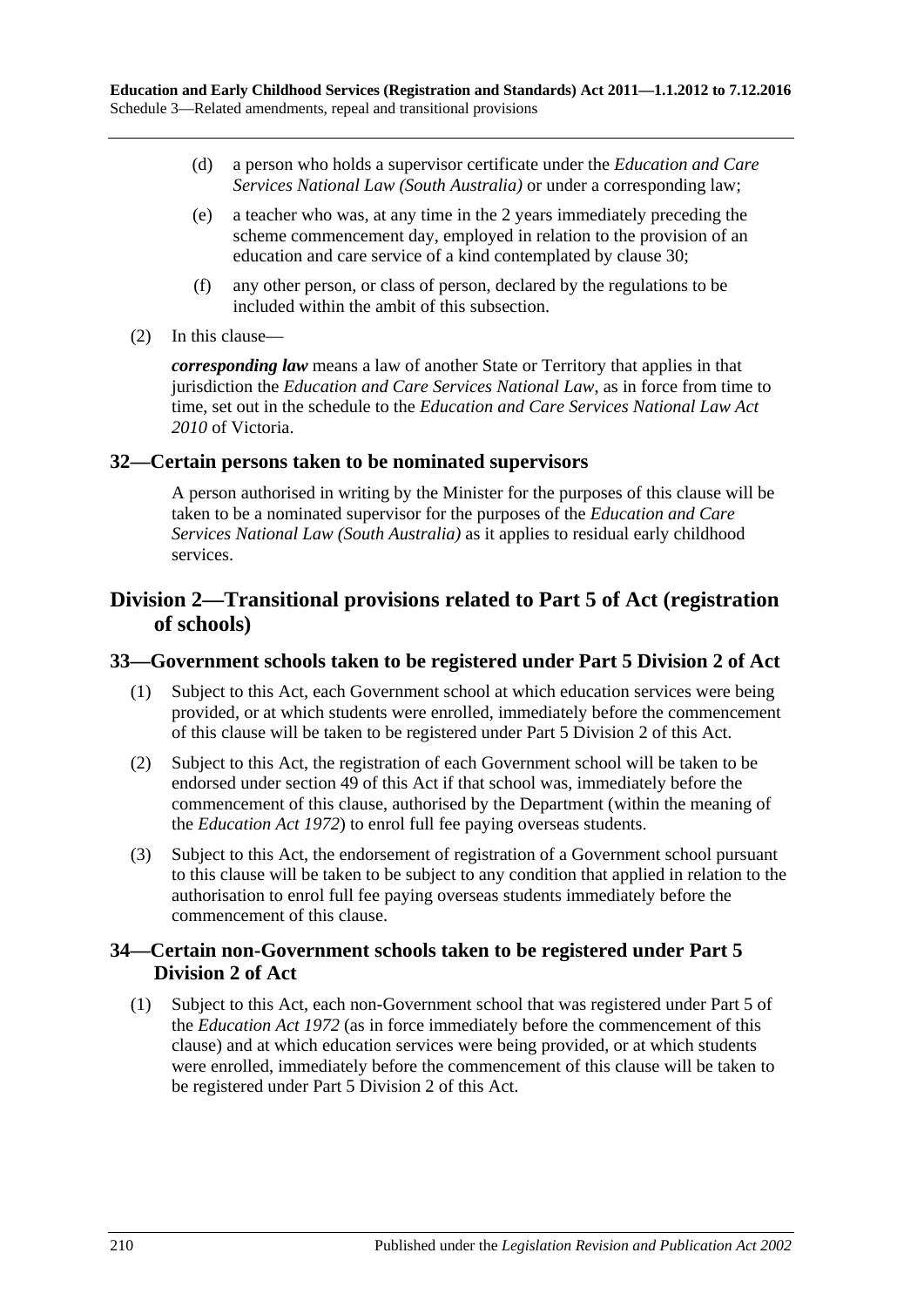(d) a person who holds a supervisor certificate under the *Education and Care Services National Law (South Australia)* or under a corresponding law;

(e) a teacher who was, at any time in the 2 years immediately preceding the scheme commencement day, employed in relation to the provision of an education and care service of a kind contemplated by clause 30;

(f) any other person, or class of person, declared by the regulations to be included within the ambit of this subsection.

(2) In this clause—

***corresponding law*** means a law of another State or Territory that applies in that jurisdiction the *Education and Care Services National Law*, as in force from time to time, set out in the schedule to the *Education and Care Services National Law Act 2010* of Victoria.

### 32—Certain persons taken to be nominated supervisors

A person authorised in writing by the Minister for the purposes of this clause will be taken to be a nominated supervisor for the purposes of the *Education and Care Services National Law (South Australia)* as it applies to residual early childhood services.

## Division 2—Transitional provisions related to Part 5 of Act (registration of schools)

### 33—Government schools taken to be registered under Part 5 Division 2 of Act

(1) Subject to this Act, each Government school at which education services were being provided, or at which students were enrolled, immediately before the commencement of this clause will be taken to be registered under Part 5 Division 2 of this Act.

(2) Subject to this Act, the registration of each Government school will be taken to be endorsed under section 49 of this Act if that school was, immediately before the commencement of this clause, authorised by the Department (within the meaning of the *Education Act 1972*) to enrol full fee paying overseas students.

(3) Subject to this Act, the endorsement of registration of a Government school pursuant to this clause will be taken to be subject to any condition that applied in relation to the authorisation to enrol full fee paying overseas students immediately before the commencement of this clause.

### 34—Certain non-Government schools taken to be registered under Part 5 Division 2 of Act

(1) Subject to this Act, each non-Government school that was registered under Part 5 of the *Education Act 1972* (as in force immediately before the commencement of this clause) and at which education services were being provided, or at which students were enrolled, immediately before the commencement of this clause will be taken to be registered under Part 5 Division 2 of this Act.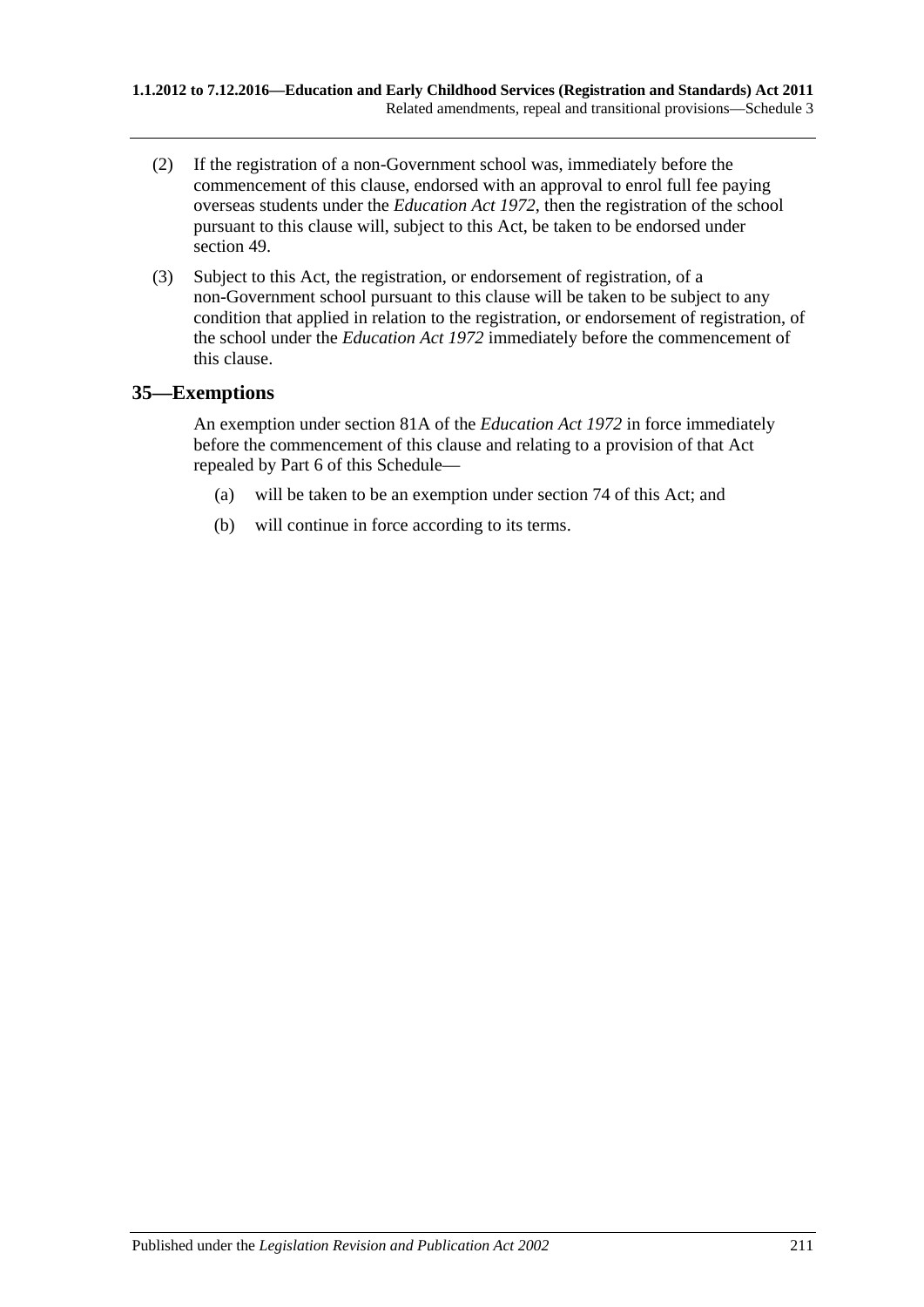(2) If the registration of a non-Government school was, immediately before the commencement of this clause, endorsed with an approval to enrol full fee paying overseas students under the *Education Act 1972*, then the registration of the school pursuant to this clause will, subject to this Act, be taken to be endorsed under section 49.

(3) Subject to this Act, the registration, or endorsement of registration, of a non-Government school pursuant to this clause will be taken to be subject to any condition that applied in relation to the registration, or endorsement of registration, of the school under the *Education Act 1972* immediately before the commencement of this clause.

## 35—Exemptions

An exemption under section 81A of the *Education Act 1972* in force immediately before the commencement of this clause and relating to a provision of that Act repealed by Part 6 of this Schedule—

(a) will be taken to be an exemption under section 74 of this Act; and

(b) will continue in force according to its terms.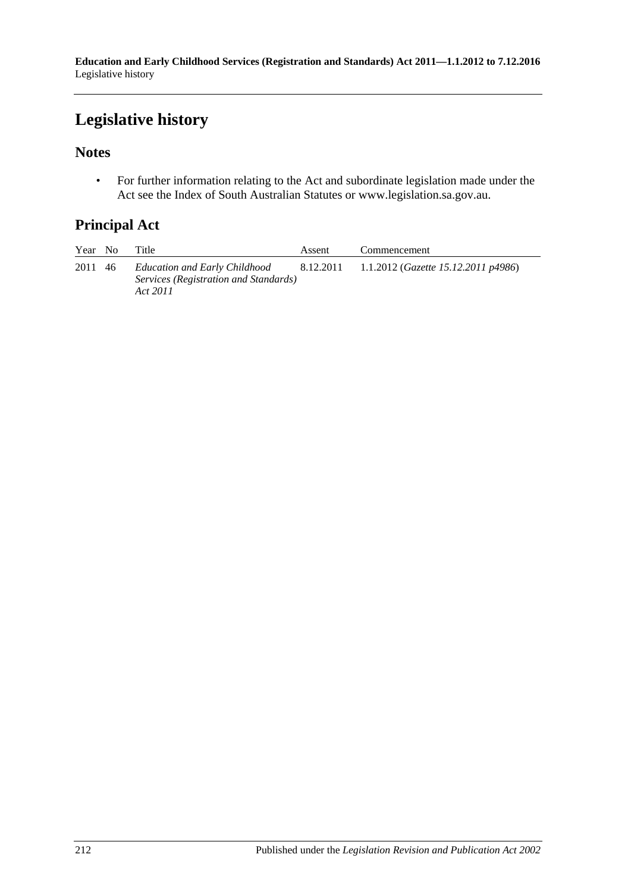# Legislative history

## Notes

- For further information relating to the Act and subordinate legislation made under the Act see the Index of South Australian Statutes or www.legislation.sa.gov.au.

## Principal Act

| Year | No | Title | Assent | Commencement |
|---|---|---|---|---|
| 2011 | 46 | *Education and Early Childhood Services (Registration and Standards) Act 2011* | 8.12.2011 | 1.1.2012 (*Gazette 15.12.2011 p4986*) |